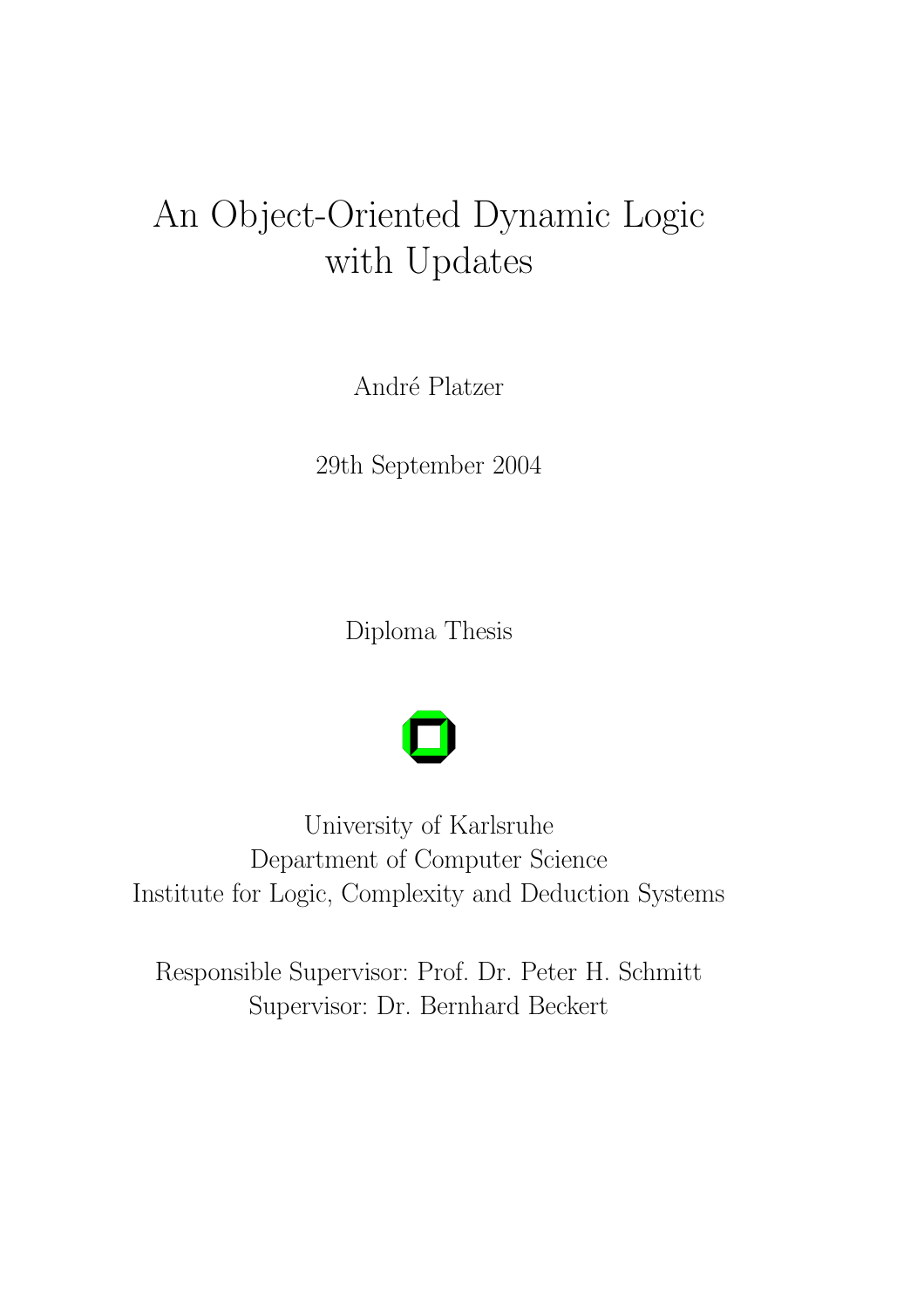# An Object-Oriented Dynamic Logic with Updates

André Platzer

29th September 2004

Diploma Thesis

University of Karlsruhe
Department of Computer Science
Institute for Logic, Complexity and Deduction Systems

Responsible Supervisor: Prof. Dr. Peter H. Schmitt
Supervisor: Dr. Bernhard Beckert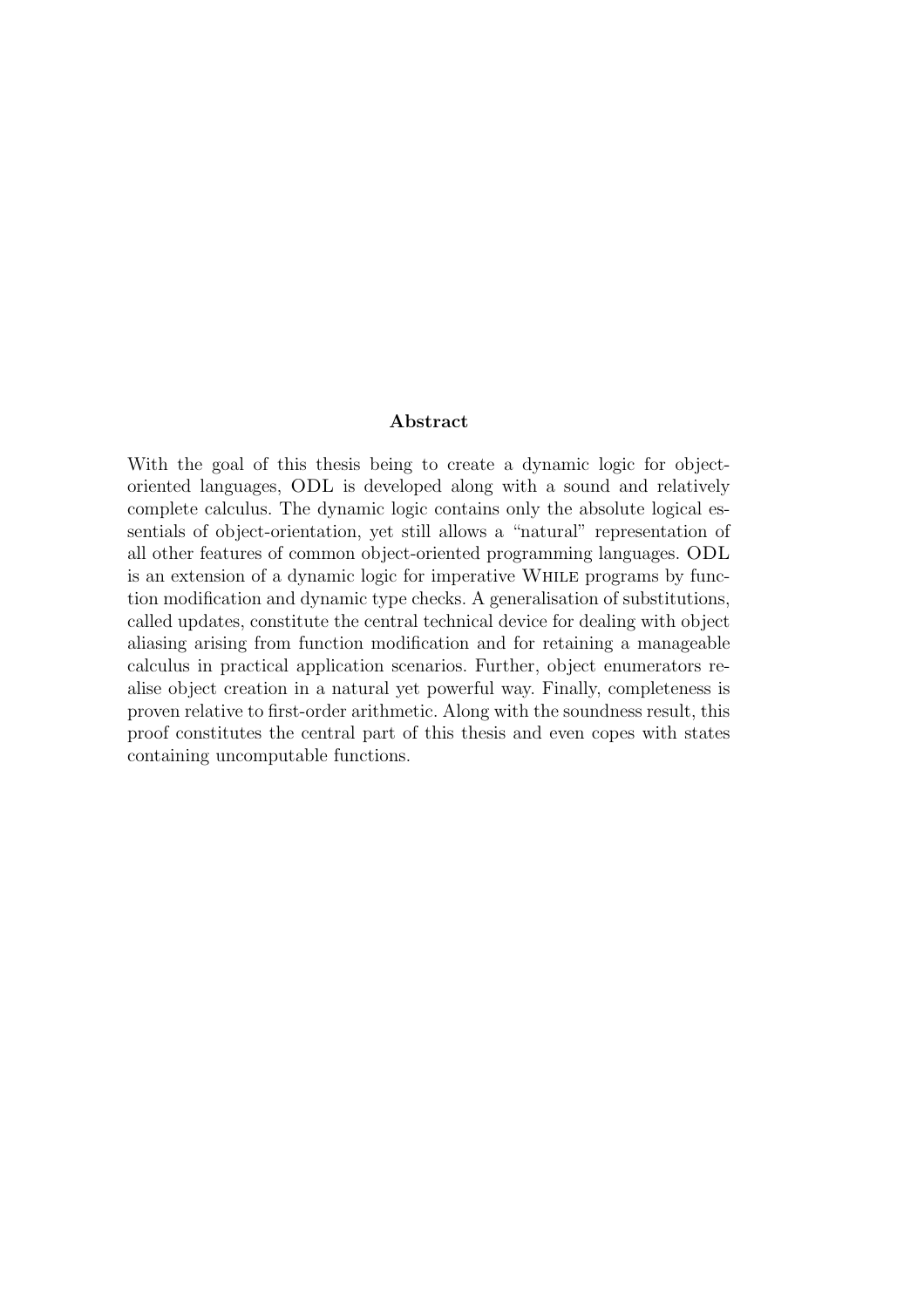## Abstract

With the goal of this thesis being to create a dynamic logic for object-oriented languages, ODL is developed along with a sound and relatively complete calculus. The dynamic logic contains only the absolute logical essentials of object-orientation, yet still allows a "natural" representation of all other features of common object-oriented programming languages. ODL is an extension of a dynamic logic for imperative WHILE programs by function modification and dynamic type checks. A generalisation of substitutions, called updates, constitute the central technical device for dealing with object aliasing arising from function modification and for retaining a manageable calculus in practical application scenarios. Further, object enumerators realise object creation in a natural yet powerful way. Finally, completeness is proven relative to first-order arithmetic. Along with the soundness result, this proof constitutes the central part of this thesis and even copes with states containing uncomputable functions.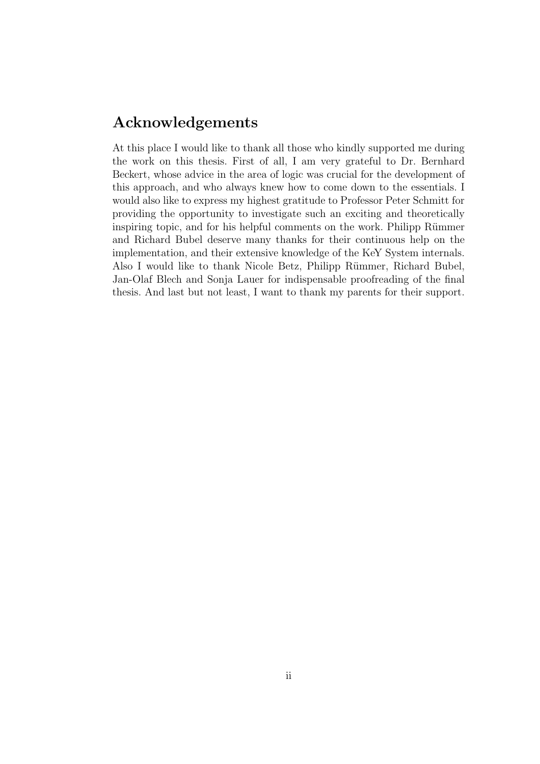## Acknowledgements

At this place I would like to thank all those who kindly supported me during the work on this thesis. First of all, I am very grateful to Dr. Bernhard Beckert, whose advice in the area of logic was crucial for the development of this approach, and who always knew how to come down to the essentials. I would also like to express my highest gratitude to Professor Peter Schmitt for providing the opportunity to investigate such an exciting and theoretically inspiring topic, and for his helpful comments on the work. Philipp Rümmer and Richard Bubel deserve many thanks for their continuous help on the implementation, and their extensive knowledge of the KeY System internals. Also I would like to thank Nicole Betz, Philipp Rümmer, Richard Bubel, Jan-Olaf Blech and Sonja Lauer for indispensable proofreading of the final thesis. And last but not least, I want to thank my parents for their support.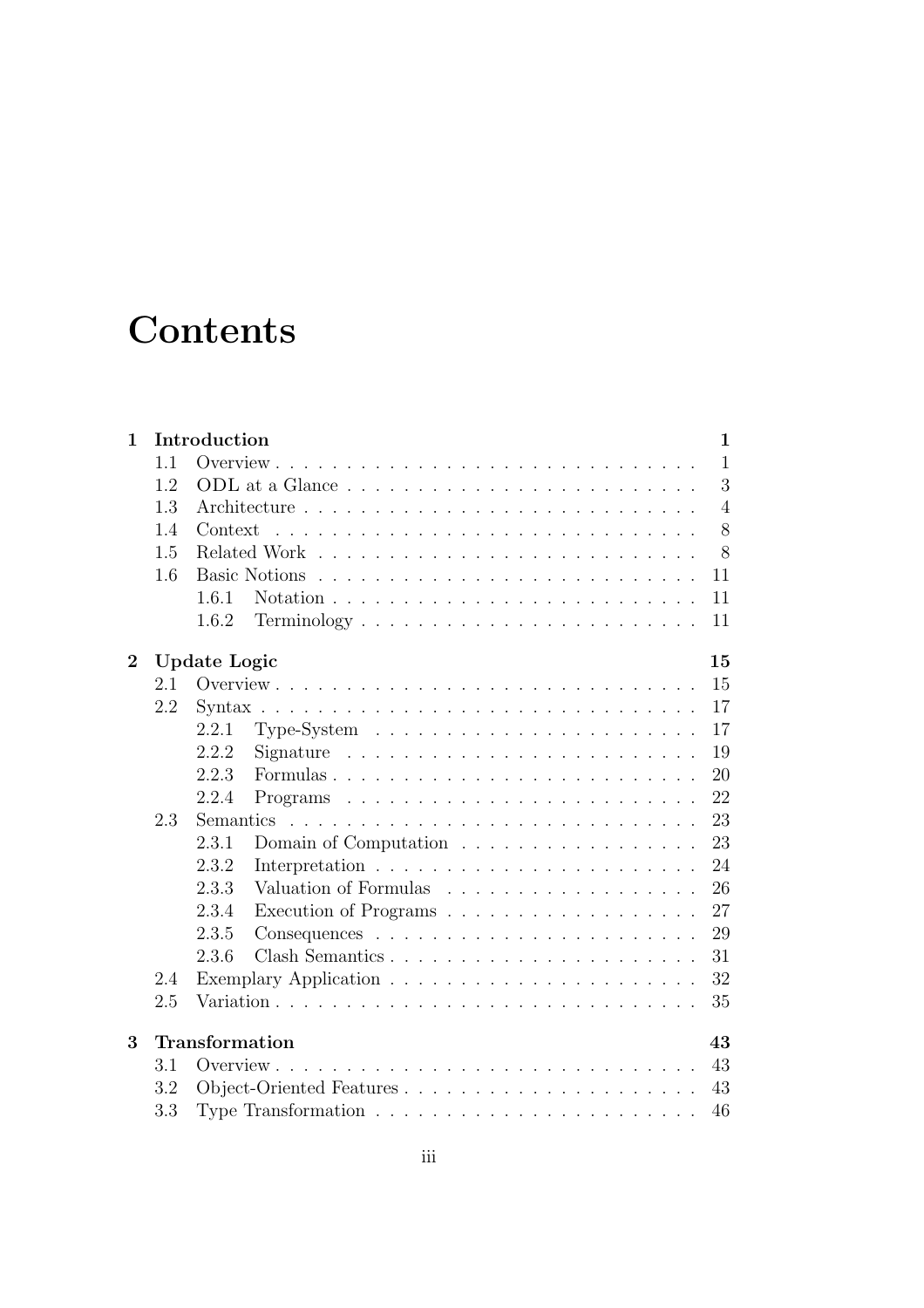# Contents

**1 Introduction** **1**

- 1.1 Overview . . . . . 1
- 1.2 ODL at a Glance . . . . . 3
- 1.3 Architecture . . . . . 4
- 1.4 Context . . . . . 8
- 1.5 Related Work . . . . . 8
- 1.6 Basic Notions . . . . . 11
  - 1.6.1 Notation . . . . . 11
  - 1.6.2 Terminology . . . . . 11

**2 Update Logic** **15**

- 2.1 Overview . . . . . 15
- 2.2 Syntax . . . . . 17
  - 2.2.1 Type-System . . . . . 17
  - 2.2.2 Signature . . . . . 19
  - 2.2.3 Formulas . . . . . 20
  - 2.2.4 Programs . . . . . 22
- 2.3 Semantics . . . . . 23
  - 2.3.1 Domain of Computation . . . . . 23
  - 2.3.2 Interpretation . . . . . 24
  - 2.3.3 Valuation of Formulas . . . . . 26
  - 2.3.4 Execution of Programs . . . . . 27
  - 2.3.5 Consequences . . . . . 29
  - 2.3.6 Clash Semantics . . . . . 31
- 2.4 Exemplary Application . . . . . 32
- 2.5 Variation . . . . . 35

**3 Transformation** **43**

- 3.1 Overview . . . . . 43
- 3.2 Object-Oriented Features . . . . . 43
- 3.3 Type Transformation . . . . . 46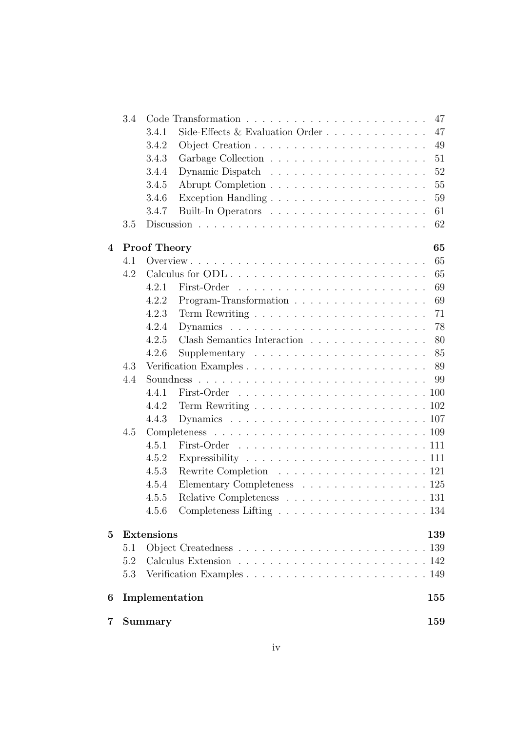- 3.4 Code Transformation . . . . . . . . . . . . . . . . . . . . . . 47
  - 3.4.1 Side-Effects & Evaluation Order . . . . . . . . . . . . . 47
  - 3.4.2 Object Creation . . . . . . . . . . . . . . . . . . . . . . 49
  - 3.4.3 Garbage Collection . . . . . . . . . . . . . . . . . . . . 51
  - 3.4.4 Dynamic Dispatch . . . . . . . . . . . . . . . . . . . . 52
  - 3.4.5 Abrupt Completion . . . . . . . . . . . . . . . . . . . . 55
  - 3.4.6 Exception Handling . . . . . . . . . . . . . . . . . . . . 59
  - 3.4.7 Built-In Operators . . . . . . . . . . . . . . . . . . . . 61
- 3.5 Discussion . . . . . . . . . . . . . . . . . . . . . . . . . . . 62

**4 Proof Theory** **65**

- 4.1 Overview . . . . . . . . . . . . . . . . . . . . . . . . . . . . 65
- 4.2 Calculus for ODL . . . . . . . . . . . . . . . . . . . . . . . . 65
  - 4.2.1 First-Order . . . . . . . . . . . . . . . . . . . . . . . . 69
  - 4.2.2 Program-Transformation . . . . . . . . . . . . . . . . . 69
  - 4.2.3 Term Rewriting . . . . . . . . . . . . . . . . . . . . . . 71
  - 4.2.4 Dynamics . . . . . . . . . . . . . . . . . . . . . . . . . 78
  - 4.2.5 Clash Semantics Interaction . . . . . . . . . . . . . . . 80
  - 4.2.6 Supplementary . . . . . . . . . . . . . . . . . . . . . . 85
- 4.3 Verification Examples . . . . . . . . . . . . . . . . . . . . . . 89
- 4.4 Soundness . . . . . . . . . . . . . . . . . . . . . . . . . . . . 99
  - 4.4.1 First-Order . . . . . . . . . . . . . . . . . . . . . . . . 100
  - 4.4.2 Term Rewriting . . . . . . . . . . . . . . . . . . . . . . 102
  - 4.4.3 Dynamics . . . . . . . . . . . . . . . . . . . . . . . . . 107
- 4.5 Completeness . . . . . . . . . . . . . . . . . . . . . . . . . . 109
  - 4.5.1 First-Order . . . . . . . . . . . . . . . . . . . . . . . . 111
  - 4.5.2 Expressibility . . . . . . . . . . . . . . . . . . . . . . . 111
  - 4.5.3 Rewrite Completion . . . . . . . . . . . . . . . . . . . 121
  - 4.5.4 Elementary Completeness . . . . . . . . . . . . . . . . 125
  - 4.5.5 Relative Completeness . . . . . . . . . . . . . . . . . . 131
  - 4.5.6 Completeness Lifting . . . . . . . . . . . . . . . . . . . 134

**5 Extensions** **139**

- 5.1 Object Createdness . . . . . . . . . . . . . . . . . . . . . . . 139
- 5.2 Calculus Extension . . . . . . . . . . . . . . . . . . . . . . . 142
- 5.3 Verification Examples . . . . . . . . . . . . . . . . . . . . . . 149

**6 Implementation** **155**

**7 Summary** **159**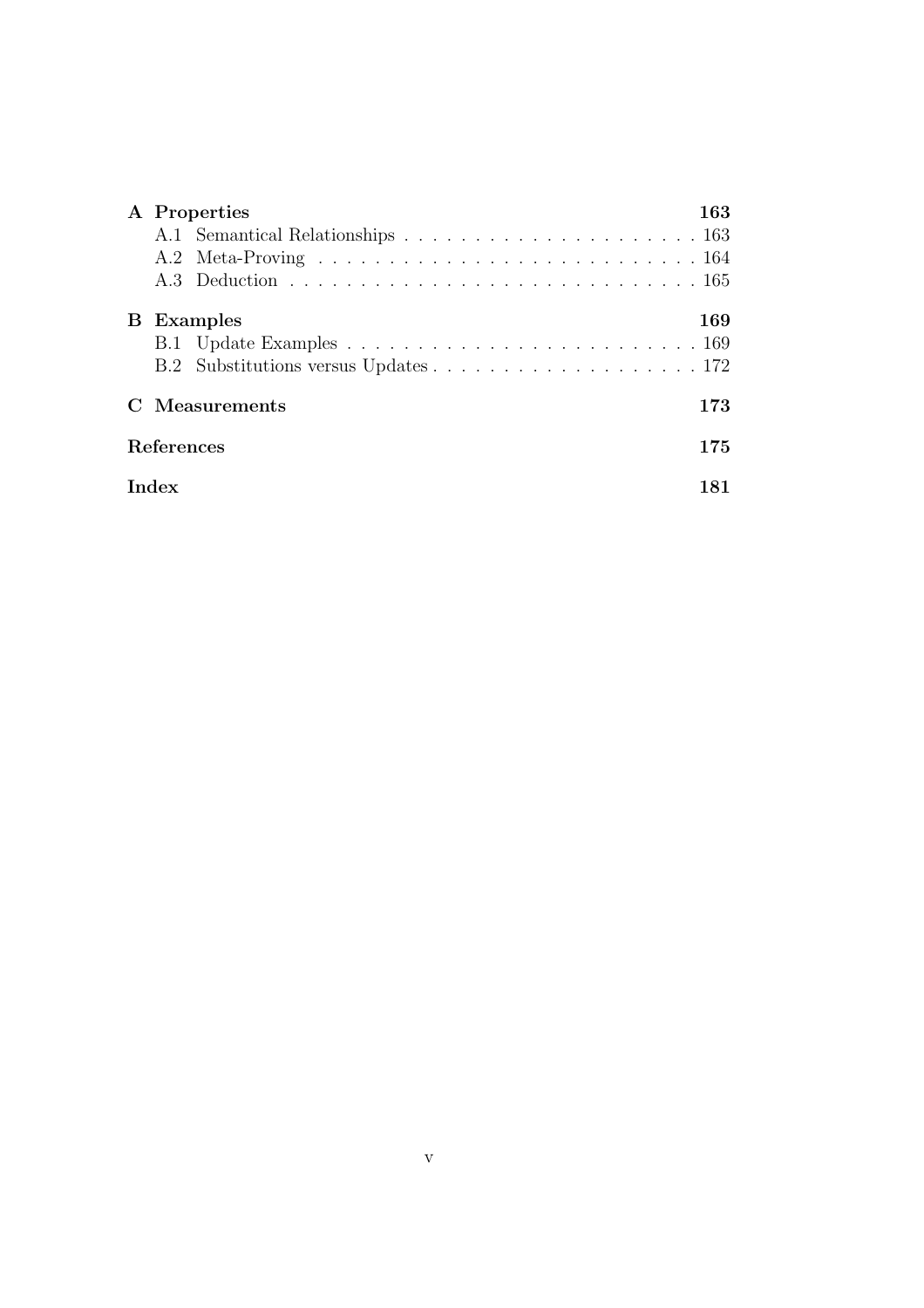**A Properties** 163

A.1 Semantical Relationships . . . . . . . . . . . . . . . . . . . . . 163

A.2 Meta-Proving . . . . . . . . . . . . . . . . . . . . . . . . . . . 164

A.3 Deduction . . . . . . . . . . . . . . . . . . . . . . . . . . . . . 165

**B Examples** 169

B.1 Update Examples . . . . . . . . . . . . . . . . . . . . . . . . . 169

B.2 Substitutions versus Updates . . . . . . . . . . . . . . . . . . . 172

**C Measurements** 173

**References** 175

**Index** 181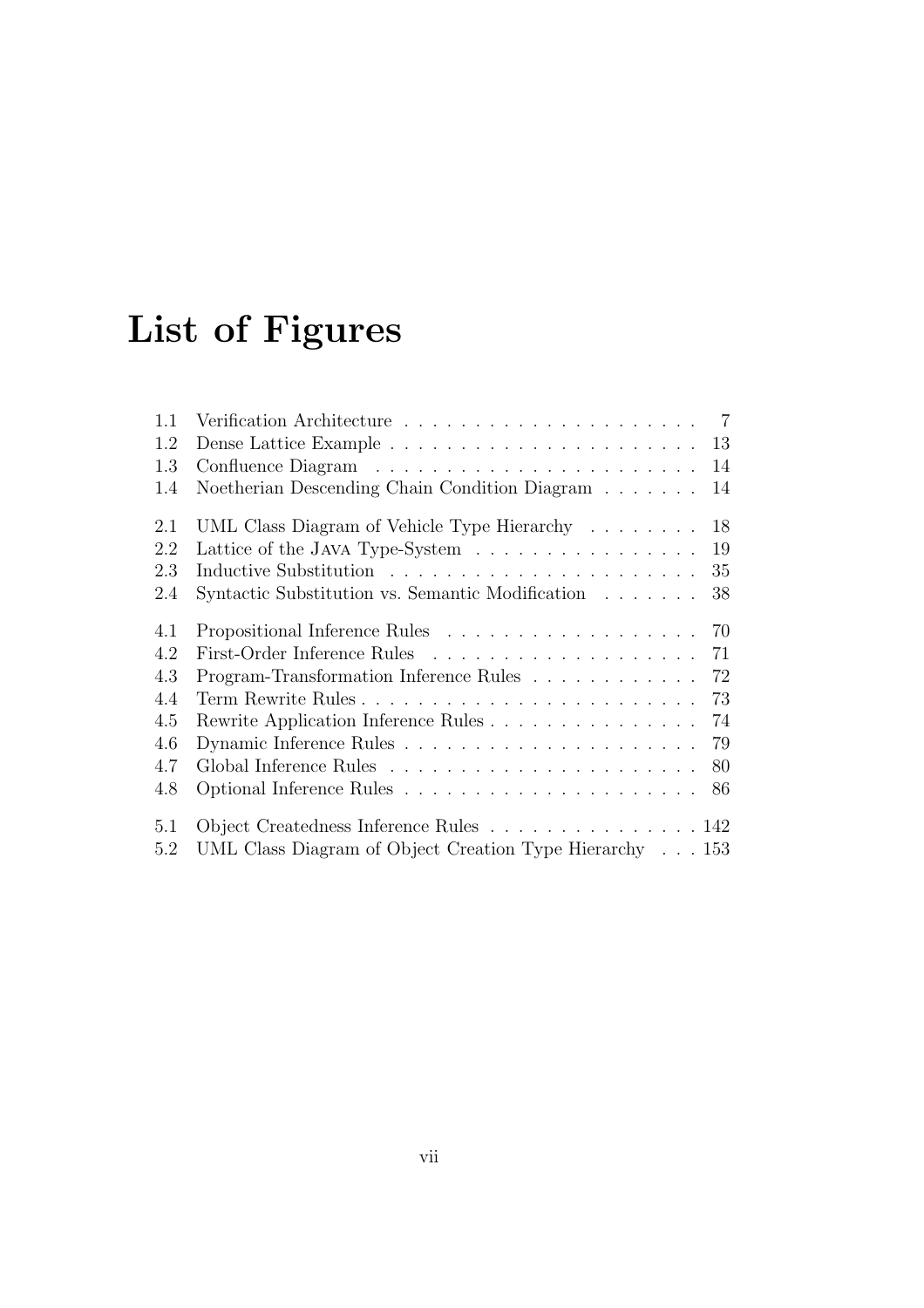# List of Figures

| | | |
|---|---|---|
| 1.1 | Verification Architecture | 7 |
| 1.2 | Dense Lattice Example | 13 |
| 1.3 | Confluence Diagram | 14 |
| 1.4 | Noetherian Descending Chain Condition Diagram | 14 |
| 2.1 | UML Class Diagram of Vehicle Type Hierarchy | 18 |
| 2.2 | Lattice of the JAVA Type-System | 19 |
| 2.3 | Inductive Substitution | 35 |
| 2.4 | Syntactic Substitution vs. Semantic Modification | 38 |
| 4.1 | Propositional Inference Rules | 70 |
| 4.2 | First-Order Inference Rules | 71 |
| 4.3 | Program-Transformation Inference Rules | 72 |
| 4.4 | Term Rewrite Rules | 73 |
| 4.5 | Rewrite Application Inference Rules | 74 |
| 4.6 | Dynamic Inference Rules | 79 |
| 4.7 | Global Inference Rules | 80 |
| 4.8 | Optional Inference Rules | 86 |
| 5.1 | Object Createdness Inference Rules | 142 |
| 5.2 | UML Class Diagram of Object Creation Type Hierarchy | 153 |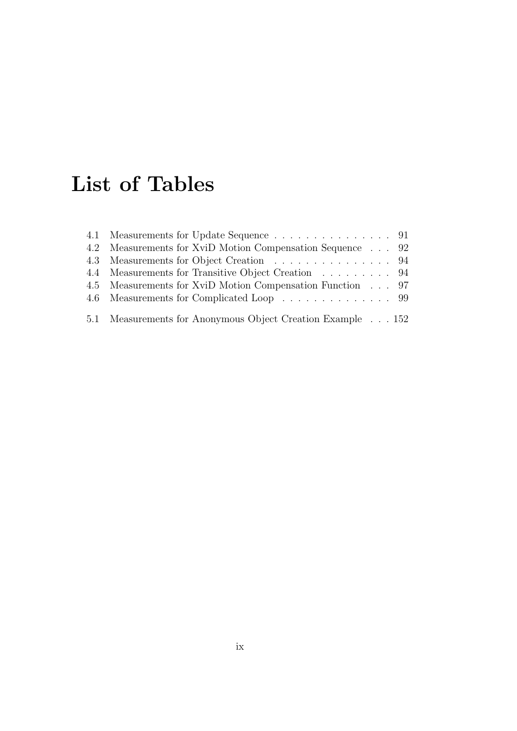# List of Tables

4.1 Measurements for Update Sequence . . . . . . . . . . . . . . . . 91
4.2 Measurements for XviD Motion Compensation Sequence . . . 92
4.3 Measurements for Object Creation . . . . . . . . . . . . . . . 94
4.4 Measurements for Transitive Object Creation . . . . . . . . . 94
4.5 Measurements for XviD Motion Compensation Function . . . 97
4.6 Measurements for Complicated Loop . . . . . . . . . . . . . . 99

5.1 Measurements for Anonymous Object Creation Example . . . 152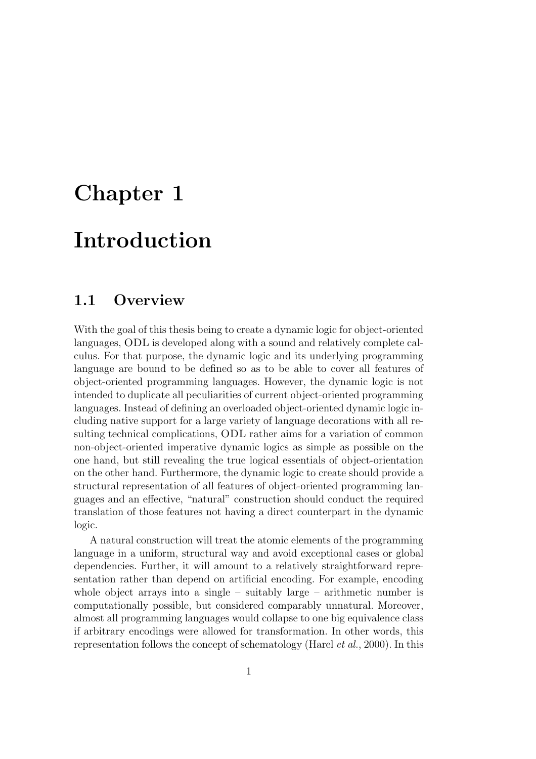# Chapter 1

# Introduction

## 1.1 Overview

With the goal of this thesis being to create a dynamic logic for object-oriented languages, ODL is developed along with a sound and relatively complete calculus. For that purpose, the dynamic logic and its underlying programming language are bound to be defined so as to be able to cover all features of object-oriented programming languages. However, the dynamic logic is not intended to duplicate all peculiarities of current object-oriented programming languages. Instead of defining an overloaded object-oriented dynamic logic including native support for a large variety of language decorations with all resulting technical complications, ODL rather aims for a variation of common non-object-oriented imperative dynamic logics as simple as possible on the one hand, but still revealing the true logical essentials of object-orientation on the other hand. Furthermore, the dynamic logic to create should provide a structural representation of all features of object-oriented programming languages and an effective, "natural" construction should conduct the required translation of those features not having a direct counterpart in the dynamic logic.

A natural construction will treat the atomic elements of the programming language in a uniform, structural way and avoid exceptional cases or global dependencies. Further, it will amount to a relatively straightforward representation rather than depend on artificial encoding. For example, encoding whole object arrays into a single – suitably large – arithmetic number is computationally possible, but considered comparably unnatural. Moreover, almost all programming languages would collapse to one big equivalence class if arbitrary encodings were allowed for transformation. In other words, this representation follows the concept of schematology (Harel *et al.*, 2000). In this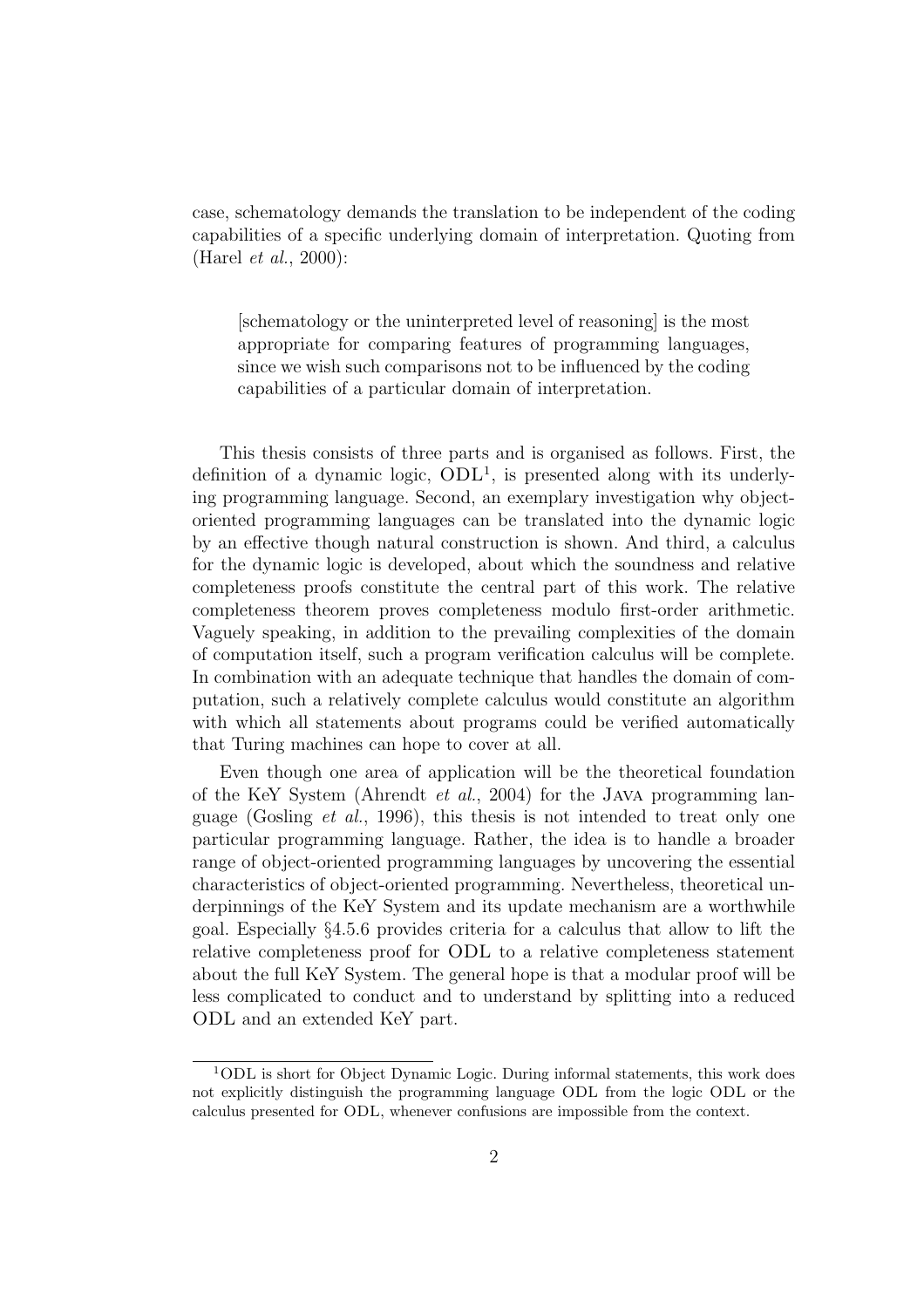case, schematology demands the translation to be independent of the coding capabilities of a specific underlying domain of interpretation. Quoting from (Harel *et al.*, 2000):

> [schematology or the uninterpreted level of reasoning] is the most appropriate for comparing features of programming languages, since we wish such comparisons not to be influenced by the coding capabilities of a particular domain of interpretation.

This thesis consists of three parts and is organised as follows. First, the definition of a dynamic logic, ODL[1], is presented along with its underlying programming language. Second, an exemplary investigation why object-oriented programming languages can be translated into the dynamic logic by an effective though natural construction is shown. And third, a calculus for the dynamic logic is developed, about which the soundness and relative completeness proofs constitute the central part of this work. The relative completeness theorem proves completeness modulo first-order arithmetic. Vaguely speaking, in addition to the prevailing complexities of the domain of computation itself, such a program verification calculus will be complete. In combination with an adequate technique that handles the domain of computation, such a relatively complete calculus would constitute an algorithm with which all statements about programs could be verified automatically that Turing machines can hope to cover at all.

Even though one area of application will be the theoretical foundation of the KeY System (Ahrendt *et al.*, 2004) for the Java programming language (Gosling *et al.*, 1996), this thesis is not intended to treat only one particular programming language. Rather, the idea is to handle a broader range of object-oriented programming languages by uncovering the essential characteristics of object-oriented programming. Nevertheless, theoretical underpinnings of the KeY System and its update mechanism are a worthwhile goal. Especially §4.5.6 provides criteria for a calculus that allow to lift the relative completeness proof for ODL to a relative completeness statement about the full KeY System. The general hope is that a modular proof will be less complicated to conduct and to understand by splitting into a reduced ODL and an extended KeY part.

[1] ODL is short for Object Dynamic Logic. During informal statements, this work does not explicitly distinguish the programming language ODL from the logic ODL or the calculus presented for ODL, whenever confusions are impossible from the context.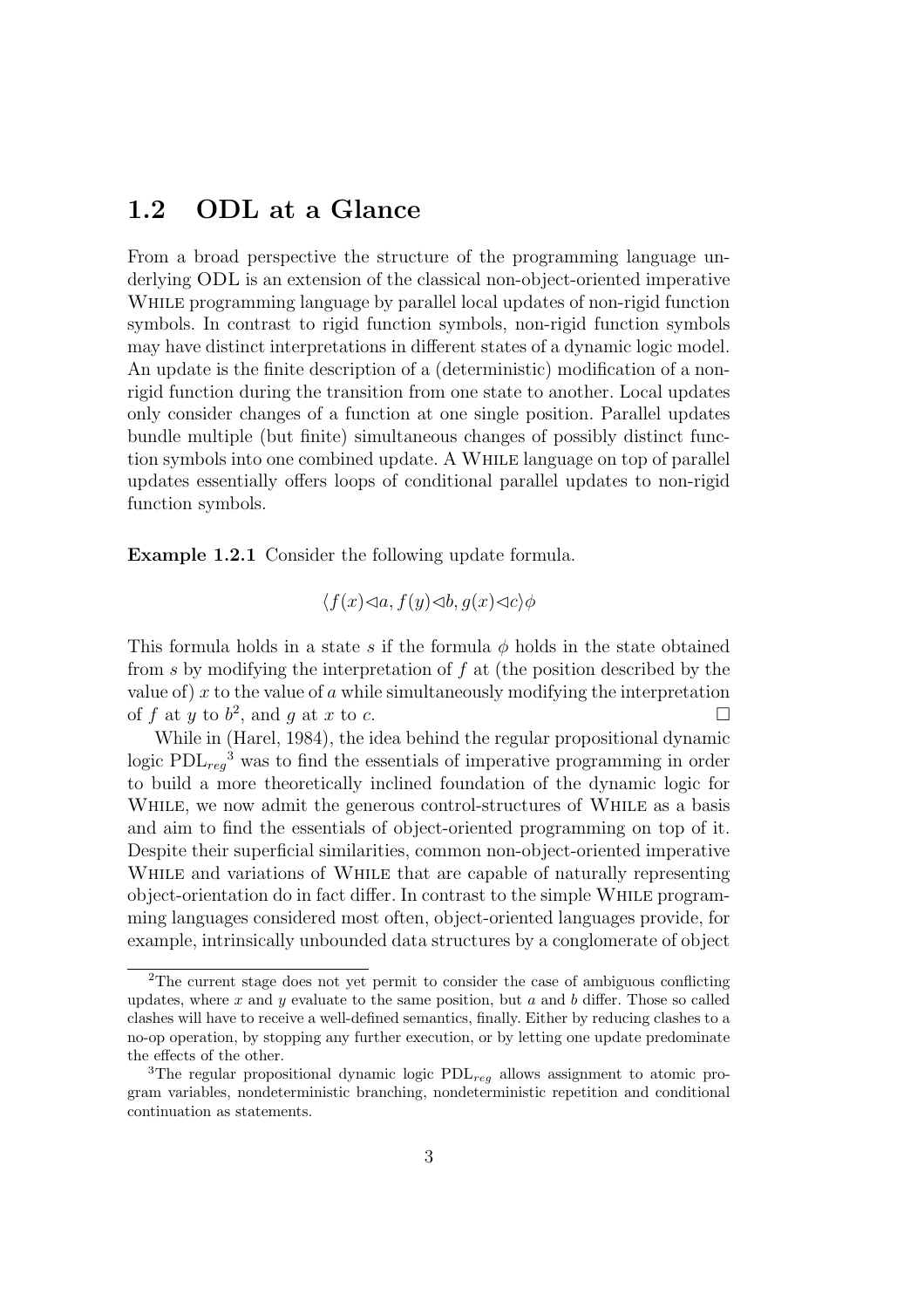## 1.2 ODL at a Glance

From a broad perspective the structure of the programming language underlying ODL is an extension of the classical non-object-oriented imperative While programming language by parallel local updates of non-rigid function symbols. In contrast to rigid function symbols, non-rigid function symbols may have distinct interpretations in different states of a dynamic logic model. An update is the finite description of a (deterministic) modification of a non-rigid function during the transition from one state to another. Local updates only consider changes of a function at one single position. Parallel updates bundle multiple (but finite) simultaneous changes of possibly distinct function symbols into one combined update. A While language on top of parallel updates essentially offers loops of conditional parallel updates to non-rigid function symbols.

**Example 1.2.1** Consider the following update formula.

$$\langle f(x) \lhd a, f(y) \lhd b, g(x) \lhd c \rangle \phi$$

This formula holds in a state $s$ if the formula $\phi$ holds in the state obtained from $s$ by modifying the interpretation of $f$ at (the position described by the value of) $x$ to the value of $a$ while simultaneously modifying the interpretation of $f$ at $y$ to $b$[2], and $g$ at $x$ to $c$. □

While in (Harel, 1984), the idea behind the regular propositional dynamic logic $\mathrm{PDL}_{reg}$[3] was to find the essentials of imperative programming in order to build a more theoretically inclined foundation of the dynamic logic for While, we now admit the generous control-structures of While as a basis and aim to find the essentials of object-oriented programming on top of it. Despite their superficial similarities, common non-object-oriented imperative While and variations of While that are capable of naturally representing object-orientation do in fact differ. In contrast to the simple While programming languages considered most often, object-oriented languages provide, for example, intrinsically unbounded data structures by a conglomerate of object

[2]The current stage does not yet permit to consider the case of ambiguous conflicting updates, where $x$ and $y$ evaluate to the same position, but $a$ and $b$ differ. Those so called clashes will have to receive a well-defined semantics, finally. Either by reducing clashes to a no-op operation, by stopping any further execution, or by letting one update predominate the effects of the other.

[3]The regular propositional dynamic logic $\mathrm{PDL}_{reg}$ allows assignment to atomic program variables, nondeterministic branching, nondeterministic repetition and conditional continuation as statements.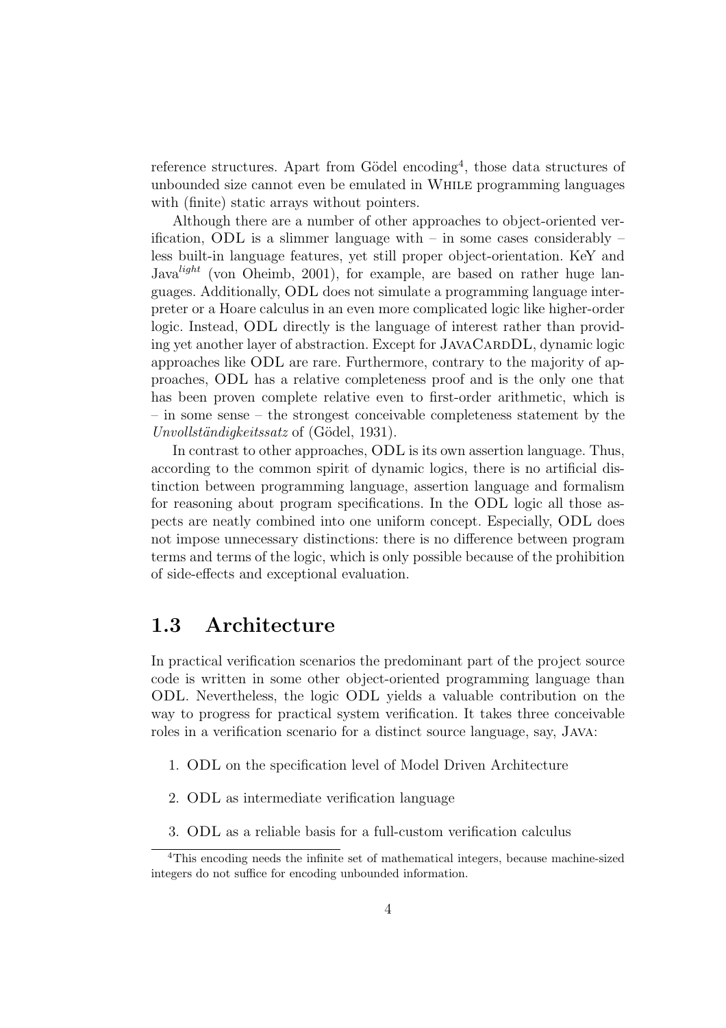reference structures. Apart from Gödel encoding[4], those data structures of unbounded size cannot even be emulated in WHILE programming languages with (finite) static arrays without pointers.

Although there are a number of other approaches to object-oriented verification, ODL is a slimmer language with – in some cases considerably – less built-in language features, yet still proper object-orientation. KeY and Java$^{light}$ (von Oheimb, 2001), for example, are based on rather huge languages. Additionally, ODL does not simulate a programming language interpreter or a Hoare calculus in an even more complicated logic like higher-order logic. Instead, ODL directly is the language of interest rather than providing yet another layer of abstraction. Except for JAVACARDDL, dynamic logic approaches like ODL are rare. Furthermore, contrary to the majority of approaches, ODL has a relative completeness proof and is the only one that has been proven complete relative even to first-order arithmetic, which is – in some sense – the strongest conceivable completeness statement by the *Unvollständigkeitssatz* of (Gödel, 1931).

In contrast to other approaches, ODL is its own assertion language. Thus, according to the common spirit of dynamic logics, there is no artificial distinction between programming language, assertion language and formalism for reasoning about program specifications. In the ODL logic all those aspects are neatly combined into one uniform concept. Especially, ODL does not impose unnecessary distinctions: there is no difference between program terms and terms of the logic, which is only possible because of the prohibition of side-effects and exceptional evaluation.

## 1.3 Architecture

In practical verification scenarios the predominant part of the project source code is written in some other object-oriented programming language than ODL. Nevertheless, the logic ODL yields a valuable contribution on the way to progress for practical system verification. It takes three conceivable roles in a verification scenario for a distinct source language, say, JAVA:

1. ODL on the specification level of Model Driven Architecture
2. ODL as intermediate verification language
3. ODL as a reliable basis for a full-custom verification calculus

[4] This encoding needs the infinite set of mathematical integers, because machine-sized integers do not suffice for encoding unbounded information.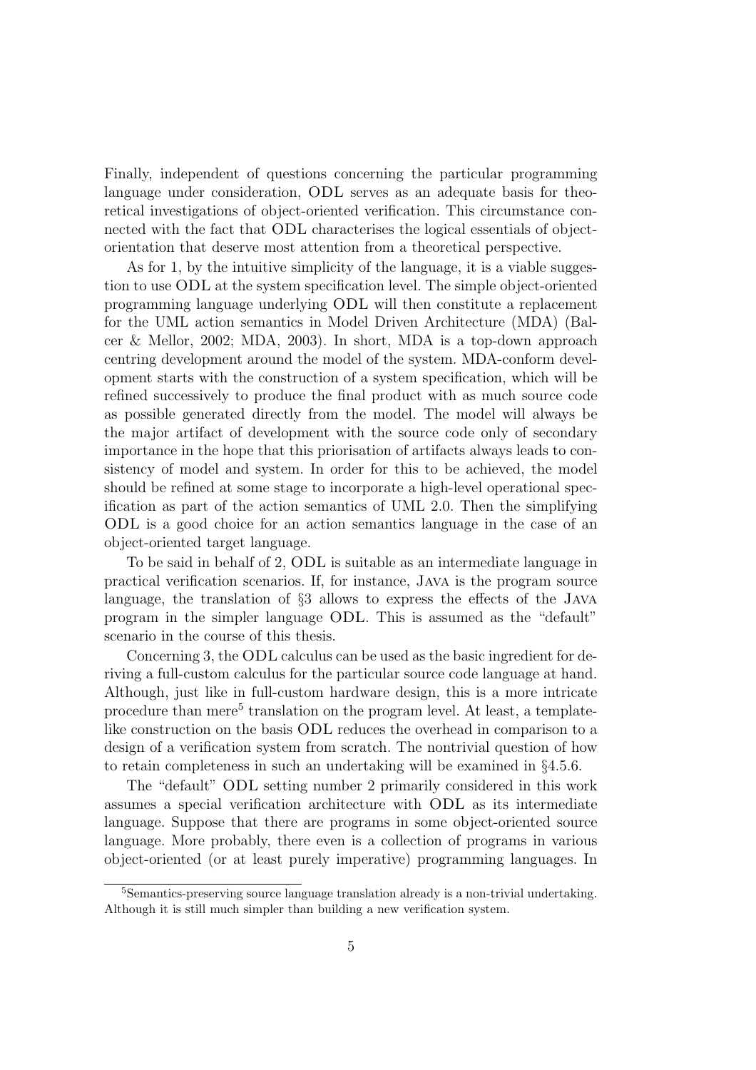Finally, independent of questions concerning the particular programming language under consideration, ODL serves as an adequate basis for theoretical investigations of object-oriented verification. This circumstance connected with the fact that ODL characterises the logical essentials of object-orientation that deserve most attention from a theoretical perspective.

As for 1, by the intuitive simplicity of the language, it is a viable suggestion to use ODL at the system specification level. The simple object-oriented programming language underlying ODL will then constitute a replacement for the UML action semantics in Model Driven Architecture (MDA) (Balcer & Mellor, 2002; MDA, 2003). In short, MDA is a top-down approach centring development around the model of the system. MDA-conform development starts with the construction of a system specification, which will be refined successively to produce the final product with as much source code as possible generated directly from the model. The model will always be the major artifact of development with the source code only of secondary importance in the hope that this priorisation of artifacts always leads to consistency of model and system. In order for this to be achieved, the model should be refined at some stage to incorporate a high-level operational specification as part of the action semantics of UML 2.0. Then the simplifying ODL is a good choice for an action semantics language in the case of an object-oriented target language.

To be said in behalf of 2, ODL is suitable as an intermediate language in practical verification scenarios. If, for instance, Java is the program source language, the translation of §3 allows to express the effects of the Java program in the simpler language ODL. This is assumed as the "default" scenario in the course of this thesis.

Concerning 3, the ODL calculus can be used as the basic ingredient for deriving a full-custom calculus for the particular source code language at hand. Although, just like in full-custom hardware design, this is a more intricate procedure than mere[5] translation on the program level. At least, a template-like construction on the basis ODL reduces the overhead in comparison to a design of a verification system from scratch. The nontrivial question of how to retain completeness in such an undertaking will be examined in §4.5.6.

The "default" ODL setting number 2 primarily considered in this work assumes a special verification architecture with ODL as its intermediate language. Suppose that there are programs in some object-oriented source language. More probably, there even is a collection of programs in various object-oriented (or at least purely imperative) programming languages. In

[5]Semantics-preserving source language translation already is a non-trivial undertaking. Although it is still much simpler than building a new verification system.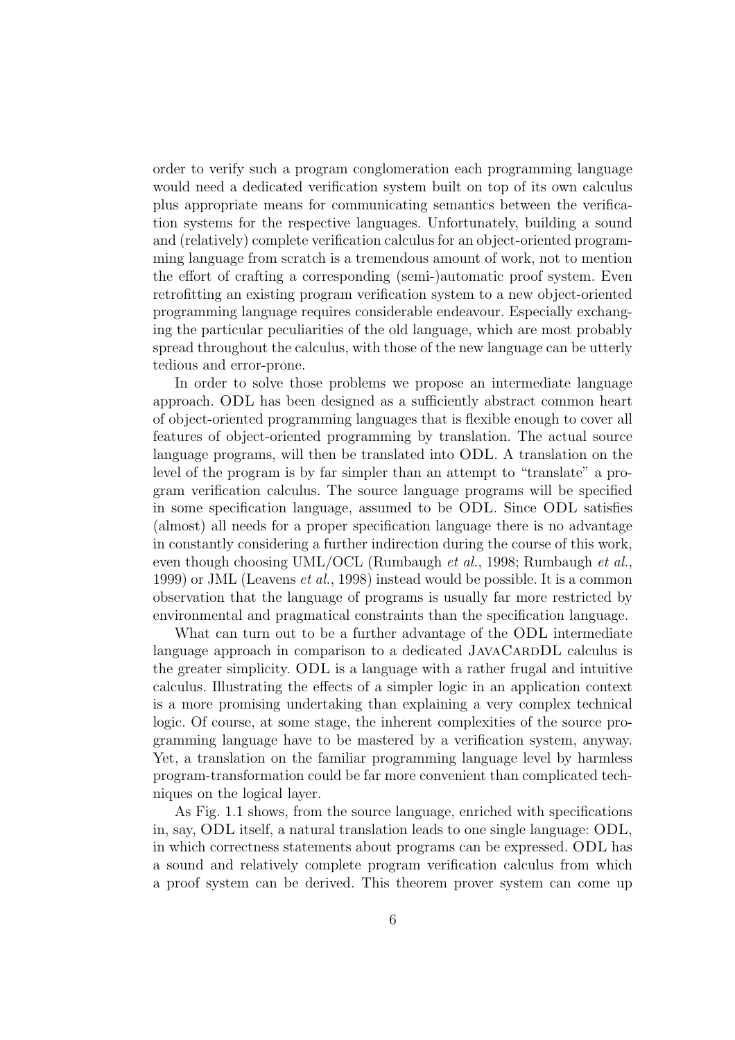order to verify such a program conglomeration each programming language would need a dedicated verification system built on top of its own calculus plus appropriate means for communicating semantics between the verification systems for the respective languages. Unfortunately, building a sound and (relatively) complete verification calculus for an object-oriented programming language from scratch is a tremendous amount of work, not to mention the effort of crafting a corresponding (semi-)automatic proof system. Even retrofitting an existing program verification system to a new object-oriented programming language requires considerable endeavour. Especially exchanging the particular peculiarities of the old language, which are most probably spread throughout the calculus, with those of the new language can be utterly tedious and error-prone.

In order to solve those problems we propose an intermediate language approach. ODL has been designed as a sufficiently abstract common heart of object-oriented programming languages that is flexible enough to cover all features of object-oriented programming by translation. The actual source language programs, will then be translated into ODL. A translation on the level of the program is by far simpler than an attempt to "translate" a program verification calculus. The source language programs will be specified in some specification language, assumed to be ODL. Since ODL satisfies (almost) all needs for a proper specification language there is no advantage in constantly considering a further indirection during the course of this work, even though choosing UML/OCL (Rumbaugh *et al.*, 1998; Rumbaugh *et al.*, 1999) or JML (Leavens *et al.*, 1998) instead would be possible. It is a common observation that the language of programs is usually far more restricted by environmental and pragmatical constraints than the specification language.

What can turn out to be a further advantage of the ODL intermediate language approach in comparison to a dedicated JavaCardDL calculus is the greater simplicity. ODL is a language with a rather frugal and intuitive calculus. Illustrating the effects of a simpler logic in an application context is a more promising undertaking than explaining a very complex technical logic. Of course, at some stage, the inherent complexities of the source programming language have to be mastered by a verification system, anyway. Yet, a translation on the familiar programming language level by harmless program-transformation could be far more convenient than complicated techniques on the logical layer.

As Fig. 1.1 shows, from the source language, enriched with specifications in, say, ODL itself, a natural translation leads to one single language: ODL, in which correctness statements about programs can be expressed. ODL has a sound and relatively complete program verification calculus from which a proof system can be derived. This theorem prover system can come up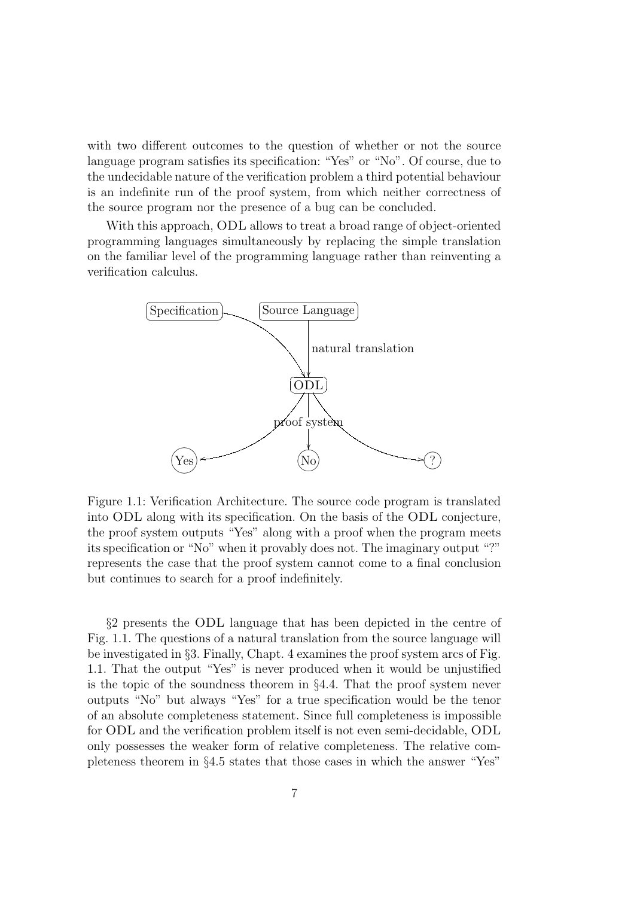with two different outcomes to the question of whether or not the source language program satisfies its specification: "Yes" or "No". Of course, due to the undecidable nature of the verification problem a third potential behaviour is an indefinite run of the proof system, from which neither correctness of the source program nor the presence of a bug can be concluded.

With this approach, ODL allows to treat a broad range of object-oriented programming languages simultaneously by replacing the simple translation on the familiar level of the programming language rather than reinventing a verification calculus.

Specification

Source Language

natural translation

ODL

proof system

Yes

No

?

Figure 1.1: Verification Architecture. The source code program is translated into ODL along with its specification. On the basis of the ODL conjecture, the proof system outputs "Yes" along with a proof when the program meets its specification or "No" when it provably does not. The imaginary output "?" represents the case that the proof system cannot come to a final conclusion but continues to search for a proof indefinitely.

§2 presents the ODL language that has been depicted in the centre of Fig. 1.1. The questions of a natural translation from the source language will be investigated in §3. Finally, Chapt. 4 examines the proof system arcs of Fig. 1.1. That the output "Yes" is never produced when it would be unjustified is the topic of the soundness theorem in §4.4. That the proof system never outputs "No" but always "Yes" for a true specification would be the tenor of an absolute completeness statement. Since full completeness is impossible for ODL and the verification problem itself is not even semi-decidable, ODL only possesses the weaker form of relative completeness. The relative completeness theorem in §4.5 states that those cases in which the answer "Yes"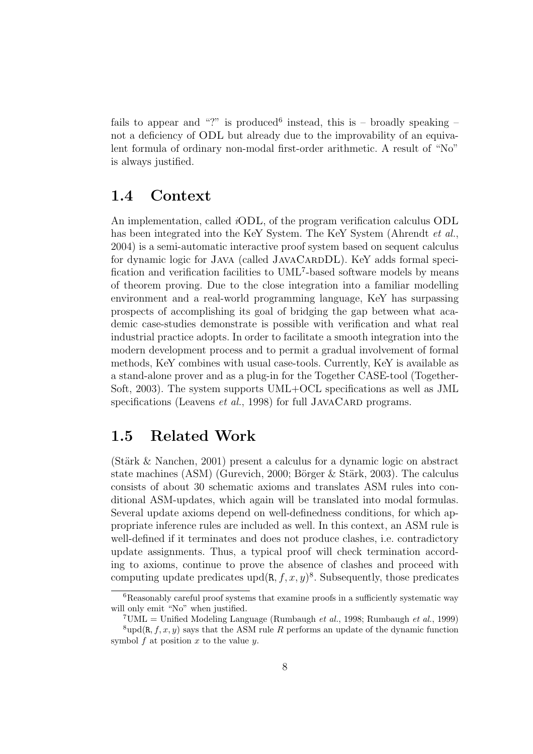fails to appear and "?" is produced[6] instead, this is – broadly speaking – not a deficiency of ODL but already due to the improvability of an equivalent formula of ordinary non-modal first-order arithmetic. A result of "No" is always justified.

## 1.4 Context

An implementation, called *i*ODL, of the program verification calculus ODL has been integrated into the KeY System. The KeY System (Ahrendt *et al.*, 2004) is a semi-automatic interactive proof system based on sequent calculus for dynamic logic for JAVA (called JAVACARDDL). KeY adds formal specification and verification facilities to UML[7]-based software models by means of theorem proving. Due to the close integration into a familiar modelling environment and a real-world programming language, KeY has surpassing prospects of accomplishing its goal of bridging the gap between what academic case-studies demonstrate is possible with verification and what real industrial practice adopts. In order to facilitate a smooth integration into the modern development process and to permit a gradual involvement of formal methods, KeY combines with usual case-tools. Currently, KeY is available as a stand-alone prover and as a plug-in for the Together CASE-tool (TogetherSoft, 2003). The system supports UML+OCL specifications as well as JML specifications (Leavens *et al.*, 1998) for full JAVACARD programs.

## 1.5 Related Work

(Stärk & Nanchen, 2001) present a calculus for a dynamic logic on abstract state machines (ASM) (Gurevich, 2000; Börger & Stärk, 2003). The calculus consists of about 30 schematic axioms and translates ASM rules into conditional ASM-updates, which again will be translated into modal formulas. Several update axioms depend on well-definedness conditions, for which appropriate inference rules are included as well. In this context, an ASM rule is well-defined if it terminates and does not produce clashes, i.e. contradictory update assignments. Thus, a typical proof will check termination according to axioms, continue to prove the absence of clashes and proceed with computing update predicates $\text{upd}(\texttt{R}, f, x, y)$[8]. Subsequently, those predicates

---

[6] Reasonably careful proof systems that examine proofs in a sufficiently systematic way will only emit "No" when justified.

[7] UML = Unified Modeling Language (Rumbaugh *et al.*, 1998; Rumbaugh *et al.*, 1999)

[8] $\text{upd}(\texttt{R}, f, x, y)$ says that the ASM rule $R$ performs an update of the dynamic function symbol $f$ at position $x$ to the value $y$.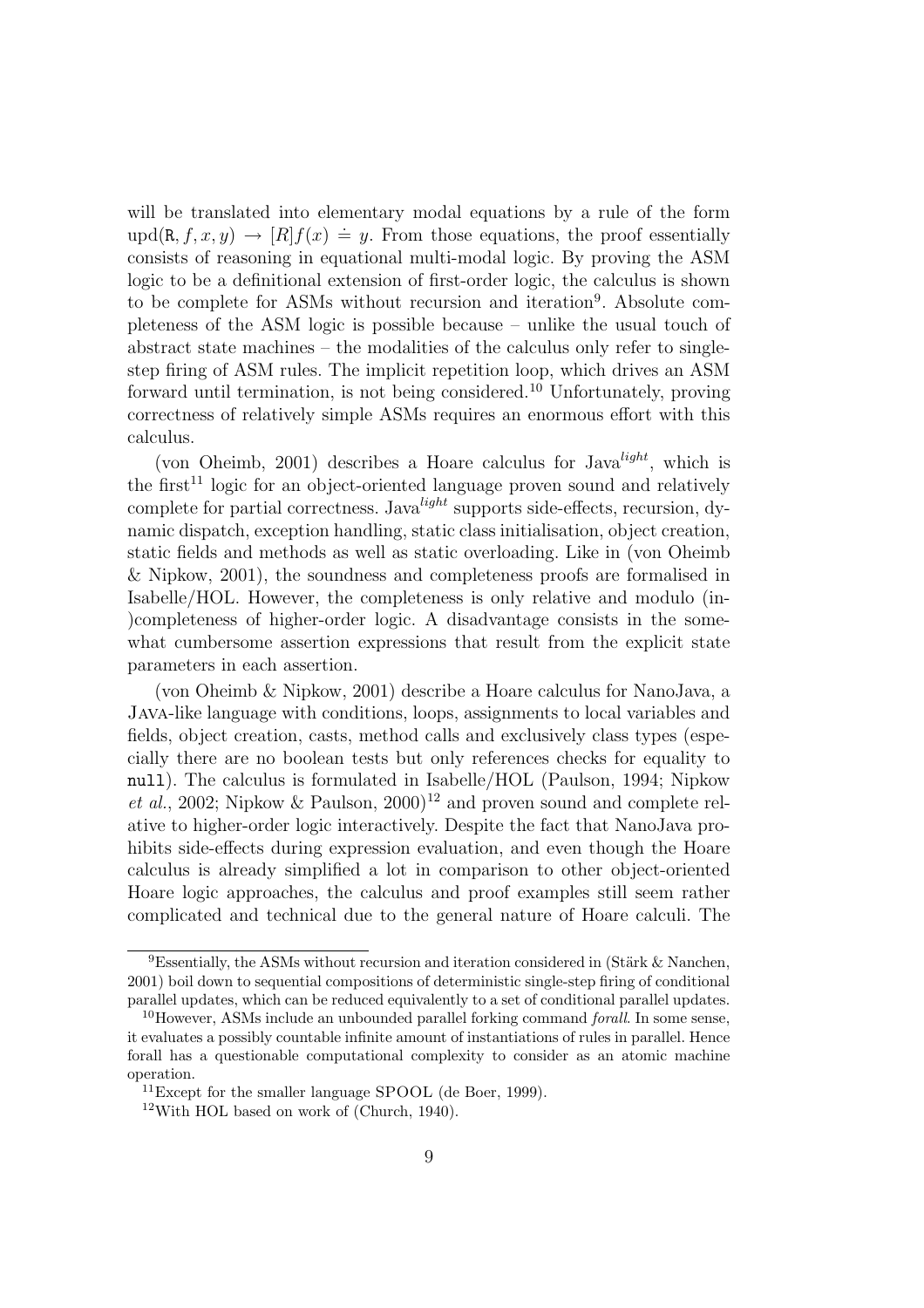will be translated into elementary modal equations by a rule of the form $\text{upd}(\texttt{R}, f, x, y) \rightarrow [R]f(x) \doteq y$. From those equations, the proof essentially consists of reasoning in equational multi-modal logic. By proving the ASM logic to be a definitional extension of first-order logic, the calculus is shown to be complete for ASMs without recursion and iteration[9]. Absolute completeness of the ASM logic is possible because – unlike the usual touch of abstract state machines – the modalities of the calculus only refer to single-step firing of ASM rules. The implicit repetition loop, which drives an ASM forward until termination, is not being considered.[10] Unfortunately, proving correctness of relatively simple ASMs requires an enormous effort with this calculus.

(von Oheimb, 2001) describes a Hoare calculus for Java$^{light}$, which is the first[11] logic for an object-oriented language proven sound and relatively complete for partial correctness. Java$^{light}$ supports side-effects, recursion, dynamic dispatch, exception handling, static class initialisation, object creation, static fields and methods as well as static overloading. Like in (von Oheimb & Nipkow, 2001), the soundness and completeness proofs are formalised in Isabelle/HOL. However, the completeness is only relative and modulo (in-)completeness of higher-order logic. A disadvantage consists in the somewhat cumbersome assertion expressions that result from the explicit state parameters in each assertion.

(von Oheimb & Nipkow, 2001) describe a Hoare calculus for NanoJava, a Java-like language with conditions, loops, assignments to local variables and fields, object creation, casts, method calls and exclusively class types (especially there are no boolean tests but only references checks for equality to `null`). The calculus is formulated in Isabelle/HOL (Paulson, 1994; Nipkow *et al.*, 2002; Nipkow & Paulson, 2000)[12] and proven sound and complete relative to higher-order logic interactively. Despite the fact that NanoJava prohibits side-effects during expression evaluation, and even though the Hoare calculus is already simplified a lot in comparison to other object-oriented Hoare logic approaches, the calculus and proof examples still seem rather complicated and technical due to the general nature of Hoare calculi. The

---

[9] Essentially, the ASMs without recursion and iteration considered in (Stärk & Nanchen, 2001) boil down to sequential compositions of deterministic single-step firing of conditional parallel updates, which can be reduced equivalently to a set of conditional parallel updates.

[10] However, ASMs include an unbounded parallel forking command *forall*. In some sense, it evaluates a possibly countable infinite amount of instantiations of rules in parallel. Hence forall has a questionable computational complexity to consider as an atomic machine operation.

[11] Except for the smaller language SPOOL (de Boer, 1999).

[12] With HOL based on work of (Church, 1940).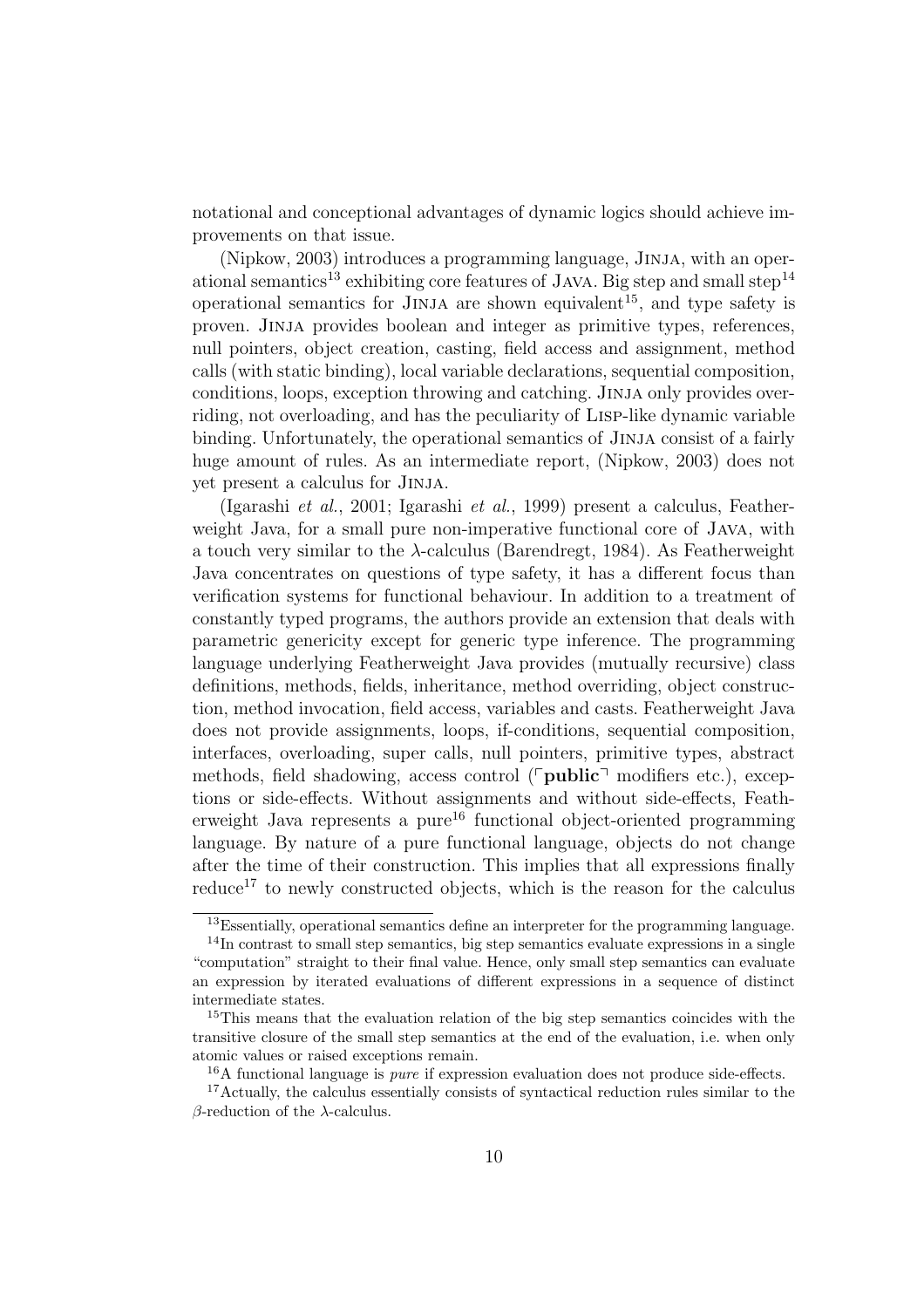notational and conceptional advantages of dynamic logics should achieve improvements on that issue.

(Nipkow, 2003) introduces a programming language, JINJA, with an operational semantics[13] exhibiting core features of JAVA. Big step and small step[14] operational semantics for JINJA are shown equivalent[15], and type safety is proven. JINJA provides boolean and integer as primitive types, references, null pointers, object creation, casting, field access and assignment, method calls (with static binding), local variable declarations, sequential composition, conditions, loops, exception throwing and catching. JINJA only provides overriding, not overloading, and has the peculiarity of LISP-like dynamic variable binding. Unfortunately, the operational semantics of JINJA consist of a fairly huge amount of rules. As an intermediate report, (Nipkow, 2003) does not yet present a calculus for JINJA.

(Igarashi *et al.*, 2001; Igarashi *et al.*, 1999) present a calculus, Featherweight Java, for a small pure non-imperative functional core of JAVA, with a touch very similar to the $\lambda$-calculus (Barendregt, 1984). As Featherweight Java concentrates on questions of type safety, it has a different focus than verification systems for functional behaviour. In addition to a treatment of constantly typed programs, the authors provide an extension that deals with parametric genericity except for generic type inference. The programming language underlying Featherweight Java provides (mutually recursive) class definitions, methods, fields, inheritance, method overriding, object construction, method invocation, field access, variables and casts. Featherweight Java does not provide assignments, loops, if-conditions, sequential composition, interfaces, overloading, super calls, null pointers, primitive types, abstract methods, field shadowing, access control (⌜**public**⌝ modifiers etc.), exceptions or side-effects. Without assignments and without side-effects, Featherweight Java represents a pure[16] functional object-oriented programming language. By nature of a pure functional language, objects do not change after the time of their construction. This implies that all expressions finally reduce[17] to newly constructed objects, which is the reason for the calculus

[13] Essentially, operational semantics define an interpreter for the programming language.

[14] In contrast to small step semantics, big step semantics evaluate expressions in a single "computation" straight to their final value. Hence, only small step semantics can evaluate an expression by iterated evaluations of different expressions in a sequence of distinct intermediate states.

[15] This means that the evaluation relation of the big step semantics coincides with the transitive closure of the small step semantics at the end of the evaluation, i.e. when only atomic values or raised exceptions remain.

[16] A functional language is *pure* if expression evaluation does not produce side-effects.

[17] Actually, the calculus essentially consists of syntactical reduction rules similar to the $\beta$-reduction of the $\lambda$-calculus.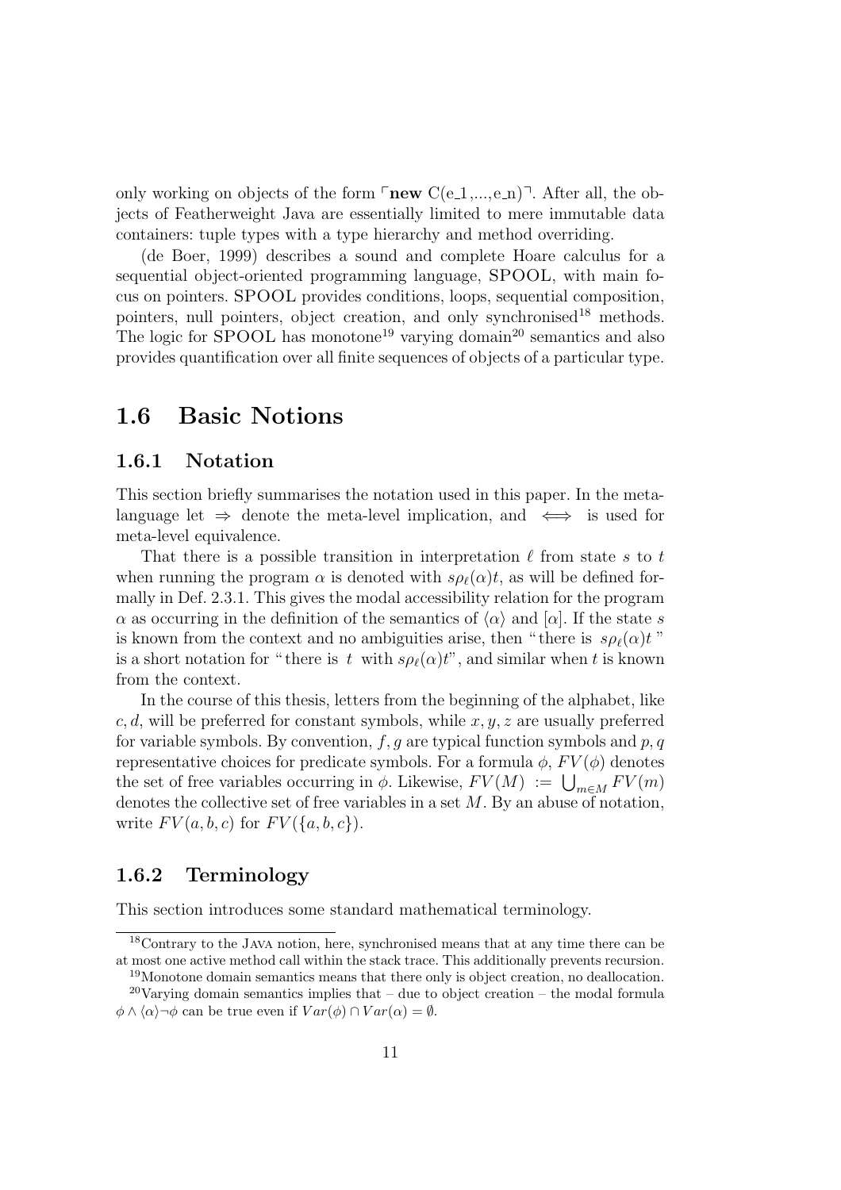only working on objects of the form ⌜**new** C(e_1,...,e_n)⌝. After all, the objects of Featherweight Java are essentially limited to mere immutable data containers: tuple types with a type hierarchy and method overriding.

(de Boer, 1999) describes a sound and complete Hoare calculus for a sequential object-oriented programming language, SPOOL, with main focus on pointers. SPOOL provides conditions, loops, sequential composition, pointers, null pointers, object creation, and only synchronised[18] methods. The logic for SPOOL has monotone[19] varying domain[20] semantics and also provides quantification over all finite sequences of objects of a particular type.

## 1.6 Basic Notions

### 1.6.1 Notation

This section briefly summarises the notation used in this paper. In the meta-language let $\Rightarrow$ denote the meta-level implication, and $\iff$ is used for meta-level equivalence.

That there is a possible transition in interpretation $\ell$ from state $s$ to $t$ when running the program $\alpha$ is denoted with $s\rho_\ell(\alpha)t$, as will be defined formally in Def. 2.3.1. This gives the modal accessibility relation for the program $\alpha$ as occurring in the definition of the semantics of $\langle\alpha\rangle$ and $[\alpha]$. If the state $s$ is known from the context and no ambiguities arise, then "there is $s\rho_\ell(\alpha)t$" is a short notation for "there is $t$ with $s\rho_\ell(\alpha)t$", and similar when $t$ is known from the context.

In the course of this thesis, letters from the beginning of the alphabet, like $c, d$, will be preferred for constant symbols, while $x, y, z$ are usually preferred for variable symbols. By convention, $f, g$ are typical function symbols and $p, q$ representative choices for predicate symbols. For a formula $\phi$, $FV(\phi)$ denotes the set of free variables occurring in $\phi$. Likewise, $FV(M) := \bigcup_{m \in M} FV(m)$ denotes the collective set of free variables in a set $M$. By an abuse of notation, write $FV(a, b, c)$ for $FV(\{a, b, c\})$.

### 1.6.2 Terminology

This section introduces some standard mathematical terminology.

---

[18] Contrary to the JAVA notion, here, synchronised means that at any time there can be at most one active method call within the stack trace. This additionally prevents recursion.

[19] Monotone domain semantics means that there only is object creation, no deallocation.

[20] Varying domain semantics implies that – due to object creation – the modal formula $\phi \wedge \langle\alpha\rangle\neg\phi$ can be true even if $Var(\phi) \cap Var(\alpha) = \emptyset$.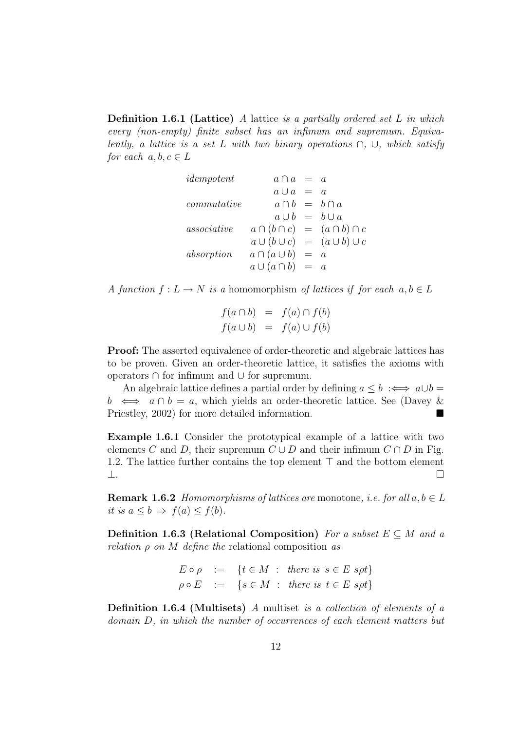**Definition 1.6.1 (Lattice)** *A* lattice *is a partially ordered set $L$ in which every (non-empty) finite subset has an infimum and supremum. Equivalently, a lattice is a set $L$ with two binary operations $\cap$, $\cup$, which satisfy for each $a, b, c \in L$*

$$
\begin{array}{lrcl}
\textit{idempotent} & a \cap a & = & a \\
 & a \cup a & = & a \\
\textit{commutative} & a \cap b & = & b \cap a \\
 & a \cup b & = & b \cup a \\
\textit{associative} & a \cap (b \cap c) & = & (a \cap b) \cap c \\
 & a \cup (b \cup c) & = & (a \cup b) \cup c \\
\textit{absorption} & a \cap (a \cup b) & = & a \\
 & a \cup (a \cap b) & = & a
\end{array}
$$

*A function $f : L \to N$ is a* homomorphism *of lattices if for each $a, b \in L$*

$$
\begin{array}{rcl}
f(a \cap b) & = & f(a) \cap f(b) \\
f(a \cup b) & = & f(a) \cup f(b)
\end{array}
$$

**Proof:** The asserted equivalence of order-theoretic and algebraic lattices has to be proven. Given an order-theoretic lattice, it satisfies the axioms with operators $\cap$ for infimum and $\cup$ for supremum.

An algebraic lattice defines a partial order by defining $a \leq b :\Longleftrightarrow a \cup b = b \iff a \cap b = a$, which yields an order-theoretic lattice. See (Davey & Priestley, 2002) for more detailed information. ■

**Example 1.6.1** Consider the prototypical example of a lattice with two elements $C$ and $D$, their supremum $C \cup D$ and their infimum $C \cap D$ in Fig. 1.2. The lattice further contains the top element $\top$ and the bottom element $\bot$. □

**Remark 1.6.2** *Homomorphisms of lattices are* monotone*, i.e. for all $a, b \in L$ it is $a \leq b \Rightarrow f(a) \leq f(b)$.*

**Definition 1.6.3 (Relational Composition)** *For a subset $E \subseteq M$ and a relation $\rho$ on $M$ define the* relational composition *as*

$$
\begin{array}{rcl}
E \circ \rho & := & \{t \in M \ : \ \text{there is } s \in E \ s\rho t\} \\
\rho \circ E & := & \{s \in M \ : \ \text{there is } t \in E \ s\rho t\}
\end{array}
$$

**Definition 1.6.4 (Multisets)** *A* multiset *is a collection of elements of a domain $D$, in which the number of occurrences of each element matters but*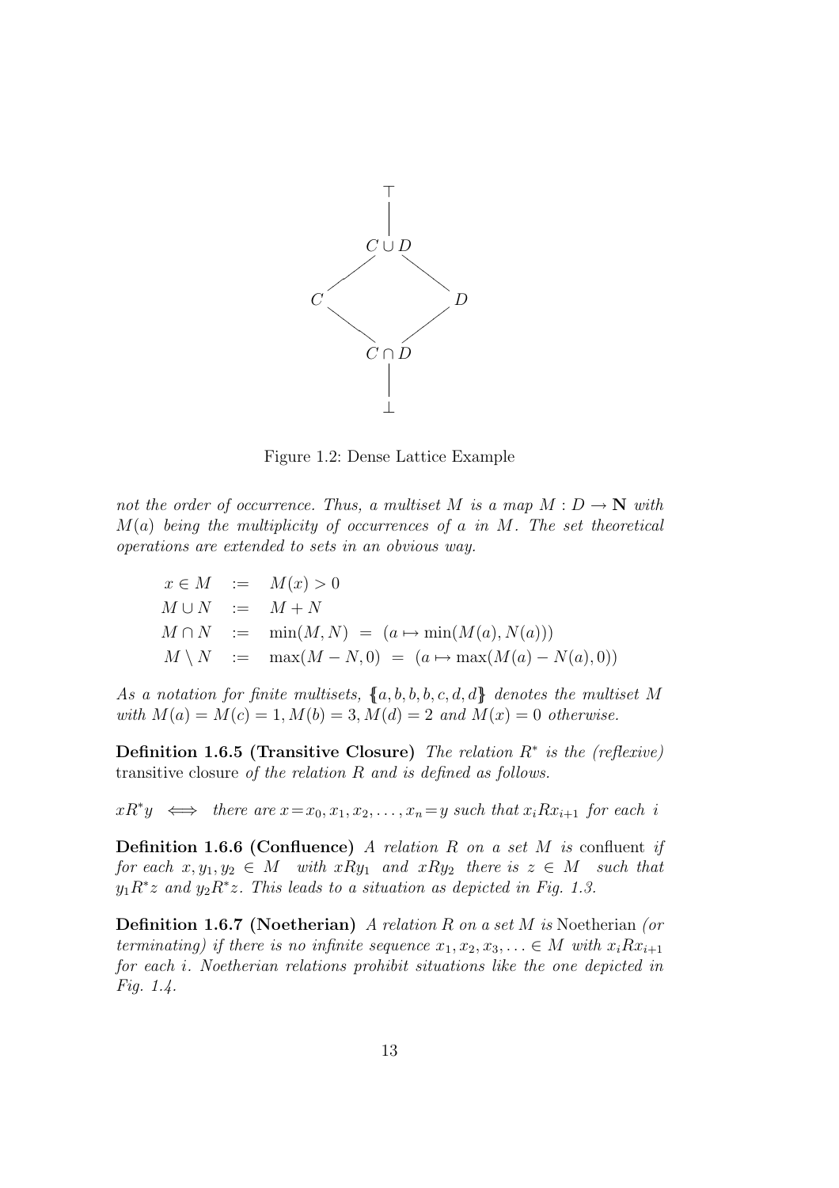⊤

$C \cup D$

$C$

$D$

$C \cap D$

⊥

Figure 1.2: Dense Lattice Example

*not the order of occurrence. Thus, a multiset $M$ is a map $M : D \to \mathbf{N}$ with $M(a)$ being the multiplicity of occurrences of $a$ in $M$. The set theoretical operations are extended to sets in an obvious way.*

$$
\begin{aligned}
x \in M &:= M(x) > 0 \\
M \cup N &:= M + N \\
M \cap N &:= \min(M, N) \;=\; (a \mapsto \min(M(a), N(a))) \\
M \setminus N &:= \max(M - N, 0) \;=\; (a \mapsto \max(M(a) - N(a), 0))
\end{aligned}
$$

*As a notation for finite multisets, $\{\!\{a, b, b, b, c, d, d\}\!\}$ denotes the multiset $M$ with $M(a) = M(c) = 1, M(b) = 3, M(d) = 2$ and $M(x) = 0$ otherwise.*

**Definition 1.6.5 (Transitive Closure)** *The relation $R^*$ is the (reflexive)* transitive closure *of the relation $R$ and is defined as follows.*

$xR^*y \iff$ *there are $x = x_0, x_1, x_2, \ldots, x_n = y$ such that $x_i R x_{i+1}$ for each $i$*

**Definition 1.6.6 (Confluence)** *A relation $R$ on a set $M$ is* confluent *if for each $x, y_1, y_2 \in M$ with $xRy_1$ and $xRy_2$ there is $z \in M$ such that $y_1 R^* z$ and $y_2 R^* z$. This leads to a situation as depicted in Fig. 1.3.*

**Definition 1.6.7 (Noetherian)** *A relation $R$ on a set $M$ is* Noetherian *(or terminating) if there is no infinite sequence $x_1, x_2, x_3, \ldots \in M$ with $x_i R x_{i+1}$ for each $i$. Noetherian relations prohibit situations like the one depicted in Fig. 1.4.*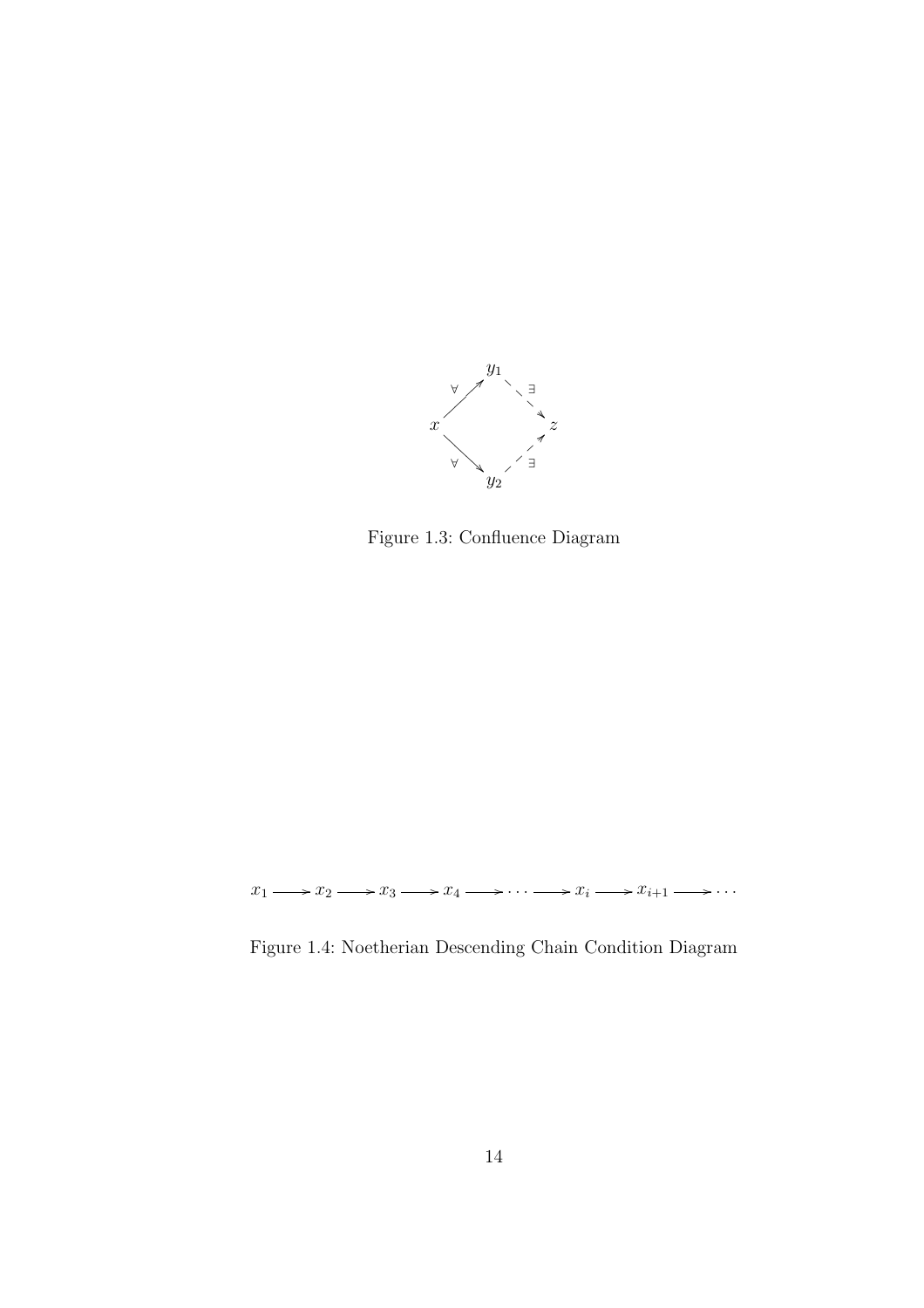$y_1$

$\forall$ $\exists$

$x$ $z$

$\forall$ $\exists$

$y_2$

Figure 1.3: Confluence Diagram

$$x_1 \longrightarrow x_2 \longrightarrow x_3 \longrightarrow x_4 \longrightarrow \cdots \longrightarrow x_i \longrightarrow x_{i+1} \longrightarrow \cdots$$

Figure 1.4: Noetherian Descending Chain Condition Diagram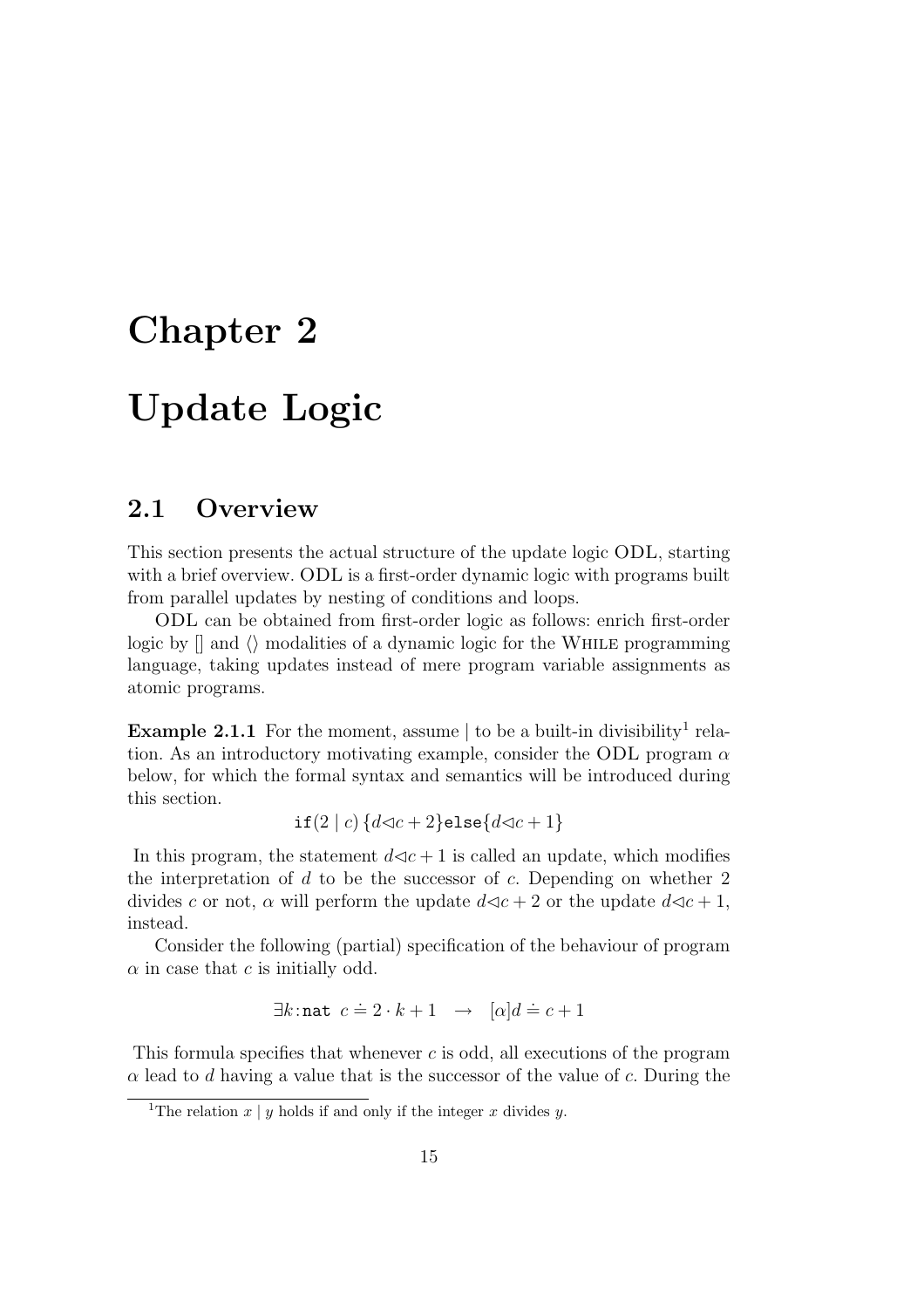# Chapter 2

# Update Logic

## 2.1 Overview

This section presents the actual structure of the update logic ODL, starting with a brief overview. ODL is a first-order dynamic logic with programs built from parallel updates by nesting of conditions and loops.

ODL can be obtained from first-order logic as follows: enrich first-order logic by $[]$ and $\langle\rangle$ modalities of a dynamic logic for the WHILE programming language, taking updates instead of mere program variable assignments as atomic programs.

**Example 2.1.1** For the moment, assume $|$ to be a built-in divisibility[1] relation. As an introductory motivating example, consider the ODL program $\alpha$ below, for which the formal syntax and semantics will be introduced during this section.

$$\mathtt{if}(2 \mid c)\,\{d \lhd c+2\}\mathtt{else}\{d \lhd c+1\}$$

In this program, the statement $d \lhd c+1$ is called an update, which modifies the interpretation of $d$ to be the successor of $c$. Depending on whether 2 divides $c$ or not, $\alpha$ will perform the update $d \lhd c+2$ or the update $d \lhd c+1$, instead.

Consider the following (partial) specification of the behaviour of program $\alpha$ in case that $c$ is initially odd.

$$\exists k{:}\mathtt{nat}\ c \doteq 2 \cdot k + 1 \quad \rightarrow \quad [\alpha] d \doteq c + 1$$

This formula specifies that whenever $c$ is odd, all executions of the program $\alpha$ lead to $d$ having a value that is the successor of the value of $c$. During the

[1] The relation $x \mid y$ holds if and only if the integer $x$ divides $y$.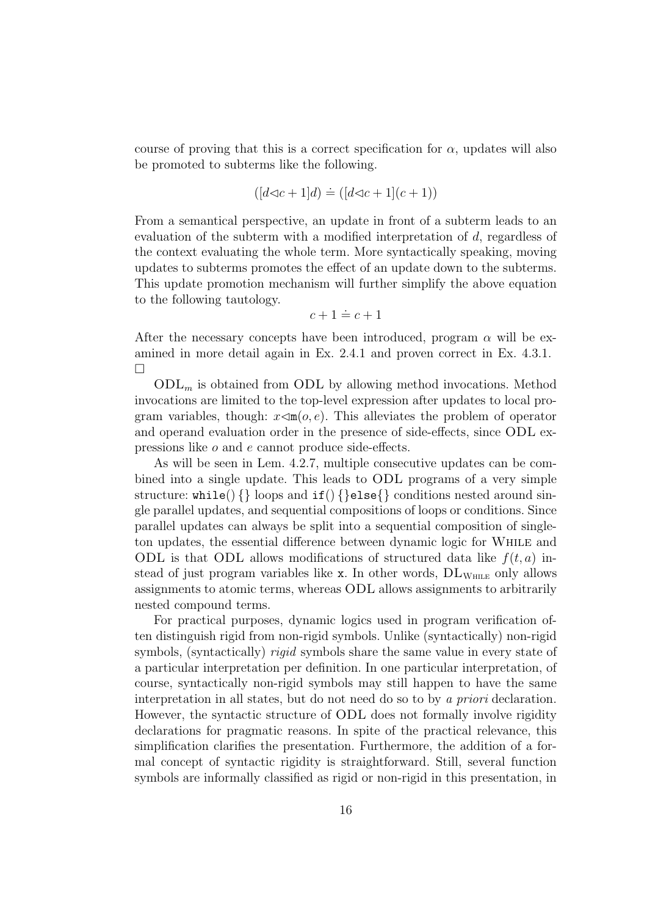course of proving that this is a correct specification for $\alpha$, updates will also be promoted to subterms like the following.

$$([d \lhd c+1]d) \doteq ([d \lhd c+1](c+1))$$

From a semantical perspective, an update in front of a subterm leads to an evaluation of the subterm with a modified interpretation of $d$, regardless of the context evaluating the whole term. More syntactically speaking, moving updates to subterms promotes the effect of an update down to the subterms. This update promotion mechanism will further simplify the above equation to the following tautology.

$$c+1 \doteq c+1$$

After the necessary concepts have been introduced, program $\alpha$ will be examined in more detail again in Ex. 2.4.1 and proven correct in Ex. 4.3.1. □

$\mathrm{ODL}_m$ is obtained from ODL by allowing method invocations. Method invocations are limited to the top-level expression after updates to local program variables, though: $x \lhd \mathtt{m}(o,e)$. This alleviates the problem of operator and operand evaluation order in the presence of side-effects, since ODL expressions like $o$ and $e$ cannot produce side-effects.

As will be seen in Lem. 4.2.7, multiple consecutive updates can be combined into a single update. This leads to ODL programs of a very simple structure: `while(){}` loops and `if(){}else{}` conditions nested around single parallel updates, and sequential compositions of loops or conditions. Since parallel updates can always be split into a sequential composition of singleton updates, the essential difference between dynamic logic for WHILE and ODL is that ODL allows modifications of structured data like $f(t,a)$ instead of just program variables like `x`. In other words, $\mathrm{DL}_{\mathrm{WHILE}}$ only allows assignments to atomic terms, whereas ODL allows assignments to arbitrarily nested compound terms.

For practical purposes, dynamic logics used in program verification often distinguish rigid from non-rigid symbols. Unlike (syntactically) non-rigid symbols, (syntactically) *rigid* symbols share the same value in every state of a particular interpretation per definition. In one particular interpretation, of course, syntactically non-rigid symbols may still happen to have the same interpretation in all states, but do not need do so to by *a priori* declaration. However, the syntactic structure of ODL does not formally involve rigidity declarations for pragmatic reasons. In spite of the practical relevance, this simplification clarifies the presentation. Furthermore, the addition of a formal concept of syntactic rigidity is straightforward. Still, several function symbols are informally classified as rigid or non-rigid in this presentation, in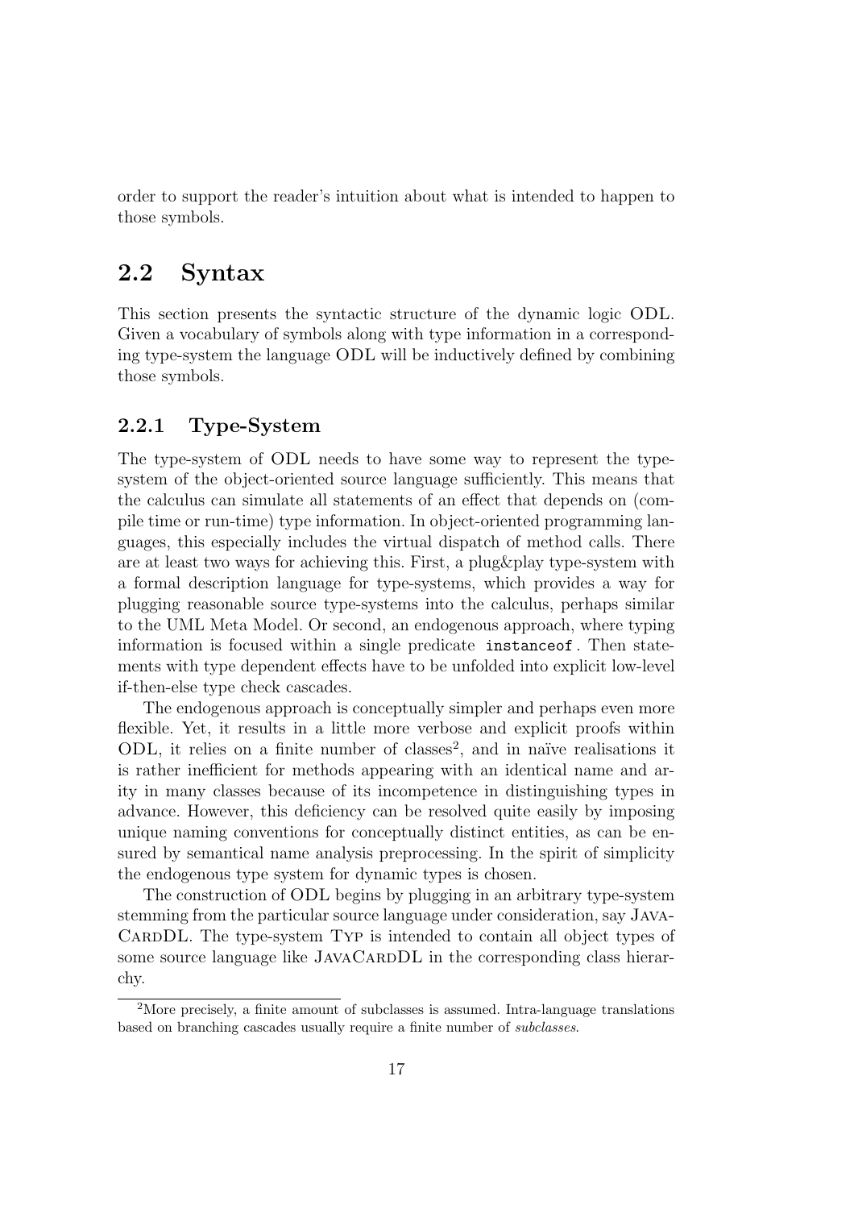order to support the reader's intuition about what is intended to happen to those symbols.

## 2.2 Syntax

This section presents the syntactic structure of the dynamic logic ODL. Given a vocabulary of symbols along with type information in a corresponding type-system the language ODL will be inductively defined by combining those symbols.

### 2.2.1 Type-System

The type-system of ODL needs to have some way to represent the type-system of the object-oriented source language sufficiently. This means that the calculus can simulate all statements of an effect that depends on (compile time or run-time) type information. In object-oriented programming languages, this especially includes the virtual dispatch of method calls. There are at least two ways for achieving this. First, a plug&play type-system with a formal description language for type-systems, which provides a way for plugging reasonable source type-systems into the calculus, perhaps similar to the UML Meta Model. Or second, an endogenous approach, where typing information is focused within a single predicate `instanceof`. Then statements with type dependent effects have to be unfolded into explicit low-level if-then-else type check cascades.

The endogenous approach is conceptually simpler and perhaps even more flexible. Yet, it results in a little more verbose and explicit proofs within ODL, it relies on a finite number of classes[2], and in naïve realisations it is rather inefficient for methods appearing with an identical name and arity in many classes because of its incompetence in distinguishing types in advance. However, this deficiency can be resolved quite easily by imposing unique naming conventions for conceptually distinct entities, as can be ensured by semantical name analysis preprocessing. In the spirit of simplicity the endogenous type system for dynamic types is chosen.

The construction of ODL begins by plugging in an arbitrary type-system stemming from the particular source language under consideration, say JavaCardDL. The type-system Typ is intended to contain all object types of some source language like JavaCardDL in the corresponding class hierarchy.

[2]More precisely, a finite amount of subclasses is assumed. Intra-language translations based on branching cascades usually require a finite number of *subclasses*.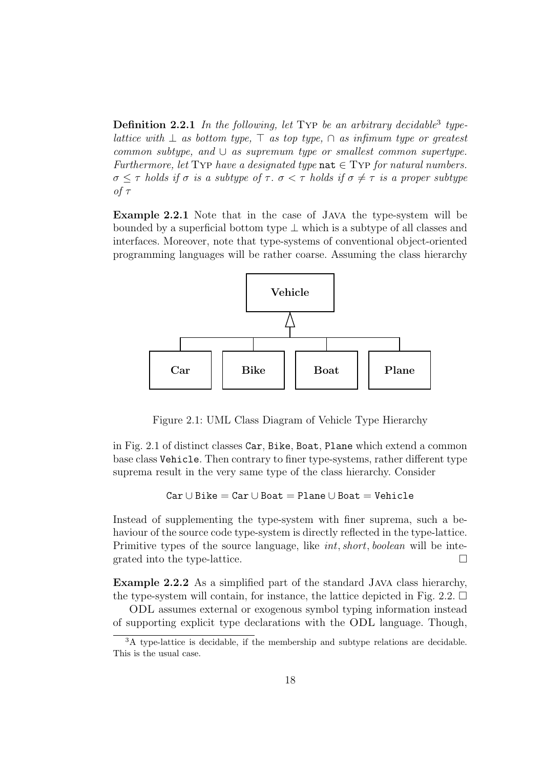**Definition 2.2.1** *In the following, let* TYP *be an arbitrary decidable*[3] *type-lattice with* $\bot$ *as bottom type,* $\top$ *as top type,* $\cap$ *as infimum type or greatest common subtype, and* $\cup$ *as supremum type or smallest common supertype. Furthermore, let* TYP *have a designated type* $\mathtt{nat} \in \text{TYP}$ *for natural numbers.* $\sigma \leq \tau$ *holds if* $\sigma$ *is a subtype of* $\tau$. $\sigma < \tau$ *holds if* $\sigma \neq \tau$ *is a proper subtype of* $\tau$

**Example 2.2.1** Note that in the case of JAVA the type-system will be bounded by a superficial bottom type $\bot$ which is a subtype of all classes and interfaces. Moreover, note that type-systems of conventional object-oriented programming languages will be rather coarse. Assuming the class hierarchy

Vehicle

Car

Bike

Boat

Plane

Figure 2.1: UML Class Diagram of Vehicle Type Hierarchy

in Fig. 2.1 of distinct classes `Car`, `Bike`, `Boat`, `Plane` which extend a common base class `Vehicle`. Then contrary to finer type-systems, rather different type suprema result in the very same type of the class hierarchy. Consider

$$\mathtt{Car} \cup \mathtt{Bike} = \mathtt{Car} \cup \mathtt{Boat} = \mathtt{Plane} \cup \mathtt{Boat} = \mathtt{Vehicle}$$

Instead of supplementing the type-system with finer suprema, such a behaviour of the source code type-system is directly reflected in the type-lattice. Primitive types of the source language, like *int*, *short*, *boolean* will be integrated into the type-lattice. □

**Example 2.2.2** As a simplified part of the standard JAVA class hierarchy, the type-system will contain, for instance, the lattice depicted in Fig. 2.2. □

ODL assumes external or exogenous symbol typing information instead of supporting explicit type declarations with the ODL language. Though,

[3] A type-lattice is decidable, if the membership and subtype relations are decidable. This is the usual case.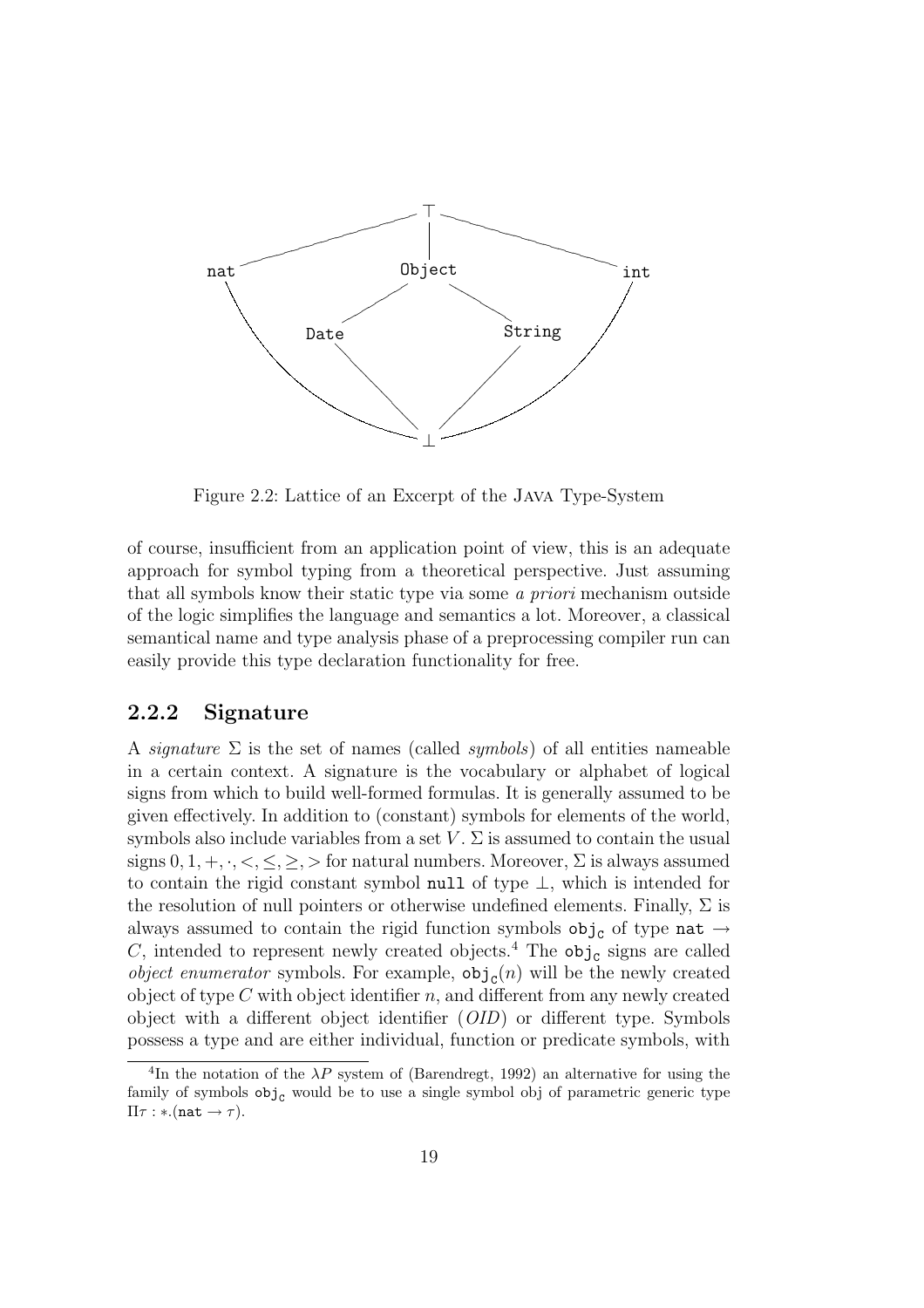⊤

nat

Object

int

Date

String

⊥

Figure 2.2: Lattice of an Excerpt of the JAVA Type-System

of course, insufficient from an application point of view, this is an adequate approach for symbol typing from a theoretical perspective. Just assuming that all symbols know their static type via some *a priori* mechanism outside of the logic simplifies the language and semantics a lot. Moreover, a classical semantical name and type analysis phase of a preprocessing compiler run can easily provide this type declaration functionality for free.

### 2.2.2 Signature

A *signature* $\Sigma$ is the set of names (called *symbols*) of all entities nameable in a certain context. A signature is the vocabulary or alphabet of logical signs from which to build well-formed formulas. It is generally assumed to be given effectively. In addition to (constant) symbols for elements of the world, symbols also include variables from a set $V$. $\Sigma$ is assumed to contain the usual signs $0, 1, +, \cdot, <, \leq, \geq, >$ for natural numbers. Moreover, $\Sigma$ is always assumed to contain the rigid constant symbol null of type $\bot$, which is intended for the resolution of null pointers or otherwise undefined elements. Finally, $\Sigma$ is always assumed to contain the rigid function symbols $\mathtt{obj}_\mathtt{C}$ of type $\mathtt{nat} \rightarrow C$, intended to represent newly created objects.[4] The $\mathtt{obj}_\mathtt{C}$ signs are called *object enumerator* symbols. For example, $\mathtt{obj}_\mathtt{C}(n)$ will be the newly created object of type $C$ with object identifier $n$, and different from any newly created object with a different object identifier (*OID*) or different type. Symbols possess a type and are either individual, function or predicate symbols, with

[4] In the notation of the $\lambda P$ system of (Barendregt, 1992) an alternative for using the family of symbols $\mathtt{obj}_\mathtt{C}$ would be to use a single symbol obj of parametric generic type $\Pi\tau : *.(\mathtt{nat} \rightarrow \tau)$.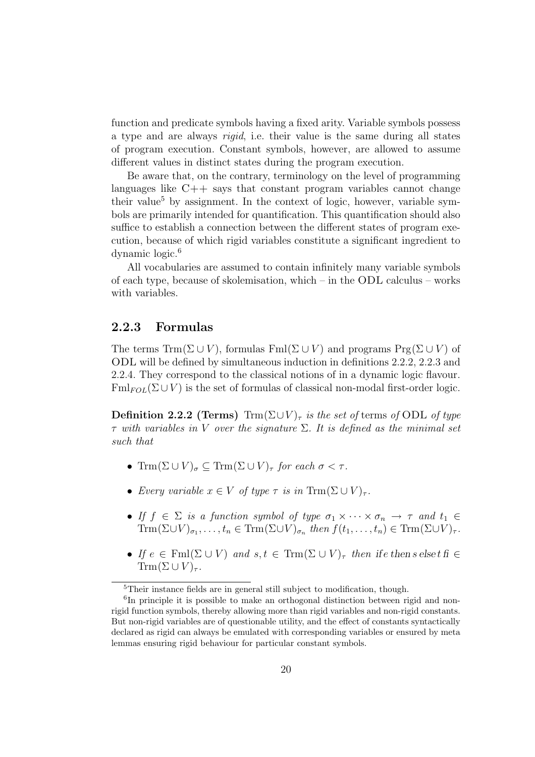function and predicate symbols having a fixed arity. Variable symbols possess a type and are always *rigid*, i.e. their value is the same during all states of program execution. Constant symbols, however, are allowed to assume different values in distinct states during the program execution.

Be aware that, on the contrary, terminology on the level of programming languages like C++ says that constant program variables cannot change their value[5] by assignment. In the context of logic, however, variable symbols are primarily intended for quantification. This quantification should also suffice to establish a connection between the different states of program execution, because of which rigid variables constitute a significant ingredient to dynamic logic.[6]

All vocabularies are assumed to contain infinitely many variable symbols of each type, because of skolemisation, which – in the ODL calculus – works with variables.

### 2.2.3 Formulas

The terms $\mathrm{Trm}(\Sigma \cup V)$, formulas $\mathrm{Fml}(\Sigma \cup V)$ and programs $\mathrm{Prg}(\Sigma \cup V)$ of ODL will be defined by simultaneous induction in definitions 2.2.2, 2.2.3 and 2.2.4. They correspond to the classical notions of in a dynamic logic flavour. $\mathrm{Fml}_{FOL}(\Sigma \cup V)$ is the set of formulas of classical non-modal first-order logic.

**Definition 2.2.2 (Terms)** *$\mathrm{Trm}(\Sigma \cup V)_\tau$ is the set of* terms *of* ODL *of type $\tau$ with variables in $V$ over the signature $\Sigma$. It is defined as the minimal set such that*

- $\mathrm{Trm}(\Sigma \cup V)_\sigma \subseteq \mathrm{Trm}(\Sigma \cup V)_\tau$ *for each* $\sigma < \tau$.
- *Every variable $x \in V$ of type $\tau$ is in* $\mathrm{Trm}(\Sigma \cup V)_\tau$.
- *If $f \in \Sigma$ is a function symbol of type $\sigma_1 \times \cdots \times \sigma_n \to \tau$ and $t_1 \in \mathrm{Trm}(\Sigma \cup V)_{\sigma_1}, \ldots, t_n \in \mathrm{Trm}(\Sigma \cup V)_{\sigma_n}$ then $f(t_1, \ldots, t_n) \in \mathrm{Trm}(\Sigma \cup V)_\tau$.*
- *If $e \in \mathrm{Fml}(\Sigma \cup V)$ and $s, t \in \mathrm{Trm}(\Sigma \cup V)_\tau$ then* $\mathbf{if}\, e\, \mathbf{then}\, s\, \mathbf{else}\, t\, \mathbf{fi} \in \mathrm{Trm}(\Sigma \cup V)_\tau$.

[5] Their instance fields are in general still subject to modification, though.

[6] In principle it is possible to make an orthogonal distinction between rigid and non-rigid function symbols, thereby allowing more than rigid variables and non-rigid constants. But non-rigid variables are of questionable utility, and the effect of constants syntactically declared as rigid can always be emulated with corresponding variables or ensured by meta lemmas ensuring rigid behaviour for particular constant symbols.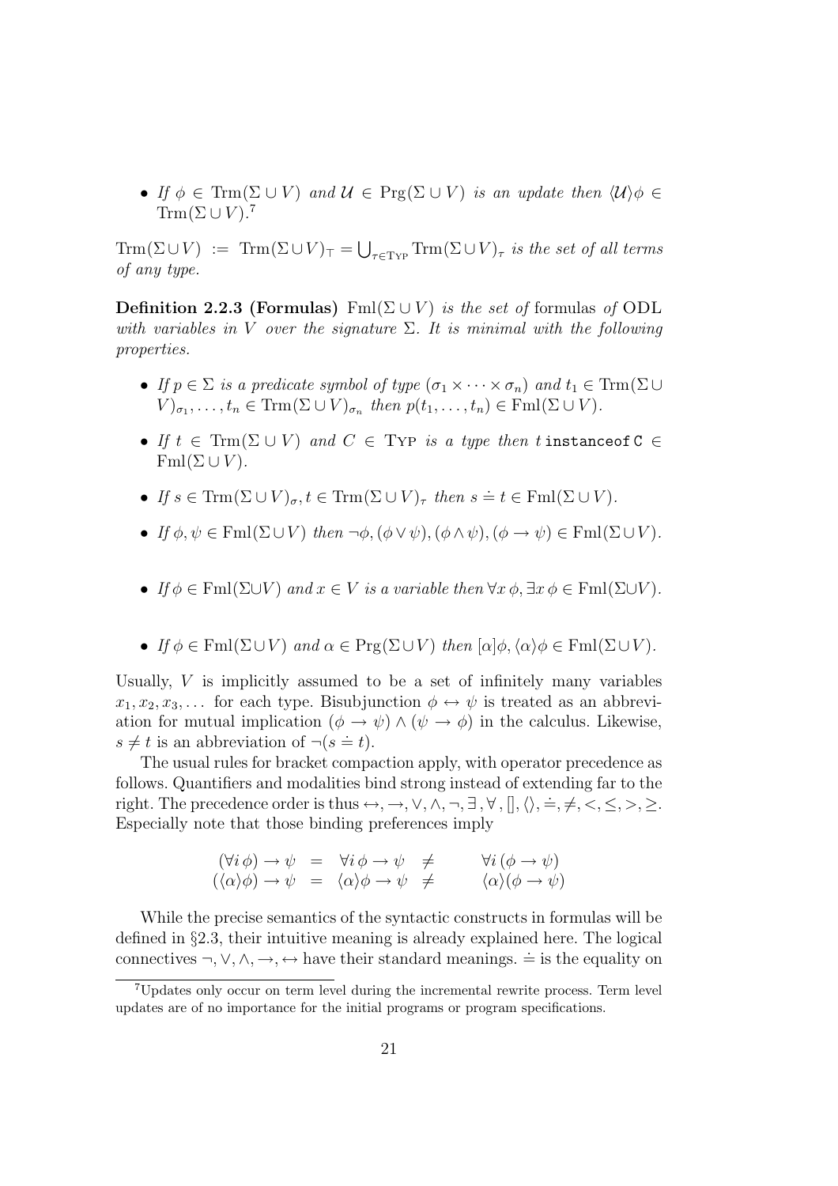- *If $\phi \in \mathrm{Trm}(\Sigma \cup V)$ and $\mathcal{U} \in \mathrm{Prg}(\Sigma \cup V)$ is an update then $\langle\mathcal{U}\rangle\phi \in \mathrm{Trm}(\Sigma \cup V)$.*[7]

$\mathrm{Trm}(\Sigma \cup V) := \mathrm{Trm}(\Sigma \cup V)_\top = \bigcup_{\tau \in \mathrm{TYP}} \mathrm{Trm}(\Sigma \cup V)_\tau$ *is the set of all terms of any type.*

**Definition 2.2.3 (Formulas)** *$\mathrm{Fml}(\Sigma \cup V)$ is the set of* formulas *of* ODL *with variables in $V$ over the signature $\Sigma$. It is minimal with the following properties.*

- *If $p \in \Sigma$ is a predicate symbol of type $(\sigma_1 \times \cdots \times \sigma_n)$ and $t_1 \in \mathrm{Trm}(\Sigma \cup V)_{\sigma_1}, \ldots, t_n \in \mathrm{Trm}(\Sigma \cup V)_{\sigma_n}$ then $p(t_1, \ldots, t_n) \in \mathrm{Fml}(\Sigma \cup V)$.*
- *If $t \in \mathrm{Trm}(\Sigma \cup V)$ and $C \in \mathrm{TYP}$ is a type then $t\, \mathtt{instanceof}\, \mathtt{C} \in \mathrm{Fml}(\Sigma \cup V)$.*
- *If $s \in \mathrm{Trm}(\Sigma \cup V)_\sigma, t \in \mathrm{Trm}(\Sigma \cup V)_\tau$ then $s \doteq t \in \mathrm{Fml}(\Sigma \cup V)$.*
- *If $\phi, \psi \in \mathrm{Fml}(\Sigma \cup V)$ then $\neg\phi, (\phi \vee \psi), (\phi \wedge \psi), (\phi \rightarrow \psi) \in \mathrm{Fml}(\Sigma \cup V)$.*
- *If $\phi \in \mathrm{Fml}(\Sigma \cup V)$ and $x \in V$ is a variable then $\forall x\, \phi, \exists x\, \phi \in \mathrm{Fml}(\Sigma \cup V)$.*
- *If $\phi \in \mathrm{Fml}(\Sigma \cup V)$ and $\alpha \in \mathrm{Prg}(\Sigma \cup V)$ then $[\alpha]\phi, \langle\alpha\rangle\phi \in \mathrm{Fml}(\Sigma \cup V)$.*

Usually, $V$ is implicitly assumed to be a set of infinitely many variables $x_1, x_2, x_3, \ldots$ for each type. Bisubjunction $\phi \leftrightarrow \psi$ is treated as an abbreviation for mutual implication $(\phi \rightarrow \psi) \wedge (\psi \rightarrow \phi)$ in the calculus. Likewise, $s \neq t$ is an abbreviation of $\neg(s \doteq t)$.

The usual rules for bracket compaction apply, with operator precedence as follows. Quantifiers and modalities bind strong instead of extending far to the right. The precedence order is thus $\leftrightarrow, \rightarrow, \vee, \wedge, \neg, \exists, \forall, [], \langle\rangle, \doteq, \neq, <, \leq, >, \geq$. Especially note that those binding preferences imply

$$
\begin{array}{rcll}
(\forall i\, \phi) \rightarrow \psi & = & \forall i\, \phi \rightarrow \psi \;\; \neq & \forall i\, (\phi \rightarrow \psi) \\
(\langle\alpha\rangle\phi) \rightarrow \psi & = & \langle\alpha\rangle\phi \rightarrow \psi \;\; \neq & \langle\alpha\rangle(\phi \rightarrow \psi)
\end{array}
$$

While the precise semantics of the syntactic constructs in formulas will be defined in §2.3, their intuitive meaning is already explained here. The logical connectives $\neg, \vee, \wedge, \rightarrow, \leftrightarrow$ have their standard meanings. $\doteq$ is the equality on

[7] Updates only occur on term level during the incremental rewrite process. Term level updates are of no importance for the initial programs or program specifications.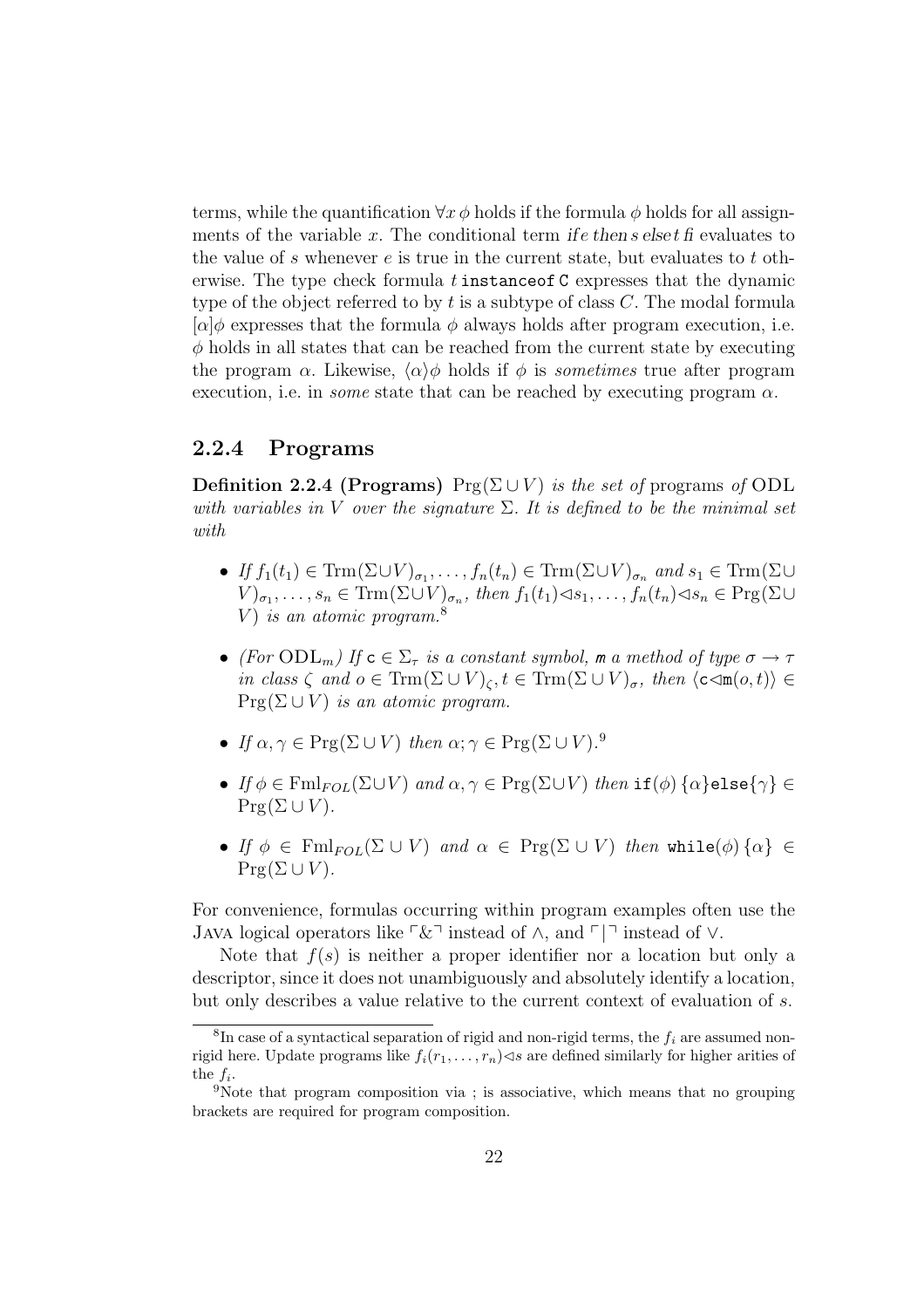terms, while the quantification $\forall x\, \phi$ holds if the formula $\phi$ holds for all assignments of the variable $x$. The conditional term *if e then s else t fi* evaluates to the value of $s$ whenever $e$ is true in the current state, but evaluates to $t$ otherwise. The type check formula $t$ `instanceof C` expresses that the dynamic type of the object referred to by $t$ is a subtype of class $C$. The modal formula $[\alpha]\phi$ expresses that the formula $\phi$ always holds after program execution, i.e. $\phi$ holds in all states that can be reached from the current state by executing the program $\alpha$. Likewise, $\langle\alpha\rangle\phi$ holds if $\phi$ is *sometimes* true after program execution, i.e. in *some* state that can be reached by executing program $\alpha$.

### 2.2.4 Programs

**Definition 2.2.4 (Programs)** *$\mathrm{Prg}(\Sigma \cup V)$ is the set of* programs *of* ODL *with variables in $V$ over the signature $\Sigma$. It is defined to be the minimal set with*

- *If $f_1(t_1) \in \mathrm{Trm}(\Sigma \cup V)_{\sigma_1}, \ldots, f_n(t_n) \in \mathrm{Trm}(\Sigma \cup V)_{\sigma_n}$ and $s_1 \in \mathrm{Trm}(\Sigma \cup V)_{\sigma_1}, \ldots, s_n \in \mathrm{Trm}(\Sigma \cup V)_{\sigma_n}$, then $f_1(t_1) \lhd s_1, \ldots, f_n(t_n) \lhd s_n \in \mathrm{Prg}(\Sigma \cup V)$ is an atomic program.*[8]
- *(For $\mathrm{ODL}_m$) If $\mathtt{c} \in \Sigma_\tau$ is a constant symbol, $\mathtt{m}$ a method of type $\sigma \to \tau$ in class $\zeta$ and $o \in \mathrm{Trm}(\Sigma \cup V)_\zeta, t \in \mathrm{Trm}(\Sigma \cup V)_\sigma$, then $\langle \mathtt{c} \lhd \mathtt{m}(o, t)\rangle \in \mathrm{Prg}(\Sigma \cup V)$ is an atomic program.*
- *If $\alpha, \gamma \in \mathrm{Prg}(\Sigma \cup V)$ then $\alpha; \gamma \in \mathrm{Prg}(\Sigma \cup V)$.*[9]
- *If $\phi \in \mathrm{Fml}_{FOL}(\Sigma \cup V)$ and $\alpha, \gamma \in \mathrm{Prg}(\Sigma \cup V)$ then $\mathtt{if}(\phi)\,\{\alpha\}\mathtt{else}\{\gamma\} \in \mathrm{Prg}(\Sigma \cup V)$.*
- *If $\phi \in \mathrm{Fml}_{FOL}(\Sigma \cup V)$ and $\alpha \in \mathrm{Prg}(\Sigma \cup V)$ then $\mathtt{while}(\phi)\,\{\alpha\} \in \mathrm{Prg}(\Sigma \cup V)$.*

For convenience, formulas occurring within program examples often use the JAVA logical operators like ⌜&⌝ instead of $\wedge$, and ⌜|⌝ instead of $\vee$.

Note that $f(s)$ is neither a proper identifier nor a location but only a descriptor, since it does not unambiguously and absolutely identify a location, but only describes a value relative to the current context of evaluation of $s$.

---

[8] In case of a syntactical separation of rigid and non-rigid terms, the $f_i$ are assumed non-rigid here. Update programs like $f_i(r_1, \ldots, r_n) \lhd s$ are defined similarly for higher arities of the $f_i$.

[9] Note that program composition via ; is associative, which means that no grouping brackets are required for program composition.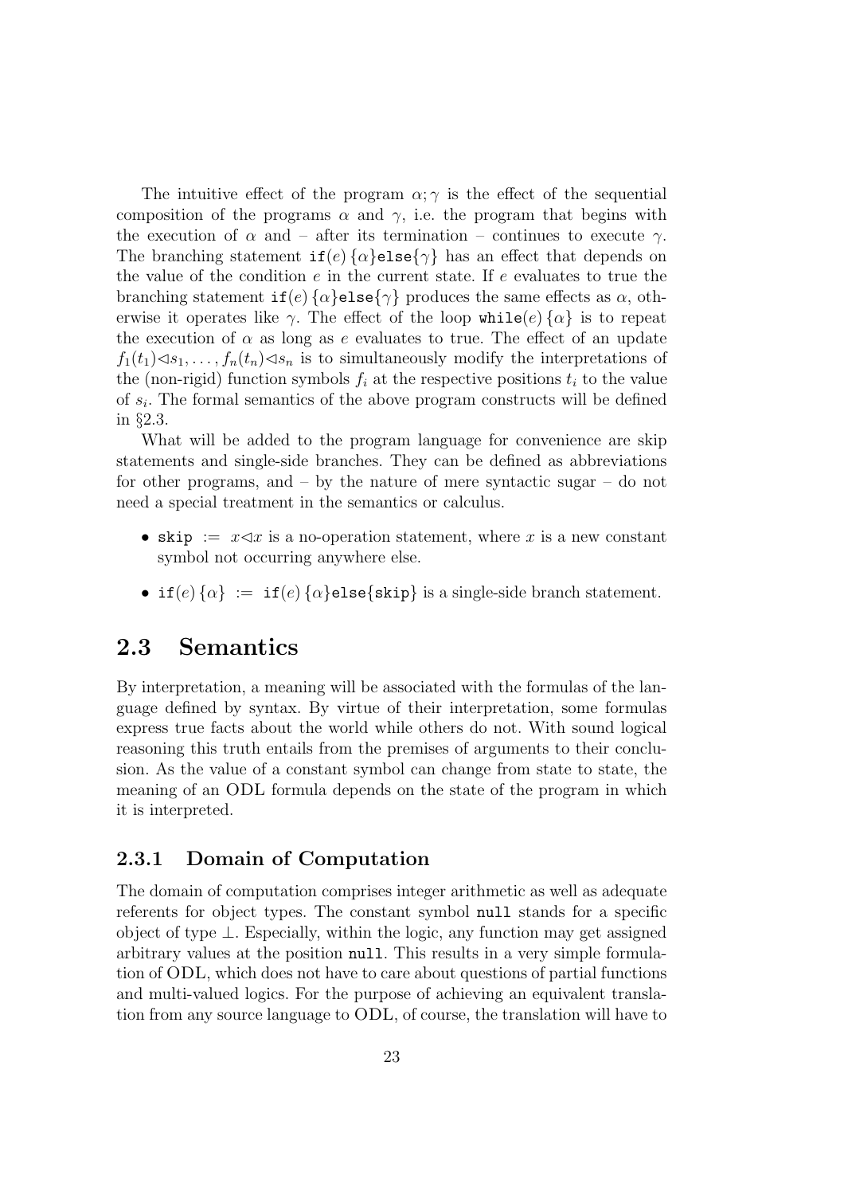The intuitive effect of the program $\alpha;\gamma$ is the effect of the sequential composition of the programs $\alpha$ and $\gamma$, i.e. the program that begins with the execution of $\alpha$ and – after its termination – continues to execute $\gamma$. The branching statement $\texttt{if}(e)\,\{\alpha\}\texttt{else}\{\gamma\}$ has an effect that depends on the value of the condition $e$ in the current state. If $e$ evaluates to true the branching statement $\texttt{if}(e)\,\{\alpha\}\texttt{else}\{\gamma\}$ produces the same effects as $\alpha$, otherwise it operates like $\gamma$. The effect of the loop $\texttt{while}(e)\,\{\alpha\}$ is to repeat the execution of $\alpha$ as long as $e$ evaluates to true. The effect of an update $f_1(t_1)\lhd s_1, \ldots, f_n(t_n)\lhd s_n$ is to simultaneously modify the interpretations of the (non-rigid) function symbols $f_i$ at the respective positions $t_i$ to the value of $s_i$. The formal semantics of the above program constructs will be defined in §2.3.

What will be added to the program language for convenience are skip statements and single-side branches. They can be defined as abbreviations for other programs, and – by the nature of mere syntactic sugar – do not need a special treatment in the semantics or calculus.

- $\texttt{skip} := x\lhd x$ is a no-operation statement, where $x$ is a new constant symbol not occurring anywhere else.
- $\texttt{if}(e)\,\{\alpha\} := \texttt{if}(e)\,\{\alpha\}\texttt{else}\{\texttt{skip}\}$ is a single-side branch statement.

## 2.3 Semantics

By interpretation, a meaning will be associated with the formulas of the language defined by syntax. By virtue of their interpretation, some formulas express true facts about the world while others do not. With sound logical reasoning this truth entails from the premises of arguments to their conclusion. As the value of a constant symbol can change from state to state, the meaning of an ODL formula depends on the state of the program in which it is interpreted.

### 2.3.1 Domain of Computation

The domain of computation comprises integer arithmetic as well as adequate referents for object types. The constant symbol `null` stands for a specific object of type $\bot$. Especially, within the logic, any function may get assigned arbitrary values at the position `null`. This results in a very simple formulation of ODL, which does not have to care about questions of partial functions and multi-valued logics. For the purpose of achieving an equivalent translation from any source language to ODL, of course, the translation will have to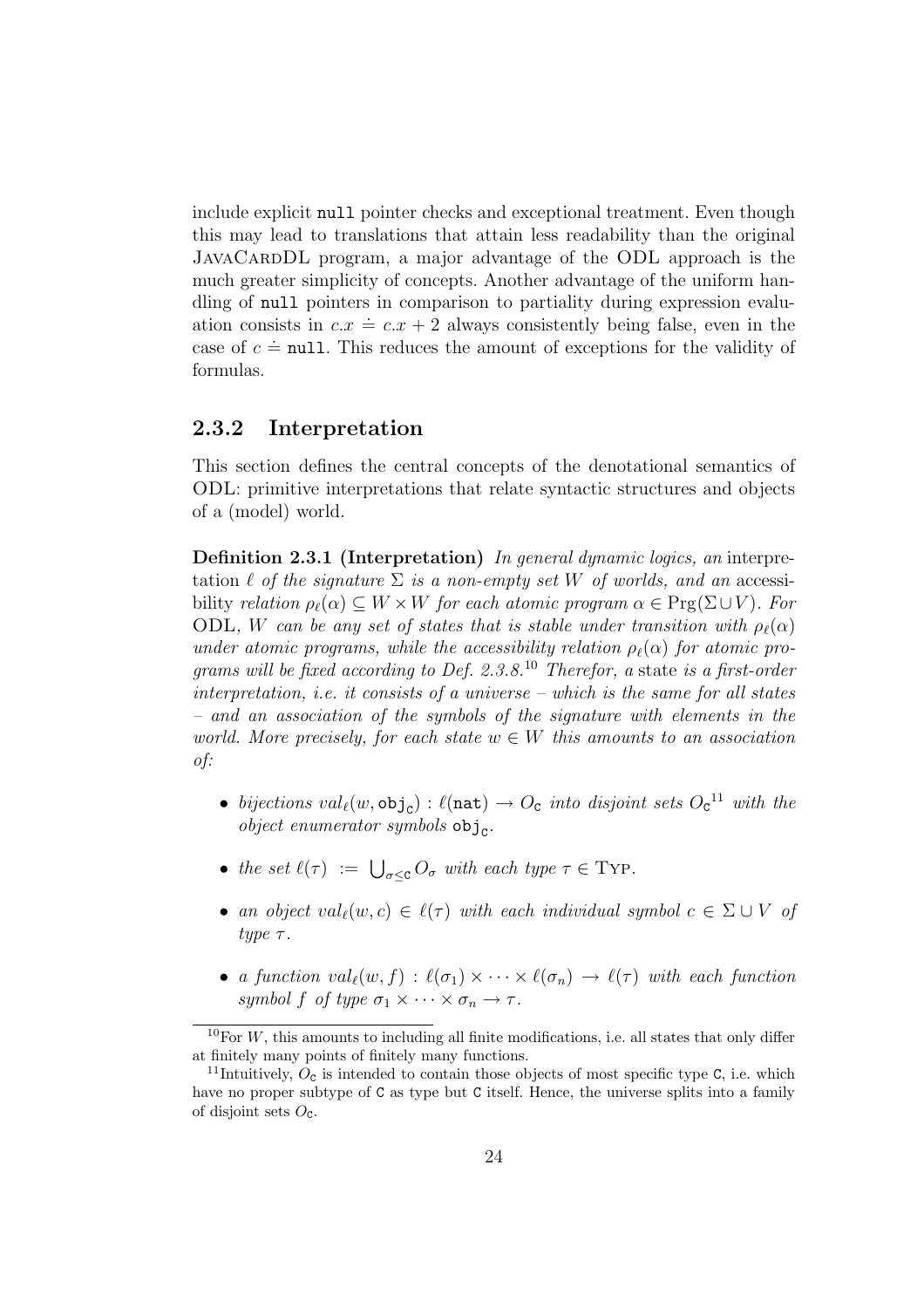include explicit `null` pointer checks and exceptional treatment. Even though this may lead to translations that attain less readability than the original JavaCardDL program, a major advantage of the ODL approach is the much greater simplicity of concepts. Another advantage of the uniform handling of `null` pointers in comparison to partiality during expression evaluation consists in $c.x \doteq c.x + 2$ always consistently being false, even in the case of $c \doteq \texttt{null}$. This reduces the amount of exceptions for the validity of formulas.

## 2.3.2 Interpretation

This section defines the central concepts of the denotational semantics of ODL: primitive interpretations that relate syntactic structures and objects of a (model) world.

**Definition 2.3.1 (Interpretation)** *In general dynamic logics, an* interpretation $\ell$ *of the signature* $\Sigma$ *is a non-empty set* $W$ *of worlds, and an* accessibility *relation* $\rho_\ell(\alpha) \subseteq W \times W$ *for each atomic program* $\alpha \in \mathrm{Prg}(\Sigma \cup V)$*. For* ODL*,* $W$ *can be any set of states that is stable under transition with* $\rho_\ell(\alpha)$ *under atomic programs, while the accessibility relation* $\rho_\ell(\alpha)$ *for atomic programs will be fixed according to Def. 2.3.8.*[10] *Therefor, a* state *is a first-order interpretation, i.e. it consists of a universe – which is the same for all states – and an association of the symbols of the signature with elements in the world. More precisely, for each state* $w \in W$ *this amounts to an association of:*

- *bijections* $val_\ell(w, \texttt{obj}_\texttt{C}) : \ell(\texttt{nat}) \to O_\texttt{C}$ *into disjoint sets* $O_\texttt{C}$[11] *with the object enumerator symbols* $\texttt{obj}_\texttt{C}$*.*
- *the set* $\ell(\tau) := \bigcup_{\sigma \leq \texttt{C}} O_\sigma$ *with each type* $\tau \in \mathrm{TYP}$*.*
- *an object* $val_\ell(w, c) \in \ell(\tau)$ *with each individual symbol* $c \in \Sigma \cup V$ *of type* $\tau$*.*
- *a function* $val_\ell(w, f) : \ell(\sigma_1) \times \cdots \times \ell(\sigma_n) \to \ell(\tau)$ *with each function symbol* $f$ *of type* $\sigma_1 \times \cdots \times \sigma_n \to \tau$*.*

---

[10] For $W$, this amounts to including all finite modifications, i.e. all states that only differ at finitely many points of finitely many functions.

[11] Intuitively, $O_\texttt{C}$ is intended to contain those objects of most specific type `C`, i.e. which have no proper subtype of `C` as type but `C` itself. Hence, the universe splits into a family of disjoint sets $O_\texttt{C}$.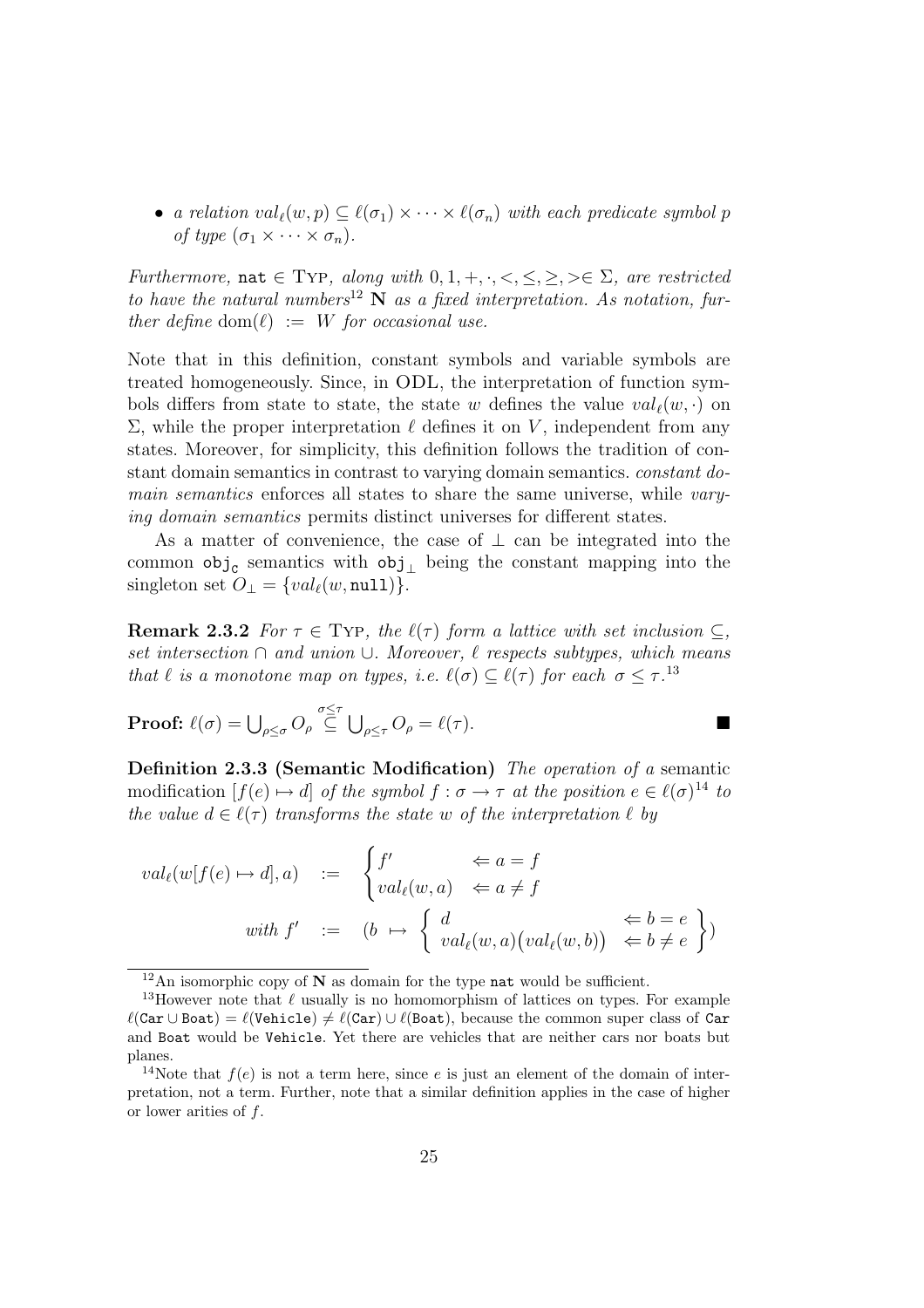- *a relation $val_\ell(w, p) \subseteq \ell(\sigma_1) \times \cdots \times \ell(\sigma_n)$ with each predicate symbol $p$ of type $(\sigma_1 \times \cdots \times \sigma_n)$.*

*Furthermore,* $\texttt{nat} \in \text{Typ}$*, along with* $0, 1, +, \cdot, <, \leq, \geq, > \in \Sigma$*, are restricted to have the natural numbers*[12] $\mathbf{N}$ *as a fixed interpretation. As notation, further define* $\text{dom}(\ell) := W$ *for occasional use.*

Note that in this definition, constant symbols and variable symbols are treated homogeneously. Since, in ODL, the interpretation of function symbols differs from state to state, the state $w$ defines the value $val_\ell(w, \cdot)$ on $\Sigma$, while the proper interpretation $\ell$ defines it on $V$, independent from any states. Moreover, for simplicity, this definition follows the tradition of constant domain semantics in contrast to varying domain semantics. *constant domain semantics* enforces all states to share the same universe, while *varying domain semantics* permits distinct universes for different states.

As a matter of convenience, the case of $\perp$ can be integrated into the common $\texttt{obj}_\texttt{C}$ semantics with $\texttt{obj}_\perp$ being the constant mapping into the singleton set $O_\perp = \{val_\ell(w, \texttt{null})\}$.

**Remark 2.3.2** *For $\tau \in \text{Typ}$, the $\ell(\tau)$ form a lattice with set inclusion $\subseteq$, set intersection $\cap$ and union $\cup$. Moreover, $\ell$ respects subtypes, which means that $\ell$ is a monotone map on types, i.e. $\ell(\sigma) \subseteq \ell(\tau)$ for each $\sigma \leq \tau$.*[13]

**Proof:** $\ell(\sigma) = \bigcup_{\rho \leq \sigma} O_\rho \overset{\sigma \leq \tau}{\subseteq} \bigcup_{\rho \leq \tau} O_\rho = \ell(\tau)$. ∎

**Definition 2.3.3 (Semantic Modification)** *The operation of a* semantic modification $[f(e) \mapsto d]$ *of the symbol $f : \sigma \to \tau$ at the position $e \in \ell(\sigma)$*[14] *to the value $d \in \ell(\tau)$ transforms the state $w$ of the interpretation $\ell$ by*

$$val_\ell(w[f(e) \mapsto d], a) \quad := \quad \begin{cases} f' & \Leftarrow a = f \\ val_\ell(w, a) & \Leftarrow a \neq f \end{cases}$$

$$\text{with } f' \quad := \quad \left(b \;\mapsto\; \left\{ \begin{array}{ll} d & \Leftarrow b = e \\ val_\ell(w, a)\big(val_\ell(w, b)\big) & \Leftarrow b \neq e \end{array} \right\}\right)$$

---

[12] An isomorphic copy of $\mathbf{N}$ as domain for the type nat would be sufficient.

[13] However note that $\ell$ usually is no homomorphism of lattices on types. For example $\ell(\texttt{Car} \cup \texttt{Boat}) = \ell(\texttt{Vehicle}) \neq \ell(\texttt{Car}) \cup \ell(\texttt{Boat})$, because the common super class of Car and Boat would be Vehicle. Yet there are vehicles that are neither cars nor boats but planes.

[14] Note that $f(e)$ is not a term here, since $e$ is just an element of the domain of interpretation, not a term. Further, note that a similar definition applies in the case of higher or lower arities of $f$.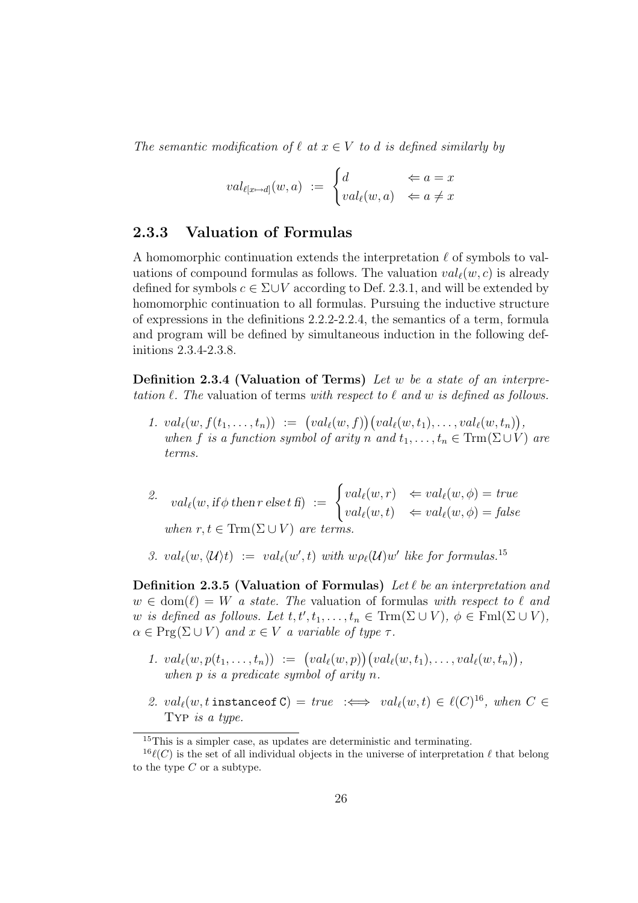*The semantic modification of $\ell$ at $x \in V$ to $d$ is defined similarly by*

$$val_{\ell[x \mapsto d]}(w, a) \;:=\; \begin{cases} d & \Leftarrow a = x \\ val_\ell(w, a) & \Leftarrow a \neq x \end{cases}$$

### 2.3.3 Valuation of Formulas

A homomorphic continuation extends the interpretation $\ell$ of symbols to valuations of compound formulas as follows. The valuation $val_\ell(w, c)$ is already defined for symbols $c \in \Sigma \cup V$ according to Def. 2.3.1, and will be extended by homomorphic continuation to all formulas. Pursuing the inductive structure of expressions in the definitions 2.2.2-2.2.4, the semantics of a term, formula and program will be defined by simultaneous induction in the following definitions 2.3.4-2.3.8.

**Definition 2.3.4 (Valuation of Terms)** *Let $w$ be a state of an interpretation $\ell$. The* valuation of terms *with respect to $\ell$ and $w$ is defined as follows.*

1. $val_\ell(w, f(t_1, \ldots, t_n)) \;:=\; \big(val_\ell(w, f)\big)\big(val_\ell(w, t_1), \ldots, val_\ell(w, t_n)\big)$, *when $f$ is a function symbol of arity $n$ and $t_1, \ldots, t_n \in \mathrm{Trm}(\Sigma \cup V)$ are terms.*

2. $$val_\ell(w, \mathrm{if}\,\phi\,\mathrm{then}\,r\,\mathrm{else}\,t\,\mathrm{fi}) \;:=\; \begin{cases} val_\ell(w, r) & \Leftarrow val_\ell(w, \phi) = \mathit{true} \\ val_\ell(w, t) & \Leftarrow val_\ell(w, \phi) = \mathit{false} \end{cases}$$ *when $r, t \in \mathrm{Trm}(\Sigma \cup V)$ are terms.*

3. $val_\ell(w, \langle \mathcal{U} \rangle t) \;:=\; val_\ell(w', t)$ *with $w \rho_\ell(\mathcal{U}) w'$ like for formulas.*[15]

**Definition 2.3.5 (Valuation of Formulas)** *Let $\ell$ be an interpretation and $w \in \mathrm{dom}(\ell) = W$ a state. The* valuation of formulas *with respect to $\ell$ and $w$ is defined as follows. Let $t, t', t_1, \ldots, t_n \in \mathrm{Trm}(\Sigma \cup V)$, $\phi \in \mathrm{Fml}(\Sigma \cup V)$, $\alpha \in \mathrm{Prg}(\Sigma \cup V)$ and $x \in V$ a variable of type $\tau$.*

1. $val_\ell(w, p(t_1, \ldots, t_n)) \;:=\; \big(val_\ell(w, p)\big)\big(val_\ell(w, t_1), \ldots, val_\ell(w, t_n)\big)$, *when $p$ is a predicate symbol of arity $n$.*

2. $val_\ell(w, t\; \texttt{instanceof C}) = \mathit{true} \;\; :\Longleftrightarrow \;\; val_\ell(w, t) \in \ell(C)$[16], *when $C \in$ Typ is a type.*

[15] This is a simpler case, as updates are deterministic and terminating.

[16] $\ell(C)$ is the set of all individual objects in the universe of interpretation $\ell$ that belong to the type $C$ or a subtype.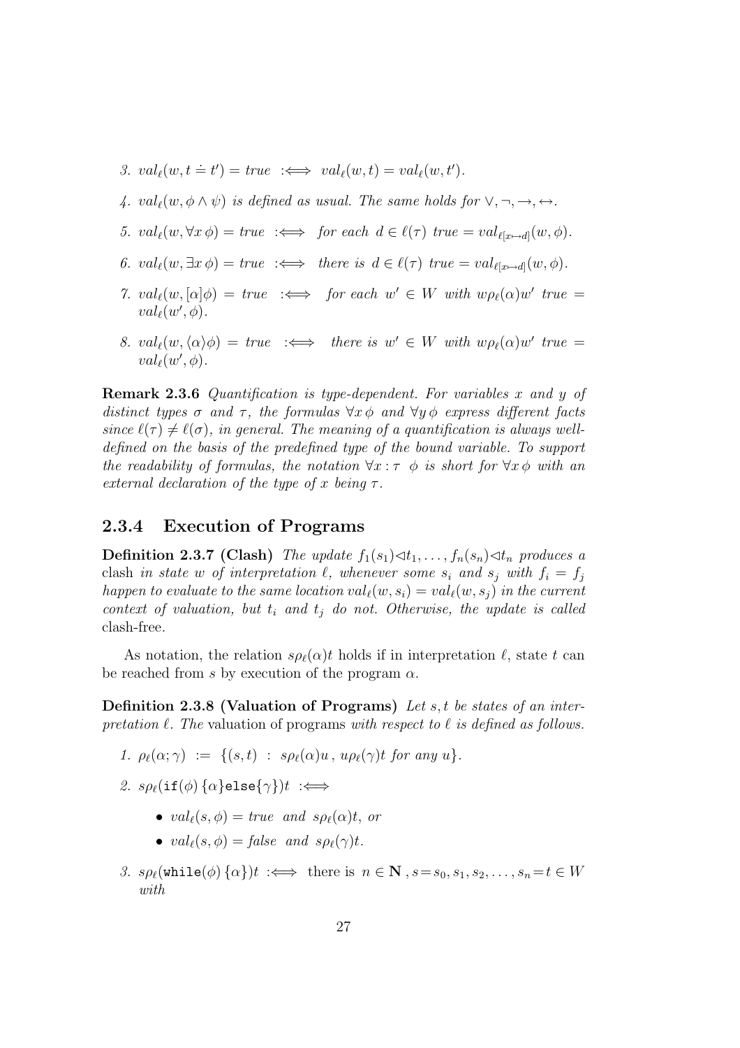3. $val_\ell(w, t \doteq t') = true \;:\Longleftrightarrow\; val_\ell(w,t) = val_\ell(w,t')$.

4. $val_\ell(w, \phi \wedge \psi)$ *is defined as usual. The same holds for* $\vee, \neg, \rightarrow, \leftrightarrow$.

5. $val_\ell(w, \forall x\, \phi) = true \;:\Longleftrightarrow\;$ *for each* $d \in \ell(\tau)$ $true = val_{\ell[x \mapsto d]}(w, \phi)$.

6. $val_\ell(w, \exists x\, \phi) = true \;:\Longleftrightarrow\;$ *there is* $d \in \ell(\tau)$ $true = val_{\ell[x \mapsto d]}(w, \phi)$.

7. $val_\ell(w, [\alpha]\phi) = true \;:\Longleftrightarrow\;$ *for each* $w' \in W$ *with* $w \rho_\ell(\alpha) w'$ $true = val_\ell(w', \phi)$.

8. $val_\ell(w, \langle\alpha\rangle\phi) = true \;:\Longleftrightarrow\;$ *there is* $w' \in W$ *with* $w \rho_\ell(\alpha) w'$ $true = val_\ell(w', \phi)$.

**Remark 2.3.6** *Quantification is type-dependent. For variables $x$ and $y$ of distinct types $\sigma$ and $\tau$, the formulas $\forall x\, \phi$ and $\forall y\, \phi$ express different facts since $\ell(\tau) \neq \ell(\sigma)$, in general. The meaning of a quantification is always well-defined on the basis of the predefined type of the bound variable. To support the readability of formulas, the notation $\forall x : \tau \;\; \phi$ is short for $\forall x\, \phi$ with an external declaration of the type of $x$ being $\tau$.*

### 2.3.4 Execution of Programs

**Definition 2.3.7 (Clash)** *The update $f_1(s_1) \lhd t_1, \ldots, f_n(s_n) \lhd t_n$ produces a* clash *in state $w$ of interpretation $\ell$, whenever some $s_i$ and $s_j$ with $f_i = f_j$ happen to evaluate to the same location $val_\ell(w, s_i) = val_\ell(w, s_j)$ in the current context of valuation, but $t_i$ and $t_j$ do not. Otherwise, the update is called* clash-free.

As notation, the relation $s \rho_\ell(\alpha) t$ holds if in interpretation $\ell$, state $t$ can be reached from $s$ by execution of the program $\alpha$.

**Definition 2.3.8 (Valuation of Programs)** *Let $s, t$ be states of an interpretation $\ell$. The* valuation of programs *with respect to $\ell$ is defined as follows.*

1. $\rho_\ell(\alpha; \gamma) \;:=\; \{(s,t) \;:\; s \rho_\ell(\alpha) u\,,\, u \rho_\ell(\gamma) t \text{ for any } u\}$.

2. $s \rho_\ell(\mathtt{if}(\phi)\,\{\alpha\}\mathtt{else}\{\gamma\}) t \;:\Longleftrightarrow$
   - $val_\ell(s, \phi) = true$ *and* $s \rho_\ell(\alpha) t$, *or*
   - $val_\ell(s, \phi) = false$ *and* $s \rho_\ell(\gamma) t$.

3. $s \rho_\ell(\mathtt{while}(\phi)\,\{\alpha\}) t \;:\Longleftrightarrow\;$ there is $n \in \mathbf{N}$ , $s = s_0, s_1, s_2, \ldots, s_n = t \in W$ *with*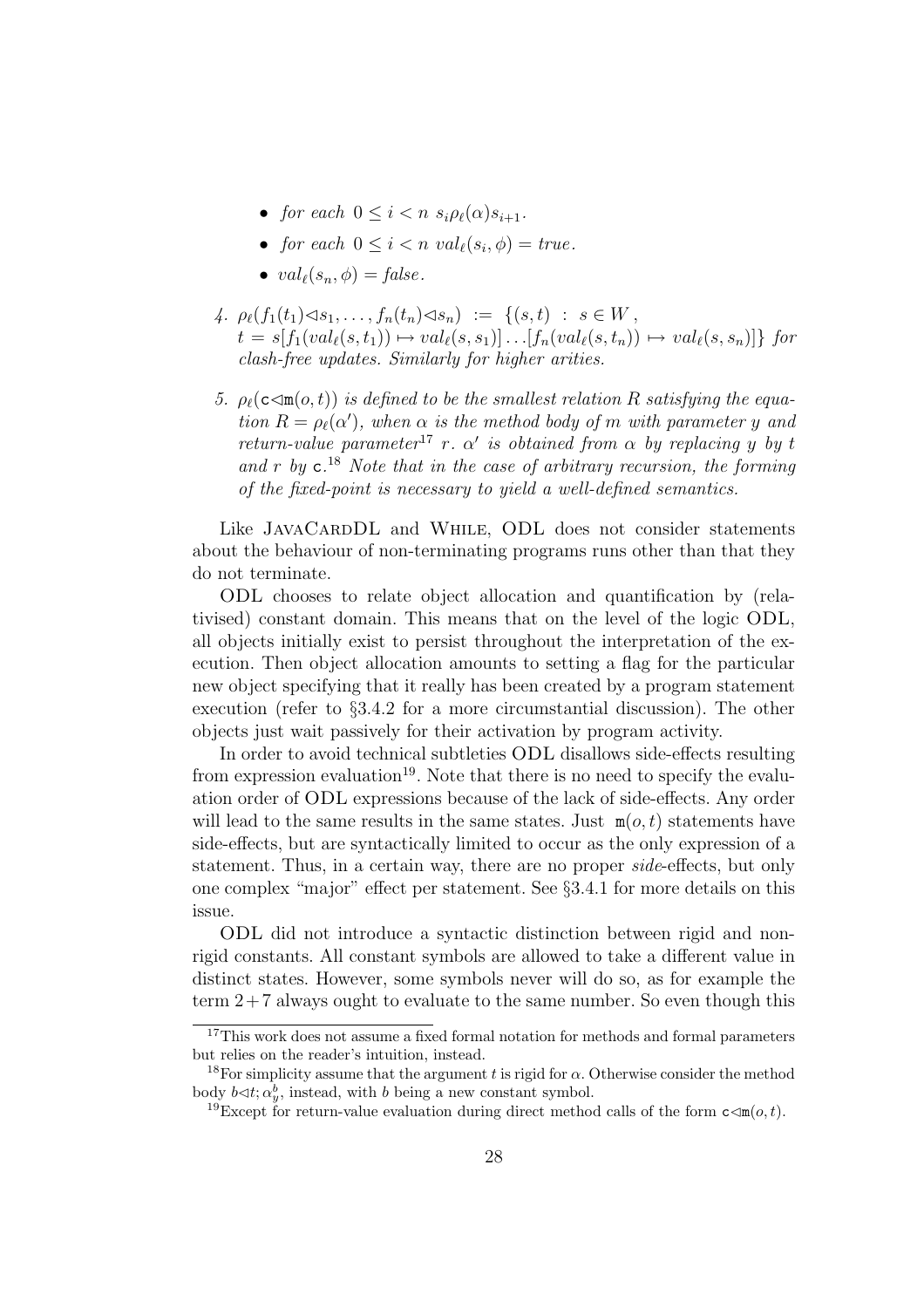- *for each* $0 \le i < n$ $s_i \rho_\ell(\alpha) s_{i+1}$.
- *for each* $0 \le i < n$ $val_\ell(s_i, \phi) = true$.
- $val_\ell(s_n, \phi) = false$.

4. $\rho_\ell(f_1(t_1) \lhd s_1, \ldots, f_n(t_n) \lhd s_n) := \{(s,t) : s \in W,$ $t = s[f_1(val_\ell(s,t_1)) \mapsto val_\ell(s,s_1)] \ldots [f_n(val_\ell(s,t_n)) \mapsto val_\ell(s,s_n)]\}$ *for clash-free updates. Similarly for higher arities.*

5. $\rho_\ell(\mathtt{c} \lhd \mathtt{m}(o,t))$ *is defined to be the smallest relation* $R$ *satisfying the equation* $R = \rho_\ell(\alpha')$*, when* $\alpha$ *is the method body of* $m$ *with parameter* $y$ *and return-value parameter*[17] $r$*.* $\alpha'$ *is obtained from* $\alpha$ *by replacing* $y$ *by* $t$ *and* $r$ *by* $\mathtt{c}$*.*[18] *Note that in the case of arbitrary recursion, the forming of the fixed-point is necessary to yield a well-defined semantics.*

Like JavaCardDL and While, ODL does not consider statements about the behaviour of non-terminating programs runs other than that they do not terminate.

ODL chooses to relate object allocation and quantification by (relativised) constant domain. This means that on the level of the logic ODL, all objects initially exist to persist throughout the interpretation of the execution. Then object allocation amounts to setting a flag for the particular new object specifying that it really has been created by a program statement execution (refer to §3.4.2 for a more circumstantial discussion). The other objects just wait passively for their activation by program activity.

In order to avoid technical subtleties ODL disallows side-effects resulting from expression evaluation[19]. Note that there is no need to specify the evaluation order of ODL expressions because of the lack of side-effects. Any order will lead to the same results in the same states. Just $\mathtt{m}(o,t)$ statements have side-effects, but are syntactically limited to occur as the only expression of a statement. Thus, in a certain way, there are no proper *side*-effects, but only one complex "major" effect per statement. See §3.4.1 for more details on this issue.

ODL did not introduce a syntactic distinction between rigid and non-rigid constants. All constant symbols are allowed to take a different value in distinct states. However, some symbols never will do so, as for example the term $2+7$ always ought to evaluate to the same number. So even though this

---

[17] This work does not assume a fixed formal notation for methods and formal parameters but relies on the reader's intuition, instead.

[18] For simplicity assume that the argument $t$ is rigid for $\alpha$. Otherwise consider the method body $b \lhd t; \alpha_y^b$, instead, with $b$ being a new constant symbol.

[19] Except for return-value evaluation during direct method calls of the form $\mathtt{c} \lhd \mathtt{m}(o,t)$.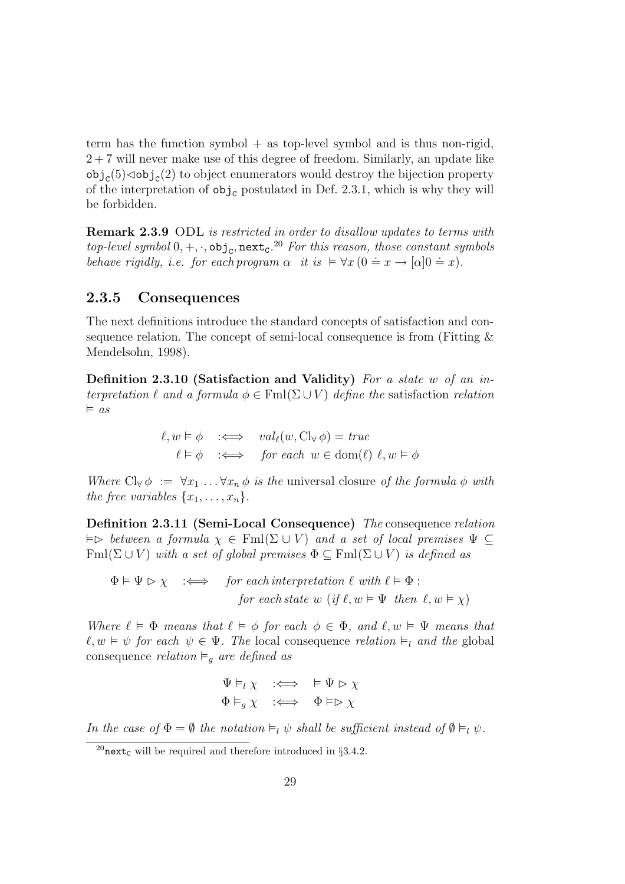term has the function symbol + as top-level symbol and is thus non-rigid, $2+7$ will never make use of this degree of freedom. Similarly, an update like $\mathtt{obj_C}(5) \lhd \mathtt{obj_C}(2)$ to object enumerators would destroy the bijection property of the interpretation of $\mathtt{obj_C}$ postulated in Def. 2.3.1, which is why they will be forbidden.

**Remark 2.3.9** ODL *is restricted in order to disallow updates to terms with top-level symbol* $0, +, \cdot, \mathtt{obj_C}, \mathtt{next_C}$.[20] *For this reason, those constant symbols behave rigidly, i.e. for each program* $\alpha$ *it is* $\vDash \forall x\, (0 \doteq x \rightarrow [\alpha] 0 \doteq x)$.

### 2.3.5 Consequences

The next definitions introduce the standard concepts of satisfaction and consequence relation. The concept of semi-local consequence is from (Fitting & Mendelsohn, 1998).

**Definition 2.3.10 (Satisfaction and Validity)** *For a state* $w$ *of an interpretation* $\ell$ *and a formula* $\phi \in \mathrm{Fml}(\Sigma \cup V)$ *define the* satisfaction *relation* $\vDash$ *as*

$$\ell, w \vDash \phi \quad :\Longleftrightarrow \quad val_\ell(w, \mathrm{Cl}_\forall\, \phi) = true$$
$$\ell \vDash \phi \quad :\Longleftrightarrow \quad \text{for each } w \in \mathrm{dom}(\ell)\ \ell, w \vDash \phi$$

*Where* $\mathrm{Cl}_\forall\, \phi := \forall x_1 \ldots \forall x_n\, \phi$ *is the* universal closure *of the formula* $\phi$ *with the free variables* $\{x_1, \ldots, x_n\}$.

**Definition 2.3.11 (Semi-Local Consequence)** *The* consequence *relation* $\vDash\rhd$ *between a formula* $\chi \in \mathrm{Fml}(\Sigma \cup V)$ *and a set of local premises* $\Psi \subseteq \mathrm{Fml}(\Sigma \cup V)$ *with a set of global premises* $\Phi \subseteq \mathrm{Fml}(\Sigma \cup V)$ *is defined as*

$$\Phi \vDash \Psi \rhd \chi \quad :\Longleftrightarrow \quad \text{for each interpretation } \ell \text{ with } \ell \vDash \Phi :$$
$$\text{for each state } w \text{ (if } \ell, w \vDash \Psi \text{ then } \ell, w \vDash \chi)$$

*Where* $\ell \vDash \Phi$ *means that* $\ell \vDash \phi$ *for each* $\phi \in \Phi$, *and* $\ell, w \vDash \Psi$ *means that* $\ell, w \vDash \psi$ *for each* $\psi \in \Psi$. *The* local consequence *relation* $\vDash_l$ *and the* global consequence *relation* $\vDash_g$ *are defined as*

$$\Psi \vDash_l \chi \quad :\Longleftrightarrow \quad \vDash \Psi \rhd \chi$$
$$\Phi \vDash_g \chi \quad :\Longleftrightarrow \quad \Phi \vDash\rhd \chi$$

*In the case of* $\Phi = \emptyset$ *the notation* $\vDash_l \psi$ *shall be sufficient instead of* $\emptyset \vDash_l \psi$.

[20] $\mathtt{next_C}$ will be required and therefore introduced in §3.4.2.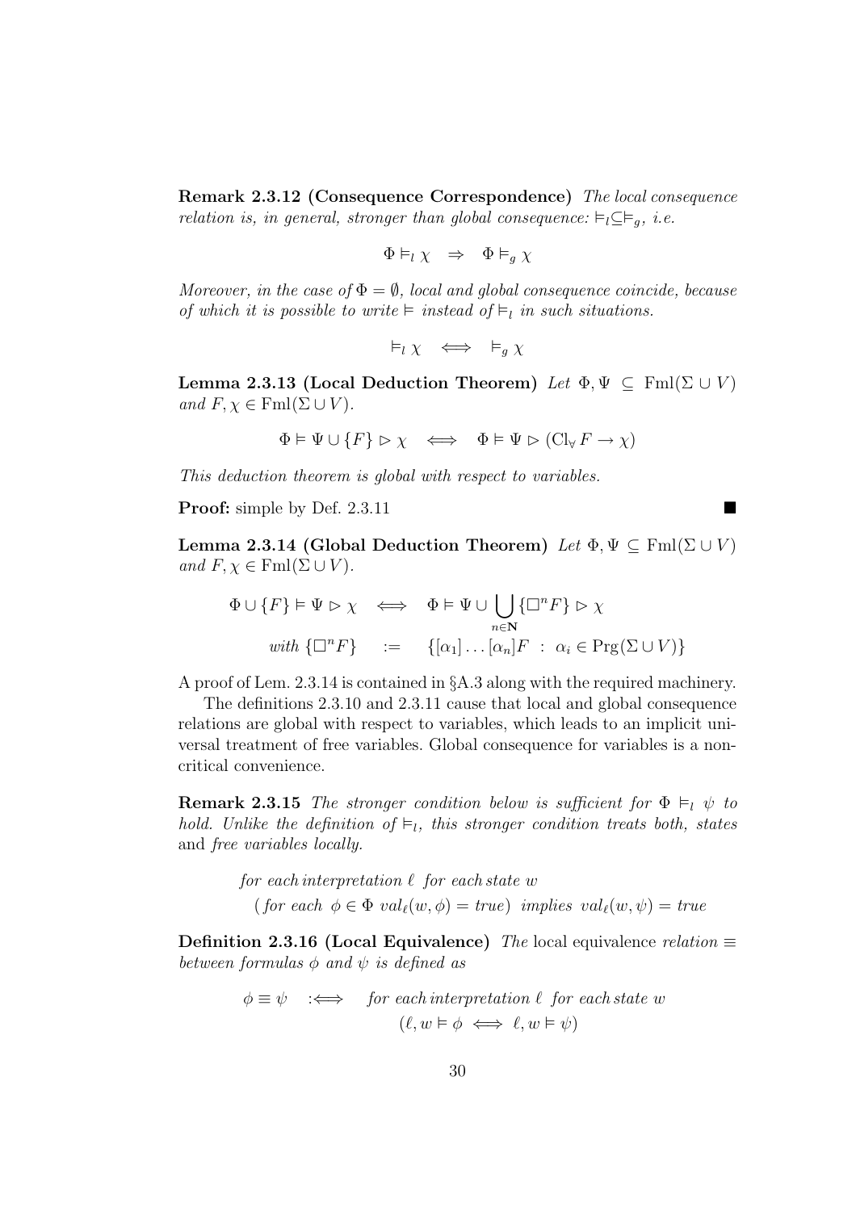**Remark 2.3.12 (Consequence Correspondence)** *The local consequence relation is, in general, stronger than global consequence:* $\vDash_l \subseteq \vDash_g$, *i.e.*

$$\Phi \vDash_l \chi \quad \Rightarrow \quad \Phi \vDash_g \chi$$

*Moreover, in the case of* $\Phi = \emptyset$*, local and global consequence coincide, because of which it is possible to write* $\vDash$ *instead of* $\vDash_l$ *in such situations.*

$$\vDash_l \chi \quad \Longleftrightarrow \quad \vDash_g \chi$$

**Lemma 2.3.13 (Local Deduction Theorem)** *Let* $\Phi, \Psi \subseteq \mathrm{Fml}(\Sigma \cup V)$ *and* $F, \chi \in \mathrm{Fml}(\Sigma \cup V)$.

$$\Phi \vDash \Psi \cup \{F\} \rhd \chi \quad \Longleftrightarrow \quad \Phi \vDash \Psi \rhd (\mathrm{Cl}_\forall F \to \chi)$$

*This deduction theorem is global with respect to variables.*

**Proof:** simple by Def. 2.3.11 ∎

**Lemma 2.3.14 (Global Deduction Theorem)** *Let* $\Phi, \Psi \subseteq \mathrm{Fml}(\Sigma \cup V)$ *and* $F, \chi \in \mathrm{Fml}(\Sigma \cup V)$.

$$\Phi \cup \{F\} \vDash \Psi \rhd \chi \quad \Longleftrightarrow \quad \Phi \vDash \Psi \cup \bigcup_{n \in \mathbf{N}} \{\Box^n F\} \rhd \chi$$

$$\textit{with } \{\Box^n F\} \quad := \quad \{[\alpha_1] \ldots [\alpha_n] F \ : \ \alpha_i \in \mathrm{Prg}(\Sigma \cup V)\}$$

A proof of Lem. 2.3.14 is contained in §A.3 along with the required machinery.

The definitions 2.3.10 and 2.3.11 cause that local and global consequence relations are global with respect to variables, which leads to an implicit universal treatment of free variables. Global consequence for variables is a noncritical convenience.

**Remark 2.3.15** *The stronger condition below is sufficient for* $\Phi \vDash_l \psi$ *to hold. Unlike the definition of* $\vDash_l$*, this stronger condition treats both, states* and *free variables locally.*

*for each interpretation* $\ell$ *for each state* $w$
( *for each* $\phi \in \Phi$ $val_\ell(w, \phi) = true$) *implies* $val_\ell(w, \psi) = true$

**Definition 2.3.16 (Local Equivalence)** *The* local equivalence *relation* $\equiv$ *between formulas* $\phi$ *and* $\psi$ *is defined as*

$$\phi \equiv \psi \quad :\Longleftrightarrow \quad \textit{for each interpretation } \ell \textit{ for each state } w \quad (\ell, w \vDash \phi \iff \ell, w \vDash \psi)$$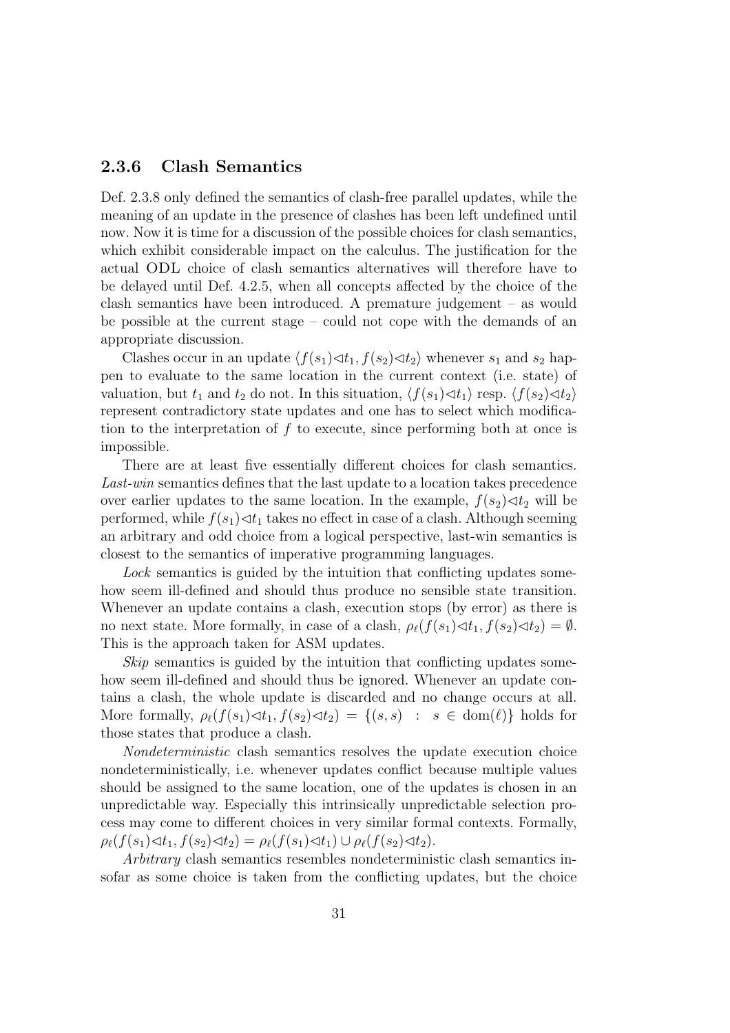### 2.3.6 Clash Semantics

Def. 2.3.8 only defined the semantics of clash-free parallel updates, while the meaning of an update in the presence of clashes has been left undefined until now. Now it is time for a discussion of the possible choices for clash semantics, which exhibit considerable impact on the calculus. The justification for the actual ODL choice of clash semantics alternatives will therefore have to be delayed until Def. 4.2.5, when all concepts affected by the choice of the clash semantics have been introduced. A premature judgement – as would be possible at the current stage – could not cope with the demands of an appropriate discussion.

Clashes occur in an update $\langle f(s_1) \lhd t_1, f(s_2) \lhd t_2 \rangle$ whenever $s_1$ and $s_2$ happen to evaluate to the same location in the current context (i.e. state) of valuation, but $t_1$ and $t_2$ do not. In this situation, $\langle f(s_1) \lhd t_1 \rangle$ resp. $\langle f(s_2) \lhd t_2 \rangle$ represent contradictory state updates and one has to select which modification to the interpretation of $f$ to execute, since performing both at once is impossible.

There are at least five essentially different choices for clash semantics. *Last-win* semantics defines that the last update to a location takes precedence over earlier updates to the same location. In the example, $f(s_2) \lhd t_2$ will be performed, while $f(s_1) \lhd t_1$ takes no effect in case of a clash. Although seeming an arbitrary and odd choice from a logical perspective, last-win semantics is closest to the semantics of imperative programming languages.

*Lock* semantics is guided by the intuition that conflicting updates somehow seem ill-defined and should thus produce no sensible state transition. Whenever an update contains a clash, execution stops (by error) as there is no next state. More formally, in case of a clash, $\rho_\ell(f(s_1) \lhd t_1, f(s_2) \lhd t_2) = \emptyset$. This is the approach taken for ASM updates.

*Skip* semantics is guided by the intuition that conflicting updates somehow seem ill-defined and should thus be ignored. Whenever an update contains a clash, the whole update is discarded and no change occurs at all. More formally, $\rho_\ell(f(s_1) \lhd t_1, f(s_2) \lhd t_2) = \{(s, s) \ : \ s \in \mathrm{dom}(\ell)\}$ holds for those states that produce a clash.

*Nondeterministic* clash semantics resolves the update execution choice nondeterministically, i.e. whenever updates conflict because multiple values should be assigned to the same location, one of the updates is chosen in an unpredictable way. Especially this intrinsically unpredictable selection process may come to different choices in very similar formal contexts. Formally, $\rho_\ell(f(s_1) \lhd t_1, f(s_2) \lhd t_2) = \rho_\ell(f(s_1) \lhd t_1) \cup \rho_\ell(f(s_2) \lhd t_2)$.

*Arbitrary* clash semantics resembles nondeterministic clash semantics insofar as some choice is taken from the conflicting updates, but the choice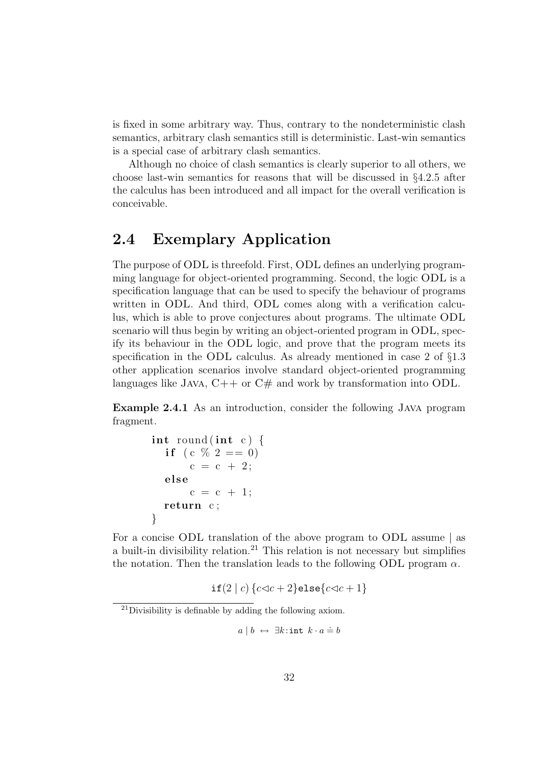is fixed in some arbitrary way. Thus, contrary to the nondeterministic clash semantics, arbitrary clash semantics still is deterministic. Last-win semantics is a special case of arbitrary clash semantics.

Although no choice of clash semantics is clearly superior to all others, we choose last-win semantics for reasons that will be discussed in §4.2.5 after the calculus has been introduced and all impact for the overall verification is conceivable.

## 2.4 Exemplary Application

The purpose of ODL is threefold. First, ODL defines an underlying programming language for object-oriented programming. Second, the logic ODL is a specification language that can be used to specify the behaviour of programs written in ODL. And third, ODL comes along with a verification calculus, which is able to prove conjectures about programs. The ultimate ODL scenario will thus begin by writing an object-oriented program in ODL, specify its behaviour in the ODL logic, and prove that the program meets its specification in the ODL calculus. As already mentioned in case 2 of §1.3 other application scenarios involve standard object-oriented programming languages like Java, C++ or C# and work by transformation into ODL.

**Example 2.4.1** As an introduction, consider the following Java program fragment.

```
int round(int c) {
   if (c % 2 == 0)
        c = c + 2;
   else
        c = c + 1;
   return c;
}
```

For a concise ODL translation of the above program to ODL assume $|$ as a built-in divisibility relation.[21] This relation is not necessary but simplifies the notation. Then the translation leads to the following ODL program $\alpha$.

$$\texttt{if}(2 \mid c)\,\{c \lhd c+2\}\texttt{else}\{c \lhd c+1\}$$

[21] Divisibility is definable by adding the following axiom.

$$a \mid b \;\leftrightarrow\; \exists k\!:\!\texttt{int}\; k \cdot a \doteq b$$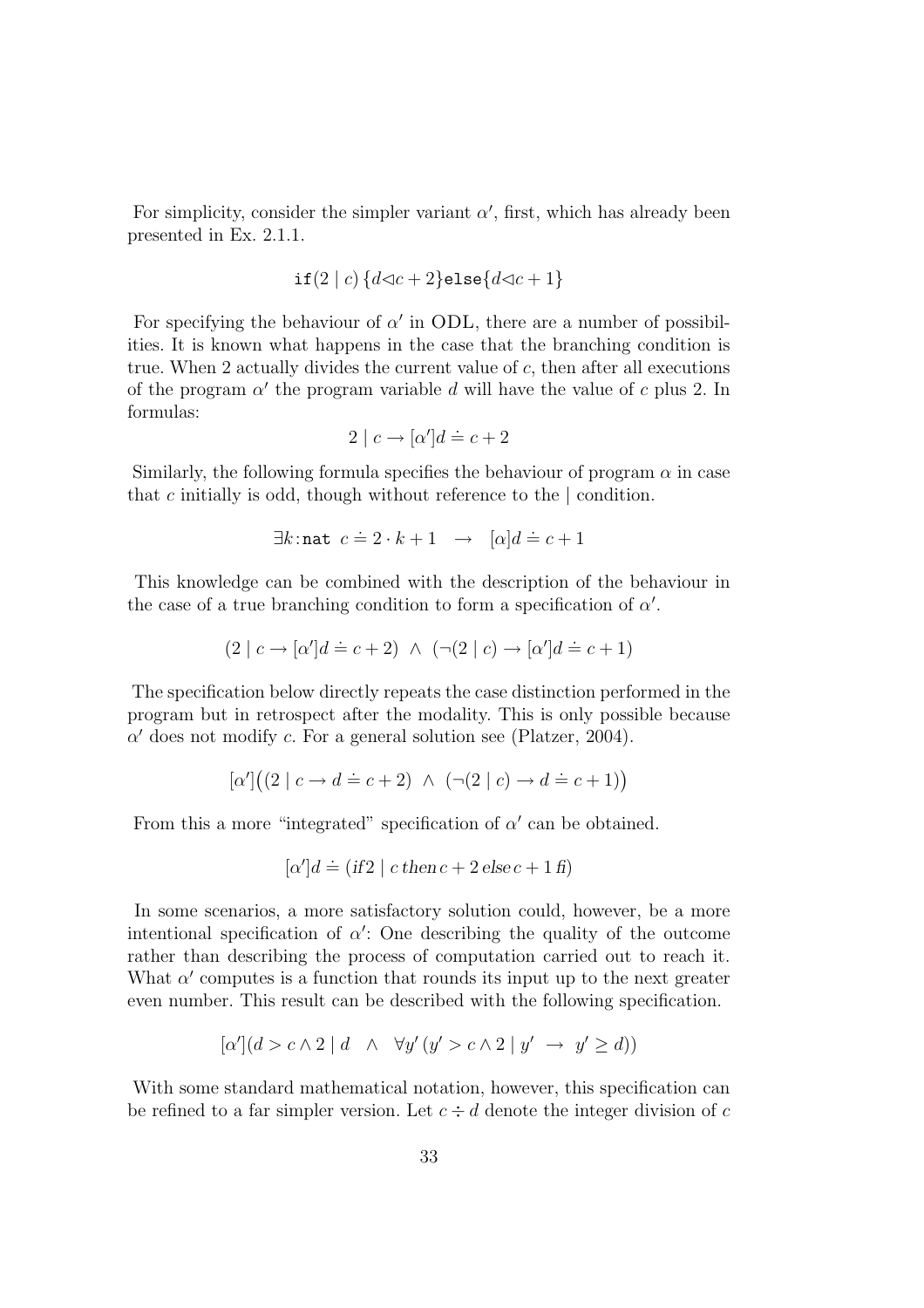For simplicity, consider the simpler variant $\alpha'$, first, which has already been presented in Ex. 2.1.1.

$$\mathtt{if}(2 \mid c)\,\{d \lhd c+2\}\mathtt{else}\{d \lhd c+1\}$$

For specifying the behaviour of $\alpha'$ in ODL, there are a number of possibilities. It is known what happens in the case that the branching condition is true. When 2 actually divides the current value of $c$, then after all executions of the program $\alpha'$ the program variable $d$ will have the value of $c$ plus 2. In formulas:

$$2 \mid c \rightarrow [\alpha']d \doteq c+2$$

Similarly, the following formula specifies the behaviour of program $\alpha$ in case that $c$ initially is odd, though without reference to the $\mid$ condition.

$$\exists k{:}\mathtt{nat}\;\; c \doteq 2 \cdot k + 1 \quad \rightarrow \quad [\alpha]d \doteq c+1$$

This knowledge can be combined with the description of the behaviour in the case of a true branching condition to form a specification of $\alpha'$.

$$(2 \mid c \rightarrow [\alpha']d \doteq c+2) \;\wedge\; (\neg(2 \mid c) \rightarrow [\alpha']d \doteq c+1)$$

The specification below directly repeats the case distinction performed in the program but in retrospect after the modality. This is only possible because $\alpha'$ does not modify $c$. For a general solution see (Platzer, 2004).

$$[\alpha']\big((2 \mid c \rightarrow d \doteq c+2) \;\wedge\; (\neg(2 \mid c) \rightarrow d \doteq c+1)\big)$$

From this a more "integrated" specification of $\alpha'$ can be obtained.

$$[\alpha']d \doteq (\mathit{if}\, 2 \mid c \;\mathit{then}\, c+2 \;\mathit{else}\, c+1 \;\mathit{fi})$$

In some scenarios, a more satisfactory solution could, however, be a more intentional specification of $\alpha'$: One describing the quality of the outcome rather than describing the process of computation carried out to reach it. What $\alpha'$ computes is a function that rounds its input up to the next greater even number. This result can be described with the following specification.

$$[\alpha'](d > c \wedge 2 \mid d \quad \wedge \quad \forall y'\,(y' > c \wedge 2 \mid y' \;\rightarrow\; y' \geq d))$$

With some standard mathematical notation, however, this specification can be refined to a far simpler version. Let $c \div d$ denote the integer division of $c$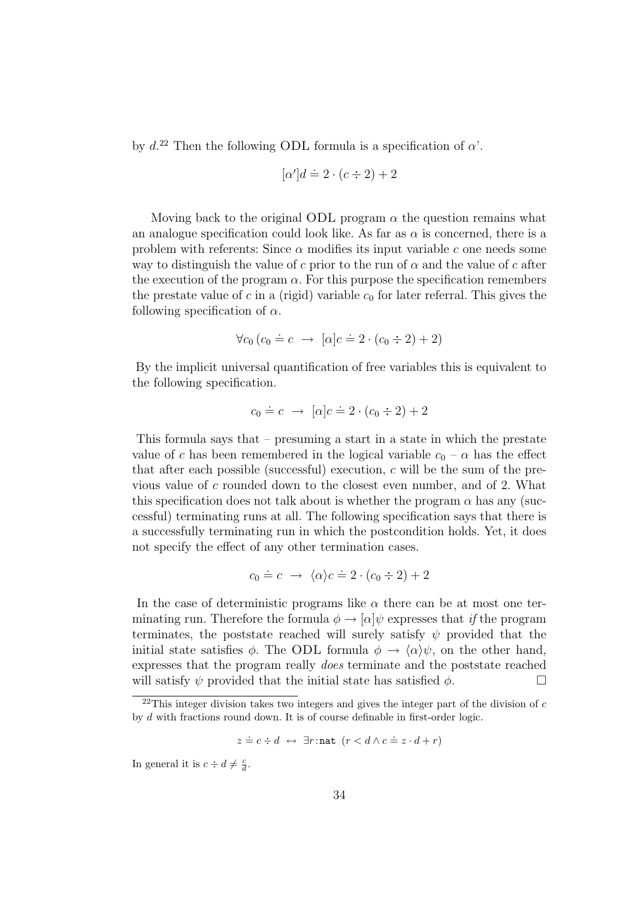by $d$.[22] Then the following ODL formula is a specification of $\alpha$'.

$$[\alpha']d \doteq 2 \cdot (c \div 2) + 2$$

Moving back to the original ODL program $\alpha$ the question remains what an analogue specification could look like. As far as $\alpha$ is concerned, there is a problem with referents: Since $\alpha$ modifies its input variable $c$ one needs some way to distinguish the value of $c$ prior to the run of $\alpha$ and the value of $c$ after the execution of the program $\alpha$. For this purpose the specification remembers the prestate value of $c$ in a (rigid) variable $c_0$ for later referral. This gives the following specification of $\alpha$.

$$\forall c_0 \, (c_0 \doteq c \;\rightarrow\; [\alpha]c \doteq 2 \cdot (c_0 \div 2) + 2)$$

By the implicit universal quantification of free variables this is equivalent to the following specification.

$$c_0 \doteq c \;\rightarrow\; [\alpha]c \doteq 2 \cdot (c_0 \div 2) + 2$$

This formula says that – presuming a start in a state in which the prestate value of $c$ has been remembered in the logical variable $c_0$ – $\alpha$ has the effect that after each possible (successful) execution, $c$ will be the sum of the previous value of $c$ rounded down to the closest even number, and of 2. What this specification does not talk about is whether the program $\alpha$ has any (successful) terminating runs at all. The following specification says that there is a successfully terminating run in which the postcondition holds. Yet, it does not specify the effect of any other termination cases.

$$c_0 \doteq c \;\rightarrow\; \langle\alpha\rangle c \doteq 2 \cdot (c_0 \div 2) + 2$$

In the case of deterministic programs like $\alpha$ there can be at most one terminating run. Therefore the formula $\phi \rightarrow [\alpha]\psi$ expresses that *if* the program terminates, the poststate reached will surely satisfy $\psi$ provided that the initial state satisfies $\phi$. The ODL formula $\phi \rightarrow \langle\alpha\rangle\psi$, on the other hand, expresses that the program really *does* terminate and the poststate reached will satisfy $\psi$ provided that the initial state has satisfied $\phi$. □

[22] This integer division takes two integers and gives the integer part of the division of $c$ by $d$ with fractions round down. It is of course definable in first-order logic.

$$z \doteq c \div d \;\leftrightarrow\; \exists r{:}\texttt{nat} \;\; (r < d \wedge c \doteq z \cdot d + r)$$

In general it is $c \div d \neq \frac{c}{d}$.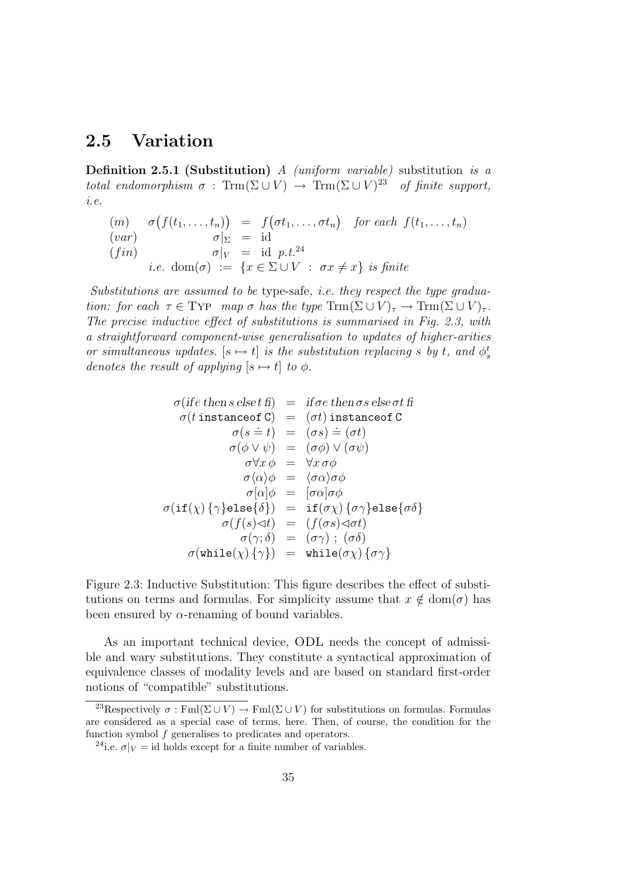## 2.5 Variation

**Definition 2.5.1 (Substitution)** *A (uniform variable)* substitution *is a total endomorphism* $\sigma : \mathrm{Trm}(\Sigma \cup V) \to \mathrm{Trm}(\Sigma \cup V)$[23] *of finite support, i.e.*

$$
\begin{array}{llcll}
(m) & \sigma\big(f(t_1,\ldots,t_n)\big) & = & f\big(\sigma t_1,\ldots,\sigma t_n\big) & \text{for each } f(t_1,\ldots,t_n) \\
(var) & \sigma|_\Sigma & = & \mathrm{id} & \\
(fin) & \sigma|_V & = & \mathrm{id}\ \textit{p.t.}^{24} & \\
 & \multicolumn{4}{l}{\textit{i.e. } \mathrm{dom}(\sigma) := \{x \in \Sigma \cup V \ :\ \sigma x \neq x\} \textit{ is finite}}
\end{array}
$$

*Substitutions are assumed to be* type-safe*, i.e. they respect the type graduation: for each* $\tau \in \mathrm{TYP}$ *map* $\sigma$ *has the type* $\mathrm{Trm}(\Sigma \cup V)_\tau \to \mathrm{Trm}(\Sigma \cup V)_\tau$. *The precise inductive effect of substitutions is summarised in Fig. 2.3, with a straightforward component-wise generalisation to updates of higher-arities or simultaneous updates.* $[s \mapsto t]$ *is the substitution replacing* $s$ *by* $t$*, and* $\phi_s^t$ *denotes the result of applying* $[s \mapsto t]$ *to* $\phi$.

$$
\begin{array}{rcl}
\sigma(\mathit{if}\, e\ \mathit{then}\, s\ \mathit{else}\, t\ \mathit{fi}) & = & \mathit{if}\, \sigma e\ \mathit{then}\, \sigma s\ \mathit{else}\, \sigma t\ \mathit{fi} \\
\sigma(t\ \texttt{instanceof}\ \texttt{C}) & = & (\sigma t)\ \texttt{instanceof}\ \texttt{C} \\
\sigma(s \doteq t) & = & (\sigma s) \doteq (\sigma t) \\
\sigma(\phi \vee \psi) & = & (\sigma\phi) \vee (\sigma\psi) \\
\sigma\forall x\, \phi & = & \forall x\, \sigma\phi \\
\sigma\langle\alpha\rangle\phi & = & \langle\sigma\alpha\rangle\sigma\phi \\
\sigma[\alpha]\phi & = & [\sigma\alpha]\sigma\phi \\
\sigma(\texttt{if}(\chi)\,\{\gamma\}\texttt{else}\{\delta\}) & = & \texttt{if}(\sigma\chi)\,\{\sigma\gamma\}\texttt{else}\{\sigma\delta\} \\
\sigma(f(s) \lhd t) & = & (f(\sigma s) \lhd \sigma t) \\
\sigma(\gamma; \delta) & = & (\sigma\gamma)\ ;\ (\sigma\delta) \\
\sigma(\texttt{while}(\chi)\,\{\gamma\}) & = & \texttt{while}(\sigma\chi)\,\{\sigma\gamma\}
\end{array}
$$

Figure 2.3: Inductive Substitution: This figure describes the effect of substitutions on terms and formulas. For simplicity assume that $x \notin \mathrm{dom}(\sigma)$ has been ensured by $\alpha$-renaming of bound variables.

As an important technical device, ODL needs the concept of admissible and wary substitutions. They constitute a syntactical approximation of equivalence classes of modality levels and are based on standard first-order notions of "compatible" substitutions.

[23] Respectively $\sigma : \mathrm{Fml}(\Sigma \cup V) \to \mathrm{Fml}(\Sigma \cup V)$ for substitutions on formulas. Formulas are considered as a special case of terms, here. Then, of course, the condition for the function symbol $f$ generalises to predicates and operators.

[24] i.e. $\sigma|_V = \mathrm{id}$ holds except for a finite number of variables.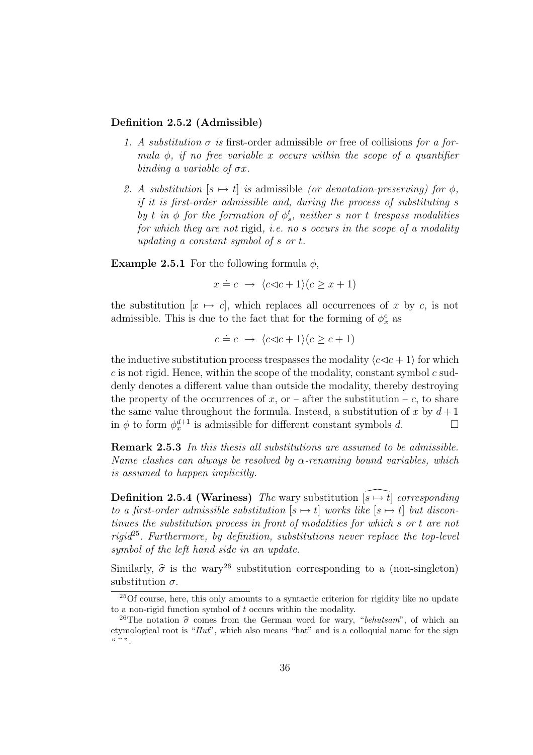**Definition 2.5.2 (Admissible)**

1. *A substitution $\sigma$ is* first-order admissible *or* free of collisions *for a formula $\phi$, if no free variable $x$ occurs within the scope of a quantifier binding a variable of $\sigma x$.*

2. *A substitution $[s \mapsto t]$ is* admissible *(or denotation-preserving) for $\phi$, if it is first-order admissible and, during the process of substituting $s$ by $t$ in $\phi$ for the formation of $\phi^t_s$, neither $s$ nor $t$ trespass modalities for which they are not* rigid*, i.e. no $s$ occurs in the scope of a modality updating a constant symbol of $s$ or $t$.*

**Example 2.5.1** For the following formula $\phi$,

$$x \doteq c \;\rightarrow\; \langle c \lhd c+1 \rangle (c \geq x+1)$$

the substitution $[x \mapsto c]$, which replaces all occurrences of $x$ by $c$, is not admissible. This is due to the fact that for the forming of $\phi^c_x$ as

$$c \doteq c \;\rightarrow\; \langle c \lhd c+1 \rangle (c \geq c+1)$$

the inductive substitution process trespasses the modality $\langle c \lhd c+1 \rangle$ for which $c$ is not rigid. Hence, within the scope of the modality, constant symbol $c$ suddenly denotes a different value than outside the modality, thereby destroying the property of the occurrences of $x$, or – after the substitution – $c$, to share the same value throughout the formula. Instead, a substitution of $x$ by $d+1$ in $\phi$ to form $\phi^{d+1}_x$ is admissible for different constant symbols $d$. □

**Remark 2.5.3** *In this thesis all substitutions are assumed to be admissible. Name clashes can always be resolved by $\alpha$-renaming bound variables, which is assumed to happen implicitly.*

**Definition 2.5.4 (Wariness)** *The* wary substitution $\widehat{[s \mapsto t]}$ *corresponding to a first-order admissible substitution $[s \mapsto t]$ works like $[s \mapsto t]$ but discontinues the substitution process in front of modalities for which $s$ or $t$ are not rigid*[25]*. Furthermore, by definition, substitutions never replace the top-level symbol of the left hand side in an update.*

Similarly, $\widehat{\sigma}$ is the wary[26] substitution corresponding to a (non-singleton) substitution $\sigma$.

---

[25] Of course, here, this only amounts to a syntactic criterion for rigidity like no update to a non-rigid function symbol of $t$ occurs within the modality.

[26] The notation $\widehat{\sigma}$ comes from the German word for wary, "*behutsam*", of which an etymological root is "*Hut*", which also means "hat" and is a colloquial name for the sign "$\widehat{\ }$".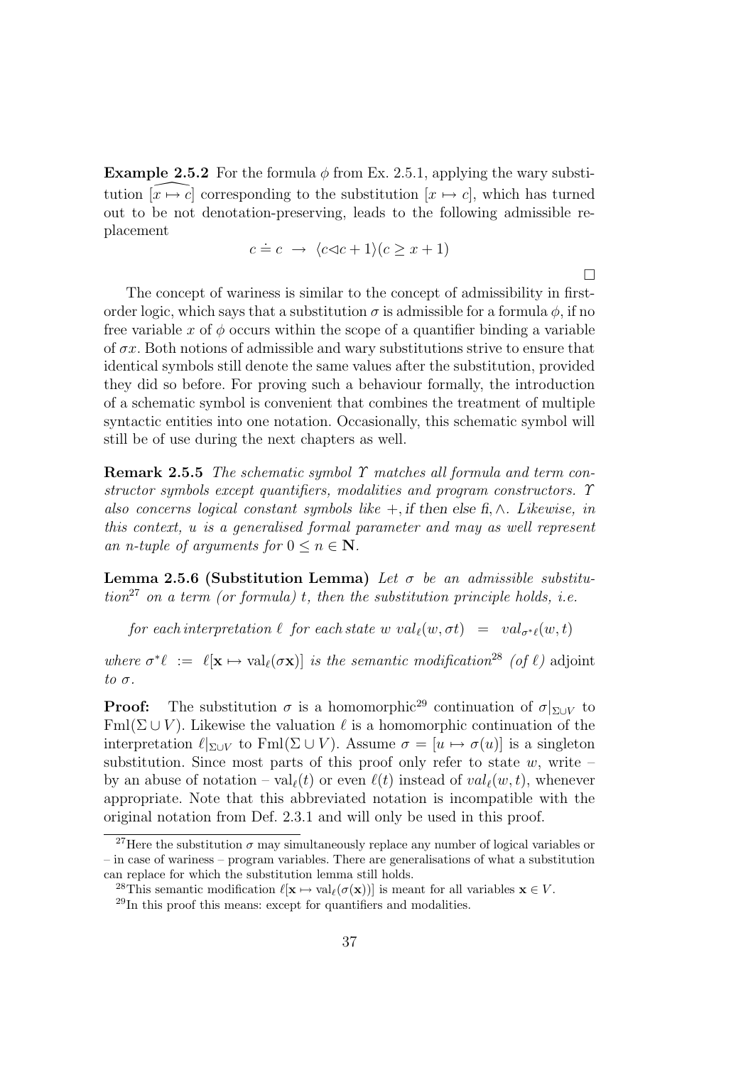**Example 2.5.2** For the formula $\phi$ from Ex. 2.5.1, applying the wary substitution $\widehat{[x \mapsto c]}$ corresponding to the substitution $[x \mapsto c]$, which has turned out to be not denotation-preserving, leads to the following admissible replacement

$$c \doteq c \;\rightarrow\; \langle c \lhd c+1 \rangle (c \geq x+1)$$

$\square$

The concept of wariness is similar to the concept of admissibility in first-order logic, which says that a substitution $\sigma$ is admissible for a formula $\phi$, if no free variable $x$ of $\phi$ occurs within the scope of a quantifier binding a variable of $\sigma x$. Both notions of admissible and wary substitutions strive to ensure that identical symbols still denote the same values after the substitution, provided they did so before. For proving such a behaviour formally, the introduction of a schematic symbol is convenient that combines the treatment of multiple syntactic entities into one notation. Occasionally, this schematic symbol will still be of use during the next chapters as well.

**Remark 2.5.5** *The schematic symbol $\Upsilon$ matches all formula and term constructor symbols except quantifiers, modalities and program constructors. $\Upsilon$ also concerns logical constant symbols like $+$, if then else fi, $\wedge$. Likewise, in this context, $u$ is a generalised formal parameter and may as well represent an $n$-tuple of arguments for $0 \leq n \in \mathbf{N}$.*

**Lemma 2.5.6 (Substitution Lemma)** *Let $\sigma$ be an admissible substitution*[27] *on a term (or formula) $t$, then the substitution principle holds, i.e.*

$$\textit{for each interpretation } \ell \textit{ for each state } w \;\; val_\ell(w, \sigma t) \;=\; val_{\sigma^*\ell}(w, t)$$

*where $\sigma^*\ell \;:=\; \ell[\mathbf{x} \mapsto \mathrm{val}_\ell(\sigma \mathbf{x})]$ is the semantic modification*[28] *(of $\ell$)* adjoint *to $\sigma$.*

**Proof:** The substitution $\sigma$ is a homomorphic[29] continuation of $\sigma|_{\Sigma \cup V}$ to $\mathrm{Fml}(\Sigma \cup V)$. Likewise the valuation $\ell$ is a homomorphic continuation of the interpretation $\ell|_{\Sigma \cup V}$ to $\mathrm{Fml}(\Sigma \cup V)$. Assume $\sigma = [u \mapsto \sigma(u)]$ is a singleton substitution. Since most parts of this proof only refer to state $w$, write – by an abuse of notation – $\mathrm{val}_\ell(t)$ or even $\ell(t)$ instead of $val_\ell(w, t)$, whenever appropriate. Note that this abbreviated notation is incompatible with the original notation from Def. 2.3.1 and will only be used in this proof.

---

[27] Here the substitution $\sigma$ may simultaneously replace any number of logical variables or – in case of wariness – program variables. There are generalisations of what a substitution can replace for which the substitution lemma still holds.

[28] This semantic modification $\ell[\mathbf{x} \mapsto \mathrm{val}_\ell(\sigma(\mathbf{x}))]$ is meant for all variables $\mathbf{x} \in V$.

[29] In this proof this means: except for quantifiers and modalities.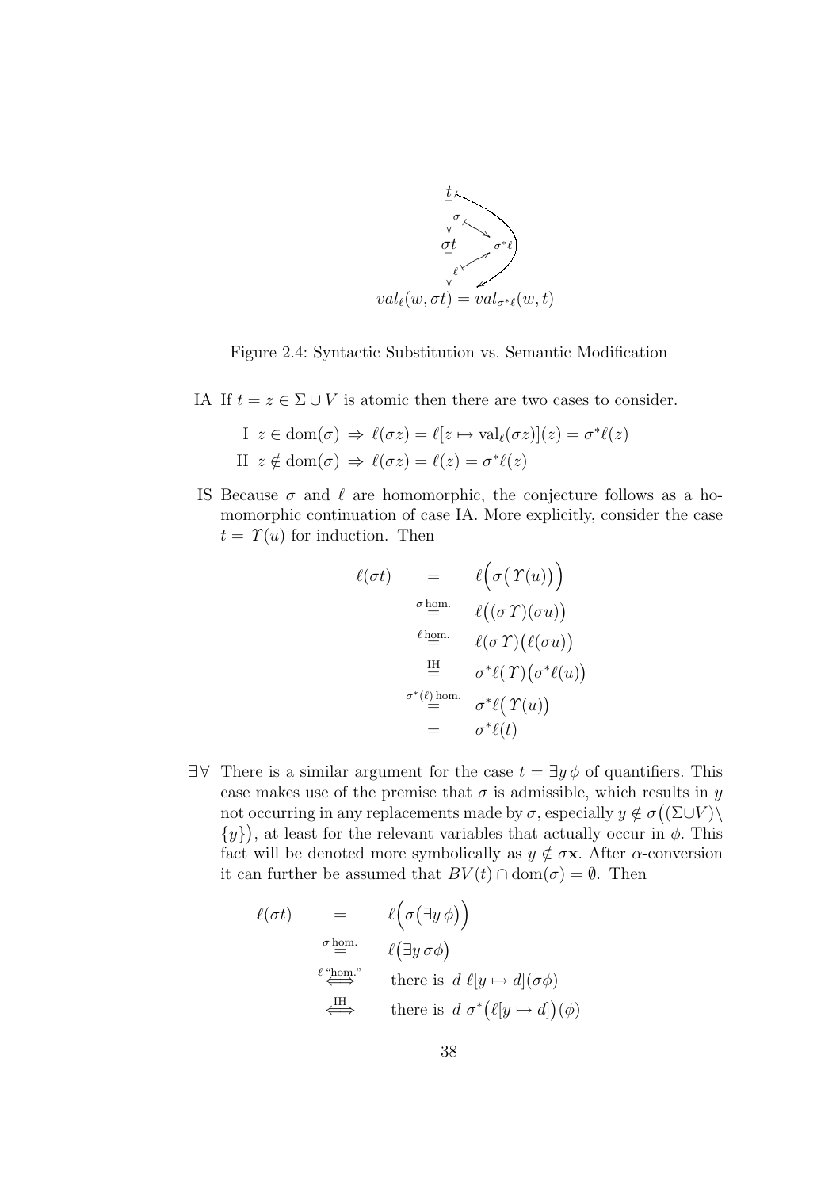$$
\begin{array}{c}
t \\
\downarrow \sigma \\
\sigma t \qquad \sigma^*\ell \\
\downarrow \ell \\
val_\ell(w, \sigma t) = val_{\sigma^*\ell}(w, t)
\end{array}
$$

Figure 2.4: Syntactic Substitution vs. Semantic Modification

IA If $t = z \in \Sigma \cup V$ is atomic then there are two cases to consider.

I $z \in \mathrm{dom}(\sigma) \Rightarrow \ell(\sigma z) = \ell[z \mapsto \mathrm{val}_\ell(\sigma z)](z) = \sigma^*\ell(z)$

II $z \notin \mathrm{dom}(\sigma) \Rightarrow \ell(\sigma z) = \ell(z) = \sigma^*\ell(z)$

IS Because $\sigma$ and $\ell$ are homomorphic, the conjecture follows as a homomorphic continuation of case IA. More explicitly, consider the case $t = \Upsilon(u)$ for induction. Then

$$
\begin{aligned}
\ell(\sigma t) \quad &= \quad \ell\Big(\sigma\big(\Upsilon(u)\big)\Big) \\
&\overset{\sigma\,\text{hom.}}{=} \quad \ell\big((\sigma\Upsilon)(\sigma u)\big) \\
&\overset{\ell\,\text{hom.}}{=} \quad \ell(\sigma\Upsilon)\big(\ell(\sigma u)\big) \\
&\overset{\text{IH}}{=} \quad \sigma^*\ell(\Upsilon)\big(\sigma^*\ell(u)\big) \\
&\overset{\sigma^*(\ell)\,\text{hom.}}{=} \quad \sigma^*\ell\big(\Upsilon(u)\big) \\
&= \quad \sigma^*\ell(t)
\end{aligned}
$$

$\exists\forall$ There is a similar argument for the case $t = \exists y\, \phi$ of quantifiers. This case makes use of the premise that $\sigma$ is admissible, which results in $y$ not occurring in any replacements made by $\sigma$, especially $y \notin \sigma\big((\Sigma\cup V)\setminus\{y\}\big)$, at least for the relevant variables that actually occur in $\phi$. This fact will be denoted more symbolically as $y \notin \sigma\mathbf{x}$. After $\alpha$-conversion it can further be assumed that $BV(t) \cap \mathrm{dom}(\sigma) = \emptyset$. Then

$$
\begin{aligned}
\ell(\sigma t) \quad &= \quad \ell\Big(\sigma\big(\exists y\, \phi\big)\Big) \\
&\overset{\sigma\,\text{hom.}}{=} \quad \ell\big(\exists y\, \sigma\phi\big) \\
&\overset{\ell\,\text{“hom.”}}{\iff} \quad \text{there is } d\ \ell[y \mapsto d](\sigma\phi) \\
&\overset{\text{IH}}{\iff} \quad \text{there is } d\ \sigma^*\big(\ell[y \mapsto d]\big)(\phi)
\end{aligned}
$$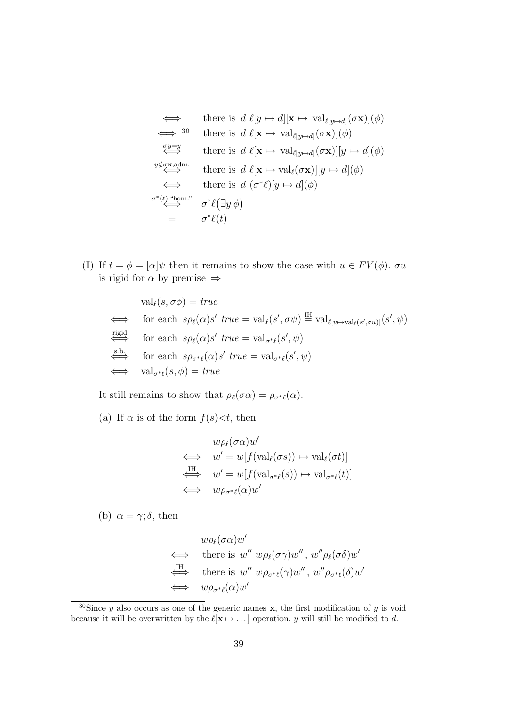$$
\begin{array}{cl}
\iff & \text{there is } d\ \ell[y \mapsto d][\mathbf{x} \mapsto \mathrm{val}_{\ell[y \mapsto d]}(\sigma\mathbf{x})](\phi) \\
\iff^{30} & \text{there is } d\ \ell[\mathbf{x} \mapsto \mathrm{val}_{\ell[y \mapsto d]}(\sigma\mathbf{x})](\phi) \\
\overset{\sigma y = y}{\iff} & \text{there is } d\ \ell[\mathbf{x} \mapsto \mathrm{val}_{\ell[y \mapsto d]}(\sigma\mathbf{x})][y \mapsto d](\phi) \\
\overset{y \notin \sigma\mathbf{x}, \text{adm.}}{\iff} & \text{there is } d\ \ell[\mathbf{x} \mapsto \mathrm{val}_{\ell}(\sigma\mathbf{x})][y \mapsto d](\phi) \\
\iff & \text{there is } d\ (\sigma^*\ell)[y \mapsto d](\phi) \\
\overset{\sigma^*(\ell)\text{ "hom."}}{\iff} & \sigma^*\ell\big(\exists y\, \phi\big) \\
= & \sigma^*\ell(t)
\end{array}
$$

(I) If $t = \phi = [\alpha]\psi$ then it remains to show the case with $u \in FV(\phi)$. $\sigma u$ is rigid for $\alpha$ by premise $\Rightarrow$

$$
\begin{array}{cl}
 & \mathrm{val}_\ell(s, \sigma\phi) = \mathit{true} \\
\iff & \text{for each } s\rho_\ell(\alpha)s'\ \mathit{true} = \mathrm{val}_\ell(s', \sigma\psi) \overset{\text{IH}}{=} \mathrm{val}_{\ell[u \mapsto \mathrm{val}_\ell(s', \sigma u)]}(s', \psi) \\
\overset{\text{rigid}}{\iff} & \text{for each } s\rho_\ell(\alpha)s'\ \mathit{true} = \mathrm{val}_{\sigma^*\ell}(s', \psi) \\
\overset{\text{s.b.}}{\iff} & \text{for each } s\rho_{\sigma^*\ell}(\alpha)s'\ \mathit{true} = \mathrm{val}_{\sigma^*\ell}(s', \psi) \\
\iff & \mathrm{val}_{\sigma^*\ell}(s, \phi) = \mathit{true}
\end{array}
$$

It still remains to show that $\rho_\ell(\sigma\alpha) = \rho_{\sigma^*\ell}(\alpha)$.

(a) If $\alpha$ is of the form $f(s){\lhd}t$, then

$$
\begin{array}{cl}
 & w\rho_\ell(\sigma\alpha)w' \\
\iff & w' = w[f(\mathrm{val}_\ell(\sigma s)) \mapsto \mathrm{val}_\ell(\sigma t)] \\
\overset{\text{IH}}{\iff} & w' = w[f(\mathrm{val}_{\sigma^*\ell}(s)) \mapsto \mathrm{val}_{\sigma^*\ell}(t)] \\
\iff & w\rho_{\sigma^*\ell}(\alpha)w'
\end{array}
$$

(b) $\alpha = \gamma; \delta$, then

$$
\begin{array}{cl}
 & w\rho_\ell(\sigma\alpha)w' \\
\iff & \text{there is } w''\ w\rho_\ell(\sigma\gamma)w''\text{, } w''\rho_\ell(\sigma\delta)w' \\
\overset{\text{IH}}{\iff} & \text{there is } w''\ w\rho_{\sigma^*\ell}(\gamma)w''\text{, } w''\rho_{\sigma^*\ell}(\delta)w' \\
\iff & w\rho_{\sigma^*\ell}(\alpha)w'
\end{array}
$$

[30] Since $y$ also occurs as one of the generic names $\mathbf{x}$, the first modification of $y$ is void because it will be overwritten by the $\ell[\mathbf{x} \mapsto \dots]$ operation. $y$ will still be modified to $d$.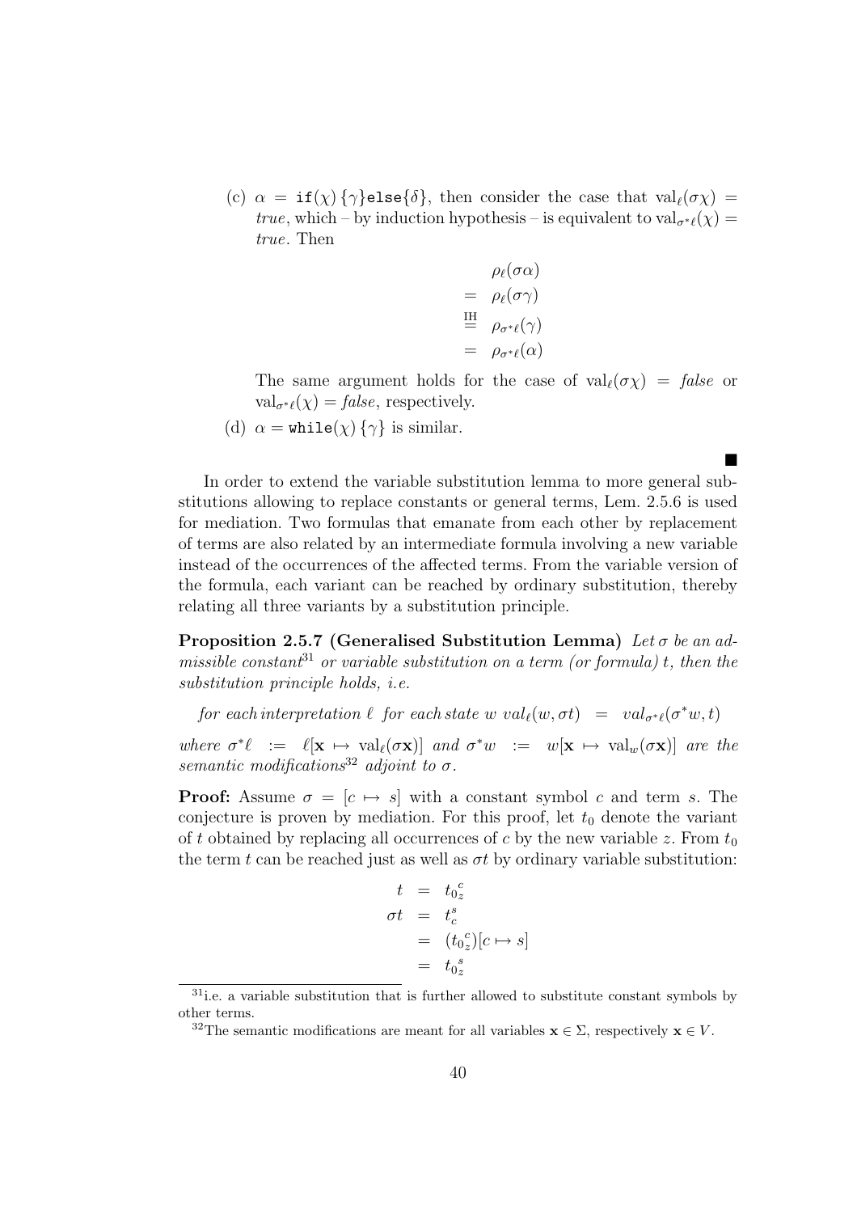(c) $\alpha = \texttt{if}(\chi)\,\{\gamma\}\texttt{else}\{\delta\}$, then consider the case that $\mathrm{val}_\ell(\sigma\chi) = \mathit{true}$, which – by induction hypothesis – is equivalent to $\mathrm{val}_{\sigma^*\ell}(\chi) = \mathit{true}$. Then

$$
\begin{aligned}
& \rho_\ell(\sigma\alpha) \\
= \;& \rho_\ell(\sigma\gamma) \\
\overset{\text{IH}}{=} \;& \rho_{\sigma^*\ell}(\gamma) \\
= \;& \rho_{\sigma^*\ell}(\alpha)
\end{aligned}
$$

The same argument holds for the case of $\mathrm{val}_\ell(\sigma\chi) = \mathit{false}$ or $\mathrm{val}_{\sigma^*\ell}(\chi) = \mathit{false}$, respectively.

(d) $\alpha = \texttt{while}(\chi)\,\{\gamma\}$ is similar.

■

In order to extend the variable substitution lemma to more general substitutions allowing to replace constants or general terms, Lem. 2.5.6 is used for mediation. Two formulas that emanate from each other by replacement of terms are also related by an intermediate formula involving a new variable instead of the occurrences of the affected terms. From the variable version of the formula, each variant can be reached by ordinary substitution, thereby relating all three variants by a substitution principle.

**Proposition 2.5.7 (Generalised Substitution Lemma)** *Let $\sigma$ be an admissible constant*[31] *or variable substitution on a term (or formula) $t$, then the substitution principle holds, i.e.*

*for each interpretation $\ell$ for each state $w$ $\mathit{val}_\ell(w, \sigma t) \; = \; \mathit{val}_{\sigma^*\ell}(\sigma^* w, t)$*

*where $\sigma^*\ell \; := \; \ell[\mathbf{x} \mapsto \mathrm{val}_\ell(\sigma\mathbf{x})]$ and $\sigma^* w \; := \; w[\mathbf{x} \mapsto \mathrm{val}_w(\sigma\mathbf{x})]$ are the semantic modifications*[32] *adjoint to $\sigma$.*

**Proof:** Assume $\sigma = [c \mapsto s]$ with a constant symbol $c$ and term $s$. The conjecture is proven by mediation. For this proof, let $t_0$ denote the variant of $t$ obtained by replacing all occurrences of $c$ by the new variable $z$. From $t_0$ the term $t$ can be reached just as well as $\sigma t$ by ordinary variable substitution:

$$
\begin{aligned}
t &= {t_0}_z^c \\
\sigma t &= t_c^s \\
&= ({t_0}_z^c)[c \mapsto s] \\
&= {t_0}_z^s
\end{aligned}
$$

[31] i.e. a variable substitution that is further allowed to substitute constant symbols by other terms.

[32] The semantic modifications are meant for all variables $\mathbf{x} \in \Sigma$, respectively $\mathbf{x} \in V$.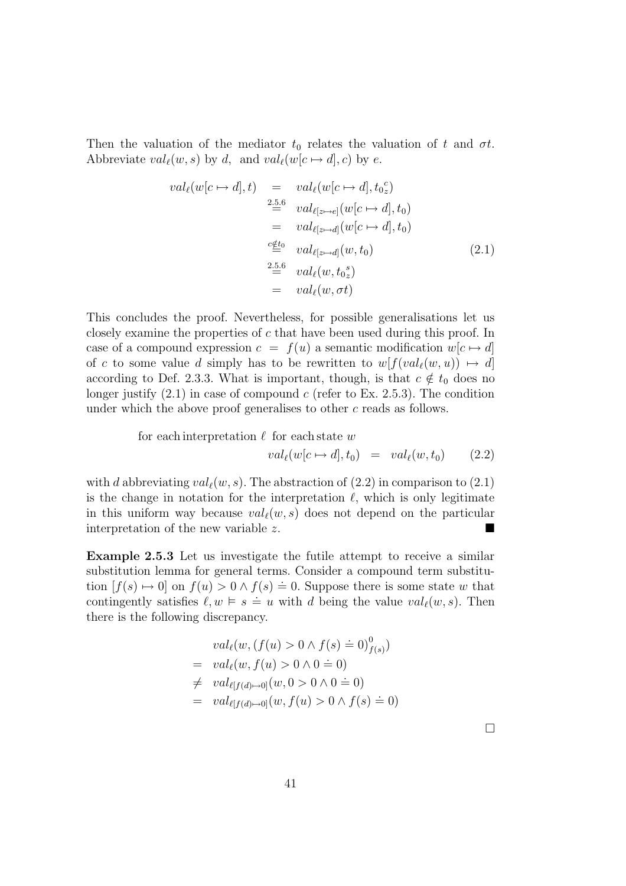Then the valuation of the mediator $t_0$ relates the valuation of $t$ and $\sigma t$. Abbreviate $val_\ell(w, s)$ by $d$, and $val_\ell(w[c \mapsto d], c)$ by $e$.

$$
\begin{aligned}
val_\ell(w[c \mapsto d], t) &= val_\ell(w[c \mapsto d], {t_0}_z^c) \\
&\overset{2.5.6}{=} val_{\ell[z \mapsto e]}(w[c \mapsto d], t_0) \\
&= val_{\ell[z \mapsto d]}(w[c \mapsto d], t_0) \\
&\overset{c \notin t_0}{=} val_{\ell[z \mapsto d]}(w, t_0) \\
&\overset{2.5.6}{=} val_\ell(w, {t_0}_z^s) \\
&= val_\ell(w, \sigma t)
\end{aligned}
\tag{2.1}
$$

This concludes the proof. Nevertheless, for possible generalisations let us closely examine the properties of $c$ that have been used during this proof. In case of a compound expression $c = f(u)$ a semantic modification $w[c \mapsto d]$ of $c$ to some value $d$ simply has to be rewritten to $w[f(val_\ell(w, u)) \mapsto d]$ according to Def. 2.3.3. What is important, though, is that $c \notin t_0$ does no longer justify (2.1) in case of compound $c$ (refer to Ex. 2.5.3). The condition under which the above proof generalises to other $c$ reads as follows.

$$
\text{for each interpretation } \ell \text{ for each state } w \qquad val_\ell(w[c \mapsto d], t_0) = val_\ell(w, t_0) \tag{2.2}
$$

with $d$ abbreviating $val_\ell(w, s)$. The abstraction of (2.2) in comparison to (2.1) is the change in notation for the interpretation $\ell$, which is only legitimate in this uniform way because $val_\ell(w, s)$ does not depend on the particular interpretation of the new variable $z$. ■

**Example 2.5.3** Let us investigate the futile attempt to receive a similar substitution lemma for general terms. Consider a compound term substitution $[f(s) \mapsto 0]$ on $f(u) > 0 \wedge f(s) \doteq 0$. Suppose there is some state $w$ that contingently satisfies $\ell, w \vDash s \doteq u$ with $d$ being the value $val_\ell(w, s)$. Then there is the following discrepancy.

$$
\begin{aligned}
& val_\ell(w, (f(u) > 0 \wedge f(s) \doteq 0)_{f(s)}^0) \\
= \; & val_\ell(w, f(u) > 0 \wedge 0 \doteq 0) \\
\neq \; & val_{\ell[f(d) \mapsto 0]}(w, 0 > 0 \wedge 0 \doteq 0) \\
= \; & val_{\ell[f(d) \mapsto 0]}(w, f(u) > 0 \wedge f(s) \doteq 0)
\end{aligned}
$$

□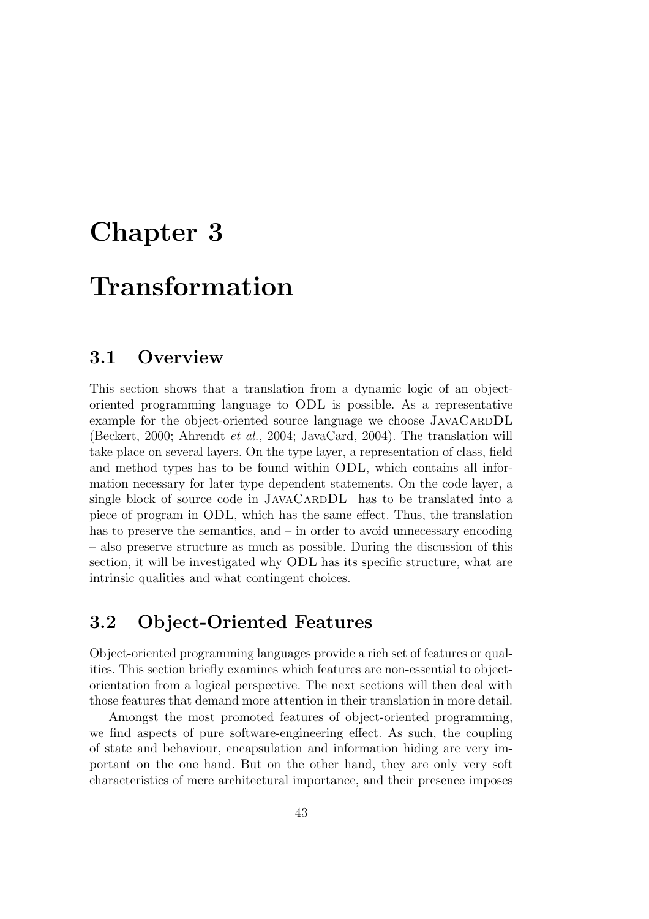# Chapter 3

# Transformation

## 3.1 Overview

This section shows that a translation from a dynamic logic of an object-oriented programming language to ODL is possible. As a representative example for the object-oriented source language we choose JavaCardDL (Beckert, 2000; Ahrendt *et al.*, 2004; JavaCard, 2004). The translation will take place on several layers. On the type layer, a representation of class, field and method types has to be found within ODL, which contains all information necessary for later type dependent statements. On the code layer, a single block of source code in JavaCardDL has to be translated into a piece of program in ODL, which has the same effect. Thus, the translation has to preserve the semantics, and – in order to avoid unnecessary encoding – also preserve structure as much as possible. During the discussion of this section, it will be investigated why ODL has its specific structure, what are intrinsic qualities and what contingent choices.

## 3.2 Object-Oriented Features

Object-oriented programming languages provide a rich set of features or qualities. This section briefly examines which features are non-essential to object-orientation from a logical perspective. The next sections will then deal with those features that demand more attention in their translation in more detail.

Amongst the most promoted features of object-oriented programming, we find aspects of pure software-engineering effect. As such, the coupling of state and behaviour, encapsulation and information hiding are very important on the one hand. But on the other hand, they are only very soft characteristics of mere architectural importance, and their presence imposes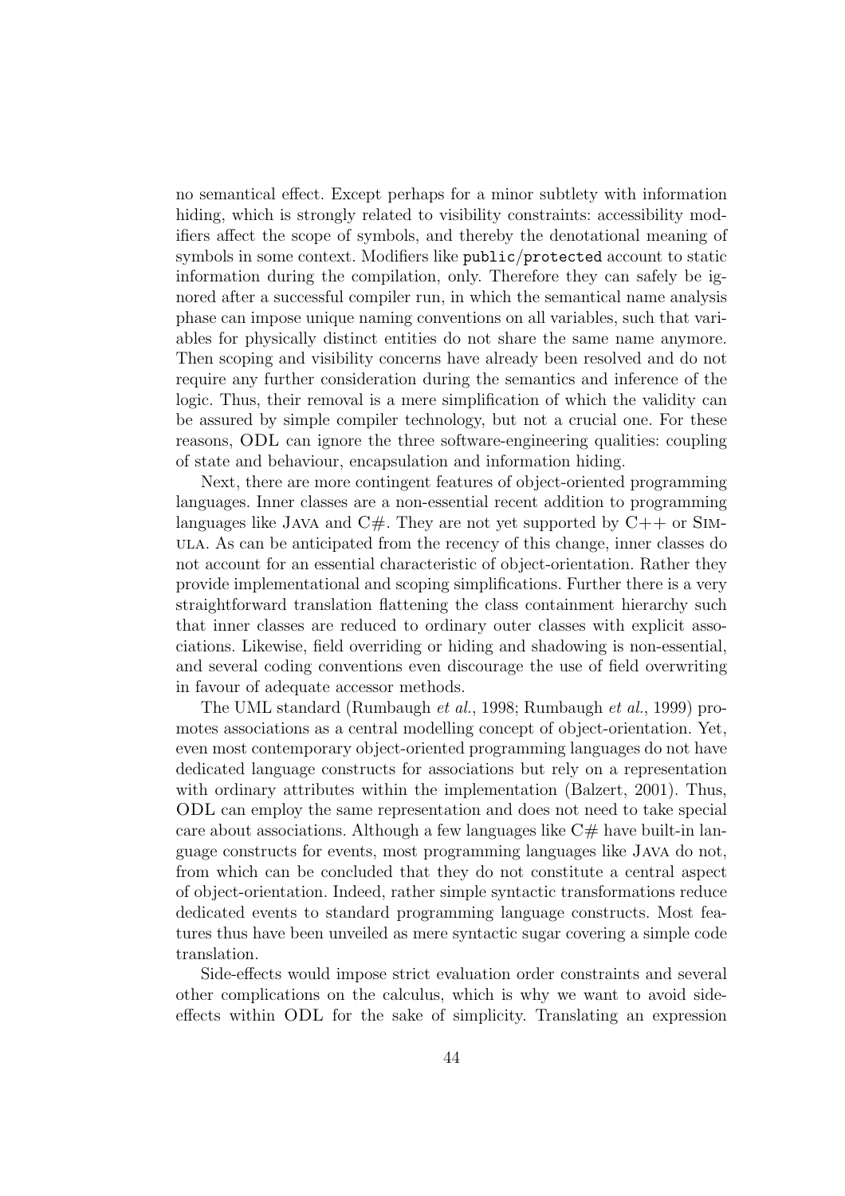no semantical effect. Except perhaps for a minor subtlety with information hiding, which is strongly related to visibility constraints: accessibility modifiers affect the scope of symbols, and thereby the denotational meaning of symbols in some context. Modifiers like `public`/`protected` account to static information during the compilation, only. Therefore they can safely be ignored after a successful compiler run, in which the semantical name analysis phase can impose unique naming conventions on all variables, such that variables for physically distinct entities do not share the same name anymore. Then scoping and visibility concerns have already been resolved and do not require any further consideration during the semantics and inference of the logic. Thus, their removal is a mere simplification of which the validity can be assured by simple compiler technology, but not a crucial one. For these reasons, ODL can ignore the three software-engineering qualities: coupling of state and behaviour, encapsulation and information hiding.

Next, there are more contingent features of object-oriented programming languages. Inner classes are a non-essential recent addition to programming languages like JAVA and C#. They are not yet supported by C++ or SIMULA. As can be anticipated from the recency of this change, inner classes do not account for an essential characteristic of object-orientation. Rather they provide implementational and scoping simplifications. Further there is a very straightforward translation flattening the class containment hierarchy such that inner classes are reduced to ordinary outer classes with explicit associations. Likewise, field overriding or hiding and shadowing is non-essential, and several coding conventions even discourage the use of field overwriting in favour of adequate accessor methods.

The UML standard (Rumbaugh *et al.*, 1998; Rumbaugh *et al.*, 1999) promotes associations as a central modelling concept of object-orientation. Yet, even most contemporary object-oriented programming languages do not have dedicated language constructs for associations but rely on a representation with ordinary attributes within the implementation (Balzert, 2001). Thus, ODL can employ the same representation and does not need to take special care about associations. Although a few languages like C# have built-in language constructs for events, most programming languages like JAVA do not, from which can be concluded that they do not constitute a central aspect of object-orientation. Indeed, rather simple syntactic transformations reduce dedicated events to standard programming language constructs. Most features thus have been unveiled as mere syntactic sugar covering a simple code translation.

Side-effects would impose strict evaluation order constraints and several other complications on the calculus, which is why we want to avoid side-effects within ODL for the sake of simplicity. Translating an expression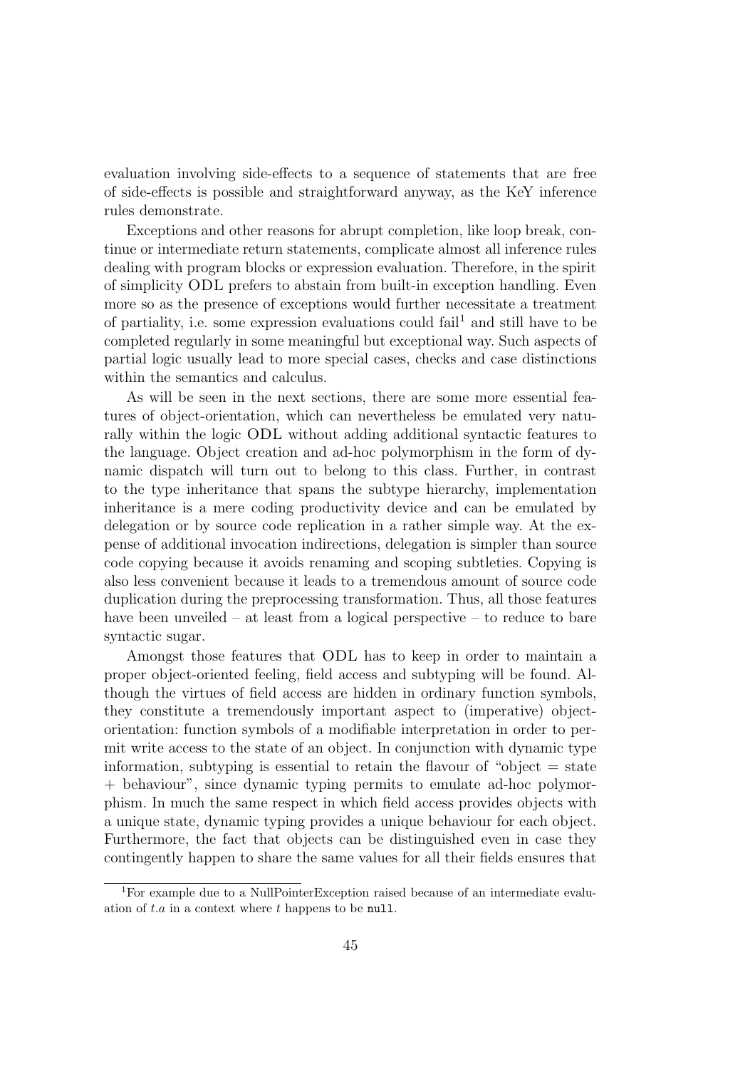evaluation involving side-effects to a sequence of statements that are free of side-effects is possible and straightforward anyway, as the KeY inference rules demonstrate.

Exceptions and other reasons for abrupt completion, like loop break, continue or intermediate return statements, complicate almost all inference rules dealing with program blocks or expression evaluation. Therefore, in the spirit of simplicity ODL prefers to abstain from built-in exception handling. Even more so as the presence of exceptions would further necessitate a treatment of partiality, i.e. some expression evaluations could fail[1] and still have to be completed regularly in some meaningful but exceptional way. Such aspects of partial logic usually lead to more special cases, checks and case distinctions within the semantics and calculus.

As will be seen in the next sections, there are some more essential features of object-orientation, which can nevertheless be emulated very naturally within the logic ODL without adding additional syntactic features to the language. Object creation and ad-hoc polymorphism in the form of dynamic dispatch will turn out to belong to this class. Further, in contrast to the type inheritance that spans the subtype hierarchy, implementation inheritance is a mere coding productivity device and can be emulated by delegation or by source code replication in a rather simple way. At the expense of additional invocation indirections, delegation is simpler than source code copying because it avoids renaming and scoping subtleties. Copying is also less convenient because it leads to a tremendous amount of source code duplication during the preprocessing transformation. Thus, all those features have been unveiled – at least from a logical perspective – to reduce to bare syntactic sugar.

Amongst those features that ODL has to keep in order to maintain a proper object-oriented feeling, field access and subtyping will be found. Although the virtues of field access are hidden in ordinary function symbols, they constitute a tremendously important aspect to (imperative) object-orientation: function symbols of a modifiable interpretation in order to permit write access to the state of an object. In conjunction with dynamic type information, subtyping is essential to retain the flavour of "object = state + behaviour", since dynamic typing permits to emulate ad-hoc polymorphism. In much the same respect in which field access provides objects with a unique state, dynamic typing provides a unique behaviour for each object. Furthermore, the fact that objects can be distinguished even in case they contingently happen to share the same values for all their fields ensures that

[1] For example due to a NullPointerException raised because of an intermediate evaluation of $t.a$ in a context where $t$ happens to be `null`.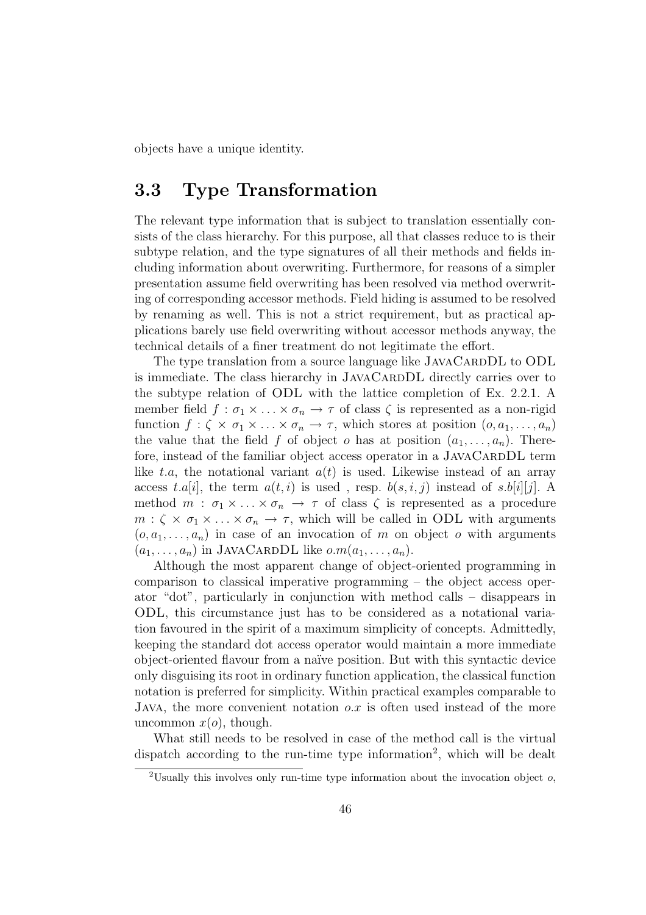objects have a unique identity.

## 3.3 Type Transformation

The relevant type information that is subject to translation essentially consists of the class hierarchy. For this purpose, all that classes reduce to is their subtype relation, and the type signatures of all their methods and fields including information about overwriting. Furthermore, for reasons of a simpler presentation assume field overwriting has been resolved via method overwriting of corresponding accessor methods. Field hiding is assumed to be resolved by renaming as well. This is not a strict requirement, but as practical applications barely use field overwriting without accessor methods anyway, the technical details of a finer treatment do not legitimate the effort.

The type translation from a source language like JavaCardDL to ODL is immediate. The class hierarchy in JavaCardDL directly carries over to the subtype relation of ODL with the lattice completion of Ex. 2.2.1. A member field $f : \sigma_1 \times \ldots \times \sigma_n \to \tau$ of class $\zeta$ is represented as a non-rigid function $f : \zeta \times \sigma_1 \times \ldots \times \sigma_n \to \tau$, which stores at position $(o, a_1, \ldots, a_n)$ the value that the field $f$ of object $o$ has at position $(a_1, \ldots, a_n)$. Therefore, instead of the familiar object access operator in a JavaCardDL term like $t.a$, the notational variant $a(t)$ is used. Likewise instead of an array access $t.a[i]$, the term $a(t, i)$ is used , resp. $b(s, i, j)$ instead of $s.b[i][j]$. A method $m : \sigma_1 \times \ldots \times \sigma_n \to \tau$ of class $\zeta$ is represented as a procedure $m : \zeta \times \sigma_1 \times \ldots \times \sigma_n \to \tau$, which will be called in ODL with arguments $(o, a_1, \ldots, a_n)$ in case of an invocation of $m$ on object $o$ with arguments $(a_1, \ldots, a_n)$ in JavaCardDL like $o.m(a_1, \ldots, a_n)$.

Although the most apparent change of object-oriented programming in comparison to classical imperative programming – the object access operator "dot", particularly in conjunction with method calls – disappears in ODL, this circumstance just has to be considered as a notational variation favoured in the spirit of a maximum simplicity of concepts. Admittedly, keeping the standard dot access operator would maintain a more immediate object-oriented flavour from a naïve position. But with this syntactic device only disguising its root in ordinary function application, the classical function notation is preferred for simplicity. Within practical examples comparable to Java, the more convenient notation $o.x$ is often used instead of the more uncommon $x(o)$, though.

What still needs to be resolved in case of the method call is the virtual dispatch according to the run-time type information[2], which will be dealt

[2]Usually this involves only run-time type information about the invocation object $o$,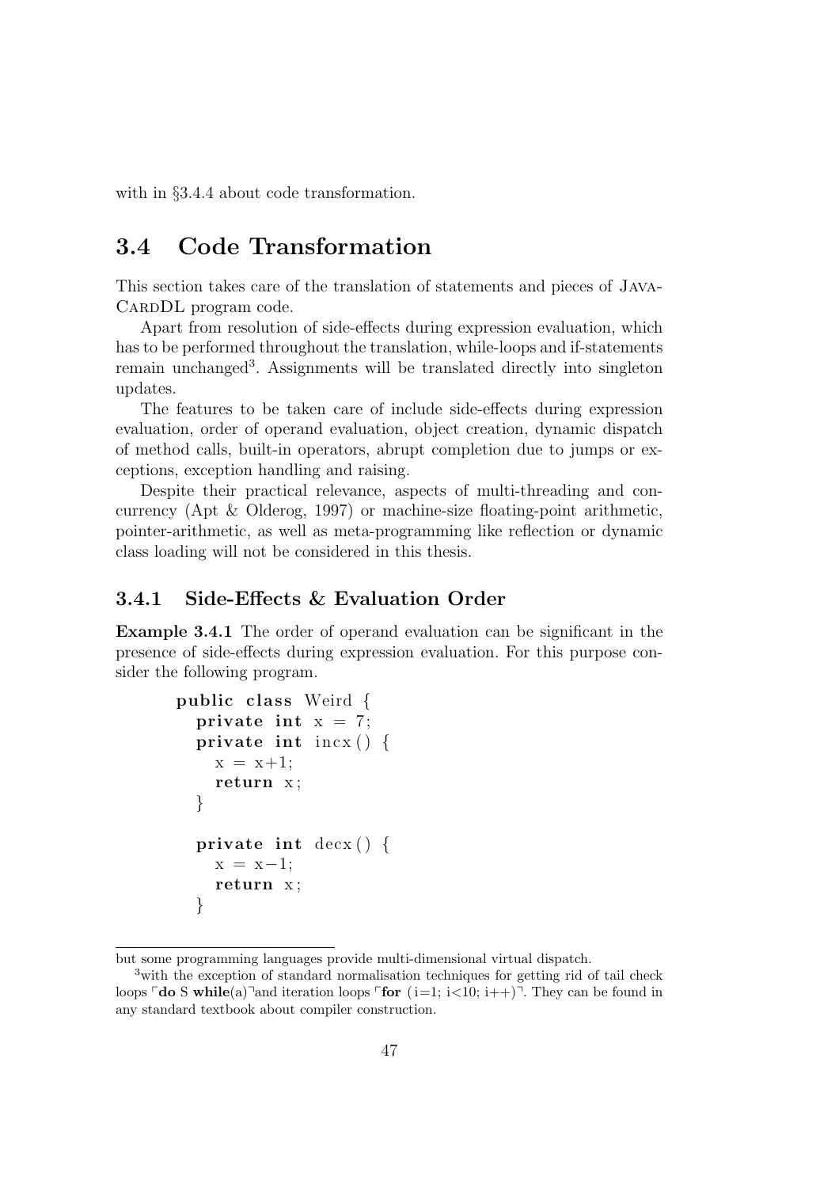with in §3.4.4 about code transformation.

## 3.4 Code Transformation

This section takes care of the translation of statements and pieces of JavaCardDL program code.

Apart from resolution of side-effects during expression evaluation, which has to be performed throughout the translation, while-loops and if-statements remain unchanged[3]. Assignments will be translated directly into singleton updates.

The features to be taken care of include side-effects during expression evaluation, order of operand evaluation, object creation, dynamic dispatch of method calls, built-in operators, abrupt completion due to jumps or exceptions, exception handling and raising.

Despite their practical relevance, aspects of multi-threading and concurrency (Apt & Olderog, 1997) or machine-size floating-point arithmetic, pointer-arithmetic, as well as meta-programming like reflection or dynamic class loading will not be considered in this thesis.

### 3.4.1 Side-Effects & Evaluation Order

**Example 3.4.1** The order of operand evaluation can be significant in the presence of side-effects during expression evaluation. For this purpose consider the following program.

```
public class Weird {
  private int x = 7;
  private int incx() {
    x = x+1;
    return x;
  }

  private int decx() {
    x = x-1;
    return x;
  }
```

but some programming languages provide multi-dimensional virtual dispatch.

[3] with the exception of standard normalisation techniques for getting rid of tail check loops ⌜**do** S **while**(a)⌝ and iteration loops ⌜**for** (i=1; i<10; i++)⌝. They can be found in any standard textbook about compiler construction.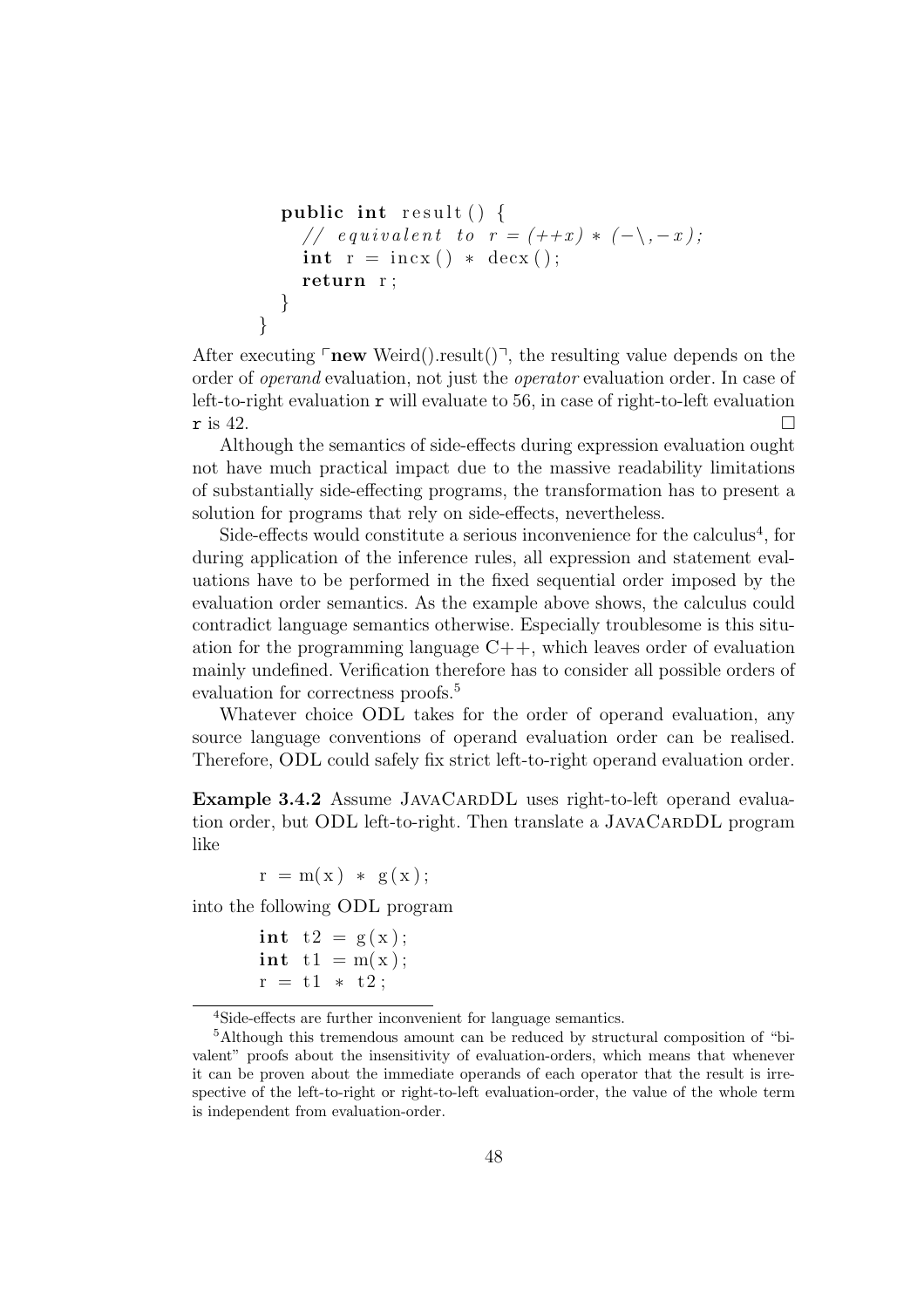```
    public int result() {
        // equivalent to r = (++x) * (-\,-x);
        int r = incx() * decx();
        return r;
    }
}
```

After executing ⌜**new** Weird().result()⌝, the resulting value depends on the order of *operand* evaluation, not just the *operator* evaluation order. In case of left-to-right evaluation `r` will evaluate to 56, in case of right-to-left evaluation `r` is 42. □

Although the semantics of side-effects during expression evaluation ought not have much practical impact due to the massive readability limitations of substantially side-effecting programs, the transformation has to present a solution for programs that rely on side-effects, nevertheless.

Side-effects would constitute a serious inconvenience for the calculus[4], for during application of the inference rules, all expression and statement evaluations have to be performed in the fixed sequential order imposed by the evaluation order semantics. As the example above shows, the calculus could contradict language semantics otherwise. Especially troublesome is this situation for the programming language C++, which leaves order of evaluation mainly undefined. Verification therefore has to consider all possible orders of evaluation for correctness proofs.[5]

Whatever choice ODL takes for the order of operand evaluation, any source language conventions of operand evaluation order can be realised. Therefore, ODL could safely fix strict left-to-right operand evaluation order.

**Example 3.4.2** Assume JavaCardDL uses right-to-left operand evaluation order, but ODL left-to-right. Then translate a JavaCardDL program like

```
r = m(x) * g(x);
```

into the following ODL program

```
int t2 = g(x);
int t1 = m(x);
r = t1 * t2;
```

[4]Side-effects are further inconvenient for language semantics.

[5]Although this tremendous amount can be reduced by structural composition of "bivalent" proofs about the insensitivity of evaluation-orders, which means that whenever it can be proven about the immediate operands of each operator that the result is irrespective of the left-to-right or right-to-left evaluation-order, the value of the whole term is independent from evaluation-order.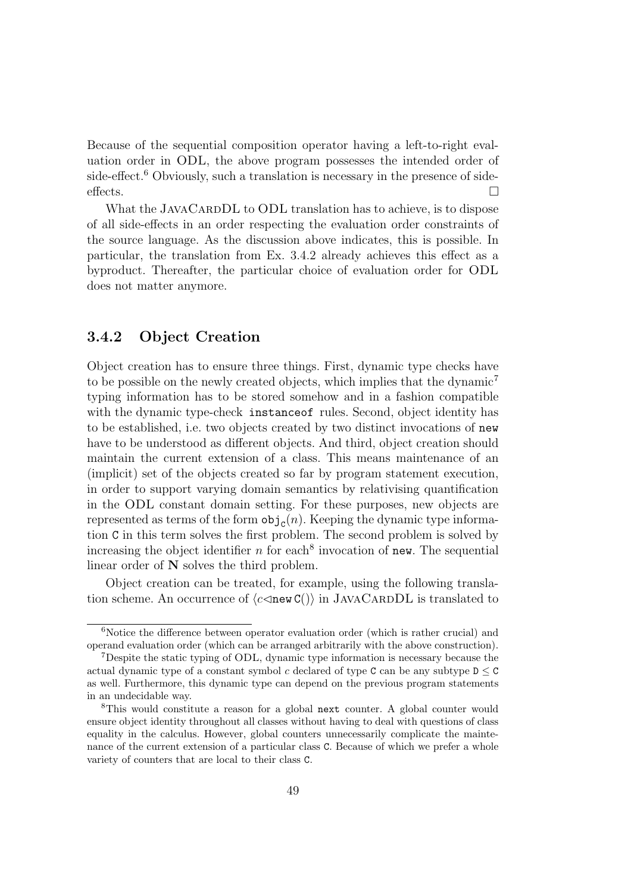Because of the sequential composition operator having a left-to-right evaluation order in ODL, the above program possesses the intended order of side-effect.[6] Obviously, such a translation is necessary in the presence of side-effects. $\square$

What the JavaCardDL to ODL translation has to achieve, is to dispose of all side-effects in an order respecting the evaluation order constraints of the source language. As the discussion above indicates, this is possible. In particular, the translation from Ex. 3.4.2 already achieves this effect as a byproduct. Thereafter, the particular choice of evaluation order for ODL does not matter anymore.

### 3.4.2 Object Creation

Object creation has to ensure three things. First, dynamic type checks have to be possible on the newly created objects, which implies that the dynamic[7] typing information has to be stored somehow and in a fashion compatible with the dynamic type-check `instanceof` rules. Second, object identity has to be established, i.e. two objects created by two distinct invocations of `new` have to be understood as different objects. And third, object creation should maintain the current extension of a class. This means maintenance of an (implicit) set of the objects created so far by program statement execution, in order to support varying domain semantics by relativising quantification in the ODL constant domain setting. For these purposes, new objects are represented as terms of the form $\mathtt{obj}_{\mathtt{C}}(n)$. Keeping the dynamic type information `C` in this term solves the first problem. The second problem is solved by increasing the object identifier $n$ for each[8] invocation of `new`. The sequential linear order of $\mathbf{N}$ solves the third problem.

Object creation can be treated, for example, using the following translation scheme. An occurrence of $\langle c \triangleleft \mathtt{new\,C()} \rangle$ in JavaCardDL is translated to

---

[6] Notice the difference between operator evaluation order (which is rather crucial) and operand evaluation order (which can be arranged arbitrarily with the above construction).

[7] Despite the static typing of ODL, dynamic type information is necessary because the actual dynamic type of a constant symbol $c$ declared of type `C` can be any subtype $\mathtt{D} \leq \mathtt{C}$ as well. Furthermore, this dynamic type can depend on the previous program statements in an undecidable way.

[8] This would constitute a reason for a global `next` counter. A global counter would ensure object identity throughout all classes without having to deal with questions of class equality in the calculus. However, global counters unnecessarily complicate the maintenance of the current extension of a particular class `C`. Because of which we prefer a whole variety of counters that are local to their class `C`.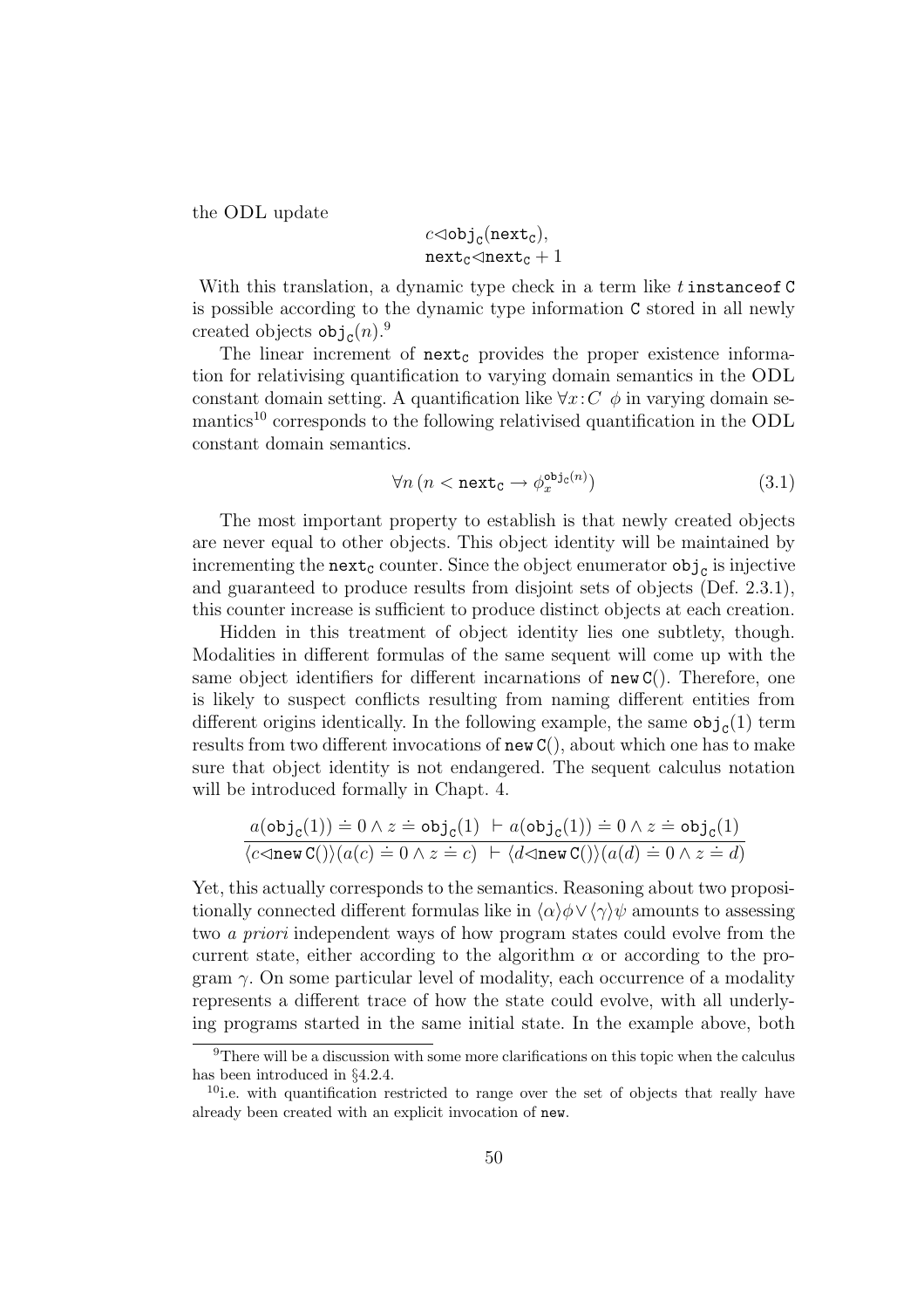the ODL update

$$c \lhd \mathtt{obj_C}(\mathtt{next_C}),$$
$$\mathtt{next_C} \lhd \mathtt{next_C} + 1$$

With this translation, a dynamic type check in a term like $t\,\mathtt{instanceof\,C}$ is possible according to the dynamic type information $\mathtt{C}$ stored in all newly created objects $\mathtt{obj_C}(n)$.[9]

The linear increment of $\mathtt{next_C}$ provides the proper existence information for relativising quantification to varying domain semantics in the ODL constant domain setting. A quantification like $\forall x\!:\!C\ \phi$ in varying domain semantics[10] corresponds to the following relativised quantification in the ODL constant domain semantics.

$$\forall n\,(n < \mathtt{next_C} \rightarrow \phi_x^{\mathtt{obj_C}(n)}) \tag{3.1}$$

The most important property to establish is that newly created objects are never equal to other objects. This object identity will be maintained by incrementing the $\mathtt{next_C}$ counter. Since the object enumerator $\mathtt{obj_C}$ is injective and guaranteed to produce results from disjoint sets of objects (Def. 2.3.1), this counter increase is sufficient to produce distinct objects at each creation.

Hidden in this treatment of object identity lies one subtlety, though. Modalities in different formulas of the same sequent will come up with the same object identifiers for different incarnations of $\mathtt{new\,C()}$. Therefore, one is likely to suspect conflicts resulting from naming different entities from different origins identically. In the following example, the same $\mathtt{obj_C}(1)$ term results from two different invocations of $\mathtt{new\,C()}$, about which one has to make sure that object identity is not endangered. The sequent calculus notation will be introduced formally in Chapt. 4.

$$\frac{a(\mathtt{obj_C}(1)) \doteq 0 \land z \doteq \mathtt{obj_C}(1)\ \vdash a(\mathtt{obj_C}(1)) \doteq 0 \land z \doteq \mathtt{obj_C}(1)}{\langle c \lhd \mathtt{new\,C()}\rangle(a(c) \doteq 0 \land z \doteq c)\ \vdash \langle d \lhd \mathtt{new\,C()}\rangle(a(d) \doteq 0 \land z \doteq d)}$$

Yet, this actually corresponds to the semantics. Reasoning about two propositionally connected different formulas like in $\langle\alpha\rangle\phi \lor \langle\gamma\rangle\psi$ amounts to assessing two *a priori* independent ways of how program states could evolve from the current state, either according to the algorithm $\alpha$ or according to the program $\gamma$. On some particular level of modality, each occurrence of a modality represents a different trace of how the state could evolve, with all underlying programs started in the same initial state. In the example above, both

[9] There will be a discussion with some more clarifications on this topic when the calculus has been introduced in §4.2.4.

[10] i.e. with quantification restricted to range over the set of objects that really have already been created with an explicit invocation of new.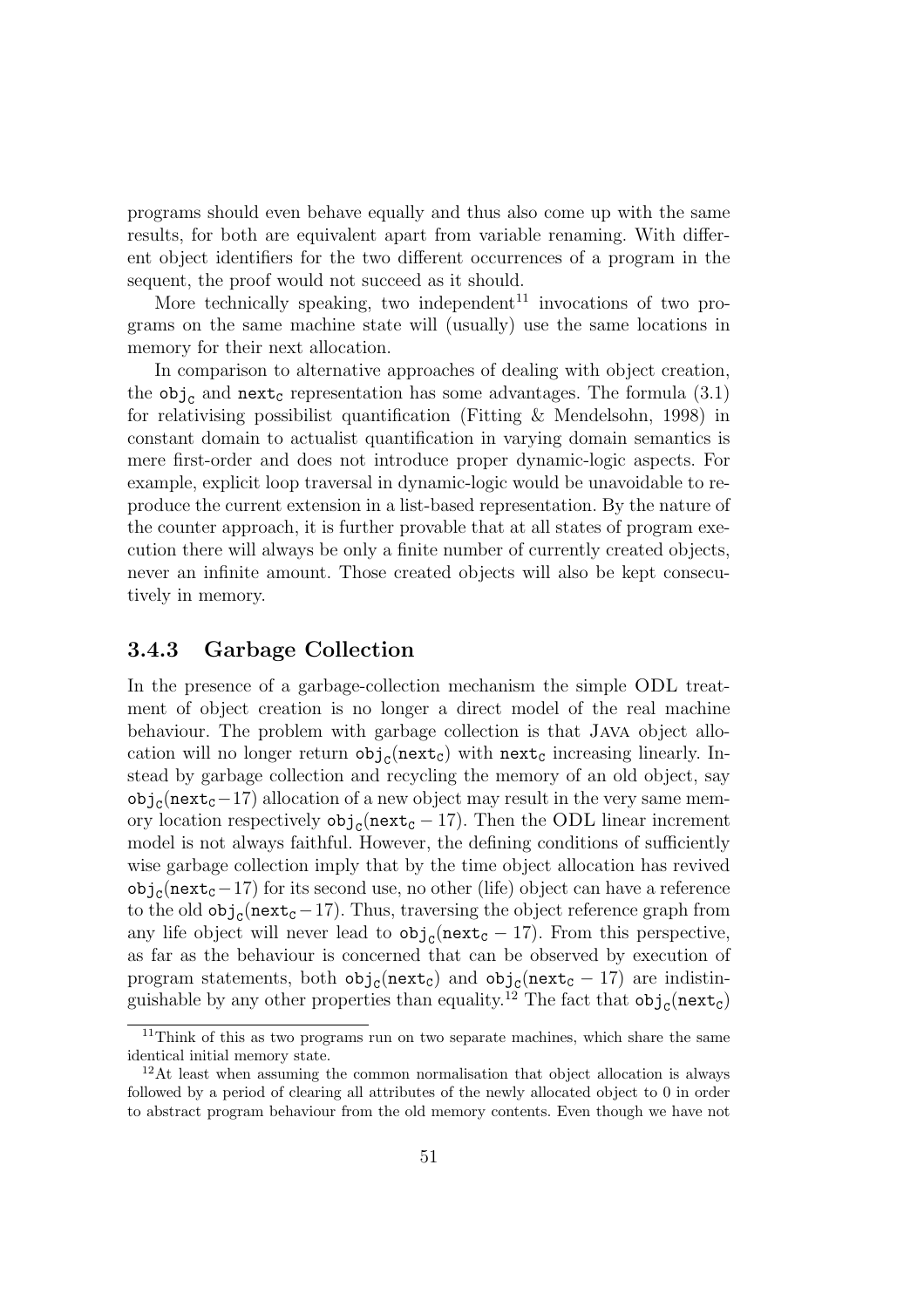programs should even behave equally and thus also come up with the same results, for both are equivalent apart from variable renaming. With different object identifiers for the two different occurrences of a program in the sequent, the proof would not succeed as it should.

More technically speaking, two independent[11] invocations of two programs on the same machine state will (usually) use the same locations in memory for their next allocation.

In comparison to alternative approaches of dealing with object creation, the $\mathtt{obj}_\mathtt{C}$ and $\mathtt{next}_\mathtt{C}$ representation has some advantages. The formula (3.1) for relativising possibilist quantification (Fitting & Mendelsohn, 1998) in constant domain to actualist quantification in varying domain semantics is mere first-order and does not introduce proper dynamic-logic aspects. For example, explicit loop traversal in dynamic-logic would be unavoidable to reproduce the current extension in a list-based representation. By the nature of the counter approach, it is further provable that at all states of program execution there will always be only a finite number of currently created objects, never an infinite amount. Those created objects will also be kept consecutively in memory.

### 3.4.3 Garbage Collection

In the presence of a garbage-collection mechanism the simple ODL treatment of object creation is no longer a direct model of the real machine behaviour. The problem with garbage collection is that Java object allocation will no longer return $\mathtt{obj}_\mathtt{C}(\mathtt{next}_\mathtt{C})$ with $\mathtt{next}_\mathtt{C}$ increasing linearly. Instead by garbage collection and recycling the memory of an old object, say $\mathtt{obj}_\mathtt{C}(\mathtt{next}_\mathtt{C}-17)$ allocation of a new object may result in the very same memory location respectively $\mathtt{obj}_\mathtt{C}(\mathtt{next}_\mathtt{C}-17)$. Then the ODL linear increment model is not always faithful. However, the defining conditions of sufficiently wise garbage collection imply that by the time object allocation has revived $\mathtt{obj}_\mathtt{C}(\mathtt{next}_\mathtt{C}-17)$ for its second use, no other (life) object can have a reference to the old $\mathtt{obj}_\mathtt{C}(\mathtt{next}_\mathtt{C}-17)$. Thus, traversing the object reference graph from any life object will never lead to $\mathtt{obj}_\mathtt{C}(\mathtt{next}_\mathtt{C}-17)$. From this perspective, as far as the behaviour is concerned that can be observed by execution of program statements, both $\mathtt{obj}_\mathtt{C}(\mathtt{next}_\mathtt{C})$ and $\mathtt{obj}_\mathtt{C}(\mathtt{next}_\mathtt{C}-17)$ are indistinguishable by any other properties than equality.[12] The fact that $\mathtt{obj}_\mathtt{C}(\mathtt{next}_\mathtt{C})$

[11] Think of this as two programs run on two separate machines, which share the same identical initial memory state.

[12] At least when assuming the common normalisation that object allocation is always followed by a period of clearing all attributes of the newly allocated object to 0 in order to abstract program behaviour from the old memory contents. Even though we have not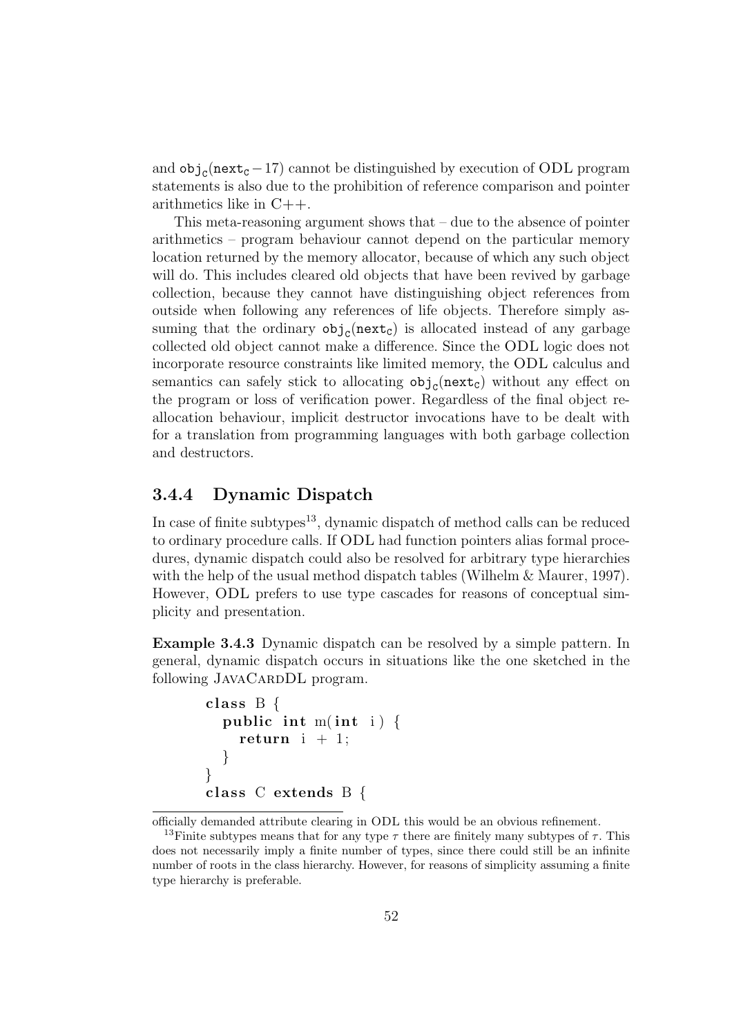and $\texttt{obj}_{\texttt{C}}(\texttt{next}_{\texttt{C}} - 17)$ cannot be distinguished by execution of ODL program statements is also due to the prohibition of reference comparison and pointer arithmetics like in C++.

This meta-reasoning argument shows that – due to the absence of pointer arithmetics – program behaviour cannot depend on the particular memory location returned by the memory allocator, because of which any such object will do. This includes cleared old objects that have been revived by garbage collection, because they cannot have distinguishing object references from outside when following any references of life objects. Therefore simply assuming that the ordinary $\texttt{obj}_{\texttt{C}}(\texttt{next}_{\texttt{C}})$ is allocated instead of any garbage collected old object cannot make a difference. Since the ODL logic does not incorporate resource constraints like limited memory, the ODL calculus and semantics can safely stick to allocating $\texttt{obj}_{\texttt{C}}(\texttt{next}_{\texttt{C}})$ without any effect on the program or loss of verification power. Regardless of the final object reallocation behaviour, implicit destructor invocations have to be dealt with for a translation from programming languages with both garbage collection and destructors.

### 3.4.4 Dynamic Dispatch

In case of finite subtypes[13], dynamic dispatch of method calls can be reduced to ordinary procedure calls. If ODL had function pointers alias formal procedures, dynamic dispatch could also be resolved for arbitrary type hierarchies with the help of the usual method dispatch tables (Wilhelm & Maurer, 1997). However, ODL prefers to use type cascades for reasons of conceptual simplicity and presentation.

**Example 3.4.3** Dynamic dispatch can be resolved by a simple pattern. In general, dynamic dispatch occurs in situations like the one sketched in the following JavaCardDL program.

```
class B {
  public int m(int i) {
    return i + 1;
  }
}
class C extends B {
```

officially demanded attribute clearing in ODL this would be an obvious refinement.

[13]Finite subtypes means that for any type $\tau$ there are finitely many subtypes of $\tau$. This does not necessarily imply a finite number of types, since there could still be an infinite number of roots in the class hierarchy. However, for reasons of simplicity assuming a finite type hierarchy is preferable.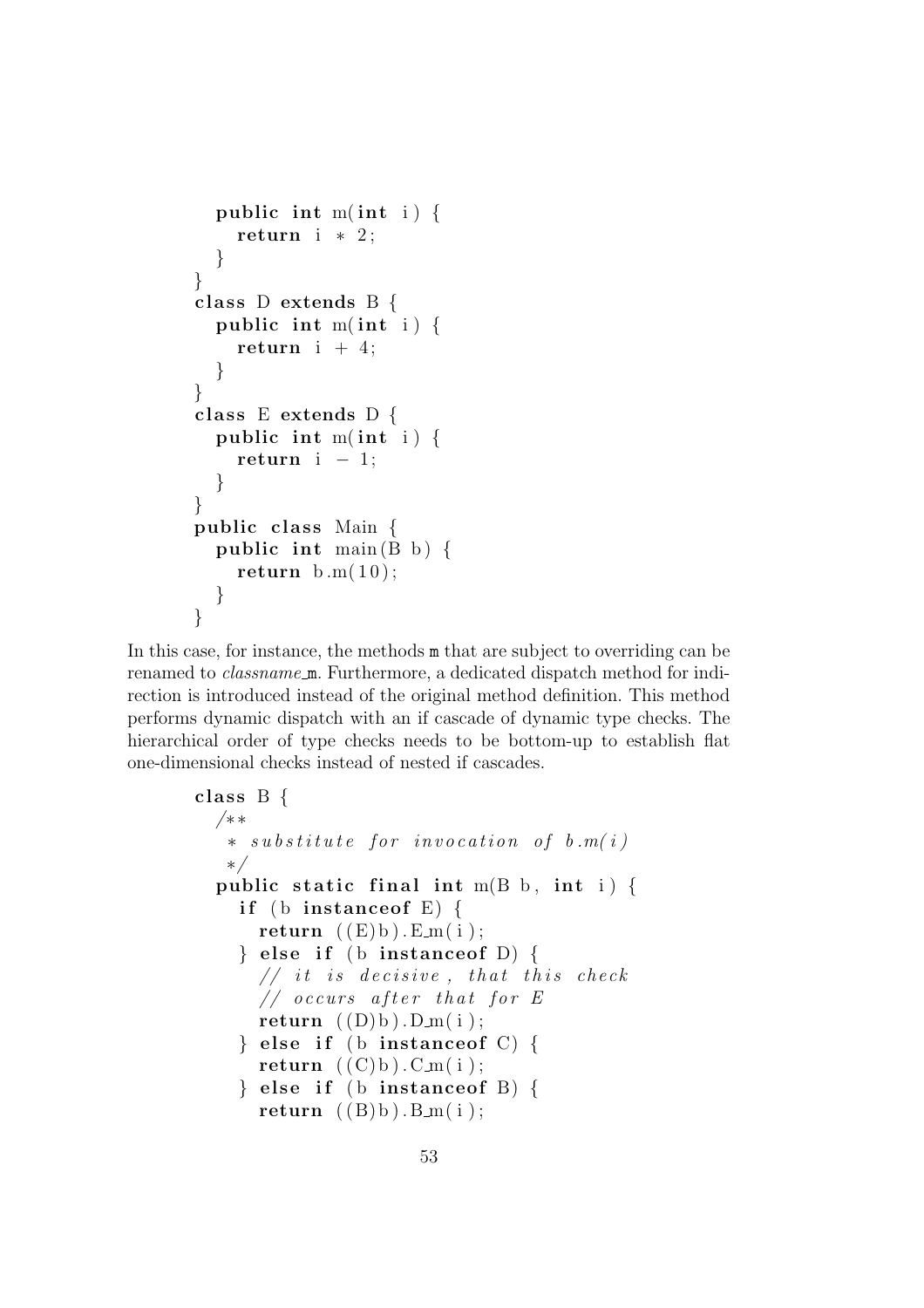```
  public int m(int i) {
    return i * 2;
  }
}
class D extends B {
  public int m(int i) {
    return i + 4;
  }
}
class E extends D {
  public int m(int i) {
    return i - 1;
  }
}
public class Main {
  public int main(B b) {
    return b.m(10);
  }
}
```

In this case, for instance, the methods m that are subject to overriding can be renamed to *classname*_m. Furthermore, a dedicated dispatch method for indirection is introduced instead of the original method definition. This method performs dynamic dispatch with an if cascade of dynamic type checks. The hierarchical order of type checks needs to be bottom-up to establish flat one-dimensional checks instead of nested if cascades.

```
class B {
  /**
   * substitute for invocation of b.m(i)
   */
  public static final int m(B b, int i) {
    if (b instanceof E) {
      return ((E)b).E_m(i);
    } else if (b instanceof D) {
      // it is decisive, that this check
      // occurs after that for E
      return ((D)b).D_m(i);
    } else if (b instanceof C) {
      return ((C)b).C_m(i);
    } else if (b instanceof B) {
      return ((B)b).B_m(i);
```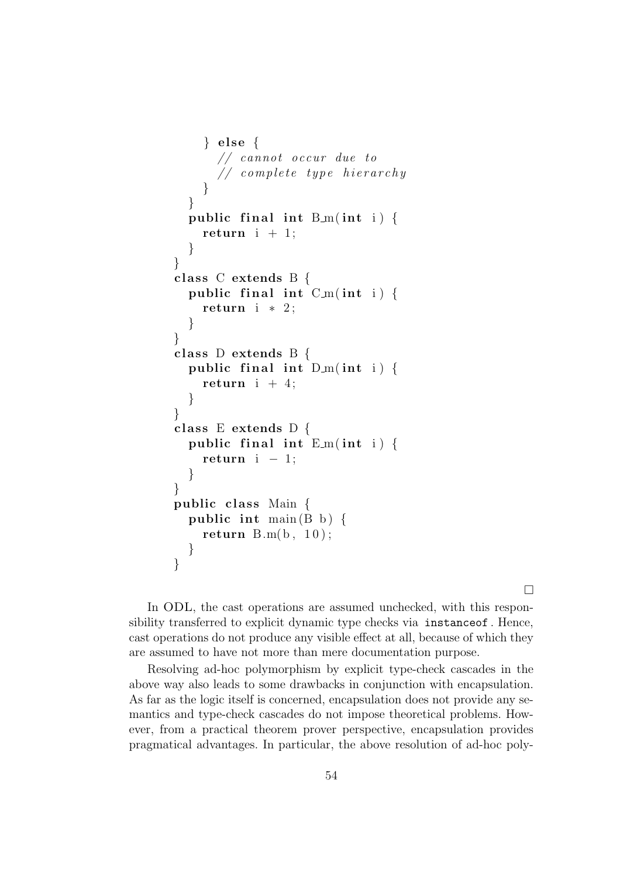```
      } else {
        // cannot occur due to
        // complete type hierarchy
      }
    }
    public final int B_m(int i) {
      return i + 1;
    }
  }
  class C extends B {
    public final int C_m(int i) {
      return i * 2;
    }
  }
  class D extends B {
    public final int D_m(int i) {
      return i + 4;
    }
  }
  class E extends D {
    public final int E_m(int i) {
      return i - 1;
    }
  }
  public class Main {
    public int main(B b) {
      return B.m(b, 10);
    }
  }
```

□

In ODL, the cast operations are assumed unchecked, with this responsibility transferred to explicit dynamic type checks via `instanceof`. Hence, cast operations do not produce any visible effect at all, because of which they are assumed to have not more than mere documentation purpose.

Resolving ad-hoc polymorphism by explicit type-check cascades in the above way also leads to some drawbacks in conjunction with encapsulation. As far as the logic itself is concerned, encapsulation does not provide any semantics and type-check cascades do not impose theoretical problems. However, from a practical theorem prover perspective, encapsulation provides pragmatical advantages. In particular, the above resolution of ad-hoc poly-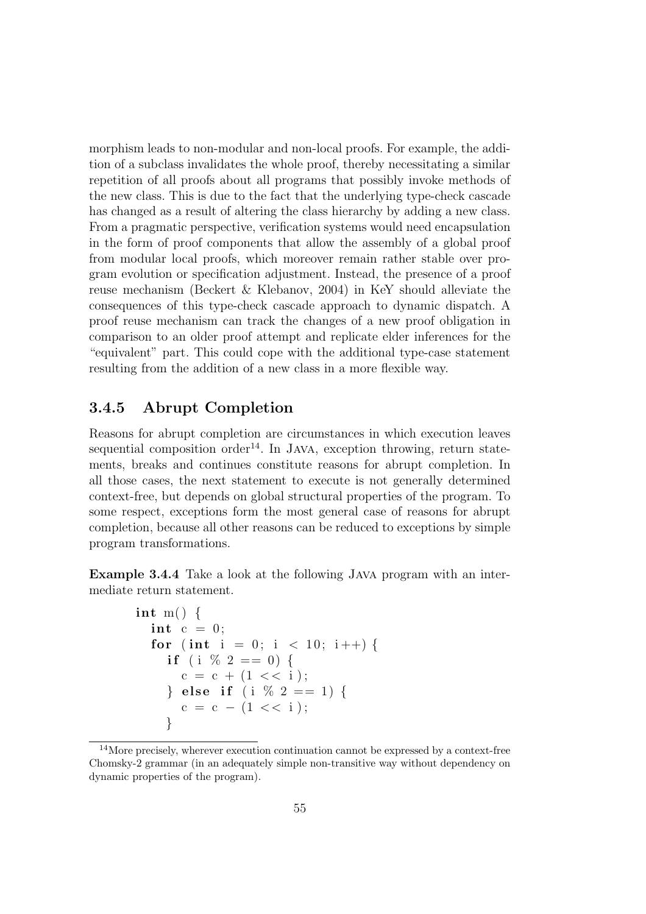morphism leads to non-modular and non-local proofs. For example, the addition of a subclass invalidates the whole proof, thereby necessitating a similar repetition of all proofs about all programs that possibly invoke methods of the new class. This is due to the fact that the underlying type-check cascade has changed as a result of altering the class hierarchy by adding a new class. From a pragmatic perspective, verification systems would need encapsulation in the form of proof components that allow the assembly of a global proof from modular local proofs, which moreover remain rather stable over program evolution or specification adjustment. Instead, the presence of a proof reuse mechanism (Beckert & Klebanov, 2004) in KeY should alleviate the consequences of this type-check cascade approach to dynamic dispatch. A proof reuse mechanism can track the changes of a new proof obligation in comparison to an older proof attempt and replicate elder inferences for the "equivalent" part. This could cope with the additional type-case statement resulting from the addition of a new class in a more flexible way.

### 3.4.5 Abrupt Completion

Reasons for abrupt completion are circumstances in which execution leaves sequential composition order[14]. In Java, exception throwing, return statements, breaks and continues constitute reasons for abrupt completion. In all those cases, the next statement to execute is not generally determined context-free, but depends on global structural properties of the program. To some respect, exceptions form the most general case of reasons for abrupt completion, because all other reasons can be reduced to exceptions by simple program transformations.

**Example 3.4.4** Take a look at the following Java program with an intermediate return statement.

```
int m() {
  int c = 0;
  for (int i = 0; i < 10; i++) {
    if (i % 2 == 0) {
      c = c + (1 << i);
    } else if (i % 2 == 1) {
      c = c - (1 << i);
    }
```

[14] More precisely, wherever execution continuation cannot be expressed by a context-free Chomsky-2 grammar (in an adequately simple non-transitive way without dependency on dynamic properties of the program).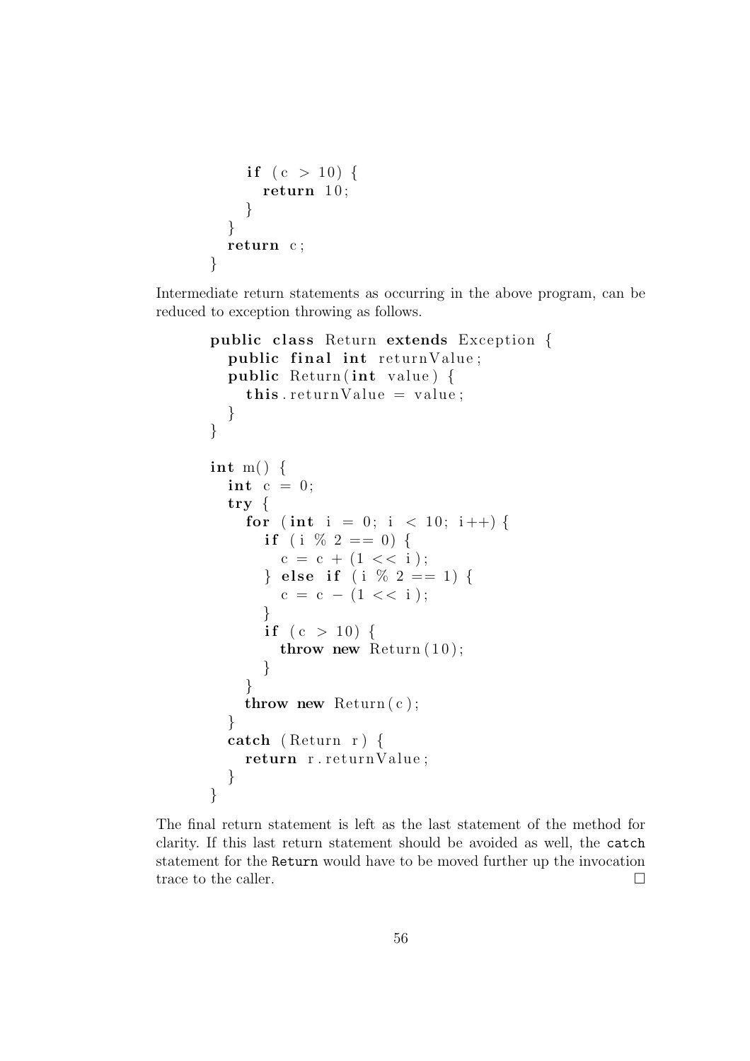```
      if (c > 10) {
        return 10;
      }
    }
    return c;
}
```

Intermediate return statements as occurring in the above program, can be reduced to exception throwing as follows.

```
public class Return extends Exception {
  public final int returnValue;
  public Return(int value) {
    this.returnValue = value;
  }
}

int m() {
  int c = 0;
  try {
    for (int i = 0; i < 10; i++) {
      if (i % 2 == 0) {
        c = c + (1 << i);
      } else if (i % 2 == 1) {
        c = c - (1 << i);
      }
      if (c > 10) {
        throw new Return(10);
      }
    }
    throw new Return(c);
  }
  catch (Return r) {
    return r.returnValue;
  }
}
```

The final return statement is left as the last statement of the method for clarity. If this last return statement should be avoided as well, the `catch` statement for the `Return` would have to be moved further up the invocation trace to the caller. □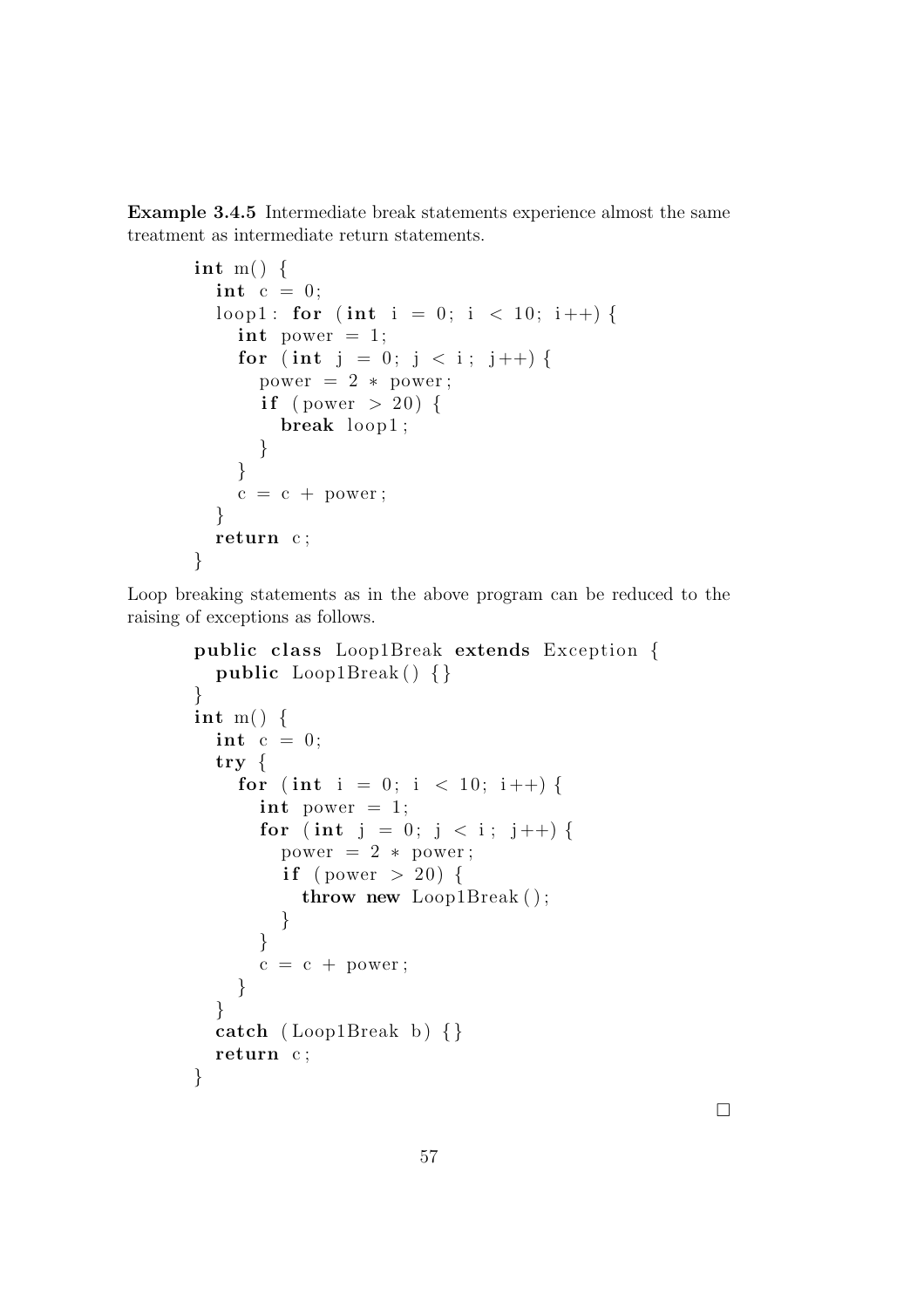**Example 3.4.5** Intermediate break statements experience almost the same treatment as intermediate return statements.

```
int m() {
  int c = 0;
  loop1: for (int i = 0; i < 10; i++) {
    int power = 1;
    for (int j = 0; j < i; j++) {
      power = 2 * power;
      if (power > 20) {
        break loop1;
      }
    }
    c = c + power;
  }
  return c;
}
```

Loop breaking statements as in the above program can be reduced to the raising of exceptions as follows.

```
public class Loop1Break extends Exception {
  public Loop1Break() {}
}
int m() {
  int c = 0;
  try {
    for (int i = 0; i < 10; i++) {
      int power = 1;
      for (int j = 0; j < i; j++) {
        power = 2 * power;
        if (power > 20) {
          throw new Loop1Break();
        }
      }
      c = c + power;
    }
  }
  catch (Loop1Break b) {}
  return c;
}
```

□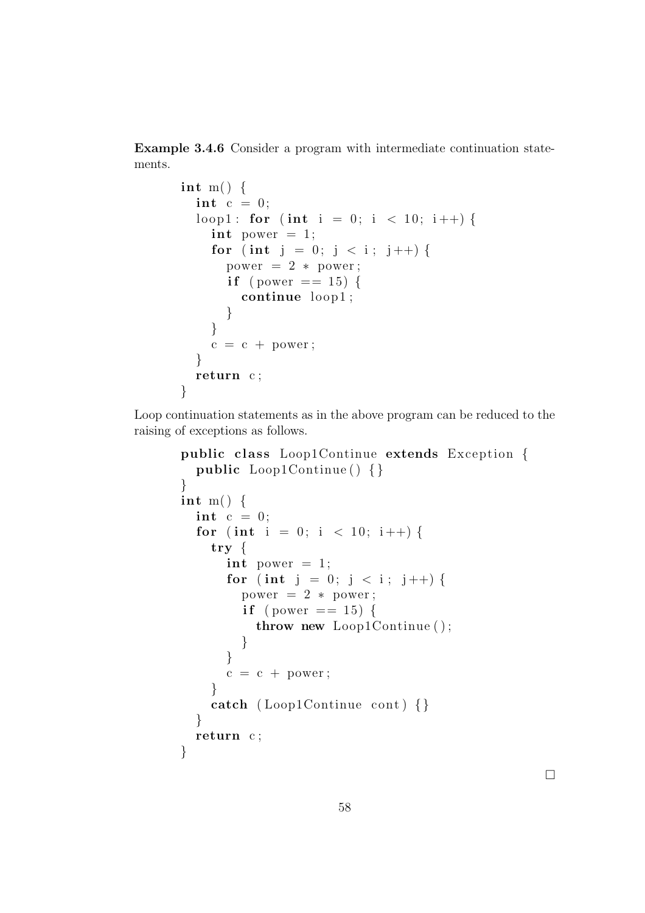**Example 3.4.6** Consider a program with intermediate continuation statements.

```
int m() {
  int c = 0;
  loop1: for (int i = 0; i < 10; i++) {
    int power = 1;
    for (int j = 0; j < i; j++) {
      power = 2 * power;
      if (power == 15) {
        continue loop1;
      }
    }
    c = c + power;
  }
  return c;
}
```

Loop continuation statements as in the above program can be reduced to the raising of exceptions as follows.

```
public class Loop1Continue extends Exception {
  public Loop1Continue() {}
}
int m() {
  int c = 0;
  for (int i = 0; i < 10; i++) {
    try {
      int power = 1;
      for (int j = 0; j < i; j++) {
        power = 2 * power;
        if (power == 15) {
          throw new Loop1Continue();
        }
      }
      c = c + power;
    }
    catch (Loop1Continue cont) {}
  }
  return c;
}
```

□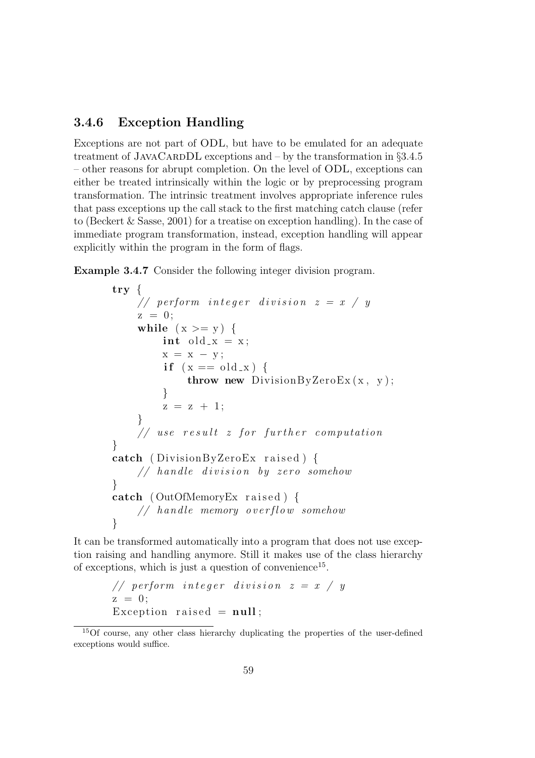### 3.4.6 Exception Handling

Exceptions are not part of ODL, but have to be emulated for an adequate treatment of JavaCardDL exceptions and – by the transformation in §3.4.5 – other reasons for abrupt completion. On the level of ODL, exceptions can either be treated intrinsically within the logic or by preprocessing program transformation. The intrinsic treatment involves appropriate inference rules that pass exceptions up the call stack to the first matching catch clause (refer to (Beckert & Sasse, 2001) for a treatise on exception handling). In the case of immediate program transformation, instead, exception handling will appear explicitly within the program in the form of flags.

**Example 3.4.7** Consider the following integer division program.

```
try {
    // perform integer division z = x / y
    z = 0;
    while (x >= y) {
        int old_x = x;
        x = x - y;
        if (x == old_x) {
            throw new DivisionByZeroEx(x, y);
        }
        z = z + 1;
    }
    // use result z for further computation
}
catch (DivisionByZeroEx raised) {
    // handle division by zero somehow
}
catch (OutOfMemoryEx raised) {
    // handle memory overflow somehow
}
```

It can be transformed automatically into a program that does not use exception raising and handling anymore. Still it makes use of the class hierarchy of exceptions, which is just a question of convenience[15].

```
// perform integer division z = x / y
z = 0;
Exception raised = null;
```

[15]Of course, any other class hierarchy duplicating the properties of the user-defined exceptions would suffice.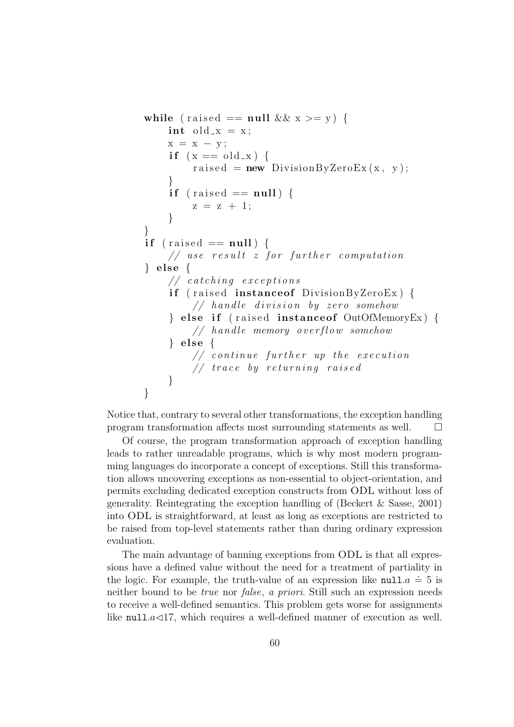```
while (raised == null && x >= y) {
    int old_x = x;
    x = x - y;
    if (x == old_x) {
        raised = new DivisionByZeroEx(x, y);
    }
    if (raised == null) {
        z = z + 1;
    }
}
if (raised == null) {
    // use result z for further computation
} else {
    // catching exceptions
    if (raised instanceof DivisionByZeroEx) {
        // handle division by zero somehow
    } else if (raised instanceof OutOfMemoryEx) {
        // handle memory overflow somehow
    } else {
        // continue further up the execution
        // trace by returning raised
    }
}
```

Notice that, contrary to several other transformations, the exception handling program transformation affects most surrounding statements as well. □

Of course, the program transformation approach of exception handling leads to rather unreadable programs, which is why most modern programming languages do incorporate a concept of exceptions. Still this transformation allows uncovering exceptions as non-essential to object-orientation, and permits excluding dedicated exception constructs from ODL without loss of generality. Reintegrating the exception handling of (Beckert & Sasse, 2001) into ODL is straightforward, at least as long as exceptions are restricted to be raised from top-level statements rather than during ordinary expression evaluation.

The main advantage of banning exceptions from ODL is that all expressions have a defined value without the need for a treatment of partiality in the logic. For example, the truth-value of an expression like $\texttt{null}.a \doteq 5$ is neither bound to be *true* nor *false*, *a priori*. Still such an expression needs to receive a well-defined semantics. This problem gets worse for assignments like $\texttt{null}.a \triangleleft 17$, which requires a well-defined manner of execution as well.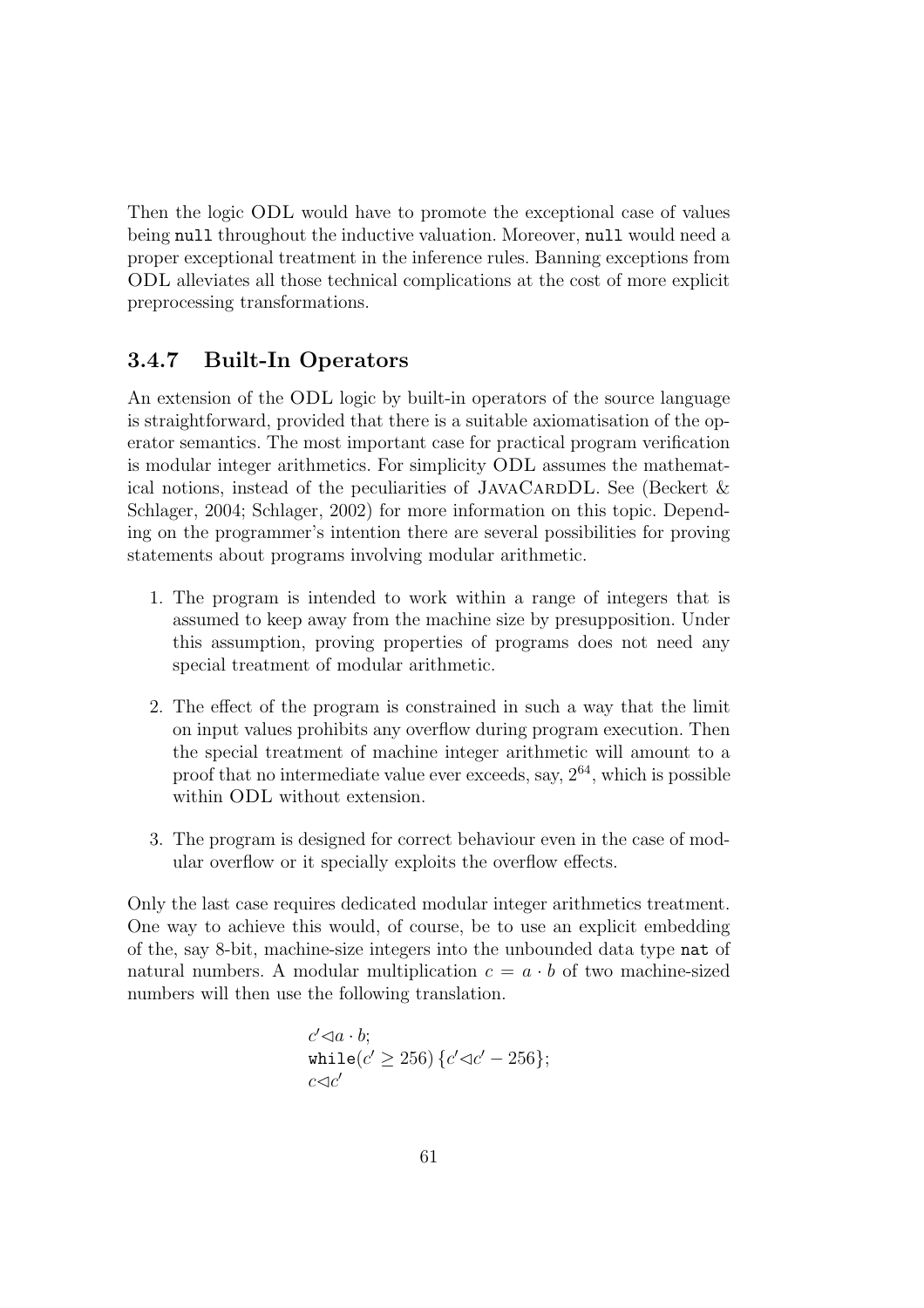Then the logic ODL would have to promote the exceptional case of values being `null` throughout the inductive valuation. Moreover, `null` would need a proper exceptional treatment in the inference rules. Banning exceptions from ODL alleviates all those technical complications at the cost of more explicit preprocessing transformations.

### 3.4.7 Built-In Operators

An extension of the ODL logic by built-in operators of the source language is straightforward, provided that there is a suitable axiomatisation of the operator semantics. The most important case for practical program verification is modular integer arithmetics. For simplicity ODL assumes the mathematical notions, instead of the peculiarities of JavaCardDL. See (Beckert & Schlager, 2004; Schlager, 2002) for more information on this topic. Depending on the programmer's intention there are several possibilities for proving statements about programs involving modular arithmetic.

1. The program is intended to work within a range of integers that is assumed to keep away from the machine size by presupposition. Under this assumption, proving properties of programs does not need any special treatment of modular arithmetic.
2. The effect of the program is constrained in such a way that the limit on input values prohibits any overflow during program execution. Then the special treatment of machine integer arithmetic will amount to a proof that no intermediate value ever exceeds, say, $2^{64}$, which is possible within ODL without extension.
3. The program is designed for correct behaviour even in the case of modular overflow or it specially exploits the overflow effects.

Only the last case requires dedicated modular integer arithmetics treatment. One way to achieve this would, of course, be to use an explicit embedding of the, say 8-bit, machine-size integers into the unbounded data type `nat` of natural numbers. A modular multiplication $c = a \cdot b$ of two machine-sized numbers will then use the following translation.

$$
\begin{array}{l}
c' \lhd a \cdot b; \\
\texttt{while}(c' \geq 256)\,\{c' \lhd c' - 256\}; \\
c \lhd c'
\end{array}
$$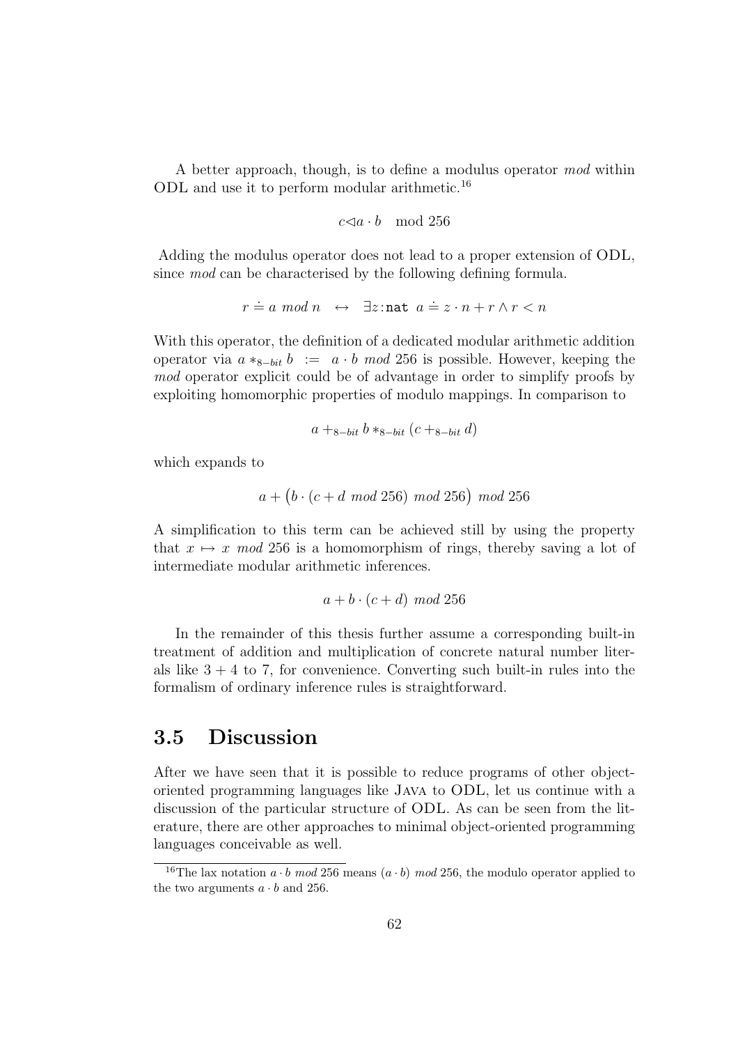A better approach, though, is to define a modulus operator *mod* within ODL and use it to perform modular arithmetic.[16]

$$c \lhd a \cdot b \mod 256$$

Adding the modulus operator does not lead to a proper extension of ODL, since *mod* can be characterised by the following defining formula.

$$r \doteq a \ mod \ n \quad \leftrightarrow \quad \exists z\!:\!\mathtt{nat} \ \ a \doteq z \cdot n + r \land r < n$$

With this operator, the definition of a dedicated modular arithmetic addition operator via $a *_{8-bit} b \ := \ a \cdot b \ mod \ 256$ is possible. However, keeping the *mod* operator explicit could be of advantage in order to simplify proofs by exploiting homomorphic properties of modulo mappings. In comparison to

$$a +_{8-bit} b *_{8-bit} (c +_{8-bit} d)$$

which expands to

$$a + \big(b \cdot (c + d \ mod \ 256) \ mod \ 256\big) \ mod \ 256$$

A simplification to this term can be achieved still by using the property that $x \mapsto x \ mod \ 256$ is a homomorphism of rings, thereby saving a lot of intermediate modular arithmetic inferences.

$$a + b \cdot (c + d) \ mod \ 256$$

In the remainder of this thesis further assume a corresponding built-in treatment of addition and multiplication of concrete natural number literals like $3 + 4$ to 7, for convenience. Converting such built-in rules into the formalism of ordinary inference rules is straightforward.

## 3.5 Discussion

After we have seen that it is possible to reduce programs of other object-oriented programming languages like Java to ODL, let us continue with a discussion of the particular structure of ODL. As can be seen from the literature, there are other approaches to minimal object-oriented programming languages conceivable as well.

[16] The lax notation $a \cdot b \ mod \ 256$ means $(a \cdot b) \ mod \ 256$, the modulo operator applied to the two arguments $a \cdot b$ and 256.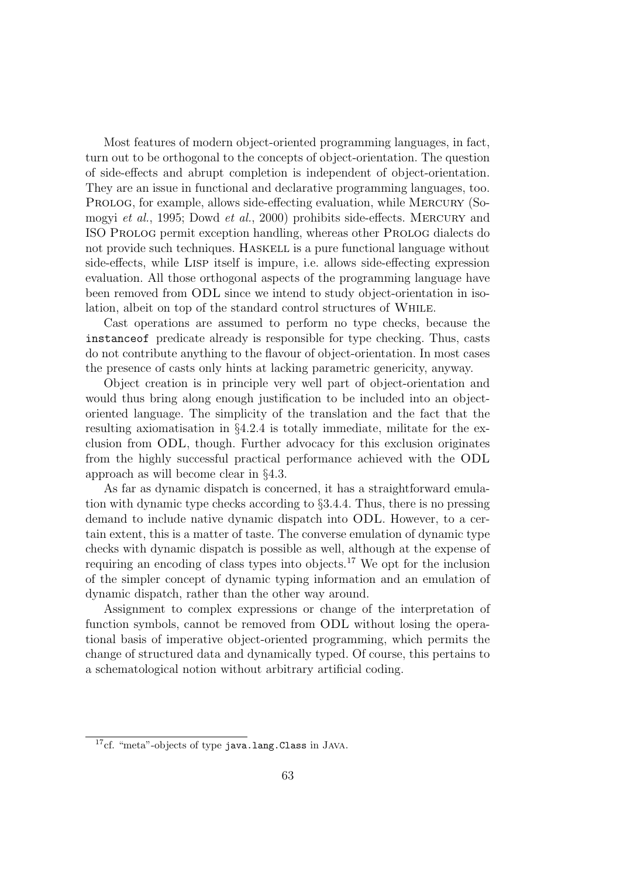Most features of modern object-oriented programming languages, in fact, turn out to be orthogonal to the concepts of object-orientation. The question of side-effects and abrupt completion is independent of object-orientation. They are an issue in functional and declarative programming languages, too. Prolog, for example, allows side-effecting evaluation, while Mercury (Somogyi *et al.*, 1995; Dowd *et al.*, 2000) prohibits side-effects. Mercury and ISO Prolog permit exception handling, whereas other Prolog dialects do not provide such techniques. Haskell is a pure functional language without side-effects, while Lisp itself is impure, i.e. allows side-effecting expression evaluation. All those orthogonal aspects of the programming language have been removed from ODL since we intend to study object-orientation in isolation, albeit on top of the standard control structures of While.

Cast operations are assumed to perform no type checks, because the `instanceof` predicate already is responsible for type checking. Thus, casts do not contribute anything to the flavour of object-orientation. In most cases the presence of casts only hints at lacking parametric genericity, anyway.

Object creation is in principle very well part of object-orientation and would thus bring along enough justification to be included into an object-oriented language. The simplicity of the translation and the fact that the resulting axiomatisation in §4.2.4 is totally immediate, militate for the exclusion from ODL, though. Further advocacy for this exclusion originates from the highly successful practical performance achieved with the ODL approach as will become clear in §4.3.

As far as dynamic dispatch is concerned, it has a straightforward emulation with dynamic type checks according to §3.4.4. Thus, there is no pressing demand to include native dynamic dispatch into ODL. However, to a certain extent, this is a matter of taste. The converse emulation of dynamic type checks with dynamic dispatch is possible as well, although at the expense of requiring an encoding of class types into objects.[17] We opt for the inclusion of the simpler concept of dynamic typing information and an emulation of dynamic dispatch, rather than the other way around.

Assignment to complex expressions or change of the interpretation of function symbols, cannot be removed from ODL without losing the operational basis of imperative object-oriented programming, which permits the change of structured data and dynamically typed. Of course, this pertains to a schematological notion without arbitrary artificial coding.

---

[17] cf. "meta"-objects of type `java.lang.Class` in Java.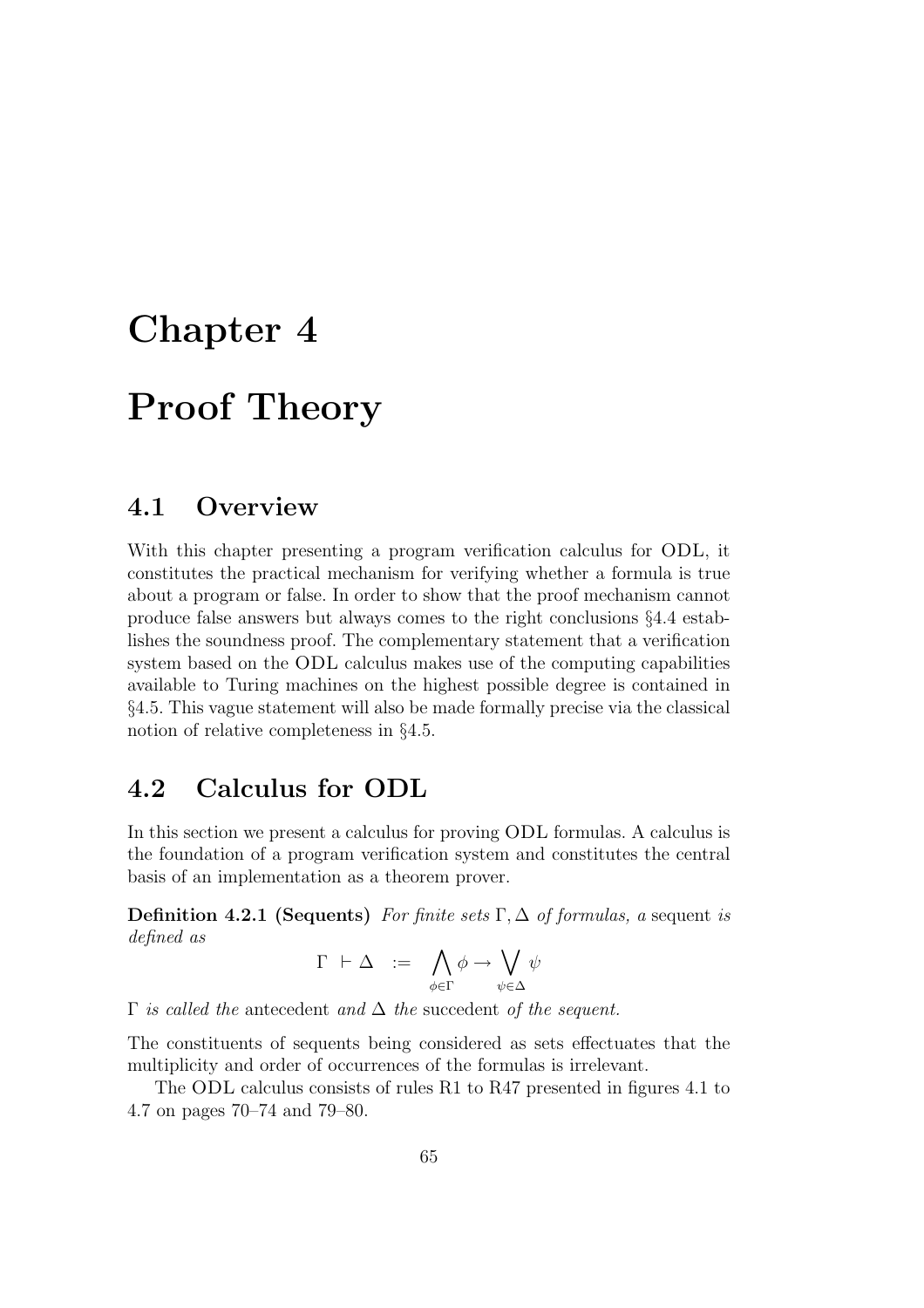# Chapter 4

# Proof Theory

## 4.1 Overview

With this chapter presenting a program verification calculus for ODL, it constitutes the practical mechanism for verifying whether a formula is true about a program or false. In order to show that the proof mechanism cannot produce false answers but always comes to the right conclusions §4.4 establishes the soundness proof. The complementary statement that a verification system based on the ODL calculus makes use of the computing capabilities available to Turing machines on the highest possible degree is contained in §4.5. This vague statement will also be made formally precise via the classical notion of relative completeness in §4.5.

## 4.2 Calculus for ODL

In this section we present a calculus for proving ODL formulas. A calculus is the foundation of a program verification system and constitutes the central basis of an implementation as a theorem prover.

**Definition 4.2.1 (Sequents)** *For finite sets $\Gamma, \Delta$ of formulas, a* sequent *is defined as*

$$\Gamma \vdash \Delta \quad := \quad \bigwedge_{\phi \in \Gamma} \phi \to \bigvee_{\psi \in \Delta} \psi$$

*$\Gamma$ is called the* antecedent *and $\Delta$ the* succedent *of the sequent.*

The constituents of sequents being considered as sets effectuates that the multiplicity and order of occurrences of the formulas is irrelevant.

The ODL calculus consists of rules R1 to R47 presented in figures 4.1 to 4.7 on pages 70–74 and 79–80.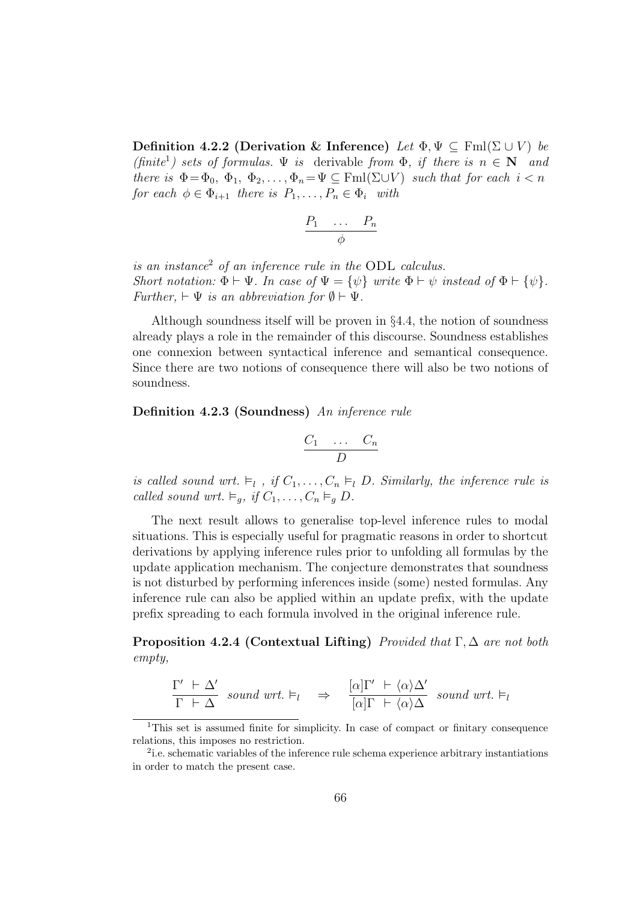**Definition 4.2.2 (Derivation & Inference)** *Let $\Phi, \Psi \subseteq \text{Fml}(\Sigma \cup V)$ be (finite*[1]*) sets of formulas. $\Psi$ is* derivable *from $\Phi$, if there is $n \in \mathbf{N}$ and there is $\Phi = \Phi_0,\ \Phi_1,\ \Phi_2, \ldots, \Phi_n = \Psi \subseteq \text{Fml}(\Sigma \cup V)$ such that for each $i < n$ for each $\phi \in \Phi_{i+1}$ there is $P_1, \ldots, P_n \in \Phi_i$ with*

$$\frac{P_1 \quad \ldots \quad P_n}{\phi}$$

*is an instance*[2] *of an inference rule in the* ODL *calculus.*
*Short notation: $\Phi \vdash \Psi$. In case of $\Psi = \{\psi\}$ write $\Phi \vdash \psi$ instead of $\Phi \vdash \{\psi\}$. Further, $\vdash \Psi$ is an abbreviation for $\emptyset \vdash \Psi$.*

Although soundness itself will be proven in §4.4, the notion of soundness already plays a role in the remainder of this discourse. Soundness establishes one connexion between syntactical inference and semantical consequence. Since there are two notions of consequence there will also be two notions of soundness.

**Definition 4.2.3 (Soundness)** *An inference rule*

$$\frac{C_1 \quad \ldots \quad C_n}{D}$$

*is called sound wrt. $\vDash_l$ , if $C_1, \ldots, C_n \vDash_l D$. Similarly, the inference rule is called sound wrt. $\vDash_g$, if $C_1, \ldots, C_n \vDash_g D$.*

The next result allows to generalise top-level inference rules to modal situations. This is especially useful for pragmatic reasons in order to shortcut derivations by applying inference rules prior to unfolding all formulas by the update application mechanism. The conjecture demonstrates that soundness is not disturbed by performing inferences inside (some) nested formulas. Any inference rule can also be applied within an update prefix, with the update prefix spreading to each formula involved in the original inference rule.

**Proposition 4.2.4 (Contextual Lifting)** *Provided that $\Gamma, \Delta$ are not both empty,*

$$\frac{\Gamma' \ \vdash \Delta'}{\Gamma \ \vdash \Delta} \text{ sound wrt. } \vDash_l \quad \Rightarrow \quad \frac{[\alpha]\Gamma' \ \vdash \langle\alpha\rangle\Delta'}{[\alpha]\Gamma \ \vdash \langle\alpha\rangle\Delta} \text{ sound wrt. } \vDash_l$$

[1] This set is assumed finite for simplicity. In case of compact or finitary consequence relations, this imposes no restriction.

[2] i.e. schematic variables of the inference rule schema experience arbitrary instantiations in order to match the present case.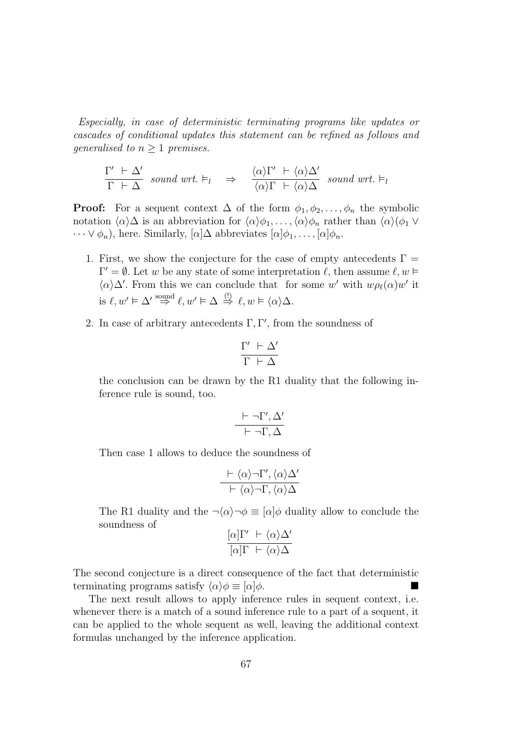*Especially, in case of deterministic terminating programs like updates or cascades of conditional updates this statement can be refined as follows and generalised to $n \geq 1$ premises.*

$$\frac{\Gamma' \vdash \Delta'}{\Gamma \vdash \Delta} \text{ sound wrt. } \vDash_l \quad \Rightarrow \quad \frac{\langle\alpha\rangle\Gamma' \vdash \langle\alpha\rangle\Delta'}{\langle\alpha\rangle\Gamma \vdash \langle\alpha\rangle\Delta} \text{ sound wrt. } \vDash_l$$

**Proof:** For a sequent context $\Delta$ of the form $\phi_1, \phi_2, \ldots, \phi_n$ the symbolic notation $\langle\alpha\rangle\Delta$ is an abbreviation for $\langle\alpha\rangle\phi_1, \ldots, \langle\alpha\rangle\phi_n$ rather than $\langle\alpha\rangle(\phi_1 \vee \cdots \vee \phi_n)$, here. Similarly, $[\alpha]\Delta$ abbreviates $[\alpha]\phi_1, \ldots, [\alpha]\phi_n$.

1. First, we show the conjecture for the case of empty antecedents $\Gamma = \Gamma' = \emptyset$. Let $w$ be any state of some interpretation $\ell$, then assume $\ell, w \vDash \langle\alpha\rangle\Delta'$. From this we can conclude that for some $w'$ with $w\rho_\ell(\alpha)w'$ it is $\ell, w' \vDash \Delta' \overset{\text{sound}}{\Rightarrow} \ell, w' \vDash \Delta \overset{(!)}{\Rightarrow} \ell, w \vDash \langle\alpha\rangle\Delta$.

2. In case of arbitrary antecedents $\Gamma, \Gamma'$, from the soundness of

$$\frac{\Gamma' \vdash \Delta'}{\Gamma \vdash \Delta}$$

the conclusion can be drawn by the R1 duality that the following inference rule is sound, too.

$$\frac{\vdash \neg\Gamma', \Delta'}{\vdash \neg\Gamma, \Delta}$$

Then case 1 allows to deduce the soundness of

$$\frac{\vdash \langle\alpha\rangle\neg\Gamma', \langle\alpha\rangle\Delta'}{\vdash \langle\alpha\rangle\neg\Gamma, \langle\alpha\rangle\Delta}$$

The R1 duality and the $\neg\langle\alpha\rangle\neg\phi \equiv [\alpha]\phi$ duality allow to conclude the soundness of

$$\frac{[\alpha]\Gamma' \vdash \langle\alpha\rangle\Delta'}{[\alpha]\Gamma \vdash \langle\alpha\rangle\Delta}$$

The second conjecture is a direct consequence of the fact that deterministic terminating programs satisfy $\langle\alpha\rangle\phi \equiv [\alpha]\phi$. ■

The next result allows to apply inference rules in sequent context, i.e. whenever there is a match of a sound inference rules to a part of a sequent, it can be applied to the whole sequent as well, leaving the additional context formulas unchanged by the inference application.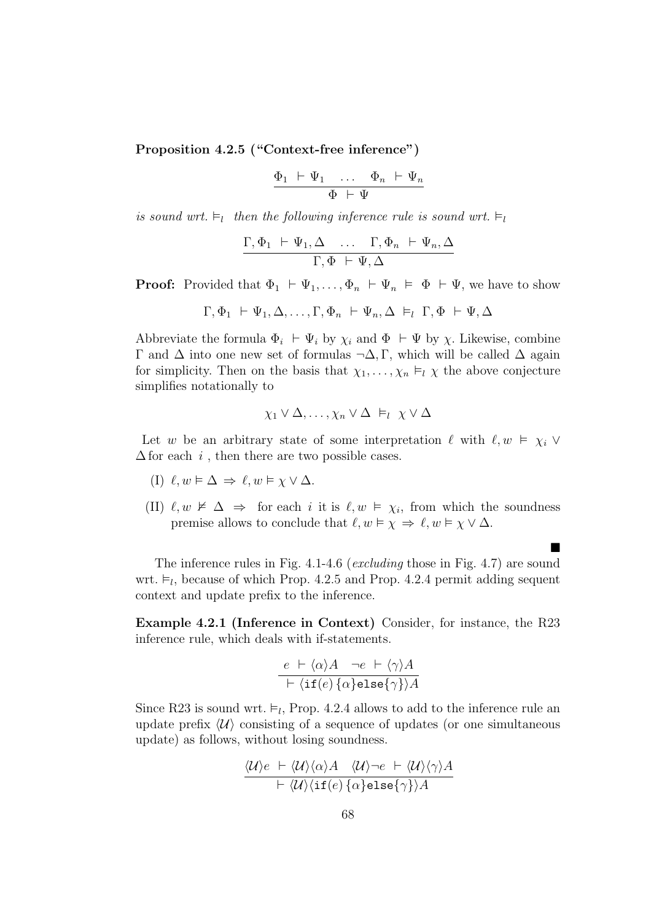**Proposition 4.2.5 ("Context-free inference")**

$$\frac{\Phi_1 \ \vdash \Psi_1 \quad \dots \quad \Phi_n \ \vdash \Psi_n}{\Phi \ \vdash \Psi}$$

*is sound wrt.* $\vDash_l$ *then the following inference rule is sound wrt.* $\vDash_l$

$$\frac{\Gamma, \Phi_1 \ \vdash \Psi_1, \Delta \quad \dots \quad \Gamma, \Phi_n \ \vdash \Psi_n, \Delta}{\Gamma, \Phi \ \vdash \Psi, \Delta}$$

**Proof:** Provided that $\Phi_1 \ \vdash \Psi_1, \dots, \Phi_n \ \vdash \Psi_n \ \vDash \ \Phi \ \vdash \Psi$, we have to show

$$\Gamma, \Phi_1 \ \vdash \Psi_1, \Delta, \dots, \Gamma, \Phi_n \ \vdash \Psi_n, \Delta \ \vDash_l \ \Gamma, \Phi \ \vdash \Psi, \Delta$$

Abbreviate the formula $\Phi_i \ \vdash \Psi_i$ by $\chi_i$ and $\Phi \ \vdash \Psi$ by $\chi$. Likewise, combine $\Gamma$ and $\Delta$ into one new set of formulas $\neg\Delta, \Gamma$, which will be called $\Delta$ again for simplicity. Then on the basis that $\chi_1, \dots, \chi_n \vDash_l \chi$ the above conjecture simplifies notationally to

$$\chi_1 \vee \Delta, \dots, \chi_n \vee \Delta \ \vDash_l \ \chi \vee \Delta$$

Let $w$ be an arbitrary state of some interpretation $\ell$ with $\ell, w \vDash \chi_i \vee \Delta$ for each $i$, then there are two possible cases.

(I) $\ell, w \vDash \Delta \ \Rightarrow \ \ell, w \vDash \chi \vee \Delta$.

(II) $\ell, w \nvDash \Delta \ \Rightarrow$ for each $i$ it is $\ell, w \vDash \chi_i$, from which the soundness premise allows to conclude that $\ell, w \vDash \chi \ \Rightarrow \ \ell, w \vDash \chi \vee \Delta$.

■

The inference rules in Fig. 4.1-4.6 (*excluding* those in Fig. 4.7) are sound wrt. $\vDash_l$, because of which Prop. 4.2.5 and Prop. 4.2.4 permit adding sequent context and update prefix to the inference.

**Example 4.2.1 (Inference in Context)** Consider, for instance, the R23 inference rule, which deals with if-statements.

$$\frac{e \ \vdash \langle\alpha\rangle A \quad \neg e \ \vdash \langle\gamma\rangle A}{\vdash \langle \mathtt{if}(e)\,\{\alpha\}\mathtt{else}\{\gamma\}\rangle A}$$

Since R23 is sound wrt. $\vDash_l$, Prop. 4.2.4 allows to add to the inference rule an update prefix $\langle\mathcal{U}\rangle$ consisting of a sequence of updates (or one simultaneous update) as follows, without losing soundness.

$$\frac{\langle\mathcal{U}\rangle e \ \vdash \langle\mathcal{U}\rangle\langle\alpha\rangle A \quad \langle\mathcal{U}\rangle\neg e \ \vdash \langle\mathcal{U}\rangle\langle\gamma\rangle A}{\vdash \langle\mathcal{U}\rangle\langle \mathtt{if}(e)\,\{\alpha\}\mathtt{else}\{\gamma\}\rangle A}$$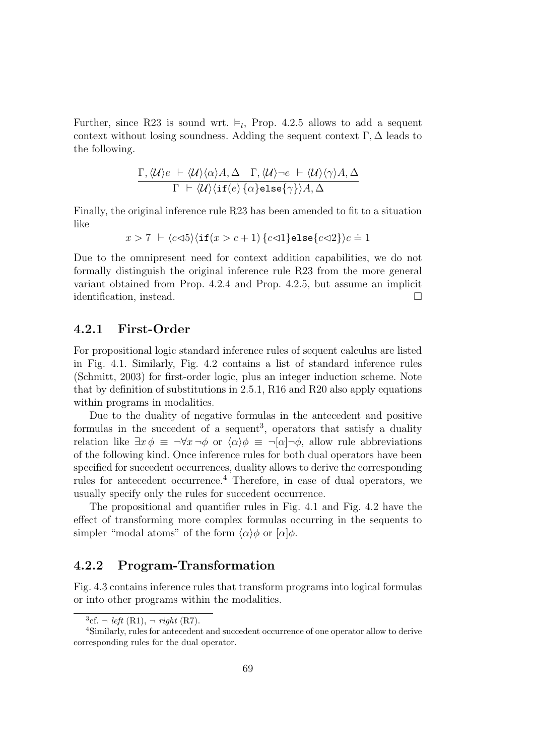Further, since R23 is sound wrt. $\vDash_l$, Prop. 4.2.5 allows to add a sequent context without losing soundness. Adding the sequent context $\Gamma, \Delta$ leads to the following.

$$\frac{\Gamma, \langle\mathcal{U}\rangle e \;\vdash \langle\mathcal{U}\rangle\langle\alpha\rangle A, \Delta \quad \Gamma, \langle\mathcal{U}\rangle\neg e \;\vdash \langle\mathcal{U}\rangle\langle\gamma\rangle A, \Delta}{\Gamma \;\vdash \langle\mathcal{U}\rangle\langle\texttt{if}(e)\,\{\alpha\}\texttt{else}\{\gamma\}\rangle A, \Delta}$$

Finally, the original inference rule R23 has been amended to fit to a situation like

$$x > 7 \;\vdash \langle c \lhd 5\rangle\langle\texttt{if}(x > c+1)\,\{c \lhd 1\}\texttt{else}\{c \lhd 2\}\rangle c \doteq 1$$

Due to the omnipresent need for context addition capabilities, we do not formally distinguish the original inference rule R23 from the more general variant obtained from Prop. 4.2.4 and Prop. 4.2.5, but assume an implicit identification, instead. □

### 4.2.1 First-Order

For propositional logic standard inference rules of sequent calculus are listed in Fig. 4.1. Similarly, Fig. 4.2 contains a list of standard inference rules (Schmitt, 2003) for first-order logic, plus an integer induction scheme. Note that by definition of substitutions in 2.5.1, R16 and R20 also apply equations within programs in modalities.

Due to the duality of negative formulas in the antecedent and positive formulas in the succedent of a sequent[3], operators that satisfy a duality relation like $\exists x\, \phi \;\equiv\; \neg\forall x\, \neg\phi$ or $\langle\alpha\rangle\phi \;\equiv\; \neg[\alpha]\neg\phi$, allow rule abbreviations of the following kind. Once inference rules for both dual operators have been specified for succedent occurrences, duality allows to derive the corresponding rules for antecedent occurrence.[4] Therefore, in case of dual operators, we usually specify only the rules for succedent occurrence.

The propositional and quantifier rules in Fig. 4.1 and Fig. 4.2 have the effect of transforming more complex formulas occurring in the sequents to simpler "modal atoms" of the form $\langle\alpha\rangle\phi$ or $[\alpha]\phi$.

### 4.2.2 Program-Transformation

Fig. 4.3 contains inference rules that transform programs into logical formulas or into other programs within the modalities.

---

[3] cf. $\neg$ *left* (R1), $\neg$ *right* (R7).

[4] Similarly, rules for antecedent and succedent occurrence of one operator allow to derive corresponding rules for the dual operator.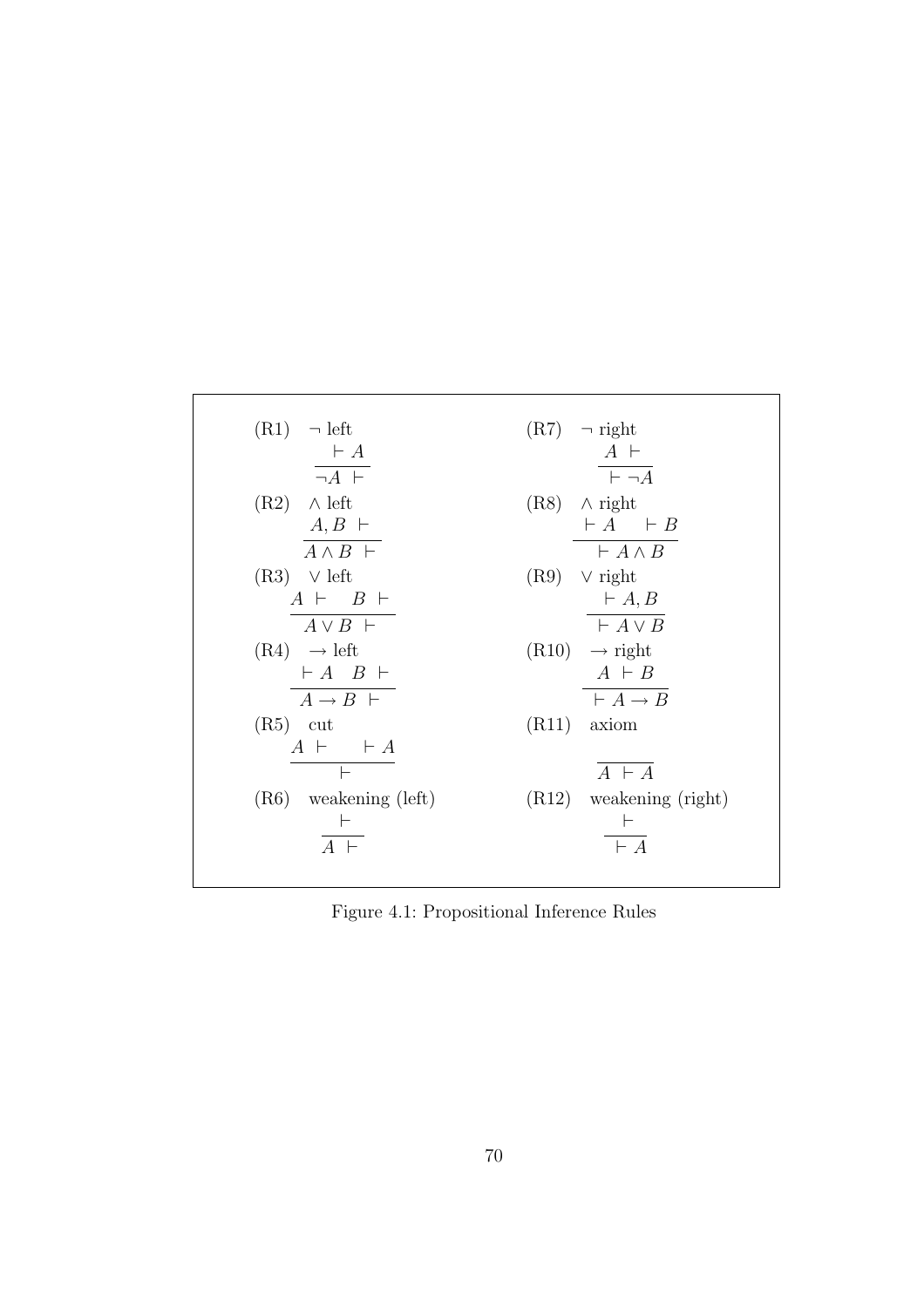(R1) $\neg$ left

$$\frac{\vdash A}{\neg A \vdash}$$

(R2) $\wedge$ left

$$\frac{A, B \vdash}{A \wedge B \vdash}$$

(R3) $\vee$ left

$$\frac{A \vdash \quad B \vdash}{A \vee B \vdash}$$

(R4) $\rightarrow$ left

$$\frac{\vdash A \quad B \vdash}{A \rightarrow B \vdash}$$

(R5) cut

$$\frac{A \vdash \quad \vdash A}{\vdash}$$

(R6) weakening (left)

$$\frac{\vdash}{A \vdash}$$

(R7) $\neg$ right

$$\frac{A \vdash}{\vdash \neg A}$$

(R8) $\wedge$ right

$$\frac{\vdash A \quad \vdash B}{\vdash A \wedge B}$$

(R9) $\vee$ right

$$\frac{\vdash A, B}{\vdash A \vee B}$$

(R10) $\rightarrow$ right

$$\frac{A \vdash B}{\vdash A \rightarrow B}$$

(R11) axiom

$$\frac{}{A \vdash A}$$

(R12) weakening (right)

$$\frac{\vdash}{\vdash A}$$

Figure 4.1: Propositional Inference Rules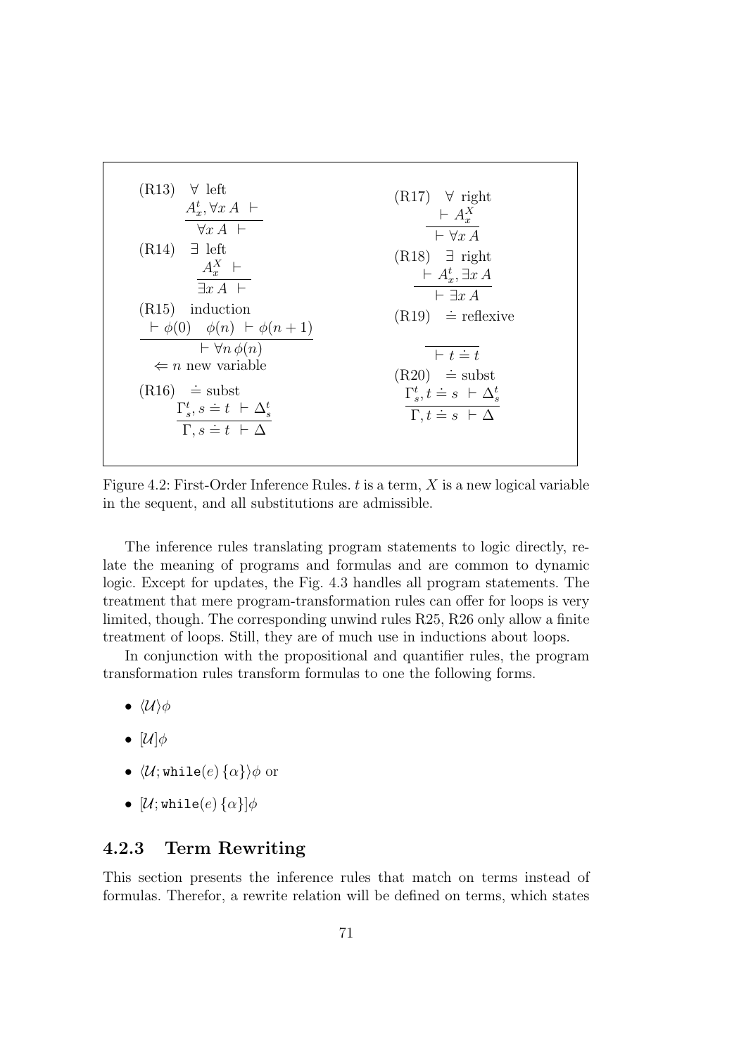(R13) $\forall$ left

$$\frac{A^t_x, \forall x\, A \;\vdash}{\forall x\, A \;\vdash}$$

(R14) $\exists$ left

$$\frac{A^X_x \;\vdash}{\exists x\, A \;\vdash}$$

(R15) induction

$$\frac{\vdash \phi(0) \quad \phi(n) \;\vdash \phi(n+1)}{\vdash \forall n\, \phi(n)}$$

$\Leftarrow n$ new variable

(R16) $\doteq$ subst

$$\frac{\Gamma^t_s, s \doteq t \;\vdash \Delta^t_s}{\Gamma, s \doteq t \;\vdash \Delta}$$

(R17) $\forall$ right

$$\frac{\vdash A^X_x}{\vdash \forall x\, A}$$

(R18) $\exists$ right

$$\frac{\vdash A^t_x, \exists x\, A}{\vdash \exists x\, A}$$

(R19) $\doteq$ reflexive

$$\frac{}{\vdash t \doteq t}$$

(R20) $\doteq$ subst

$$\frac{\Gamma^t_s, t \doteq s \;\vdash \Delta^t_s}{\Gamma, t \doteq s \;\vdash \Delta}$$

Figure 4.2: First-Order Inference Rules. $t$ is a term, $X$ is a new logical variable in the sequent, and all substitutions are admissible.

The inference rules translating program statements to logic directly, relate the meaning of programs and formulas and are common to dynamic logic. Except for updates, the Fig. 4.3 handles all program statements. The treatment that mere program-transformation rules can offer for loops is very limited, though. The corresponding unwind rules R25, R26 only allow a finite treatment of loops. Still, they are of much use in inductions about loops.

In conjunction with the propositional and quantifier rules, the program transformation rules transform formulas to one the following forms.

- $\langle \mathcal{U} \rangle \phi$
- $[\mathcal{U}]\phi$
- $\langle \mathcal{U}; \texttt{while}(e)\,\{\alpha\} \rangle \phi$ or
- $[\mathcal{U}; \texttt{while}(e)\,\{\alpha\}]\phi$

### 4.2.3 Term Rewriting

This section presents the inference rules that match on terms instead of formulas. Therefor, a rewrite relation will be defined on terms, which states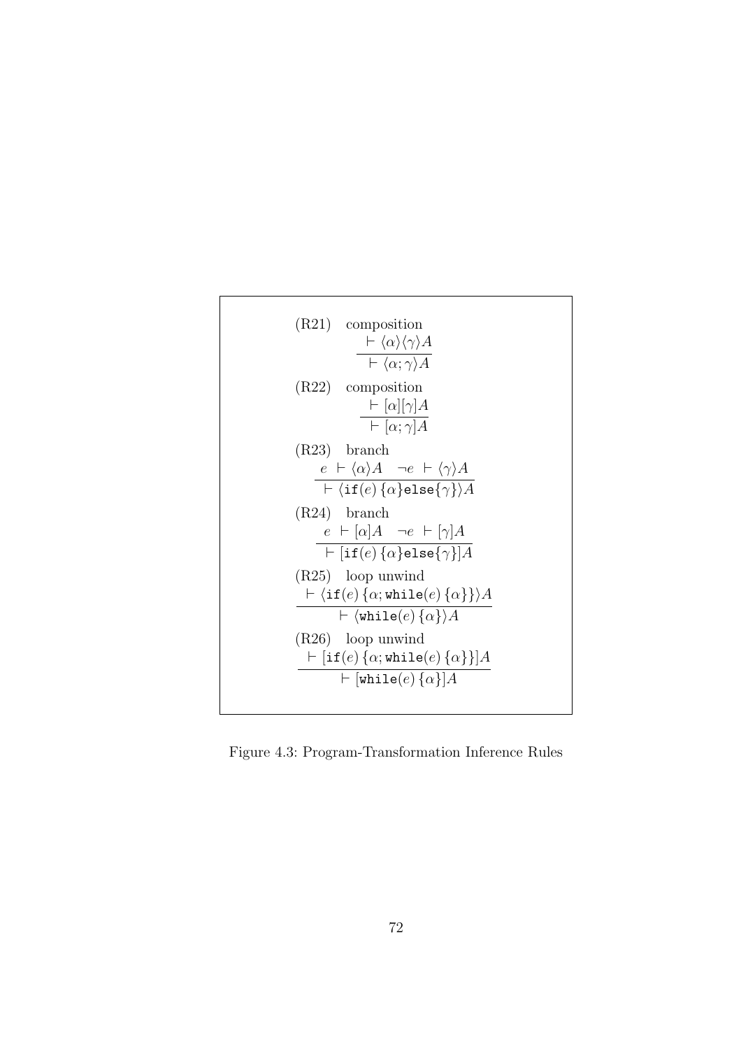(R21) composition

$$\frac{\vdash \langle\alpha\rangle\langle\gamma\rangle A}{\vdash \langle\alpha;\gamma\rangle A}$$

(R22) composition

$$\frac{\vdash [\alpha][\gamma]A}{\vdash [\alpha;\gamma]A}$$

(R23) branch

$$\frac{e \ \vdash \langle\alpha\rangle A \quad \neg e \ \vdash \langle\gamma\rangle A}{\vdash \langle\mathtt{if}(e)\,\{\alpha\}\mathtt{else}\{\gamma\}\rangle A}$$

(R24) branch

$$\frac{e \ \vdash [\alpha]A \quad \neg e \ \vdash [\gamma]A}{\vdash [\mathtt{if}(e)\,\{\alpha\}\mathtt{else}\{\gamma\}]A}$$

(R25) loop unwind

$$\frac{\vdash \langle\mathtt{if}(e)\,\{\alpha;\mathtt{while}(e)\,\{\alpha\}\}\rangle A}{\vdash \langle\mathtt{while}(e)\,\{\alpha\}\rangle A}$$

(R26) loop unwind

$$\frac{\vdash [\mathtt{if}(e)\,\{\alpha;\mathtt{while}(e)\,\{\alpha\}\}]A}{\vdash [\mathtt{while}(e)\,\{\alpha\}]A}$$

Figure 4.3: Program-Transformation Inference Rules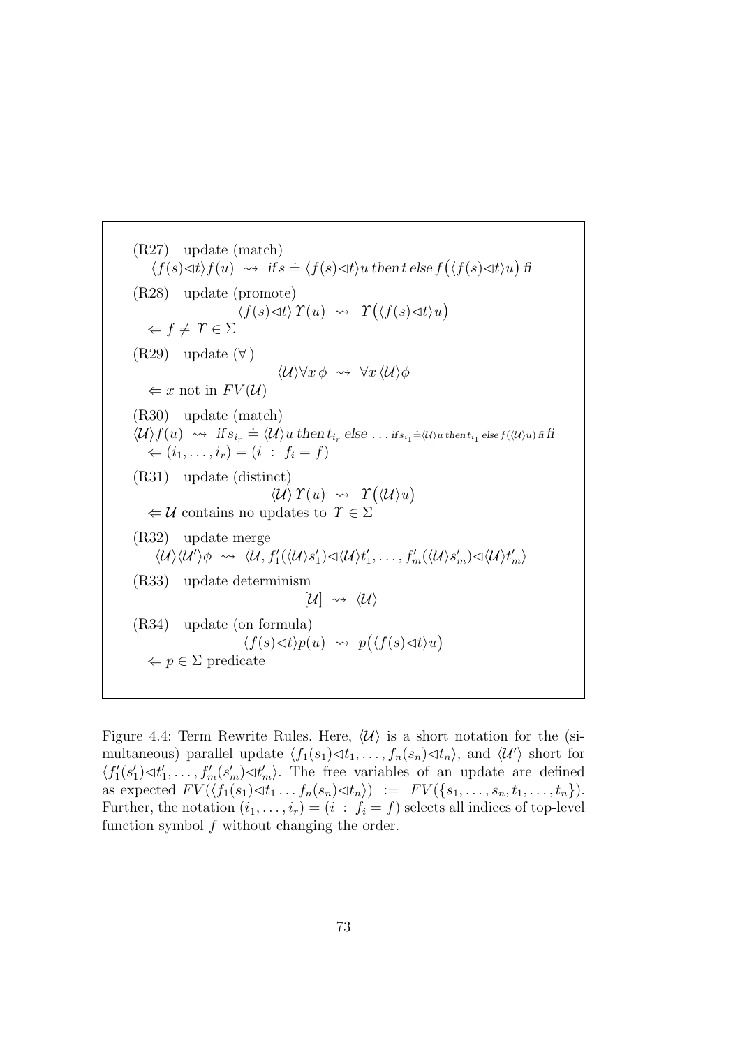(R27) update (match)

$$\langle f(s) \lhd t \rangle f(u) \;\rightsquigarrow\; \mathit{if}\, s \doteq \langle f(s) \lhd t \rangle u \;\mathit{then}\, t \;\mathit{else}\, f\big(\langle f(s) \lhd t \rangle u\big)\; \mathit{fi}$$

(R28) update (promote)

$$\langle f(s) \lhd t \rangle\, \Upsilon(u) \;\rightsquigarrow\; \Upsilon\big(\langle f(s) \lhd t \rangle u\big)$$

$\Leftarrow f \neq \Upsilon \in \Sigma$

(R29) update ($\forall$)

$$\langle \mathcal{U} \rangle \forall x\, \phi \;\rightsquigarrow\; \forall x\, \langle \mathcal{U} \rangle \phi$$

$\Leftarrow x$ not in $FV(\mathcal{U})$

(R30) update (match)

$$\langle \mathcal{U} \rangle f(u) \;\rightsquigarrow\; \mathit{if}\, s_{i_r} \doteq \langle \mathcal{U} \rangle u \;\mathit{then}\, t_{i_r} \;\mathit{else}\; \ldots\, {\scriptstyle \mathit{if}\, s_{i_1} \doteq \langle \mathcal{U} \rangle u \;\mathit{then}\, t_{i_1} \;\mathit{else}\, f(\langle \mathcal{U} \rangle u)\; \mathit{fi}}\; \mathit{fi}$$

$\Leftarrow (i_1, \ldots, i_r) = (i \;:\; f_i = f)$

(R31) update (distinct)

$$\langle \mathcal{U} \rangle\, \Upsilon(u) \;\rightsquigarrow\; \Upsilon\big(\langle \mathcal{U} \rangle u\big)$$

$\Leftarrow \mathcal{U}$ contains no updates to $\Upsilon \in \Sigma$

(R32) update merge

$$\langle \mathcal{U} \rangle \langle \mathcal{U}' \rangle \phi \;\rightsquigarrow\; \langle \mathcal{U}, f'_1(\langle \mathcal{U} \rangle s'_1) \lhd \langle \mathcal{U} \rangle t'_1, \ldots, f'_m(\langle \mathcal{U} \rangle s'_m) \lhd \langle \mathcal{U} \rangle t'_m \rangle$$

(R33) update determinism

$$[\mathcal{U}] \;\rightsquigarrow\; \langle \mathcal{U} \rangle$$

(R34) update (on formula)

$$\langle f(s) \lhd t \rangle p(u) \;\rightsquigarrow\; p\big(\langle f(s) \lhd t \rangle u\big)$$

$\Leftarrow p \in \Sigma$ predicate

Figure 4.4: Term Rewrite Rules. Here, $\langle \mathcal{U} \rangle$ is a short notation for the (simultaneous) parallel update $\langle f_1(s_1) \lhd t_1, \ldots, f_n(s_n) \lhd t_n \rangle$, and $\langle \mathcal{U}' \rangle$ short for $\langle f'_1(s'_1) \lhd t'_1, \ldots, f'_m(s'_m) \lhd t'_m \rangle$. The free variables of an update are defined as expected $FV(\langle f_1(s_1) \lhd t_1 \ldots f_n(s_n) \lhd t_n \rangle) \;:=\; FV(\{s_1, \ldots, s_n, t_1, \ldots, t_n\})$. Further, the notation $(i_1, \ldots, i_r) = (i \;:\; f_i = f)$ selects all indices of top-level function symbol $f$ without changing the order.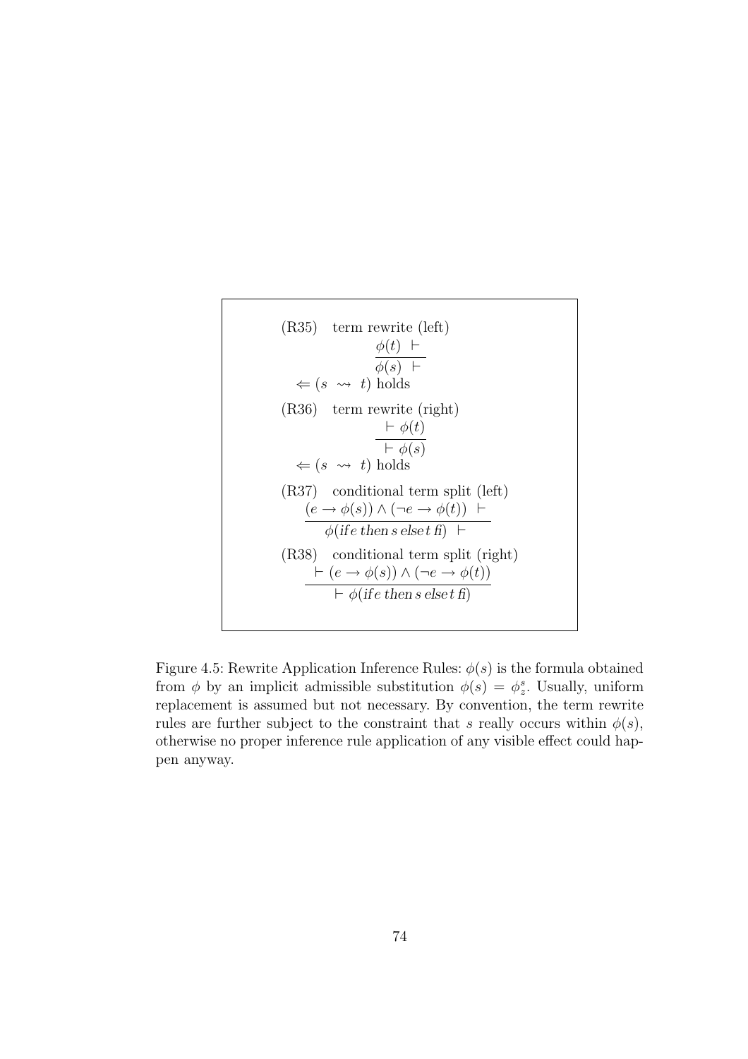(R35) term rewrite (left)

$$\frac{\phi(t) \ \vdash}{\phi(s) \ \vdash}$$

$\Leftarrow (s \ \rightsquigarrow \ t)$ holds

(R36) term rewrite (right)

$$\frac{\vdash \phi(t)}{\vdash \phi(s)}$$

$\Leftarrow (s \ \rightsquigarrow \ t)$ holds

(R37) conditional term split (left)

$$\frac{(e \rightarrow \phi(s)) \land (\neg e \rightarrow \phi(t)) \ \vdash}{\phi(\mathit{if}\, e \,\mathit{then}\, s \,\mathit{else}\, t \,\mathit{fi}) \ \vdash}$$

(R38) conditional term split (right)

$$\frac{\vdash (e \rightarrow \phi(s)) \land (\neg e \rightarrow \phi(t))}{\vdash \phi(\mathit{if}\, e \,\mathit{then}\, s \,\mathit{else}\, t \,\mathit{fi})}$$

Figure 4.5: Rewrite Application Inference Rules: $\phi(s)$ is the formula obtained from $\phi$ by an implicit admissible substitution $\phi(s) = \phi_z^s$. Usually, uniform replacement is assumed but not necessary. By convention, the term rewrite rules are further subject to the constraint that $s$ really occurs within $\phi(s)$, otherwise no proper inference rule application of any visible effect could happen anyway.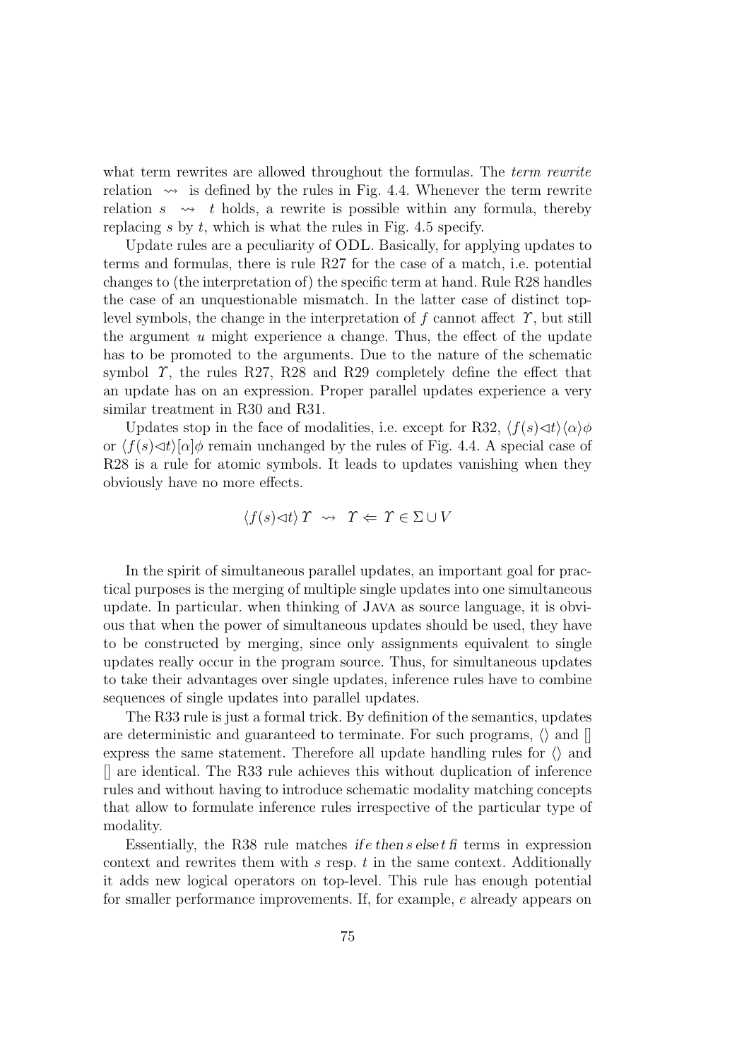what term rewrites are allowed throughout the formulas. The *term rewrite* relation $\rightsquigarrow$ is defined by the rules in Fig. 4.4. Whenever the term rewrite relation $s \rightsquigarrow t$ holds, a rewrite is possible within any formula, thereby replacing $s$ by $t$, which is what the rules in Fig. 4.5 specify.

Update rules are a peculiarity of ODL. Basically, for applying updates to terms and formulas, there is rule R27 for the case of a match, i.e. potential changes to (the interpretation of) the specific term at hand. Rule R28 handles the case of an unquestionable mismatch. In the latter case of distinct top-level symbols, the change in the interpretation of $f$ cannot affect $\Upsilon$, but still the argument $u$ might experience a change. Thus, the effect of the update has to be promoted to the arguments. Due to the nature of the schematic symbol $\Upsilon$, the rules R27, R28 and R29 completely define the effect that an update has on an expression. Proper parallel updates experience a very similar treatment in R30 and R31.

Updates stop in the face of modalities, i.e. except for R32, $\langle f(s) \lhd t \rangle \langle \alpha \rangle \phi$ or $\langle f(s) \lhd t \rangle [\alpha] \phi$ remain unchanged by the rules of Fig. 4.4. A special case of R28 is a rule for atomic symbols. It leads to updates vanishing when they obviously have no more effects.

$$\langle f(s) \lhd t \rangle \, \Upsilon \;\rightsquigarrow\; \Upsilon \Leftarrow \Upsilon \in \Sigma \cup V$$

In the spirit of simultaneous parallel updates, an important goal for practical purposes is the merging of multiple single updates into one simultaneous update. In particular. when thinking of JAVA as source language, it is obvious that when the power of simultaneous updates should be used, they have to be constructed by merging, since only assignments equivalent to single updates really occur in the program source. Thus, for simultaneous updates to take their advantages over single updates, inference rules have to combine sequences of single updates into parallel updates.

The R33 rule is just a formal trick. By definition of the semantics, updates are deterministic and guaranteed to terminate. For such programs, $\langle\rangle$ and $[]$ express the same statement. Therefore all update handling rules for $\langle\rangle$ and $[]$ are identical. The R33 rule achieves this without duplication of inference rules and without having to introduce schematic modality matching concepts that allow to formulate inference rules irrespective of the particular type of modality.

Essentially, the R38 rule matches *if* $e$ *then* $s$ *else* $t$ *fi* terms in expression context and rewrites them with $s$ resp. $t$ in the same context. Additionally it adds new logical operators on top-level. This rule has enough potential for smaller performance improvements. If, for example, $e$ already appears on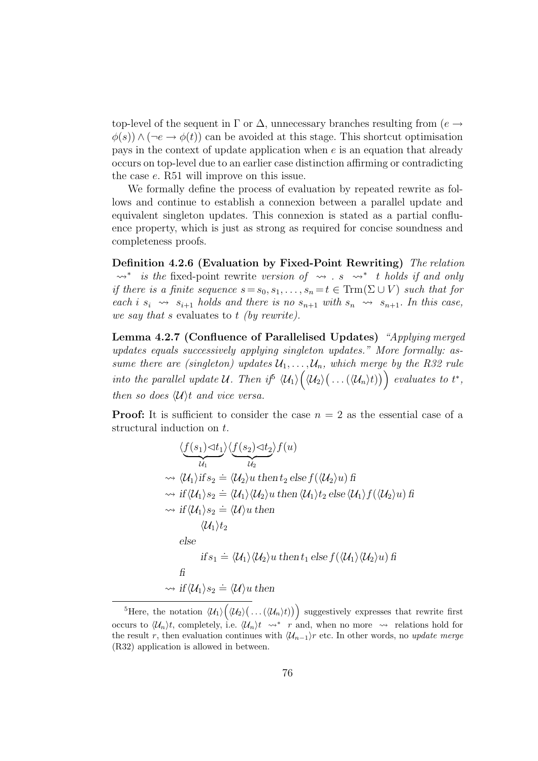top-level of the sequent in $\Gamma$ or $\Delta$, unnecessary branches resulting from $(e \rightarrow \phi(s)) \wedge (\neg e \rightarrow \phi(t))$ can be avoided at this stage. This shortcut optimisation pays in the context of update application when $e$ is an equation that already occurs on top-level due to an earlier case distinction affirming or contradicting the case $e$. R51 will improve on this issue.

We formally define the process of evaluation by repeated rewrite as follows and continue to establish a connexion between a parallel update and equivalent singleton updates. This connexion is stated as a partial confluence property, which is just as strong as required for concise soundness and completeness proofs.

**Definition 4.2.6 (Evaluation by Fixed-Point Rewriting)** *The relation $\rightsquigarrow^*$ is the* fixed-point rewrite *version of $\rightsquigarrow$. $s \rightsquigarrow^* t$ holds if and only if there is a finite sequence $s = s_0, s_1, \ldots, s_n = t \in \mathrm{Trm}(\Sigma \cup V)$ such that for each $i$ $s_i \rightsquigarrow s_{i+1}$ holds and there is no $s_{n+1}$ with $s_n \rightsquigarrow s_{n+1}$. In this case, we say that $s$* evaluates to *$t$ (by rewrite).*

**Lemma 4.2.7 (Confluence of Parallelised Updates)** *"Applying merged updates equals successively applying singleton updates." More formally: assume there are (singleton) updates $\mathcal{U}_1, \ldots, \mathcal{U}_n$, which merge by the R32 rule into the parallel update $\mathcal{U}$. Then if[5] $\langle \mathcal{U}_1 \rangle \Big( \langle \mathcal{U}_2 \rangle \big( \ldots (\langle \mathcal{U}_n \rangle t) \big) \Big)$ evaluates to $t^*$, then so does $\langle \mathcal{U} \rangle t$ and vice versa.*

**Proof:** It is sufficient to consider the case $n = 2$ as the essential case of a structural induction on $t$.

$$
\begin{aligned}
& \langle \underbrace{f(s_1) \lhd t_1}_{\mathcal{U}_1} \rangle \langle \underbrace{f(s_2) \lhd t_2}_{\mathcal{U}_2} \rangle f(u) \\
\rightsquigarrow\ & \langle \mathcal{U}_1 \rangle \mathit{if}\, s_2 \doteq \langle \mathcal{U}_2 \rangle u \,\mathit{then}\, t_2 \,\mathit{else}\, f(\langle \mathcal{U}_2 \rangle u)\, \mathit{fi} \\
\rightsquigarrow\ & \mathit{if}\, \langle \mathcal{U}_1 \rangle s_2 \doteq \langle \mathcal{U}_1 \rangle \langle \mathcal{U}_2 \rangle u \,\mathit{then}\, \langle \mathcal{U}_1 \rangle t_2 \,\mathit{else}\, \langle \mathcal{U}_1 \rangle f(\langle \mathcal{U}_2 \rangle u)\, \mathit{fi} \\
\rightsquigarrow\ & \mathit{if}\, \langle \mathcal{U}_1 \rangle s_2 \doteq \langle \mathcal{U} \rangle u \,\mathit{then} \\
& \qquad \langle \mathcal{U}_1 \rangle t_2 \\
& \mathit{else} \\
& \qquad \mathit{if}\, s_1 \doteq \langle \mathcal{U}_1 \rangle \langle \mathcal{U}_2 \rangle u \,\mathit{then}\, t_1 \,\mathit{else}\, f(\langle \mathcal{U}_1 \rangle \langle \mathcal{U}_2 \rangle u)\, \mathit{fi} \\
& \mathit{fi} \\
\rightsquigarrow\ & \mathit{if}\, \langle \mathcal{U}_1 \rangle s_2 \doteq \langle \mathcal{U} \rangle u \,\mathit{then}
\end{aligned}
$$

[5] Here, the notation $\langle \mathcal{U}_1 \rangle \Big( \langle \mathcal{U}_2 \rangle \big( \ldots (\langle \mathcal{U}_n \rangle t) \big) \Big)$ suggestively expresses that rewrite first occurs to $\langle \mathcal{U}_n \rangle t$, completely, i.e. $\langle \mathcal{U}_n \rangle t \rightsquigarrow^* r$ and, when no more $\rightsquigarrow$ relations hold for the result $r$, then evaluation continues with $\langle \mathcal{U}_{n-1} \rangle r$ etc. In other words, no *update merge* (R32) application is allowed in between.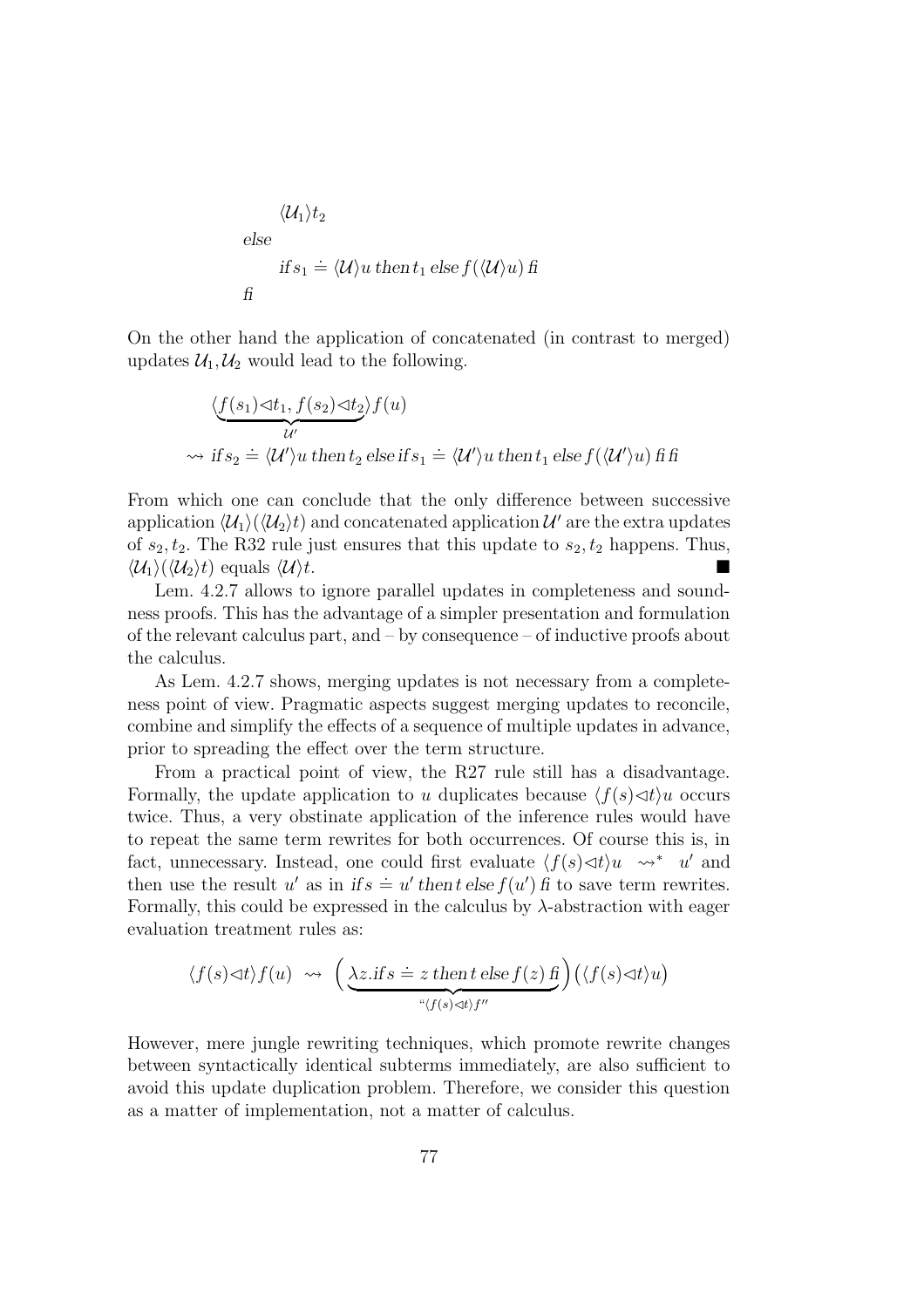$$
\begin{aligned}
&\qquad \langle \mathcal{U}_1 \rangle t_2 \\
&\textit{else} \\
&\qquad \textit{if}\, s_1 \doteq \langle \mathcal{U} \rangle u \;\textit{then}\, t_1 \;\textit{else}\, f(\langle \mathcal{U} \rangle u) \;\textit{fi} \\
&\textit{fi}
\end{aligned}
$$

On the other hand the application of concatenated (in contrast to merged) updates $\mathcal{U}_1, \mathcal{U}_2$ would lead to the following.

$$
\begin{aligned}
&\langle \underbrace{f(s_1) \lhd t_1, f(s_2) \lhd t_2}_{\mathcal{U}'} \rangle f(u) \\
\rightsquigarrow\; &\textit{if}\, s_2 \doteq \langle \mathcal{U}' \rangle u \;\textit{then}\, t_2 \;\textit{else}\, \textit{if}\, s_1 \doteq \langle \mathcal{U}' \rangle u \;\textit{then}\, t_1 \;\textit{else}\, f(\langle \mathcal{U}' \rangle u) \;\textit{fi}\;\textit{fi}
\end{aligned}
$$

From which one can conclude that the only difference between successive application $\langle \mathcal{U}_1 \rangle (\langle \mathcal{U}_2 \rangle t)$ and concatenated application $\mathcal{U}'$ are the extra updates of $s_2, t_2$. The R32 rule just ensures that this update to $s_2, t_2$ happens. Thus, $\langle \mathcal{U}_1 \rangle (\langle \mathcal{U}_2 \rangle t)$ equals $\langle \mathcal{U} \rangle t$. ■

Lem. 4.2.7 allows to ignore parallel updates in completeness and soundness proofs. This has the advantage of a simpler presentation and formulation of the relevant calculus part, and – by consequence – of inductive proofs about the calculus.

As Lem. 4.2.7 shows, merging updates is not necessary from a completeness point of view. Pragmatic aspects suggest merging updates to reconcile, combine and simplify the effects of a sequence of multiple updates in advance, prior to spreading the effect over the term structure.

From a practical point of view, the R27 rule still has a disadvantage. Formally, the update application to $u$ duplicates because $\langle f(s) \lhd t \rangle u$ occurs twice. Thus, a very obstinate application of the inference rules would have to repeat the same term rewrites for both occurrences. Of course this is, in fact, unnecessary. Instead, one could first evaluate $\langle f(s) \lhd t \rangle u \;\; \rightsquigarrow^* \;\; u'$ and then use the result $u'$ as in $\textit{if}\, s \doteq u' \;\textit{then}\, t \;\textit{else}\, f(u') \;\textit{fi}$ to save term rewrites. Formally, this could be expressed in the calculus by $\lambda$-abstraction with eager evaluation treatment rules as:

$$
\langle f(s) \lhd t \rangle f(u) \;\rightsquigarrow\; \Big( \underbrace{\lambda z. \textit{if}\, s \doteq z \;\textit{then}\, t \;\textit{else}\, f(z) \;\textit{fi}}_{\text{“}\langle f(s) \lhd t \rangle f\text{”}} \Big) \big( \langle f(s) \lhd t \rangle u \big)
$$

However, mere jungle rewriting techniques, which promote rewrite changes between syntactically identical subterms immediately, are also sufficient to avoid this update duplication problem. Therefore, we consider this question as a matter of implementation, not a matter of calculus.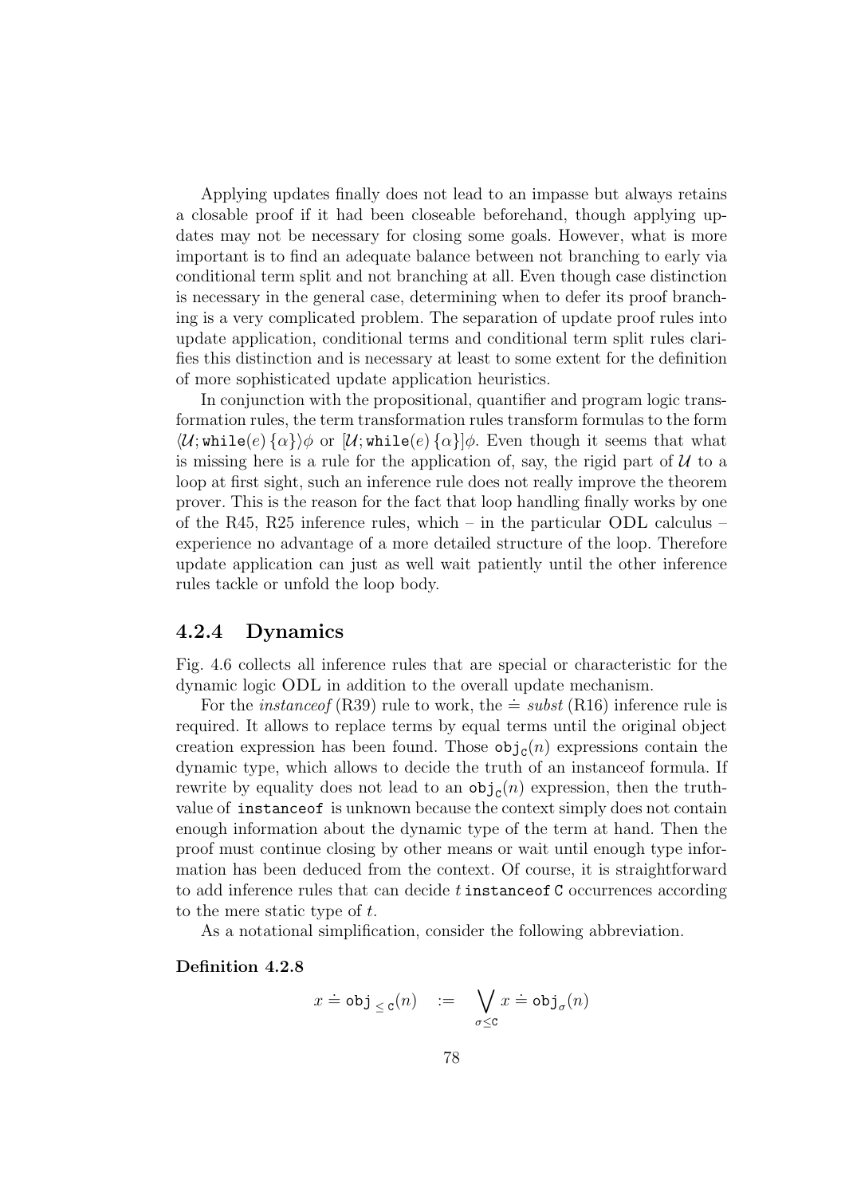Applying updates finally does not lead to an impasse but always retains a closable proof if it had been closeable beforehand, though applying updates may not be necessary for closing some goals. However, what is more important is to find an adequate balance between not branching to early via conditional term split and not branching at all. Even though case distinction is necessary in the general case, determining when to defer its proof branching is a very complicated problem. The separation of update proof rules into update application, conditional terms and conditional term split rules clarifies this distinction and is necessary at least to some extent for the definition of more sophisticated update application heuristics.

In conjunction with the propositional, quantifier and program logic transformation rules, the term transformation rules transform formulas to the form $\langle \mathcal{U}; \texttt{while}(e)\,\{\alpha\}\rangle\phi$ or $[\mathcal{U}; \texttt{while}(e)\,\{\alpha\}]\phi$. Even though it seems that what is missing here is a rule for the application of, say, the rigid part of $\mathcal{U}$ to a loop at first sight, such an inference rule does not really improve the theorem prover. This is the reason for the fact that loop handling finally works by one of the R45, R25 inference rules, which – in the particular ODL calculus – experience no advantage of a more detailed structure of the loop. Therefore update application can just as well wait patiently until the other inference rules tackle or unfold the loop body.

### 4.2.4 Dynamics

Fig. 4.6 collects all inference rules that are special or characteristic for the dynamic logic ODL in addition to the overall update mechanism.

For the *instanceof* (R39) rule to work, the $\doteq$ *subst* (R16) inference rule is required. It allows to replace terms by equal terms until the original object creation expression has been found. Those $\texttt{obj}_{\texttt{C}}(n)$ expressions contain the dynamic type, which allows to decide the truth of an instanceof formula. If rewrite by equality does not lead to an $\texttt{obj}_{\texttt{C}}(n)$ expression, then the truth-value of `instanceof` is unknown because the context simply does not contain enough information about the dynamic type of the term at hand. Then the proof must continue closing by other means or wait until enough type information has been deduced from the context. Of course, it is straightforward to add inference rules that can decide $t$ `instanceof` `C` occurrences according to the mere static type of $t$.

As a notational simplification, consider the following abbreviation.

**Definition 4.2.8**

$$x \doteq \texttt{obj}_{\,\leq\,\texttt{C}}(n) \quad := \quad \bigvee_{\sigma \leq \texttt{C}} x \doteq \texttt{obj}_{\sigma}(n)$$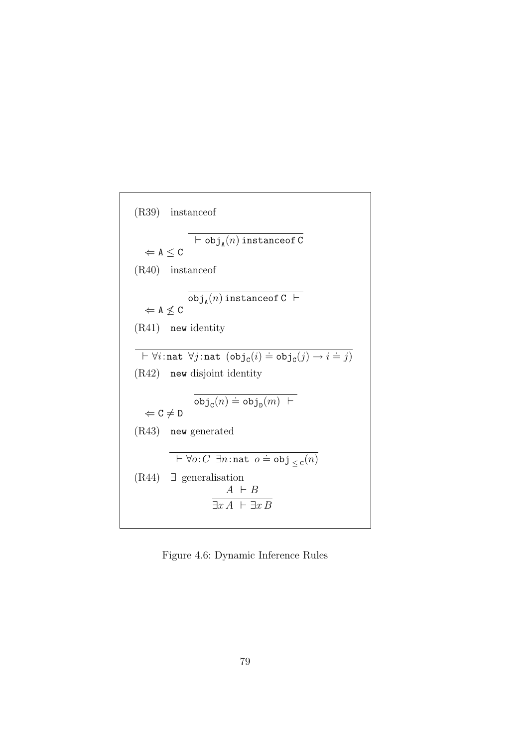(R39) instanceof

$$\frac{}{\vdash \mathtt{obj}_{\mathtt{A}}(n)\ \mathtt{instanceof}\ \mathtt{C}} \quad \Leftarrow \mathtt{A} \leq \mathtt{C}$$

(R40) instanceof

$$\frac{}{\mathtt{obj}_{\mathtt{A}}(n)\ \mathtt{instanceof}\ \mathtt{C}\ \vdash} \quad \Leftarrow \mathtt{A} \not\leq \mathtt{C}$$

(R41) `new` identity

$$\frac{}{\vdash \forall i{:}\mathtt{nat}\ \forall j{:}\mathtt{nat}\ (\mathtt{obj}_{\mathtt{C}}(i) \doteq \mathtt{obj}_{\mathtt{C}}(j) \rightarrow i \doteq j)}$$

(R42) `new` disjoint identity

$$\frac{}{\mathtt{obj}_{\mathtt{C}}(n) \doteq \mathtt{obj}_{\mathtt{D}}(m)\ \vdash} \quad \Leftarrow \mathtt{C} \neq \mathtt{D}$$

(R43) `new` generated

$$\frac{}{\vdash \forall o{:}C\ \exists n{:}\mathtt{nat}\ o \doteq \mathtt{obj}_{\leq \mathtt{C}}(n)}$$

(R44) $\exists$ generalisation

$$\frac{A\ \vdash B}{\exists x\, A\ \vdash \exists x\, B}$$

Figure 4.6: Dynamic Inference Rules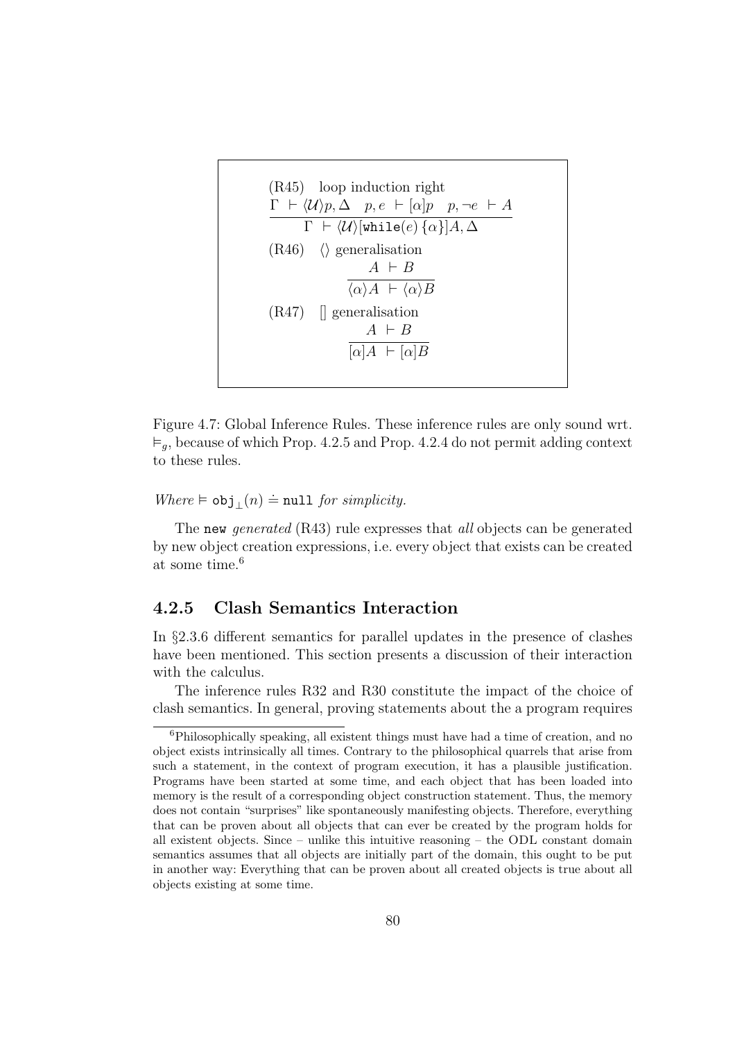(R45) loop induction right

$$\frac{\Gamma \vdash \langle\mathcal{U}\rangle p, \Delta \quad p, e \vdash [\alpha]p \quad p, \neg e \vdash A}{\Gamma \vdash \langle\mathcal{U}\rangle[\mathtt{while}(e)\,\{\alpha\}]A, \Delta}$$

(R46) $\langle\rangle$ generalisation

$$\frac{A \vdash B}{\langle\alpha\rangle A \vdash \langle\alpha\rangle B}$$

(R47) $[]$ generalisation

$$\frac{A \vdash B}{[\alpha]A \vdash [\alpha]B}$$

Figure 4.7: Global Inference Rules. These inference rules are only sound wrt. $\vDash_g$, because of which Prop. 4.2.5 and Prop. 4.2.4 do not permit adding context to these rules.

*Where* $\vDash \mathtt{obj}_\perp(n) \doteq \mathtt{null}$ *for simplicity.*

The `new` *generated* (R43) rule expresses that *all* objects can be generated by new object creation expressions, i.e. every object that exists can be created at some time.[6]

### 4.2.5 Clash Semantics Interaction

In §2.3.6 different semantics for parallel updates in the presence of clashes have been mentioned. This section presents a discussion of their interaction with the calculus.

The inference rules R32 and R30 constitute the impact of the choice of clash semantics. In general, proving statements about the a program requires

[6] Philosophically speaking, all existent things must have had a time of creation, and no object exists intrinsically all times. Contrary to the philosophical quarrels that arise from such a statement, in the context of program execution, it has a plausible justification. Programs have been started at some time, and each object that has been loaded into memory is the result of a corresponding object construction statement. Thus, the memory does not contain "surprises" like spontaneously manifesting objects. Therefore, everything that can be proven about all objects that can ever be created by the program holds for all existent objects. Since – unlike this intuitive reasoning – the ODL constant domain semantics assumes that all objects are initially part of the domain, this ought to be put in another way: Everything that can be proven about all created objects is true about all objects existing at some time.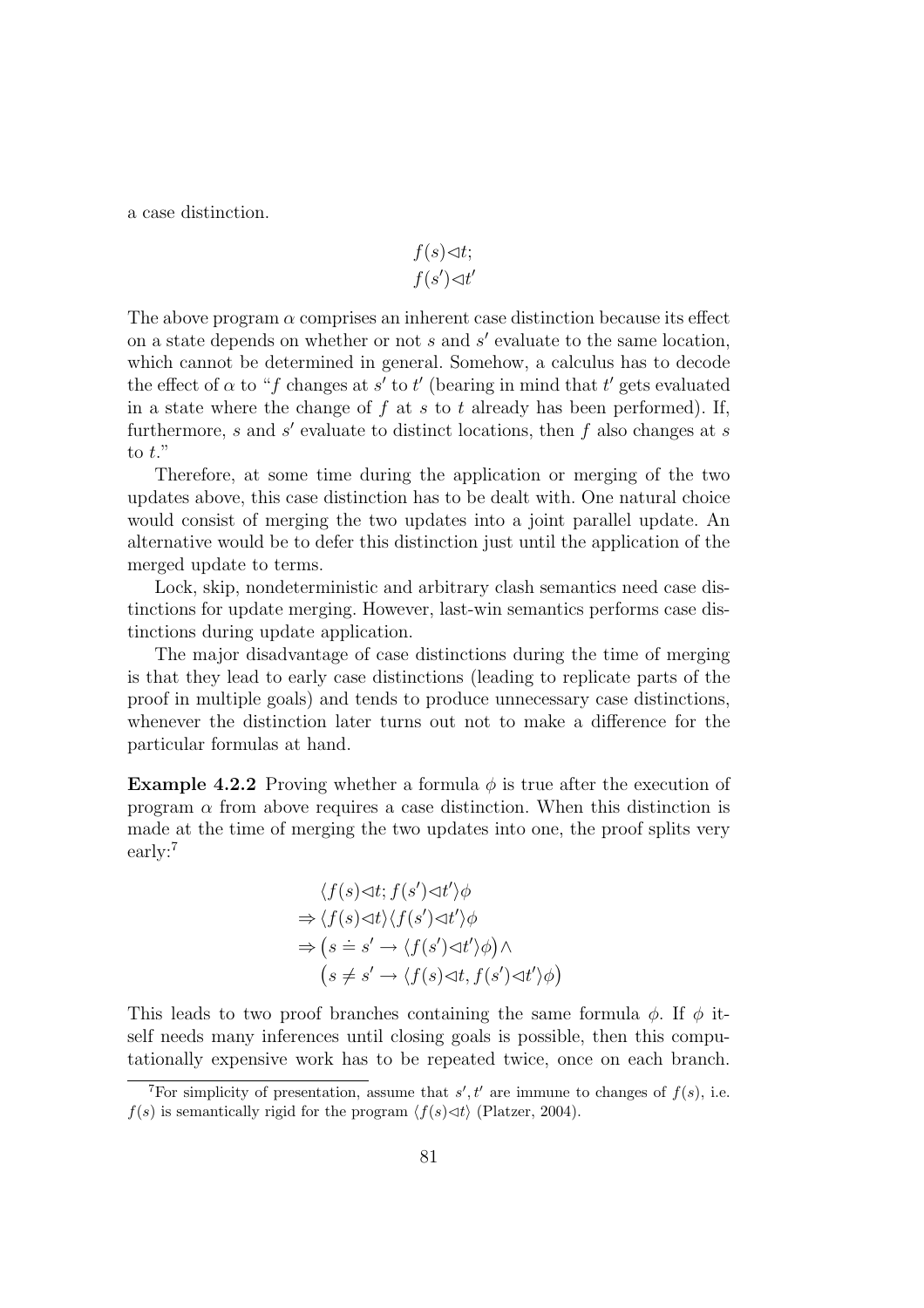a case distinction.

$$f(s) \lhd t;$$
$$f(s') \lhd t'$$

The above program $\alpha$ comprises an inherent case distinction because its effect on a state depends on whether or not $s$ and $s'$ evaluate to the same location, which cannot be determined in general. Somehow, a calculus has to decode the effect of $\alpha$ to "$f$ changes at $s'$ to $t'$ (bearing in mind that $t'$ gets evaluated in a state where the change of $f$ at $s$ to $t$ already has been performed). If, furthermore, $s$ and $s'$ evaluate to distinct locations, then $f$ also changes at $s$ to $t$."

Therefore, at some time during the application or merging of the two updates above, this case distinction has to be dealt with. One natural choice would consist of merging the two updates into a joint parallel update. An alternative would be to defer this distinction just until the application of the merged update to terms.

Lock, skip, nondeterministic and arbitrary clash semantics need case distinctions for update merging. However, last-win semantics performs case distinctions during update application.

The major disadvantage of case distinctions during the time of merging is that they lead to early case distinctions (leading to replicate parts of the proof in multiple goals) and tends to produce unnecessary case distinctions, whenever the distinction later turns out not to make a difference for the particular formulas at hand.

**Example 4.2.2** Proving whether a formula $\phi$ is true after the execution of program $\alpha$ from above requires a case distinction. When this distinction is made at the time of merging the two updates into one, the proof splits very early:[7]

$$\begin{aligned}
&\langle f(s) \lhd t; f(s') \lhd t' \rangle \phi \\
\Rightarrow\ &\langle f(s) \lhd t \rangle \langle f(s') \lhd t' \rangle \phi \\
\Rightarrow\ &\big(s \doteq s' \rightarrow \langle f(s') \lhd t' \rangle \phi\big) \land \\
&\big(s \neq s' \rightarrow \langle f(s) \lhd t, f(s') \lhd t' \rangle \phi\big)
\end{aligned}$$

This leads to two proof branches containing the same formula $\phi$. If $\phi$ itself needs many inferences until closing goals is possible, then this computationally expensive work has to be repeated twice, once on each branch.

[7] For simplicity of presentation, assume that $s', t'$ are immune to changes of $f(s)$, i.e. $f(s)$ is semantically rigid for the program $\langle f(s) \lhd t \rangle$ (Platzer, 2004).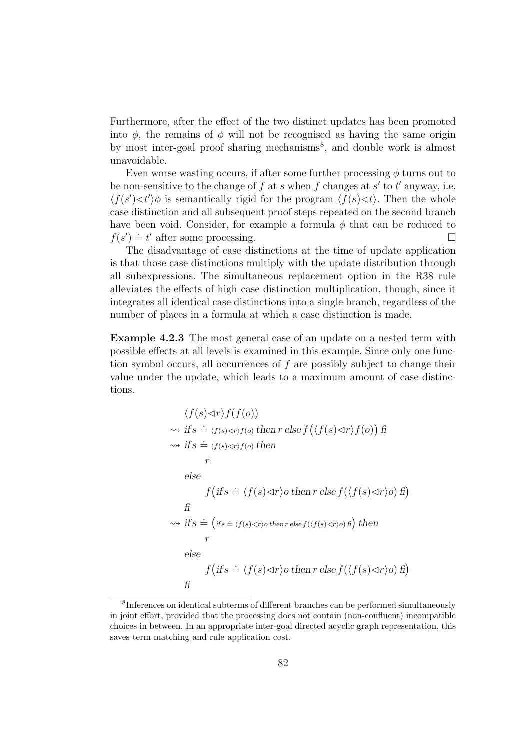Furthermore, after the effect of the two distinct updates has been promoted into $\phi$, the remains of $\phi$ will not be recognised as having the same origin by most inter-goal proof sharing mechanisms[8], and double work is almost unavoidable.

Even worse wasting occurs, if after some further processing $\phi$ turns out to be non-sensitive to the change of $f$ at $s$ when $f$ changes at $s'$ to $t'$ anyway, i.e. $\langle f(s') \lhd t' \rangle \phi$ is semantically rigid for the program $\langle f(s) \lhd t \rangle$. Then the whole case distinction and all subsequent proof steps repeated on the second branch have been void. Consider, for example a formula $\phi$ that can be reduced to $f(s') \doteq t'$ after some processing. $\square$

The disadvantage of case distinctions at the time of update application is that those case distinctions multiply with the update distribution through all subexpressions. The simultaneous replacement option in the R38 rule alleviates the effects of high case distinction multiplication, though, since it integrates all identical case distinctions into a single branch, regardless of the number of places in a formula at which a case distinction is made.

**Example 4.2.3** The most general case of an update on a nested term with possible effects at all levels is examined in this example. Since only one function symbol occurs, all occurrences of $f$ are possibly subject to change their value under the update, which leads to a maximum amount of case distinctions.

$$
\begin{aligned}
&\langle f(s) \lhd r \rangle f(f(o)) \\
\rightsquigarrow\ & \mathit{if}\, s \doteq {\scriptstyle \langle f(s) \lhd r \rangle f(o)}\ \mathit{then}\, r\ \mathit{else}\, f\big(\langle f(s) \lhd r \rangle f(o)\big)\ \mathit{fi} \\
\rightsquigarrow\ & \mathit{if}\, s \doteq {\scriptstyle \langle f(s) \lhd r \rangle f(o)}\ \mathit{then} \\
&\qquad r \\
&\mathit{else} \\
&\qquad f\big(\mathit{if}\, s \doteq \langle f(s) \lhd r \rangle o\ \mathit{then}\, r\ \mathit{else}\, f(\langle f(s) \lhd r \rangle o)\ \mathit{fi}\big) \\
&\mathit{fi} \\
\rightsquigarrow\ & \mathit{if}\, s \doteq \big({\scriptstyle \mathit{if}\, s \doteq \langle f(s) \lhd r \rangle o\ \mathit{then}\, r\ \mathit{else}\, f(\langle f(s) \lhd r \rangle o)\ \mathit{fi}}\big)\ \mathit{then} \\
&\qquad r \\
&\mathit{else} \\
&\qquad f\big(\mathit{if}\, s \doteq \langle f(s) \lhd r \rangle o\ \mathit{then}\, r\ \mathit{else}\, f(\langle f(s) \lhd r \rangle o)\ \mathit{fi}\big) \\
&\mathit{fi}
\end{aligned}
$$

[8] Inferences on identical subterms of different branches can be performed simultaneously in joint effort, provided that the processing does not contain (non-confluent) incompatible choices in between. In an appropriate inter-goal directed acyclic graph representation, this saves term matching and rule application cost.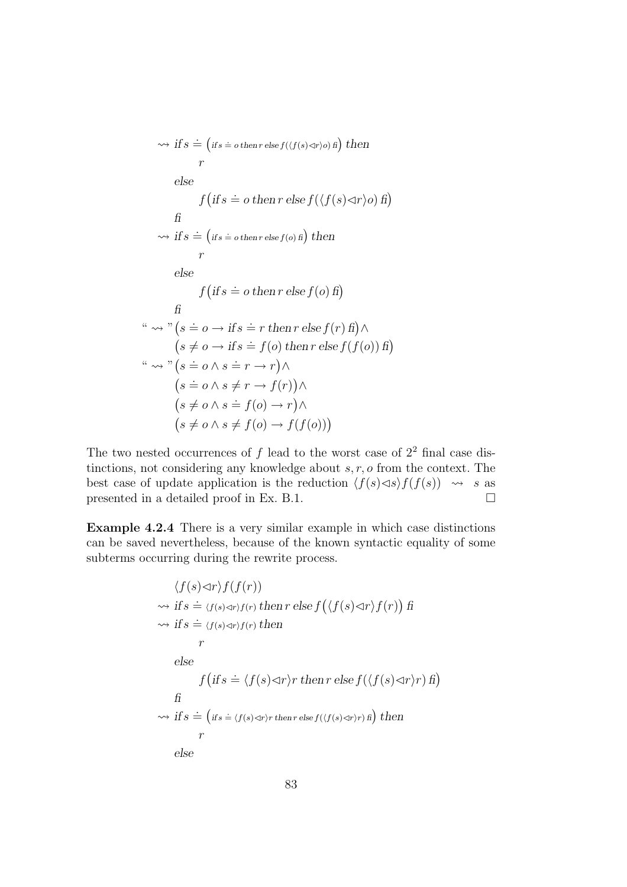$$
\begin{aligned}
&\rightsquigarrow \mathit{if}\, s \doteq \big(\scriptstyle \mathit{if}\, s \,\doteq\, o \;\mathit{then}\; r \;\mathit{else}\; f(\langle f(s) \lhd r\rangle o)\;\mathit{fi}\displaystyle\big)\;\mathit{then}\\
&\qquad\quad r\\
&\qquad \mathit{else}\\
&\qquad\qquad f\big(\mathit{if}\, s \doteq o \;\mathit{then}\, r \;\mathit{else}\, f(\langle f(s) \lhd r\rangle o)\;\mathit{fi}\big)\\
&\qquad \mathit{fi}\\
&\rightsquigarrow \mathit{if}\, s \doteq \big(\scriptstyle \mathit{if}\, s \,\doteq\, o \;\mathit{then}\; r \;\mathit{else}\; f(o)\;\mathit{fi}\displaystyle\big)\;\mathit{then}\\
&\qquad\quad r\\
&\qquad \mathit{else}\\
&\qquad\qquad f\big(\mathit{if}\, s \doteq o \;\mathit{then}\, r \;\mathit{else}\, f(o)\;\mathit{fi}\big)\\
&\qquad \mathit{fi}\\
\text{“}\rightsquigarrow\text{”}\; &\big(s \doteq o \rightarrow \mathit{if}\, s \doteq r \;\mathit{then}\, r \;\mathit{else}\, f(r)\;\mathit{fi}\big) \wedge\\
&\big(s \neq o \rightarrow \mathit{if}\, s \doteq f(o) \;\mathit{then}\, r \;\mathit{else}\, f(f(o))\;\mathit{fi}\big)\\
\text{“}\rightsquigarrow\text{”}\; &\big(s \doteq o \wedge s \doteq r \rightarrow r\big) \wedge\\
&\big(s \doteq o \wedge s \neq r \rightarrow f(r)\big) \wedge\\
&\big(s \neq o \wedge s \doteq f(o) \rightarrow r\big) \wedge\\
&\big(s \neq o \wedge s \neq f(o) \rightarrow f(f(o))\big)
\end{aligned}
$$

The two nested occurrences of $f$ lead to the worst case of $2^2$ final case distinctions, not considering any knowledge about $s, r, o$ from the context. The best case of update application is the reduction $\langle f(s) \lhd s\rangle f(f(s)) \;\rightsquigarrow\; s$ as presented in a detailed proof in Ex. B.1. □

**Example 4.2.4** There is a very similar example in which case distinctions can be saved nevertheless, because of the known syntactic equality of some subterms occurring during the rewrite process.

$$
\begin{aligned}
&\langle f(s) \lhd r\rangle f(f(r))\\
&\rightsquigarrow \mathit{if}\, s \doteq {\scriptstyle \langle f(s) \lhd r\rangle f(r)}\;\mathit{then}\, r \;\mathit{else}\, f\big(\langle f(s) \lhd r\rangle f(r)\big)\;\mathit{fi}\\
&\rightsquigarrow \mathit{if}\, s \doteq {\scriptstyle \langle f(s) \lhd r\rangle f(r)}\;\mathit{then}\\
&\qquad\quad r\\
&\qquad \mathit{else}\\
&\qquad\qquad f\big(\mathit{if}\, s \doteq \langle f(s) \lhd r\rangle r \;\mathit{then}\, r \;\mathit{else}\, f(\langle f(s) \lhd r\rangle r)\;\mathit{fi}\big)\\
&\qquad \mathit{fi}\\
&\rightsquigarrow \mathit{if}\, s \doteq \big(\scriptstyle \mathit{if}\, s \,\doteq\, \langle f(s) \lhd r\rangle r \;\mathit{then}\; r \;\mathit{else}\; f(\langle f(s) \lhd r\rangle r)\;\mathit{fi}\displaystyle\big)\;\mathit{then}\\
&\qquad\quad r\\
&\qquad \mathit{else}
\end{aligned}
$$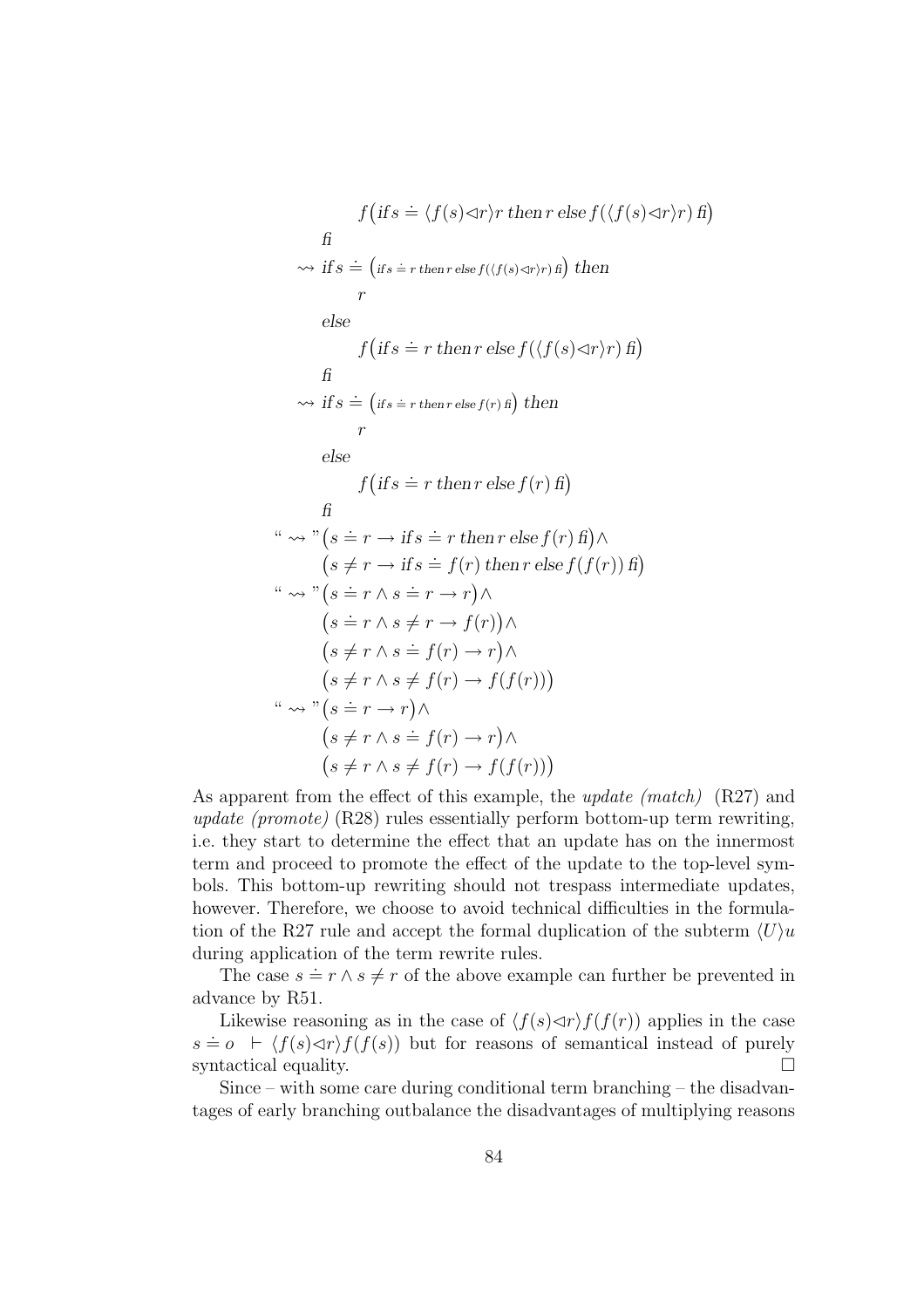$$
\begin{aligned}
& f\big(\mathit{if}\, s \doteq \langle f(s) \lhd r \rangle r \;\mathit{then}\; r \;\mathit{else}\; f(\langle f(s) \lhd r \rangle r)\; \mathit{fi}\big) \\
& \quad \mathit{fi} \\
\rightsquigarrow\; & \mathit{if}\, s \doteq \big(\mathit{if}\, s \doteq r \;\mathit{then}\; r \;\mathit{else}\; f(\langle f(s) \lhd r \rangle r)\; \mathit{fi}\big) \;\mathit{then} \\
& \qquad r \\
& \quad \mathit{else} \\
& \qquad f\big(\mathit{if}\, s \doteq r \;\mathit{then}\; r \;\mathit{else}\; f(\langle f(s) \lhd r \rangle r)\; \mathit{fi}\big) \\
& \quad \mathit{fi} \\
\rightsquigarrow\; & \mathit{if}\, s \doteq \big(\mathit{if}\, s \doteq r \;\mathit{then}\; r \;\mathit{else}\; f(r)\; \mathit{fi}\big) \;\mathit{then} \\
& \qquad r \\
& \quad \mathit{else} \\
& \qquad f\big(\mathit{if}\, s \doteq r \;\mathit{then}\; r \;\mathit{else}\; f(r)\; \mathit{fi}\big) \\
& \quad \mathit{fi} \\
\text{“}\rightsquigarrow\text{”}\; & \big(s \doteq r \rightarrow \mathit{if}\, s \doteq r \;\mathit{then}\; r \;\mathit{else}\; f(r)\; \mathit{fi}\big) \land \\
& \big(s \neq r \rightarrow \mathit{if}\, s \doteq f(r) \;\mathit{then}\; r \;\mathit{else}\; f(f(r))\; \mathit{fi}\big) \\
\text{“}\rightsquigarrow\text{”}\; & \big(s \doteq r \land s \doteq r \rightarrow r\big) \land \\
& \big(s \doteq r \land s \neq r \rightarrow f(r)\big) \land \\
& \big(s \neq r \land s \doteq f(r) \rightarrow r\big) \land \\
& \big(s \neq r \land s \neq f(r) \rightarrow f(f(r))\big) \\
\text{“}\rightsquigarrow\text{”}\; & \big(s \doteq r \rightarrow r\big) \land \\
& \big(s \neq r \land s \doteq f(r) \rightarrow r\big) \land \\
& \big(s \neq r \land s \neq f(r) \rightarrow f(f(r))\big)
\end{aligned}
$$

As apparent from the effect of this example, the *update (match)* (R27) and *update (promote)* (R28) rules essentially perform bottom-up term rewriting, i.e. they start to determine the effect that an update has on the innermost term and proceed to promote the effect of the update to the top-level symbols. This bottom-up rewriting should not trespass intermediate updates, however. Therefore, we choose to avoid technical difficulties in the formulation of the R27 rule and accept the formal duplication of the subterm $\langle U \rangle u$ during application of the term rewrite rules.

The case $s \doteq r \land s \neq r$ of the above example can further be prevented in advance by R51.

Likewise reasoning as in the case of $\langle f(s) \lhd r \rangle f(f(r))$ applies in the case $s \doteq o \;\vdash\; \langle f(s) \lhd r \rangle f(f(s))$ but for reasons of semantical instead of purely syntactical equality. □

Since – with some care during conditional term branching – the disadvantages of early branching outbalance the disadvantages of multiplying reasons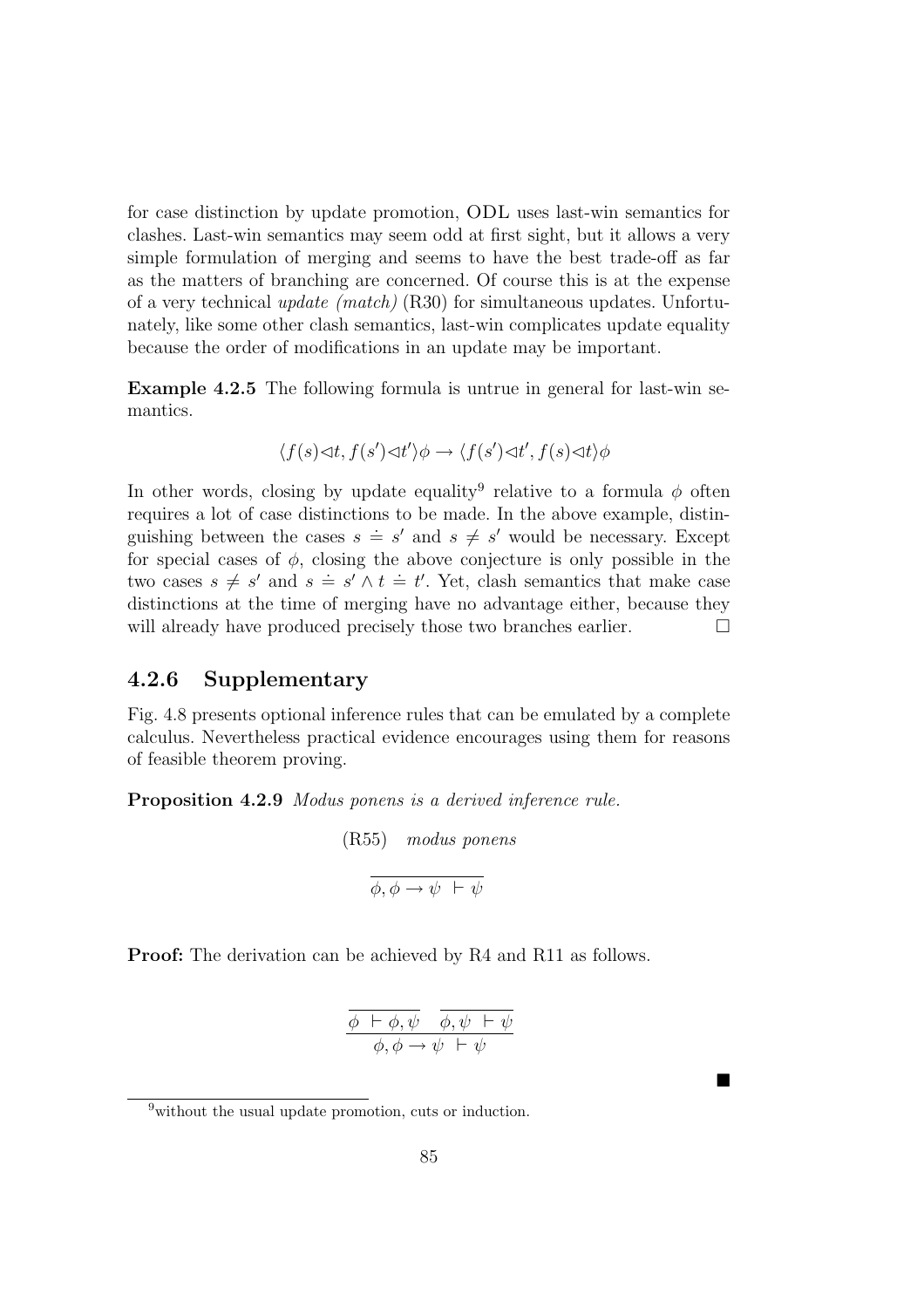for case distinction by update promotion, ODL uses last-win semantics for clashes. Last-win semantics may seem odd at first sight, but it allows a very simple formulation of merging and seems to have the best trade-off as far as the matters of branching are concerned. Of course this is at the expense of a very technical *update (match)* (R30) for simultaneous updates. Unfortunately, like some other clash semantics, last-win complicates update equality because the order of modifications in an update may be important.

**Example 4.2.5** The following formula is untrue in general for last-win semantics.

$$\langle f(s) \lhd t, f(s') \lhd t' \rangle \phi \rightarrow \langle f(s') \lhd t', f(s) \lhd t \rangle \phi$$

In other words, closing by update equality[9] relative to a formula $\phi$ often requires a lot of case distinctions to be made. In the above example, distinguishing between the cases $s \doteq s'$ and $s \neq s'$ would be necessary. Except for special cases of $\phi$, closing the above conjecture is only possible in the two cases $s \neq s'$ and $s \doteq s' \wedge t \doteq t'$. Yet, clash semantics that make case distinctions at the time of merging have no advantage either, because they will already have produced precisely those two branches earlier. □

### 4.2.6 Supplementary

Fig. 4.8 presents optional inference rules that can be emulated by a complete calculus. Nevertheless practical evidence encourages using them for reasons of feasible theorem proving.

**Proposition 4.2.9** *Modus ponens is a derived inference rule.*

(R55) *modus ponens*

$$\overline{\phi, \phi \rightarrow \psi \ \vdash \psi}$$

**Proof:** The derivation can be achieved by R4 and R11 as follows.

$$\frac{\overline{\phi \ \vdash \phi, \psi} \quad \overline{\phi, \psi \ \vdash \psi}}{\phi, \phi \rightarrow \psi \ \vdash \psi}$$

■

[9] without the usual update promotion, cuts or induction.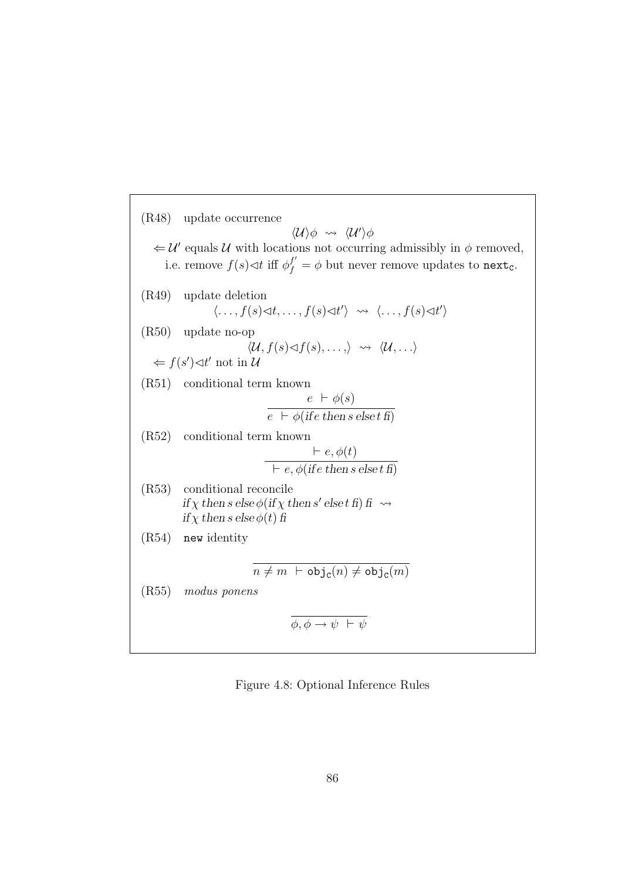(R48) update occurrence

$$\langle \mathcal{U} \rangle \phi \;\rightsquigarrow\; \langle \mathcal{U}' \rangle \phi$$

$\Leftarrow \mathcal{U}'$ equals $\mathcal{U}$ with locations not occurring admissibly in $\phi$ removed, i.e. remove $f(s) \lhd t$ iff $\phi_f^{f'} = \phi$ but never remove updates to $\mathtt{next_C}$.

(R49) update deletion

$$\langle \ldots, f(s) \lhd t, \ldots, f(s) \lhd t' \rangle \;\rightsquigarrow\; \langle \ldots, f(s) \lhd t' \rangle$$

(R50) update no-op

$$\langle \mathcal{U}, f(s) \lhd f(s), \ldots, \rangle \;\rightsquigarrow\; \langle \mathcal{U}, \ldots \rangle$$

$\Leftarrow f(s') \lhd t'$ not in $\mathcal{U}$

(R51) conditional term known

$$\frac{e \;\vdash \phi(s)}{e \;\vdash \phi(\mathit{if}\, e \;\mathit{then}\, s \;\mathit{else}\, t \;\mathit{fi})}$$

(R52) conditional term known

$$\frac{\vdash e, \phi(t)}{\vdash e, \phi(\mathit{if}\, e \;\mathit{then}\, s \;\mathit{else}\, t \;\mathit{fi})}$$

(R53) conditional reconcile

$\mathit{if}\, \chi \;\mathit{then}\, s \;\mathit{else}\, \phi(\mathit{if}\, \chi \;\mathit{then}\, s' \;\mathit{else}\, t \;\mathit{fi}) \;\mathit{fi} \;\rightsquigarrow$
$\mathit{if}\, \chi \;\mathit{then}\, s \;\mathit{else}\, \phi(t) \;\mathit{fi}$

(R54) `new` identity

$$\frac{}{n \neq m \;\vdash \mathtt{obj_C}(n) \neq \mathtt{obj_C}(m)}$$

(R55) *modus ponens*

$$\frac{}{\phi, \phi \rightarrow \psi \;\vdash \psi}$$

Figure 4.8: Optional Inference Rules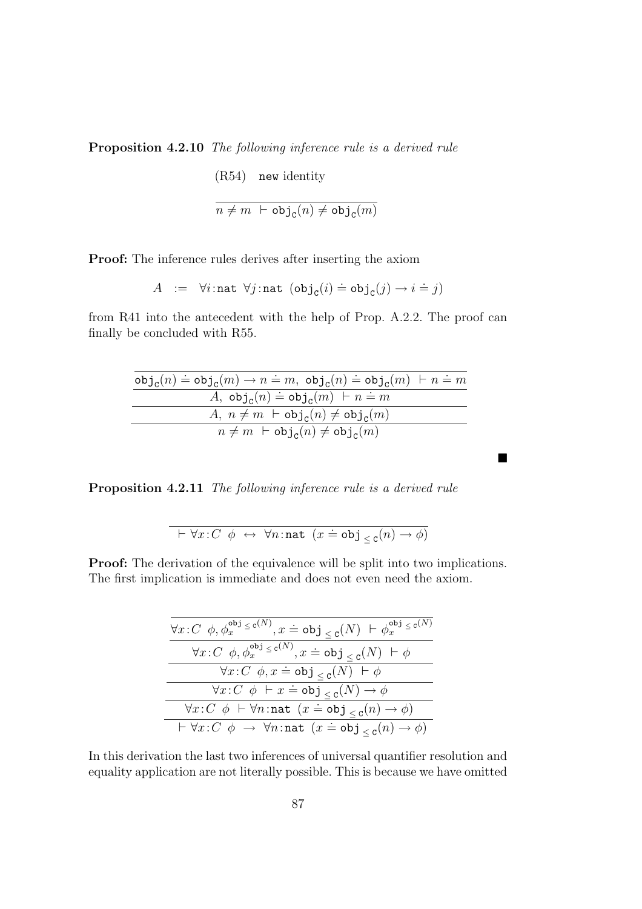**Proposition 4.2.10** *The following inference rule is a derived rule*

(R54) $\texttt{new}$ identity

$$\frac{}{n \neq m \ \vdash \texttt{obj}_{\texttt{C}}(n) \neq \texttt{obj}_{\texttt{C}}(m)}$$

**Proof:** The inference rules derives after inserting the axiom

$$A \ := \ \forall i{:}\texttt{nat} \ \forall j{:}\texttt{nat} \ (\texttt{obj}_{\texttt{C}}(i) \doteq \texttt{obj}_{\texttt{C}}(j) \rightarrow i \doteq j)$$

from R41 into the antecedent with the help of Prop. A.2.2. The proof can finally be concluded with R55.

$$\cfrac{\cfrac{\cfrac{\cfrac{}{\texttt{obj}_{\texttt{C}}(n) \doteq \texttt{obj}_{\texttt{C}}(m) \rightarrow n \doteq m, \ \texttt{obj}_{\texttt{C}}(n) \doteq \texttt{obj}_{\texttt{C}}(m) \ \vdash n \doteq m}}{A, \ \texttt{obj}_{\texttt{C}}(n) \doteq \texttt{obj}_{\texttt{C}}(m) \ \vdash n \doteq m}}{A, \ n \neq m \ \vdash \texttt{obj}_{\texttt{C}}(n) \neq \texttt{obj}_{\texttt{C}}(m)}}{n \neq m \ \vdash \texttt{obj}_{\texttt{C}}(n) \neq \texttt{obj}_{\texttt{C}}(m)}$$

■

**Proposition 4.2.11** *The following inference rule is a derived rule*

$$\frac{}{\vdash \forall x{:}C \ \phi \ \leftrightarrow \ \forall n{:}\texttt{nat} \ (x \doteq \texttt{obj}_{\leq \texttt{C}}(n) \rightarrow \phi)}$$

**Proof:** The derivation of the equivalence will be split into two implications. The first implication is immediate and does not even need the axiom.

$$\cfrac{\cfrac{\cfrac{\cfrac{\cfrac{\cfrac{}{\forall x{:}C \ \ \phi, \phi_x^{\texttt{obj}_{\leq \texttt{C}}(N)}, x \doteq \texttt{obj}_{\leq \texttt{C}}(N) \ \vdash \phi_x^{\texttt{obj}_{\leq \texttt{C}}(N)}}}{\forall x{:}C \ \ \phi, \phi_x^{\texttt{obj}_{\leq \texttt{C}}(N)}, x \doteq \texttt{obj}_{\leq \texttt{C}}(N) \ \vdash \phi}}{\forall x{:}C \ \ \phi, x \doteq \texttt{obj}_{\leq \texttt{C}}(N) \ \vdash \phi}}{\forall x{:}C \ \ \phi \ \vdash x \doteq \texttt{obj}_{\leq \texttt{C}}(N) \rightarrow \phi}}{\forall x{:}C \ \ \phi \ \vdash \forall n{:}\texttt{nat} \ (x \doteq \texttt{obj}_{\leq \texttt{C}}(n) \rightarrow \phi)}}{\vdash \forall x{:}C \ \ \phi \ \rightarrow \ \forall n{:}\texttt{nat} \ (x \doteq \texttt{obj}_{\leq \texttt{C}}(n) \rightarrow \phi)}$$

In this derivation the last two inferences of universal quantifier resolution and equality application are not literally possible. This is because we have omitted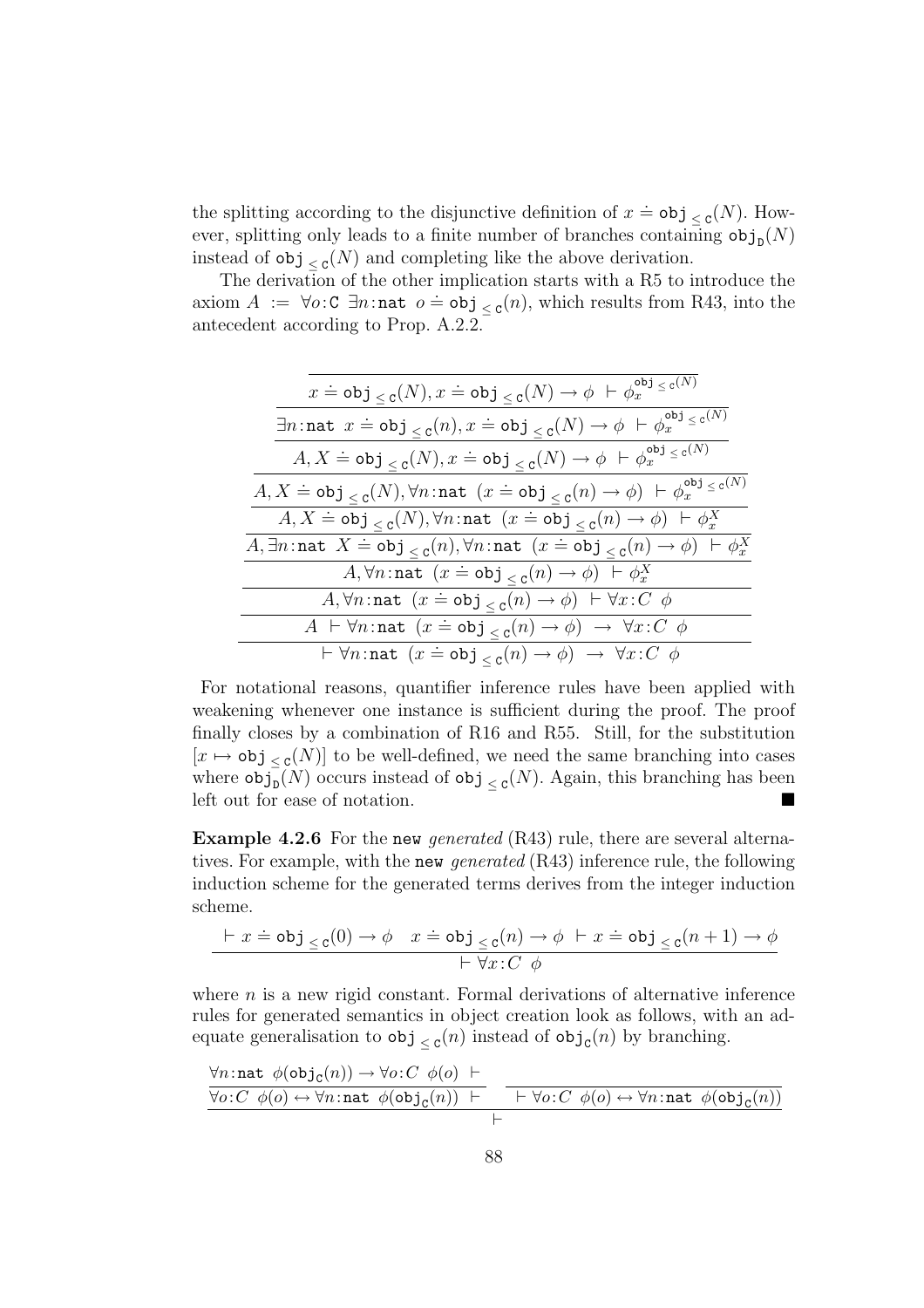the splitting according to the disjunctive definition of $x \doteq \mathtt{obj}_{\leq \mathtt{C}}(N)$. However, splitting only leads to a finite number of branches containing $\mathtt{obj}_{\mathtt{D}}(N)$ instead of $\mathtt{obj}_{\leq \mathtt{C}}(N)$ and completing like the above derivation.

The derivation of the other implication starts with a R5 to introduce the axiom $A := \forall o{:}\mathtt{C}\ \exists n{:}\mathtt{nat}\ o \doteq \mathtt{obj}_{\leq \mathtt{C}}(n)$, which results from R43, into the antecedent according to Prop. A.2.2.

$$
\cfrac{\cfrac{\cfrac{\cfrac{\cfrac{\cfrac{\cfrac{\cfrac{\cfrac{\overline{x \doteq \mathtt{obj}_{\leq \mathtt{C}}(N), x \doteq \mathtt{obj}_{\leq \mathtt{C}}(N) \to \phi \ \vdash \phi_x^{\mathtt{obj}_{\leq \mathtt{C}}(N)}}}{\exists n{:}\mathtt{nat}\ x \doteq \mathtt{obj}_{\leq \mathtt{C}}(n), x \doteq \mathtt{obj}_{\leq \mathtt{C}}(N) \to \phi \ \vdash \phi_x^{\mathtt{obj}_{\leq \mathtt{C}}(N)}}}{A, X \doteq \mathtt{obj}_{\leq \mathtt{C}}(N), x \doteq \mathtt{obj}_{\leq \mathtt{C}}(N) \to \phi \ \vdash \phi_x^{\mathtt{obj}_{\leq \mathtt{C}}(N)}}}{A, X \doteq \mathtt{obj}_{\leq \mathtt{C}}(N), \forall n{:}\mathtt{nat}\ (x \doteq \mathtt{obj}_{\leq \mathtt{C}}(n) \to \phi) \ \vdash \phi_x^{\mathtt{obj}_{\leq \mathtt{C}}(N)}}}{A, X \doteq \mathtt{obj}_{\leq \mathtt{C}}(N), \forall n{:}\mathtt{nat}\ (x \doteq \mathtt{obj}_{\leq \mathtt{C}}(n) \to \phi) \ \vdash \phi_x^{X}}}{A, \exists n{:}\mathtt{nat}\ X \doteq \mathtt{obj}_{\leq \mathtt{C}}(n), \forall n{:}\mathtt{nat}\ (x \doteq \mathtt{obj}_{\leq \mathtt{C}}(n) \to \phi) \ \vdash \phi_x^{X}}}{A, \forall n{:}\mathtt{nat}\ (x \doteq \mathtt{obj}_{\leq \mathtt{C}}(n) \to \phi) \ \vdash \phi_x^{X}}}{A, \forall n{:}\mathtt{nat}\ (x \doteq \mathtt{obj}_{\leq \mathtt{C}}(n) \to \phi) \ \vdash \forall x{:}C\ \phi}}{A \ \vdash \forall n{:}\mathtt{nat}\ (x \doteq \mathtt{obj}_{\leq \mathtt{C}}(n) \to \phi) \ \to \ \forall x{:}C\ \phi}}{\vdash \forall n{:}\mathtt{nat}\ (x \doteq \mathtt{obj}_{\leq \mathtt{C}}(n) \to \phi) \ \to \ \forall x{:}C\ \phi}
$$

For notational reasons, quantifier inference rules have been applied with weakening whenever one instance is sufficient during the proof. The proof finally closes by a combination of R16 and R55. Still, for the substitution $[x \mapsto \mathtt{obj}_{\leq \mathtt{C}}(N)]$ to be well-defined, we need the same branching into cases where $\mathtt{obj}_{\mathtt{D}}(N)$ occurs instead of $\mathtt{obj}_{\leq \mathtt{C}}(N)$. Again, this branching has been left out for ease of notation. ∎

**Example 4.2.6** For the `new` *generated* (R43) rule, there are several alternatives. For example, with the `new` *generated* (R43) inference rule, the following induction scheme for the generated terms derives from the integer induction scheme.

$$
\frac{\vdash x \doteq \mathtt{obj}_{\leq \mathtt{C}}(0) \to \phi \quad x \doteq \mathtt{obj}_{\leq \mathtt{C}}(n) \to \phi \ \vdash x \doteq \mathtt{obj}_{\leq \mathtt{C}}(n+1) \to \phi}{\vdash \forall x{:}C\ \phi}
$$

where $n$ is a new rigid constant. Formal derivations of alternative inference rules for generated semantics in object creation look as follows, with an adequate generalisation to $\mathtt{obj}_{\leq \mathtt{C}}(n)$ instead of $\mathtt{obj}_{\mathtt{C}}(n)$ by branching.

$$
\cfrac{\cfrac{\forall n{:}\mathtt{nat}\ \phi(\mathtt{obj}_{\mathtt{C}}(n)) \to \forall o{:}C\ \phi(o)\ \vdash}{\forall o{:}C\ \phi(o) \leftrightarrow \forall n{:}\mathtt{nat}\ \phi(\mathtt{obj}_{\mathtt{C}}(n))\ \vdash} \qquad \cfrac{}{\vdash \forall o{:}C\ \phi(o) \leftrightarrow \forall n{:}\mathtt{nat}\ \phi(\mathtt{obj}_{\mathtt{C}}(n))}}{\vdash}
$$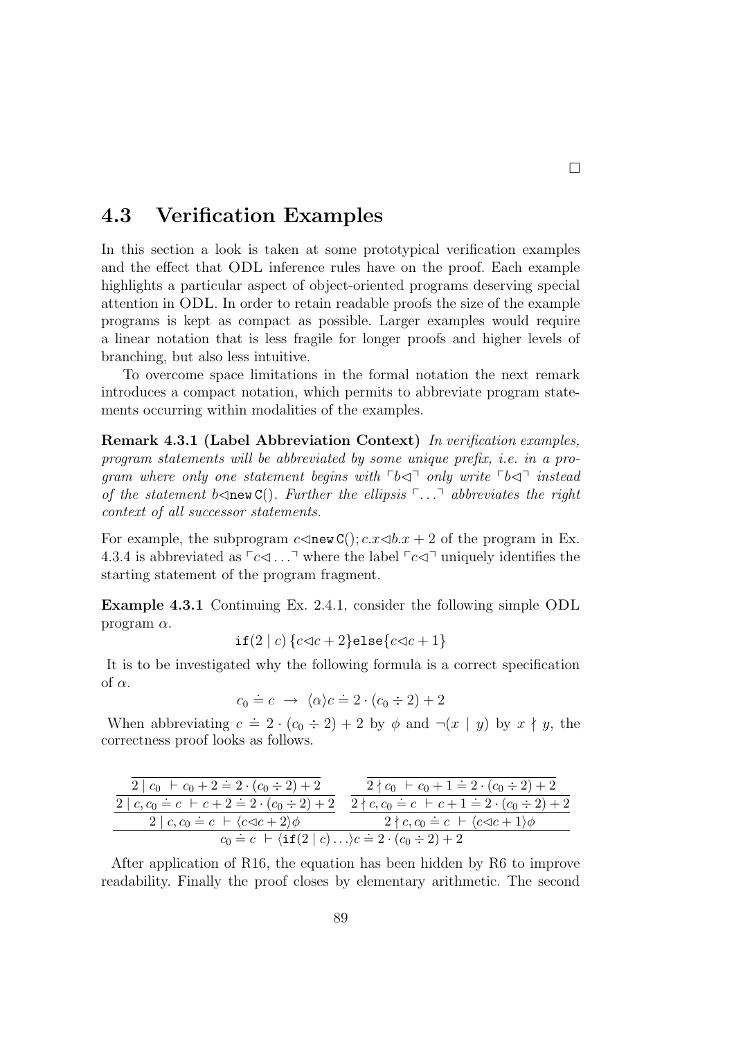□

## 4.3 Verification Examples

In this section a look is taken at some prototypical verification examples and the effect that ODL inference rules have on the proof. Each example highlights a particular aspect of object-oriented programs deserving special attention in ODL. In order to retain readable proofs the size of the example programs is kept as compact as possible. Larger examples would require a linear notation that is less fragile for longer proofs and higher levels of branching, but also less intuitive.

To overcome space limitations in the formal notation the next remark introduces a compact notation, which permits to abbreviate program statements occurring within modalities of the examples.

**Remark 4.3.1 (Label Abbreviation Context)** *In verification examples, program statements will be abbreviated by some unique prefix, i.e. in a program where only one statement begins with* $\ulcorner b \lhd \urcorner$ *only write* $\ulcorner b \lhd \urcorner$ *instead of the statement* $b \lhd \mathtt{new\,C}()$. *Further the ellipsis* $\ulcorner \ldots \urcorner$ *abbreviates the right context of all successor statements.*

For example, the subprogram $c \lhd \mathtt{new\,C}(); c.x \lhd b.x + 2$ of the program in Ex. 4.3.4 is abbreviated as $\ulcorner c \lhd \ldots \urcorner$ where the label $\ulcorner c \lhd \urcorner$ uniquely identifies the starting statement of the program fragment.

**Example 4.3.1** Continuing Ex. 2.4.1, consider the following simple ODL program $\alpha$.

$$\mathtt{if}(2 \mid c)\, \{c \lhd c + 2\}\mathtt{else}\{c \lhd c + 1\}$$

It is to be investigated why the following formula is a correct specification of $\alpha$.

$$c_0 \doteq c \;\rightarrow\; \langle \alpha \rangle c \doteq 2 \cdot (c_0 \div 2) + 2$$

When abbreviating $c \doteq 2 \cdot (c_0 \div 2) + 2$ by $\phi$ and $\neg(x \mid y)$ by $x \nmid y$, the correctness proof looks as follows.

$$\dfrac{\dfrac{\dfrac{\overline{2 \mid c_0 \;\vdash c_0 + 2 \doteq 2 \cdot (c_0 \div 2) + 2}}{2 \mid c, c_0 \doteq c \;\vdash c + 2 \doteq 2 \cdot (c_0 \div 2) + 2}}{2 \mid c, c_0 \doteq c \;\vdash \langle c \lhd c + 2 \rangle \phi} \qquad \dfrac{\dfrac{\overline{2 \nmid c_0 \;\vdash c_0 + 1 \doteq 2 \cdot (c_0 \div 2) + 2}}{2 \nmid c, c_0 \doteq c \;\vdash c + 1 \doteq 2 \cdot (c_0 \div 2) + 2}}{2 \nmid c, c_0 \doteq c \;\vdash \langle c \lhd c + 1 \rangle \phi}}{c_0 \doteq c \;\vdash \langle \mathtt{if}(2 \mid c) \ldots \rangle c \doteq 2 \cdot (c_0 \div 2) + 2}$$

After application of R16, the equation has been hidden by R6 to improve readability. Finally the proof closes by elementary arithmetic. The second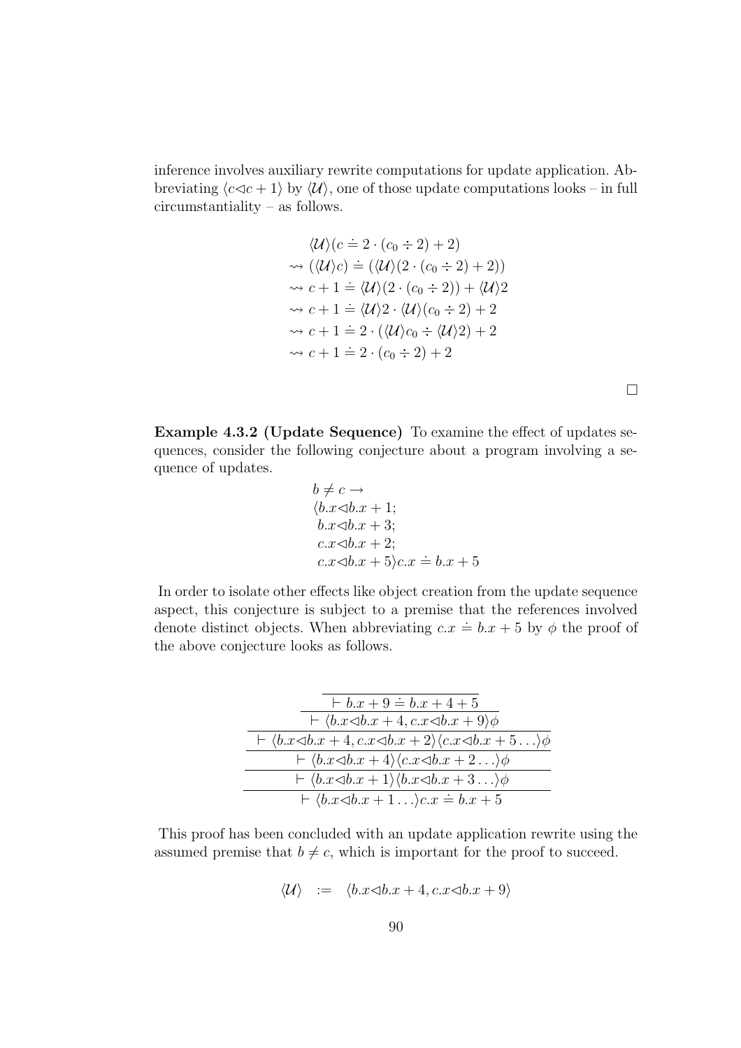inference involves auxiliary rewrite computations for update application. Abbreviating $\langle c \lhd c+1 \rangle$ by $\langle \mathcal{U} \rangle$, one of those update computations looks – in full circumstantiality – as follows.

$$
\begin{aligned}
& \langle \mathcal{U} \rangle (c \doteq 2 \cdot (c_0 \div 2) + 2) \\
\rightsquigarrow\ & (\langle \mathcal{U} \rangle c) \doteq (\langle \mathcal{U} \rangle (2 \cdot (c_0 \div 2) + 2)) \\
\rightsquigarrow\ & c + 1 \doteq \langle \mathcal{U} \rangle (2 \cdot (c_0 \div 2)) + \langle \mathcal{U} \rangle 2 \\
\rightsquigarrow\ & c + 1 \doteq \langle \mathcal{U} \rangle 2 \cdot \langle \mathcal{U} \rangle (c_0 \div 2) + 2 \\
\rightsquigarrow\ & c + 1 \doteq 2 \cdot (\langle \mathcal{U} \rangle c_0 \div \langle \mathcal{U} \rangle 2) + 2 \\
\rightsquigarrow\ & c + 1 \doteq 2 \cdot (c_0 \div 2) + 2
\end{aligned}
$$

□

**Example 4.3.2 (Update Sequence)** To examine the effect of updates sequences, consider the following conjecture about a program involving a sequence of updates.

$$
\begin{aligned}
& b \neq c \rightarrow \\
& \langle b.x \lhd b.x + 1; \\
& \ b.x \lhd b.x + 3; \\
& \ c.x \lhd b.x + 2; \\
& \ c.x \lhd b.x + 5 \rangle c.x \doteq b.x + 5
\end{aligned}
$$

In order to isolate other effects like object creation from the update sequence aspect, this conjecture is subject to a premise that the references involved denote distinct objects. When abbreviating $c.x \doteq b.x + 5$ by $\phi$ the proof of the above conjecture looks as follows.

$$
\cfrac{\cfrac{\cfrac{\cfrac{\cfrac{\overline{\vdash b.x + 9 \doteq b.x + 4 + 5}}{\vdash \langle b.x \lhd b.x + 4, c.x \lhd b.x + 9 \rangle \phi}}{\vdash \langle b.x \lhd b.x + 4, c.x \lhd b.x + 2 \rangle \langle c.x \lhd b.x + 5 \ldots \rangle \phi}}{\vdash \langle b.x \lhd b.x + 4 \rangle \langle c.x \lhd b.x + 2 \ldots \rangle \phi}}{\vdash \langle b.x \lhd b.x + 1 \rangle \langle b.x \lhd b.x + 3 \ldots \rangle \phi}}{\vdash \langle b.x \lhd b.x + 1 \ldots \rangle c.x \doteq b.x + 5}
$$

This proof has been concluded with an update application rewrite using the assumed premise that $b \neq c$, which is important for the proof to succeed.

$$
\langle \mathcal{U} \rangle \quad := \quad \langle b.x \lhd b.x + 4, c.x \lhd b.x + 9 \rangle
$$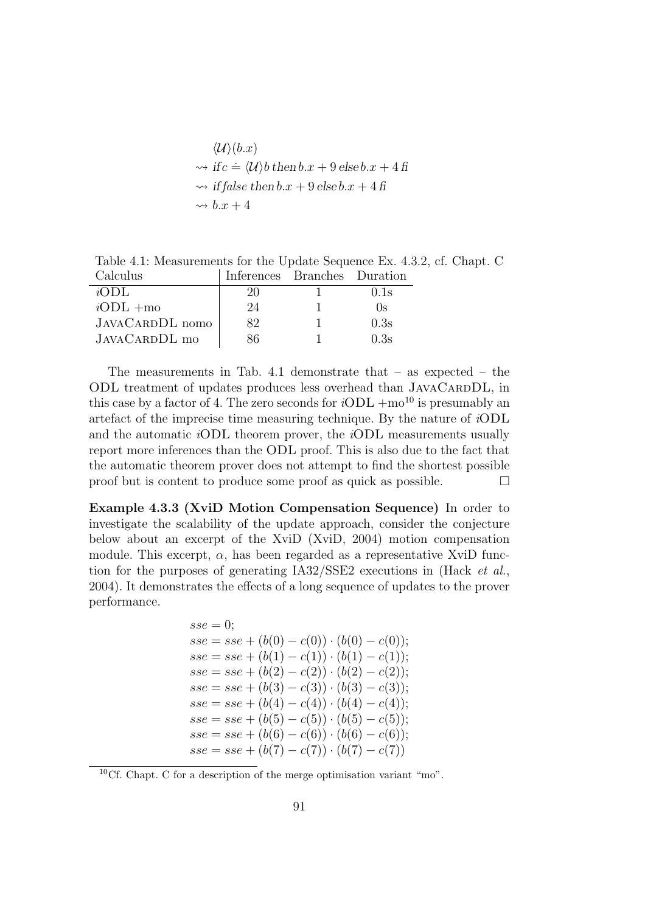$$
\begin{aligned}
&\langle \mathcal{U} \rangle (b.x) \\
&\rightsquigarrow \mathit{if}\, c \doteq \langle \mathcal{U} \rangle b \,\mathit{then}\, b.x + 9 \,\mathit{else}\, b.x + 4 \,\mathit{fi} \\
&\rightsquigarrow \mathit{if}\, \mathit{false} \,\mathit{then}\, b.x + 9 \,\mathit{else}\, b.x + 4 \,\mathit{fi} \\
&\rightsquigarrow b.x + 4
\end{aligned}
$$

Table 4.1: Measurements for the Update Sequence Ex. 4.3.2, cf. Chapt. C

| Calculus | Inferences | Branches | Duration |
|---|---|---|---|
| *i*ODL | 20 | 1 | 0.1s |
| *i*ODL +mo | 24 | 1 | 0s |
| JavaCardDL nomo | 82 | 1 | 0.3s |
| JavaCardDL mo | 86 | 1 | 0.3s |

The measurements in Tab. 4.1 demonstrate that – as expected – the ODL treatment of updates produces less overhead than JavaCardDL, in this case by a factor of 4. The zero seconds for *i*ODL +mo[10] is presumably an artefact of the imprecise time measuring technique. By the nature of *i*ODL and the automatic *i*ODL theorem prover, the *i*ODL measurements usually report more inferences than the ODL proof. This is also due to the fact that the automatic theorem prover does not attempt to find the shortest possible proof but is content to produce some proof as quick as possible. □

**Example 4.3.3 (XviD Motion Compensation Sequence)** In order to investigate the scalability of the update approach, consider the conjecture below about an excerpt of the XviD (XviD, 2004) motion compensation module. This excerpt, $\alpha$, has been regarded as a representative XviD function for the purposes of generating IA32/SSE2 executions in (Hack *et al.*, 2004). It demonstrates the effects of a long sequence of updates to the prover performance.

$$
\begin{aligned}
&sse = 0; \\
&sse = sse + (b(0) - c(0)) \cdot (b(0) - c(0)); \\
&sse = sse + (b(1) - c(1)) \cdot (b(1) - c(1)); \\
&sse = sse + (b(2) - c(2)) \cdot (b(2) - c(2)); \\
&sse = sse + (b(3) - c(3)) \cdot (b(3) - c(3)); \\
&sse = sse + (b(4) - c(4)) \cdot (b(4) - c(4)); \\
&sse = sse + (b(5) - c(5)) \cdot (b(5) - c(5)); \\
&sse = sse + (b(6) - c(6)) \cdot (b(6) - c(6)); \\
&sse = sse + (b(7) - c(7)) \cdot (b(7) - c(7))
\end{aligned}
$$

[10] Cf. Chapt. C for a description of the merge optimisation variant "mo".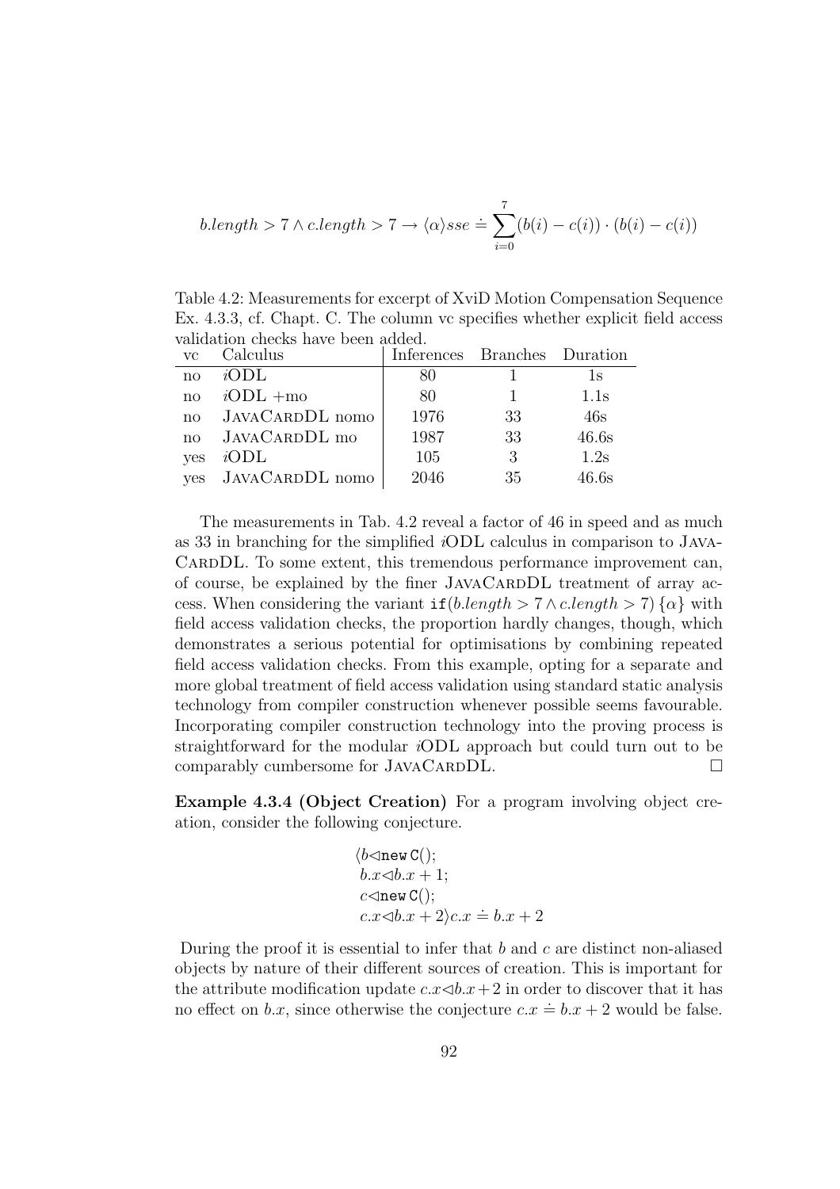$$b.length > 7 \land c.length > 7 \rightarrow \langle\alpha\rangle sse \doteq \sum_{i=0}^{7} (b(i) - c(i)) \cdot (b(i) - c(i))$$

Table 4.2: Measurements for excerpt of XviD Motion Compensation Sequence Ex. 4.3.3, cf. Chapt. C. The column vc specifies whether explicit field access validation checks have been added.

| vc | Calculus | Inferences | Branches | Duration |
|---|---|---|---|---|
| no | *i*ODL | 80 | 1 | 1s |
| no | *i*ODL +mo | 80 | 1 | 1.1s |
| no | JavaCardDL nomo | 1976 | 33 | 46s |
| no | JavaCardDL mo | 1987 | 33 | 46.6s |
| yes | *i*ODL | 105 | 3 | 1.2s |
| yes | JavaCardDL nomo | 2046 | 35 | 46.6s |

The measurements in Tab. 4.2 reveal a factor of 46 in speed and as much as 33 in branching for the simplified *i*ODL calculus in comparison to JavaCardDL. To some extent, this tremendous performance improvement can, of course, be explained by the finer JavaCardDL treatment of array access. When considering the variant $\texttt{if}(b.length > 7 \land c.length > 7)\,\{\alpha\}$ with field access validation checks, the proportion hardly changes, though, which demonstrates a serious potential for optimisations by combining repeated field access validation checks. From this example, opting for a separate and more global treatment of field access validation using standard static analysis technology from compiler construction whenever possible seems favourable. Incorporating compiler construction technology into the proving process is straightforward for the modular *i*ODL approach but could turn out to be comparably cumbersome for JavaCardDL. □

**Example 4.3.4 (Object Creation)** For a program involving object creation, consider the following conjecture.

$$\begin{aligned}
&\langle b \lhd \texttt{new C}();\\
&\ b.x \lhd b.x + 1;\\
&\ c \lhd \texttt{new C}();\\
&\ c.x \lhd b.x + 2\rangle c.x \doteq b.x + 2
\end{aligned}$$

During the proof it is essential to infer that $b$ and $c$ are distinct non-aliased objects by nature of their different sources of creation. This is important for the attribute modification update $c.x \lhd b.x + 2$ in order to discover that it has no effect on $b.x$, since otherwise the conjecture $c.x \doteq b.x + 2$ would be false.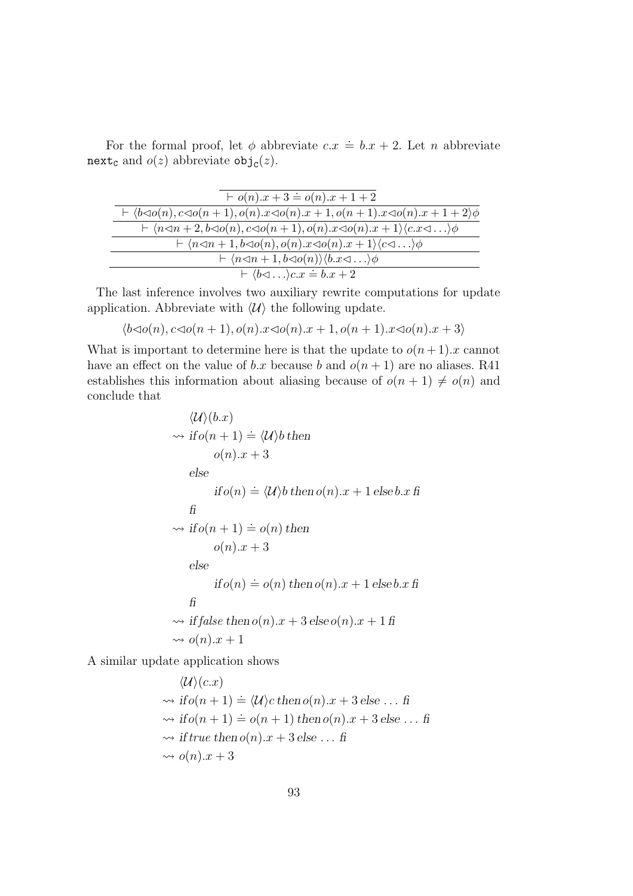For the formal proof, let $\phi$ abbreviate $c.x \doteq b.x + 2$. Let $n$ abbreviate $\mathtt{next_C}$ and $o(z)$ abbreviate $\mathtt{obj_C}(z)$.

$$
\dfrac{\dfrac{\dfrac{\dfrac{\dfrac{\overline{\vdash o(n).x + 3 \doteq o(n).x + 1 + 2}}{\vdash \langle b \lhd o(n), c \lhd o(n+1), o(n).x \lhd o(n).x + 1, o(n+1).x \lhd o(n).x + 1 + 2 \rangle \phi}}{\vdash \langle n \lhd n + 2, b \lhd o(n), c \lhd o(n+1), o(n).x \lhd o(n).x + 1 \rangle \langle c.x \lhd \ldots \rangle \phi}}{\vdash \langle n \lhd n + 1, b \lhd o(n), o(n).x \lhd o(n).x + 1 \rangle \langle c \lhd \ldots \rangle \phi}}{\vdash \langle n \lhd n + 1, b \lhd o(n) \rangle \langle b.x \lhd \ldots \rangle \phi}}{\vdash \langle b \lhd \ldots \rangle c.x \doteq b.x + 2}
$$

The last inference involves two auxiliary rewrite computations for update application. Abbreviate with $\langle \mathcal{U} \rangle$ the following update.

$$\langle b \lhd o(n), c \lhd o(n+1), o(n).x \lhd o(n).x + 1, o(n+1).x \lhd o(n).x + 3 \rangle$$

What is important to determine here is that the update to $o(n+1).x$ cannot have an effect on the value of $b.x$ because $b$ and $o(n+1)$ are no aliases. R41 establishes this information about aliasing because of $o(n+1) \neq o(n)$ and conclude that

$$
\begin{aligned}
& \langle \mathcal{U} \rangle (b.x) \\
\rightsquigarrow\ & \mathit{if}\, o(n+1) \doteq \langle \mathcal{U} \rangle b \,\mathit{then} \\
& \qquad o(n).x + 3 \\
& \quad \mathit{else} \\
& \qquad \mathit{if}\, o(n) \doteq \langle \mathcal{U} \rangle b \,\mathit{then}\, o(n).x + 1 \,\mathit{else}\, b.x \,\mathit{fi} \\
& \quad \mathit{fi} \\
\rightsquigarrow\ & \mathit{if}\, o(n+1) \doteq o(n) \,\mathit{then} \\
& \qquad o(n).x + 3 \\
& \quad \mathit{else} \\
& \qquad \mathit{if}\, o(n) \doteq o(n) \,\mathit{then}\, o(n).x + 1 \,\mathit{else}\, b.x \,\mathit{fi} \\
& \quad \mathit{fi} \\
\rightsquigarrow\ & \mathit{if}\, \mathit{false} \,\mathit{then}\, o(n).x + 3 \,\mathit{else}\, o(n).x + 1 \,\mathit{fi} \\
\rightsquigarrow\ & o(n).x + 1
\end{aligned}
$$

A similar update application shows

$$
\begin{aligned}
& \langle \mathcal{U} \rangle (c.x) \\
\rightsquigarrow\ & \mathit{if}\, o(n+1) \doteq \langle \mathcal{U} \rangle c \,\mathit{then}\, o(n).x + 3 \,\mathit{else}\, \ldots \,\mathit{fi} \\
\rightsquigarrow\ & \mathit{if}\, o(n+1) \doteq o(n+1) \,\mathit{then}\, o(n).x + 3 \,\mathit{else}\, \ldots \,\mathit{fi} \\
\rightsquigarrow\ & \mathit{if}\, \mathit{true} \,\mathit{then}\, o(n).x + 3 \,\mathit{else}\, \ldots \,\mathit{fi} \\
\rightsquigarrow\ & o(n).x + 3
\end{aligned}
$$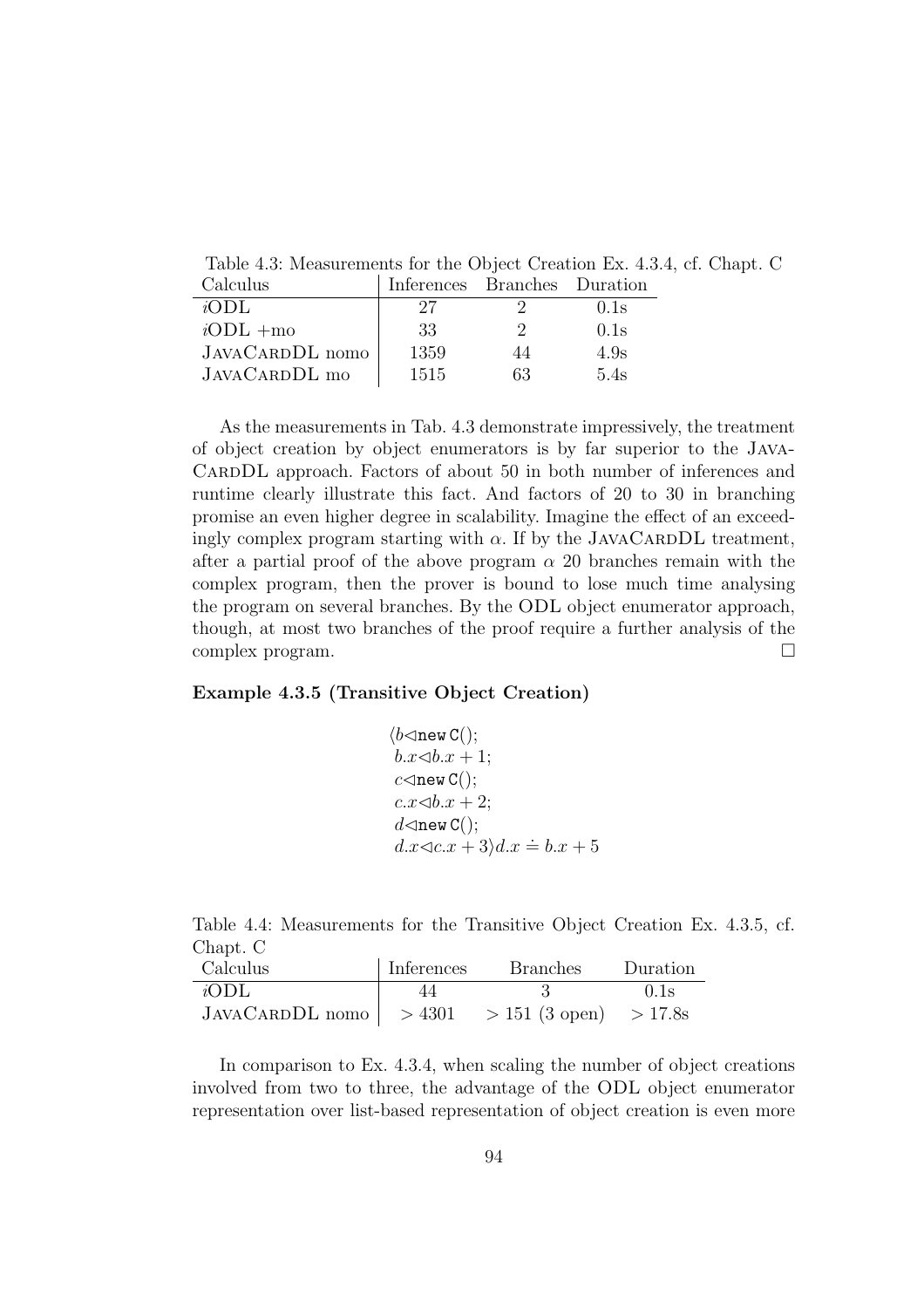Table 4.3: Measurements for the Object Creation Ex. 4.3.4, cf. Chapt. C

| Calculus | Inferences | Branches | Duration |
|---|---|---|---|
| *i*ODL | 27 | 2 | 0.1s |
| *i*ODL +mo | 33 | 2 | 0.1s |
| JavaCardDL nomo | 1359 | 44 | 4.9s |
| JavaCardDL mo | 1515 | 63 | 5.4s |

As the measurements in Tab. 4.3 demonstrate impressively, the treatment of object creation by object enumerators is by far superior to the JavaCardDL approach. Factors of about 50 in both number of inferences and runtime clearly illustrate this fact. And factors of 20 to 30 in branching promise an even higher degree in scalability. Imagine the effect of an exceedingly complex program starting with $\alpha$. If by the JavaCardDL treatment, after a partial proof of the above program $\alpha$ 20 branches remain with the complex program, then the prover is bound to lose much time analysing the program on several branches. By the ODL object enumerator approach, though, at most two branches of the proof require a further analysis of the complex program. □

**Example 4.3.5 (Transitive Object Creation)**

$$\begin{array}{l}\langle b \lhd \texttt{new C}();\\ \; b.x \lhd b.x + 1;\\ \; c \lhd \texttt{new C}();\\ \; c.x \lhd b.x + 2;\\ \; d \lhd \texttt{new C}();\\ \; d.x \lhd c.x + 3\rangle d.x \doteq b.x + 5\end{array}$$

Table 4.4: Measurements for the Transitive Object Creation Ex. 4.3.5, cf. Chapt. C

| Calculus | Inferences | Branches | Duration |
|---|---|---|---|
| *i*ODL | 44 | 3 | 0.1s |
| JavaCardDL nomo | $> 4301$ | $> 151$ (3 open) | $> 17.8$s |

In comparison to Ex. 4.3.4, when scaling the number of object creations involved from two to three, the advantage of the ODL object enumerator representation over list-based representation of object creation is even more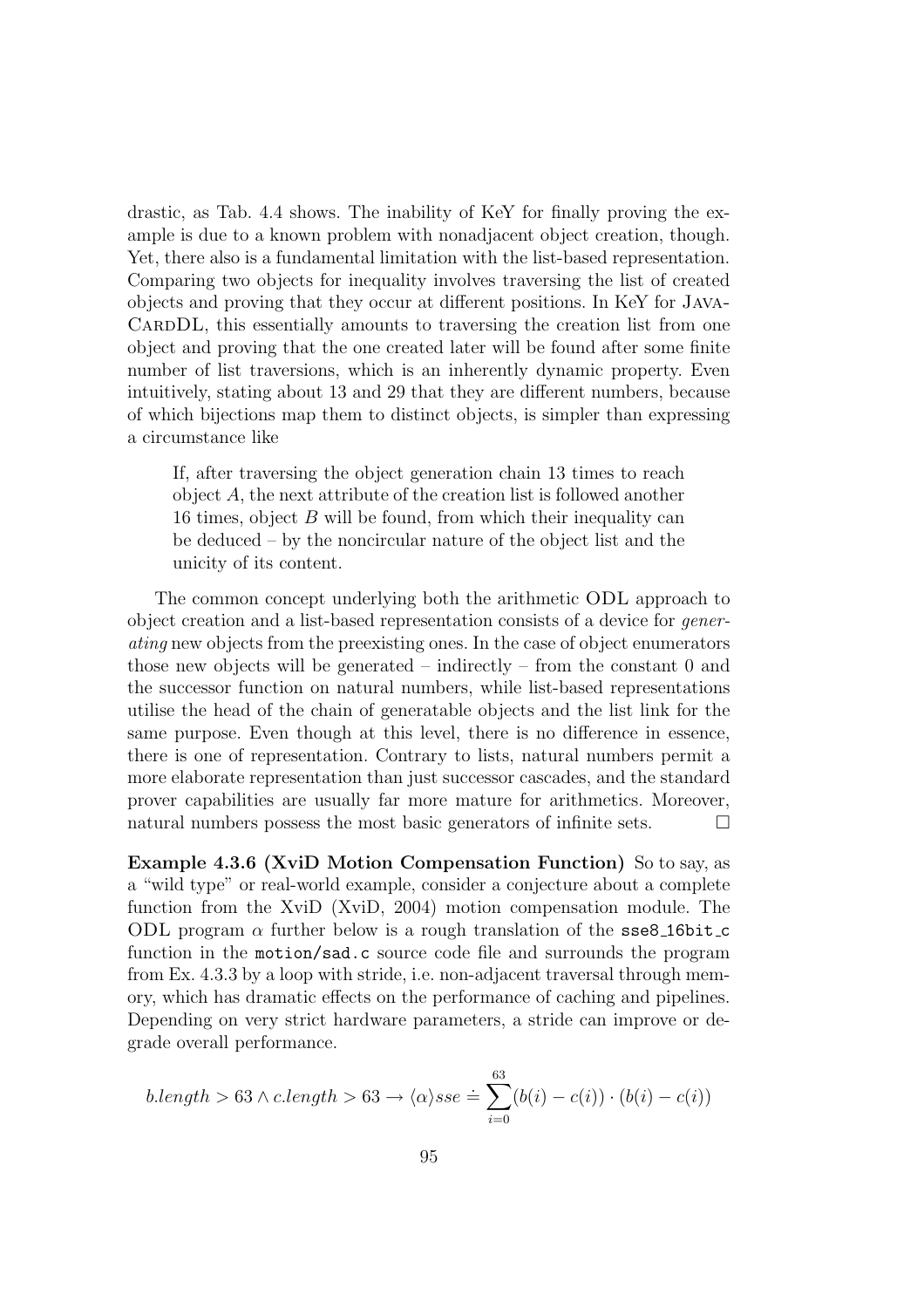drastic, as Tab. 4.4 shows. The inability of KeY for finally proving the example is due to a known problem with nonadjacent object creation, though. Yet, there also is a fundamental limitation with the list-based representation. Comparing two objects for inequality involves traversing the list of created objects and proving that they occur at different positions. In KeY for JAVA-CARDDL, this essentially amounts to traversing the creation list from one object and proving that the one created later will be found after some finite number of list traversions, which is an inherently dynamic property. Even intuitively, stating about 13 and 29 that they are different numbers, because of which bijections map them to distinct objects, is simpler than expressing a circumstance like

> If, after traversing the object generation chain 13 times to reach object $A$, the next attribute of the creation list is followed another 16 times, object $B$ will be found, from which their inequality can be deduced – by the noncircular nature of the object list and the unicity of its content.

The common concept underlying both the arithmetic ODL approach to object creation and a list-based representation consists of a device for *generating* new objects from the preexisting ones. In the case of object enumerators those new objects will be generated – indirectly – from the constant 0 and the successor function on natural numbers, while list-based representations utilise the head of the chain of generatable objects and the list link for the same purpose. Even though at this level, there is no difference in essence, there is one of representation. Contrary to lists, natural numbers permit a more elaborate representation than just successor cascades, and the standard prover capabilities are usually far more mature for arithmetics. Moreover, natural numbers possess the most basic generators of infinite sets. □

**Example 4.3.6 (XviD Motion Compensation Function)** So to say, as a "wild type" or real-world example, consider a conjecture about a complete function from the XviD (XviD, 2004) motion compensation module. The ODL program $\alpha$ further below is a rough translation of the `sse8_16bit_c` function in the `motion/sad.c` source code file and surrounds the program from Ex. 4.3.3 by a loop with stride, i.e. non-adjacent traversal through memory, which has dramatic effects on the performance of caching and pipelines. Depending on very strict hardware parameters, a stride can improve or degrade overall performance.

$$b.length > 63 \land c.length > 63 \rightarrow \langle \alpha \rangle sse \doteq \sum_{i=0}^{63} (b(i) - c(i)) \cdot (b(i) - c(i))$$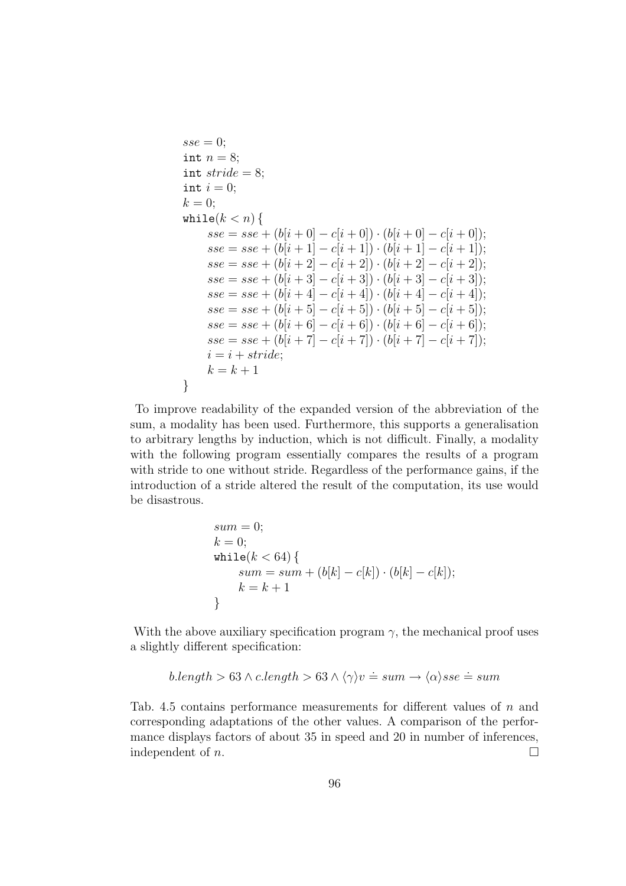$$
\begin{array}{l}
sse = 0;\\
\texttt{int}\ n = 8;\\
\texttt{int}\ stride = 8;\\
\texttt{int}\ i = 0;\\
k = 0;\\
\texttt{while}(k < n)\,\{\\
\quad sse = sse + (b[i+0] - c[i+0]) \cdot (b[i+0] - c[i+0]);\\
\quad sse = sse + (b[i+1] - c[i+1]) \cdot (b[i+1] - c[i+1]);\\
\quad sse = sse + (b[i+2] - c[i+2]) \cdot (b[i+2] - c[i+2]);\\
\quad sse = sse + (b[i+3] - c[i+3]) \cdot (b[i+3] - c[i+3]);\\
\quad sse = sse + (b[i+4] - c[i+4]) \cdot (b[i+4] - c[i+4]);\\
\quad sse = sse + (b[i+5] - c[i+5]) \cdot (b[i+5] - c[i+5]);\\
\quad sse = sse + (b[i+6] - c[i+6]) \cdot (b[i+6] - c[i+6]);\\
\quad sse = sse + (b[i+7] - c[i+7]) \cdot (b[i+7] - c[i+7]);\\
\quad i = i + stride;\\
\quad k = k + 1\\
\}
\end{array}
$$

To improve readability of the expanded version of the abbreviation of the sum, a modality has been used. Furthermore, this supports a generalisation to arbitrary lengths by induction, which is not difficult. Finally, a modality with the following program essentially compares the results of a program with stride to one without stride. Regardless of the performance gains, if the introduction of a stride altered the result of the computation, its use would be disastrous.

$$
\begin{array}{l}
sum = 0;\\
k = 0;\\
\texttt{while}(k < 64)\,\{\\
\quad sum = sum + (b[k] - c[k]) \cdot (b[k] - c[k]);\\
\quad k = k + 1\\
\}
\end{array}
$$

With the above auxiliary specification program $\gamma$, the mechanical proof uses a slightly different specification:

$$b.length > 63 \wedge c.length > 63 \wedge \langle\gamma\rangle v \doteq sum \rightarrow \langle\alpha\rangle sse \doteq sum$$

Tab. 4.5 contains performance measurements for different values of $n$ and corresponding adaptations of the other values. A comparison of the performance displays factors of about 35 in speed and 20 in number of inferences, independent of $n$. □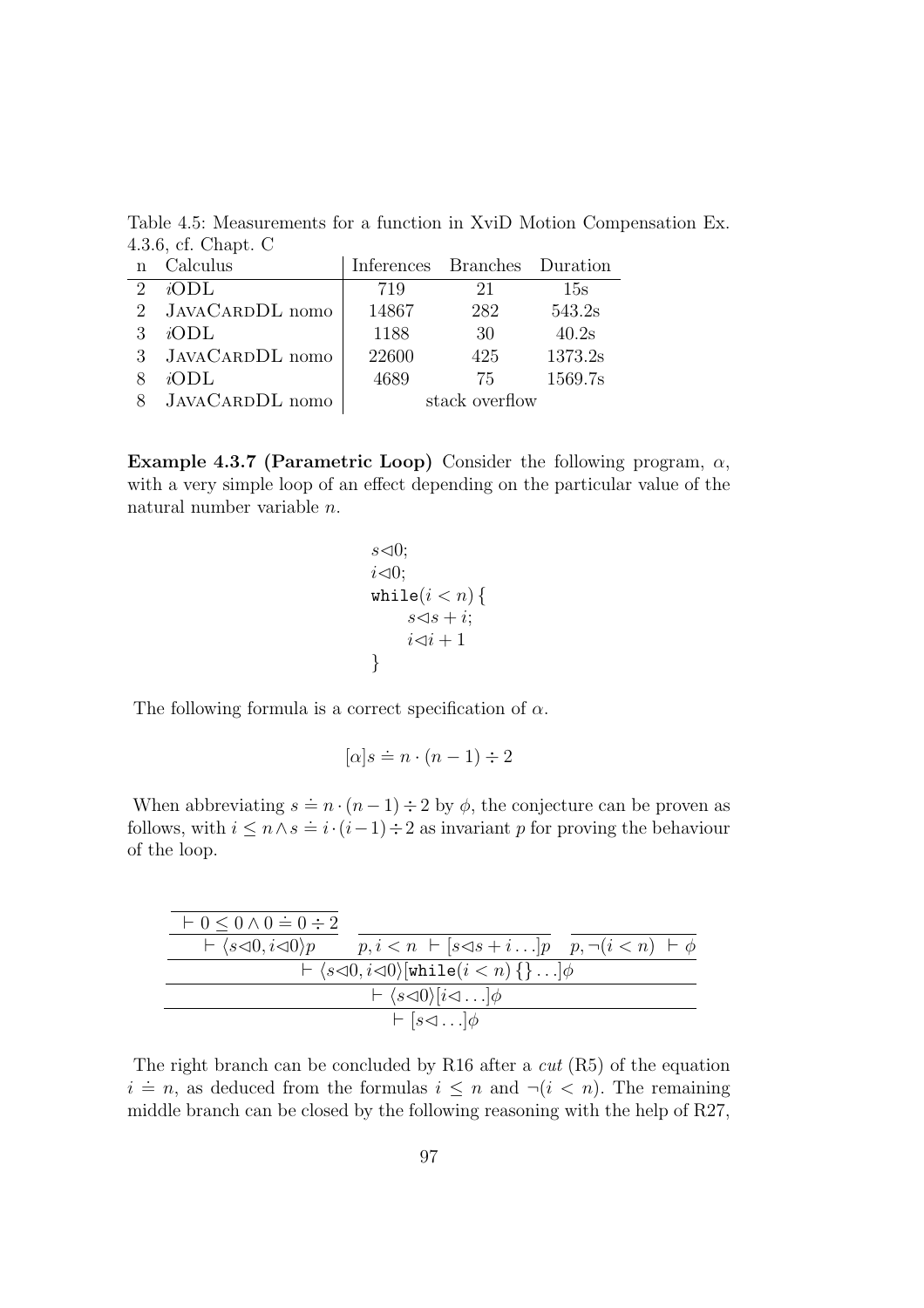Table 4.5: Measurements for a function in XviD Motion Compensation Ex. 4.3.6, cf. Chapt. C

| n | Calculus | Inferences | Branches | Duration |
|---|---|---|---|---|
| 2 | *i*ODL | 719 | 21 | 15s |
| 2 | JavaCardDL nomo | 14867 | 282 | 543.2s |
| 3 | *i*ODL | 1188 | 30 | 40.2s |
| 3 | JavaCardDL nomo | 22600 | 425 | 1373.2s |
| 8 | *i*ODL | 4689 | 75 | 1569.7s |
| 8 | JavaCardDL nomo | stack overflow | | |

**Example 4.3.7 (Parametric Loop)** Consider the following program, $\alpha$, with a very simple loop of an effect depending on the particular value of the natural number variable $n$.

$$
\begin{array}{l}
s \lhd 0; \\
i \lhd 0; \\
\texttt{while}(i < n)\,\{ \\
\quad s \lhd s + i; \\
\quad i \lhd i + 1 \\
\}
\end{array}
$$

The following formula is a correct specification of $\alpha$.

$$[\alpha] s \doteq n \cdot (n-1) \div 2$$

When abbreviating $s \doteq n \cdot (n-1) \div 2$ by $\phi$, the conjecture can be proven as follows, with $i \leq n \wedge s \doteq i \cdot (i-1) \div 2$ as invariant $p$ for proving the behaviour of the loop.

$$
\dfrac{\dfrac{\dfrac{\dfrac{\overline{\vdash 0 \leq 0 \wedge 0 \doteq 0 \div 2}}{\vdash \langle s \lhd 0, i \lhd 0 \rangle p} \quad \overline{p, i < n \ \vdash [s \lhd s + i \ldots] p} \quad \overline{p, \neg(i < n) \ \vdash \phi}}{\vdash \langle s \lhd 0, i \lhd 0 \rangle [\texttt{while}(i < n)\,\{\} \ldots] \phi}}{\vdash \langle s \lhd 0 \rangle [i \lhd \ldots] \phi}}{\vdash [s \lhd \ldots] \phi}
$$

The right branch can be concluded by R16 after a *cut* (R5) of the equation $i \doteq n$, as deduced from the formulas $i \leq n$ and $\neg(i < n)$. The remaining middle branch can be closed by the following reasoning with the help of R27,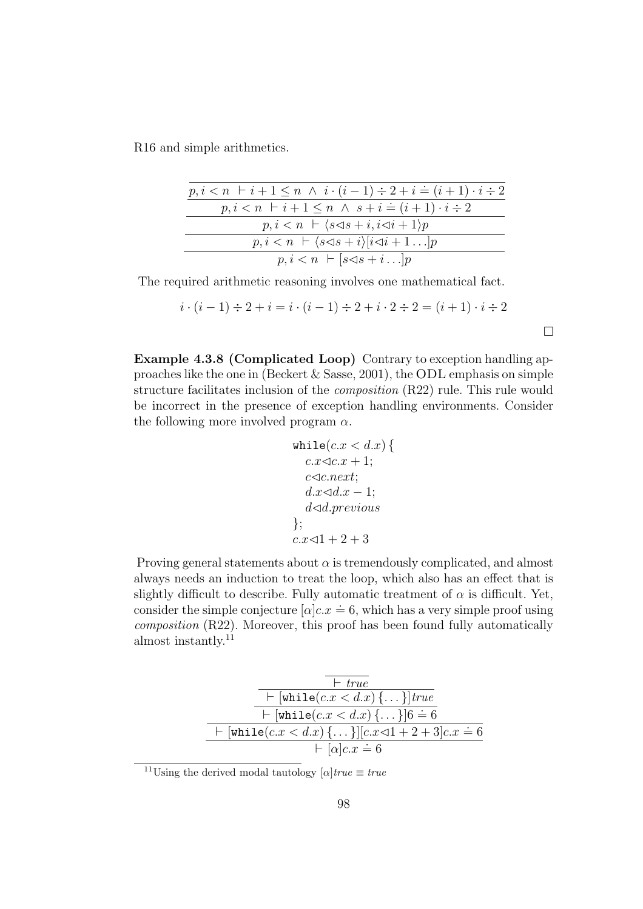R16 and simple arithmetics.

$$\cfrac{\cfrac{\cfrac{\cfrac{\overline{p, i < n \ \vdash i+1 \leq n \ \land \ i \cdot (i-1) \div 2 + i \doteq (i+1) \cdot i \div 2}}{p, i < n \ \vdash i+1 \leq n \ \land \ s + i \doteq (i+1) \cdot i \div 2}}{p, i < n \ \vdash \langle s \triangleleft s+i, i \triangleleft i+1 \rangle p}}{p, i < n \ \vdash \langle s \triangleleft s+i \rangle [i \triangleleft i+1 \ldots] p}}{p, i < n \ \vdash [s \triangleleft s+i \ldots] p}$$

The required arithmetic reasoning involves one mathematical fact.

$$i \cdot (i-1) \div 2 + i = i \cdot (i-1) \div 2 + i \cdot 2 \div 2 = (i+1) \cdot i \div 2$$

□

**Example 4.3.8 (Complicated Loop)** Contrary to exception handling approaches like the one in (Beckert & Sasse, 2001), the ODL emphasis on simple structure facilitates inclusion of the *composition* (R22) rule. This rule would be incorrect in the presence of exception handling environments. Consider the following more involved program $\alpha$.

```
while(c.x < d.x) {
    c.x ◁ c.x + 1;
    c ◁ c.next;
    d.x ◁ d.x − 1;
    d ◁ d.previous
};
c.x ◁ 1 + 2 + 3
```

Proving general statements about $\alpha$ is tremendously complicated, and almost always needs an induction to treat the loop, which also has an effect that is slightly difficult to describe. Fully automatic treatment of $\alpha$ is difficult. Yet, consider the simple conjecture $[\alpha]c.x \doteq 6$, which has a very simple proof using *composition* (R22). Moreover, this proof has been found fully automatically almost instantly.[11]

$$\cfrac{\cfrac{\cfrac{\cfrac{\overline{\vdash true}}{\vdash [\mathtt{while}(c.x < d.x)\{\ldots\}]true}}{\vdash [\mathtt{while}(c.x < d.x)\{\ldots\}]6 \doteq 6}}{\vdash [\mathtt{while}(c.x < d.x)\{\ldots\}][c.x \triangleleft 1+2+3]c.x \doteq 6}}{\vdash [\alpha]c.x \doteq 6}$$

[11] Using the derived modal tautology $[\alpha]true \equiv true$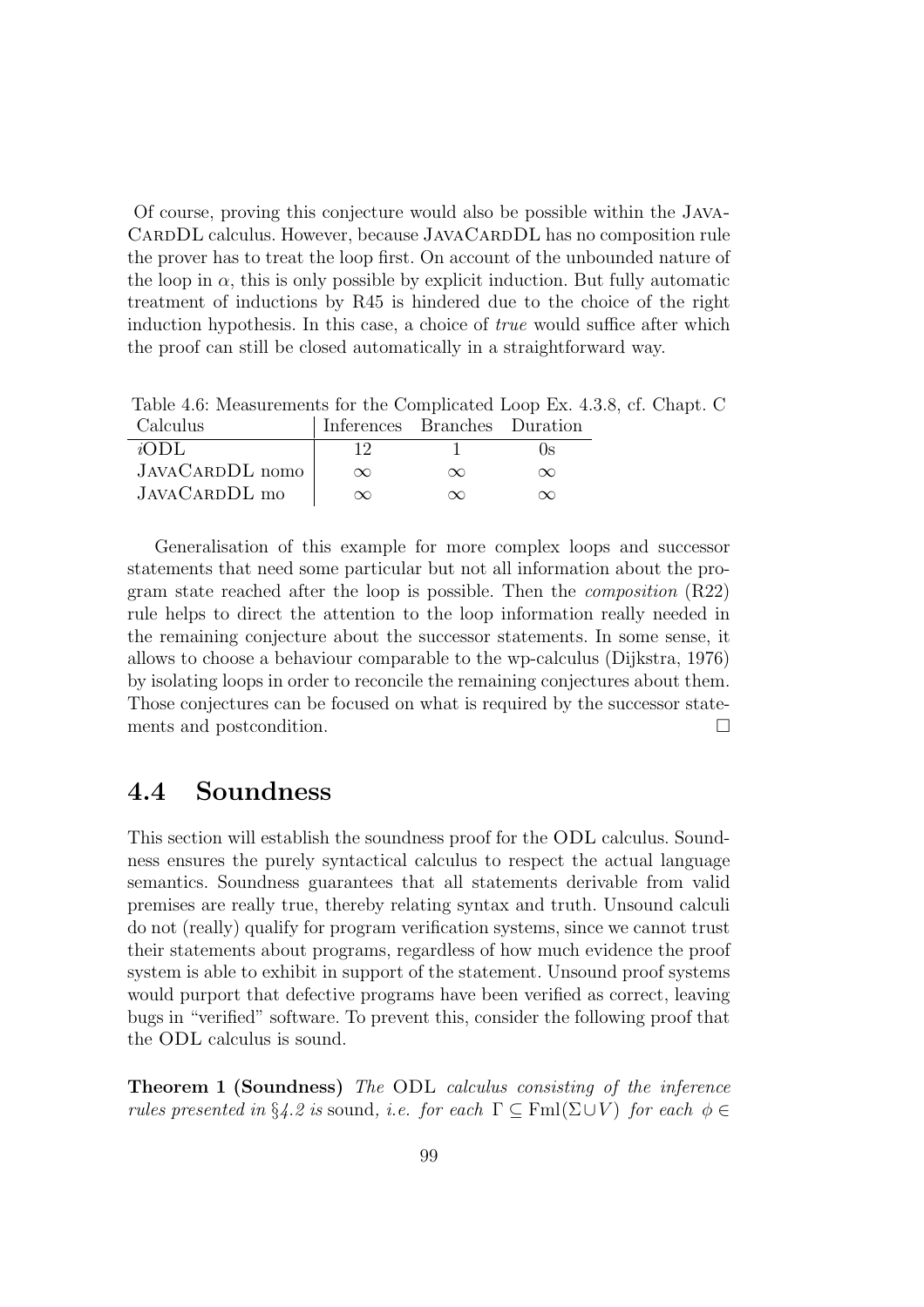Of course, proving this conjecture would also be possible within the JavaCardDL calculus. However, because JavaCardDL has no composition rule the prover has to treat the loop first. On account of the unbounded nature of the loop in $\alpha$, this is only possible by explicit induction. But fully automatic treatment of inductions by R45 is hindered due to the choice of the right induction hypothesis. In this case, a choice of *true* would suffice after which the proof can still be closed automatically in a straightforward way.

Table 4.6: Measurements for the Complicated Loop Ex. 4.3.8, cf. Chapt. C

| Calculus | Inferences | Branches | Duration |
|---|---|---|---|
| *i*ODL | 12 | 1 | 0s |
| JavaCardDL nomo | $\infty$ | $\infty$ | $\infty$ |
| JavaCardDL mo | $\infty$ | $\infty$ | $\infty$ |

Generalisation of this example for more complex loops and successor statements that need some particular but not all information about the program state reached after the loop is possible. Then the *composition* (R22) rule helps to direct the attention to the loop information really needed in the remaining conjecture about the successor statements. In some sense, it allows to choose a behaviour comparable to the wp-calculus (Dijkstra, 1976) by isolating loops in order to reconcile the remaining conjectures about them. Those conjectures can be focused on what is required by the successor statements and postcondition. □

## 4.4 Soundness

This section will establish the soundness proof for the ODL calculus. Soundness ensures the purely syntactical calculus to respect the actual language semantics. Soundness guarantees that all statements derivable from valid premises are really true, thereby relating syntax and truth. Unsound calculi do not (really) qualify for program verification systems, since we cannot trust their statements about programs, regardless of how much evidence the proof system is able to exhibit in support of the statement. Unsound proof systems would purport that defective programs have been verified as correct, leaving bugs in "verified" software. To prevent this, consider the following proof that the ODL calculus is sound.

**Theorem 1 (Soundness)** *The* ODL *calculus consisting of the inference rules presented in §4.2 is* sound*, i.e. for each* $\Gamma \subseteq \mathrm{Fml}(\Sigma \cup V)$ *for each* $\phi \in$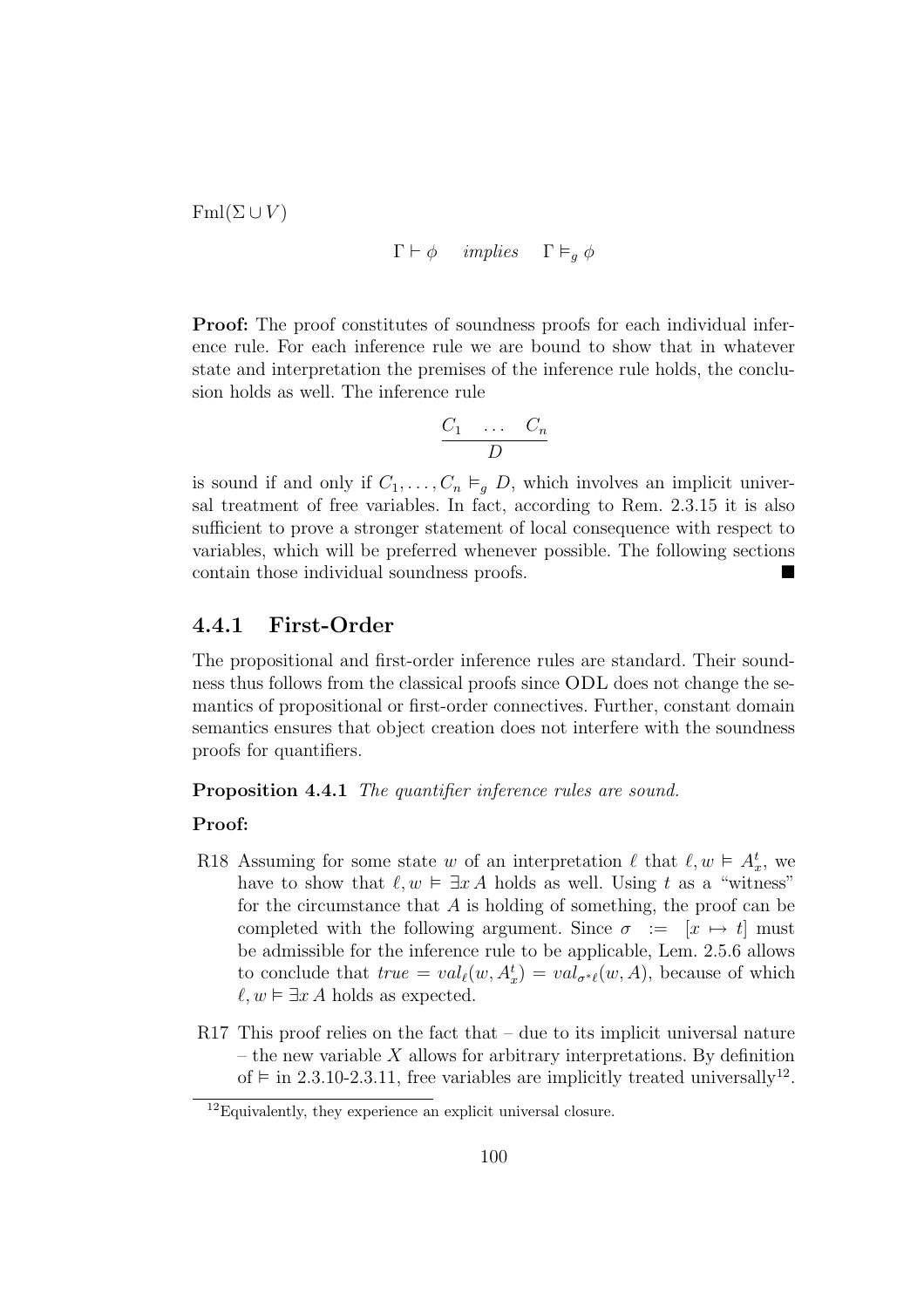$\text{Fml}(\Sigma \cup V)$

$$\Gamma \vdash \phi \quad \textit{implies} \quad \Gamma \vDash_g \phi$$

**Proof:** The proof constitutes of soundness proofs for each individual inference rule. For each inference rule we are bound to show that in whatever state and interpretation the premises of the inference rule holds, the conclusion holds as well. The inference rule

$$\frac{C_1 \quad \dots \quad C_n}{D}$$

is sound if and only if $C_1, \dots, C_n \vDash_g D$, which involves an implicit universal treatment of free variables. In fact, according to Rem. 2.3.15 it is also sufficient to prove a stronger statement of local consequence with respect to variables, which will be preferred whenever possible. The following sections contain those individual soundness proofs. ∎

### 4.4.1 First-Order

The propositional and first-order inference rules are standard. Their soundness thus follows from the classical proofs since ODL does not change the semantics of propositional or first-order connectives. Further, constant domain semantics ensures that object creation does not interfere with the soundness proofs for quantifiers.

**Proposition 4.4.1** *The quantifier inference rules are sound.*

**Proof:**

- R18 Assuming for some state $w$ of an interpretation $\ell$ that $\ell, w \vDash A_x^t$, we have to show that $\ell, w \vDash \exists x\, A$ holds as well. Using $t$ as a "witness" for the circumstance that $A$ is holding of something, the proof can be completed with the following argument. Since $\sigma := [x \mapsto t]$ must be admissible for the inference rule to be applicable, Lem. 2.5.6 allows to conclude that $true = val_\ell(w, A_x^t) = val_{\sigma^*\ell}(w, A)$, because of which $\ell, w \vDash \exists x\, A$ holds as expected.
- R17 This proof relies on the fact that – due to its implicit universal nature – the new variable $X$ allows for arbitrary interpretations. By definition of $\vDash$ in 2.3.10-2.3.11, free variables are implicitly treated universally[12].

[12] Equivalently, they experience an explicit universal closure.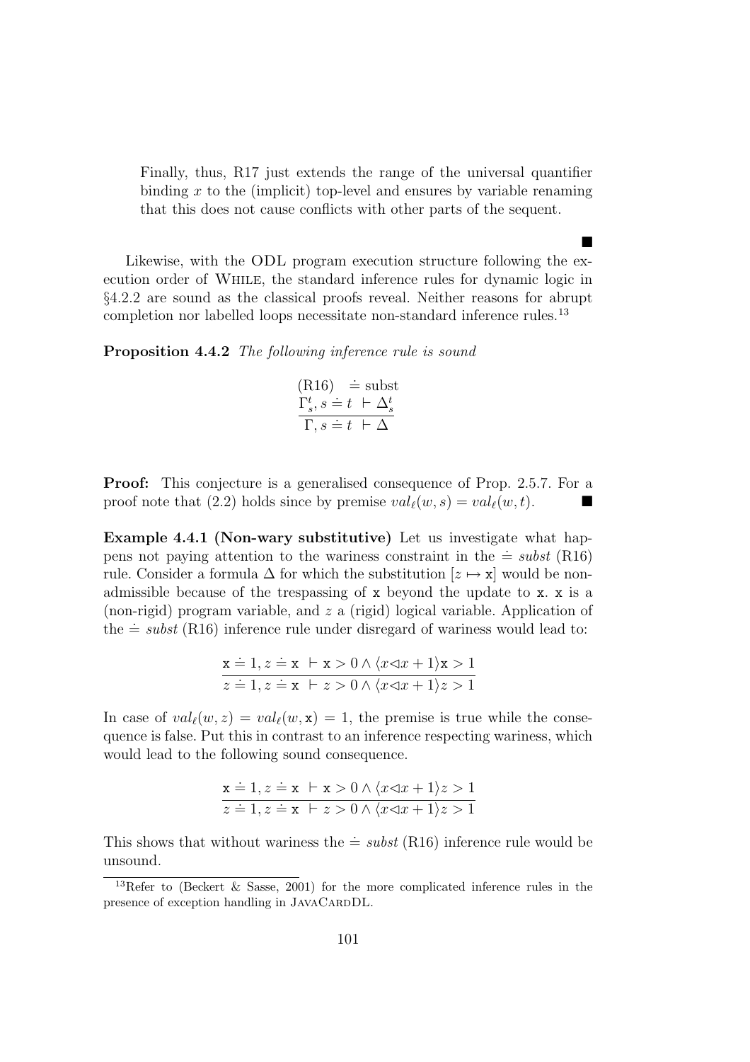Finally, thus, R17 just extends the range of the universal quantifier binding $x$ to the (implicit) top-level and ensures by variable renaming that this does not cause conflicts with other parts of the sequent.

■

Likewise, with the ODL program execution structure following the execution order of WHILE, the standard inference rules for dynamic logic in §4.2.2 are sound as the classical proofs reveal. Neither reasons for abrupt completion nor labelled loops necessitate non-standard inference rules.[13]

**Proposition 4.4.2** *The following inference rule is sound*

$$\begin{array}{l}(\text{R16}) \quad \doteq \text{subst} \\ \dfrac{\Gamma^t_s, s \doteq t \ \vdash \Delta^t_s}{\Gamma, s \doteq t \ \vdash \Delta}\end{array}$$

**Proof:** This conjecture is a generalised consequence of Prop. 2.5.7. For a proof note that (2.2) holds since by premise $val_\ell(w, s) = val_\ell(w, t)$. ■

**Example 4.4.1 (Non-wary substitutive)** Let us investigate what happens not paying attention to the wariness constraint in the $\doteq$ *subst* (R16) rule. Consider a formula $\Delta$ for which the substitution $[z \mapsto \mathtt{x}]$ would be non-admissible because of the trespassing of x beyond the update to x. x is a (non-rigid) program variable, and $z$ a (rigid) logical variable. Application of the $\doteq$ *subst* (R16) inference rule under disregard of wariness would lead to:

$$\frac{\mathtt{x} \doteq 1, z \doteq \mathtt{x} \ \vdash \mathtt{x} > 0 \land \langle x \triangleleft x+1 \rangle \mathtt{x} > 1}{z \doteq 1, z \doteq \mathtt{x} \ \vdash z > 0 \land \langle x \triangleleft x+1 \rangle z > 1}$$

In case of $val_\ell(w, z) = val_\ell(w, \mathtt{x}) = 1$, the premise is true while the consequence is false. Put this in contrast to an inference respecting wariness, which would lead to the following sound consequence.

$$\frac{\mathtt{x} \doteq 1, z \doteq \mathtt{x} \ \vdash \mathtt{x} > 0 \land \langle x \triangleleft x+1 \rangle z > 1}{z \doteq 1, z \doteq \mathtt{x} \ \vdash z > 0 \land \langle x \triangleleft x+1 \rangle z > 1}$$

This shows that without wariness the $\doteq$ *subst* (R16) inference rule would be unsound.

[13] Refer to (Beckert & Sasse, 2001) for the more complicated inference rules in the presence of exception handling in JAVACARDDL.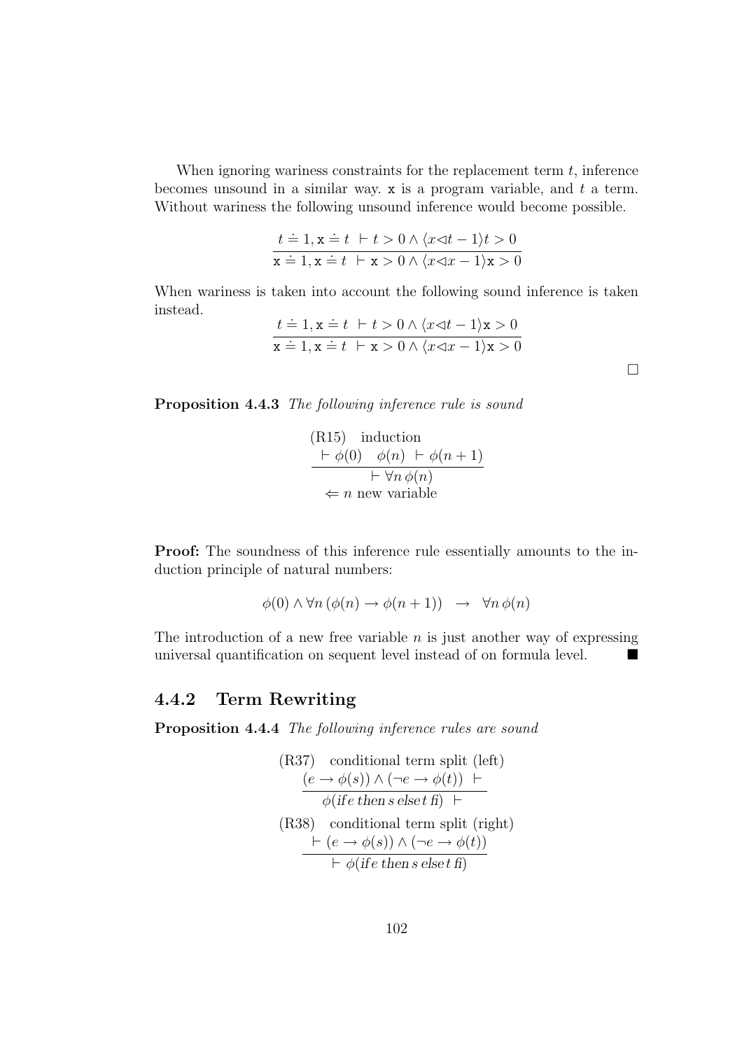When ignoring wariness constraints for the replacement term $t$, inference becomes unsound in a similar way. $\mathtt{x}$ is a program variable, and $t$ a term. Without wariness the following unsound inference would become possible.

$$\frac{t \doteq 1, \mathtt{x} \doteq t \;\vdash t > 0 \land \langle x \triangleleft t - 1 \rangle t > 0}{\mathtt{x} \doteq 1, \mathtt{x} \doteq t \;\vdash \mathtt{x} > 0 \land \langle x \triangleleft x - 1 \rangle \mathtt{x} > 0}$$

When wariness is taken into account the following sound inference is taken instead.

$$\frac{t \doteq 1, \mathtt{x} \doteq t \;\vdash t > 0 \land \langle x \triangleleft t - 1 \rangle \mathtt{x} > 0}{\mathtt{x} \doteq 1, \mathtt{x} \doteq t \;\vdash \mathtt{x} > 0 \land \langle x \triangleleft x - 1 \rangle \mathtt{x} > 0}$$

□

**Proposition 4.4.3** *The following inference rule is sound*

(R15) induction

$$\frac{\vdash \phi(0) \quad \phi(n) \;\vdash \phi(n+1)}{\vdash \forall n\, \phi(n)}$$

$\Leftarrow n$ new variable

**Proof:** The soundness of this inference rule essentially amounts to the induction principle of natural numbers:

$$\phi(0) \land \forall n\, (\phi(n) \rightarrow \phi(n+1)) \quad \rightarrow \quad \forall n\, \phi(n)$$

The introduction of a new free variable $n$ is just another way of expressing universal quantification on sequent level instead of on formula level. ■

### 4.4.2 Term Rewriting

**Proposition 4.4.4** *The following inference rules are sound*

(R37) conditional term split (left)

$$\frac{(e \rightarrow \phi(s)) \land (\neg e \rightarrow \phi(t)) \;\vdash}{\phi(\mathit{if}\, e\, \mathit{then}\, s\, \mathit{else}\, t\, \mathit{fi}) \;\vdash}$$

(R38) conditional term split (right)

$$\frac{\vdash (e \rightarrow \phi(s)) \land (\neg e \rightarrow \phi(t))}{\vdash \phi(\mathit{if}\, e\, \mathit{then}\, s\, \mathit{else}\, t\, \mathit{fi})}$$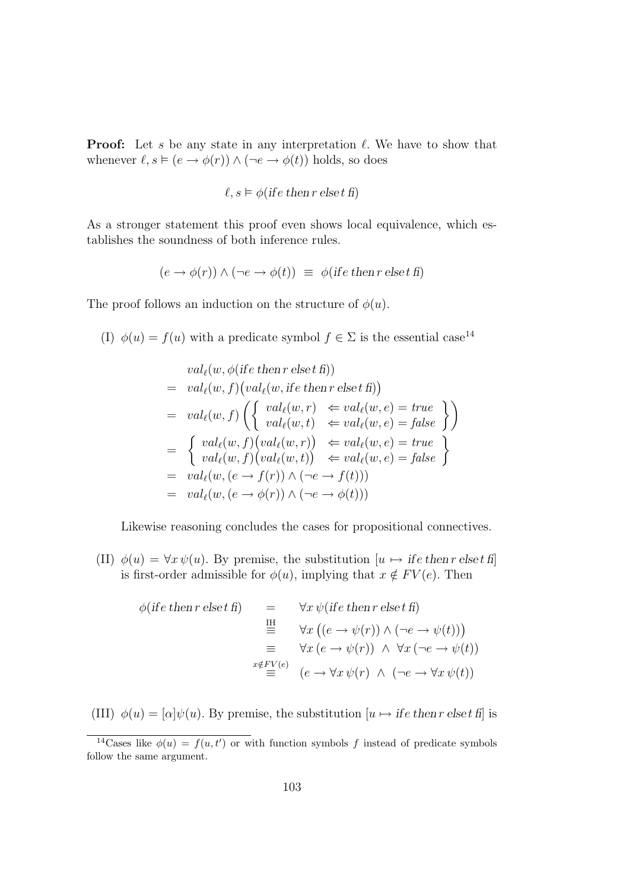**Proof:** Let $s$ be any state in any interpretation $\ell$. We have to show that whenever $\ell, s \vDash (e \to \phi(r)) \wedge (\neg e \to \phi(t))$ holds, so does

$$\ell, s \vDash \phi(\textit{if}\, e\; \textit{then}\, r\; \textit{else}\, t\; \textit{fi})$$

As a stronger statement this proof even shows local equivalence, which establishes the soundness of both inference rules.

$$(e \to \phi(r)) \wedge (\neg e \to \phi(t)) \;\equiv\; \phi(\textit{if}\, e\; \textit{then}\, r\; \textit{else}\, t\; \textit{fi})$$

The proof follows an induction on the structure of $\phi(u)$.

(I) $\phi(u) = f(u)$ with a predicate symbol $f \in \Sigma$ is the essential case[14]

$$\begin{aligned}
& val_\ell(w, \phi(\textit{if}\, e\; \textit{then}\, r\; \textit{else}\, t\; \textit{fi})) \\
= \;& val_\ell(w, f)\big(val_\ell(w, \textit{if}\, e\; \textit{then}\, r\; \textit{else}\, t\; \textit{fi})\big) \\
= \;& val_\ell(w, f)\left(\left\{ \begin{array}{ll} val_\ell(w, r) & \Leftarrow val_\ell(w, e) = \textit{true} \\ val_\ell(w, t) & \Leftarrow val_\ell(w, e) = \textit{false} \end{array} \right\}\right) \\
= \;& \left\{ \begin{array}{ll} val_\ell(w, f)\big(val_\ell(w, r)\big) & \Leftarrow val_\ell(w, e) = \textit{true} \\ val_\ell(w, f)\big(val_\ell(w, t)\big) & \Leftarrow val_\ell(w, e) = \textit{false} \end{array} \right\} \\
= \;& val_\ell(w, (e \to f(r)) \wedge (\neg e \to f(t))) \\
= \;& val_\ell(w, (e \to \phi(r)) \wedge (\neg e \to \phi(t)))
\end{aligned}$$

Likewise reasoning concludes the cases for propositional connectives.

(II) $\phi(u) = \forall x\, \psi(u)$. By premise, the substitution $[u \mapsto \textit{if}\, e\; \textit{then}\, r\; \textit{else}\, t\; \textit{fi}]$ is first-order admissible for $\phi(u)$, implying that $x \notin FV(e)$. Then

$$\begin{aligned}
\phi(\textit{if}\, e\; \textit{then}\, r\; \textit{else}\, t\; \textit{fi}) \quad &= \quad \forall x\, \psi(\textit{if}\, e\; \textit{then}\, r\; \textit{else}\, t\; \textit{fi}) \\
&\overset{\text{IH}}{\equiv} \quad \forall x\, \big((e \to \psi(r)) \wedge (\neg e \to \psi(t))\big) \\
&\equiv \quad \forall x\, (e \to \psi(r)) \;\wedge\; \forall x\, (\neg e \to \psi(t)) \\
&\overset{x \notin FV(e)}{\equiv} \quad (e \to \forall x\, \psi(r) \;\wedge\; (\neg e \to \forall x\, \psi(t))
\end{aligned}$$

(III) $\phi(u) = [\alpha]\psi(u)$. By premise, the substitution $[u \mapsto \textit{if}\, e\; \textit{then}\, r\; \textit{else}\, t\; \textit{fi}]$ is

[14] Cases like $\phi(u) = f(u, t')$ or with function symbols $f$ instead of predicate symbols follow the same argument.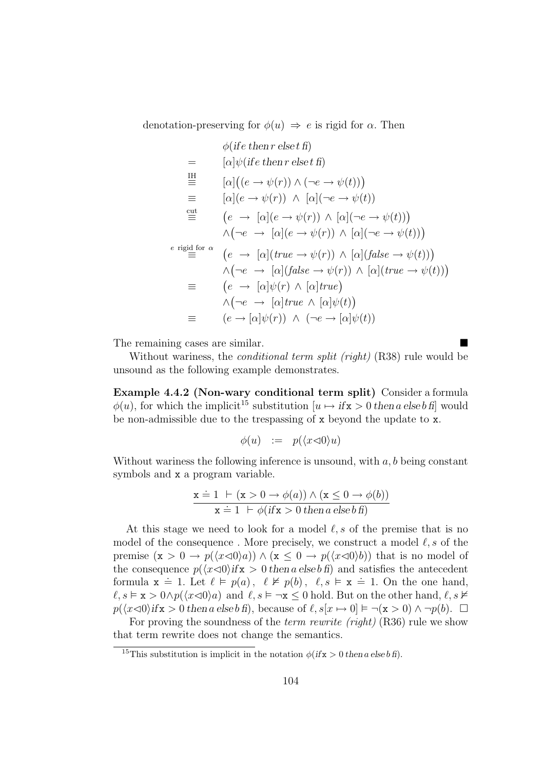denotation-preserving for $\phi(u) \Rightarrow e$ is rigid for $\alpha$. Then

$$
\begin{array}{ll}
 & \phi(\mathit{if}\, e\ \mathit{then}\, r\ \mathit{else}\, t\ \mathit{fi}) \\
= & [\alpha]\psi(\mathit{if}\, e\ \mathit{then}\, r\ \mathit{else}\, t\ \mathit{fi}) \\
\overset{\text{IH}}{\equiv} & [\alpha]\big((e \rightarrow \psi(r)) \wedge (\neg e \rightarrow \psi(t))\big) \\
\equiv & [\alpha](e \rightarrow \psi(r)) \ \wedge\ [\alpha](\neg e \rightarrow \psi(t)) \\
\overset{\text{cut}}{\equiv} & \big(e \ \rightarrow\ [\alpha](e \rightarrow \psi(r)) \wedge [\alpha](\neg e \rightarrow \psi(t))\big) \\
 & \wedge\big(\neg e \ \rightarrow\ [\alpha](e \rightarrow \psi(r)) \wedge [\alpha](\neg e \rightarrow \psi(t))\big) \\
\overset{e \text{ rigid for } \alpha}{\equiv} & \big(e \ \rightarrow\ [\alpha](\mathit{true} \rightarrow \psi(r)) \wedge [\alpha](\mathit{false} \rightarrow \psi(t))\big) \\
 & \wedge\big(\neg e \ \rightarrow\ [\alpha](\mathit{false} \rightarrow \psi(r)) \wedge [\alpha](\mathit{true} \rightarrow \psi(t))\big) \\
\equiv & \big(e \ \rightarrow\ [\alpha]\psi(r) \wedge [\alpha]\mathit{true}\big) \\
 & \wedge\big(\neg e \ \rightarrow\ [\alpha]\mathit{true} \wedge [\alpha]\psi(t)\big) \\
\equiv & (e \rightarrow [\alpha]\psi(r)) \ \wedge\ (\neg e \rightarrow [\alpha]\psi(t))
\end{array}
$$

The remaining cases are similar. ∎

Without wariness, the *conditional term split (right)* (R38) rule would be unsound as the following example demonstrates.

**Example 4.4.2 (Non-wary conditional term split)** Consider a formula $\phi(u)$, for which the implicit[15] substitution $[u \mapsto \mathit{if}\, \mathtt{x} > 0\ \mathit{then}\, a\ \mathit{else}\, b\ \mathit{fi}]$ would be non-admissible due to the trespassing of $\mathtt{x}$ beyond the update to $\mathtt{x}$.

$$\phi(u) \quad := \quad p(\langle x \lhd 0\rangle u)$$

Without wariness the following inference is unsound, with $a, b$ being constant symbols and $\mathtt{x}$ a program variable.

$$\frac{\mathtt{x} \doteq 1 \ \vdash\ (\mathtt{x} > 0 \rightarrow \phi(a)) \wedge (\mathtt{x} \leq 0 \rightarrow \phi(b))}{\mathtt{x} \doteq 1 \ \vdash\ \phi(\mathit{if}\, \mathtt{x} > 0\ \mathit{then}\, a\ \mathit{else}\, b\ \mathit{fi})}$$

At this stage we need to look for a model $\ell, s$ of the premise that is no model of the consequence . More precisely, we construct a model $\ell, s$ of the premise $(\mathtt{x} > 0 \rightarrow p(\langle x \lhd 0\rangle a)) \wedge (\mathtt{x} \leq 0 \rightarrow p(\langle x \lhd 0\rangle b))$ that is no model of the consequence $p(\langle x \lhd 0\rangle \mathit{if}\, \mathtt{x} > 0\ \mathit{then}\, a\ \mathit{else}\, b\ \mathit{fi})$ and satisfies the antecedent formula $\mathtt{x} \doteq 1$. Let $\ell \vDash p(a)\,,\ \ \ell \nvDash p(b)\,,\ \ \ell, s \vDash \mathtt{x} \doteq 1$. On the one hand, $\ell, s \vDash \mathtt{x} > 0 \wedge p(\langle x \lhd 0\rangle a)$ and $\ell, s \vDash \neg \mathtt{x} \leq 0$ hold. But on the other hand, $\ell, s \nvDash p(\langle x \lhd 0\rangle \mathit{if}\, \mathtt{x} > 0\ \mathit{then}\, a\ \mathit{else}\, b\ \mathit{fi})$, because of $\ell, s[x \mapsto 0] \vDash \neg(\mathtt{x} > 0) \wedge \neg p(b)$. □

For proving the soundness of the *term rewrite (right)* (R36) rule we show that term rewrite does not change the semantics.

[15] This substitution is implicit in the notation $\phi(\mathit{if}\, \mathtt{x} > 0\ \mathit{then}\, a\ \mathit{else}\, b\ \mathit{fi})$.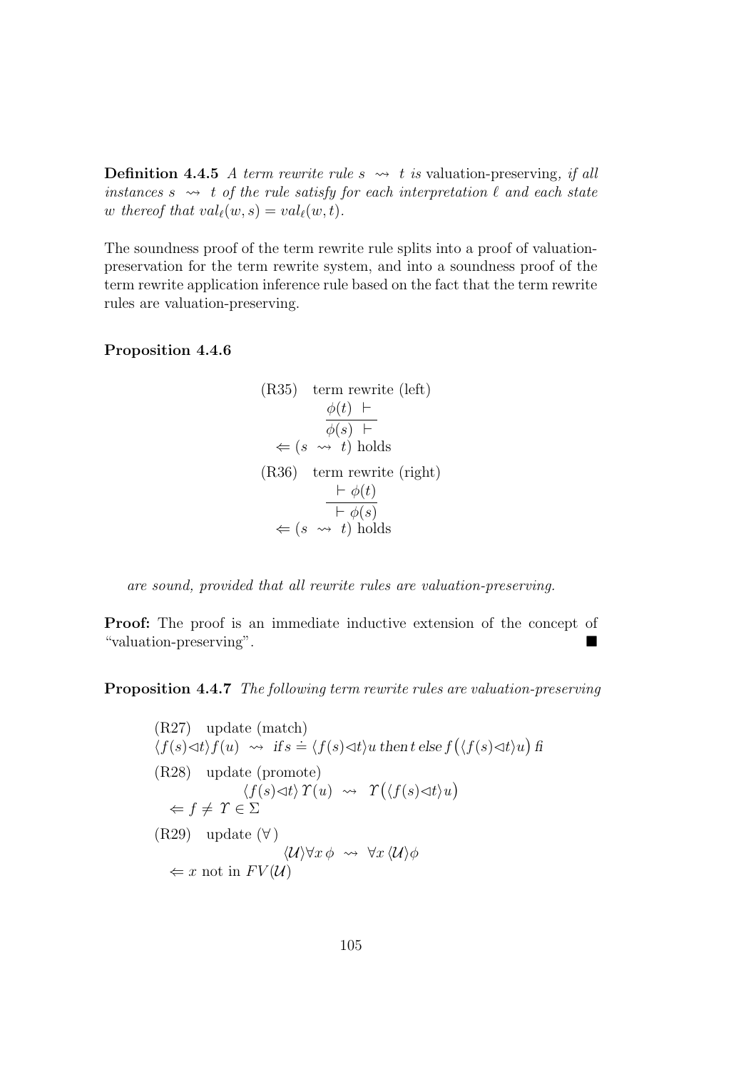**Definition 4.4.5** *A term rewrite rule $s \rightsquigarrow t$ is* valuation-preserving*, if all instances $s \rightsquigarrow t$ of the rule satisfy for each interpretation $\ell$ and each state $w$ thereof that $val_\ell(w, s) = val_\ell(w, t)$.*

The soundness proof of the term rewrite rule splits into a proof of valuation-preservation for the term rewrite system, and into a soundness proof of the term rewrite application inference rule based on the fact that the term rewrite rules are valuation-preserving.

**Proposition 4.4.6**

$$
\begin{array}{l}
\text{(R35)} \quad \text{term rewrite (left)} \\
\qquad\qquad \dfrac{\phi(t) \ \vdash}{\phi(s) \ \vdash} \\
\quad \Leftarrow (s \rightsquigarrow t) \text{ holds} \\
\text{(R36)} \quad \text{term rewrite (right)} \\
\qquad\qquad \dfrac{\vdash \phi(t)}{\vdash \phi(s)} \\
\quad \Leftarrow (s \rightsquigarrow t) \text{ holds}
\end{array}
$$

*are sound, provided that all rewrite rules are valuation-preserving.*

**Proof:** The proof is an immediate inductive extension of the concept of "valuation-preserving". ■

**Proposition 4.4.7** *The following term rewrite rules are valuation-preserving*

$$
\begin{array}{l}
\text{(R27)} \quad \text{update (match)} \\
\langle f(s) \lhd t \rangle f(u) \ \rightsquigarrow \ \mathit{if}\, s \doteq \langle f(s) \lhd t \rangle u \ \mathit{then}\, t \ \mathit{else}\, f\big(\langle f(s) \lhd t \rangle u\big) \ \mathit{fi} \\
\text{(R28)} \quad \text{update (promote)} \\
\qquad\qquad \langle f(s) \lhd t \rangle \, \Upsilon(u) \ \rightsquigarrow \ \Upsilon\big(\langle f(s) \lhd t \rangle u\big) \\
\quad \Leftarrow f \neq \Upsilon \in \Sigma \\
\text{(R29)} \quad \text{update } (\forall) \\
\qquad\qquad \langle \mathcal{U} \rangle \forall x \, \phi \ \rightsquigarrow \ \forall x \, \langle \mathcal{U} \rangle \phi \\
\quad \Leftarrow x \text{ not in } FV(\mathcal{U})
\end{array}
$$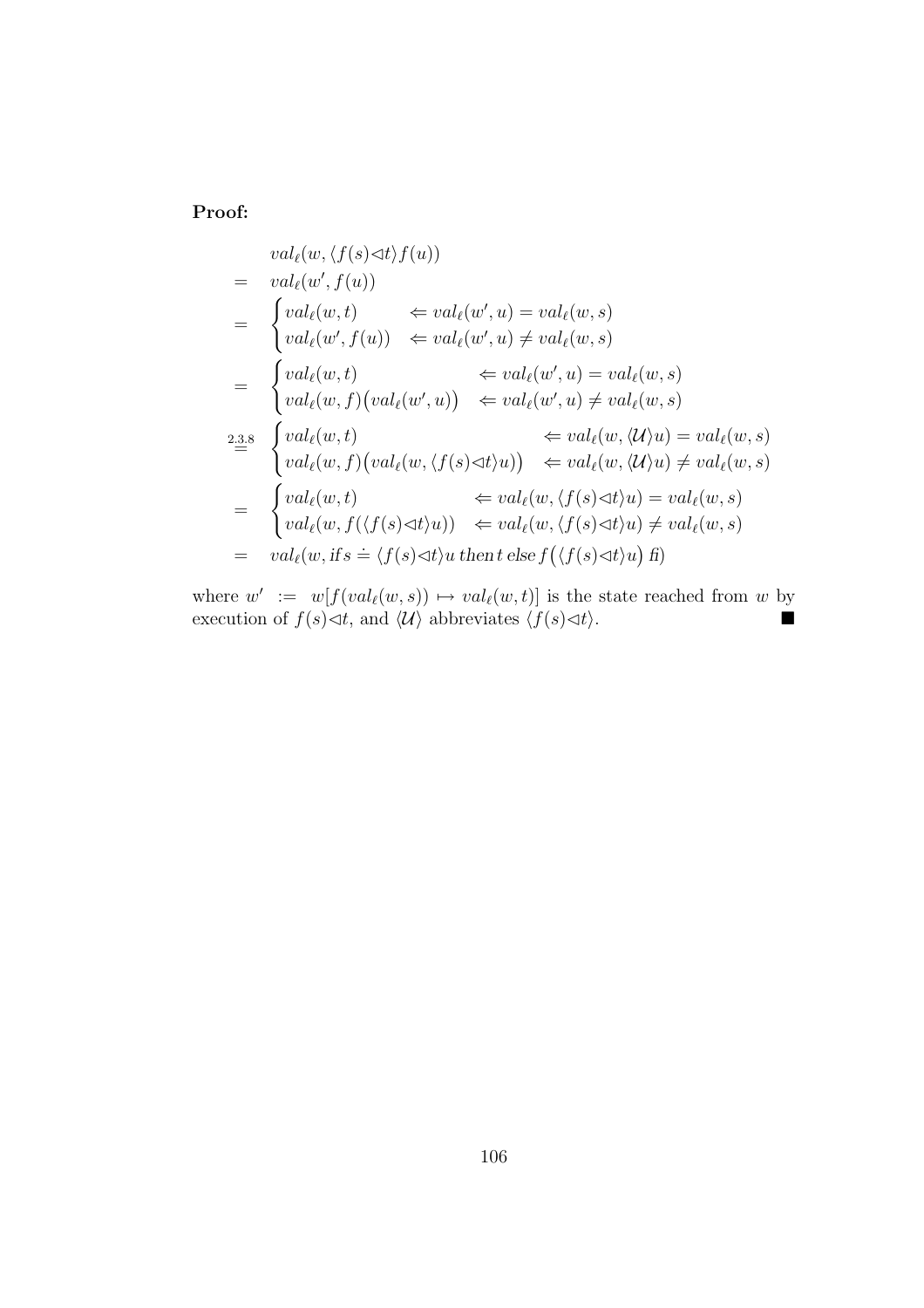**Proof:**

$$
\begin{array}{ll}
 & val_\ell(w, \langle f(s) \lhd t \rangle f(u)) \\
= & val_\ell(w', f(u)) \\
= & \begin{cases} val_\ell(w,t) & \Leftarrow val_\ell(w',u) = val_\ell(w,s) \\ val_\ell(w', f(u)) & \Leftarrow val_\ell(w',u) \neq val_\ell(w,s) \end{cases} \\
= & \begin{cases} val_\ell(w,t) & \Leftarrow val_\ell(w',u) = val_\ell(w,s) \\ val_\ell(w,f)\big(val_\ell(w',u)\big) & \Leftarrow val_\ell(w',u) \neq val_\ell(w,s) \end{cases} \\
\stackrel{2.3.8}{=} & \begin{cases} val_\ell(w,t) & \Leftarrow val_\ell(w, \langle \mathcal{U} \rangle u) = val_\ell(w,s) \\ val_\ell(w,f)\big(val_\ell(w, \langle f(s) \lhd t \rangle u)\big) & \Leftarrow val_\ell(w, \langle \mathcal{U} \rangle u) \neq val_\ell(w,s) \end{cases} \\
= & \begin{cases} val_\ell(w,t) & \Leftarrow val_\ell(w, \langle f(s) \lhd t \rangle u) = val_\ell(w,s) \\ val_\ell(w, f(\langle f(s) \lhd t \rangle u)) & \Leftarrow val_\ell(w, \langle f(s) \lhd t \rangle u) \neq val_\ell(w,s) \end{cases} \\
= & val_\ell(w, \mathit{if}\, s \doteq \langle f(s) \lhd t \rangle u \;\mathit{then}\, t \;\mathit{else}\, f\big(\langle f(s) \lhd t \rangle u\big) \;\mathit{fi})
\end{array}
$$

where $w' := w[f(val_\ell(w,s)) \mapsto val_\ell(w,t)]$ is the state reached from $w$ by execution of $f(s) \lhd t$, and $\langle \mathcal{U} \rangle$ abbreviates $\langle f(s) \lhd t \rangle$. ■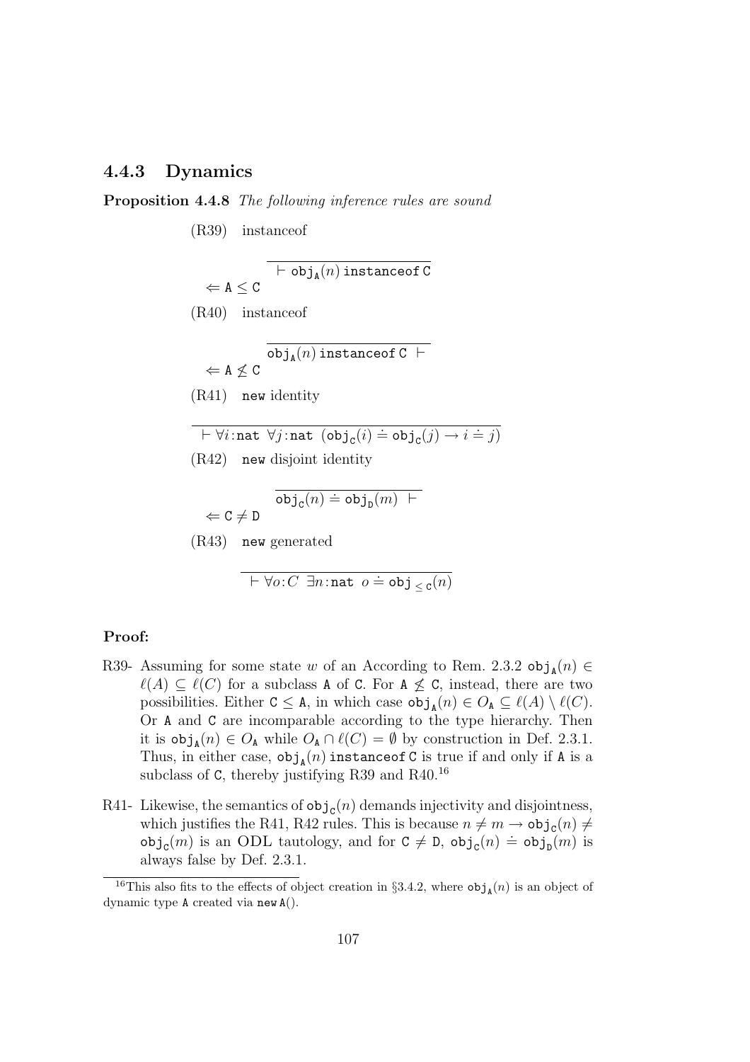### 4.4.3 Dynamics

**Proposition 4.4.8** *The following inference rules are sound*

(R39) instanceof

$$\Leftarrow \mathtt{A} \leq \mathtt{C} \qquad \frac{}{\vdash \mathtt{obj}_{\mathtt{A}}(n)\ \mathtt{instanceof}\ \mathtt{C}}$$

(R40) instanceof

$$\Leftarrow \mathtt{A} \not\leq \mathtt{C} \qquad \frac{}{\mathtt{obj}_{\mathtt{A}}(n)\ \mathtt{instanceof}\ \mathtt{C}\ \vdash}$$

(R41) `new` identity

$$\frac{}{\vdash \forall i{:}\mathtt{nat}\ \forall j{:}\mathtt{nat}\ (\mathtt{obj}_{\mathtt{C}}(i) \doteq \mathtt{obj}_{\mathtt{C}}(j) \rightarrow i \doteq j)}$$

(R42) `new` disjoint identity

$$\Leftarrow \mathtt{C} \neq \mathtt{D} \qquad \frac{}{\mathtt{obj}_{\mathtt{C}}(n) \doteq \mathtt{obj}_{\mathtt{D}}(m)\ \vdash}$$

(R43) `new` generated

$$\frac{}{\vdash \forall o{:}C\ \exists n{:}\mathtt{nat}\ o \doteq \mathtt{obj}_{\leq \mathtt{C}}(n)}$$

**Proof:**

R39- Assuming for some state $w$ of an According to Rem. 2.3.2 $\mathtt{obj}_{\mathtt{A}}(n) \in \ell(A) \subseteq \ell(C)$ for a subclass A of C. For $\mathtt{A} \not\leq \mathtt{C}$, instead, there are two possibilities. Either $\mathtt{C} \leq \mathtt{A}$, in which case $\mathtt{obj}_{\mathtt{A}}(n) \in O_{\mathtt{A}} \subseteq \ell(A) \setminus \ell(C)$. Or A and C are incomparable according to the type hierarchy. Then it is $\mathtt{obj}_{\mathtt{A}}(n) \in O_{\mathtt{A}}$ while $O_{\mathtt{A}} \cap \ell(C) = \emptyset$ by construction in Def. 2.3.1. Thus, in either case, $\mathtt{obj}_{\mathtt{A}}(n)\ \mathtt{instanceof}\ \mathtt{C}$ is true if and only if A is a subclass of C, thereby justifying R39 and R40.[16]

R41- Likewise, the semantics of $\mathtt{obj}_{\mathtt{C}}(n)$ demands injectivity and disjointness, which justifies the R41, R42 rules. This is because $n \neq m \rightarrow \mathtt{obj}_{\mathtt{C}}(n) \neq \mathtt{obj}_{\mathtt{C}}(m)$ is an ODL tautology, and for $\mathtt{C} \neq \mathtt{D}$, $\mathtt{obj}_{\mathtt{C}}(n) \doteq \mathtt{obj}_{\mathtt{D}}(m)$ is always false by Def. 2.3.1.

[16] This also fits to the effects of object creation in §3.4.2, where $\mathtt{obj}_{\mathtt{A}}(n)$ is an object of dynamic type A created via `new A()`.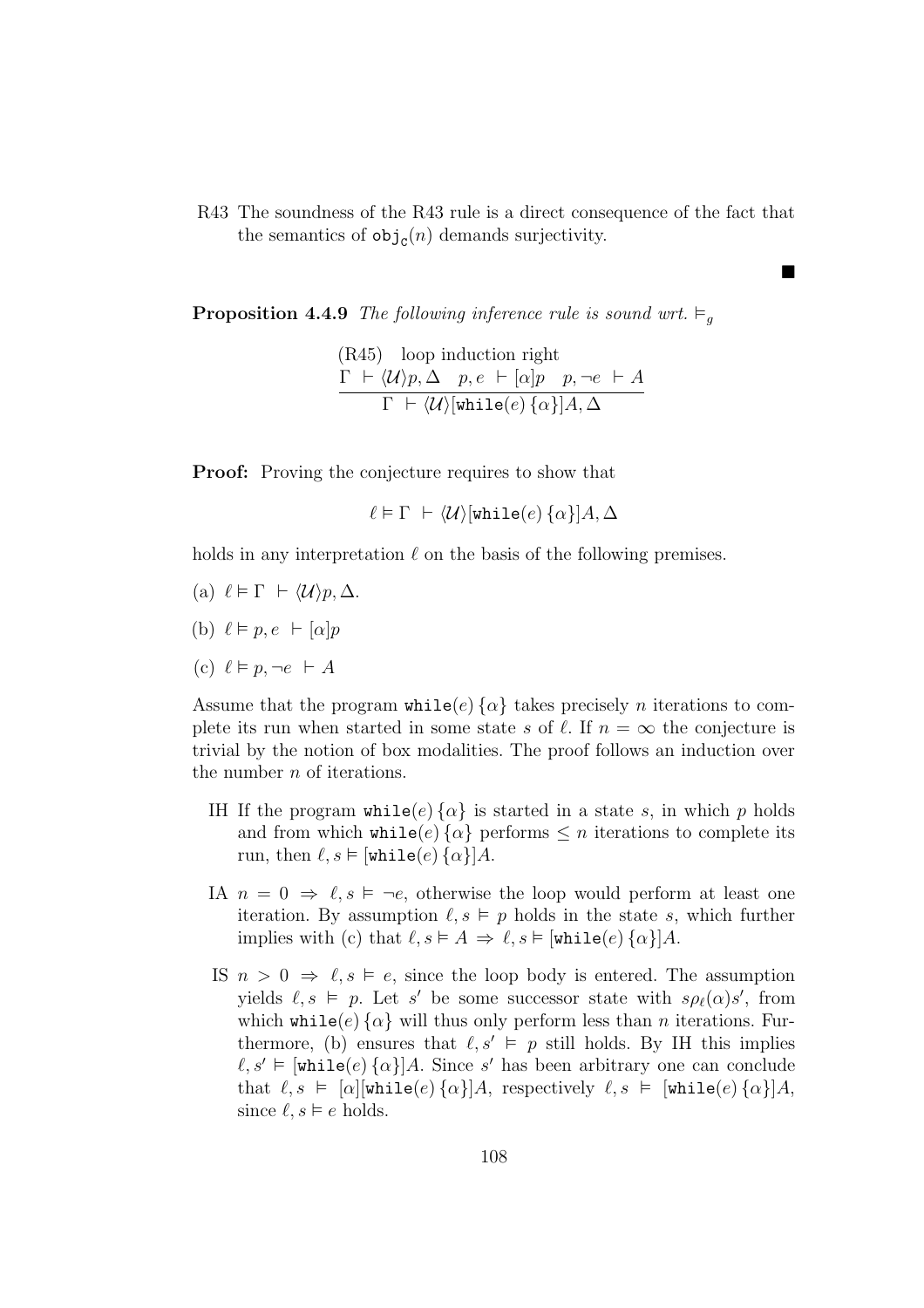R43 The soundness of the R43 rule is a direct consequence of the fact that the semantics of $\mathtt{obj_c}(n)$ demands surjectivity.

■

**Proposition 4.4.9** *The following inference rule is sound wrt.* $\vDash_g$

$$\begin{array}{c}\text{(R45)}\quad \text{loop induction right}\\ \dfrac{\Gamma\ \vdash \langle\mathcal{U}\rangle p, \Delta \quad p, e\ \vdash [\alpha]p \quad p, \neg e\ \vdash A}{\Gamma\ \vdash \langle\mathcal{U}\rangle[\mathtt{while}(e)\,\{\alpha\}]A, \Delta}\end{array}$$

**Proof:** Proving the conjecture requires to show that

$$\ell \vDash \Gamma\ \vdash \langle\mathcal{U}\rangle[\mathtt{while}(e)\,\{\alpha\}]A, \Delta$$

holds in any interpretation $\ell$ on the basis of the following premises.

(a) $\ell \vDash \Gamma\ \vdash \langle\mathcal{U}\rangle p, \Delta$.

(b) $\ell \vDash p, e\ \vdash [\alpha]p$

(c) $\ell \vDash p, \neg e\ \vdash A$

Assume that the program $\mathtt{while}(e)\,\{\alpha\}$ takes precisely $n$ iterations to complete its run when started in some state $s$ of $\ell$. If $n = \infty$ the conjecture is trivial by the notion of box modalities. The proof follows an induction over the number $n$ of iterations.

IH If the program $\mathtt{while}(e)\,\{\alpha\}$ is started in a state $s$, in which $p$ holds and from which $\mathtt{while}(e)\,\{\alpha\}$ performs $\leq n$ iterations to complete its run, then $\ell, s \vDash [\mathtt{while}(e)\,\{\alpha\}]A$.

IA $n = 0 \Rightarrow \ell, s \vDash \neg e$, otherwise the loop would perform at least one iteration. By assumption $\ell, s \vDash p$ holds in the state $s$, which further implies with (c) that $\ell, s \vDash A \Rightarrow \ell, s \vDash [\mathtt{while}(e)\,\{\alpha\}]A$.

IS $n > 0 \Rightarrow \ell, s \vDash e$, since the loop body is entered. The assumption yields $\ell, s \vDash p$. Let $s'$ be some successor state with $s\rho_\ell(\alpha)s'$, from which $\mathtt{while}(e)\,\{\alpha\}$ will thus only perform less than $n$ iterations. Furthermore, (b) ensures that $\ell, s' \vDash p$ still holds. By IH this implies $\ell, s' \vDash [\mathtt{while}(e)\,\{\alpha\}]A$. Since $s'$ has been arbitrary one can conclude that $\ell, s \vDash [\alpha][\mathtt{while}(e)\,\{\alpha\}]A$, respectively $\ell, s \vDash [\mathtt{while}(e)\,\{\alpha\}]A$, since $\ell, s \vDash e$ holds.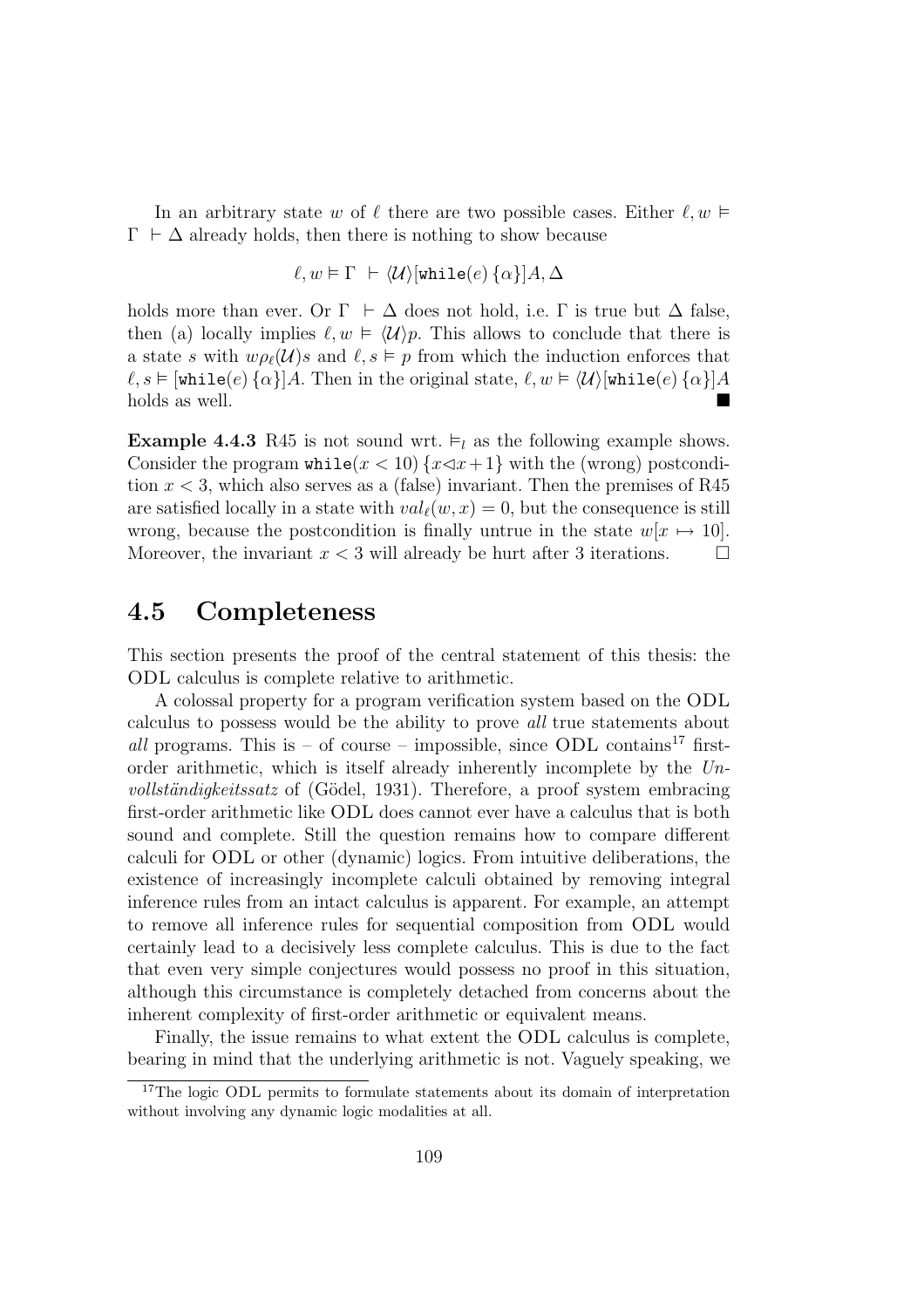In an arbitrary state $w$ of $\ell$ there are two possible cases. Either $\ell, w \vDash \Gamma \ \vdash \Delta$ already holds, then there is nothing to show because

$$\ell, w \vDash \Gamma \ \vdash \langle \mathcal{U} \rangle [\mathtt{while}(e)\,\{\alpha\}]A, \Delta$$

holds more than ever. Or $\Gamma \ \vdash \Delta$ does not hold, i.e. $\Gamma$ is true but $\Delta$ false, then (a) locally implies $\ell, w \vDash \langle \mathcal{U} \rangle p$. This allows to conclude that there is a state $s$ with $w\rho_\ell(\mathcal{U})s$ and $\ell, s \vDash p$ from which the induction enforces that $\ell, s \vDash [\mathtt{while}(e)\,\{\alpha\}]A$. Then in the original state, $\ell, w \vDash \langle \mathcal{U} \rangle [\mathtt{while}(e)\,\{\alpha\}]A$ holds as well. ■

**Example 4.4.3** R45 is not sound wrt. $\vDash_l$ as the following example shows. Consider the program $\mathtt{while}(x < 10)\,\{x \lhd x+1\}$ with the (wrong) postcondition $x < 3$, which also serves as a (false) invariant. Then the premises of R45 are satisfied locally in a state with $val_\ell(w, x) = 0$, but the consequence is still wrong, because the postcondition is finally untrue in the state $w[x \mapsto 10]$. Moreover, the invariant $x < 3$ will already be hurt after 3 iterations. □

## 4.5 Completeness

This section presents the proof of the central statement of this thesis: the ODL calculus is complete relative to arithmetic.

A colossal property for a program verification system based on the ODL calculus to possess would be the ability to prove *all* true statements about *all* programs. This is – of course – impossible, since ODL contains[17] first-order arithmetic, which is itself already inherently incomplete by the *Unvollständigkeitssatz* of (Gödel, 1931). Therefore, a proof system embracing first-order arithmetic like ODL does cannot ever have a calculus that is both sound and complete. Still the question remains how to compare different calculi for ODL or other (dynamic) logics. From intuitive deliberations, the existence of increasingly incomplete calculi obtained by removing integral inference rules from an intact calculus is apparent. For example, an attempt to remove all inference rules for sequential composition from ODL would certainly lead to a decisively less complete calculus. This is due to the fact that even very simple conjectures would possess no proof in this situation, although this circumstance is completely detached from concerns about the inherent complexity of first-order arithmetic or equivalent means.

Finally, the issue remains to what extent the ODL calculus is complete, bearing in mind that the underlying arithmetic is not. Vaguely speaking, we

[17] The logic ODL permits to formulate statements about its domain of interpretation without involving any dynamic logic modalities at all.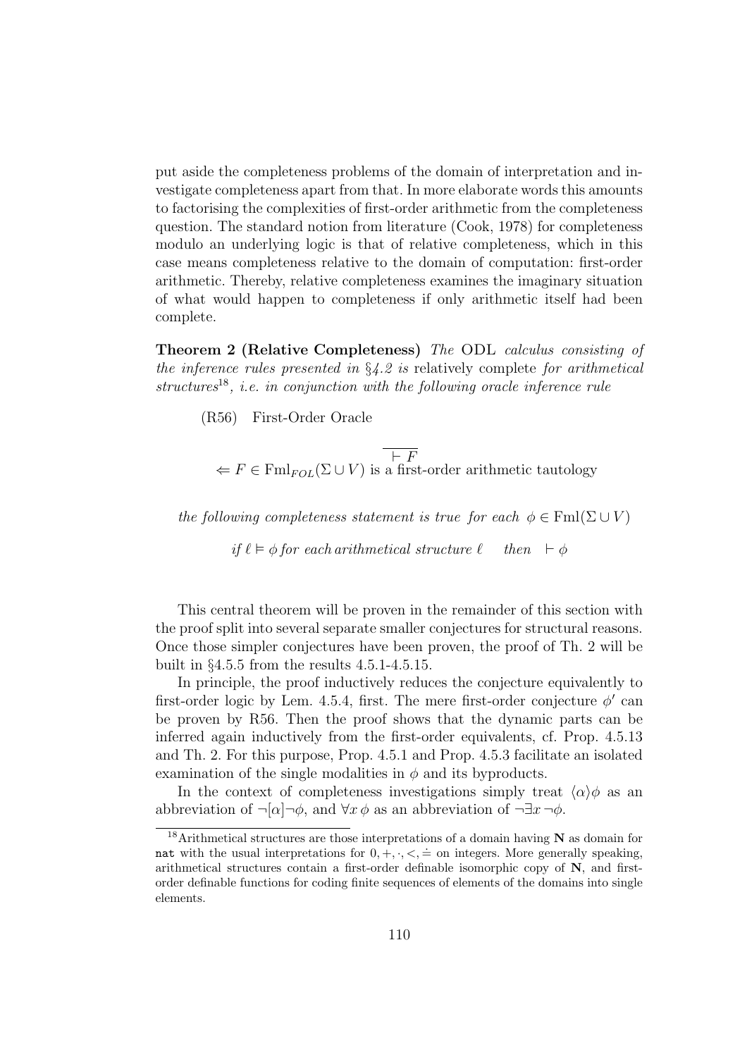put aside the completeness problems of the domain of interpretation and investigate completeness apart from that. In more elaborate words this amounts to factorising the complexities of first-order arithmetic from the completeness question. The standard notion from literature (Cook, 1978) for completeness modulo an underlying logic is that of relative completeness, which in this case means completeness relative to the domain of computation: first-order arithmetic. Thereby, relative completeness examines the imaginary situation of what would happen to completeness if only arithmetic itself had been complete.

**Theorem 2 (Relative Completeness)** *The* ODL *calculus consisting of the inference rules presented in §4.2 is* relatively complete *for arithmetical structures*[18]*, i.e. in conjunction with the following oracle inference rule*

(R56) First-Order Oracle

$$\frac{}{\vdash F} \Leftarrow F \in \mathrm{Fml}_{FOL}(\Sigma \cup V) \text{ is a first-order arithmetic tautology}$$

*the following completeness statement is true for each* $\phi \in \mathrm{Fml}(\Sigma \cup V)$

$$\textit{if } \ell \vDash \phi \textit{ for each arithmetical structure } \ell \quad \textit{then} \quad \vdash \phi$$

This central theorem will be proven in the remainder of this section with the proof split into several separate smaller conjectures for structural reasons. Once those simpler conjectures have been proven, the proof of Th. 2 will be built in §4.5.5 from the results 4.5.1-4.5.15.

In principle, the proof inductively reduces the conjecture equivalently to first-order logic by Lem. 4.5.4, first. The mere first-order conjecture $\phi'$ can be proven by R56. Then the proof shows that the dynamic parts can be inferred again inductively from the first-order equivalents, cf. Prop. 4.5.13 and Th. 2. For this purpose, Prop. 4.5.1 and Prop. 4.5.3 facilitate an isolated examination of the single modalities in $\phi$ and its byproducts.

In the context of completeness investigations simply treat $\langle\alpha\rangle\phi$ as an abbreviation of $\neg[\alpha]\neg\phi$, and $\forall x\, \phi$ as an abbreviation of $\neg\exists x\, \neg\phi$.

[18] Arithmetical structures are those interpretations of a domain having $\mathbf{N}$ as domain for `nat` with the usual interpretations for $0, +, \cdot, <, \doteq$ on integers. More generally speaking, arithmetical structures contain a first-order definable isomorphic copy of $\mathbf{N}$, and first-order definable functions for coding finite sequences of elements of the domains into single elements.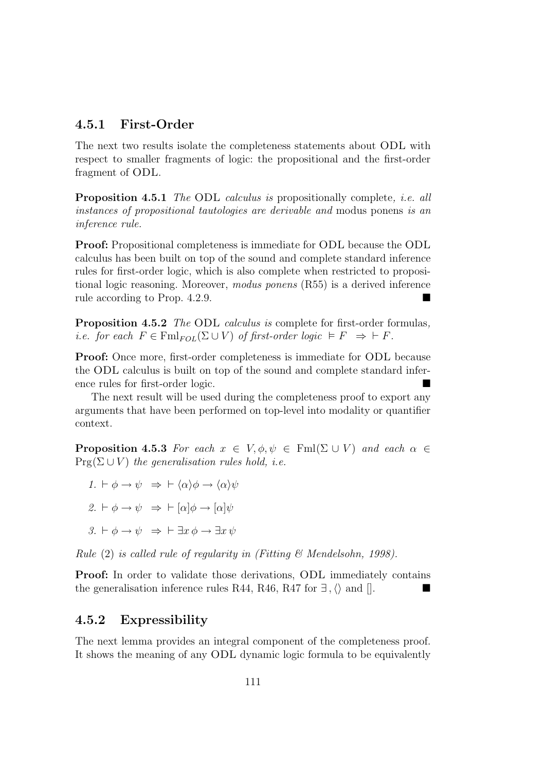### 4.5.1 First-Order

The next two results isolate the completeness statements about ODL with respect to smaller fragments of logic: the propositional and the first-order fragment of ODL.

**Proposition 4.5.1** *The* ODL *calculus is* propositionally complete*, i.e. all instances of propositional tautologies are derivable and* modus ponens *is an inference rule.*

**Proof:** Propositional completeness is immediate for ODL because the ODL calculus has been built on top of the sound and complete standard inference rules for first-order logic, which is also complete when restricted to propositional logic reasoning. Moreover, *modus ponens* (R55) is a derived inference rule according to Prop. 4.2.9. ■

**Proposition 4.5.2** *The* ODL *calculus is* complete for first-order formulas*, i.e. for each* $F \in \mathrm{Fml}_{FOL}(\Sigma \cup V)$ *of first-order logic* $\vDash F \ \Rightarrow \vdash F$.

**Proof:** Once more, first-order completeness is immediate for ODL because the ODL calculus is built on top of the sound and complete standard inference rules for first-order logic. ■

The next result will be used during the completeness proof to export any arguments that have been performed on top-level into modality or quantifier context.

**Proposition 4.5.3** *For each* $x \in V, \phi, \psi \in \mathrm{Fml}(\Sigma \cup V)$ *and each* $\alpha \in \mathrm{Prg}(\Sigma \cup V)$ *the generalisation rules hold, i.e.*

1. $\vdash \phi \rightarrow \psi \ \Rightarrow \vdash \langle\alpha\rangle\phi \rightarrow \langle\alpha\rangle\psi$
2. $\vdash \phi \rightarrow \psi \ \Rightarrow \vdash [\alpha]\phi \rightarrow [\alpha]\psi$
3. $\vdash \phi \rightarrow \psi \ \Rightarrow \vdash \exists x\, \phi \rightarrow \exists x\, \psi$

*Rule* (2) *is called rule of regularity in (Fitting & Mendelsohn, 1998).*

**Proof:** In order to validate those derivations, ODL immediately contains the generalisation inference rules R44, R46, R47 for $\exists$, $\langle\rangle$ and $[]$. ■

### 4.5.2 Expressibility

The next lemma provides an integral component of the completeness proof. It shows the meaning of any ODL dynamic logic formula to be equivalently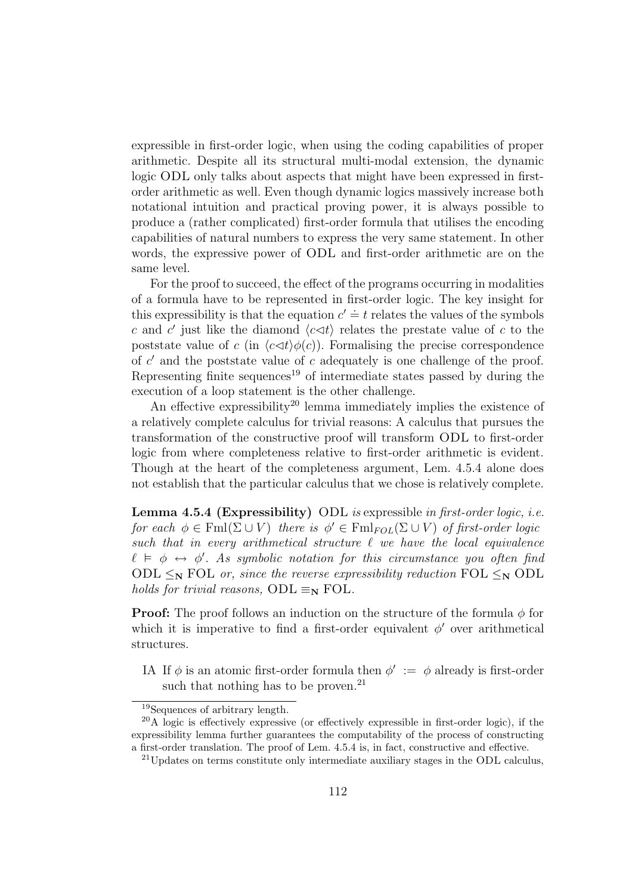expressible in first-order logic, when using the coding capabilities of proper arithmetic. Despite all its structural multi-modal extension, the dynamic logic ODL only talks about aspects that might have been expressed in first-order arithmetic as well. Even though dynamic logics massively increase both notational intuition and practical proving power, it is always possible to produce a (rather complicated) first-order formula that utilises the encoding capabilities of natural numbers to express the very same statement. In other words, the expressive power of ODL and first-order arithmetic are on the same level.

For the proof to succeed, the effect of the programs occurring in modalities of a formula have to be represented in first-order logic. The key insight for this expressibility is that the equation $c' \doteq t$ relates the values of the symbols $c$ and $c'$ just like the diamond $\langle c \lhd t \rangle$ relates the prestate value of $c$ to the poststate value of $c$ (in $\langle c \lhd t \rangle \phi(c)$). Formalising the precise correspondence of $c'$ and the poststate value of $c$ adequately is one challenge of the proof. Representing finite sequences[19] of intermediate states passed by during the execution of a loop statement is the other challenge.

An effective expressibility[20] lemma immediately implies the existence of a relatively complete calculus for trivial reasons: A calculus that pursues the transformation of the constructive proof will transform ODL to first-order logic from where completeness relative to first-order arithmetic is evident. Though at the heart of the completeness argument, Lem. 4.5.4 alone does not establish that the particular calculus that we chose is relatively complete.

**Lemma 4.5.4 (Expressibility)** ODL *is* expressible *in first-order logic, i.e. for each* $\phi \in \mathrm{Fml}(\Sigma \cup V)$ *there is* $\phi' \in \mathrm{Fml}_{FOL}(\Sigma \cup V)$ *of first-order logic such that in every arithmetical structure* $\ell$ *we have the local equivalence* $\ell \vDash \phi \leftrightarrow \phi'$*. As symbolic notation for this circumstance you often find* ODL $\leq_{\mathbf{N}}$ FOL *or, since the reverse expressibility reduction* FOL $\leq_{\mathbf{N}}$ ODL *holds for trivial reasons,* ODL $\equiv_{\mathbf{N}}$ FOL*.*

**Proof:** The proof follows an induction on the structure of the formula $\phi$ for which it is imperative to find a first-order equivalent $\phi'$ over arithmetical structures.

IA If $\phi$ is an atomic first-order formula then $\phi' := \phi$ already is first-order such that nothing has to be proven.[21]

---

[19] Sequences of arbitrary length.

[20] A logic is effectively expressive (or effectively expressible in first-order logic), if the expressibility lemma further guarantees the computability of the process of constructing a first-order translation. The proof of Lem. 4.5.4 is, in fact, constructive and effective.

[21] Updates on terms constitute only intermediate auxiliary stages in the ODL calculus,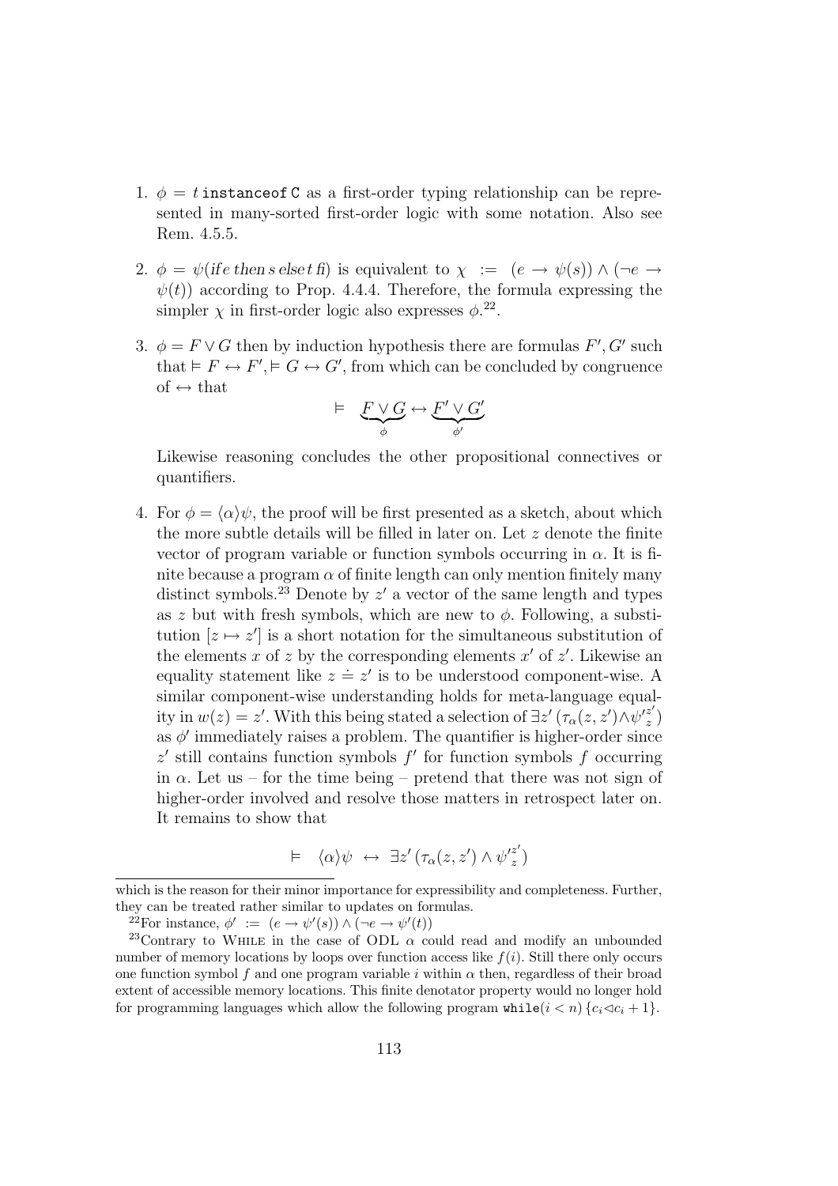1. $\phi = t\,\texttt{instanceof}\,\texttt{C}$ as a first-order typing relationship can be represented in many-sorted first-order logic with some notation. Also see Rem. 4.5.5.

2. $\phi = \psi(\mathit{if}\,e\,\mathit{then}\,s\,\mathit{else}\,t\,\mathit{fi})$ is equivalent to $\chi \;:=\; (e \rightarrow \psi(s)) \wedge (\neg e \rightarrow \psi(t))$ according to Prop. 4.4.4. Therefore, the formula expressing the simpler $\chi$ in first-order logic also expresses $\phi$.[22].

3. $\phi = F \vee G$ then by induction hypothesis there are formulas $F', G'$ such that $\vDash F \leftrightarrow F', \vDash G \leftrightarrow G'$, from which can be concluded by congruence of $\leftrightarrow$ that

$$\vDash \quad \underbrace{F \vee G}_{\phi} \leftrightarrow \underbrace{F' \vee G'}_{\phi'}$$

Likewise reasoning concludes the other propositional connectives or quantifiers.

4. For $\phi = \langle\alpha\rangle\psi$, the proof will be first presented as a sketch, about which the more subtle details will be filled in later on. Let $z$ denote the finite vector of program variable or function symbols occurring in $\alpha$. It is finite because a program $\alpha$ of finite length can only mention finitely many distinct symbols.[23] Denote by $z'$ a vector of the same length and types as $z$ but with fresh symbols, which are new to $\phi$. Following, a substitution $[z \mapsto z']$ is a short notation for the simultaneous substitution of the elements $x$ of $z$ by the corresponding elements $x'$ of $z'$. Likewise an equality statement like $z \doteq z'$ is to be understood component-wise. A similar component-wise understanding holds for meta-language equality in $w(z) = z'$. With this being stated a selection of $\exists z' \, (\tau_\alpha(z, z') \wedge {\psi'}_z^{z'})$ as $\phi'$ immediately raises a problem. The quantifier is higher-order since $z'$ still contains function symbols $f'$ for function symbols $f$ occurring in $\alpha$. Let us – for the time being – pretend that there was not sign of higher-order involved and resolve those matters in retrospect later on. It remains to show that

$$\vDash \quad \langle\alpha\rangle\psi \;\leftrightarrow\; \exists z' \, (\tau_\alpha(z, z') \wedge {\psi'}_z^{z'})$$

---

which is the reason for their minor importance for expressibility and completeness. Further, they can be treated rather similar to updates on formulas.

[22] For instance, $\phi' \;:=\; (e \rightarrow \psi'(s)) \wedge (\neg e \rightarrow \psi'(t))$

[23] Contrary to While in the case of ODL $\alpha$ could read and modify an unbounded number of memory locations by loops over function access like $f(i)$. Still there only occurs one function symbol $f$ and one program variable $i$ within $\alpha$ then, regardless of their broad extent of accessible memory locations. This finite denotator property would no longer hold for programming languages which allow the following program $\texttt{while}(i < n)\,\{c_i \triangleleft c_i + 1\}$.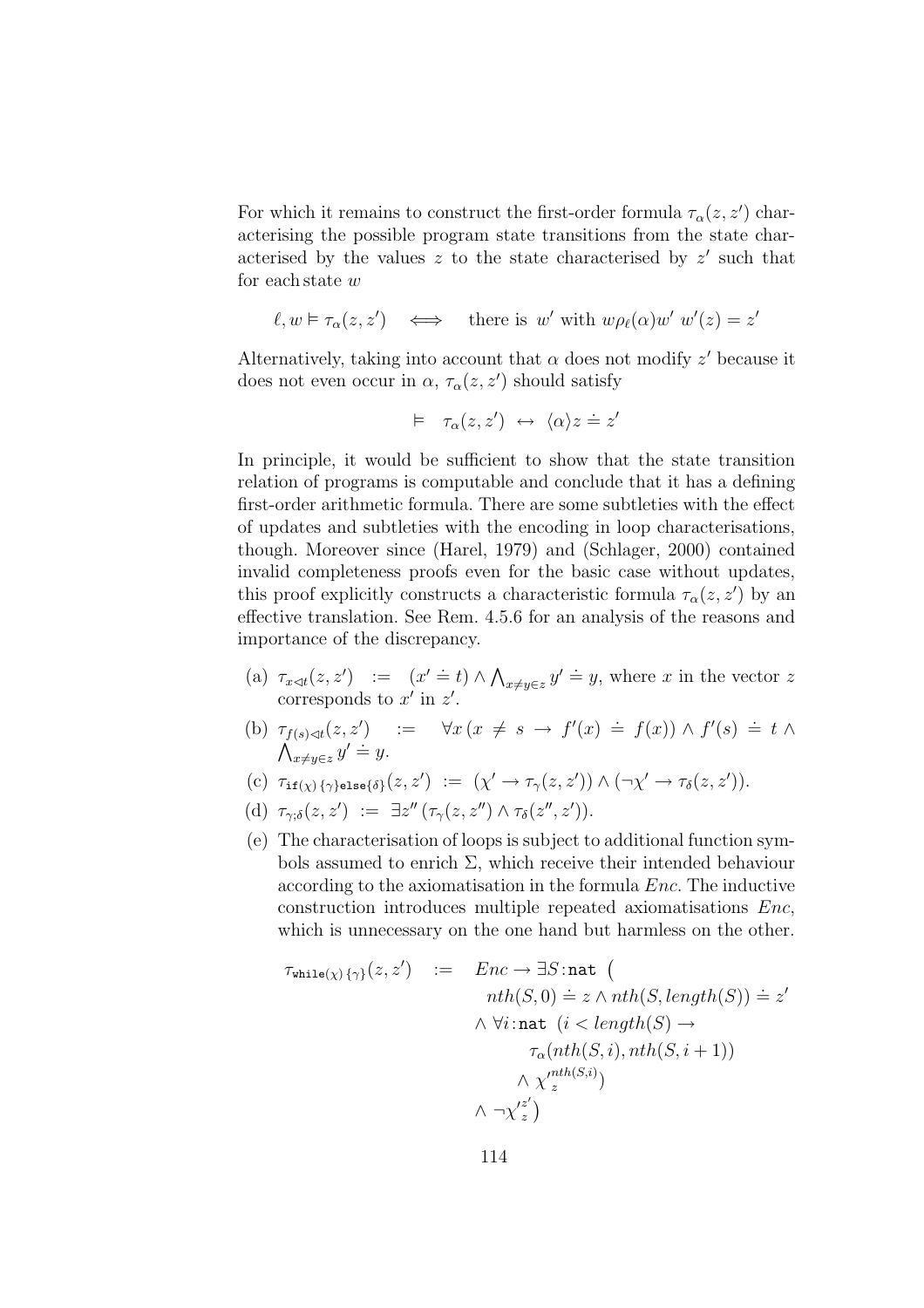For which it remains to construct the first-order formula $\tau_\alpha(z, z')$ characterising the possible program state transitions from the state characterised by the values $z$ to the state characterised by $z'$ such that for each state $w$

$$\ell, w \vDash \tau_\alpha(z, z') \iff \text{there is } w' \text{ with } w\rho_\ell(\alpha)w' \; w'(z) = z'$$

Alternatively, taking into account that $\alpha$ does not modify $z'$ because it does not even occur in $\alpha$, $\tau_\alpha(z, z')$ should satisfy

$$\vDash \quad \tau_\alpha(z, z') \leftrightarrow \langle\alpha\rangle z \doteq z'$$

In principle, it would be sufficient to show that the state transition relation of programs is computable and conclude that it has a defining first-order arithmetic formula. There are some subtleties with the effect of updates and subtleties with the encoding in loop characterisations, though. Moreover since (Harel, 1979) and (Schlager, 2000) contained invalid completeness proofs even for the basic case without updates, this proof explicitly constructs a characteristic formula $\tau_\alpha(z, z')$ by an effective translation. See Rem. 4.5.6 for an analysis of the reasons and importance of the discrepancy.

(a) $\tau_{x \lhd t}(z, z') \;:=\; (x' \doteq t) \land \bigwedge_{x \neq y \in z} y' \doteq y$, where $x$ in the vector $z$ corresponds to $x'$ in $z'$.

(b) $\tau_{f(s) \lhd t}(z, z') \;:=\; \forall x\, (x \neq s \rightarrow f'(x) \doteq f(x)) \land f'(s) \doteq t \land \bigwedge_{x \neq y \in z} y' \doteq y$.

(c) $\tau_{\mathtt{if}(\chi)\,\{\gamma\}\mathtt{else}\{\delta\}}(z, z') \;:=\; (\chi' \rightarrow \tau_\gamma(z, z')) \land (\neg\chi' \rightarrow \tau_\delta(z, z'))$.

(d) $\tau_{\gamma;\delta}(z, z') \;:=\; \exists z''\, (\tau_\gamma(z, z'') \land \tau_\delta(z'', z'))$.

(e) The characterisation of loops is subject to additional function symbols assumed to enrich $\Sigma$, which receive their intended behaviour according to the axiomatisation in the formula $Enc$. The inductive construction introduces multiple repeated axiomatisations $Enc$, which is unnecessary on the one hand but harmless on the other.

$$
\begin{aligned}
\tau_{\mathtt{while}(\chi)\,\{\gamma\}}(z, z') \quad := \quad & Enc \rightarrow \exists S\!:\!\mathtt{nat}\; \big( \\
& \quad nth(S, 0) \doteq z \land nth(S, length(S)) \doteq z' \\
& \quad \land \forall i\!:\!\mathtt{nat}\; (i < length(S) \rightarrow \\
& \qquad\quad \tau_\alpha(nth(S, i), nth(S, i+1)) \\
& \qquad\quad \land \chi'^{\,nth(S,i)}_{z}) \\
& \quad \land \neg \chi'^{\,z'}_{z} \big)
\end{aligned}
$$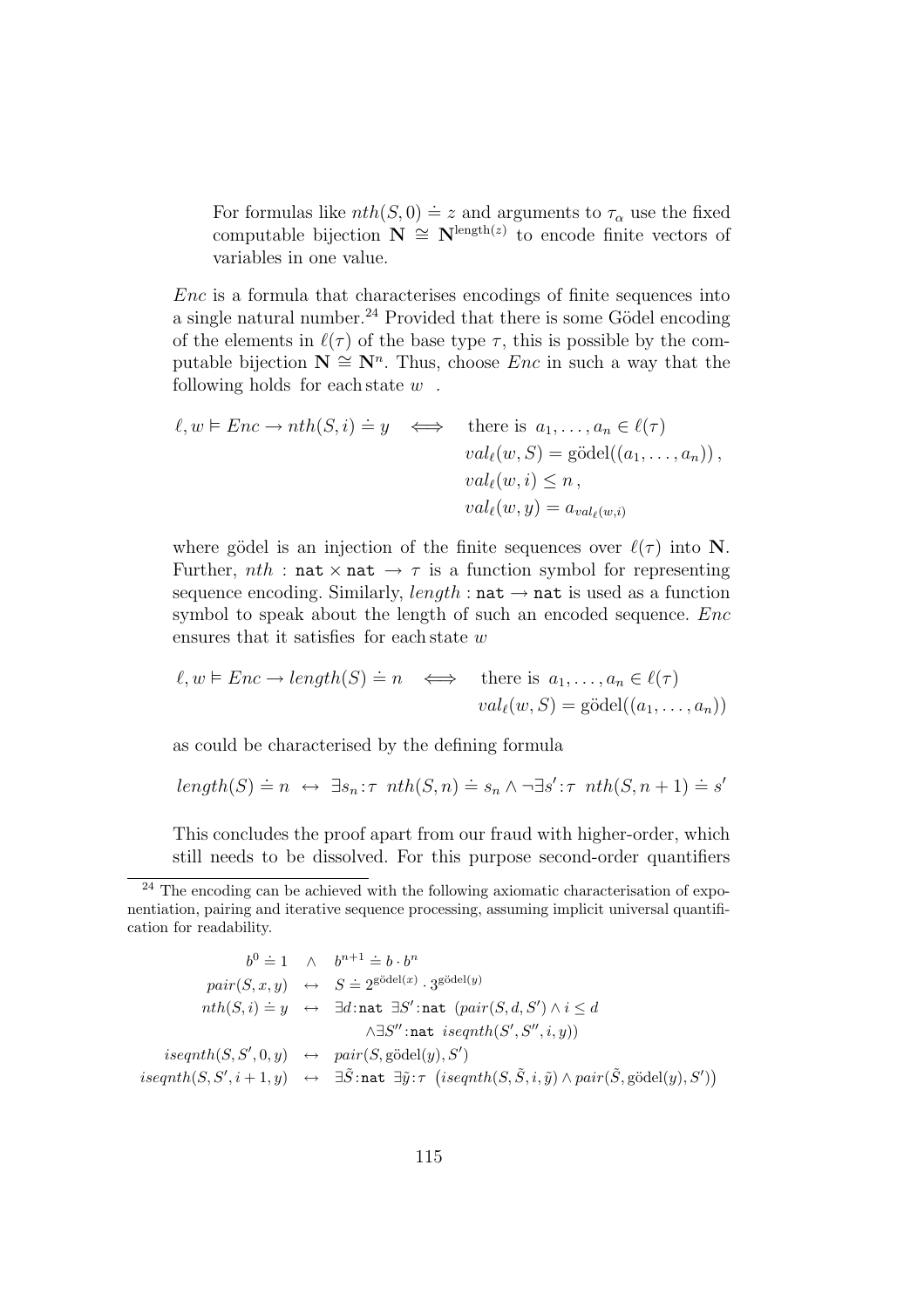For formulas like $nth(S, 0) \doteq z$ and arguments to $\tau_\alpha$ use the fixed computable bijection $\mathbf{N} \cong \mathbf{N}^{\text{length}(z)}$ to encode finite vectors of variables in one value.

*Enc* is a formula that characterises encodings of finite sequences into a single natural number.[24] Provided that there is some Gödel encoding of the elements in $\ell(\tau)$ of the base type $\tau$, this is possible by the computable bijection $\mathbf{N} \cong \mathbf{N}^n$. Thus, choose *Enc* in such a way that the following holds for each state $w$ .

$$\ell, w \vDash Enc \rightarrow nth(S, i) \doteq y \iff \begin{array}{l} \text{there is } a_1, \dots, a_n \in \ell(\tau) \\ val_\ell(w, S) = \text{gödel}((a_1, \dots, a_n))\,, \\ val_\ell(w, i) \leq n\,, \\ val_\ell(w, y) = a_{val_\ell(w,i)} \end{array}$$

where gödel is an injection of the finite sequences over $\ell(\tau)$ into $\mathbf{N}$. Further, $nth : \texttt{nat} \times \texttt{nat} \rightarrow \tau$ is a function symbol for representing sequence encoding. Similarly, $length : \texttt{nat} \rightarrow \texttt{nat}$ is used as a function symbol to speak about the length of such an encoded sequence. *Enc* ensures that it satisfies for each state $w$

$$\ell, w \vDash Enc \rightarrow length(S) \doteq n \iff \begin{array}{l} \text{there is } a_1, \dots, a_n \in \ell(\tau) \\ val_\ell(w, S) = \text{gödel}((a_1, \dots, a_n)) \end{array}$$

as could be characterised by the defining formula

$$length(S) \doteq n \;\leftrightarrow\; \exists s_n{:}\tau \;\; nth(S, n) \doteq s_n \wedge \neg\exists s'{:}\tau \;\; nth(S, n+1) \doteq s'$$

This concludes the proof apart from our fraud with higher-order, which still needs to be dissolved. For this purpose second-order quantifiers

[24] The encoding can be achieved with the following axiomatic characterisation of exponentiation, pairing and iterative sequence processing, assuming implicit universal quantification for readability.

$$\begin{array}{rcl}
b^0 \doteq 1 & \wedge & b^{n+1} \doteq b \cdot b^n \\
pair(S, x, y) & \leftrightarrow & S \doteq 2^{\text{gödel}(x)} \cdot 3^{\text{gödel}(y)} \\
nth(S, i) \doteq y & \leftrightarrow & \exists d{:}\texttt{nat}\ \exists S'{:}\texttt{nat}\ (pair(S, d, S') \wedge i \leq d \\
 & & \wedge \exists S''{:}\texttt{nat}\ iseqnth(S', S'', i, y)) \\
iseqnth(S, S', 0, y) & \leftrightarrow & pair(S, \text{gödel}(y), S') \\
iseqnth(S, S', i+1, y) & \leftrightarrow & \exists \tilde{S}{:}\texttt{nat}\ \exists \tilde{y}{:}\tau\ \left(iseqnth(S, \tilde{S}, i, \tilde{y}) \wedge pair(\tilde{S}, \text{gödel}(y), S')\right)
\end{array}$$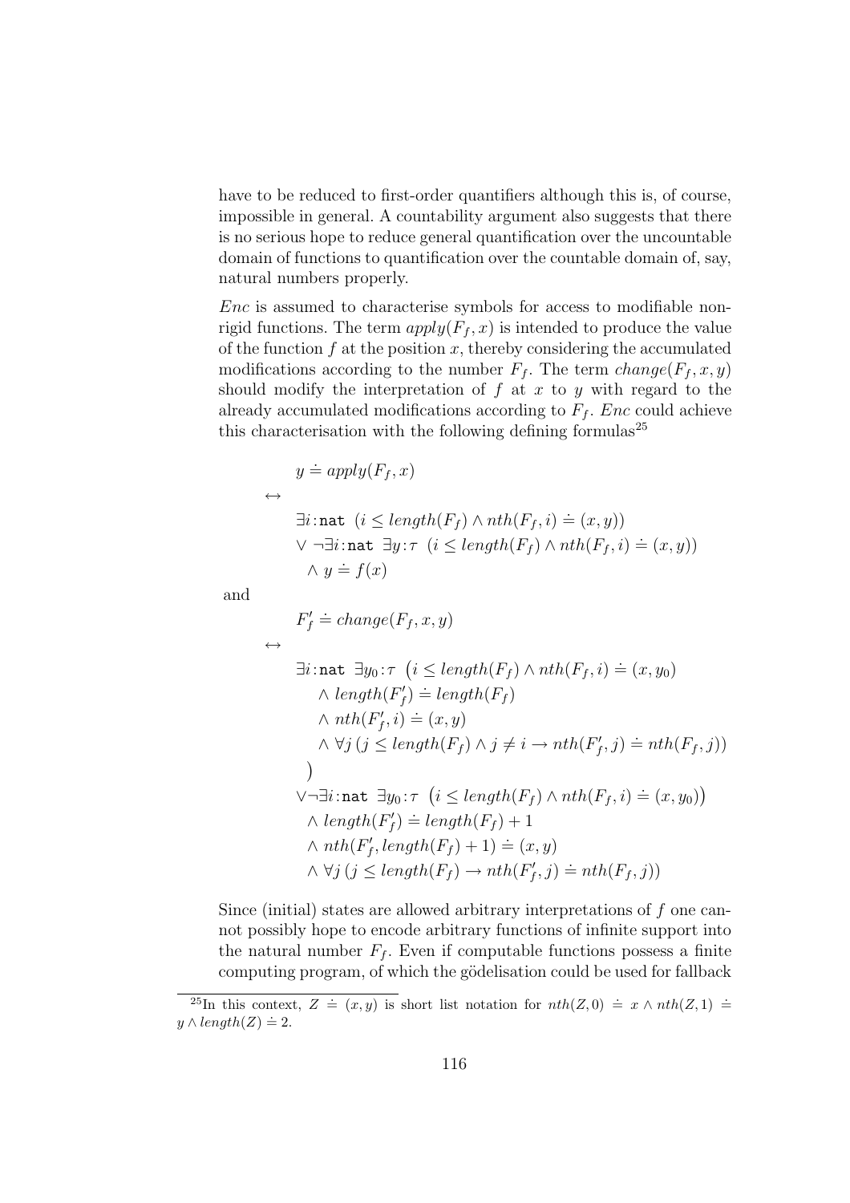have to be reduced to first-order quantifiers although this is, of course, impossible in general. A countability argument also suggests that there is no serious hope to reduce general quantification over the uncountable domain of functions to quantification over the countable domain of, say, natural numbers properly.

*Enc* is assumed to characterise symbols for access to modifiable non-rigid functions. The term $apply(F_f, x)$ is intended to produce the value of the function $f$ at the position $x$, thereby considering the accumulated modifications according to the number $F_f$. The term $change(F_f, x, y)$ should modify the interpretation of $f$ at $x$ to $y$ with regard to the already accumulated modifications according to $F_f$. *Enc* could achieve this characterisation with the following defining formulas[25]

$$
\begin{aligned}
&y \doteq apply(F_f, x) \\
\leftrightarrow\; & \\
&\exists i{:}\texttt{nat}\ \left(i \leq length(F_f) \land nth(F_f, i) \doteq (x, y)\right) \\
&\lor \neg\exists i{:}\texttt{nat}\ \exists y{:}\tau\ \left(i \leq length(F_f) \land nth(F_f, i) \doteq (x, y)\right) \\
&\quad \land y \doteq f(x)
\end{aligned}
$$

and

$$
\begin{aligned}
&F'_f \doteq change(F_f, x, y) \\
\leftrightarrow\; & \\
&\exists i{:}\texttt{nat}\ \exists y_0{:}\tau\ \big(i \leq length(F_f) \land nth(F_f, i) \doteq (x, y_0) \\
&\qquad \land length(F'_f) \doteq length(F_f) \\
&\qquad \land nth(F'_f, i) \doteq (x, y) \\
&\qquad \land \forall j\, (j \leq length(F_f) \land j \neq i \rightarrow nth(F'_f, j) \doteq nth(F_f, j)) \\
&\quad \big) \\
&\lor \neg\exists i{:}\texttt{nat}\ \exists y_0{:}\tau\ \big(i \leq length(F_f) \land nth(F_f, i) \doteq (x, y_0)\big) \\
&\quad \land length(F'_f) \doteq length(F_f) + 1 \\
&\quad \land nth(F'_f, length(F_f) + 1) \doteq (x, y) \\
&\quad \land \forall j\, (j \leq length(F_f) \rightarrow nth(F'_f, j) \doteq nth(F_f, j))
\end{aligned}
$$

Since (initial) states are allowed arbitrary interpretations of $f$ one cannot possibly hope to encode arbitrary functions of infinite support into the natural number $F_f$. Even if computable functions possess a finite computing program, of which the gödelisation could be used for fallback

[25] In this context, $Z \doteq (x, y)$ is short list notation for $nth(Z, 0) \doteq x \land nth(Z, 1) \doteq y \land length(Z) \doteq 2$.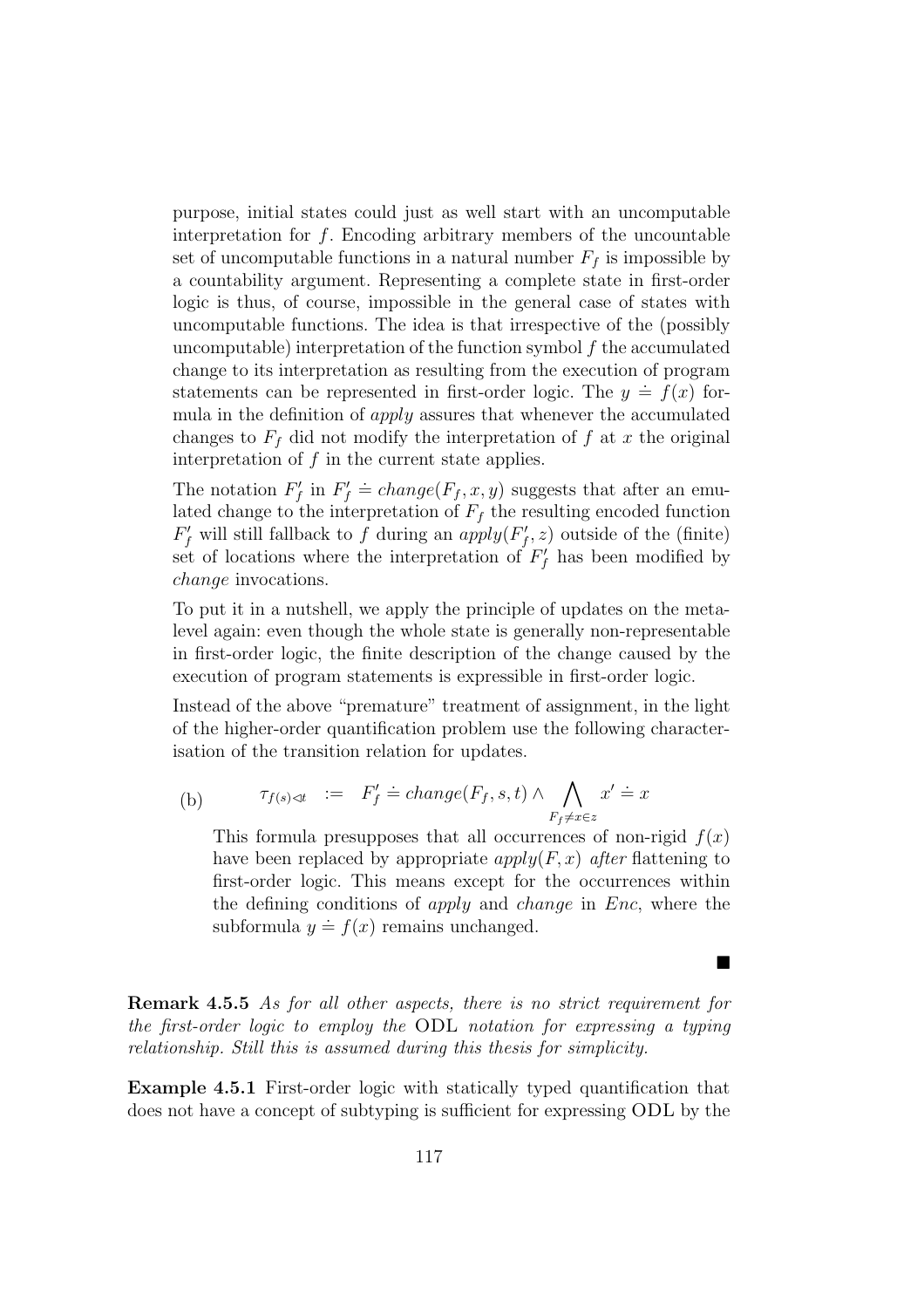purpose, initial states could just as well start with an uncomputable interpretation for $f$. Encoding arbitrary members of the uncountable set of uncomputable functions in a natural number $F_f$ is impossible by a countability argument. Representing a complete state in first-order logic is thus, of course, impossible in the general case of states with uncomputable functions. The idea is that irrespective of the (possibly uncomputable) interpretation of the function symbol $f$ the accumulated change to its interpretation as resulting from the execution of program statements can be represented in first-order logic. The $y \doteq f(x)$ formula in the definition of *apply* assures that whenever the accumulated changes to $F_f$ did not modify the interpretation of $f$ at $x$ the original interpretation of $f$ in the current state applies.

The notation $F'_f$ in $F'_f \doteq change(F_f, x, y)$ suggests that after an emulated change to the interpretation of $F_f$ the resulting encoded function $F'_f$ will still fallback to $f$ during an $apply(F'_f, z)$ outside of the (finite) set of locations where the interpretation of $F'_f$ has been modified by *change* invocations.

To put it in a nutshell, we apply the principle of updates on the meta-level again: even though the whole state is generally non-representable in first-order logic, the finite description of the change caused by the execution of program statements is expressible in first-order logic.

Instead of the above "premature" treatment of assignment, in the light of the higher-order quantification problem use the following characterisation of the transition relation for updates.

(b) $$\tau_{f(s) \lhd t} \quad := \quad F'_f \doteq change(F_f, s, t) \wedge \bigwedge_{F_f \neq x \in z} x' \doteq x$$

This formula presupposes that all occurrences of non-rigid $f(x)$ have been replaced by appropriate $apply(F, x)$ *after* flattening to first-order logic. This means except for the occurrences within the defining conditions of *apply* and *change* in *Enc*, where the subformula $y \doteq f(x)$ remains unchanged.

■

**Remark 4.5.5** *As for all other aspects, there is no strict requirement for the first-order logic to employ the* ODL *notation for expressing a typing relationship. Still this is assumed during this thesis for simplicity.*

**Example 4.5.1** First-order logic with statically typed quantification that does not have a concept of subtyping is sufficient for expressing ODL by the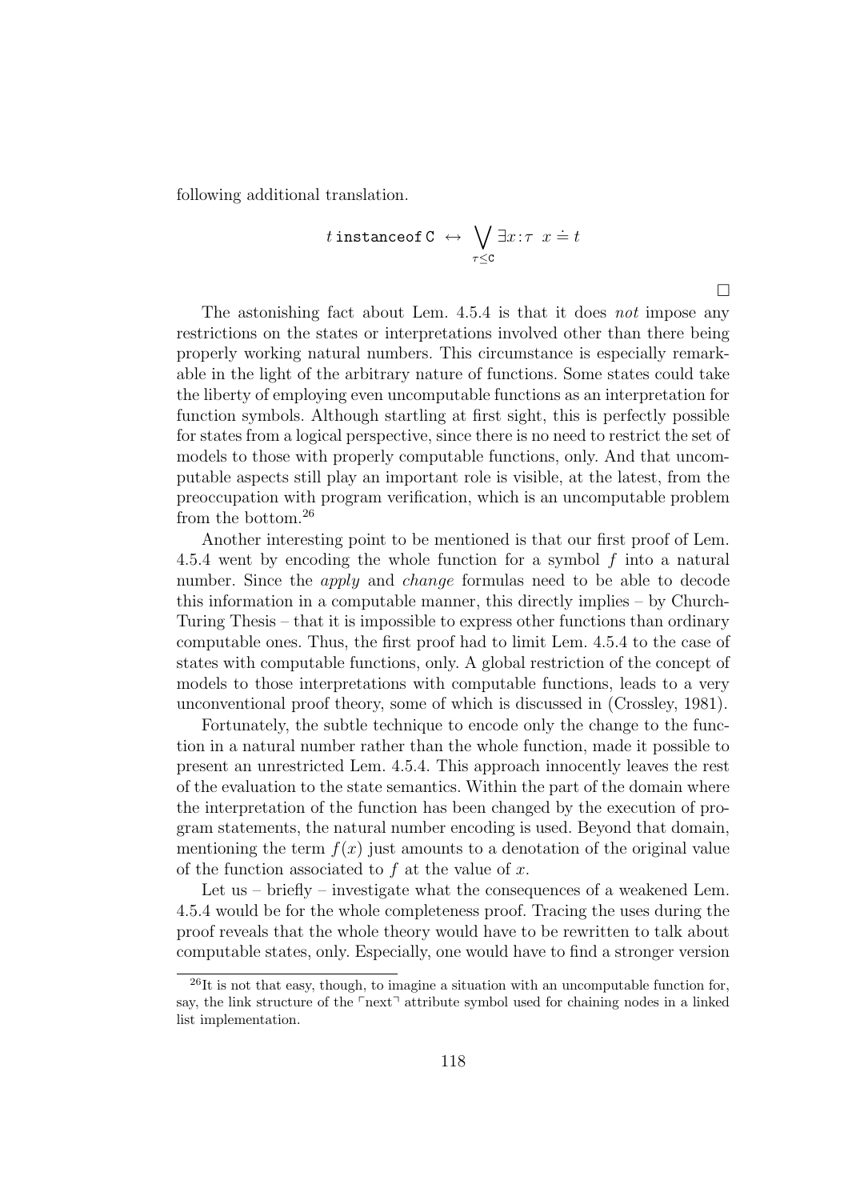following additional translation.

$$t \,\texttt{instanceof}\, \texttt{C} \;\leftrightarrow\; \bigvee_{\tau \leq \texttt{C}} \exists x{:}\tau \;\; x \doteq t$$

□

The astonishing fact about Lem. 4.5.4 is that it does *not* impose any restrictions on the states or interpretations involved other than there being properly working natural numbers. This circumstance is especially remarkable in the light of the arbitrary nature of functions. Some states could take the liberty of employing even uncomputable functions as an interpretation for function symbols. Although startling at first sight, this is perfectly possible for states from a logical perspective, since there is no need to restrict the set of models to those with properly computable functions, only. And that uncomputable aspects still play an important role is visible, at the latest, from the preoccupation with program verification, which is an uncomputable problem from the bottom.[26]

Another interesting point to be mentioned is that our first proof of Lem. 4.5.4 went by encoding the whole function for a symbol $f$ into a natural number. Since the *apply* and *change* formulas need to be able to decode this information in a computable manner, this directly implies – by Church-Turing Thesis – that it is impossible to express other functions than ordinary computable ones. Thus, the first proof had to limit Lem. 4.5.4 to the case of states with computable functions, only. A global restriction of the concept of models to those interpretations with computable functions, leads to a very unconventional proof theory, some of which is discussed in (Crossley, 1981).

Fortunately, the subtle technique to encode only the change to the function in a natural number rather than the whole function, made it possible to present an unrestricted Lem. 4.5.4. This approach innocently leaves the rest of the evaluation to the state semantics. Within the part of the domain where the interpretation of the function has been changed by the execution of program statements, the natural number encoding is used. Beyond that domain, mentioning the term $f(x)$ just amounts to a denotation of the original value of the function associated to $f$ at the value of $x$.

Let us – briefly – investigate what the consequences of a weakened Lem. 4.5.4 would be for the whole completeness proof. Tracing the uses during the proof reveals that the whole theory would have to be rewritten to talk about computable states, only. Especially, one would have to find a stronger version

[26]It is not that easy, though, to imagine a situation with an uncomputable function for, say, the link structure of the $\ulcorner$next$\urcorner$ attribute symbol used for chaining nodes in a linked list implementation.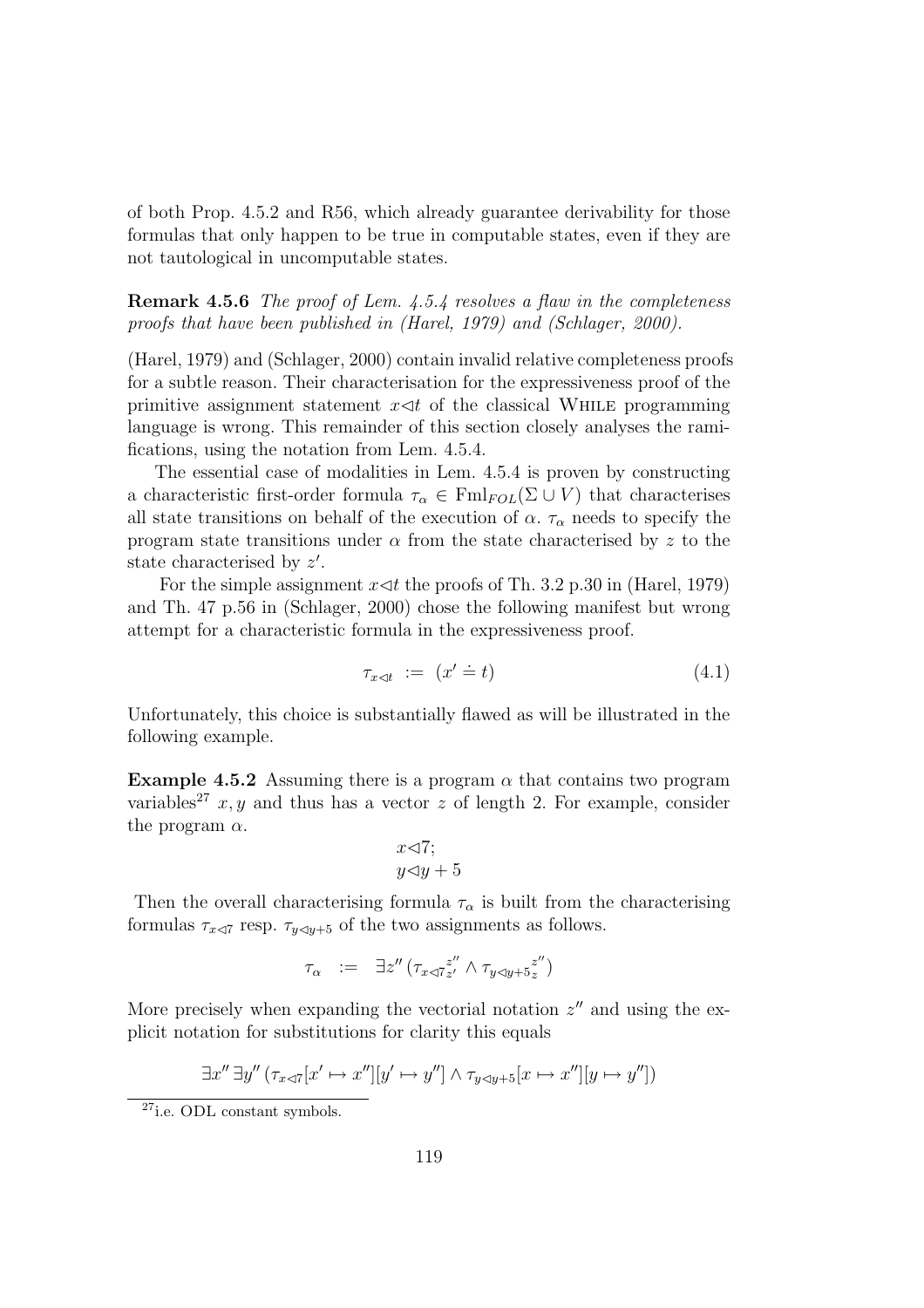of both Prop. 4.5.2 and R56, which already guarantee derivability for those formulas that only happen to be true in computable states, even if they are not tautological in uncomputable states.

**Remark 4.5.6** *The proof of Lem. 4.5.4 resolves a flaw in the completeness proofs that have been published in (Harel, 1979) and (Schlager, 2000).*

(Harel, 1979) and (Schlager, 2000) contain invalid relative completeness proofs for a subtle reason. Their characterisation for the expressiveness proof of the primitive assignment statement $x \lhd t$ of the classical WHILE programming language is wrong. This remainder of this section closely analyses the ramifications, using the notation from Lem. 4.5.4.

The essential case of modalities in Lem. 4.5.4 is proven by constructing a characteristic first-order formula $\tau_\alpha \in \mathrm{Fml}_{FOL}(\Sigma \cup V)$ that characterises all state transitions on behalf of the execution of $\alpha$. $\tau_\alpha$ needs to specify the program state transitions under $\alpha$ from the state characterised by $z$ to the state characterised by $z'$.

For the simple assignment $x \lhd t$ the proofs of Th. 3.2 p.30 in (Harel, 1979) and Th. 47 p.56 in (Schlager, 2000) chose the following manifest but wrong attempt for a characteristic formula in the expressiveness proof.

$$\tau_{x \lhd t} \;:=\; (x' \doteq t) \tag{4.1}$$

Unfortunately, this choice is substantially flawed as will be illustrated in the following example.

**Example 4.5.2** Assuming there is a program $\alpha$ that contains two program variables[27] $x, y$ and thus has a vector $z$ of length 2. For example, consider the program $\alpha$.

$$\begin{array}{l} x \lhd 7; \\ y \lhd y + 5 \end{array}$$

Then the overall characterising formula $\tau_\alpha$ is built from the characterising formulas $\tau_{x \lhd 7}$ resp. $\tau_{y \lhd y+5}$ of the two assignments as follows.

$$\tau_\alpha \;:=\; \exists z'' \left(\tau_{x \lhd 7}{}_{z'}^{z''} \wedge \tau_{y \lhd y+5}{}_{z}^{z''}\right)$$

More precisely when expanding the vectorial notation $z''$ and using the explicit notation for substitutions for clarity this equals

$$\exists x'' \, \exists y'' \left(\tau_{x \lhd 7}[x' \mapsto x''][y' \mapsto y''] \wedge \tau_{y \lhd y+5}[x \mapsto x''][y \mapsto y'']\right)$$

[27] i.e. ODL constant symbols.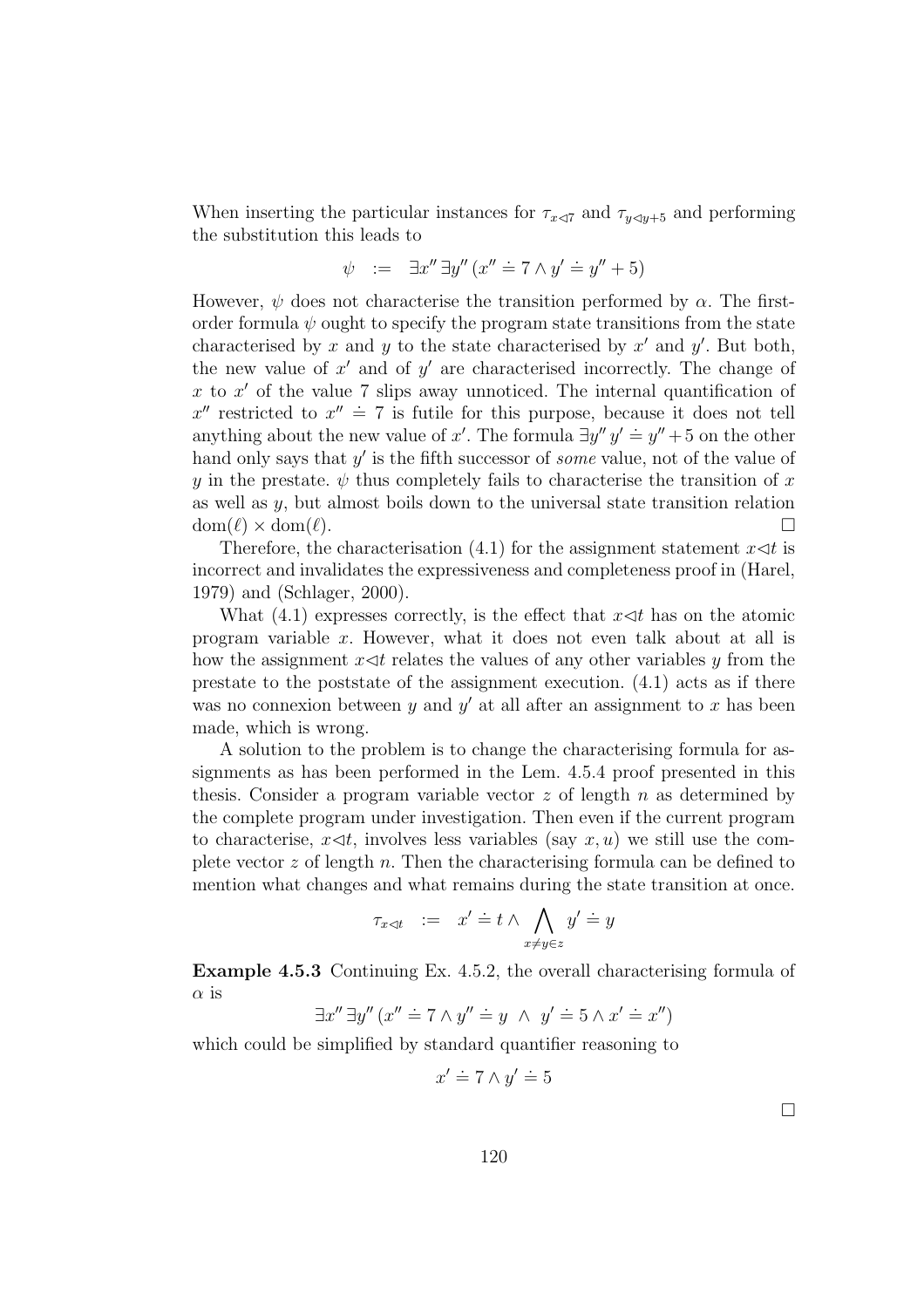When inserting the particular instances for $\tau_{x \lhd 7}$ and $\tau_{y \lhd y+5}$ and performing the substitution this leads to

$$\psi \quad := \quad \exists x'' \, \exists y'' \, (x'' \doteq 7 \land y' \doteq y'' + 5)$$

However, $\psi$ does not characterise the transition performed by $\alpha$. The first-order formula $\psi$ ought to specify the program state transitions from the state characterised by $x$ and $y$ to the state characterised by $x'$ and $y'$. But both, the new value of $x'$ and of $y'$ are characterised incorrectly. The change of $x$ to $x'$ of the value 7 slips away unnoticed. The internal quantification of $x''$ restricted to $x'' \doteq 7$ is futile for this purpose, because it does not tell anything about the new value of $x'$. The formula $\exists y'' \, y' \doteq y'' + 5$ on the other hand only says that $y'$ is the fifth successor of *some* value, not of the value of $y$ in the prestate. $\psi$ thus completely fails to characterise the transition of $x$ as well as $y$, but almost boils down to the universal state transition relation $\mathrm{dom}(\ell) \times \mathrm{dom}(\ell)$. □

Therefore, the characterisation (4.1) for the assignment statement $x \lhd t$ is incorrect and invalidates the expressiveness and completeness proof in (Harel, 1979) and (Schlager, 2000).

What (4.1) expresses correctly, is the effect that $x \lhd t$ has on the atomic program variable $x$. However, what it does not even talk about at all is how the assignment $x \lhd t$ relates the values of any other variables $y$ from the prestate to the poststate of the assignment execution. (4.1) acts as if there was no connexion between $y$ and $y'$ at all after an assignment to $x$ has been made, which is wrong.

A solution to the problem is to change the characterising formula for assignments as has been performed in the Lem. 4.5.4 proof presented in this thesis. Consider a program variable vector $z$ of length $n$ as determined by the complete program under investigation. Then even if the current program to characterise, $x \lhd t$, involves less variables (say $x, u$) we still use the complete vector $z$ of length $n$. Then the characterising formula can be defined to mention what changes and what remains during the state transition at once.

$$\tau_{x \lhd t} \quad := \quad x' \doteq t \land \bigwedge_{x \neq y \in z} y' \doteq y$$

**Example 4.5.3** Continuing Ex. 4.5.2, the overall characterising formula of $\alpha$ is

$$\exists x'' \, \exists y'' \, (x'' \doteq 7 \land y'' \doteq y \;\land\; y' \doteq 5 \land x' \doteq x'')$$

which could be simplified by standard quantifier reasoning to

$$x' \doteq 7 \land y' \doteq 5$$

□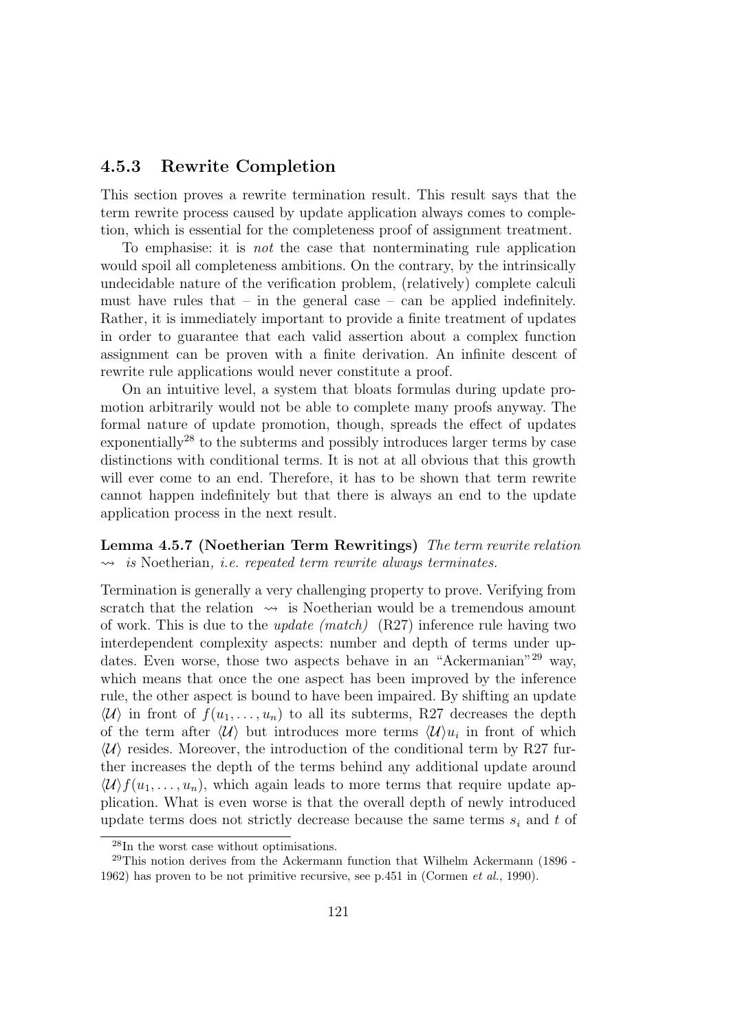### 4.5.3 Rewrite Completion

This section proves a rewrite termination result. This result says that the term rewrite process caused by update application always comes to completion, which is essential for the completeness proof of assignment treatment.

To emphasise: it is *not* the case that nonterminating rule application would spoil all completeness ambitions. On the contrary, by the intrinsically undecidable nature of the verification problem, (relatively) complete calculi must have rules that – in the general case – can be applied indefinitely. Rather, it is immediately important to provide a finite treatment of updates in order to guarantee that each valid assertion about a complex function assignment can be proven with a finite derivation. An infinite descent of rewrite rule applications would never constitute a proof.

On an intuitive level, a system that bloats formulas during update promotion arbitrarily would not be able to complete many proofs anyway. The formal nature of update promotion, though, spreads the effect of updates exponentially[28] to the subterms and possibly introduces larger terms by case distinctions with conditional terms. It is not at all obvious that this growth will ever come to an end. Therefore, it has to be shown that term rewrite cannot happen indefinitely but that there is always an end to the update application process in the next result.

**Lemma 4.5.7 (Noetherian Term Rewritings)** *The term rewrite relation* $\rightsquigarrow$ *is* Noetherian*, i.e. repeated term rewrite always terminates.*

Termination is generally a very challenging property to prove. Verifying from scratch that the relation $\rightsquigarrow$ is Noetherian would be a tremendous amount of work. This is due to the *update (match)* (R27) inference rule having two interdependent complexity aspects: number and depth of terms under updates. Even worse, those two aspects behave in an "Ackermanian"[29] way, which means that once the one aspect has been improved by the inference rule, the other aspect is bound to have been impaired. By shifting an update $\langle\mathcal{U}\rangle$ in front of $f(u_1, \ldots, u_n)$ to all its subterms, R27 decreases the depth of the term after $\langle\mathcal{U}\rangle$ but introduces more terms $\langle\mathcal{U}\rangle u_i$ in front of which $\langle\mathcal{U}\rangle$ resides. Moreover, the introduction of the conditional term by R27 further increases the depth of the terms behind any additional update around $\langle\mathcal{U}\rangle f(u_1, \ldots, u_n)$, which again leads to more terms that require update application. What is even worse is that the overall depth of newly introduced update terms does not strictly decrease because the same terms $s_i$ and $t$ of

[28] In the worst case without optimisations.

[29] This notion derives from the Ackermann function that Wilhelm Ackermann (1896 - 1962) has proven to be not primitive recursive, see p.451 in (Cormen *et al.*, 1990).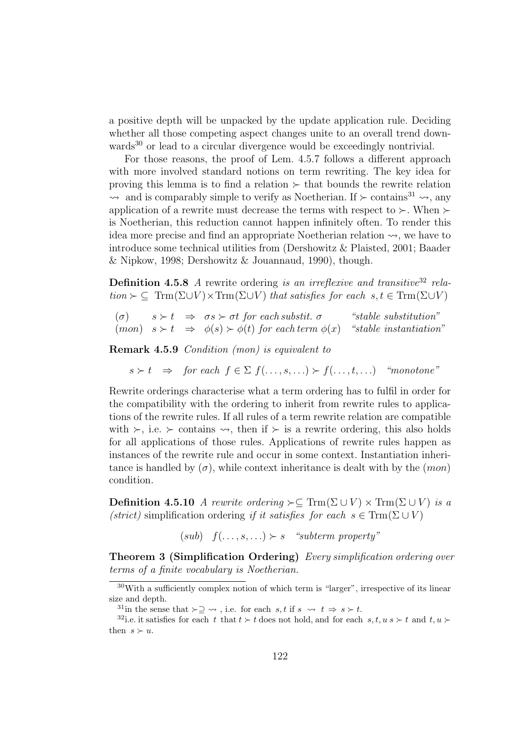a positive depth will be unpacked by the update application rule. Deciding whether all those competing aspect changes unite to an overall trend downwards[30] or lead to a circular divergence would be exceedingly nontrivial.

For those reasons, the proof of Lem. 4.5.7 follows a different approach with more involved standard notions on term rewriting. The key idea for proving this lemma is to find a relation $\succ$ that bounds the rewrite relation $\rightsquigarrow$ and is comparably simple to verify as Noetherian. If $\succ$ contains[31] $\rightsquigarrow$, any application of a rewrite must decrease the terms with respect to $\succ$. When $\succ$ is Noetherian, this reduction cannot happen infinitely often. To render this idea more precise and find an appropriate Noetherian relation $\rightsquigarrow$, we have to introduce some technical utilities from (Dershowitz & Plaisted, 2001; Baader & Nipkow, 1998; Dershowitz & Jouannaud, 1990), though.

**Definition 4.5.8** *A* rewrite ordering *is an irreflexive and transitive*[32] *relation* $\succ \subseteq \text{Trm}(\Sigma \cup V) \times \text{Trm}(\Sigma \cup V)$ *that satisfies for each* $s, t \in \text{Trm}(\Sigma \cup V)$

| | | |
|---|---|---|
| $(\sigma)$ | $s \succ t \;\Rightarrow\; \sigma s \succ \sigma t$ *for each substit.* $\sigma$ | *"stable substitution"* |
| $(mon)$ | $s \succ t \;\Rightarrow\; \phi(s) \succ \phi(t)$ *for each term* $\phi(x)$ | *"stable instantiation"* |

**Remark 4.5.9** *Condition (mon) is equivalent to*

$$s \succ t \;\Rightarrow\; \text{for each } f \in \Sigma \; f(\ldots, s, \ldots) \succ f(\ldots, t, \ldots) \quad \text{"monotone"}$$

Rewrite orderings characterise what a term ordering has to fulfil in order for the compatibility with the ordering to inherit from rewrite rules to applications of the rewrite rules. If all rules of a term rewrite relation are compatible with $\succ$, i.e. $\succ$ contains $\rightsquigarrow$, then if $\succ$ is a rewrite ordering, this also holds for all applications of those rules. Applications of rewrite rules happen as instances of the rewrite rule and occur in some context. Instantiation inheritance is handled by $(\sigma)$, while context inheritance is dealt with by the $(mon)$ condition.

**Definition 4.5.10** *A rewrite ordering* $\succ \subseteq \text{Trm}(\Sigma \cup V) \times \text{Trm}(\Sigma \cup V)$ *is a (strict)* simplification ordering *if it satisfies for each* $s \in \text{Trm}(\Sigma \cup V)$

$$(sub) \quad f(\ldots, s, \ldots) \succ s \quad \text{"subterm property"}$$

**Theorem 3 (Simplification Ordering)** *Every simplification ordering over terms of a finite vocabulary is Noetherian.*

---

[30] With a sufficiently complex notion of which term is "larger", irrespective of its linear size and depth.

[31] in the sense that $\succ \supseteq \rightsquigarrow$, i.e. for each $s, t$ if $s \rightsquigarrow t \Rightarrow s \succ t$.

[32] i.e. it satisfies for each $t$ that $t \succ t$ does not hold, and for each $s, t, u$ $s \succ t$ and $t, u \succ$ then $s \succ u$.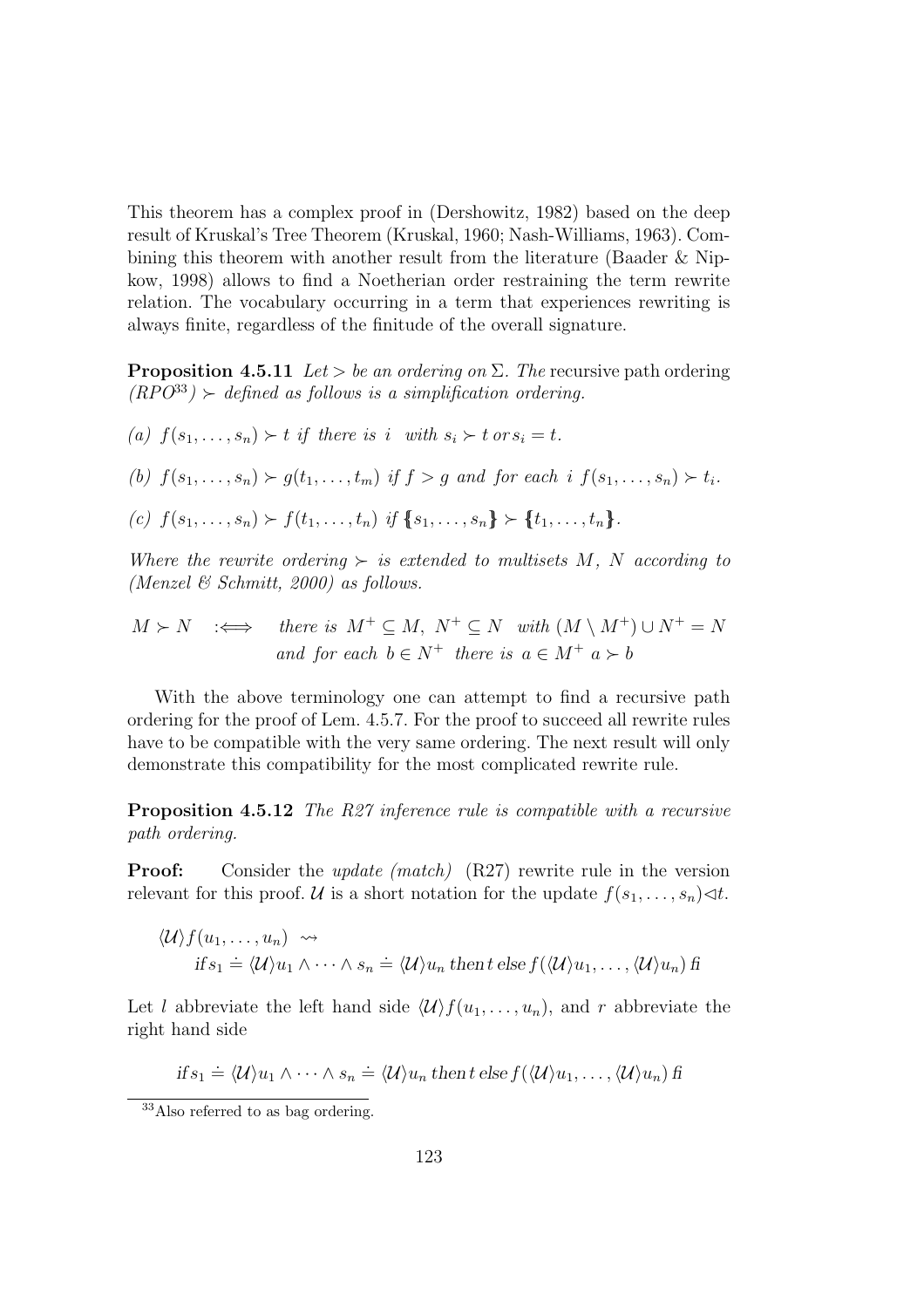This theorem has a complex proof in (Dershowitz, 1982) based on the deep result of Kruskal's Tree Theorem (Kruskal, 1960; Nash-Williams, 1963). Combining this theorem with another result from the literature (Baader & Nipkow, 1998) allows to find a Noetherian order restraining the term rewrite relation. The vocabulary occurring in a term that experiences rewriting is always finite, regardless of the finitude of the overall signature.

**Proposition 4.5.11** *Let $>$ be an ordering on $\Sigma$. The* recursive path ordering *(RPO[33]) $\succ$ defined as follows is a simplification ordering.*

*(a)* $f(s_1, \ldots, s_n) \succ t$ *if there is* $i$ *with* $s_i \succ t$ *or* $s_i = t$.

*(b)* $f(s_1, \ldots, s_n) \succ g(t_1, \ldots, t_m)$ *if* $f > g$ *and for each* $i$ $f(s_1, \ldots, s_n) \succ t_i$.

*(c)* $f(s_1, \ldots, s_n) \succ f(t_1, \ldots, t_n)$ *if* $\{\!\{s_1, \ldots, s_n\}\!\} \succ \{\!\{t_1, \ldots, t_n\}\!\}$.

*Where the rewrite ordering $\succ$ is extended to multisets $M$, $N$ according to (Menzel & Schmitt, 2000) as follows.*

$$M \succ N \quad :\Longleftrightarrow \quad \text{there is } M^+ \subseteq M,\ N^+ \subseteq N \ \text{ with } (M \setminus M^+) \cup N^+ = N \\ \text{and for each } b \in N^+ \text{ there is } a \in M^+ \ a \succ b$$

With the above terminology one can attempt to find a recursive path ordering for the proof of Lem. 4.5.7. For the proof to succeed all rewrite rules have to be compatible with the very same ordering. The next result will only demonstrate this compatibility for the most complicated rewrite rule.

**Proposition 4.5.12** *The R27 inference rule is compatible with a recursive path ordering.*

**Proof:** Consider the *update (match)* (R27) rewrite rule in the version relevant for this proof. $\mathcal{U}$ is a short notation for the update $f(s_1, \ldots, s_n) \lhd t$.

$$\langle \mathcal{U} \rangle f(u_1, \ldots, u_n) \ \leadsto \\ \mathit{if}\, s_1 \doteq \langle \mathcal{U} \rangle u_1 \wedge \cdots \wedge s_n \doteq \langle \mathcal{U} \rangle u_n \ \mathit{then}\, t \ \mathit{else}\, f(\langle \mathcal{U} \rangle u_1, \ldots, \langle \mathcal{U} \rangle u_n) \ \mathit{fi}$$

Let $l$ abbreviate the left hand side $\langle \mathcal{U} \rangle f(u_1, \ldots, u_n)$, and $r$ abbreviate the right hand side

$$\mathit{if}\, s_1 \doteq \langle \mathcal{U} \rangle u_1 \wedge \cdots \wedge s_n \doteq \langle \mathcal{U} \rangle u_n \ \mathit{then}\, t \ \mathit{else}\, f(\langle \mathcal{U} \rangle u_1, \ldots, \langle \mathcal{U} \rangle u_n) \ \mathit{fi}$$

[33] Also referred to as bag ordering.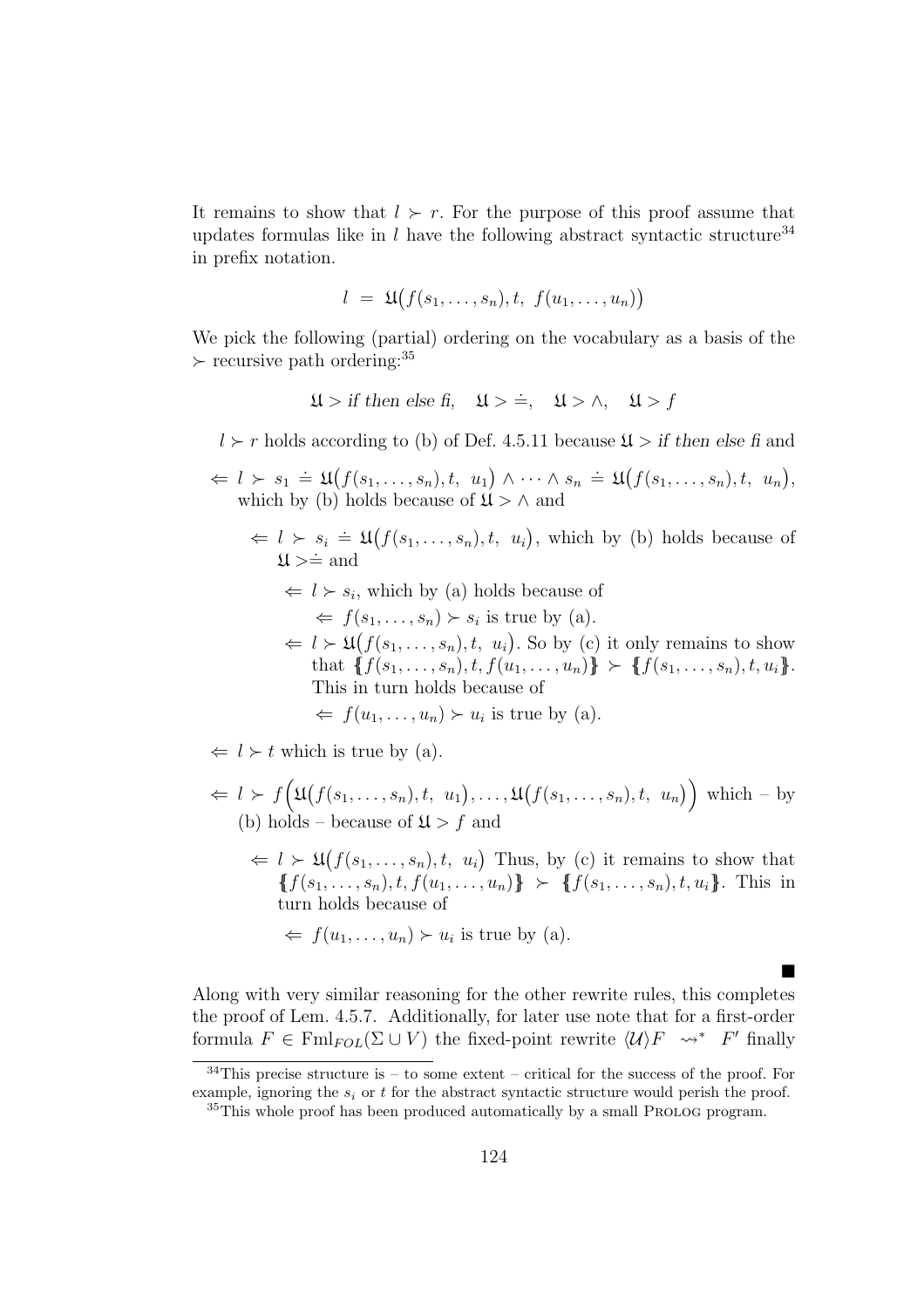It remains to show that $l \succ r$. For the purpose of this proof assume that updates formulas like in $l$ have the following abstract syntactic structure[34] in prefix notation.

$$l \;=\; \mathfrak{U}\big(f(s_1,\ldots,s_n), t,\; f(u_1,\ldots,u_n)\big)$$

We pick the following (partial) ordering on the vocabulary as a basis of the $\succ$ recursive path ordering:[35]

$$\mathfrak{U} > \textit{if then else fi}, \quad \mathfrak{U} > \doteq, \quad \mathfrak{U} > \wedge, \quad \mathfrak{U} > f$$

$l \succ r$ holds according to (b) of Def. 4.5.11 because $\mathfrak{U} > \textit{if then else fi}$ and

- $\Leftarrow\; l \succ s_1 \doteq \mathfrak{U}\big(f(s_1,\ldots,s_n), t,\; u_1\big) \wedge \cdots \wedge s_n \doteq \mathfrak{U}\big(f(s_1,\ldots,s_n), t,\; u_n\big)$, which by (b) holds because of $\mathfrak{U} > \wedge$ and
  - $\Leftarrow\; l \succ s_i \doteq \mathfrak{U}\big(f(s_1,\ldots,s_n), t,\; u_i\big)$, which by (b) holds because of $\mathfrak{U} > \doteq$ and
    - $\Leftarrow\; l \succ s_i$, which by (a) holds because of
      - $\Leftarrow\; f(s_1,\ldots,s_n) \succ s_i$ is true by (a).
    - $\Leftarrow\; l \succ \mathfrak{U}\big(f(s_1,\ldots,s_n), t,\; u_i\big)$. So by (c) it only remains to show that $\{\!\{f(s_1,\ldots,s_n), t, f(u_1,\ldots,u_n)\}\!\} \succ \{\!\{f(s_1,\ldots,s_n), t, u_i\}\!\}$. This in turn holds because of
      - $\Leftarrow\; f(u_1,\ldots,u_n) \succ u_i$ is true by (a).
- $\Leftarrow\; l \succ t$ which is true by (a).
- $\Leftarrow\; l \succ f\Big(\mathfrak{U}\big(f(s_1,\ldots,s_n), t,\; u_1\big),\ldots,\mathfrak{U}\big(f(s_1,\ldots,s_n), t,\; u_n\big)\Big)$ which – by (b) holds – because of $\mathfrak{U} > f$ and
  - $\Leftarrow\; l \succ \mathfrak{U}\big(f(s_1,\ldots,s_n), t,\; u_i\big)$ Thus, by (c) it remains to show that $\{\!\{f(s_1,\ldots,s_n), t, f(u_1,\ldots,u_n)\}\!\} \succ \{\!\{f(s_1,\ldots,s_n), t, u_i\}\!\}$. This in turn holds because of
    - $\Leftarrow\; f(u_1,\ldots,u_n) \succ u_i$ is true by (a).

■

Along with very similar reasoning for the other rewrite rules, this completes the proof of Lem. 4.5.7. Additionally, for later use note that for a first-order formula $F \in \mathrm{Fml}_{FOL}(\Sigma \cup V)$ the fixed-point rewrite $\langle \mathcal{U} \rangle F \;\rightsquigarrow^*\; F'$ finally

[34] This precise structure is – to some extent – critical for the success of the proof. For example, ignoring the $s_i$ or $t$ for the abstract syntactic structure would perish the proof.

[35] This whole proof has been produced automatically by a small Prolog program.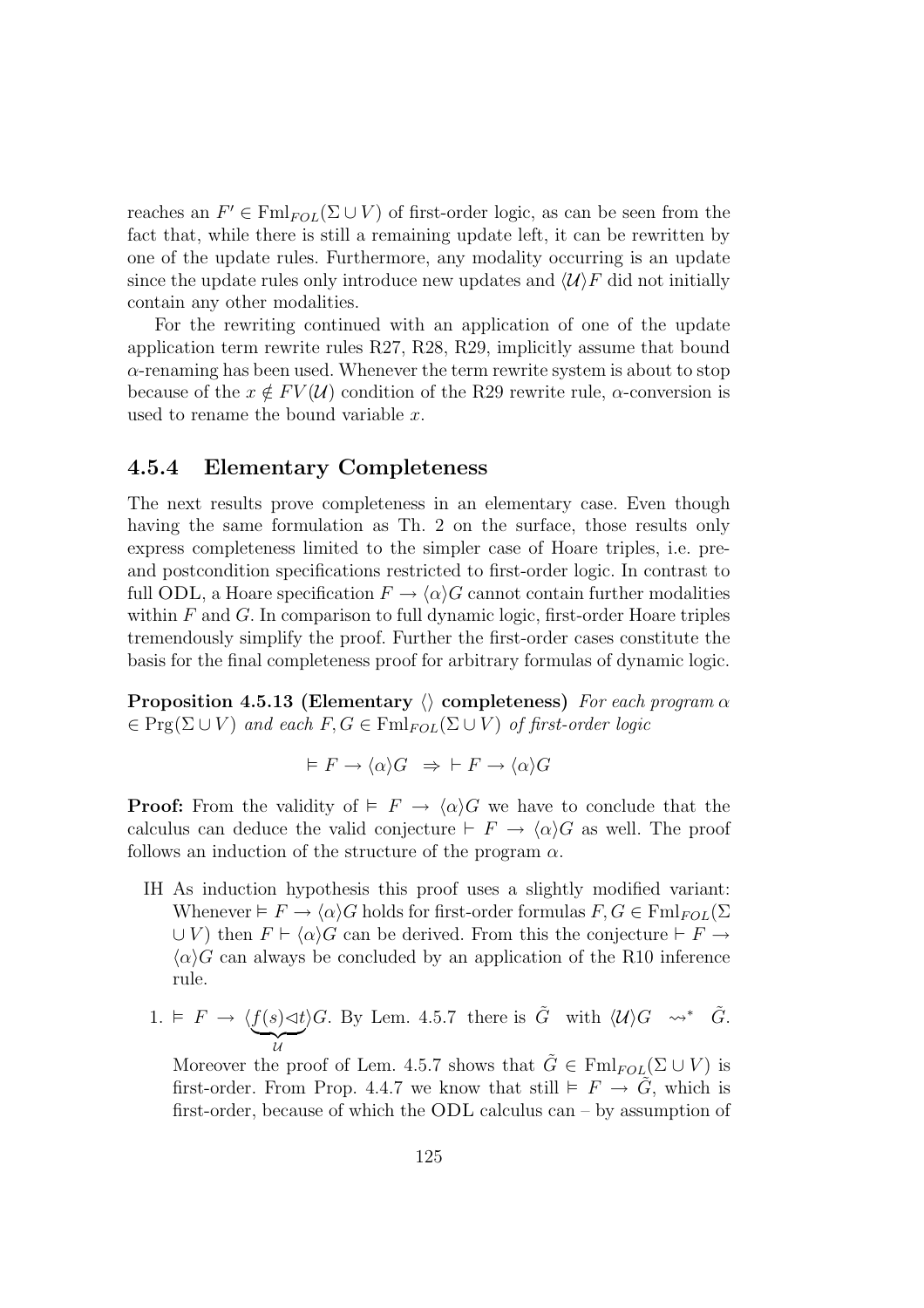reaches an $F' \in \mathrm{Fml}_{FOL}(\Sigma \cup V)$ of first-order logic, as can be seen from the fact that, while there is still a remaining update left, it can be rewritten by one of the update rules. Furthermore, any modality occurring is an update since the update rules only introduce new updates and $\langle \mathcal{U} \rangle F$ did not initially contain any other modalities.

For the rewriting continued with an application of one of the update application term rewrite rules R27, R28, R29, implicitly assume that bound $\alpha$-renaming has been used. Whenever the term rewrite system is about to stop because of the $x \notin FV(\mathcal{U})$ condition of the R29 rewrite rule, $\alpha$-conversion is used to rename the bound variable $x$.

### 4.5.4 Elementary Completeness

The next results prove completeness in an elementary case. Even though having the same formulation as Th. 2 on the surface, those results only express completeness limited to the simpler case of Hoare triples, i.e. pre- and postcondition specifications restricted to first-order logic. In contrast to full ODL, a Hoare specification $F \to \langle \alpha \rangle G$ cannot contain further modalities within $F$ and $G$. In comparison to full dynamic logic, first-order Hoare triples tremendously simplify the proof. Further the first-order cases constitute the basis for the final completeness proof for arbitrary formulas of dynamic logic.

**Proposition 4.5.13 (Elementary $\langle\rangle$ completeness)** *For each program $\alpha \in \mathrm{Prg}(\Sigma \cup V)$ and each $F, G \in \mathrm{Fml}_{FOL}(\Sigma \cup V)$ of first-order logic*

$$\vDash F \to \langle \alpha \rangle G \;\; \Rightarrow \; \vdash F \to \langle \alpha \rangle G$$

**Proof:** From the validity of $\vDash F \to \langle \alpha \rangle G$ we have to conclude that the calculus can deduce the valid conjecture $\vdash F \to \langle \alpha \rangle G$ as well. The proof follows an induction of the structure of the program $\alpha$.

- IH As induction hypothesis this proof uses a slightly modified variant: Whenever $\vDash F \to \langle \alpha \rangle G$ holds for first-order formulas $F, G \in \mathrm{Fml}_{FOL}(\Sigma \cup V)$ then $F \vdash \langle \alpha \rangle G$ can be derived. From this the conjecture $\vdash F \to \langle \alpha \rangle G$ can always be concluded by an application of the R10 inference rule.

1. $\vDash F \to \langle \underbrace{f(s) \lhd t}_{\mathcal{U}} \rangle G$. By Lem. 4.5.7 there is $\tilde{G}$ with $\langle \mathcal{U} \rangle G \;\rightsquigarrow^* \; \tilde{G}$. Moreover the proof of Lem. 4.5.7 shows that $\tilde{G} \in \mathrm{Fml}_{FOL}(\Sigma \cup V)$ is first-order. From Prop. 4.4.7 we know that still $\vDash F \to \tilde{G}$, which is first-order, because of which the ODL calculus can – by assumption of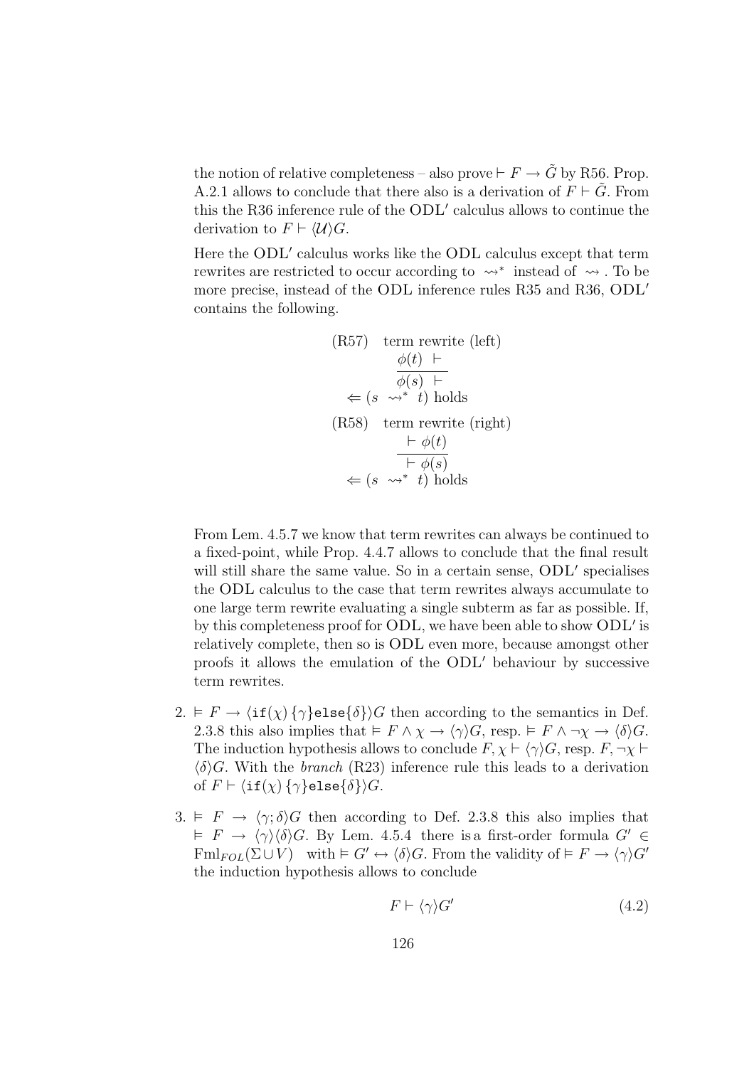the notion of relative completeness – also prove $\vdash F \rightarrow \tilde{G}$ by R56. Prop. A.2.1 allows to conclude that there also is a derivation of $F \vdash \tilde{G}$. From this the R36 inference rule of the ODL$'$ calculus allows to continue the derivation to $F \vdash \langle \mathcal{U} \rangle G$.

Here the ODL$'$ calculus works like the ODL calculus except that term rewrites are restricted to occur according to $\rightsquigarrow^*$ instead of $\rightsquigarrow$. To be more precise, instead of the ODL inference rules R35 and R36, ODL$'$ contains the following.

$$
\begin{array}{c}
\text{(R57)} \quad \text{term rewrite (left)} \\
\dfrac{\phi(t) \ \vdash}{\phi(s) \ \vdash} \\
\Leftarrow (s \ \rightsquigarrow^* \ t) \text{ holds}
\end{array}
$$

$$
\begin{array}{c}
\text{(R58)} \quad \text{term rewrite (right)} \\
\dfrac{\vdash \phi(t)}{\vdash \phi(s)} \\
\Leftarrow (s \ \rightsquigarrow^* \ t) \text{ holds}
\end{array}
$$

From Lem. 4.5.7 we know that term rewrites can always be continued to a fixed-point, while Prop. 4.4.7 allows to conclude that the final result will still share the same value. So in a certain sense, ODL$'$ specialises the ODL calculus to the case that term rewrites always accumulate to one large term rewrite evaluating a single subterm as far as possible. If, by this completeness proof for ODL, we have been able to show ODL$'$ is relatively complete, then so is ODL even more, because amongst other proofs it allows the emulation of the ODL$'$ behaviour by successive term rewrites.

2. $\vDash F \rightarrow \langle \texttt{if}(\chi)\, \{\gamma\} \texttt{else}\{\delta\} \rangle G$ then according to the semantics in Def. 2.3.8 this also implies that $\vDash F \wedge \chi \rightarrow \langle \gamma \rangle G$, resp. $\vDash F \wedge \neg\chi \rightarrow \langle \delta \rangle G$. The induction hypothesis allows to conclude $F, \chi \vdash \langle \gamma \rangle G$, resp. $F, \neg\chi \vdash \langle \delta \rangle G$. With the *branch* (R23) inference rule this leads to a derivation of $F \vdash \langle \texttt{if}(\chi)\, \{\gamma\} \texttt{else}\{\delta\} \rangle G$.

3. $\vDash F \rightarrow \langle \gamma; \delta \rangle G$ then according to Def. 2.3.8 this also implies that $\vDash F \rightarrow \langle \gamma \rangle \langle \delta \rangle G$. By Lem. 4.5.4 there is a first-order formula $G' \in \mathrm{Fml}_{FOL}(\Sigma \cup V)$ with $\vDash G' \leftrightarrow \langle \delta \rangle G$. From the validity of $\vDash F \rightarrow \langle \gamma \rangle G'$ the induction hypothesis allows to conclude

$$F \vdash \langle \gamma \rangle G' \tag{4.2}$$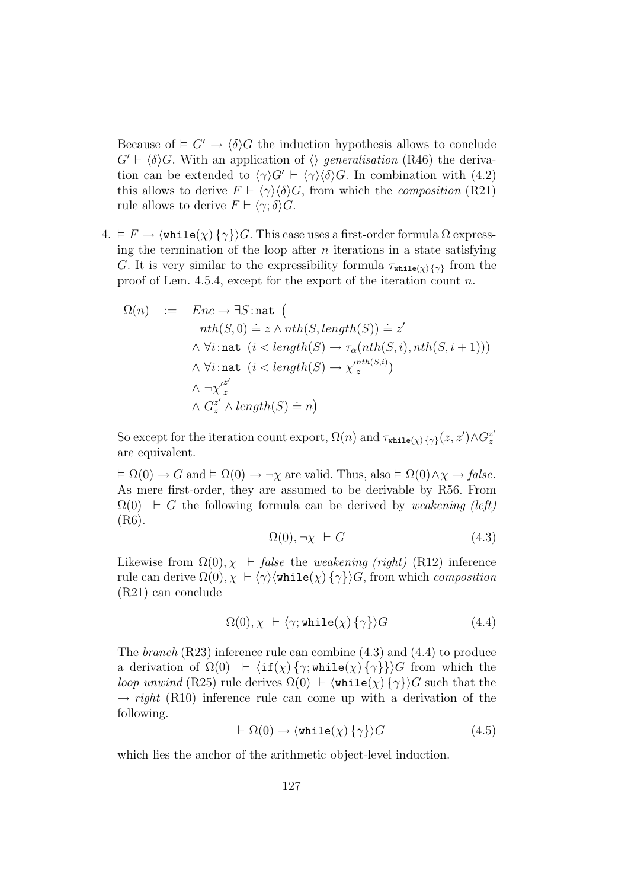Because of $\vDash G' \rightarrow \langle\delta\rangle G$ the induction hypothesis allows to conclude $G' \vdash \langle\delta\rangle G$. With an application of $\langle\rangle$ *generalisation* (R46) the derivation can be extended to $\langle\gamma\rangle G' \vdash \langle\gamma\rangle\langle\delta\rangle G$. In combination with (4.2) this allows to derive $F \vdash \langle\gamma\rangle\langle\delta\rangle G$, from which the *composition* (R21) rule allows to derive $F \vdash \langle\gamma;\delta\rangle G$.

4. $\vDash F \rightarrow \langle \mathtt{while}(\chi)\,\{\gamma\}\rangle G$. This case uses a first-order formula $\Omega$ expressing the termination of the loop after $n$ iterations in a state satisfying $G$. It is very similar to the expressibility formula $\tau_{\mathtt{while}(\chi)\,\{\gamma\}}$ from the proof of Lem. 4.5.4, except for the export of the iteration count $n$.

$$
\begin{aligned}
\Omega(n) \quad := \quad & Enc \rightarrow \exists S{:}\mathtt{nat}\ \big( \\
& \quad nth(S,0) \doteq z \wedge nth(S, length(S)) \doteq z' \\
& \quad \wedge\ \forall i{:}\mathtt{nat}\ (i < length(S) \rightarrow \tau_\alpha(nth(S,i), nth(S,i+1))) \\
& \quad \wedge\ \forall i{:}\mathtt{nat}\ (i < length(S) \rightarrow {\chi'}_z^{nth(S,i)}) \\
& \quad \wedge\ \neg {\chi'}_z^{z'} \\
& \quad \wedge\ G_z^{z'} \wedge length(S) \doteq n\big)
\end{aligned}
$$

So except for the iteration count export, $\Omega(n)$ and $\tau_{\mathtt{while}(\chi)\,\{\gamma\}}(z,z') \wedge G_z^{z'}$ are equivalent.

$\vDash \Omega(0) \rightarrow G$ and $\vDash \Omega(0) \rightarrow \neg\chi$ are valid. Thus, also $\vDash \Omega(0) \wedge \chi \rightarrow \mathit{false}$. As mere first-order, they are assumed to be derivable by R56. From $\Omega(0) \ \vdash G$ the following formula can be derived by *weakening (left)* (R6).

$$\Omega(0), \neg\chi \ \vdash G \tag{4.3}$$

Likewise from $\Omega(0), \chi \ \vdash \mathit{false}$ the *weakening (right)* (R12) inference rule can derive $\Omega(0), \chi \ \vdash \langle\gamma\rangle\langle\mathtt{while}(\chi)\,\{\gamma\}\rangle G$, from which *composition* (R21) can conclude

$$\Omega(0), \chi \ \vdash \langle\gamma; \mathtt{while}(\chi)\,\{\gamma\}\rangle G \tag{4.4}$$

The *branch* (R23) inference rule can combine (4.3) and (4.4) to produce a derivation of $\Omega(0) \ \vdash \langle \mathtt{if}(\chi)\,\{\gamma; \mathtt{while}(\chi)\,\{\gamma\}\}\rangle G$ from which the *loop unwind* (R25) rule derives $\Omega(0) \ \vdash \langle\mathtt{while}(\chi)\,\{\gamma\}\rangle G$ such that the $\rightarrow$ *right* (R10) inference rule can come up with a derivation of the following.

$$\vdash \Omega(0) \rightarrow \langle\mathtt{while}(\chi)\,\{\gamma\}\rangle G \tag{4.5}$$

which lies the anchor of the arithmetic object-level induction.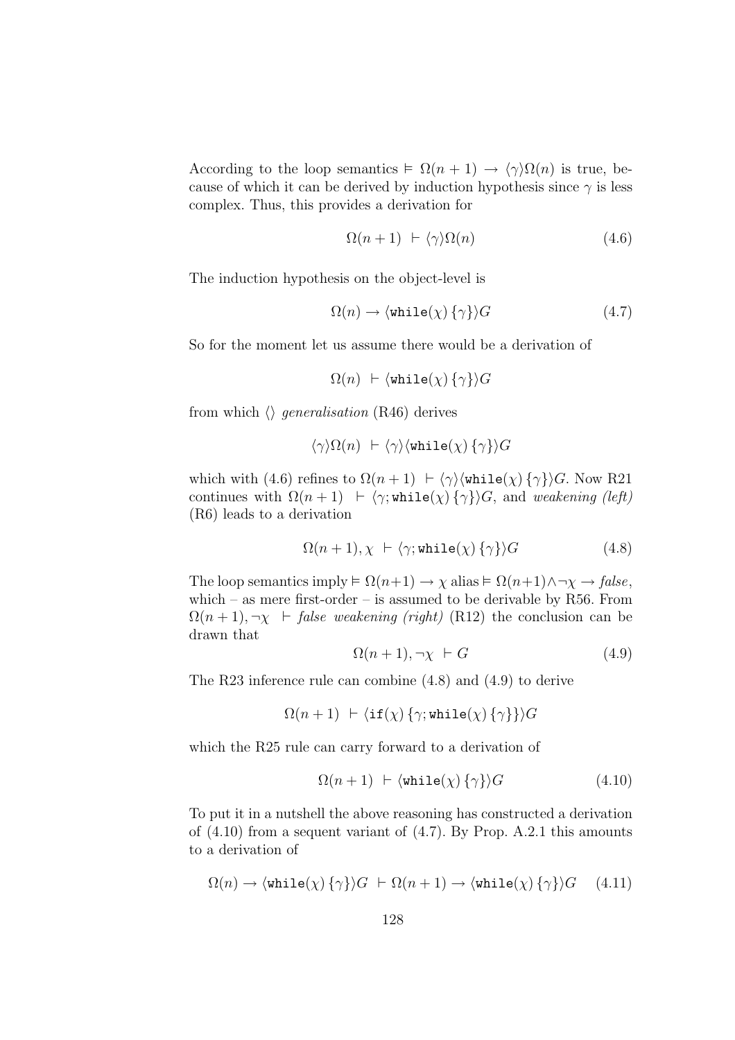According to the loop semantics $\vDash \Omega(n+1) \rightarrow \langle\gamma\rangle\Omega(n)$ is true, because of which it can be derived by induction hypothesis since $\gamma$ is less complex. Thus, this provides a derivation for

$$\Omega(n+1) \ \vdash \langle\gamma\rangle\Omega(n) \tag{4.6}$$

The induction hypothesis on the object-level is

$$\Omega(n) \rightarrow \langle\texttt{while}(\chi)\,\{\gamma\}\rangle G \tag{4.7}$$

So for the moment let us assume there would be a derivation of

$$\Omega(n) \ \vdash \langle\texttt{while}(\chi)\,\{\gamma\}\rangle G$$

from which $\langle\rangle$ *generalisation* (R46) derives

$$\langle\gamma\rangle\Omega(n) \ \vdash \langle\gamma\rangle\langle\texttt{while}(\chi)\,\{\gamma\}\rangle G$$

which with (4.6) refines to $\Omega(n+1) \ \vdash \langle\gamma\rangle\langle\texttt{while}(\chi)\,\{\gamma\}\rangle G$. Now R21 continues with $\Omega(n+1) \ \vdash \langle\gamma;\texttt{while}(\chi)\,\{\gamma\}\rangle G$, and *weakening (left)* (R6) leads to a derivation

$$\Omega(n+1), \chi \ \vdash \langle\gamma;\texttt{while}(\chi)\,\{\gamma\}\rangle G \tag{4.8}$$

The loop semantics imply $\vDash \Omega(n+1) \rightarrow \chi$ alias $\vDash \Omega(n+1) \wedge \neg\chi \rightarrow \mathit{false}$, which – as mere first-order – is assumed to be derivable by R56. From $\Omega(n+1), \neg\chi \ \vdash \mathit{false}$ *weakening (right)* (R12) the conclusion can be drawn that

$$\Omega(n+1), \neg\chi \ \vdash G \tag{4.9}$$

The R23 inference rule can combine (4.8) and (4.9) to derive

$$\Omega(n+1) \ \vdash \langle\texttt{if}(\chi)\,\{\gamma;\texttt{while}(\chi)\,\{\gamma\}\}\rangle G$$

which the R25 rule can carry forward to a derivation of

$$\Omega(n+1) \ \vdash \langle\texttt{while}(\chi)\,\{\gamma\}\rangle G \tag{4.10}$$

To put it in a nutshell the above reasoning has constructed a derivation of (4.10) from a sequent variant of (4.7). By Prop. A.2.1 this amounts to a derivation of

$$\Omega(n) \rightarrow \langle\texttt{while}(\chi)\,\{\gamma\}\rangle G \ \vdash \Omega(n+1) \rightarrow \langle\texttt{while}(\chi)\,\{\gamma\}\rangle G \tag{4.11}$$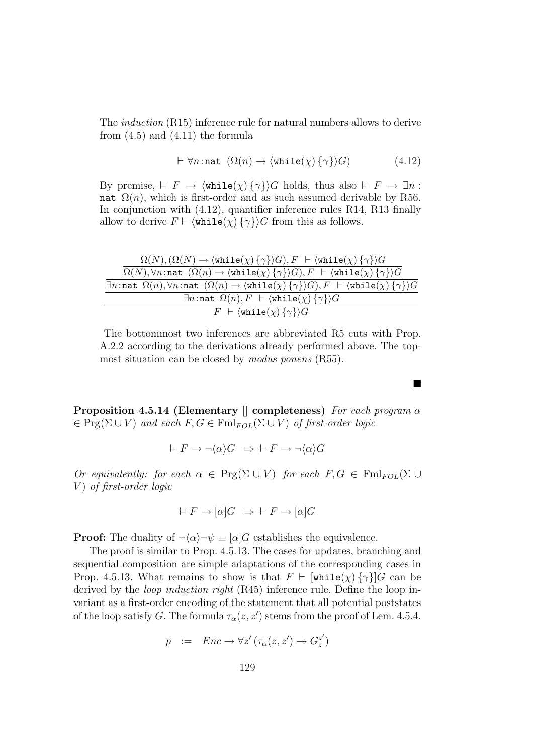The *induction* (R15) inference rule for natural numbers allows to derive from (4.5) and (4.11) the formula

$$\vdash \forall n{:}\texttt{nat}\ (\Omega(n) \to \langle \texttt{while}(\chi)\,\{\gamma\}\rangle G) \tag{4.12}$$

By premise, $\vDash F \to \langle \texttt{while}(\chi)\,\{\gamma\}\rangle G$ holds, thus also $\vDash F \to \exists n : \texttt{nat}\ \Omega(n)$, which is first-order and as such assumed derivable by R56. In conjunction with (4.12), quantifier inference rules R14, R13 finally allow to derive $F \vdash \langle \texttt{while}(\chi)\,\{\gamma\}\rangle G$ from this as follows.

$$\dfrac{\dfrac{\dfrac{\dfrac{\dfrac{}{\Omega(N), (\Omega(N) \to \langle \texttt{while}(\chi)\,\{\gamma\}\rangle G), F\ \vdash \langle \texttt{while}(\chi)\,\{\gamma\}\rangle G}}{\Omega(N), \forall n{:}\texttt{nat}\ (\Omega(n) \to \langle \texttt{while}(\chi)\,\{\gamma\}\rangle G), F\ \vdash \langle \texttt{while}(\chi)\,\{\gamma\}\rangle G}}{\exists n{:}\texttt{nat}\ \Omega(n), \forall n{:}\texttt{nat}\ (\Omega(n) \to \langle \texttt{while}(\chi)\,\{\gamma\}\rangle G), F\ \vdash \langle \texttt{while}(\chi)\,\{\gamma\}\rangle G}}{\exists n{:}\texttt{nat}\ \Omega(n), F\ \vdash \langle \texttt{while}(\chi)\,\{\gamma\}\rangle G}}{F\ \vdash \langle \texttt{while}(\chi)\,\{\gamma\}\rangle G}$$

The bottommost two inferences are abbreviated R5 cuts with Prop. A.2.2 according to the derivations already performed above. The topmost situation can be closed by *modus ponens* (R55).

■

**Proposition 4.5.14 (Elementary [] completeness)** *For each program $\alpha \in \mathrm{Prg}(\Sigma \cup V)$ and each $F, G \in \mathrm{Fml}_{FOL}(\Sigma \cup V)$ of first-order logic*

$$\vDash F \to \neg\langle\alpha\rangle G \ \Rightarrow \ \vdash F \to \neg\langle\alpha\rangle G$$

*Or equivalently: for each $\alpha \in \mathrm{Prg}(\Sigma \cup V)$ for each $F, G \in \mathrm{Fml}_{FOL}(\Sigma \cup V)$ of first-order logic*

$$\vDash F \to [\alpha]G \ \Rightarrow \ \vdash F \to [\alpha]G$$

**Proof:** The duality of $\neg\langle\alpha\rangle\neg\psi \equiv [\alpha]G$ establishes the equivalence.

The proof is similar to Prop. 4.5.13. The cases for updates, branching and sequential composition are simple adaptations of the corresponding cases in Prop. 4.5.13. What remains to show is that $F \vdash [\texttt{while}(\chi)\,\{\gamma\}]G$ can be derived by the *loop induction right* (R45) inference rule. Define the loop invariant as a first-order encoding of the statement that all potential poststates of the loop satisfy $G$. The formula $\tau_\alpha(z, z')$ stems from the proof of Lem. 4.5.4.

$$p \ := \ Enc \to \forall z'\,(\tau_\alpha(z, z') \to G_z^{z'})$$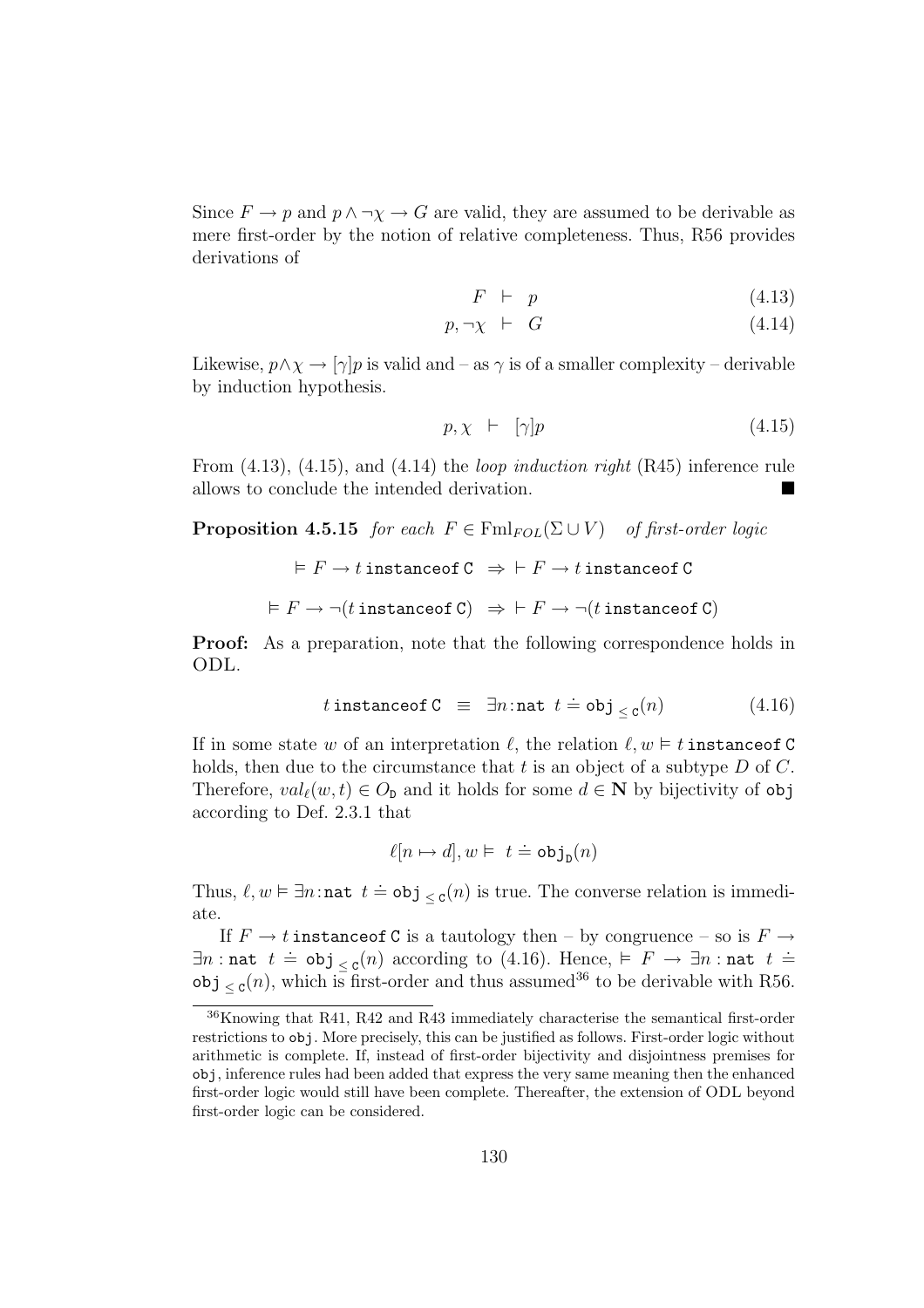Since $F \to p$ and $p \wedge \neg\chi \to G$ are valid, they are assumed to be derivable as mere first-order by the notion of relative completeness. Thus, R56 provides derivations of

$$F \;\vdash\; p \tag{4.13}$$

$$p, \neg\chi \;\vdash\; G \tag{4.14}$$

Likewise, $p \wedge \chi \to [\gamma]p$ is valid and – as $\gamma$ is of a smaller complexity – derivable by induction hypothesis.

$$p, \chi \;\vdash\; [\gamma]p \tag{4.15}$$

From (4.13), (4.15), and (4.14) the *loop induction right* (R45) inference rule allows to conclude the intended derivation. ∎

**Proposition 4.5.15** *for each* $F \in \mathrm{Fml}_{FOL}(\Sigma \cup V)$ *of first-order logic*

$$\vDash F \to t\,\texttt{instanceof}\,\texttt{C} \;\Rightarrow\; \vdash F \to t\,\texttt{instanceof}\,\texttt{C}$$

$$\vDash F \to \neg(t\,\texttt{instanceof}\,\texttt{C}) \;\Rightarrow\; \vdash F \to \neg(t\,\texttt{instanceof}\,\texttt{C})$$

**Proof:** As a preparation, note that the following correspondence holds in ODL.

$$t\,\texttt{instanceof}\,\texttt{C} \;\equiv\; \exists n\!:\!\texttt{nat}\;\, t \doteq \texttt{obj}_{\leq\texttt{C}}(n) \tag{4.16}$$

If in some state $w$ of an interpretation $\ell$, the relation $\ell, w \vDash t\,\texttt{instanceof}\,\texttt{C}$ holds, then due to the circumstance that $t$ is an object of a subtype $D$ of $C$. Therefore, $val_\ell(w,t) \in O_{\texttt{D}}$ and it holds for some $d \in \mathbf{N}$ by bijectivity of obj according to Def. 2.3.1 that

$$\ell[n \mapsto d], w \vDash\; t \doteq \texttt{obj}_{\texttt{D}}(n)$$

Thus, $\ell, w \vDash \exists n\!:\!\texttt{nat}\;\, t \doteq \texttt{obj}_{\leq\texttt{C}}(n)$ is true. The converse relation is immediate.

If $F \to t\,\texttt{instanceof}\,\texttt{C}$ is a tautology then – by congruence – so is $F \to \exists n : \texttt{nat}\;\, t \doteq \texttt{obj}_{\leq\texttt{C}}(n)$ according to (4.16). Hence, $\vDash F \to \exists n : \texttt{nat}\;\, t \doteq \texttt{obj}_{\leq\texttt{C}}(n)$, which is first-order and thus assumed[36] to be derivable with R56.

[36] Knowing that R41, R42 and R43 immediately characterise the semantical first-order restrictions to obj. More precisely, this can be justified as follows. First-order logic without arithmetic is complete. If, instead of first-order bijectivity and disjointness premises for obj, inference rules had been added that express the very same meaning then the enhanced first-order logic would still have been complete. Thereafter, the extension of ODL beyond first-order logic can be considered.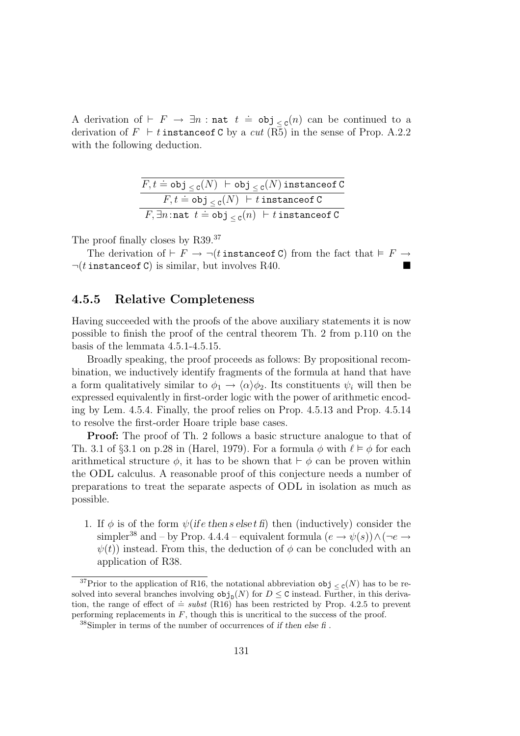A derivation of $\vdash F \rightarrow \exists n : \mathtt{nat}\ t \doteq \mathtt{obj}_{\leq \mathtt{C}}(n)$ can be continued to a derivation of $F \ \vdash t\, \mathtt{instanceof}\, \mathtt{C}$ by a *cut* (R5) in the sense of Prop. A.2.2 with the following deduction.

$$\dfrac{\dfrac{\overline{F, t \doteq \mathtt{obj}_{\leq \mathtt{C}}(N)\ \vdash \mathtt{obj}_{\leq \mathtt{C}}(N)\, \mathtt{instanceof}\, \mathtt{C}}}{F, t \doteq \mathtt{obj}_{\leq \mathtt{C}}(N)\ \vdash t\, \mathtt{instanceof}\, \mathtt{C}}}{F, \exists n\!:\!\mathtt{nat}\ t \doteq \mathtt{obj}_{\leq \mathtt{C}}(n)\ \vdash t\, \mathtt{instanceof}\, \mathtt{C}}$$

The proof finally closes by R39.[37]

The derivation of $\vdash F \rightarrow \neg(t\, \mathtt{instanceof}\, \mathtt{C})$ from the fact that $\vDash F \rightarrow \neg(t\, \mathtt{instanceof}\, \mathtt{C})$ is similar, but involves R40. ■

### 4.5.5 Relative Completeness

Having succeeded with the proofs of the above auxiliary statements it is now possible to finish the proof of the central theorem Th. 2 from p.110 on the basis of the lemmata 4.5.1-4.5.15.

Broadly speaking, the proof proceeds as follows: By propositional recombination, we inductively identify fragments of the formula at hand that have a form qualitatively similar to $\phi_1 \rightarrow \langle\alpha\rangle\phi_2$. Its constituents $\psi_i$ will then be expressed equivalently in first-order logic with the power of arithmetic encoding by Lem. 4.5.4. Finally, the proof relies on Prop. 4.5.13 and Prop. 4.5.14 to resolve the first-order Hoare triple base cases.

**Proof:** The proof of Th. 2 follows a basic structure analogue to that of Th. 3.1 of §3.1 on p.28 in (Harel, 1979). For a formula $\phi$ with $\ell \vDash \phi$ for each arithmetical structure $\phi$, it has to be shown that $\vdash \phi$ can be proven within the ODL calculus. A reasonable proof of this conjecture needs a number of preparations to treat the separate aspects of ODL in isolation as much as possible.

1. If $\phi$ is of the form $\psi(\mathit{if}\, e\, \mathit{then}\, s\, \mathit{else}\, t\, \mathit{fi})$ then (inductively) consider the simpler[38] and – by Prop. 4.4.4 – equivalent formula $(e \rightarrow \psi(s)) \wedge (\neg e \rightarrow \psi(t))$ instead. From this, the deduction of $\phi$ can be concluded with an application of R38.

---

[37] Prior to the application of R16, the notational abbreviation $\mathtt{obj}_{\leq \mathtt{C}}(N)$ has to be resolved into several branches involving $\mathtt{obj}_{\mathtt{D}}(N)$ for $D \leq \mathtt{C}$ instead. Further, in this derivation, the range of effect of $\doteq$ *subst* (R16) has been restricted by Prop. 4.2.5 to prevent performing replacements in $F$, though this is uncritical to the success of the proof.

[38] Simpler in terms of the number of occurrences of *if then else fi* .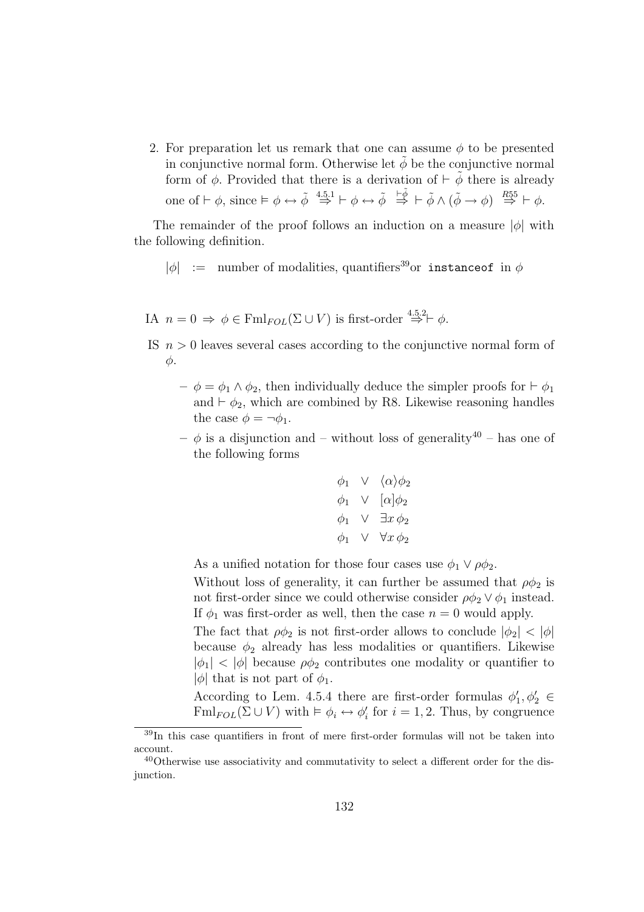2. For preparation let us remark that one can assume $\phi$ to be presented in conjunctive normal form. Otherwise let $\tilde{\phi}$ be the conjunctive normal form of $\phi$. Provided that there is a derivation of $\vdash \tilde{\phi}$ there is already one of $\vdash \phi$, since $\vDash \phi \leftrightarrow \tilde{\phi} \overset{4.5.1}{\Rightarrow} \vdash \phi \leftrightarrow \tilde{\phi} \overset{\vdash \tilde{\phi}}{\Rightarrow} \vdash \tilde{\phi} \wedge (\tilde{\phi} \rightarrow \phi) \overset{R55}{\Rightarrow} \vdash \phi$.

The remainder of the proof follows an induction on a measure $|\phi|$ with the following definition.

$$|\phi| \quad := \quad \text{number of modalities, quantifiers[39] or } \texttt{instanceof} \text{ in } \phi$$

IA $n = 0 \Rightarrow \phi \in \mathrm{Fml}_{FOL}(\Sigma \cup V)$ is first-order $\overset{4.5.2}{\Rightarrow} \vdash \phi$.

IS $n > 0$ leaves several cases according to the conjunctive normal form of $\phi$.

- $\phi = \phi_1 \wedge \phi_2$, then individually deduce the simpler proofs for $\vdash \phi_1$ and $\vdash \phi_2$, which are combined by R8. Likewise reasoning handles the case $\phi = \neg \phi_1$.
- $\phi$ is a disjunction and – without loss of generality[40] – has one of the following forms

$$\begin{array}{ccc} \phi_1 & \vee & \langle \alpha \rangle \phi_2 \\ \phi_1 & \vee & [\alpha] \phi_2 \\ \phi_1 & \vee & \exists x\, \phi_2 \\ \phi_1 & \vee & \forall x\, \phi_2 \end{array}$$

  As a unified notation for those four cases use $\phi_1 \vee \rho\phi_2$.

  Without loss of generality, it can further be assumed that $\rho\phi_2$ is not first-order since we could otherwise consider $\rho\phi_2 \vee \phi_1$ instead. If $\phi_1$ was first-order as well, then the case $n = 0$ would apply.

  The fact that $\rho\phi_2$ is not first-order allows to conclude $|\phi_2| < |\phi|$ because $\phi_2$ already has less modalities or quantifiers. Likewise $|\phi_1| < |\phi|$ because $\rho\phi_2$ contributes one modality or quantifier to $|\phi|$ that is not part of $\phi_1$.

  According to Lem. 4.5.4 there are first-order formulas $\phi_1', \phi_2' \in \mathrm{Fml}_{FOL}(\Sigma \cup V)$ with $\vDash \phi_i \leftrightarrow \phi_i'$ for $i = 1, 2$. Thus, by congruence

[39] In this case quantifiers in front of mere first-order formulas will not be taken into account.

[40] Otherwise use associativity and commutativity to select a different order for the disjunction.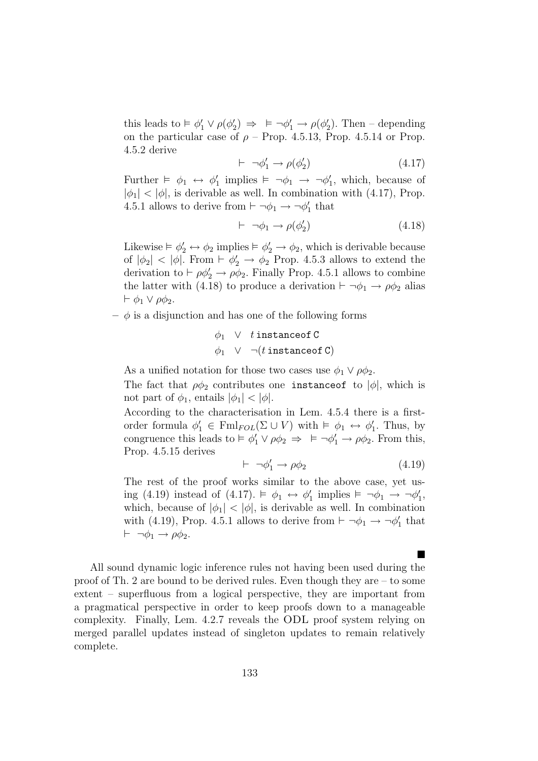this leads to $\vDash \phi_1' \vee \rho(\phi_2') \;\Rightarrow\; \vDash \neg\phi_1' \rightarrow \rho(\phi_2')$. Then – depending on the particular case of $\rho$ – Prop. 4.5.13, Prop. 4.5.14 or Prop. 4.5.2 derive

$$\vdash \neg\phi_1' \rightarrow \rho(\phi_2') \tag{4.17}$$

Further $\vDash \phi_1 \leftrightarrow \phi_1'$ implies $\vDash \neg\phi_1 \rightarrow \neg\phi_1'$, which, because of $|\phi_1| < |\phi|$, is derivable as well. In combination with (4.17), Prop. 4.5.1 allows to derive from $\vdash \neg\phi_1 \rightarrow \neg\phi_1'$ that

$$\vdash \neg\phi_1 \rightarrow \rho(\phi_2') \tag{4.18}$$

Likewise $\vDash \phi_2' \leftrightarrow \phi_2$ implies $\vDash \phi_2' \rightarrow \phi_2$, which is derivable because of $|\phi_2| < |\phi|$. From $\vdash \phi_2' \rightarrow \phi_2$ Prop. 4.5.3 allows to extend the derivation to $\vdash \rho\phi_2' \rightarrow \rho\phi_2$. Finally Prop. 4.5.1 allows to combine the latter with (4.18) to produce a derivation $\vdash \neg\phi_1 \rightarrow \rho\phi_2$ alias $\vdash \phi_1 \vee \rho\phi_2$.

– $\phi$ is a disjunction and has one of the following forms

$$\phi_1 \quad \vee \quad t\,\texttt{instanceof}\,\texttt{C}$$
$$\phi_1 \quad \vee \quad \neg(t\,\texttt{instanceof}\,\texttt{C})$$

As a unified notation for those two cases use $\phi_1 \vee \rho\phi_2$.

The fact that $\rho\phi_2$ contributes one `instanceof` to $|\phi|$, which is not part of $\phi_1$, entails $|\phi_1| < |\phi|$.

According to the characterisation in Lem. 4.5.4 there is a first-order formula $\phi_1' \in \mathrm{Fml}_{FOL}(\Sigma \cup V)$ with $\vDash \phi_1 \leftrightarrow \phi_1'$. Thus, by congruence this leads to $\vDash \phi_1' \vee \rho\phi_2 \;\Rightarrow\; \vDash \neg\phi_1' \rightarrow \rho\phi_2$. From this, Prop. 4.5.15 derives

$$\vdash \neg\phi_1' \rightarrow \rho\phi_2 \tag{4.19}$$

The rest of the proof works similar to the above case, yet using (4.19) instead of (4.17). $\vDash \phi_1 \leftrightarrow \phi_1'$ implies $\vDash \neg\phi_1 \rightarrow \neg\phi_1'$, which, because of $|\phi_1| < |\phi|$, is derivable as well. In combination with (4.19), Prop. 4.5.1 allows to derive from $\vdash \neg\phi_1 \rightarrow \neg\phi_1'$ that $\vdash \neg\phi_1 \rightarrow \rho\phi_2$.

■

All sound dynamic logic inference rules not having been used during the proof of Th. 2 are bound to be derived rules. Even though they are – to some extent – superfluous from a logical perspective, they are important from a pragmatical perspective in order to keep proofs down to a manageable complexity. Finally, Lem. 4.2.7 reveals the ODL proof system relying on merged parallel updates instead of singleton updates to remain relatively complete.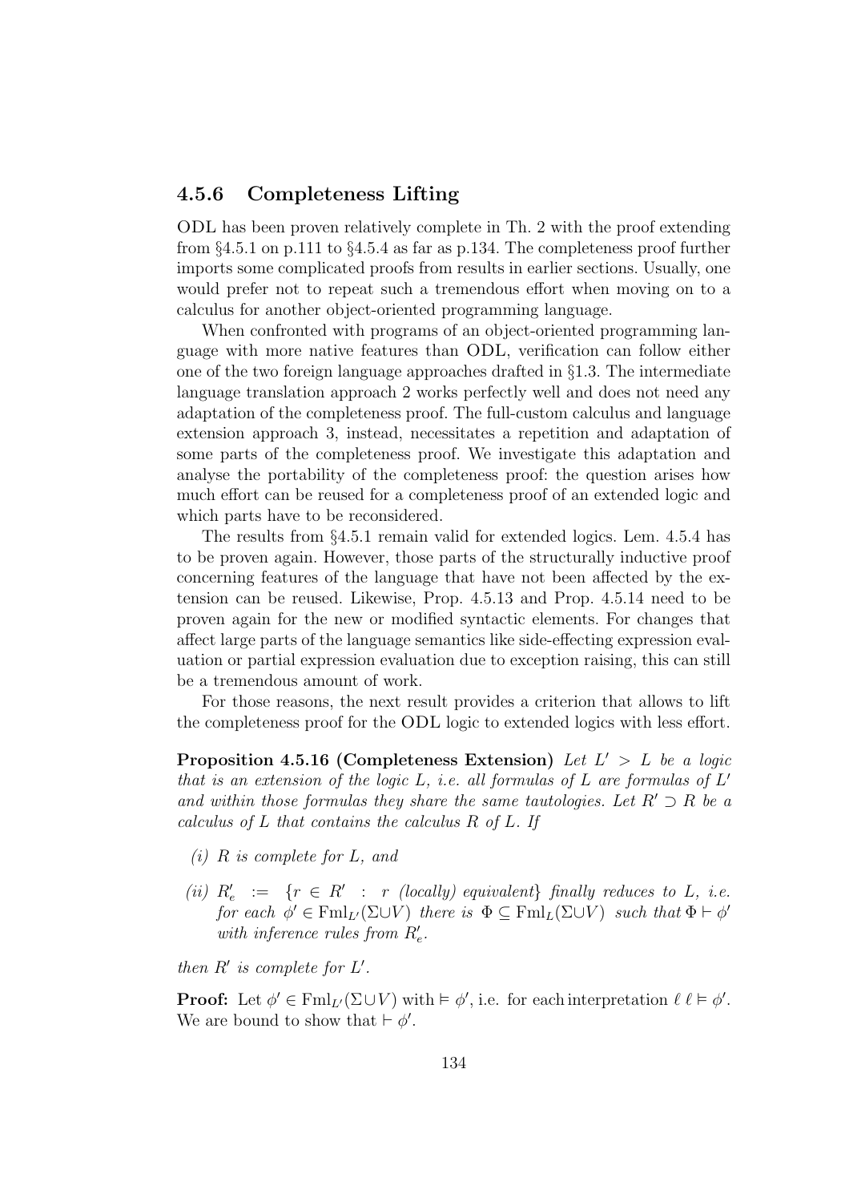### 4.5.6 Completeness Lifting

ODL has been proven relatively complete in Th. 2 with the proof extending from §4.5.1 on p.111 to §4.5.4 as far as p.134. The completeness proof further imports some complicated proofs from results in earlier sections. Usually, one would prefer not to repeat such a tremendous effort when moving on to a calculus for another object-oriented programming language.

When confronted with programs of an object-oriented programming language with more native features than ODL, verification can follow either one of the two foreign language approaches drafted in §1.3. The intermediate language translation approach 2 works perfectly well and does not need any adaptation of the completeness proof. The full-custom calculus and language extension approach 3, instead, necessitates a repetition and adaptation of some parts of the completeness proof. We investigate this adaptation and analyse the portability of the completeness proof: the question arises how much effort can be reused for a completeness proof of an extended logic and which parts have to be reconsidered.

The results from §4.5.1 remain valid for extended logics. Lem. 4.5.4 has to be proven again. However, those parts of the structurally inductive proof concerning features of the language that have not been affected by the extension can be reused. Likewise, Prop. 4.5.13 and Prop. 4.5.14 need to be proven again for the new or modified syntactic elements. For changes that affect large parts of the language semantics like side-effecting expression evaluation or partial expression evaluation due to exception raising, this can still be a tremendous amount of work.

For those reasons, the next result provides a criterion that allows to lift the completeness proof for the ODL logic to extended logics with less effort.

**Proposition 4.5.16 (Completeness Extension)** *Let $L' > L$ be a logic that is an extension of the logic $L$, i.e. all formulas of $L$ are formulas of $L'$ and within those formulas they share the same tautologies. Let $R' \supset R$ be a calculus of $L$ that contains the calculus $R$ of $L$. If*

*(i) $R$ is complete for $L$, and*

*(ii) $R'_e := \{r \in R' : r \text{ (locally) equivalent}\}$ finally reduces to $L$, i.e. for each $\phi' \in \mathrm{Fml}_{L'}(\Sigma \cup V)$ there is $\Phi \subseteq \mathrm{Fml}_L(\Sigma \cup V)$ such that $\Phi \vdash \phi'$ with inference rules from $R'_e$.*

*then $R'$ is complete for $L'$.*

**Proof:** Let $\phi' \in \mathrm{Fml}_{L'}(\Sigma \cup V)$ with $\vDash \phi'$, i.e. for each interpretation $\ell$ $\ell \vDash \phi'$. We are bound to show that $\vdash \phi'$.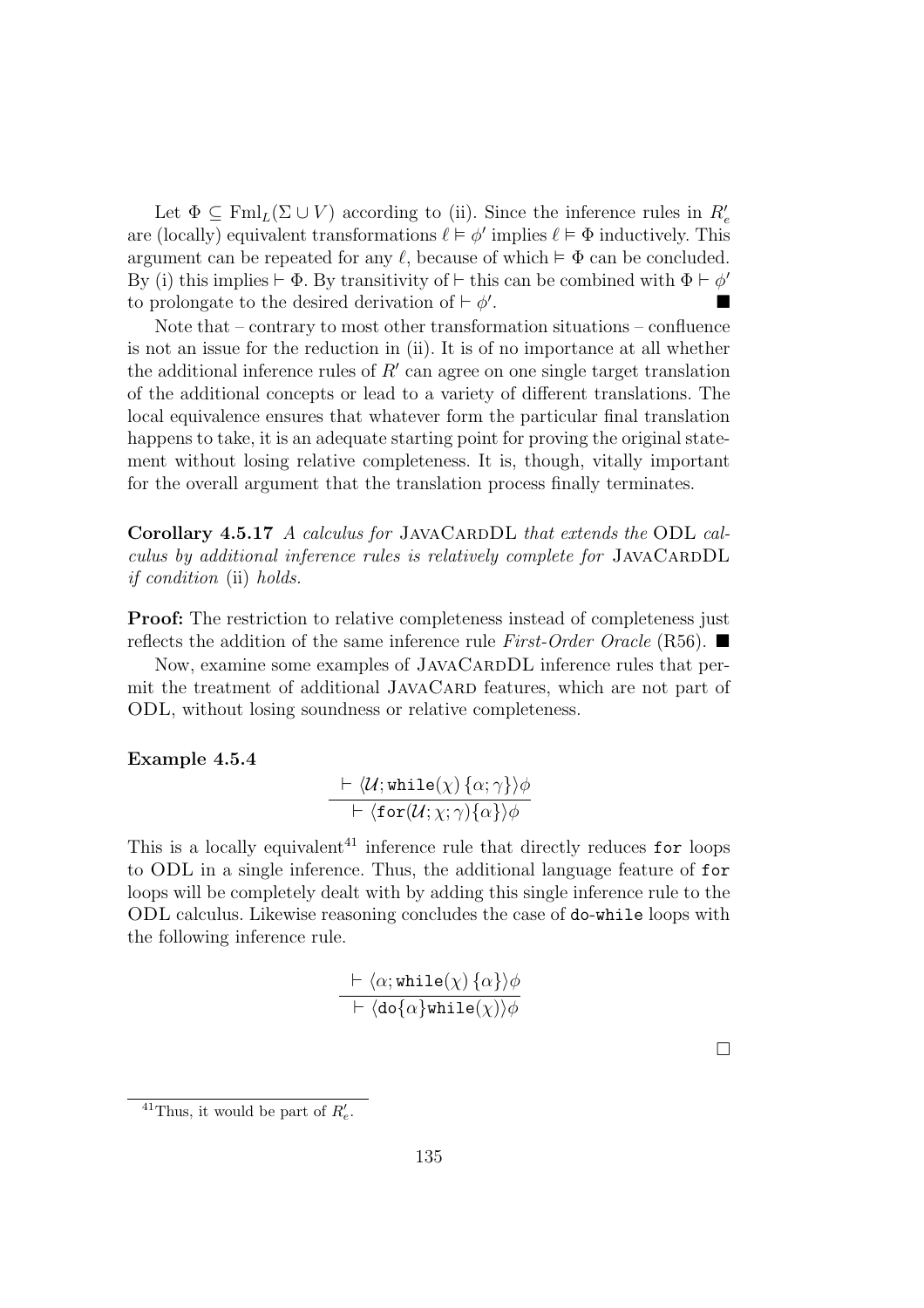Let $\Phi \subseteq \mathrm{Fml}_L(\Sigma \cup V)$ according to (ii). Since the inference rules in $R'_e$ are (locally) equivalent transformations $\ell \vDash \phi'$ implies $\ell \vDash \Phi$ inductively. This argument can be repeated for any $\ell$, because of which $\vDash \Phi$ can be concluded. By (i) this implies $\vdash \Phi$. By transitivity of $\vdash$ this can be combined with $\Phi \vdash \phi'$ to prolongate to the desired derivation of $\vdash \phi'$. ■

Note that – contrary to most other transformation situations – confluence is not an issue for the reduction in (ii). It is of no importance at all whether the additional inference rules of $R'$ can agree on one single target translation of the additional concepts or lead to a variety of different translations. The local equivalence ensures that whatever form the particular final translation happens to take, it is an adequate starting point for proving the original statement without losing relative completeness. It is, though, vitally important for the overall argument that the translation process finally terminates.

**Corollary 4.5.17** *A calculus for* JavaCardDL *that extends the* ODL *calculus by additional inference rules is relatively complete for* JavaCardDL *if condition* (ii) *holds.*

**Proof:** The restriction to relative completeness instead of completeness just reflects the addition of the same inference rule *First-Order Oracle* (R56). ■

Now, examine some examples of JavaCardDL inference rules that permit the treatment of additional JavaCard features, which are not part of ODL, without losing soundness or relative completeness.

**Example 4.5.4**

$$\frac{\vdash \langle \mathcal{U}; \mathtt{while}(\chi)\,\{\alpha;\gamma\}\rangle\phi}{\vdash \langle \mathtt{for}(\mathcal{U};\chi;\gamma)\{\alpha\}\rangle\phi}$$

This is a locally equivalent[41] inference rule that directly reduces `for` loops to ODL in a single inference. Thus, the additional language feature of `for` loops will be completely dealt with by adding this single inference rule to the ODL calculus. Likewise reasoning concludes the case of `do-while` loops with the following inference rule.

$$\frac{\vdash \langle \alpha; \mathtt{while}(\chi)\,\{\alpha\}\rangle\phi}{\vdash \langle \mathtt{do}\{\alpha\}\mathtt{while}(\chi)\rangle\phi}$$

□

[41] Thus, it would be part of $R'_e$.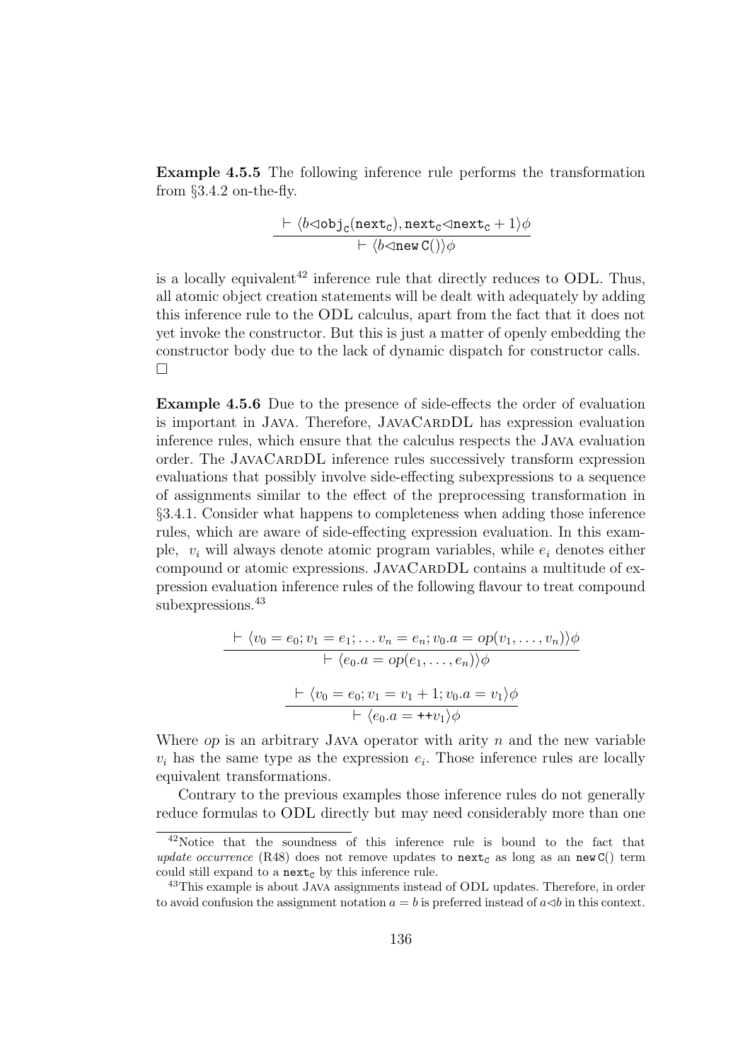**Example 4.5.5** The following inference rule performs the transformation from §3.4.2 on-the-fly.

$$\frac{\vdash \langle b \triangleleft \mathtt{obj_C}(\mathtt{next_C}), \mathtt{next_C} \triangleleft \mathtt{next_C} + 1 \rangle \phi}{\vdash \langle b \triangleleft \mathtt{new\ C()} \rangle \phi}$$

is a locally equivalent[42] inference rule that directly reduces to ODL. Thus, all atomic object creation statements will be dealt with adequately by adding this inference rule to the ODL calculus, apart from the fact that it does not yet invoke the constructor. But this is just a matter of openly embedding the constructor body due to the lack of dynamic dispatch for constructor calls. □

**Example 4.5.6** Due to the presence of side-effects the order of evaluation is important in Java. Therefore, JavaCardDL has expression evaluation inference rules, which ensure that the calculus respects the Java evaluation order. The JavaCardDL inference rules successively transform expression evaluations that possibly involve side-effecting subexpressions to a sequence of assignments similar to the effect of the preprocessing transformation in §3.4.1. Consider what happens to completeness when adding those inference rules, which are aware of side-effecting expression evaluation. In this example, $v_i$ will always denote atomic program variables, while $e_i$ denotes either compound or atomic expressions. JavaCardDL contains a multitude of expression evaluation inference rules of the following flavour to treat compound subexpressions.[43]

$$\frac{\vdash \langle v_0 = e_0; v_1 = e_1; \ldots v_n = e_n; v_0.a = op(v_1, \ldots, v_n) \rangle \phi}{\vdash \langle e_0.a = op(e_1, \ldots, e_n) \rangle \phi}$$

$$\frac{\vdash \langle v_0 = e_0; v_1 = v_1 + 1; v_0.a = v_1 \rangle \phi}{\vdash \langle e_0.a = \mathtt{++}v_1 \rangle \phi}$$

Where $op$ is an arbitrary Java operator with arity $n$ and the new variable $v_i$ has the same type as the expression $e_i$. Those inference rules are locally equivalent transformations.

Contrary to the previous examples those inference rules do not generally reduce formulas to ODL directly but may need considerably more than one

[42] Notice that the soundness of this inference rule is bound to the fact that *update occurrence* (R48) does not remove updates to $\mathtt{next_C}$ as long as an $\mathtt{new\ C()}$ term could still expand to a $\mathtt{next_C}$ by this inference rule.

[43] This example is about Java assignments instead of ODL updates. Therefore, in order to avoid confusion the assignment notation $a = b$ is preferred instead of $a \triangleleft b$ in this context.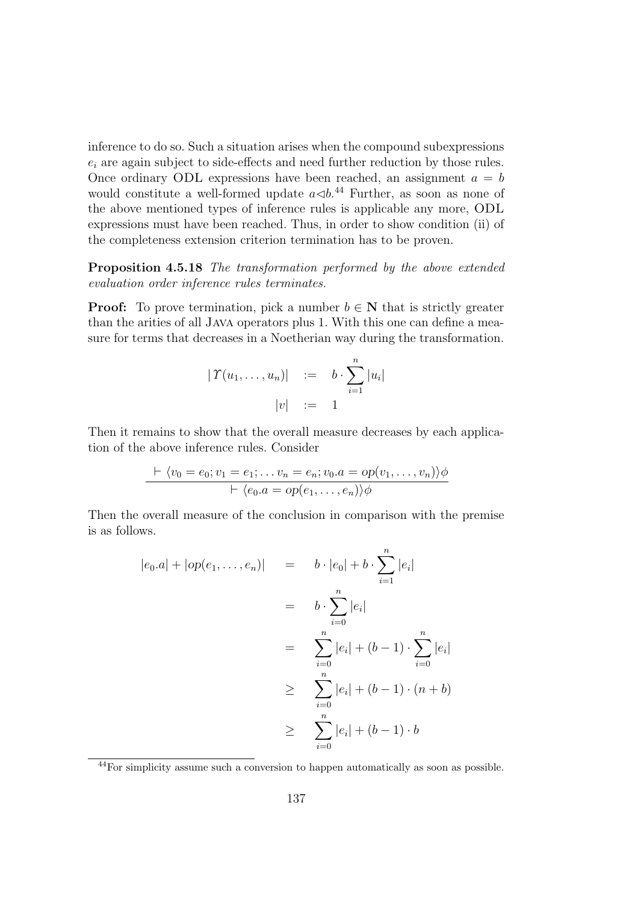inference to do so. Such a situation arises when the compound subexpressions $e_i$ are again subject to side-effects and need further reduction by those rules. Once ordinary ODL expressions have been reached, an assignment $a = b$ would constitute a well-formed update $a \lhd b$.[44] Further, as soon as none of the above mentioned types of inference rules is applicable any more, ODL expressions must have been reached. Thus, in order to show condition (ii) of the completeness extension criterion termination has to be proven.

**Proposition 4.5.18** *The transformation performed by the above extended evaluation order inference rules terminates.*

**Proof:** To prove termination, pick a number $b \in \mathbf{N}$ that is strictly greater than the arities of all Java operators plus 1. With this one can define a measure for terms that decreases in a Noetherian way during the transformation.

$$
\begin{aligned}
|\Upsilon(u_1, \ldots, u_n)| &:= b \cdot \sum_{i=1}^{n} |u_i| \\
|v| &:= 1
\end{aligned}
$$

Then it remains to show that the overall measure decreases by each application of the above inference rules. Consider

$$
\frac{\vdash \langle v_0 = e_0; v_1 = e_1; \ldots v_n = e_n; v_0.a = op(v_1, \ldots, v_n) \rangle \phi}{\vdash \langle e_0.a = op(e_1, \ldots, e_n) \rangle \phi}
$$

Then the overall measure of the conclusion in comparison with the premise is as follows.

$$
\begin{aligned}
|e_0.a| + |op(e_1, \ldots, e_n)| &= b \cdot |e_0| + b \cdot \sum_{i=1}^{n} |e_i| \\
&= b \cdot \sum_{i=0}^{n} |e_i| \\
&= \sum_{i=0}^{n} |e_i| + (b-1) \cdot \sum_{i=0}^{n} |e_i| \\
&\geq \sum_{i=0}^{n} |e_i| + (b-1) \cdot (n+b) \\
&\geq \sum_{i=0}^{n} |e_i| + (b-1) \cdot b
\end{aligned}
$$

[44] For simplicity assume such a conversion to happen automatically as soon as possible.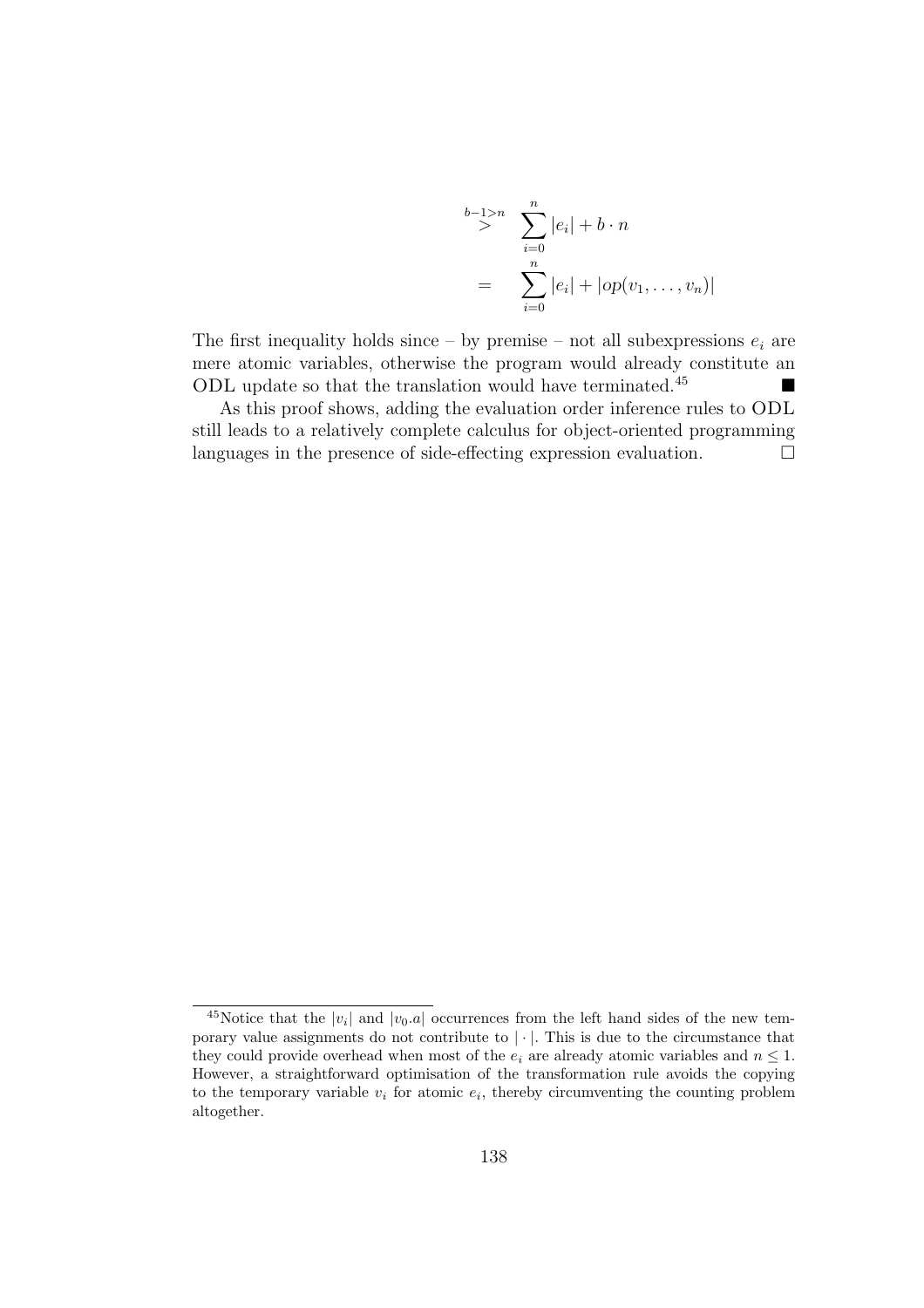$$
\begin{aligned}
&\overset{b-1>n}{>} \quad \sum_{i=0}^{n} |e_i| + b \cdot n \\
&= \quad \sum_{i=0}^{n} |e_i| + |op(v_1, \ldots, v_n)|
\end{aligned}
$$

The first inequality holds since – by premise – not all subexpressions $e_i$ are mere atomic variables, otherwise the program would already constitute an ODL update so that the translation would have terminated.[45] ■

As this proof shows, adding the evaluation order inference rules to ODL still leads to a relatively complete calculus for object-oriented programming languages in the presence of side-effecting expression evaluation. □

[45]Notice that the $|v_i|$ and $|v_0.a|$ occurrences from the left hand sides of the new temporary value assignments do not contribute to $|\cdot|$. This is due to the circumstance that they could provide overhead when most of the $e_i$ are already atomic variables and $n \leq 1$. However, a straightforward optimisation of the transformation rule avoids the copying to the temporary variable $v_i$ for atomic $e_i$, thereby circumventing the counting problem altogether.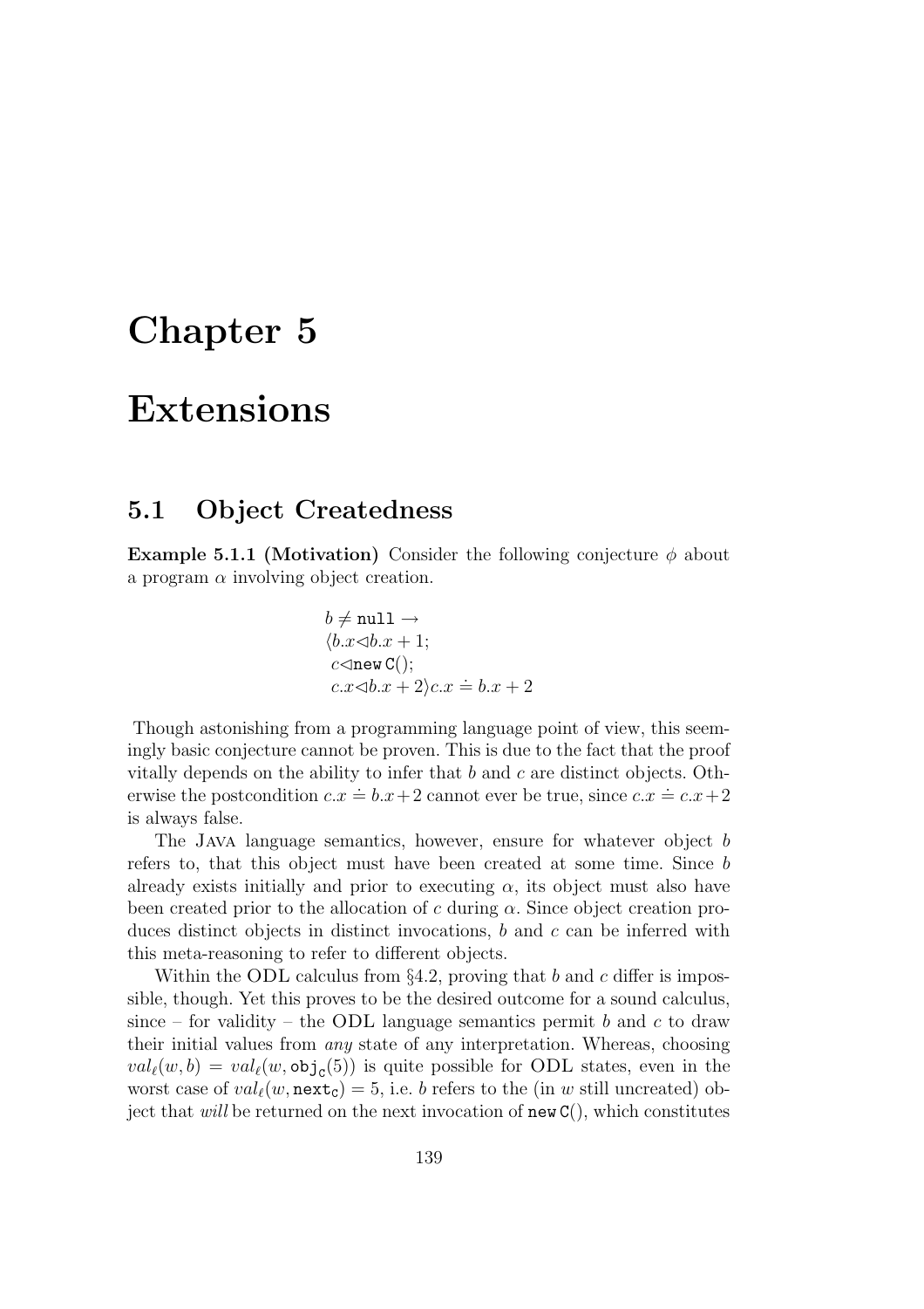# Chapter 5

# Extensions

## 5.1 Object Createdness

**Example 5.1.1 (Motivation)** Consider the following conjecture $\phi$ about a program $\alpha$ involving object creation.

$$\begin{array}{l} b \neq \texttt{null} \rightarrow \\ \langle b.x \lhd b.x + 1; \\ \;c \lhd \texttt{new}\,\texttt{C}(); \\ \;c.x \lhd b.x + 2 \rangle c.x \doteq b.x + 2 \end{array}$$

Though astonishing from a programming language point of view, this seemingly basic conjecture cannot be proven. This is due to the fact that the proof vitally depends on the ability to infer that $b$ and $c$ are distinct objects. Otherwise the postcondition $c.x \doteq b.x + 2$ cannot ever be true, since $c.x \doteq c.x + 2$ is always false.

The Java language semantics, however, ensure for whatever object $b$ refers to, that this object must have been created at some time. Since $b$ already exists initially and prior to executing $\alpha$, its object must also have been created prior to the allocation of $c$ during $\alpha$. Since object creation produces distinct objects in distinct invocations, $b$ and $c$ can be inferred with this meta-reasoning to refer to different objects.

Within the ODL calculus from §4.2, proving that $b$ and $c$ differ is impossible, though. Yet this proves to be the desired outcome for a sound calculus, since – for validity – the ODL language semantics permit $b$ and $c$ to draw their initial values from *any* state of any interpretation. Whereas, choosing $val_\ell(w, b) = val_\ell(w, \texttt{obj}_\texttt{C}(5))$ is quite possible for ODL states, even in the worst case of $val_\ell(w, \texttt{next}_\texttt{C}) = 5$, i.e. $b$ refers to the (in $w$ still uncreated) object that *will* be returned on the next invocation of $\texttt{new}\,\texttt{C}()$, which constitutes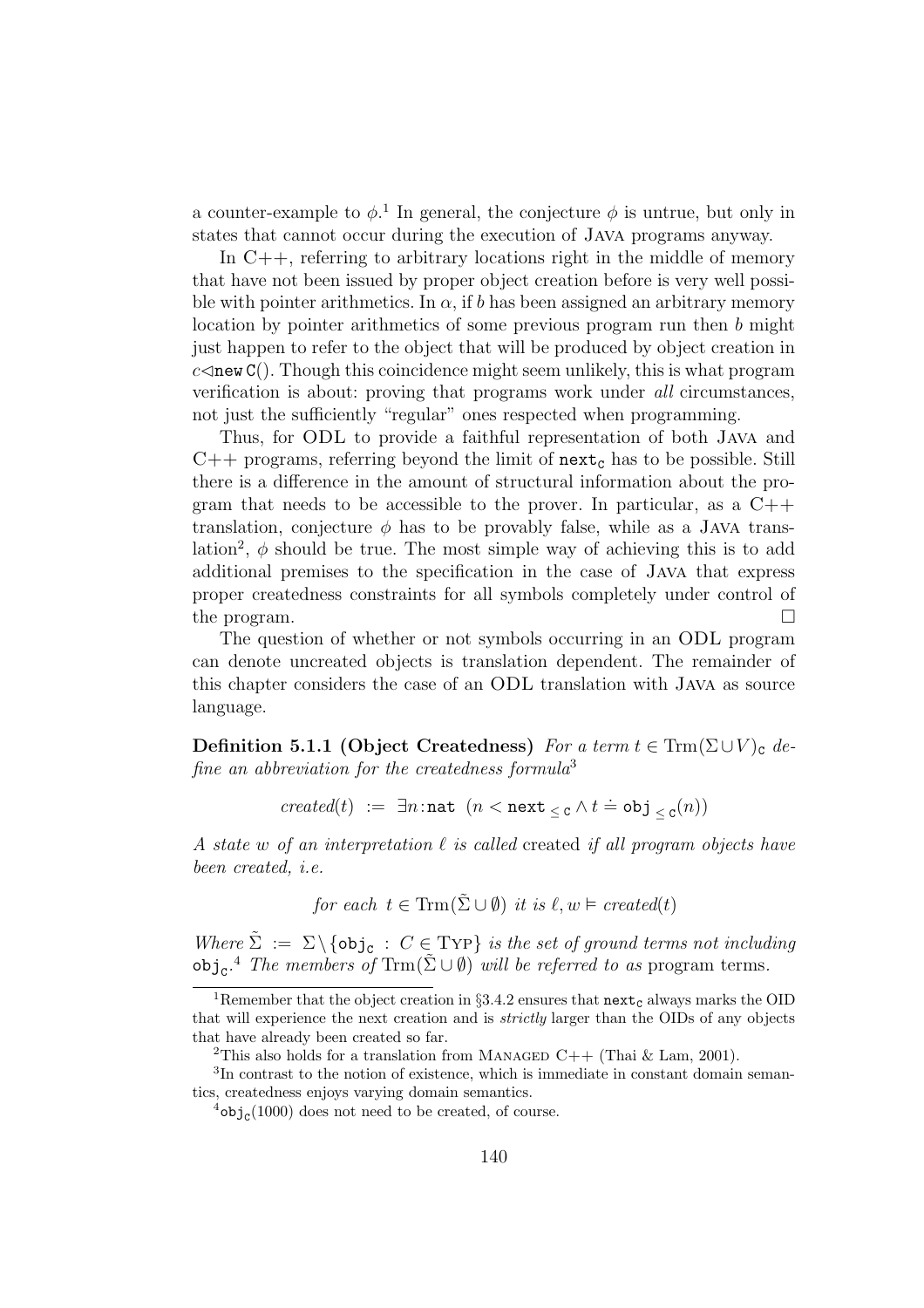a counter-example to $\phi$.[1] In general, the conjecture $\phi$ is untrue, but only in states that cannot occur during the execution of Java programs anyway.

In C++, referring to arbitrary locations right in the middle of memory that have not been issued by proper object creation before is very well possible with pointer arithmetics. In $\alpha$, if $b$ has been assigned an arbitrary memory location by pointer arithmetics of some previous program run then $b$ might just happen to refer to the object that will be produced by object creation in $c \lhd \mathtt{new}\,\mathtt{C}()$. Though this coincidence might seem unlikely, this is what program verification is about: proving that programs work under *all* circumstances, not just the sufficiently "regular" ones respected when programming.

Thus, for ODL to provide a faithful representation of both Java and C++ programs, referring beyond the limit of $\mathtt{next}_\mathtt{C}$ has to be possible. Still there is a difference in the amount of structural information about the program that needs to be accessible to the prover. In particular, as a C++ translation, conjecture $\phi$ has to be provably false, while as a Java translation[2], $\phi$ should be true. The most simple way of achieving this is to add additional premises to the specification in the case of Java that express proper createdness constraints for all symbols completely under control of the program. □

The question of whether or not symbols occurring in an ODL program can denote uncreated objects is translation dependent. The remainder of this chapter considers the case of an ODL translation with Java as source language.

**Definition 5.1.1 (Object Createdness)** *For a term $t \in \mathrm{Trm}(\Sigma \cup V)_\mathtt{C}$ define an abbreviation for the createdness formula*[3]

$$created(t) \;:=\; \exists n{:}\mathtt{nat}\;\; (n < \mathtt{next}_{\leq \mathtt{C}} \land t \doteq \mathtt{obj}_{\leq \mathtt{C}}(n))$$

*A state $w$ of an interpretation $\ell$ is called* created *if all program objects have been created, i.e.*

$$\textit{for each } t \in \mathrm{Trm}(\tilde{\Sigma} \cup \emptyset) \textit{ it is } \ell, w \vDash created(t)$$

*Where $\tilde{\Sigma} := \Sigma \setminus \{\mathtt{obj}_\mathtt{C} : C \in \mathrm{Typ}\}$ is the set of ground terms not including $\mathtt{obj}_\mathtt{C}$.*[4] *The members of $\mathrm{Trm}(\tilde{\Sigma} \cup \emptyset)$ will be referred to as* program terms.

---

[1] Remember that the object creation in §3.4.2 ensures that $\mathtt{next}_\mathtt{C}$ always marks the OID that will experience the next creation and is *strictly* larger than the OIDs of any objects that have already been created so far.

[2] This also holds for a translation from Managed C++ (Thai & Lam, 2001).

[3] In contrast to the notion of existence, which is immediate in constant domain semantics, createdness enjoys varying domain semantics.

[4] $\mathtt{obj}_\mathtt{C}(1000)$ does not need to be created, of course.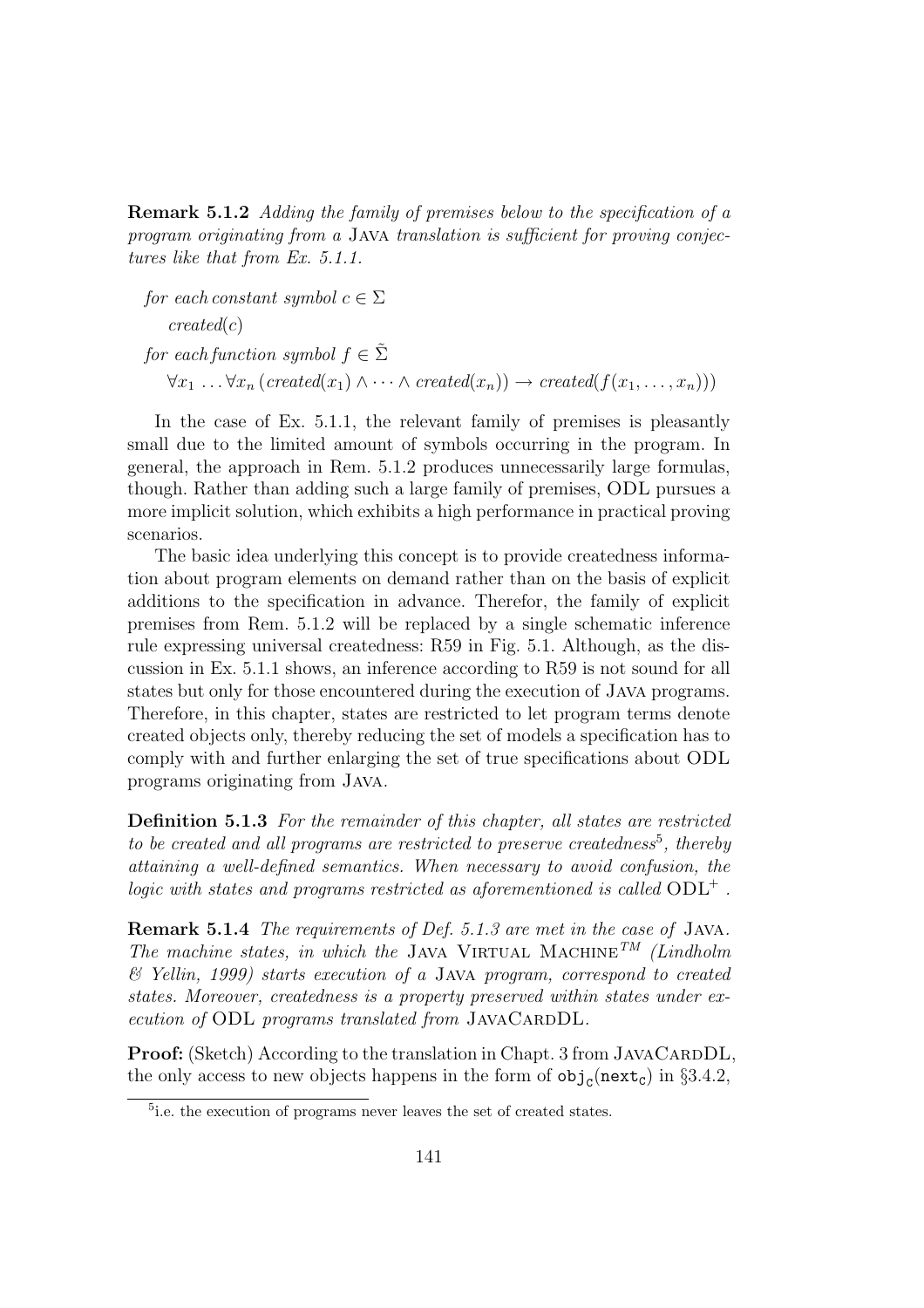**Remark 5.1.2** *Adding the family of premises below to the specification of a program originating from a* Java *translation is sufficient for proving conjectures like that from Ex. 5.1.1.*

*for each constant symbol* $c \in \Sigma$

$\quad created(c)$

*for each function symbol* $f \in \tilde{\Sigma}$

$\quad \forall x_1 \ldots \forall x_n\, (created(x_1) \wedge \cdots \wedge created(x_n)) \rightarrow created(f(x_1, \ldots, x_n)))$

In the case of Ex. 5.1.1, the relevant family of premises is pleasantly small due to the limited amount of symbols occurring in the program. In general, the approach in Rem. 5.1.2 produces unnecessarily large formulas, though. Rather than adding such a large family of premises, ODL pursues a more implicit solution, which exhibits a high performance in practical proving scenarios.

The basic idea underlying this concept is to provide createdness information about program elements on demand rather than on the basis of explicit additions to the specification in advance. Therefor, the family of explicit premises from Rem. 5.1.2 will be replaced by a single schematic inference rule expressing universal createdness: R59 in Fig. 5.1. Although, as the discussion in Ex. 5.1.1 shows, an inference according to R59 is not sound for all states but only for those encountered during the execution of Java programs. Therefore, in this chapter, states are restricted to let program terms denote created objects only, thereby reducing the set of models a specification has to comply with and further enlarging the set of true specifications about ODL programs originating from Java.

**Definition 5.1.3** *For the remainder of this chapter, all states are restricted to be created and all programs are restricted to preserve createdness*[5]*, thereby attaining a well-defined semantics. When necessary to avoid confusion, the logic with states and programs restricted as aforementioned is called* $\text{ODL}^+$ .

**Remark 5.1.4** *The requirements of Def. 5.1.3 are met in the case of* Java*. The machine states, in which the* Java Virtual Machine$^{TM}$ *(Lindholm & Yellin, 1999) starts execution of a* Java *program, correspond to created states. Moreover, createdness is a property preserved within states under execution of* ODL *programs translated from* JavaCardDL.

**Proof:** (Sketch) According to the translation in Chapt. 3 from JavaCardDL, the only access to new objects happens in the form of $\mathtt{obj_C}(\mathtt{next_C})$ in §3.4.2,

[5] i.e. the execution of programs never leaves the set of created states.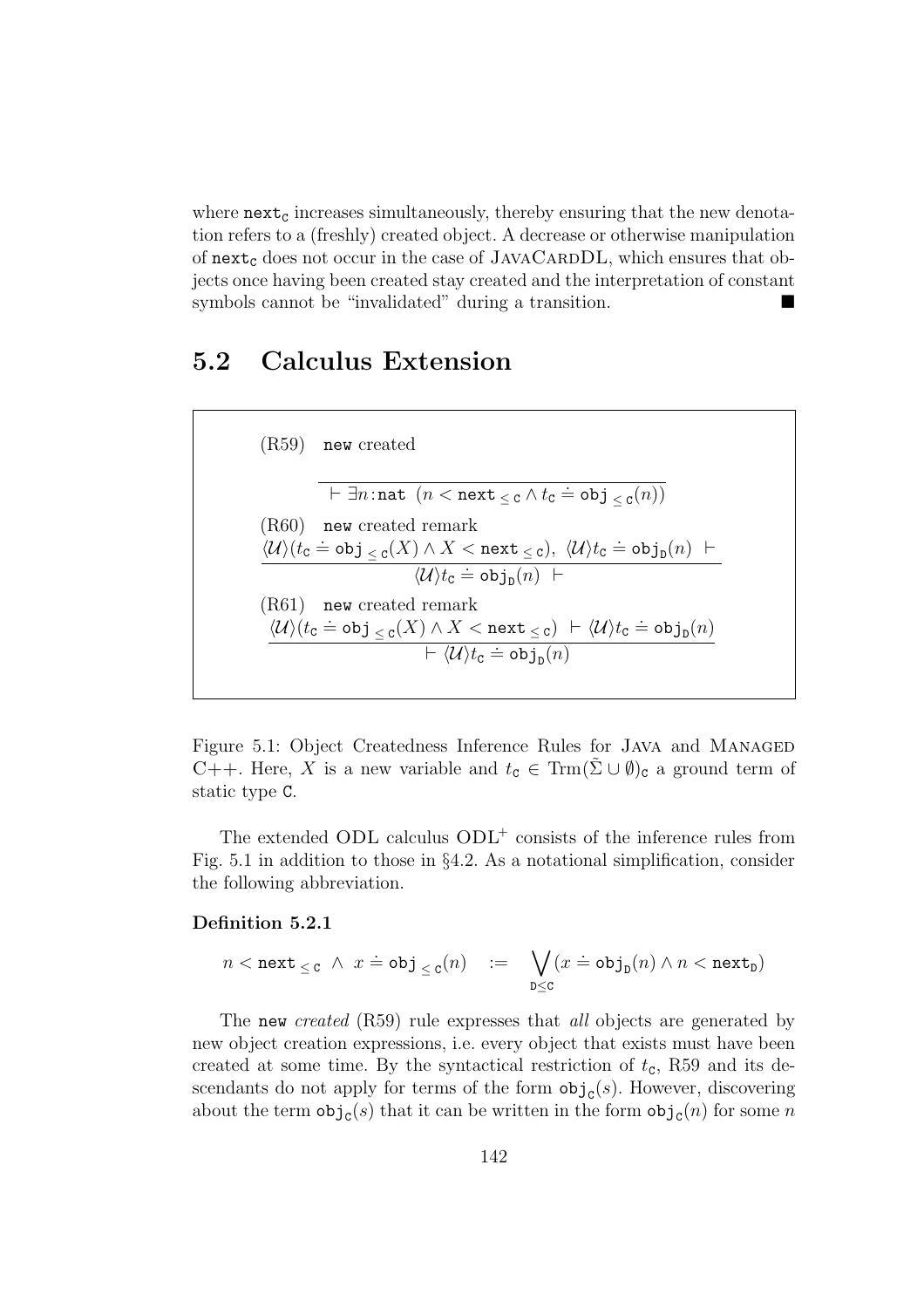where $\mathtt{next}_\mathtt{C}$ increases simultaneously, thereby ensuring that the new denotation refers to a (freshly) created object. A decrease or otherwise manipulation of $\mathtt{next}_\mathtt{C}$ does not occur in the case of JavaCardDL, which ensures that objects once having been created stay created and the interpretation of constant symbols cannot be "invalidated" during a transition. ∎

## 5.2 Calculus Extension

(R59) `new` created

$$\frac{}{\vdash \exists n{:}\mathtt{nat}\ (n < \mathtt{next}_{\leq \mathtt{C}} \land t_\mathtt{C} \doteq \mathtt{obj}_{\leq \mathtt{C}}(n))}$$

(R60) `new` created remark

$$\frac{\langle\mathcal{U}\rangle(t_\mathtt{C} \doteq \mathtt{obj}_{\leq \mathtt{C}}(X) \land X < \mathtt{next}_{\leq \mathtt{C}}),\ \langle\mathcal{U}\rangle t_\mathtt{C} \doteq \mathtt{obj}_\mathtt{D}(n)\ \vdash}{\langle\mathcal{U}\rangle t_\mathtt{C} \doteq \mathtt{obj}_\mathtt{D}(n)\ \vdash}$$

(R61) `new` created remark

$$\frac{\langle\mathcal{U}\rangle(t_\mathtt{C} \doteq \mathtt{obj}_{\leq \mathtt{C}}(X) \land X < \mathtt{next}_{\leq \mathtt{C}})\ \vdash \langle\mathcal{U}\rangle t_\mathtt{C} \doteq \mathtt{obj}_\mathtt{D}(n)}{\vdash \langle\mathcal{U}\rangle t_\mathtt{C} \doteq \mathtt{obj}_\mathtt{D}(n)}$$

Figure 5.1: Object Createdness Inference Rules for Java and Managed C++. Here, $X$ is a new variable and $t_\mathtt{C} \in \mathrm{Trm}(\tilde{\Sigma} \cup \emptyset)_\mathtt{C}$ a ground term of static type `C`.

The extended ODL calculus $\mathrm{ODL}^{+}$ consists of the inference rules from Fig. 5.1 in addition to those in §4.2. As a notational simplification, consider the following abbreviation.

**Definition 5.2.1**

$$n < \mathtt{next}_{\leq \mathtt{C}} \ \land\ x \doteq \mathtt{obj}_{\leq \mathtt{C}}(n) \quad := \quad \bigvee_{\mathtt{D} \leq \mathtt{C}} (x \doteq \mathtt{obj}_\mathtt{D}(n) \land n < \mathtt{next}_\mathtt{D})$$

The `new` *created* (R59) rule expresses that *all* objects are generated by new object creation expressions, i.e. every object that exists must have been created at some time. By the syntactical restriction of $t_\mathtt{C}$, R59 and its descendants do not apply for terms of the form $\mathtt{obj}_\mathtt{C}(s)$. However, discovering about the term $\mathtt{obj}_\mathtt{C}(s)$ that it can be written in the form $\mathtt{obj}_\mathtt{C}(n)$ for some $n$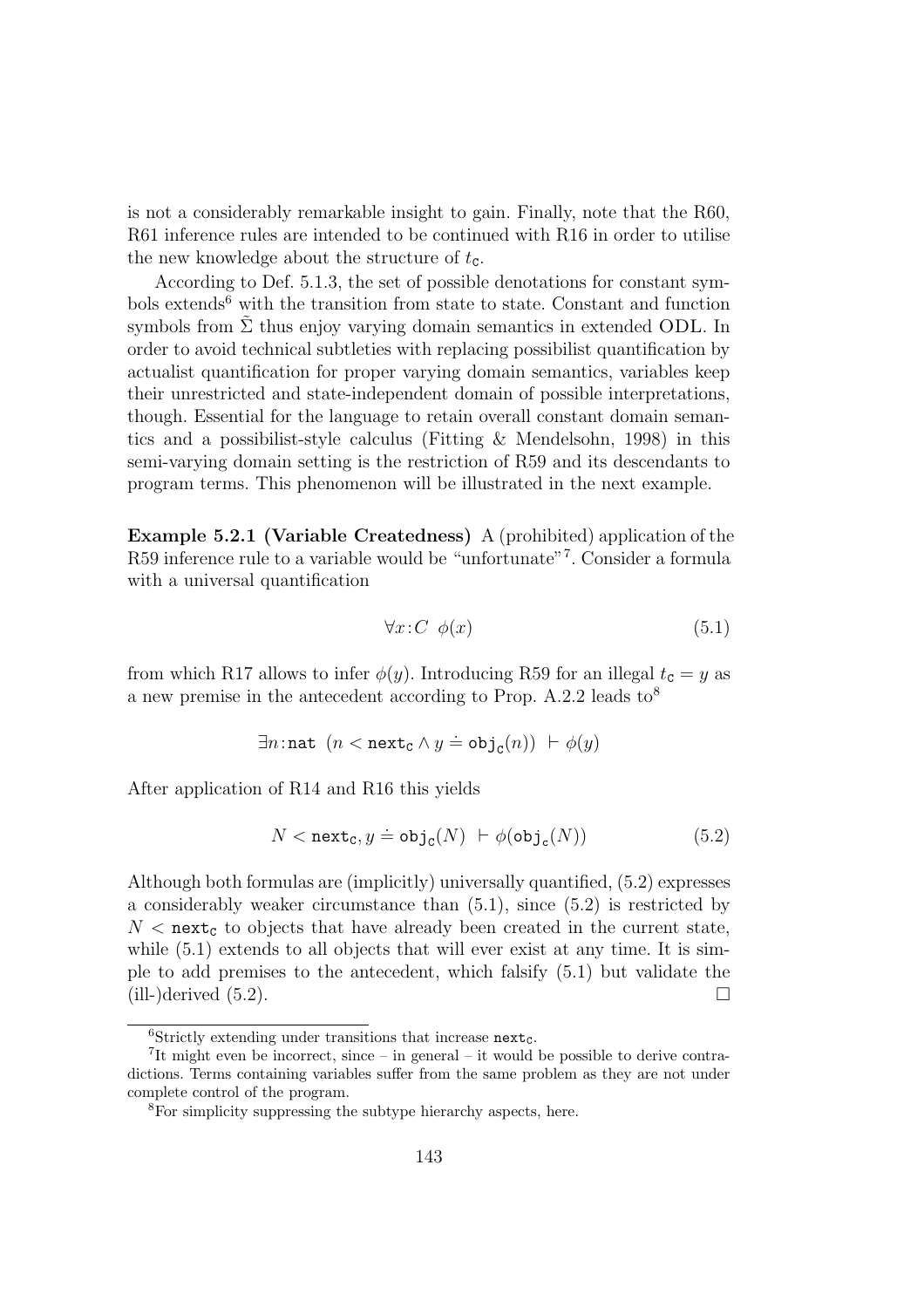is not a considerably remarkable insight to gain. Finally, note that the R60, R61 inference rules are intended to be continued with R16 in order to utilise the new knowledge about the structure of $t_{\mathtt{C}}$.

According to Def. 5.1.3, the set of possible denotations for constant symbols extends[6] with the transition from state to state. Constant and function symbols from $\tilde{\Sigma}$ thus enjoy varying domain semantics in extended ODL. In order to avoid technical subtleties with replacing possibilist quantification by actualist quantification for proper varying domain semantics, variables keep their unrestricted and state-independent domain of possible interpretations, though. Essential for the language to retain overall constant domain semantics and a possibilist-style calculus (Fitting & Mendelsohn, 1998) in this semi-varying domain setting is the restriction of R59 and its descendants to program terms. This phenomenon will be illustrated in the next example.

**Example 5.2.1 (Variable Createdness)** A (prohibited) application of the R59 inference rule to a variable would be "unfortunate"[7]. Consider a formula with a universal quantification

$$\forall x{:}C \;\; \phi(x) \tag{5.1}$$

from which R17 allows to infer $\phi(y)$. Introducing R59 for an illegal $t_{\mathtt{C}} = y$ as a new premise in the antecedent according to Prop. A.2.2 leads to[8]

$$\exists n{:}\mathtt{nat} \;\; (n < \mathtt{next}_{\mathtt{C}} \land y \doteq \mathtt{obj}_{\mathtt{C}}(n)) \;\vdash \phi(y)$$

After application of R14 and R16 this yields

$$N < \mathtt{next}_{\mathtt{C}}, y \doteq \mathtt{obj}_{\mathtt{C}}(N) \;\vdash \phi(\mathtt{obj}_{\mathtt{c}}(N)) \tag{5.2}$$

Although both formulas are (implicitly) universally quantified, (5.2) expresses a considerably weaker circumstance than (5.1), since (5.2) is restricted by $N < \mathtt{next}_{\mathtt{C}}$ to objects that have already been created in the current state, while (5.1) extends to all objects that will ever exist at any time. It is simple to add premises to the antecedent, which falsify (5.1) but validate the (ill-)derived (5.2). □

---

[6] Strictly extending under transitions that increase $\mathtt{next}_{\mathtt{C}}$.

[7] It might even be incorrect, since – in general – it would be possible to derive contradictions. Terms containing variables suffer from the same problem as they are not under complete control of the program.

[8] For simplicity suppressing the subtype hierarchy aspects, here.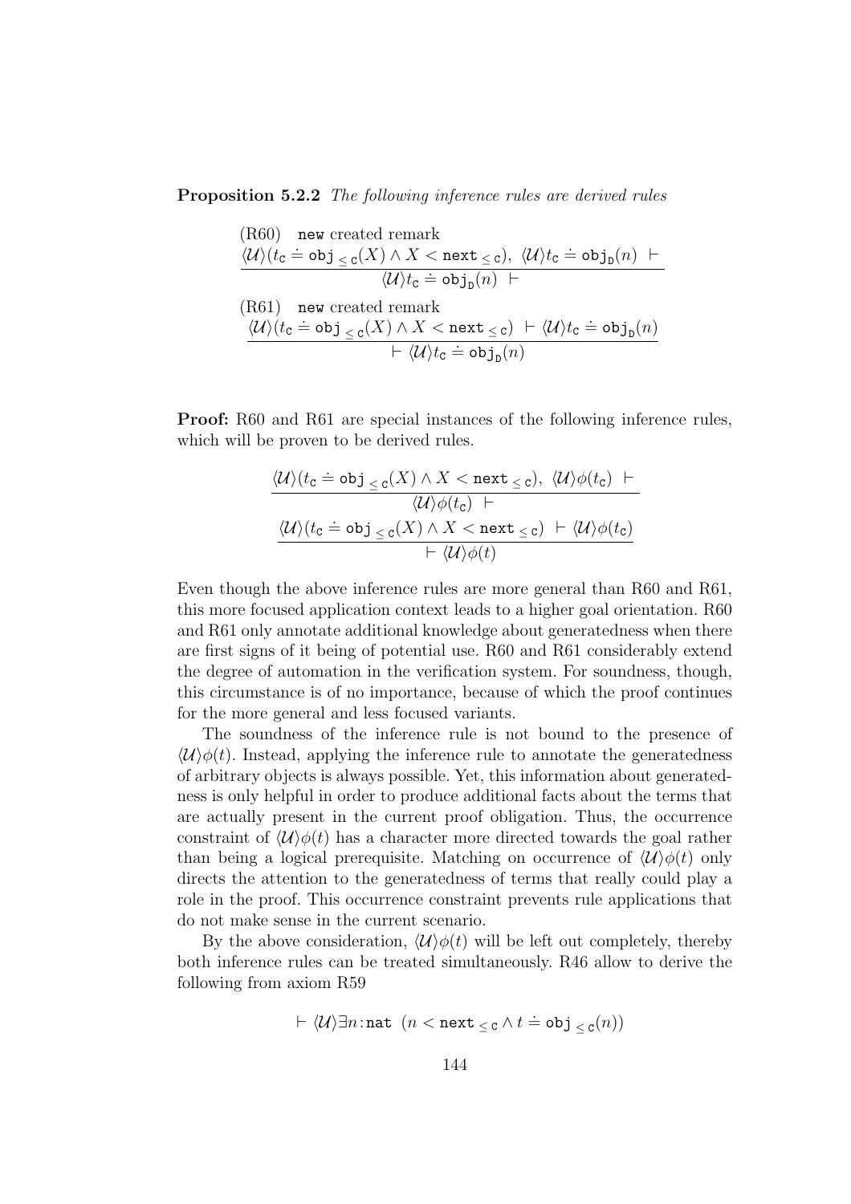**Proposition 5.2.2** *The following inference rules are derived rules*

$$\text{(R60)} \quad \texttt{new} \text{ created remark}$$

$$\frac{\langle \mathcal{U} \rangle (t_{\texttt{C}} \doteq \texttt{obj}_{\leq \texttt{C}}(X) \land X < \texttt{next}_{\leq \texttt{C}}),\ \langle \mathcal{U} \rangle t_{\texttt{C}} \doteq \texttt{obj}_{\texttt{D}}(n)\ \vdash}{\langle \mathcal{U} \rangle t_{\texttt{C}} \doteq \texttt{obj}_{\texttt{D}}(n)\ \vdash}$$

$$\text{(R61)} \quad \texttt{new} \text{ created remark}$$

$$\frac{\langle \mathcal{U} \rangle (t_{\texttt{C}} \doteq \texttt{obj}_{\leq \texttt{C}}(X) \land X < \texttt{next}_{\leq \texttt{C}})\ \vdash \langle \mathcal{U} \rangle t_{\texttt{C}} \doteq \texttt{obj}_{\texttt{D}}(n)}{\vdash \langle \mathcal{U} \rangle t_{\texttt{C}} \doteq \texttt{obj}_{\texttt{D}}(n)}$$

**Proof:** R60 and R61 are special instances of the following inference rules, which will be proven to be derived rules.

$$\frac{\langle \mathcal{U} \rangle (t_{\texttt{C}} \doteq \texttt{obj}_{\leq \texttt{C}}(X) \land X < \texttt{next}_{\leq \texttt{C}}),\ \langle \mathcal{U} \rangle \phi(t_{\texttt{C}})\ \vdash}{\langle \mathcal{U} \rangle \phi(t_{\texttt{C}})\ \vdash}$$

$$\frac{\langle \mathcal{U} \rangle (t_{\texttt{C}} \doteq \texttt{obj}_{\leq \texttt{C}}(X) \land X < \texttt{next}_{\leq \texttt{C}})\ \vdash \langle \mathcal{U} \rangle \phi(t_{\texttt{C}})}{\vdash \langle \mathcal{U} \rangle \phi(t)}$$

Even though the above inference rules are more general than R60 and R61, this more focused application context leads to a higher goal orientation. R60 and R61 only annotate additional knowledge about generatedness when there are first signs of it being of potential use. R60 and R61 considerably extend the degree of automation in the verification system. For soundness, though, this circumstance is of no importance, because of which the proof continues for the more general and less focused variants.

The soundness of the inference rule is not bound to the presence of $\langle \mathcal{U} \rangle \phi(t)$. Instead, applying the inference rule to annotate the generatedness of arbitrary objects is always possible. Yet, this information about generatedness is only helpful in order to produce additional facts about the terms that are actually present in the current proof obligation. Thus, the occurrence constraint of $\langle \mathcal{U} \rangle \phi(t)$ has a character more directed towards the goal rather than being a logical prerequisite. Matching on occurrence of $\langle \mathcal{U} \rangle \phi(t)$ only directs the attention to the generatedness of terms that really could play a role in the proof. This occurrence constraint prevents rule applications that do not make sense in the current scenario.

By the above consideration, $\langle \mathcal{U} \rangle \phi(t)$ will be left out completely, thereby both inference rules can be treated simultaneously. R46 allow to derive the following from axiom R59

$$\vdash \langle \mathcal{U} \rangle \exists n{:}\texttt{nat}\ (n < \texttt{next}_{\leq \texttt{C}} \land t \doteq \texttt{obj}_{\leq \texttt{C}}(n))$$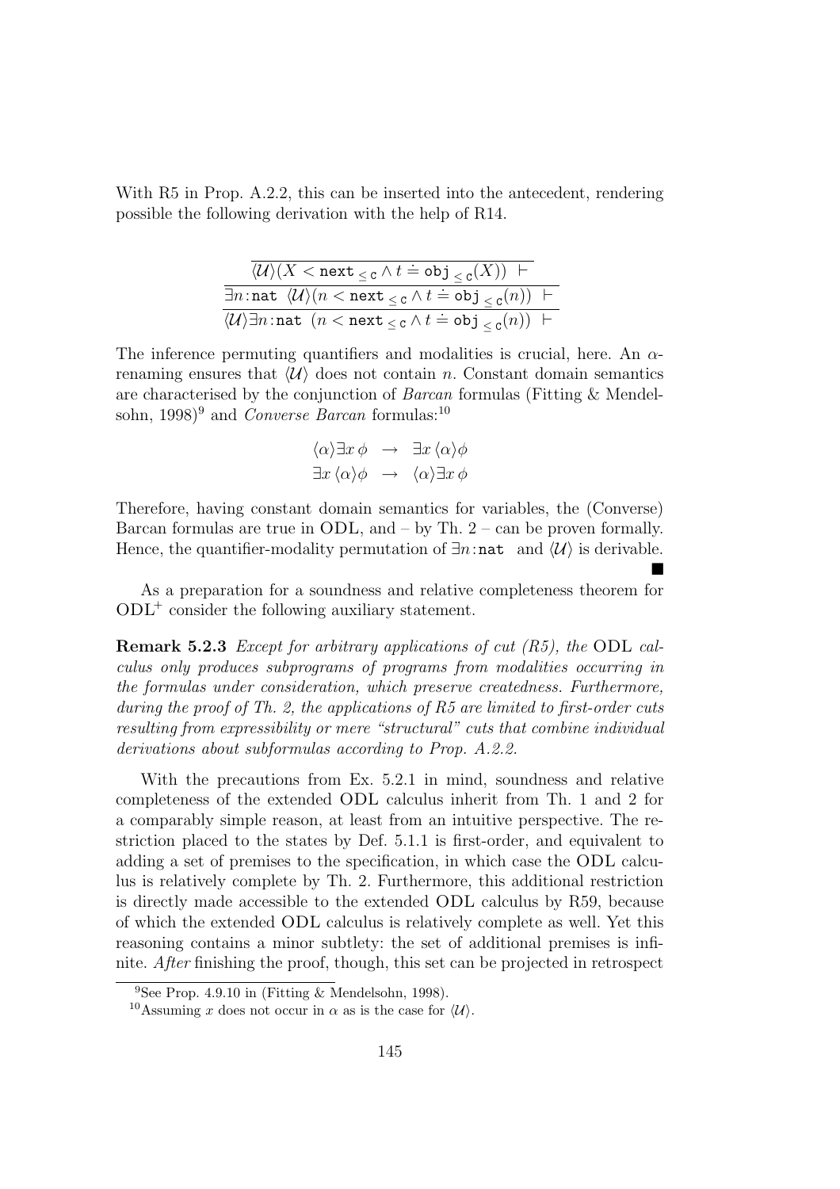With R5 in Prop. A.2.2, this can be inserted into the antecedent, rendering possible the following derivation with the help of R14.

$$
\cfrac{\cfrac{\overline{\langle\mathcal{U}\rangle(X < \mathtt{next}_{\leq\mathtt{C}} \land t \doteq \mathtt{obj}_{\leq\mathtt{C}}(X)) \ \vdash}}{\exists n\!:\!\mathtt{nat}\ \langle\mathcal{U}\rangle(n < \mathtt{next}_{\leq\mathtt{C}} \land t \doteq \mathtt{obj}_{\leq\mathtt{C}}(n)) \ \vdash}}{\langle\mathcal{U}\rangle\exists n\!:\!\mathtt{nat}\ (n < \mathtt{next}_{\leq\mathtt{C}} \land t \doteq \mathtt{obj}_{\leq\mathtt{C}}(n)) \ \vdash}
$$

The inference permuting quantifiers and modalities is crucial, here. An $\alpha$-renaming ensures that $\langle\mathcal{U}\rangle$ does not contain $n$. Constant domain semantics are characterised by the conjunction of *Barcan* formulas (Fitting & Mendelsohn, 1998)[9] and *Converse Barcan* formulas:[10]

$$
\begin{array}{lcl}
\langle\alpha\rangle\exists x\,\phi & \to & \exists x\,\langle\alpha\rangle\phi \\
\exists x\,\langle\alpha\rangle\phi & \to & \langle\alpha\rangle\exists x\,\phi
\end{array}
$$

Therefore, having constant domain semantics for variables, the (Converse) Barcan formulas are true in ODL, and – by Th. 2 – can be proven formally. Hence, the quantifier-modality permutation of $\exists n\!:\!\mathtt{nat}$ and $\langle\mathcal{U}\rangle$ is derivable. ∎

As a preparation for a soundness and relative completeness theorem for ODL$^+$ consider the following auxiliary statement.

**Remark 5.2.3** *Except for arbitrary applications of cut (R5), the* ODL *calculus only produces subprograms of programs from modalities occurring in the formulas under consideration, which preserve createdness. Furthermore, during the proof of Th. 2, the applications of R5 are limited to first-order cuts resulting from expressibility or mere "structural" cuts that combine individual derivations about subformulas according to Prop. A.2.2.*

With the precautions from Ex. 5.2.1 in mind, soundness and relative completeness of the extended ODL calculus inherit from Th. 1 and 2 for a comparably simple reason, at least from an intuitive perspective. The restriction placed to the states by Def. 5.1.1 is first-order, and equivalent to adding a set of premises to the specification, in which case the ODL calculus is relatively complete by Th. 2. Furthermore, this additional restriction is directly made accessible to the extended ODL calculus by R59, because of which the extended ODL calculus is relatively complete as well. Yet this reasoning contains a minor subtlety: the set of additional premises is infinite. *After* finishing the proof, though, this set can be projected in retrospect

[9] See Prop. 4.9.10 in (Fitting & Mendelsohn, 1998).

[10] Assuming $x$ does not occur in $\alpha$ as is the case for $\langle\mathcal{U}\rangle$.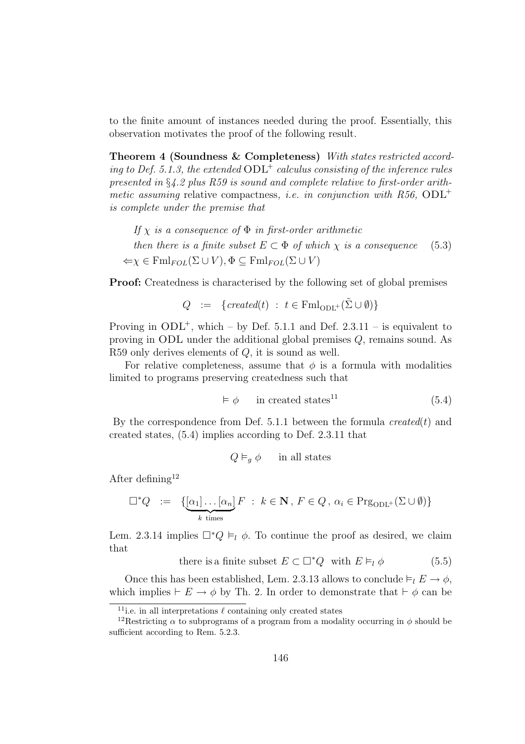to the finite amount of instances needed during the proof. Essentially, this observation motivates the proof of the following result.

**Theorem 4 (Soundness & Completeness)** *With states restricted according to Def. 5.1.3, the extended* $\mathrm{ODL}^+$ *calculus consisting of the inference rules presented in §4.2 plus R59 is sound and complete relative to first-order arithmetic assuming* relative compactness*, i.e. in conjunction with R56,* $\mathrm{ODL}^+$ *is complete under the premise that*

$$\begin{aligned}
&\text{If } \chi \text{ is a consequence of } \Phi \text{ in first-order arithmetic} \\
&\text{then there is a finite subset } E \subset \Phi \text{ of which } \chi \text{ is a consequence} \qquad (5.3) \\
&\Leftarrow \chi \in \mathrm{Fml}_{FOL}(\Sigma \cup V), \Phi \subseteq \mathrm{Fml}_{FOL}(\Sigma \cup V)
\end{aligned}$$

**Proof:** Createdness is characterised by the following set of global premises

$$Q \quad := \quad \{\mathit{created}(t) \ : \ t \in \mathrm{Fml}_{\mathrm{ODL}^+}(\tilde{\Sigma} \cup \emptyset)\}$$

Proving in $\mathrm{ODL}^+$, which – by Def. 5.1.1 and Def. 2.3.11 – is equivalent to proving in ODL under the additional global premises $Q$, remains sound. As R59 only derives elements of $Q$, it is sound as well.

For relative completeness, assume that $\phi$ is a formula with modalities limited to programs preserving createdness such that

$$\vDash \phi \qquad \text{in created states}^{11} \tag{5.4}$$

By the correspondence from Def. 5.1.1 between the formula $\mathit{created}(t)$ and created states, (5.4) implies according to Def. 2.3.11 that

$$Q \vDash_g \phi \qquad \text{in all states}$$

After defining[12]

$$\Box^* Q \quad := \quad \{\underbrace{[\alpha_1] \ldots [\alpha_n]}_{k \text{ times}} F \ : \ k \in \mathbf{N} \, , \, F \in Q \, , \, \alpha_i \in \mathrm{Prg}_{\mathrm{ODL}^+}(\Sigma \cup \emptyset)\}$$

Lem. 2.3.14 implies $\Box^* Q \vDash_l \phi$. To continue the proof as desired, we claim that

$$\text{there is a finite subset } E \subset \Box^* Q \ \text{ with } E \vDash_l \phi \tag{5.5}$$

Once this has been established, Lem. 2.3.13 allows to conclude $\vDash_l E \to \phi$, which implies $\vdash E \to \phi$ by Th. 2. In order to demonstrate that $\vdash \phi$ can be

[11] i.e. in all interpretations $\ell$ containing only created states

[12] Restricting $\alpha$ to subprograms of a program from a modality occurring in $\phi$ should be sufficient according to Rem. 5.2.3.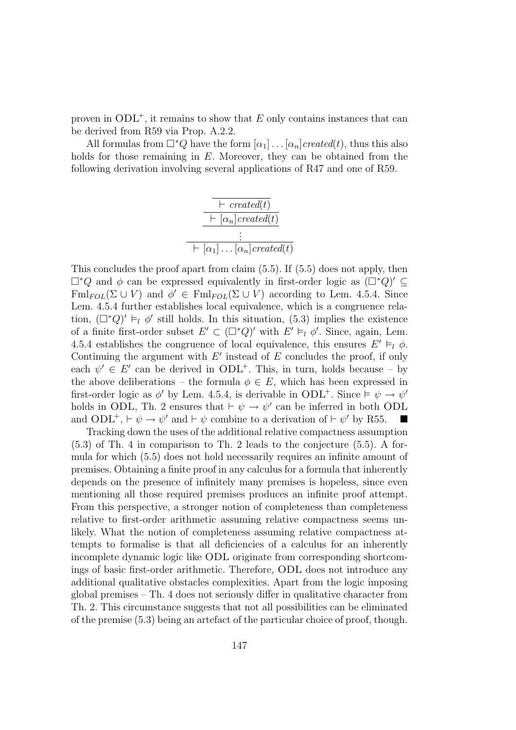proven in ODL$^+$, it remains to show that $E$ only contains instances that can be derived from R59 via Prop. A.2.2.

All formulas from $\Box^*Q$ have the form $[\alpha_1]\dots[\alpha_n]\mathit{created}(t)$, thus this also holds for those remaining in $E$. Moreover, they can be obtained from the following derivation involving several applications of R47 and one of R59.

$$\cfrac{\cfrac{\cfrac{}{\vdash \mathit{created}(t)}}{\vdash [\alpha_n]\mathit{created}(t)}}{\cfrac{\vdots}{\vdash [\alpha_1]\dots[\alpha_n]\mathit{created}(t)}}$$

This concludes the proof apart from claim (5.5). If (5.5) does not apply, then $\Box^*Q$ and $\phi$ can be expressed equivalently in first-order logic as $(\Box^*Q)' \subseteq \mathrm{Fml}_{FOL}(\Sigma \cup V)$ and $\phi' \in \mathrm{Fml}_{FOL}(\Sigma \cup V)$ according to Lem. 4.5.4. Since Lem. 4.5.4 further establishes local equivalence, which is a congruence relation, $(\Box^*Q)' \vDash_l \phi'$ still holds. In this situation, (5.3) implies the existence of a finite first-order subset $E' \subset (\Box^*Q)'$ with $E' \vDash_l \phi'$. Since, again, Lem. 4.5.4 establishes the congruence of local equivalence, this ensures $E' \vDash_l \phi$. Continuing the argument with $E'$ instead of $E$ concludes the proof, if only each $\psi' \in E'$ can be derived in ODL$^+$. This, in turn, holds because – by the above deliberations – the formula $\phi \in E$, which has been expressed in first-order logic as $\phi'$ by Lem. 4.5.4, is derivable in ODL$^+$. Since $\vDash \psi \rightarrow \psi'$ holds in ODL, Th. 2 ensures that $\vdash \psi \rightarrow \psi'$ can be inferred in both ODL and ODL$^+$, $\vdash \psi \rightarrow \psi'$ and $\vdash \psi$ combine to a derivation of $\vdash \psi'$ by R55. ∎

Tracking down the uses of the additional relative compactness assumption (5.3) of Th. 4 in comparison to Th. 2 leads to the conjecture (5.5). A formula for which (5.5) does not hold necessarily requires an infinite amount of premises. Obtaining a finite proof in any calculus for a formula that inherently depends on the presence of infinitely many premises is hopeless, since even mentioning all those required premises produces an infinite proof attempt. From this perspective, a stronger notion of completeness than completeness relative to first-order arithmetic assuming relative compactness seems unlikely. What the notion of completeness assuming relative compactness attempts to formalise is that all deficiencies of a calculus for an inherently incomplete dynamic logic like ODL originate from corresponding shortcomings of basic first-order arithmetic. Therefore, ODL does not introduce any additional qualitative obstacles complexities. Apart from the logic imposing global premises – Th. 4 does not seriously differ in qualitative character from Th. 2. This circumstance suggests that not all possibilities can be eliminated of the premise (5.3) being an artefact of the particular choice of proof, though.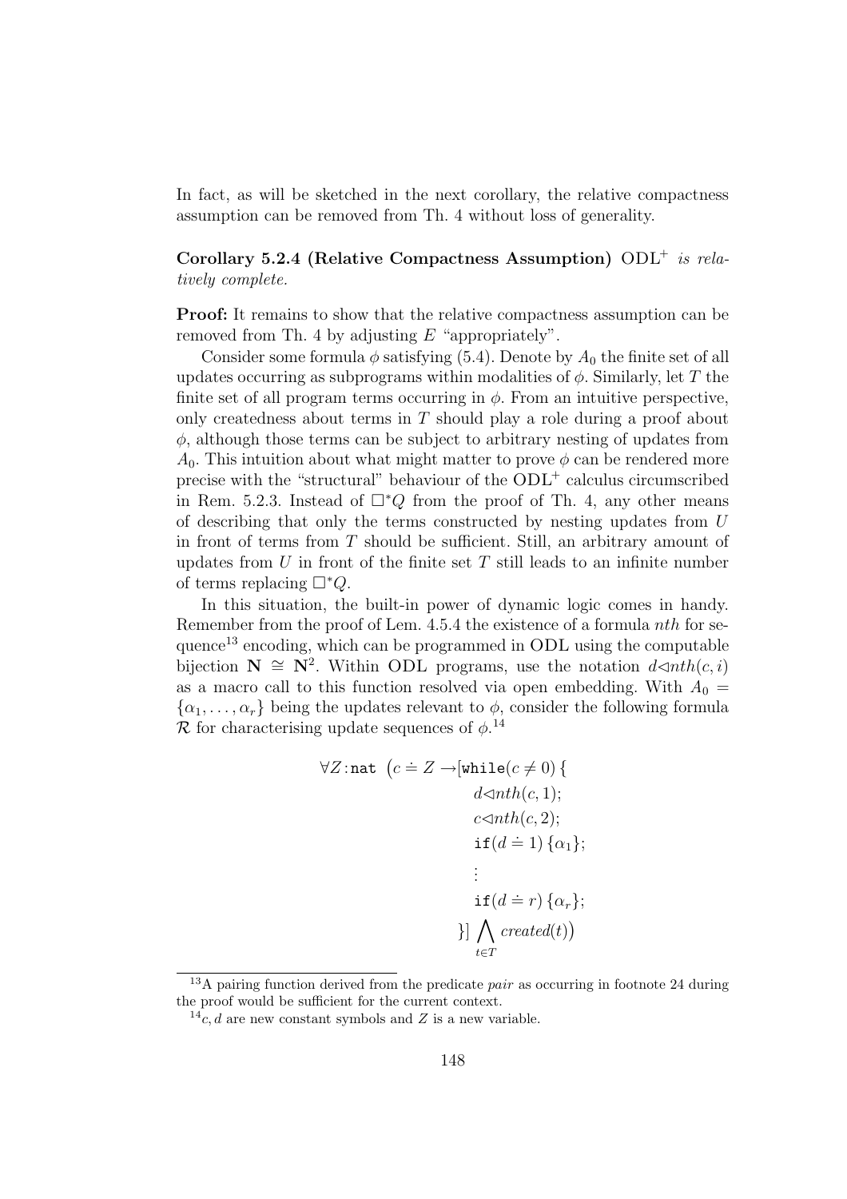In fact, as will be sketched in the next corollary, the relative compactness assumption can be removed from Th. 4 without loss of generality.

**Corollary 5.2.4 (Relative Compactness Assumption)** $\mathrm{ODL}^+$ *is relatively complete.*

**Proof:** It remains to show that the relative compactness assumption can be removed from Th. 4 by adjusting $E$ "appropriately".

Consider some formula $\phi$ satisfying (5.4). Denote by $A_0$ the finite set of all updates occurring as subprograms within modalities of $\phi$. Similarly, let $T$ the finite set of all program terms occurring in $\phi$. From an intuitive perspective, only createdness about terms in $T$ should play a role during a proof about $\phi$, although those terms can be subject to arbitrary nesting of updates from $A_0$. This intuition about what might matter to prove $\phi$ can be rendered more precise with the "structural" behaviour of the $\mathrm{ODL}^+$ calculus circumscribed in Rem. 5.2.3. Instead of $\Box^* Q$ from the proof of Th. 4, any other means of describing that only the terms constructed by nesting updates from $U$ in front of terms from $T$ should be sufficient. Still, an arbitrary amount of updates from $U$ in front of the finite set $T$ still leads to an infinite number of terms replacing $\Box^* Q$.

In this situation, the built-in power of dynamic logic comes in handy. Remember from the proof of Lem. 4.5.4 the existence of a formula $nth$ for sequence[13] encoding, which can be programmed in ODL using the computable bijection $\mathbf{N} \cong \mathbf{N}^2$. Within ODL programs, use the notation $d \lhd nth(c, i)$ as a macro call to this function resolved via open embedding. With $A_0 = \{\alpha_1, \dots, \alpha_r\}$ being the updates relevant to $\phi$, consider the following formula $\mathcal{R}$ for characterising update sequences of $\phi$.[14]

$$
\begin{aligned}
\forall Z\!:\!\mathtt{nat}\ \big(c \doteq Z \rightarrow [\mathtt{while}(c \neq 0)\,\{ \\
& d \lhd nth(c, 1); \\
& c \lhd nth(c, 2); \\
& \mathtt{if}(d \doteq 1)\,\{\alpha_1\}; \\
& \vdots \\
& \mathtt{if}(d \doteq r)\,\{\alpha_r\}; \\
\}]\ & \bigwedge_{t \in T} created(t)\big)
\end{aligned}
$$

[13] A pairing function derived from the predicate *pair* as occurring in footnote 24 during the proof would be sufficient for the current context.

[14] $c, d$ are new constant symbols and $Z$ is a new variable.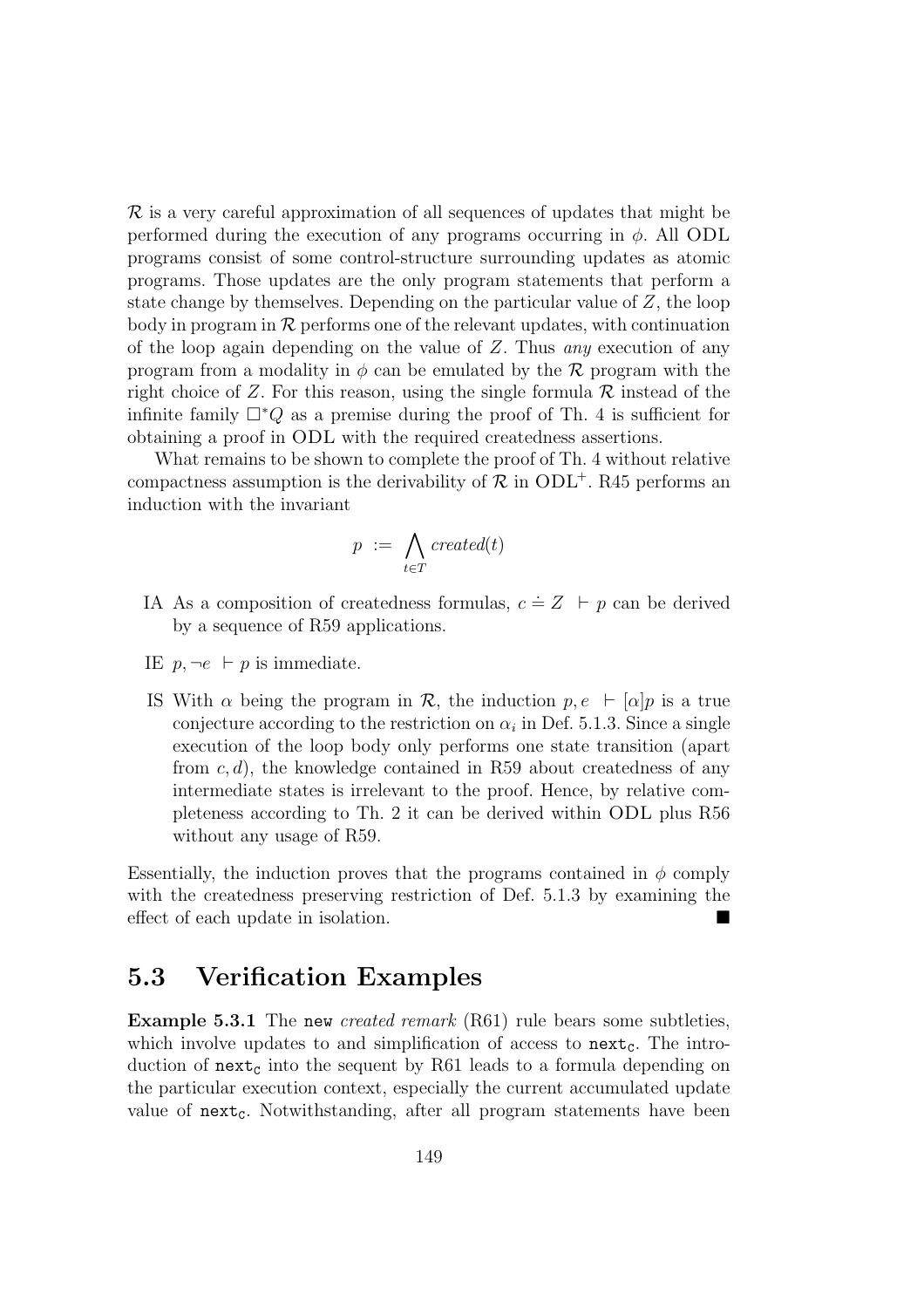$\mathcal{R}$ is a very careful approximation of all sequences of updates that might be performed during the execution of any programs occurring in $\phi$. All ODL programs consist of some control-structure surrounding updates as atomic programs. Those updates are the only program statements that perform a state change by themselves. Depending on the particular value of $Z$, the loop body in program in $\mathcal{R}$ performs one of the relevant updates, with continuation of the loop again depending on the value of $Z$. Thus *any* execution of any program from a modality in $\phi$ can be emulated by the $\mathcal{R}$ program with the right choice of $Z$. For this reason, using the single formula $\mathcal{R}$ instead of the infinite family $\Box^* Q$ as a premise during the proof of Th. 4 is sufficient for obtaining a proof in ODL with the required createdness assertions.

What remains to be shown to complete the proof of Th. 4 without relative compactness assumption is the derivability of $\mathcal{R}$ in ODL$^+$. R45 performs an induction with the invariant

$$p \;:=\; \bigwedge_{t \in T} \mathit{created}(t)$$

- IA As a composition of createdness formulas, $c \doteq Z \;\vdash p$ can be derived by a sequence of R59 applications.
- IE $p, \neg e \;\vdash p$ is immediate.
- IS With $\alpha$ being the program in $\mathcal{R}$, the induction $p, e \;\vdash [\alpha]p$ is a true conjecture according to the restriction on $\alpha_i$ in Def. 5.1.3. Since a single execution of the loop body only performs one state transition (apart from $c, d$), the knowledge contained in R59 about createdness of any intermediate states is irrelevant to the proof. Hence, by relative completeness according to Th. 2 it can be derived within ODL plus R56 without any usage of R59.

Essentially, the induction proves that the programs contained in $\phi$ comply with the createdness preserving restriction of Def. 5.1.3 by examining the effect of each update in isolation. ■

## 5.3 Verification Examples

**Example 5.3.1** The `new` *created remark* (R61) rule bears some subtleties, which involve updates to and simplification of access to $\mathtt{next}_\mathtt{C}$. The introduction of $\mathtt{next}_\mathtt{C}$ into the sequent by R61 leads to a formula depending on the particular execution context, especially the current accumulated update value of $\mathtt{next}_\mathtt{C}$. Notwithstanding, after all program statements have been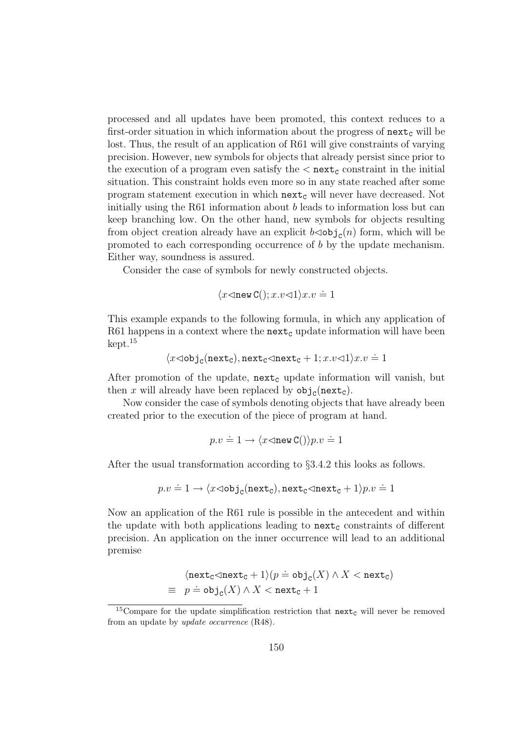processed and all updates have been promoted, this context reduces to a first-order situation in which information about the progress of $\mathtt{next_C}$ will be lost. Thus, the result of an application of R61 will give constraints of varying precision. However, new symbols for objects that already persist since prior to the execution of a program even satisfy the $< \mathtt{next_C}$ constraint in the initial situation. This constraint holds even more so in any state reached after some program statement execution in which $\mathtt{next_C}$ will never have decreased. Not initially using the R61 information about $b$ leads to information loss but can keep branching low. On the other hand, new symbols for objects resulting from object creation already have an explicit $b \triangleleft \mathtt{obj_C}(n)$ form, which will be promoted to each corresponding occurrence of $b$ by the update mechanism. Either way, soundness is assured.

Consider the case of symbols for newly constructed objects.

$$\langle x \triangleleft \mathtt{new\,C}(); x.v \triangleleft 1 \rangle x.v \doteq 1$$

This example expands to the following formula, in which any application of R61 happens in a context where the $\mathtt{next_C}$ update information will have been kept.[15]

$$\langle x \triangleleft \mathtt{obj_C}(\mathtt{next_C}), \mathtt{next_C} \triangleleft \mathtt{next_C} + 1; x.v \triangleleft 1 \rangle x.v \doteq 1$$

After promotion of the update, $\mathtt{next_C}$ update information will vanish, but then $x$ will already have been replaced by $\mathtt{obj_C}(\mathtt{next_C})$.

Now consider the case of symbols denoting objects that have already been created prior to the execution of the piece of program at hand.

$$p.v \doteq 1 \rightarrow \langle x \triangleleft \mathtt{new\,C}() \rangle p.v \doteq 1$$

After the usual transformation according to §3.4.2 this looks as follows.

$$p.v \doteq 1 \rightarrow \langle x \triangleleft \mathtt{obj_C}(\mathtt{next_C}), \mathtt{next_C} \triangleleft \mathtt{next_C} + 1 \rangle p.v \doteq 1$$

Now an application of the R61 rule is possible in the antecedent and within the update with both applications leading to $\mathtt{next_C}$ constraints of different precision. An application on the inner occurrence will lead to an additional premise

$$\begin{aligned} & \langle \mathtt{next_C} \triangleleft \mathtt{next_C} + 1 \rangle (p \doteq \mathtt{obj_C}(X) \wedge X < \mathtt{next_C}) \\ \equiv \quad & p \doteq \mathtt{obj_C}(X) \wedge X < \mathtt{next_C} + 1 \end{aligned}$$

[15] Compare for the update simplification restriction that $\mathtt{next_C}$ will never be removed from an update by *update occurrence* (R48).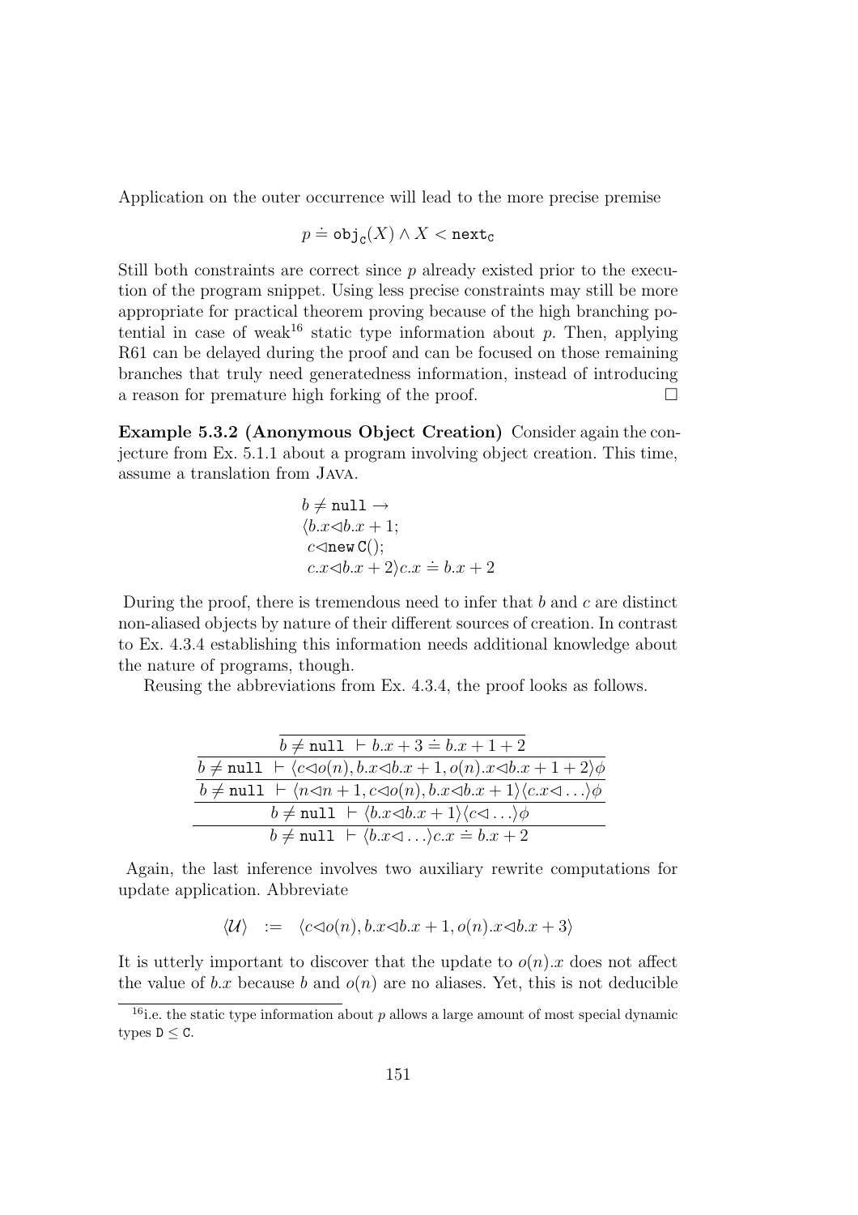Application on the outer occurrence will lead to the more precise premise

$$p \doteq \mathtt{obj}_{\mathtt{C}}(X) \land X < \mathtt{next}_{\mathtt{C}}$$

Still both constraints are correct since $p$ already existed prior to the execution of the program snippet. Using less precise constraints may still be more appropriate for practical theorem proving because of the high branching potential in case of weak[16] static type information about $p$. Then, applying R61 can be delayed during the proof and can be focused on those remaining branches that truly need generatedness information, instead of introducing a reason for premature high forking of the proof. □

**Example 5.3.2 (Anonymous Object Creation)** Consider again the conjecture from Ex. 5.1.1 about a program involving object creation. This time, assume a translation from Java.

$$\begin{array}{l} b \neq \mathtt{null} \rightarrow \\ \langle b.x \lhd b.x + 1; \\ \ c \lhd \mathtt{new}\ \mathtt{C}(); \\ \ c.x \lhd b.x + 2 \rangle c.x \doteq b.x + 2 \end{array}$$

During the proof, there is tremendous need to infer that $b$ and $c$ are distinct non-aliased objects by nature of their different sources of creation. In contrast to Ex. 4.3.4 establishing this information needs additional knowledge about the nature of programs, though.

Reusing the abbreviations from Ex. 4.3.4, the proof looks as follows.

$$\dfrac{\dfrac{\dfrac{\dfrac{\overline{b \neq \mathtt{null}\ \vdash b.x + 3 \doteq b.x + 1 + 2}}{b \neq \mathtt{null}\ \vdash \langle c \lhd o(n), b.x \lhd b.x + 1, o(n).x \lhd b.x + 1 + 2 \rangle \phi}}{b \neq \mathtt{null}\ \vdash \langle n \lhd n + 1, c \lhd o(n), b.x \lhd b.x + 1 \rangle \langle c.x \lhd \ldots \rangle \phi}}{b \neq \mathtt{null}\ \vdash \langle b.x \lhd b.x + 1 \rangle \langle c \lhd \ldots \rangle \phi}}{b \neq \mathtt{null}\ \vdash \langle b.x \lhd \ldots \rangle c.x \doteq b.x + 2}$$

Again, the last inference involves two auxiliary rewrite computations for update application. Abbreviate

$$\langle \mathcal{U} \rangle \ := \ \langle c \lhd o(n), b.x \lhd b.x + 1, o(n).x \lhd b.x + 3 \rangle$$

It is utterly important to discover that the update to $o(n).x$ does not affect the value of $b.x$ because $b$ and $o(n)$ are no aliases. Yet, this is not deducible

[16] i.e. the static type information about $p$ allows a large amount of most special dynamic types $\mathtt{D} \leq \mathtt{C}$.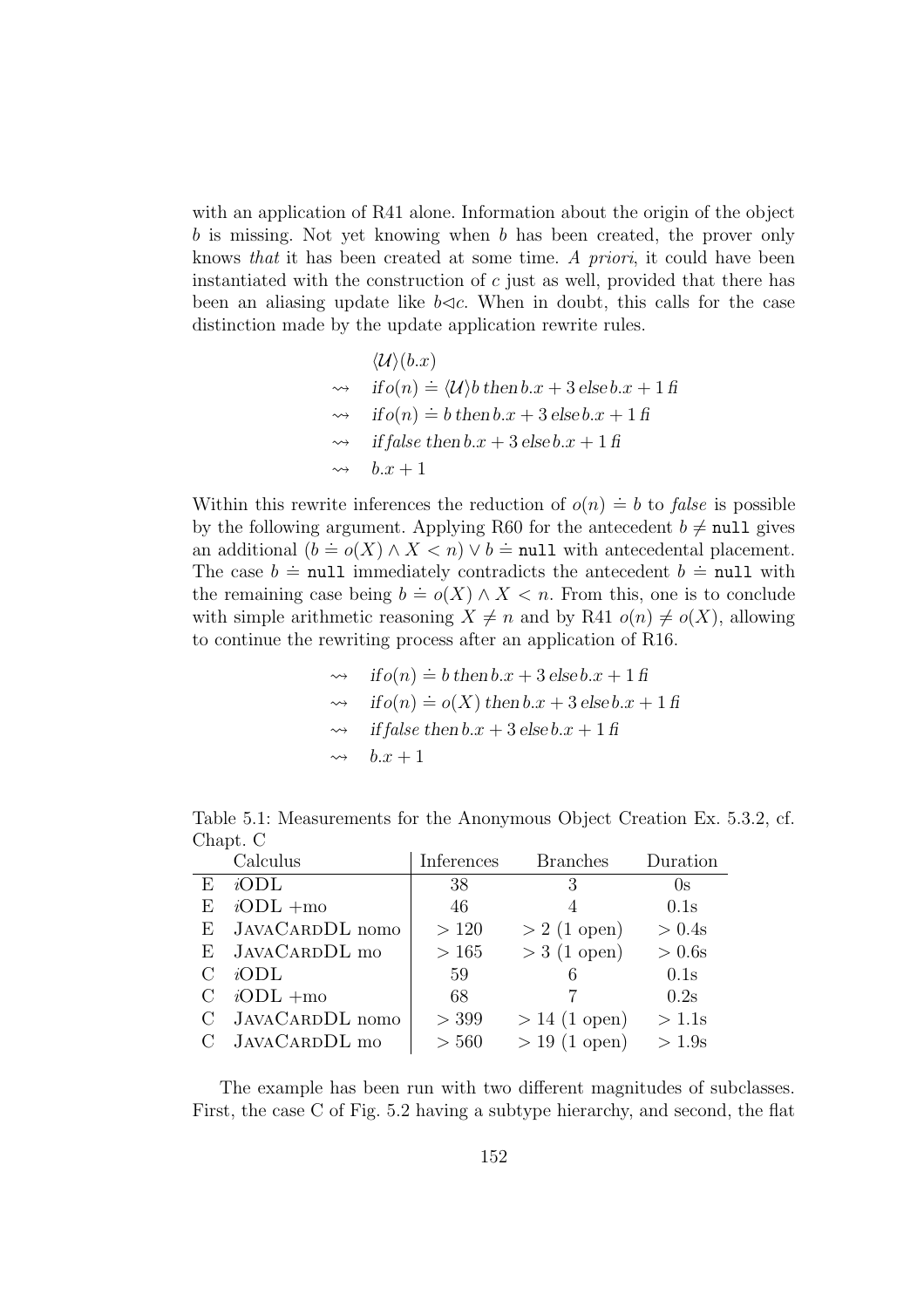with an application of R41 alone. Information about the origin of the object $b$ is missing. Not yet knowing when $b$ has been created, the prover only knows *that* it has been created at some time. *A priori*, it could have been instantiated with the construction of $c$ just as well, provided that there has been an aliasing update like $b \lhd c$. When in doubt, this calls for the case distinction made by the update application rewrite rules.

$$
\begin{aligned}
& \langle \mathcal{U} \rangle (b.x) \\
\rightsquigarrow \quad & \mathit{if}\, o(n) \doteq \langle \mathcal{U} \rangle b \;\mathit{then}\, b.x + 3 \;\mathit{else}\, b.x + 1 \;\mathit{fi} \\
\rightsquigarrow \quad & \mathit{if}\, o(n) \doteq b \;\mathit{then}\, b.x + 3 \;\mathit{else}\, b.x + 1 \;\mathit{fi} \\
\rightsquigarrow \quad & \mathit{if}\, \mathit{false} \;\mathit{then}\, b.x + 3 \;\mathit{else}\, b.x + 1 \;\mathit{fi} \\
\rightsquigarrow \quad & b.x + 1
\end{aligned}
$$

Within this rewrite inferences the reduction of $o(n) \doteq b$ to *false* is possible by the following argument. Applying R60 for the antecedent $b \neq \texttt{null}$ gives an additional $(b \doteq o(X) \wedge X < n) \vee b \doteq \texttt{null}$ with antecedental placement. The case $b \doteq \texttt{null}$ immediately contradicts the antecedent $b \doteq \texttt{null}$ with the remaining case being $b \doteq o(X) \wedge X < n$. From this, one is to conclude with simple arithmetic reasoning $X \neq n$ and by R41 $o(n) \neq o(X)$, allowing to continue the rewriting process after an application of R16.

$$
\begin{aligned}
\rightsquigarrow \quad & \mathit{if}\, o(n) \doteq b \;\mathit{then}\, b.x + 3 \;\mathit{else}\, b.x + 1 \;\mathit{fi} \\
\rightsquigarrow \quad & \mathit{if}\, o(n) \doteq o(X) \;\mathit{then}\, b.x + 3 \;\mathit{else}\, b.x + 1 \;\mathit{fi} \\
\rightsquigarrow \quad & \mathit{if}\, \mathit{false} \;\mathit{then}\, b.x + 3 \;\mathit{else}\, b.x + 1 \;\mathit{fi} \\
\rightsquigarrow \quad & b.x + 1
\end{aligned}
$$

Table 5.1: Measurements for the Anonymous Object Creation Ex. 5.3.2, cf. Chapt. C

| | Calculus | Inferences | Branches | Duration |
|---|---|---|---|---|
| E | *i*ODL | 38 | 3 | 0s |
| E | *i*ODL +mo | 46 | 4 | 0.1s |
| E | JavaCardDL nomo | > 120 | > 2 (1 open) | > 0.4s |
| E | JavaCardDL mo | > 165 | > 3 (1 open) | > 0.6s |
| C | *i*ODL | 59 | 6 | 0.1s |
| C | *i*ODL +mo | 68 | 7 | 0.2s |
| C | JavaCardDL nomo | > 399 | > 14 (1 open) | > 1.1s |
| C | JavaCardDL mo | > 560 | > 19 (1 open) | > 1.9s |

The example has been run with two different magnitudes of subclasses. First, the case C of Fig. 5.2 having a subtype hierarchy, and second, the flat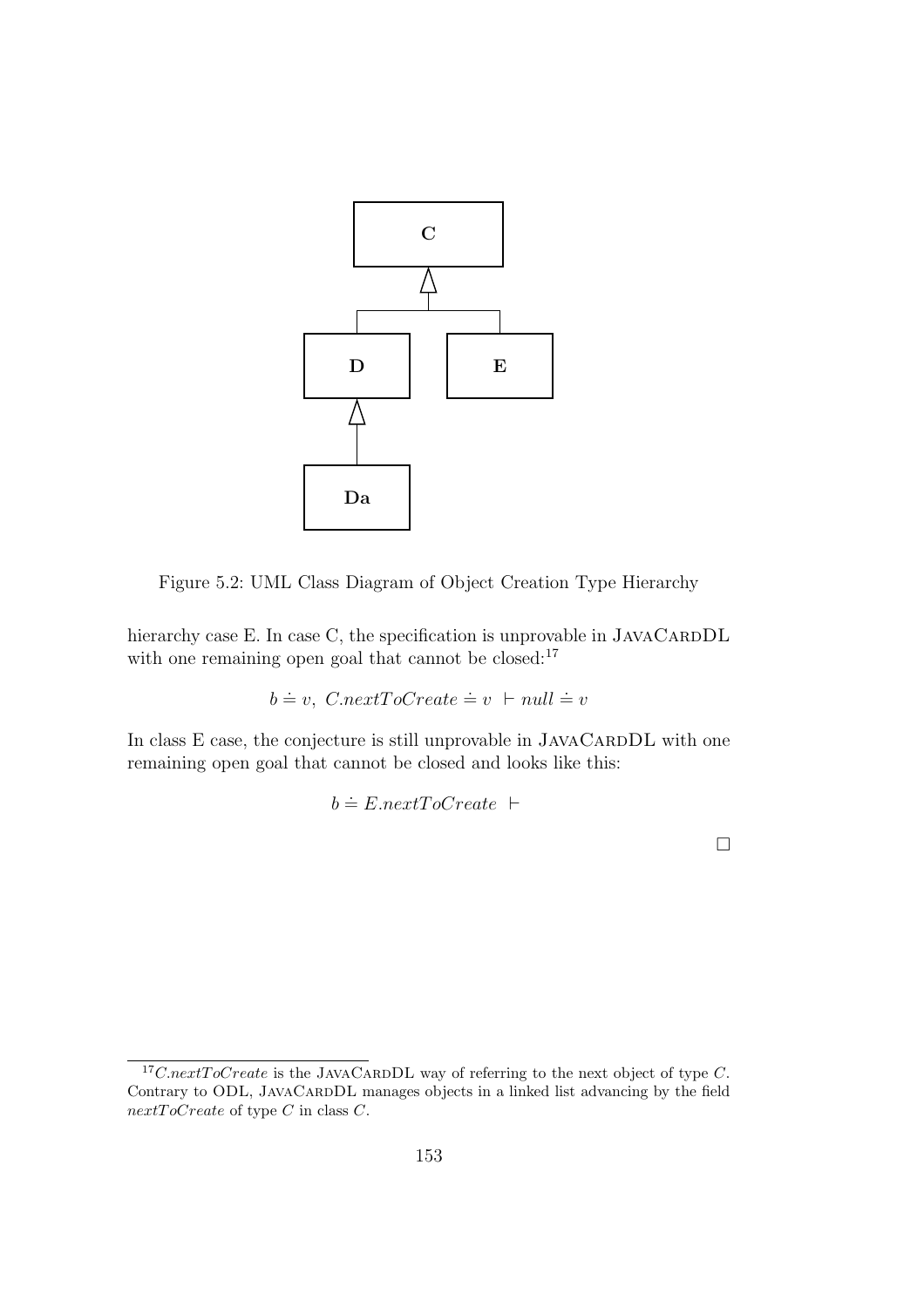C

D

E

Da

Figure 5.2: UML Class Diagram of Object Creation Type Hierarchy

hierarchy case E. In case C, the specification is unprovable in JavaCardDL with one remaining open goal that cannot be closed:[17]

$$b \doteq v,\ C.nextToCreate \doteq v\ \vdash null \doteq v$$

In class E case, the conjecture is still unprovable in JavaCardDL with one remaining open goal that cannot be closed and looks like this:

$$b \doteq E.nextToCreate\ \vdash$$

□

[17] $C.nextToCreate$ is the JavaCardDL way of referring to the next object of type $C$. Contrary to ODL, JavaCardDL manages objects in a linked list advancing by the field $nextToCreate$ of type $C$ in class $C$.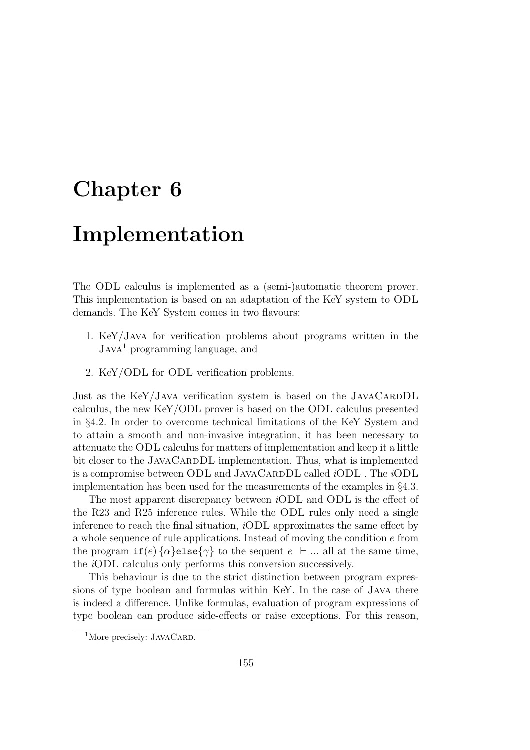# Chapter 6

# Implementation

The ODL calculus is implemented as a (semi-)automatic theorem prover. This implementation is based on an adaptation of the KeY system to ODL demands. The KeY System comes in two flavours:

1. KeY/Java for verification problems about programs written in the Java[1] programming language, and
2. KeY/ODL for ODL verification problems.

Just as the KeY/Java verification system is based on the JavaCardDL calculus, the new KeY/ODL prover is based on the ODL calculus presented in §4.2. In order to overcome technical limitations of the KeY System and to attain a smooth and non-invasive integration, it has been necessary to attenuate the ODL calculus for matters of implementation and keep it a little bit closer to the JavaCardDL implementation. Thus, what is implemented is a compromise between ODL and JavaCardDL called *i*ODL . The *i*ODL implementation has been used for the measurements of the examples in §4.3.

The most apparent discrepancy between *i*ODL and ODL is the effect of the R23 and R25 inference rules. While the ODL rules only need a single inference to reach the final situation, *i*ODL approximates the same effect by a whole sequence of rule applications. Instead of moving the condition $e$ from the program $\texttt{if}(e)\,\{\alpha\}\texttt{else}\{\gamma\}$ to the sequent $e\ \vdash$ ... all at the same time, the *i*ODL calculus only performs this conversion successively.

This behaviour is due to the strict distinction between program expressions of type boolean and formulas within KeY. In the case of Java there is indeed a difference. Unlike formulas, evaluation of program expressions of type boolean can produce side-effects or raise exceptions. For this reason,

[1] More precisely: JavaCard.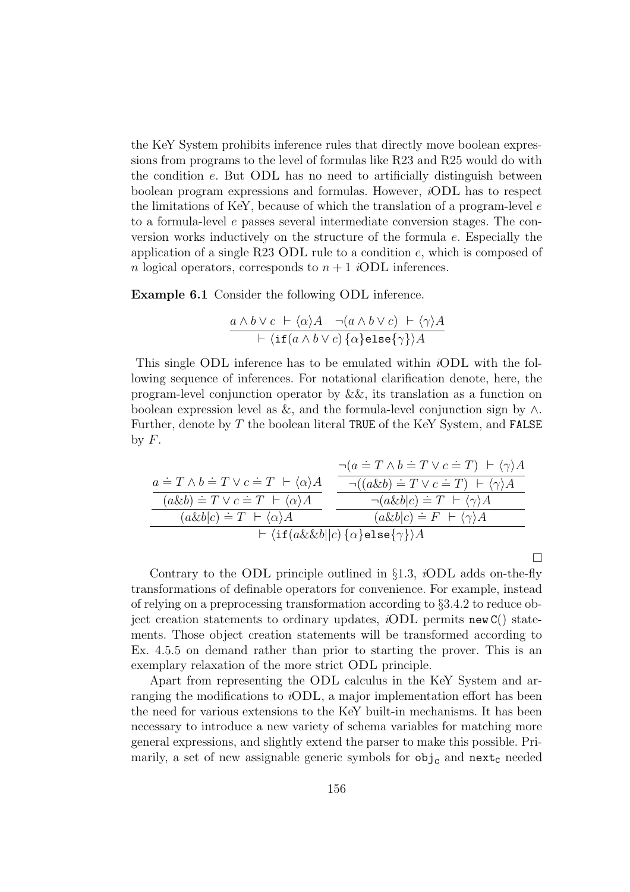the KeY System prohibits inference rules that directly move boolean expressions from programs to the level of formulas like R23 and R25 would do with the condition $e$. But ODL has no need to artificially distinguish between boolean program expressions and formulas. However, *i*ODL has to respect the limitations of KeY, because of which the translation of a program-level $e$ to a formula-level $e$ passes several intermediate conversion stages. The conversion works inductively on the structure of the formula $e$. Especially the application of a single R23 ODL rule to a condition $e$, which is composed of $n$ logical operators, corresponds to $n+1$ *i*ODL inferences.

**Example 6.1** Consider the following ODL inference.

$$\frac{a \land b \lor c \ \vdash \langle\alpha\rangle A \quad \neg(a \land b \lor c) \ \vdash \langle\gamma\rangle A}{\vdash \langle \mathtt{if}(a \land b \lor c)\,\{\alpha\}\mathtt{else}\{\gamma\}\rangle A}$$

This single ODL inference has to be emulated within *i*ODL with the following sequence of inferences. For notational clarification denote, here, the program-level conjunction operator by &&, its translation as a function on boolean expression level as &, and the formula-level conjunction sign by $\land$. Further, denote by $T$ the boolean literal `TRUE` of the KeY System, and `FALSE` by $F$.

$$\frac{\dfrac{\dfrac{a \doteq T \land b \doteq T \lor c \doteq T \ \vdash \langle\alpha\rangle A}{(a \& b) \doteq T \lor c \doteq T \ \vdash \langle\alpha\rangle A}}{(a \& b | c) \doteq T \ \vdash \langle\alpha\rangle A} \qquad \dfrac{\dfrac{\dfrac{\neg(a \doteq T \land b \doteq T \lor c \doteq T) \ \vdash \langle\gamma\rangle A}{\neg((a \& b) \doteq T \lor c \doteq T) \ \vdash \langle\gamma\rangle A}}{\neg(a \& b | c) \doteq T \ \vdash \langle\gamma\rangle A}}{(a \& b | c) \doteq F \ \vdash \langle\gamma\rangle A}}{\vdash \langle \mathtt{if}(a \&\& b || c)\,\{\alpha\}\mathtt{else}\{\gamma\}\rangle A}$$

□

Contrary to the ODL principle outlined in §1.3, *i*ODL adds on-the-fly transformations of definable operators for convenience. For example, instead of relying on a preprocessing transformation according to §3.4.2 to reduce object creation statements to ordinary updates, *i*ODL permits `new C()` statements. Those object creation statements will be transformed according to Ex. 4.5.5 on demand rather than prior to starting the prover. This is an exemplary relaxation of the more strict ODL principle.

Apart from representing the ODL calculus in the KeY System and arranging the modifications to *i*ODL, a major implementation effort has been the need for various extensions to the KeY built-in mechanisms. It has been necessary to introduce a new variety of schema variables for matching more general expressions, and slightly extend the parser to make this possible. Primarily, a set of new assignable generic symbols for $\mathtt{obj}_\mathtt{C}$ and $\mathtt{next}_\mathtt{C}$ needed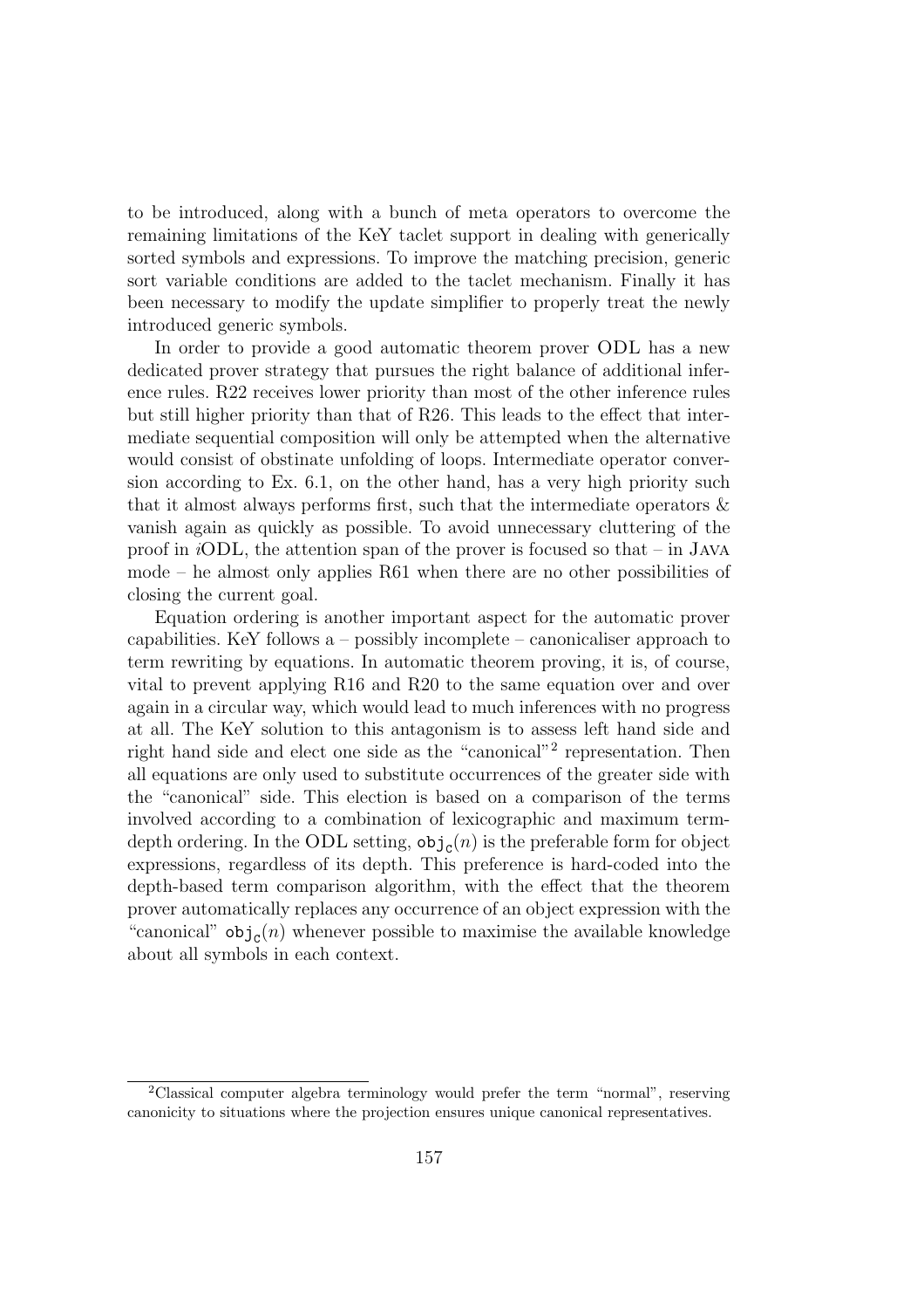to be introduced, along with a bunch of meta operators to overcome the remaining limitations of the KeY taclet support in dealing with generically sorted symbols and expressions. To improve the matching precision, generic sort variable conditions are added to the taclet mechanism. Finally it has been necessary to modify the update simplifier to properly treat the newly introduced generic symbols.

In order to provide a good automatic theorem prover ODL has a new dedicated prover strategy that pursues the right balance of additional inference rules. R22 receives lower priority than most of the other inference rules but still higher priority than that of R26. This leads to the effect that intermediate sequential composition will only be attempted when the alternative would consist of obstinate unfolding of loops. Intermediate operator conversion according to Ex. 6.1, on the other hand, has a very high priority such that it almost always performs first, such that the intermediate operators & vanish again as quickly as possible. To avoid unnecessary cluttering of the proof in *i*ODL, the attention span of the prover is focused so that – in Java mode – he almost only applies R61 when there are no other possibilities of closing the current goal.

Equation ordering is another important aspect for the automatic prover capabilities. KeY follows a – possibly incomplete – canonicaliser approach to term rewriting by equations. In automatic theorem proving, it is, of course, vital to prevent applying R16 and R20 to the same equation over and over again in a circular way, which would lead to much inferences with no progress at all. The KeY solution to this antagonism is to assess left hand side and right hand side and elect one side as the "canonical"[2] representation. Then all equations are only used to substitute occurrences of the greater side with the "canonical" side. This election is based on a comparison of the terms involved according to a combination of lexicographic and maximum term-depth ordering. In the ODL setting, $\mathtt{obj}_{\mathtt{C}}(n)$ is the preferable form for object expressions, regardless of its depth. This preference is hard-coded into the depth-based term comparison algorithm, with the effect that the theorem prover automatically replaces any occurrence of an object expression with the "canonical" $\mathtt{obj}_{\mathtt{C}}(n)$ whenever possible to maximise the available knowledge about all symbols in each context.

[2]Classical computer algebra terminology would prefer the term "normal", reserving canonicity to situations where the projection ensures unique canonical representatives.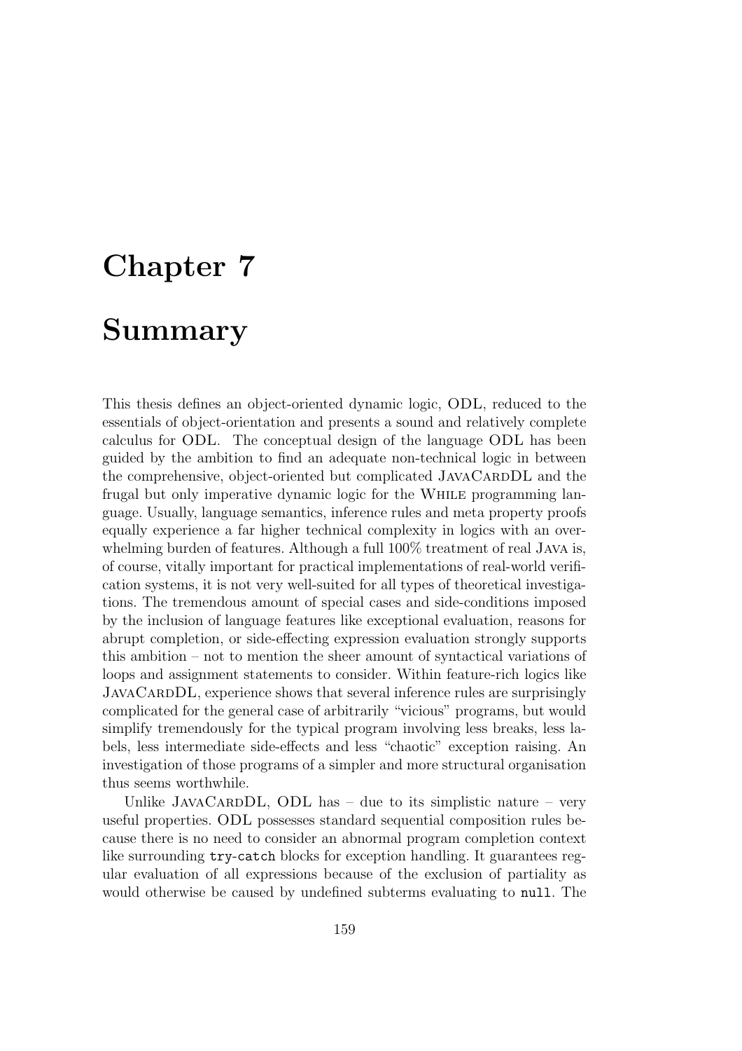# Chapter 7

# Summary

This thesis defines an object-oriented dynamic logic, ODL, reduced to the essentials of object-orientation and presents a sound and relatively complete calculus for ODL. The conceptual design of the language ODL has been guided by the ambition to find an adequate non-technical logic in between the comprehensive, object-oriented but complicated JavaCardDL and the frugal but only imperative dynamic logic for the While programming language. Usually, language semantics, inference rules and meta property proofs equally experience a far higher technical complexity in logics with an overwhelming burden of features. Although a full 100% treatment of real Java is, of course, vitally important for practical implementations of real-world verification systems, it is not very well-suited for all types of theoretical investigations. The tremendous amount of special cases and side-conditions imposed by the inclusion of language features like exceptional evaluation, reasons for abrupt completion, or side-effecting expression evaluation strongly supports this ambition – not to mention the sheer amount of syntactical variations of loops and assignment statements to consider. Within feature-rich logics like JavaCardDL, experience shows that several inference rules are surprisingly complicated for the general case of arbitrarily "vicious" programs, but would simplify tremendously for the typical program involving less breaks, less labels, less intermediate side-effects and less "chaotic" exception raising. An investigation of those programs of a simpler and more structural organisation thus seems worthwhile.

Unlike JavaCardDL, ODL has – due to its simplistic nature – very useful properties. ODL possesses standard sequential composition rules because there is no need to consider an abnormal program completion context like surrounding `try`-`catch` blocks for exception handling. It guarantees regular evaluation of all expressions because of the exclusion of partiality as would otherwise be caused by undefined subterms evaluating to `null`. The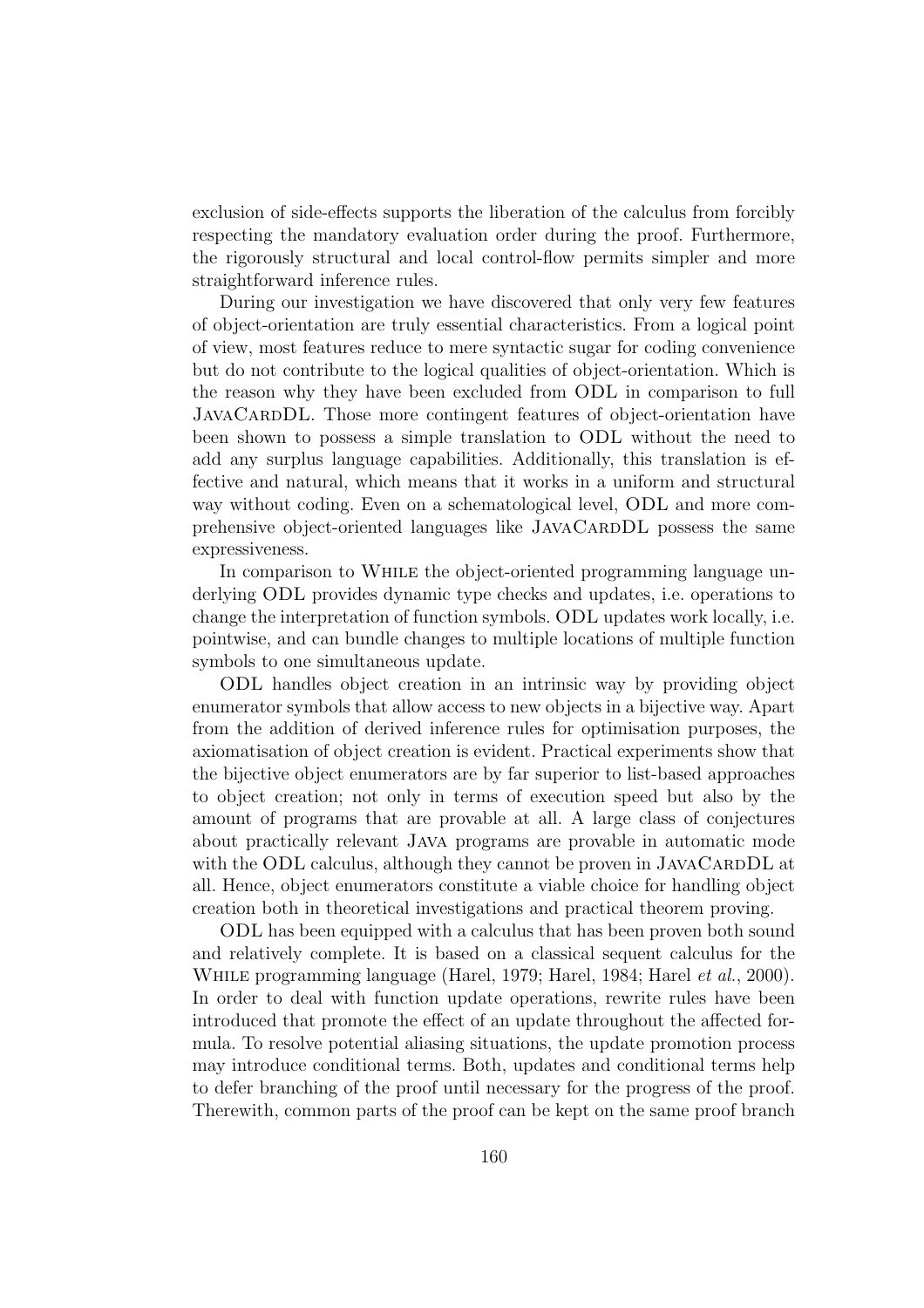exclusion of side-effects supports the liberation of the calculus from forcibly respecting the mandatory evaluation order during the proof. Furthermore, the rigorously structural and local control-flow permits simpler and more straightforward inference rules.

During our investigation we have discovered that only very few features of object-orientation are truly essential characteristics. From a logical point of view, most features reduce to mere syntactic sugar for coding convenience but do not contribute to the logical qualities of object-orientation. Which is the reason why they have been excluded from ODL in comparison to full JavaCardDL. Those more contingent features of object-orientation have been shown to possess a simple translation to ODL without the need to add any surplus language capabilities. Additionally, this translation is effective and natural, which means that it works in a uniform and structural way without coding. Even on a schematological level, ODL and more comprehensive object-oriented languages like JavaCardDL possess the same expressiveness.

In comparison to While the object-oriented programming language underlying ODL provides dynamic type checks and updates, i.e. operations to change the interpretation of function symbols. ODL updates work locally, i.e. pointwise, and can bundle changes to multiple locations of multiple function symbols to one simultaneous update.

ODL handles object creation in an intrinsic way by providing object enumerator symbols that allow access to new objects in a bijective way. Apart from the addition of derived inference rules for optimisation purposes, the axiomatisation of object creation is evident. Practical experiments show that the bijective object enumerators are by far superior to list-based approaches to object creation; not only in terms of execution speed but also by the amount of programs that are provable at all. A large class of conjectures about practically relevant Java programs are provable in automatic mode with the ODL calculus, although they cannot be proven in JavaCardDL at all. Hence, object enumerators constitute a viable choice for handling object creation both in theoretical investigations and practical theorem proving.

ODL has been equipped with a calculus that has been proven both sound and relatively complete. It is based on a classical sequent calculus for the While programming language (Harel, 1979; Harel, 1984; Harel *et al.*, 2000). In order to deal with function update operations, rewrite rules have been introduced that promote the effect of an update throughout the affected formula. To resolve potential aliasing situations, the update promotion process may introduce conditional terms. Both, updates and conditional terms help to defer branching of the proof until necessary for the progress of the proof. Therewith, common parts of the proof can be kept on the same proof branch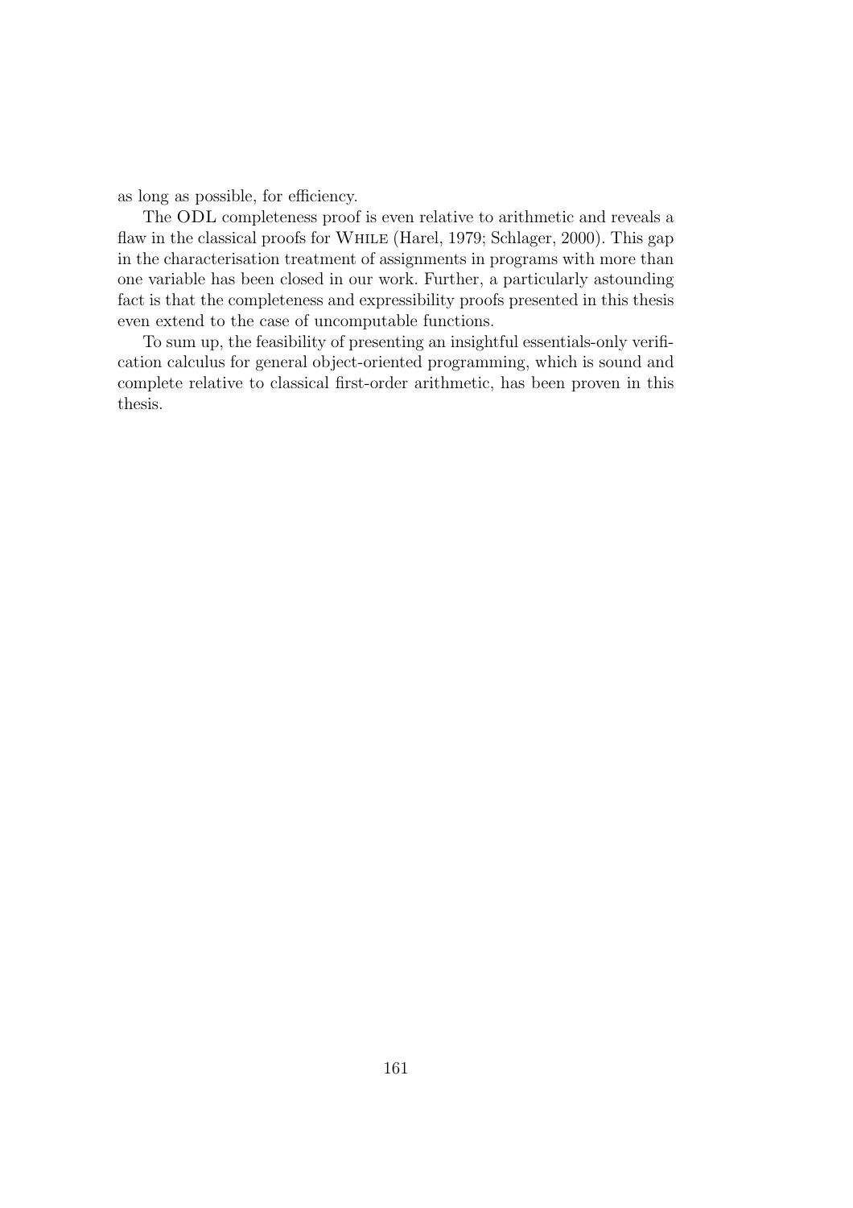as long as possible, for efficiency.

The ODL completeness proof is even relative to arithmetic and reveals a flaw in the classical proofs for WHILE (Harel, 1979; Schlager, 2000). This gap in the characterisation treatment of assignments in programs with more than one variable has been closed in our work. Further, a particularly astounding fact is that the completeness and expressibility proofs presented in this thesis even extend to the case of uncomputable functions.

To sum up, the feasibility of presenting an insightful essentials-only verification calculus for general object-oriented programming, which is sound and complete relative to classical first-order arithmetic, has been proven in this thesis.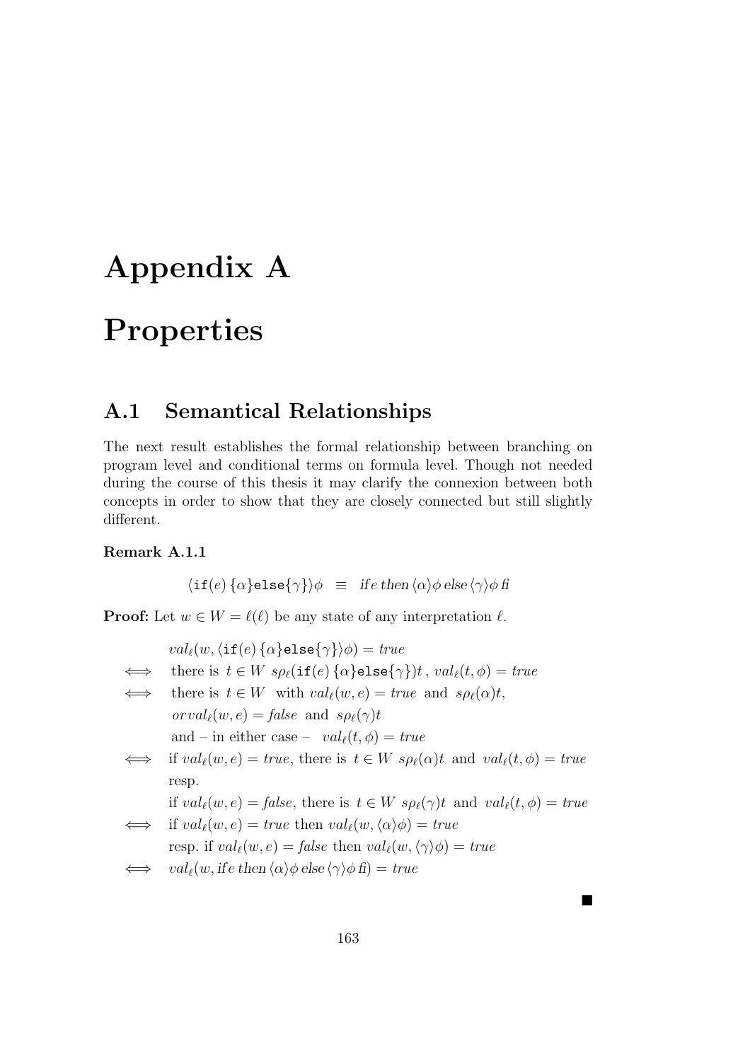# Appendix A

# Properties

## A.1 Semantical Relationships

The next result establishes the formal relationship between branching on program level and conditional terms on formula level. Though not needed during the course of this thesis it may clarify the connexion between both concepts in order to show that they are closely connected but still slightly different.

**Remark A.1.1**

$$\langle \texttt{if}(e)\,\{\alpha\}\texttt{else}\{\gamma\}\rangle\phi \;\;\equiv\;\; \mathit{if}\, e\; \mathit{then}\, \langle\alpha\rangle\phi\; \mathit{else}\, \langle\gamma\rangle\phi\; \mathit{fi}$$

**Proof:** Let $w \in W = \ell(\ell)$ be any state of any interpretation $\ell$.

$\mathit{val}_\ell(w, \langle \texttt{if}(e)\,\{\alpha\}\texttt{else}\{\gamma\}\rangle\phi) = \mathit{true}$

$\iff$ there is $t \in W\;\; s\rho_\ell(\texttt{if}(e)\,\{\alpha\}\texttt{else}\{\gamma\})t\,,\; \mathit{val}_\ell(t, \phi) = \mathit{true}$

$\iff$ there is $t \in W$ with $\mathit{val}_\ell(w, e) = \mathit{true}$ and $s\rho_\ell(\alpha)t$,
$\mathit{or}\, \mathit{val}_\ell(w, e) = \mathit{false}$ and $s\rho_\ell(\gamma)t$
and – in either case – $\mathit{val}_\ell(t, \phi) = \mathit{true}$

$\iff$ if $\mathit{val}_\ell(w, e) = \mathit{true}$, there is $t \in W\;\; s\rho_\ell(\alpha)t$ and $\mathit{val}_\ell(t, \phi) = \mathit{true}$
resp.
if $\mathit{val}_\ell(w, e) = \mathit{false}$, there is $t \in W\;\; s\rho_\ell(\gamma)t$ and $\mathit{val}_\ell(t, \phi) = \mathit{true}$

$\iff$ if $\mathit{val}_\ell(w, e) = \mathit{true}$ then $\mathit{val}_\ell(w, \langle\alpha\rangle\phi) = \mathit{true}$
resp. if $\mathit{val}_\ell(w, e) = \mathit{false}$ then $\mathit{val}_\ell(w, \langle\gamma\rangle\phi) = \mathit{true}$

$\iff$ $\mathit{val}_\ell(w, \mathit{if}\, e\; \mathit{then}\, \langle\alpha\rangle\phi\; \mathit{else}\, \langle\gamma\rangle\phi\; \mathit{fi}) = \mathit{true}$

■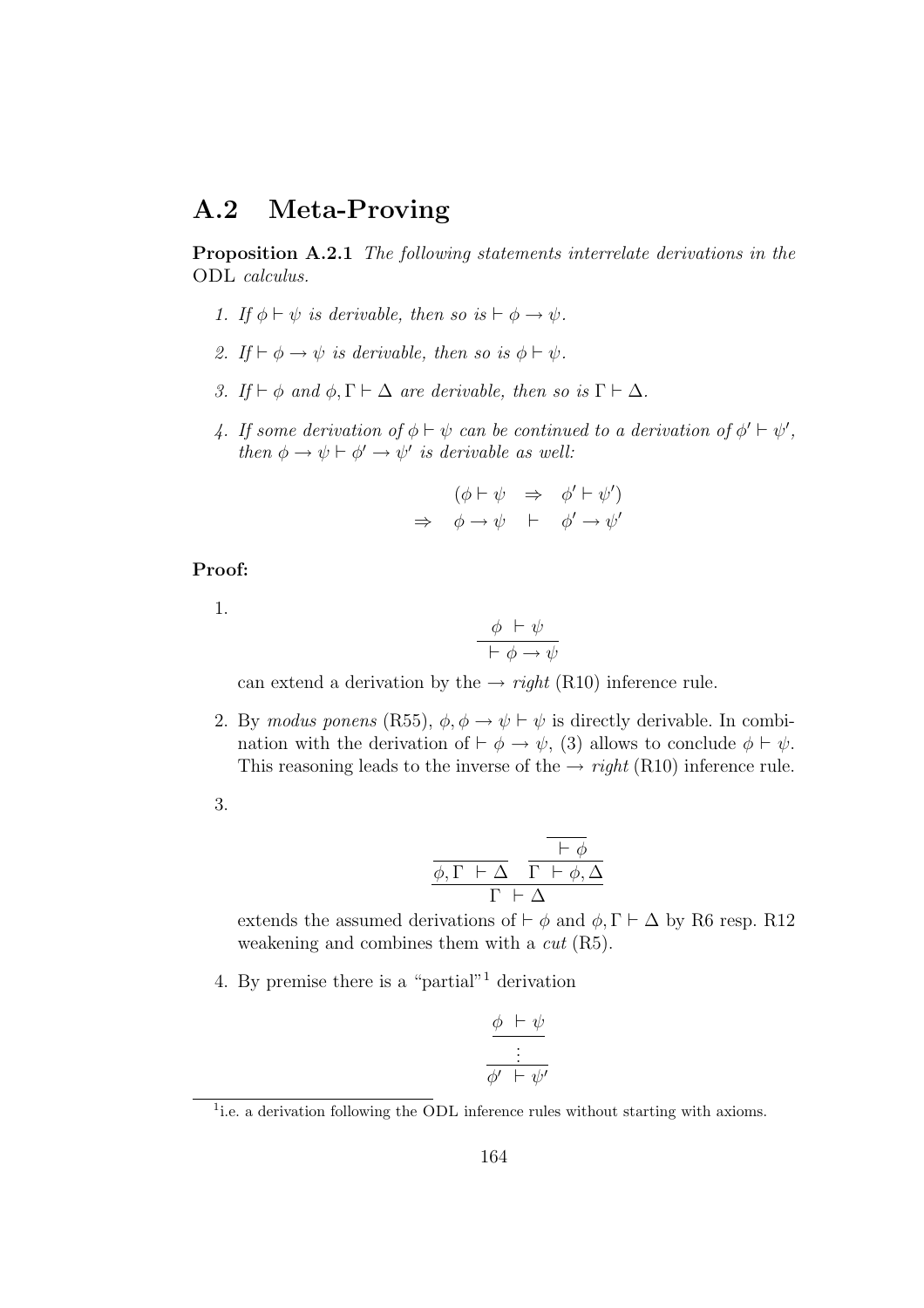## A.2 Meta-Proving

**Proposition A.2.1** *The following statements interrelate derivations in the* ODL *calculus.*

1. *If $\phi \vdash \psi$ is derivable, then so is $\vdash \phi \rightarrow \psi$.*
2. *If $\vdash \phi \rightarrow \psi$ is derivable, then so is $\phi \vdash \psi$.*
3. *If $\vdash \phi$ and $\phi, \Gamma \vdash \Delta$ are derivable, then so is $\Gamma \vdash \Delta$.*
4. *If some derivation of $\phi \vdash \psi$ can be continued to a derivation of $\phi' \vdash \psi'$, then $\phi \rightarrow \psi \vdash \phi' \rightarrow \psi'$ is derivable as well:*

$$\begin{array}{rccc} & (\phi \vdash \psi & \Rightarrow & \phi' \vdash \psi') \\ \Rightarrow & \phi \rightarrow \psi & \vdash & \phi' \rightarrow \psi' \end{array}$$

**Proof:**

1. $$\frac{\phi \ \vdash \psi}{\vdash \phi \rightarrow \psi}$$

   can extend a derivation by the $\rightarrow$ *right* (R10) inference rule.

2. By *modus ponens* (R55), $\phi, \phi \rightarrow \psi \vdash \psi$ is directly derivable. In combination with the derivation of $\vdash \phi \rightarrow \psi$, (3) allows to conclude $\phi \vdash \psi$. This reasoning leads to the inverse of the $\rightarrow$ *right* (R10) inference rule.

3. $$\frac{\overline{\phi, \Gamma \ \vdash \Delta} \quad \dfrac{\overline{\ \vdash \phi\ }}{\Gamma \ \vdash \phi, \Delta}}{\Gamma \ \vdash \Delta}$$

   extends the assumed derivations of $\vdash \phi$ and $\phi, \Gamma \vdash \Delta$ by R6 resp. R12 weakening and combines them with a *cut* (R5).

4. By premise there is a "partial"[1] derivation

$$\frac{\dfrac{\phi \ \vdash \psi}{\vdots}}{\phi' \ \vdash \psi'}$$

[1] i.e. a derivation following the ODL inference rules without starting with axioms.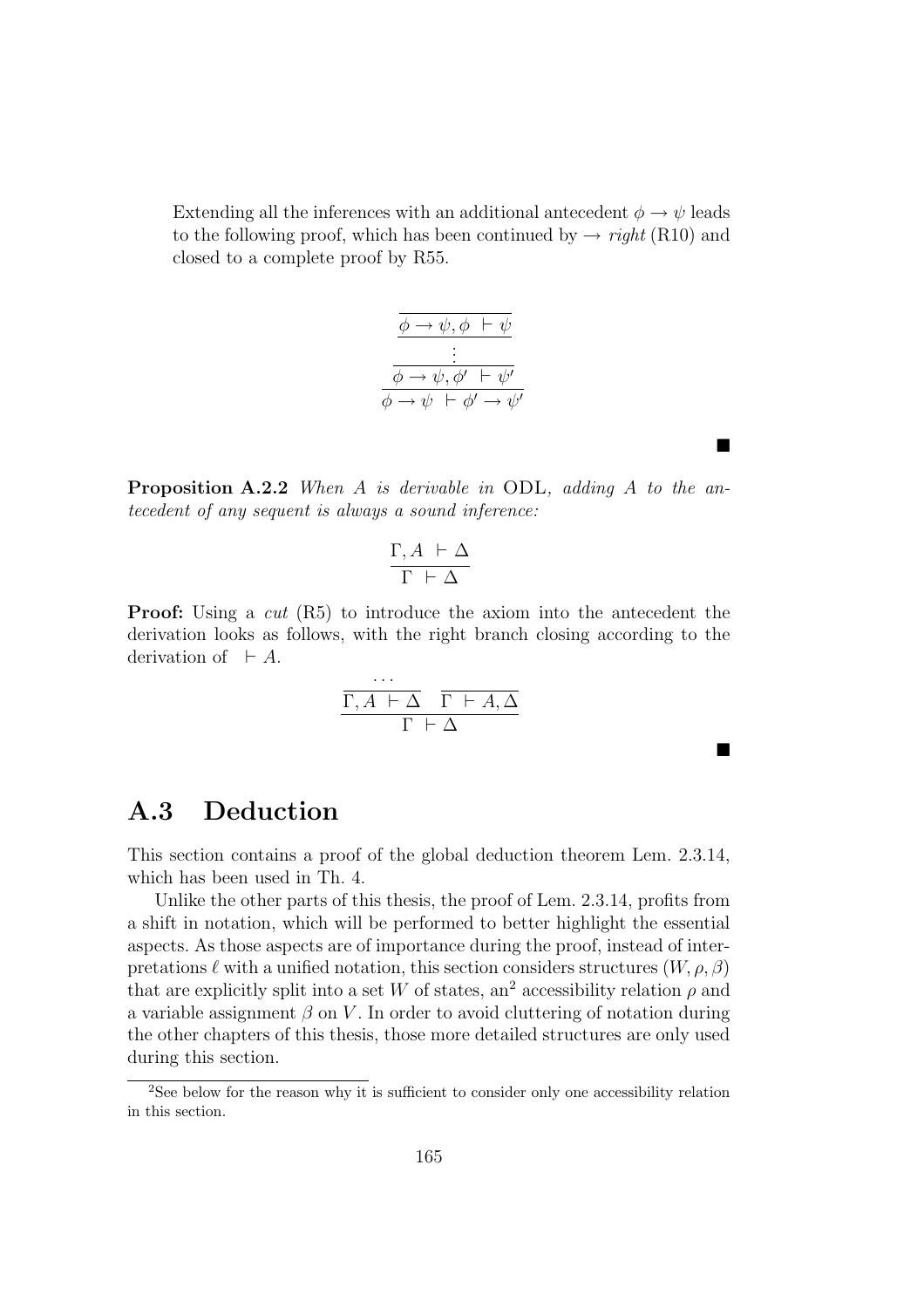Extending all the inferences with an additional antecedent $\phi \to \psi$ leads to the following proof, which has been continued by $\to$ *right* (R10) and closed to a complete proof by R55.

$$\cfrac{\cfrac{\cfrac{}{\phi \to \psi, \phi \ \vdash \psi}}{\cfrac{\vdots}{\phi \to \psi, \phi' \ \vdash \psi'}}}{\phi \to \psi \ \vdash \phi' \to \psi'}$$

■

**Proposition A.2.2** *When $A$ is derivable in* ODL*, adding $A$ to the antecedent of any sequent is always a sound inference:*

$$\frac{\Gamma, A \ \vdash \Delta}{\Gamma \ \vdash \Delta}$$

**Proof:** Using a *cut* (R5) to introduce the axiom into the antecedent the derivation looks as follows, with the right branch closing according to the derivation of $\vdash A$.

$$\cfrac{\cfrac{\cdots}{\Gamma, A \ \vdash \Delta} \quad \cfrac{}{\Gamma \ \vdash A, \Delta}}{\Gamma \ \vdash \Delta}$$

■

## A.3 Deduction

This section contains a proof of the global deduction theorem Lem. 2.3.14, which has been used in Th. 4.

Unlike the other parts of this thesis, the proof of Lem. 2.3.14, profits from a shift in notation, which will be performed to better highlight the essential aspects. As those aspects are of importance during the proof, instead of interpretations $\ell$ with a unified notation, this section considers structures $(W, \rho, \beta)$ that are explicitly split into a set $W$ of states, an[2] accessibility relation $\rho$ and a variable assignment $\beta$ on $V$. In order to avoid cluttering of notation during the other chapters of this thesis, those more detailed structures are only used during this section.

[2] See below for the reason why it is sufficient to consider only one accessibility relation in this section.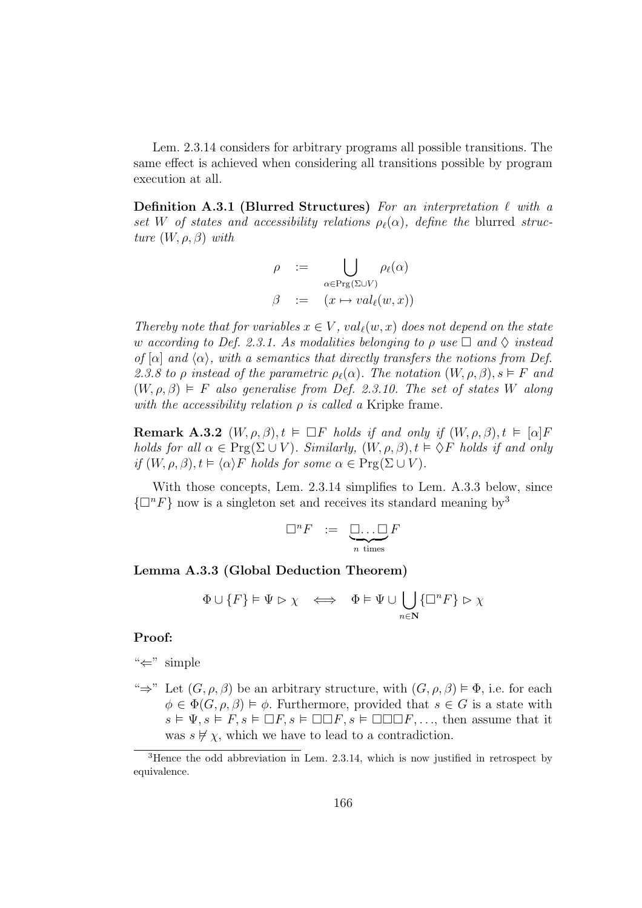Lem. 2.3.14 considers for arbitrary programs all possible transitions. The same effect is achieved when considering all transitions possible by program execution at all.

**Definition A.3.1 (Blurred Structures)** *For an interpretation $\ell$ with a set $W$ of states and accessibility relations $\rho_\ell(\alpha)$, define the* blurred *structure $(W, \rho, \beta)$ with*

$$\begin{aligned}\rho &:= \bigcup_{\alpha \in \mathrm{Prg}(\Sigma \cup V)} \rho_\ell(\alpha) \\ \beta &:= (x \mapsto val_\ell(w, x))\end{aligned}$$

*Thereby note that for variables $x \in V$, $val_\ell(w, x)$ does not depend on the state $w$ according to Def. 2.3.1. As modalities belonging to $\rho$ use $\Box$ and $\Diamond$ instead of $[\alpha]$ and $\langle\alpha\rangle$, with a semantics that directly transfers the notions from Def. 2.3.8 to $\rho$ instead of the parametric $\rho_\ell(\alpha)$. The notation $(W, \rho, \beta), s \vDash F$ and $(W, \rho, \beta) \vDash F$ also generalise from Def. 2.3.10. The set of states $W$ along with the accessibility relation $\rho$ is called a* Kripke frame.

**Remark A.3.2** *$(W, \rho, \beta), t \vDash \Box F$ holds if and only if $(W, \rho, \beta), t \vDash [\alpha]F$ holds for all $\alpha \in \mathrm{Prg}(\Sigma \cup V)$. Similarly, $(W, \rho, \beta), t \vDash \Diamond F$ holds if and only if $(W, \rho, \beta), t \vDash \langle\alpha\rangle F$ holds for some $\alpha \in \mathrm{Prg}(\Sigma \cup V)$.*

With those concepts, Lem. 2.3.14 simplifies to Lem. A.3.3 below, since $\{\Box^n F\}$ now is a singleton set and receives its standard meaning by[3]

$$\Box^n F := \underbrace{\Box \ldots \Box}_{n \text{ times}} F$$

**Lemma A.3.3 (Global Deduction Theorem)**

$$\Phi \cup \{F\} \vDash \Psi \rhd \chi \iff \Phi \vDash \Psi \cup \bigcup_{n \in \mathbf{N}} \{\Box^n F\} \rhd \chi$$

**Proof:**

"$\Leftarrow$" simple

"$\Rightarrow$" Let $(G, \rho, \beta)$ be an arbitrary structure, with $(G, \rho, \beta) \vDash \Phi$, i.e. for each $\phi \in \Phi (G, \rho, \beta) \vDash \phi$. Furthermore, provided that $s \in G$ is a state with $s \vDash \Psi, s \vDash F, s \vDash \Box F, s \vDash \Box\Box F, s \vDash \Box\Box\Box F, \ldots$, then assume that it was $s \nvDash \chi$, which we have to lead to a contradiction.

[3] Hence the odd abbreviation in Lem. 2.3.14, which is now justified in retrospect by equivalence.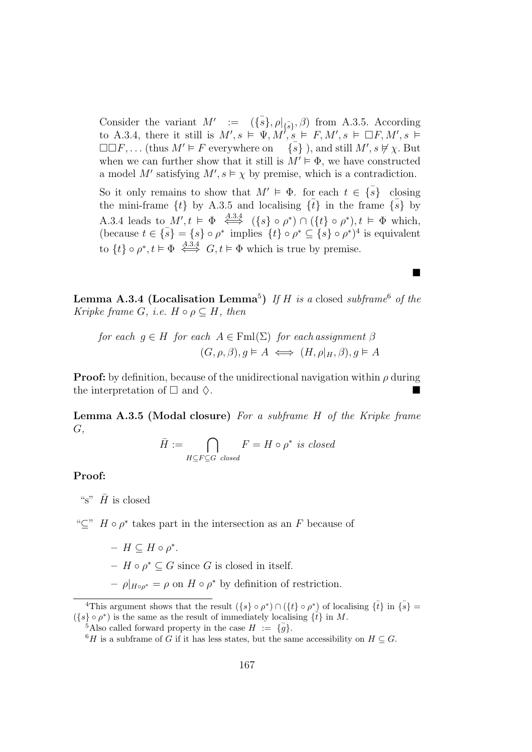Consider the variant $M' := (\bar{\{s\}}, \rho|_{\bar{\{s\}}}, \beta)$ from A.3.5. According to A.3.4, there it still is $M', s \vDash \Psi, M', s \vDash F, M', s \vDash \Box F, M', s \vDash \Box\Box F, \ldots$ (thus $M' \vDash F$ everywhere on $\bar{\{s\}}$), and still $M', s \nvDash \chi$. But when we can further show that it still is $M' \vDash \Phi$, we have constructed a model $M'$ satisfying $M', s \vDash \chi$ by premise, which is a contradiction.

So it only remains to show that $M' \vDash \Phi$. for each $t \in \bar{\{s\}}$ closing the mini-frame $\{t\}$ by A.3.5 and localising $\bar{\{t\}}$ in the frame $\bar{\{s\}}$ by A.3.4 leads to $M', t \vDash \Phi \overset{A.3.4}{\iff} (\{s\} \circ \rho^*) \cap (\{t\} \circ \rho^*), t \vDash \Phi$ which, (because $t \in \bar{\{s\}} = \{s\} \circ \rho^*$ implies $\{t\} \circ \rho^* \subseteq \{s\} \circ \rho^*$)[4] is equivalent to $\{t\} \circ \rho^*, t \vDash \Phi \overset{A.3.4}{\iff} G, t \vDash \Phi$ which is true by premise.

■

**Lemma A.3.4 (Localisation Lemma[5])** *If $H$ is a* closed *subframe[6] of the Kripke frame $G$, i.e. $H \circ \rho \subseteq H$, then*

$$\text{for each } g \in H \text{ for each } A \in \mathrm{Fml}(\Sigma) \text{ for each assignment } \beta$$
$$(G, \rho, \beta), g \vDash A \iff (H, \rho|_H, \beta), g \vDash A$$

**Proof:** by definition, because of the unidirectional navigation within $\rho$ during the interpretation of $\Box$ and $\Diamond$. ■

**Lemma A.3.5 (Modal closure)** *For a subframe $H$ of the Kripke frame $G$,*

$$\bar{H} := \bigcap_{H \subseteq F \subseteq G \text{ closed}} F = H \circ \rho^* \text{ is closed}$$

**Proof:**

"s" $\bar{H}$ is closed

"$\subseteq$" $H \circ \rho^*$ takes part in the intersection as an $F$ because of

- $H \subseteq H \circ \rho^*$.
- $H \circ \rho^* \subseteq G$ since $G$ is closed in itself.
- $\rho|_{H \circ \rho^*} = \rho$ on $H \circ \rho^*$ by definition of restriction.

---

[4] This argument shows that the result $(\{s\} \circ \rho^*) \cap (\{t\} \circ \rho^*)$ of localising $\bar{\{t\}}$ in $\bar{\{s\}} = (\{s\} \circ \rho^*)$ is the same as the result of immediately localising $\bar{\{t\}}$ in $M$.

[5] Also called forward property in the case $H := \bar{\{g\}}$.

[6] $H$ is a subframe of $G$ if it has less states, but the same accessibility on $H \subseteq G$.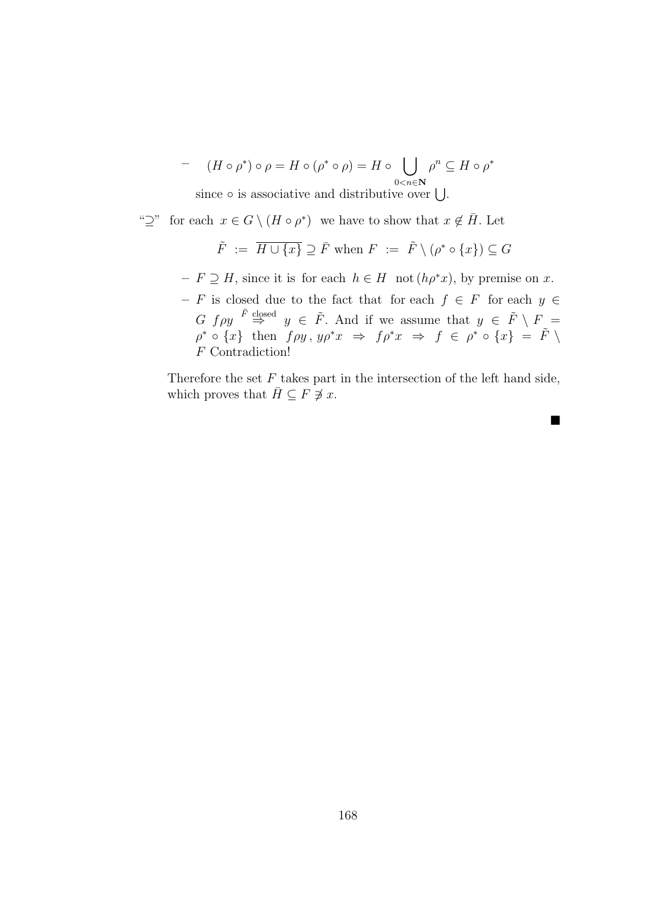– $$(H \circ \rho^*) \circ \rho = H \circ (\rho^* \circ \rho) = H \circ \bigcup_{0<n\in\mathbf{N}} \rho^n \subseteq H \circ \rho^*$$

  since $\circ$ is associative and distributive over $\bigcup$.

"$\supseteq$" for each $x \in G \setminus (H \circ \rho^*)$ we have to show that $x \notin \bar{H}$. Let

$$\tilde{F} := \overline{H \cup \{x\}} \supseteq \bar{F} \text{ when } F := \tilde{F} \setminus (\rho^* \circ \{x\}) \subseteq G$$

- $F \supseteq H$, since it is for each $h \in H$ not $(h\rho^* x)$, by premise on $x$.
- $F$ is closed due to the fact that for each $f \in F$ for each $y \in G$ $f\rho y \overset{\tilde{F} \text{ closed}}{\Rightarrow} y \in \tilde{F}$. And if we assume that $y \in \tilde{F} \setminus F = \rho^* \circ \{x\}$ then $f\rho y, y\rho^* x \Rightarrow f\rho^* x \Rightarrow f \in \rho^* \circ \{x\} = \tilde{F} \setminus F$ Contradiction!

Therefore the set $F$ takes part in the intersection of the left hand side, which proves that $\bar{H} \subseteq F \not\ni x$.

■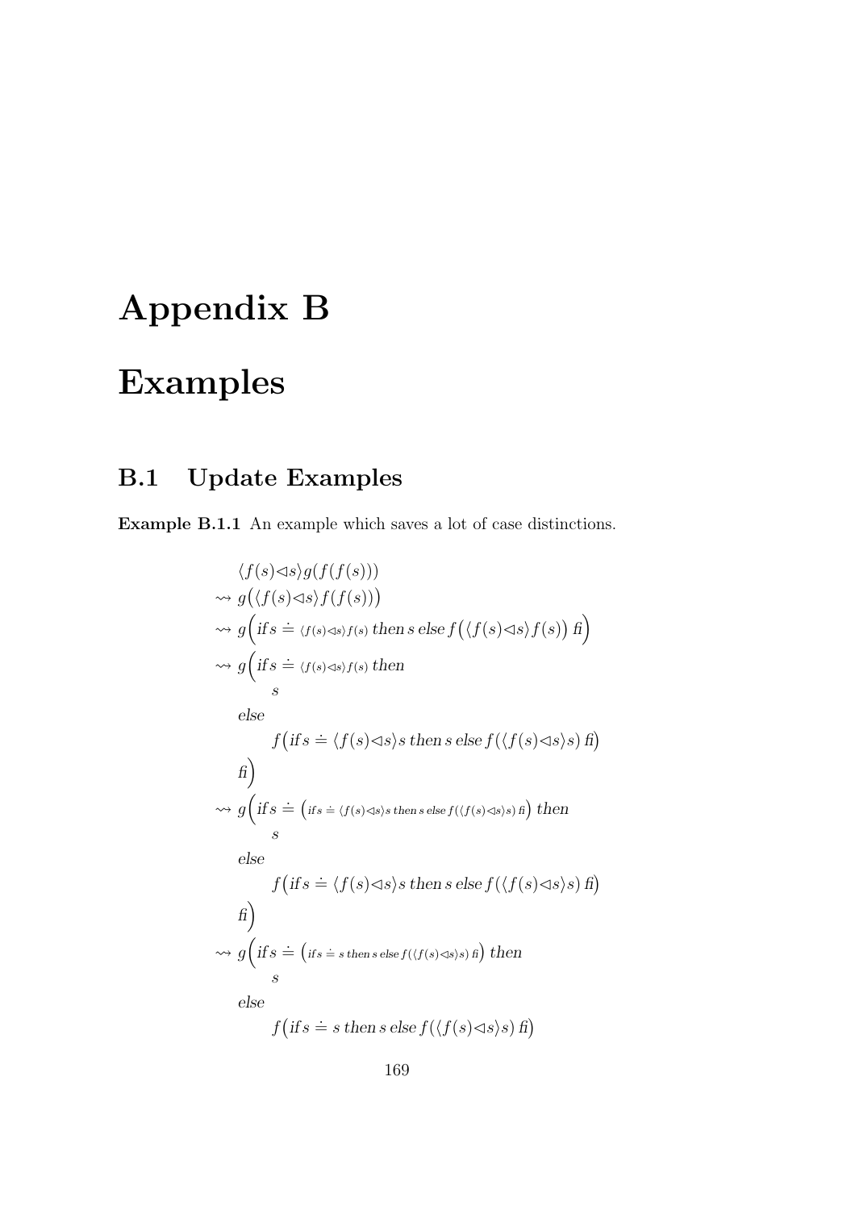# Appendix B

# Examples

## B.1 Update Examples

**Example B.1.1** An example which saves a lot of case distinctions.

$$
\begin{aligned}
& \langle f(s) \lhd s \rangle g(f(f(s))) \\
\rightsquigarrow\; & g\big(\langle f(s) \lhd s \rangle f(f(s))\big) \\
\rightsquigarrow\; & g\Big(\mathit{if}\, s \doteq {\scriptstyle \langle f(s) \lhd s \rangle f(s)}\ \mathit{then}\, s\ \mathit{else}\, f\big(\langle f(s) \lhd s \rangle f(s)\big)\ \mathit{fi}\Big) \\
\rightsquigarrow\; & g\Big(\mathit{if}\, s \doteq {\scriptstyle \langle f(s) \lhd s \rangle f(s)}\ \mathit{then} \\
& \qquad s \\
& \quad \mathit{else} \\
& \qquad f\big(\mathit{if}\, s \doteq \langle f(s) \lhd s \rangle s\ \mathit{then}\, s\ \mathit{else}\, f(\langle f(s) \lhd s \rangle s)\ \mathit{fi}\big) \\
& \quad \mathit{fi}\Big) \\
\rightsquigarrow\; & g\Big(\mathit{if}\, s \doteq \big({\scriptstyle \mathit{if}\, s \doteq \langle f(s) \lhd s \rangle s\ \mathit{then}\, s\ \mathit{else}\, f(\langle f(s) \lhd s \rangle s)\ \mathit{fi}}\big)\ \mathit{then} \\
& \qquad s \\
& \quad \mathit{else} \\
& \qquad f\big(\mathit{if}\, s \doteq \langle f(s) \lhd s \rangle s\ \mathit{then}\, s\ \mathit{else}\, f(\langle f(s) \lhd s \rangle s)\ \mathit{fi}\big) \\
& \quad \mathit{fi}\Big) \\
\rightsquigarrow\; & g\Big(\mathit{if}\, s \doteq \big({\scriptstyle \mathit{if}\, s \doteq s\ \mathit{then}\, s\ \mathit{else}\, f(\langle f(s) \lhd s \rangle s)\ \mathit{fi}}\big)\ \mathit{then} \\
& \qquad s \\
& \quad \mathit{else} \\
& \qquad f\big(\mathit{if}\, s \doteq s\ \mathit{then}\, s\ \mathit{else}\, f(\langle f(s) \lhd s \rangle s)\ \mathit{fi}\big)
\end{aligned}
$$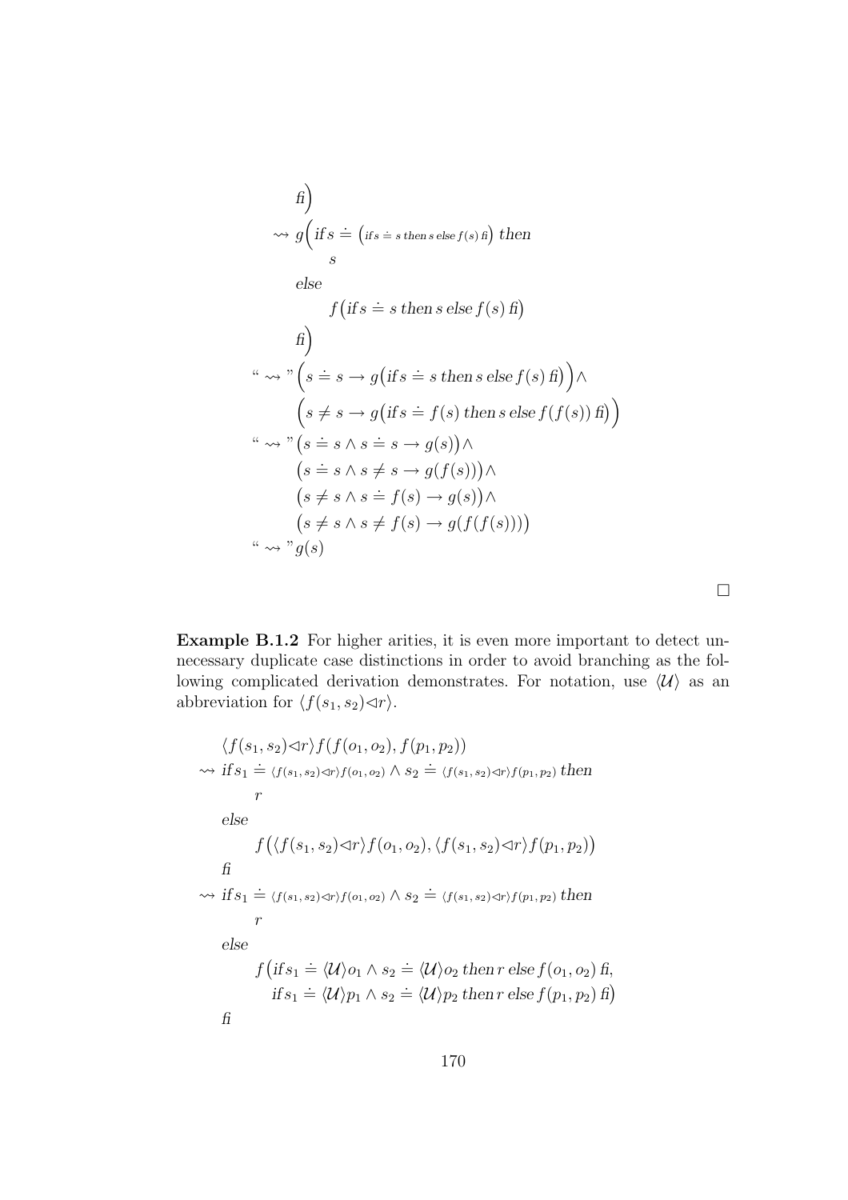$$
\begin{aligned}
&\quad\quad \mathit{fi}\Big) \\
&\rightsquigarrow g\Big(\mathit{if}\, s \doteq \big(\mathit{if}\, s \doteq s\; \mathit{then}\, s\; \mathit{else}\, f(s)\; \mathit{fi}\big)\; \mathit{then} \\
&\quad\quad\quad s \\
&\quad\quad \mathit{else} \\
&\quad\quad\quad f\big(\mathit{if}\, s \doteq s\; \mathit{then}\, s\; \mathit{else}\, f(s)\; \mathit{fi}\big) \\
&\quad\quad \mathit{fi}\Big) \\
&\text{“} \rightsquigarrow \text{”} \Big(s \doteq s \rightarrow g\big(\mathit{if}\, s \doteq s\; \mathit{then}\, s\; \mathit{else}\, f(s)\; \mathit{fi}\big)\Big) \wedge \\
&\quad\quad \Big(s \neq s \rightarrow g\big(\mathit{if}\, s \doteq f(s)\; \mathit{then}\, s\; \mathit{else}\, f(f(s))\; \mathit{fi}\big)\Big) \\
&\text{“} \rightsquigarrow \text{”} \big(s \doteq s \wedge s \doteq s \rightarrow g(s)\big) \wedge \\
&\quad\quad \big(s \doteq s \wedge s \neq s \rightarrow g(f(s))\big) \wedge \\
&\quad\quad \big(s \neq s \wedge s \doteq f(s) \rightarrow g(s)\big) \wedge \\
&\quad\quad \big(s \neq s \wedge s \neq f(s) \rightarrow g(f(f(s)))\big) \\
&\text{“} \rightsquigarrow \text{”} g(s)
\end{aligned}
$$

□

**Example B.1.2** For higher arities, it is even more important to detect unnecessary duplicate case distinctions in order to avoid branching as the following complicated derivation demonstrates. For notation, use $\langle \mathcal{U} \rangle$ as an abbreviation for $\langle f(s_1, s_2) \lhd r \rangle$.

$$
\begin{aligned}
&\langle f(s_1, s_2) \lhd r \rangle f(f(o_1, o_2), f(p_1, p_2)) \\
&\rightsquigarrow \mathit{if}\, s_1 \doteq {\scriptstyle \langle f(s_1, s_2) \lhd r \rangle f(o_1, o_2)} \wedge s_2 \doteq {\scriptstyle \langle f(s_1, s_2) \lhd r \rangle f(p_1, p_2)}\; \mathit{then} \\
&\quad\quad\quad r \\
&\quad\quad \mathit{else} \\
&\quad\quad\quad f\big(\langle f(s_1, s_2) \lhd r \rangle f(o_1, o_2), \langle f(s_1, s_2) \lhd r \rangle f(p_1, p_2)\big) \\
&\quad\quad \mathit{fi} \\
&\rightsquigarrow \mathit{if}\, s_1 \doteq {\scriptstyle \langle f(s_1, s_2) \lhd r \rangle f(o_1, o_2)} \wedge s_2 \doteq {\scriptstyle \langle f(s_1, s_2) \lhd r \rangle f(p_1, p_2)}\; \mathit{then} \\
&\quad\quad\quad r \\
&\quad\quad \mathit{else} \\
&\quad\quad\quad f\big(\mathit{if}\, s_1 \doteq \langle \mathcal{U} \rangle o_1 \wedge s_2 \doteq \langle \mathcal{U} \rangle o_2\; \mathit{then}\, r\; \mathit{else}\, f(o_1, o_2)\; \mathit{fi}, \\
&\quad\quad\quad\quad \mathit{if}\, s_1 \doteq \langle \mathcal{U} \rangle p_1 \wedge s_2 \doteq \langle \mathcal{U} \rangle p_2\; \mathit{then}\, r\; \mathit{else}\, f(p_1, p_2)\; \mathit{fi}\big) \\
&\quad\quad \mathit{fi}
\end{aligned}
$$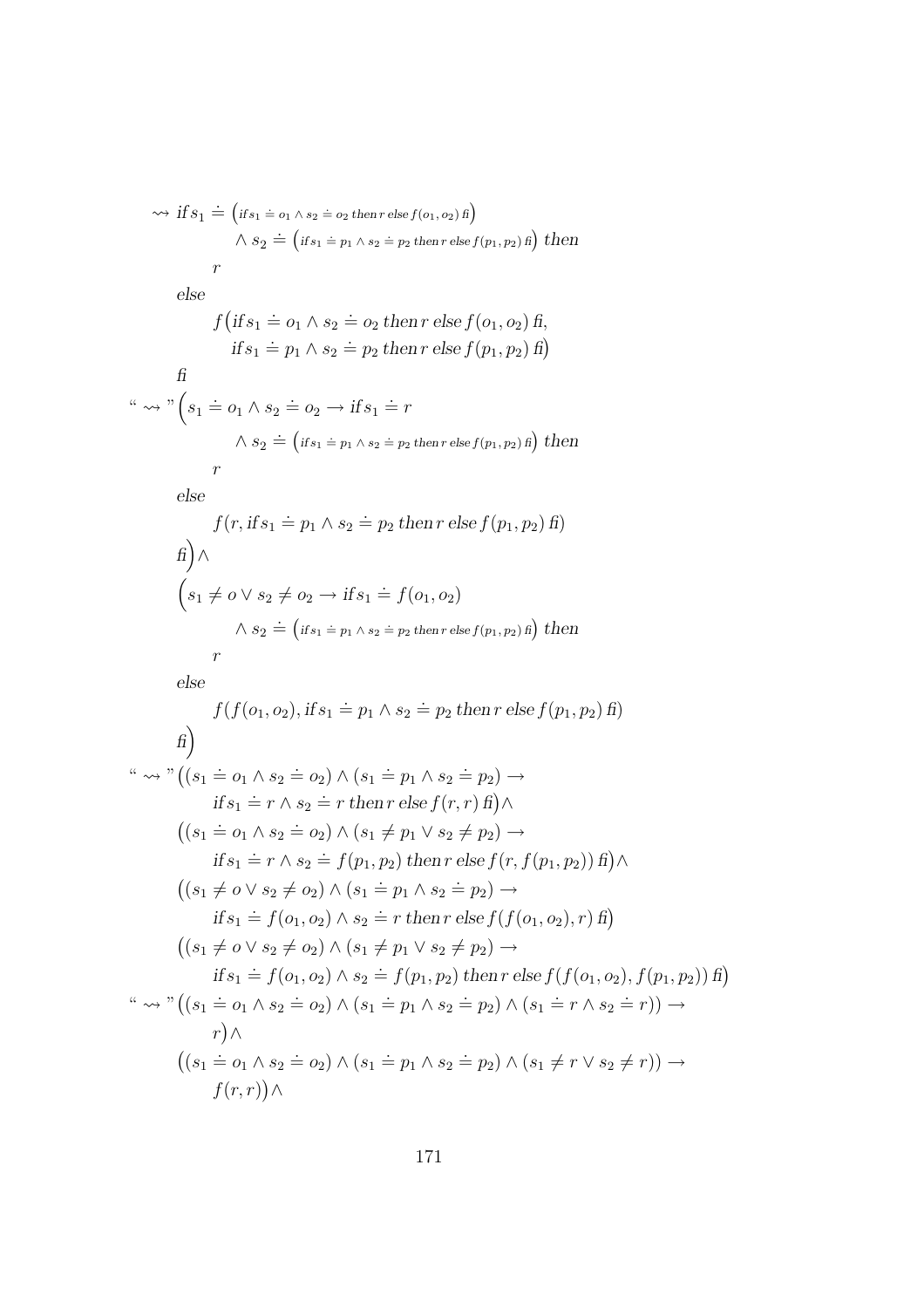$$
\begin{aligned}
\rightsquigarrow\ & \mathit{if}\, s_1 \doteq \left(\scriptstyle \mathit{if}\, s_1 \doteq o_1 \wedge s_2 \doteq o_2 \;\mathit{then}\, r \;\mathit{else}\, f(o_1,o_2)\;\mathit{fi}\right) \\
& \qquad \wedge\, s_2 \doteq \left(\scriptstyle \mathit{if}\, s_1 \doteq p_1 \wedge s_2 \doteq p_2 \;\mathit{then}\, r \;\mathit{else}\, f(p_1,p_2)\;\mathit{fi}\right) \;\mathit{then} \\
& \qquad r \\
& \mathit{else} \\
& \qquad f\big(\mathit{if}\, s_1 \doteq o_1 \wedge s_2 \doteq o_2 \;\mathit{then}\, r \;\mathit{else}\, f(o_1,o_2)\;\mathit{fi}, \\
& \qquad\quad \mathit{if}\, s_1 \doteq p_1 \wedge s_2 \doteq p_2 \;\mathit{then}\, r \;\mathit{else}\, f(p_1,p_2)\;\mathit{fi}\big) \\
& \mathit{fi} \\
\text{“}\rightsquigarrow\text{”}\ & \Big(s_1 \doteq o_1 \wedge s_2 \doteq o_2 \rightarrow \mathit{if}\, s_1 \doteq r \\
& \qquad \wedge\, s_2 \doteq \left(\scriptstyle \mathit{if}\, s_1 \doteq p_1 \wedge s_2 \doteq p_2 \;\mathit{then}\, r \;\mathit{else}\, f(p_1,p_2)\;\mathit{fi}\right) \;\mathit{then} \\
& \qquad r \\
& \mathit{else} \\
& \qquad f(r, \mathit{if}\, s_1 \doteq p_1 \wedge s_2 \doteq p_2 \;\mathit{then}\, r \;\mathit{else}\, f(p_1,p_2)\;\mathit{fi}) \\
& \mathit{fi}\Big) \wedge \\
& \Big(s_1 \neq o \vee s_2 \neq o_2 \rightarrow \mathit{if}\, s_1 \doteq f(o_1,o_2) \\
& \qquad \wedge\, s_2 \doteq \left(\scriptstyle \mathit{if}\, s_1 \doteq p_1 \wedge s_2 \doteq p_2 \;\mathit{then}\, r \;\mathit{else}\, f(p_1,p_2)\;\mathit{fi}\right) \;\mathit{then} \\
& \qquad r \\
& \mathit{else} \\
& \qquad f(f(o_1,o_2), \mathit{if}\, s_1 \doteq p_1 \wedge s_2 \doteq p_2 \;\mathit{then}\, r \;\mathit{else}\, f(p_1,p_2)\;\mathit{fi}) \\
& \mathit{fi}\Big) \\
\text{“}\rightsquigarrow\text{”}\ & \big((s_1 \doteq o_1 \wedge s_2 \doteq o_2) \wedge (s_1 \doteq p_1 \wedge s_2 \doteq p_2) \rightarrow \\
& \qquad \mathit{if}\, s_1 \doteq r \wedge s_2 \doteq r \;\mathit{then}\, r \;\mathit{else}\, f(r,r)\;\mathit{fi}\big) \wedge \\
& \big((s_1 \doteq o_1 \wedge s_2 \doteq o_2) \wedge (s_1 \neq p_1 \vee s_2 \neq p_2) \rightarrow \\
& \qquad \mathit{if}\, s_1 \doteq r \wedge s_2 \doteq f(p_1,p_2) \;\mathit{then}\, r \;\mathit{else}\, f(r, f(p_1,p_2))\;\mathit{fi}\big) \wedge \\
& \big((s_1 \neq o \vee s_2 \neq o_2) \wedge (s_1 \doteq p_1 \wedge s_2 \doteq p_2) \rightarrow \\
& \qquad \mathit{if}\, s_1 \doteq f(o_1,o_2) \wedge s_2 \doteq r \;\mathit{then}\, r \;\mathit{else}\, f(f(o_1,o_2), r)\;\mathit{fi}\big) \\
& \big((s_1 \neq o \vee s_2 \neq o_2) \wedge (s_1 \neq p_1 \vee s_2 \neq p_2) \rightarrow \\
& \qquad \mathit{if}\, s_1 \doteq f(o_1,o_2) \wedge s_2 \doteq f(p_1,p_2) \;\mathit{then}\, r \;\mathit{else}\, f(f(o_1,o_2), f(p_1,p_2))\;\mathit{fi}\big) \\
\text{“}\rightsquigarrow\text{”}\ & \big((s_1 \doteq o_1 \wedge s_2 \doteq o_2) \wedge (s_1 \doteq p_1 \wedge s_2 \doteq p_2) \wedge (s_1 \doteq r \wedge s_2 \doteq r)) \rightarrow \\
& \qquad r\big) \wedge \\
& \big((s_1 \doteq o_1 \wedge s_2 \doteq o_2) \wedge (s_1 \doteq p_1 \wedge s_2 \doteq p_2) \wedge (s_1 \neq r \vee s_2 \neq r)) \rightarrow \\
& \qquad f(r,r)\big) \wedge
\end{aligned}
$$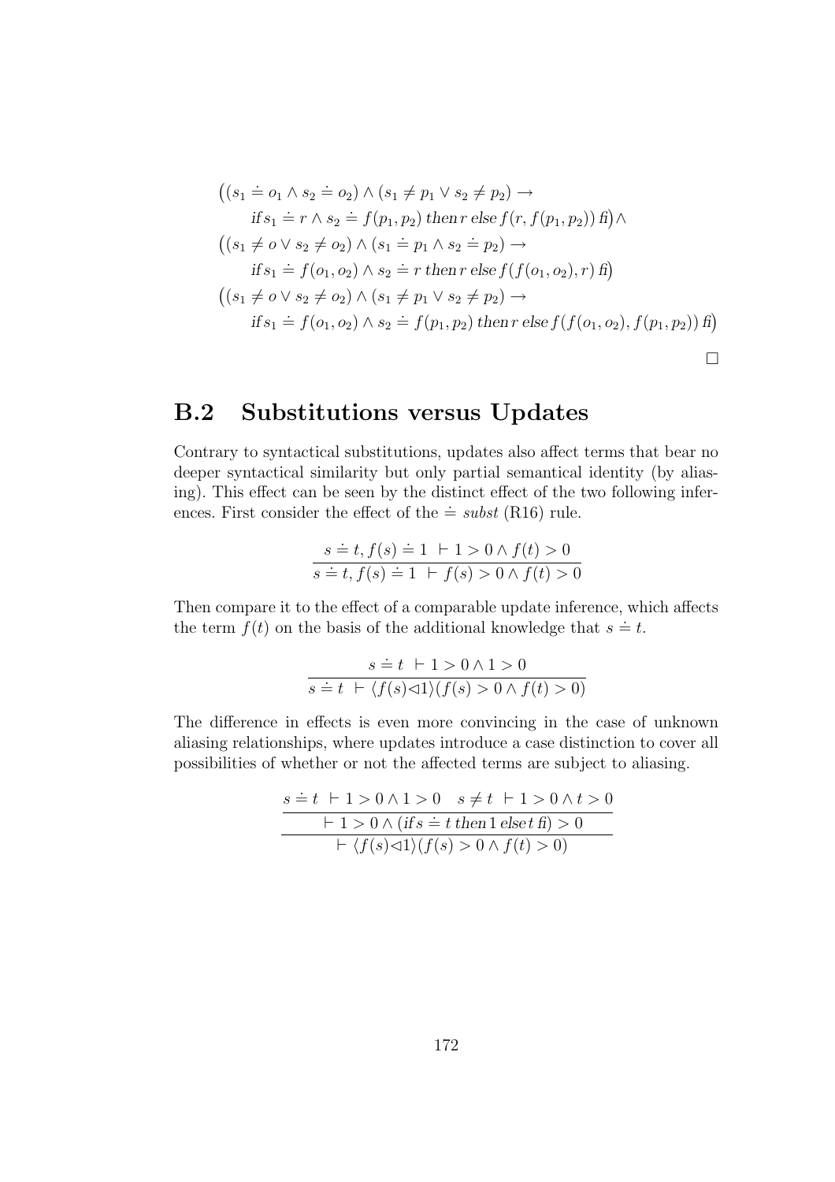$$
\begin{aligned}
&\big((s_1 \doteq o_1 \wedge s_2 \doteq o_2) \wedge (s_1 \neq p_1 \vee s_2 \neq p_2) \rightarrow \\
&\qquad \mathit{if}\, s_1 \doteq r \wedge s_2 \doteq f(p_1, p_2)\ \mathit{then}\, r\ \mathit{else}\, f(r, f(p_1, p_2))\ \mathit{fi}\big) \wedge \\
&\big((s_1 \neq o \vee s_2 \neq o_2) \wedge (s_1 \doteq p_1 \wedge s_2 \doteq p_2) \rightarrow \\
&\qquad \mathit{if}\, s_1 \doteq f(o_1, o_2) \wedge s_2 \doteq r\ \mathit{then}\, r\ \mathit{else}\, f(f(o_1, o_2), r)\ \mathit{fi}\big) \\
&\big((s_1 \neq o \vee s_2 \neq o_2) \wedge (s_1 \neq p_1 \vee s_2 \neq p_2) \rightarrow \\
&\qquad \mathit{if}\, s_1 \doteq f(o_1, o_2) \wedge s_2 \doteq f(p_1, p_2)\ \mathit{then}\, r\ \mathit{else}\, f(f(o_1, o_2), f(p_1, p_2))\ \mathit{fi}\big)
\end{aligned}
$$

□

## B.2 Substitutions versus Updates

Contrary to syntactical substitutions, updates also affect terms that bear no deeper syntactical similarity but only partial semantical identity (by aliasing). This effect can be seen by the distinct effect of the two following inferences. First consider the effect of the $\doteq$ *subst* (R16) rule.

$$
\frac{s \doteq t, f(s) \doteq 1 \ \vdash 1 > 0 \wedge f(t) > 0}{s \doteq t, f(s) \doteq 1 \ \vdash f(s) > 0 \wedge f(t) > 0}
$$

Then compare it to the effect of a comparable update inference, which affects the term $f(t)$ on the basis of the additional knowledge that $s \doteq t$.

$$
\frac{s \doteq t \ \vdash 1 > 0 \wedge 1 > 0}{s \doteq t \ \vdash \langle f(s) \lhd 1 \rangle (f(s) > 0 \wedge f(t) > 0)}
$$

The difference in effects is even more convincing in the case of unknown aliasing relationships, where updates introduce a case distinction to cover all possibilities of whether or not the affected terms are subject to aliasing.

$$
\cfrac{\cfrac{s \doteq t \ \vdash 1 > 0 \wedge 1 > 0 \quad s \neq t \ \vdash 1 > 0 \wedge t > 0}{\vdash 1 > 0 \wedge (\mathit{if}\, s \doteq t\ \mathit{then}\, 1\ \mathit{else}\, t\ \mathit{fi}) > 0}}{\vdash \langle f(s) \lhd 1 \rangle (f(s) > 0 \wedge f(t) > 0)}
$$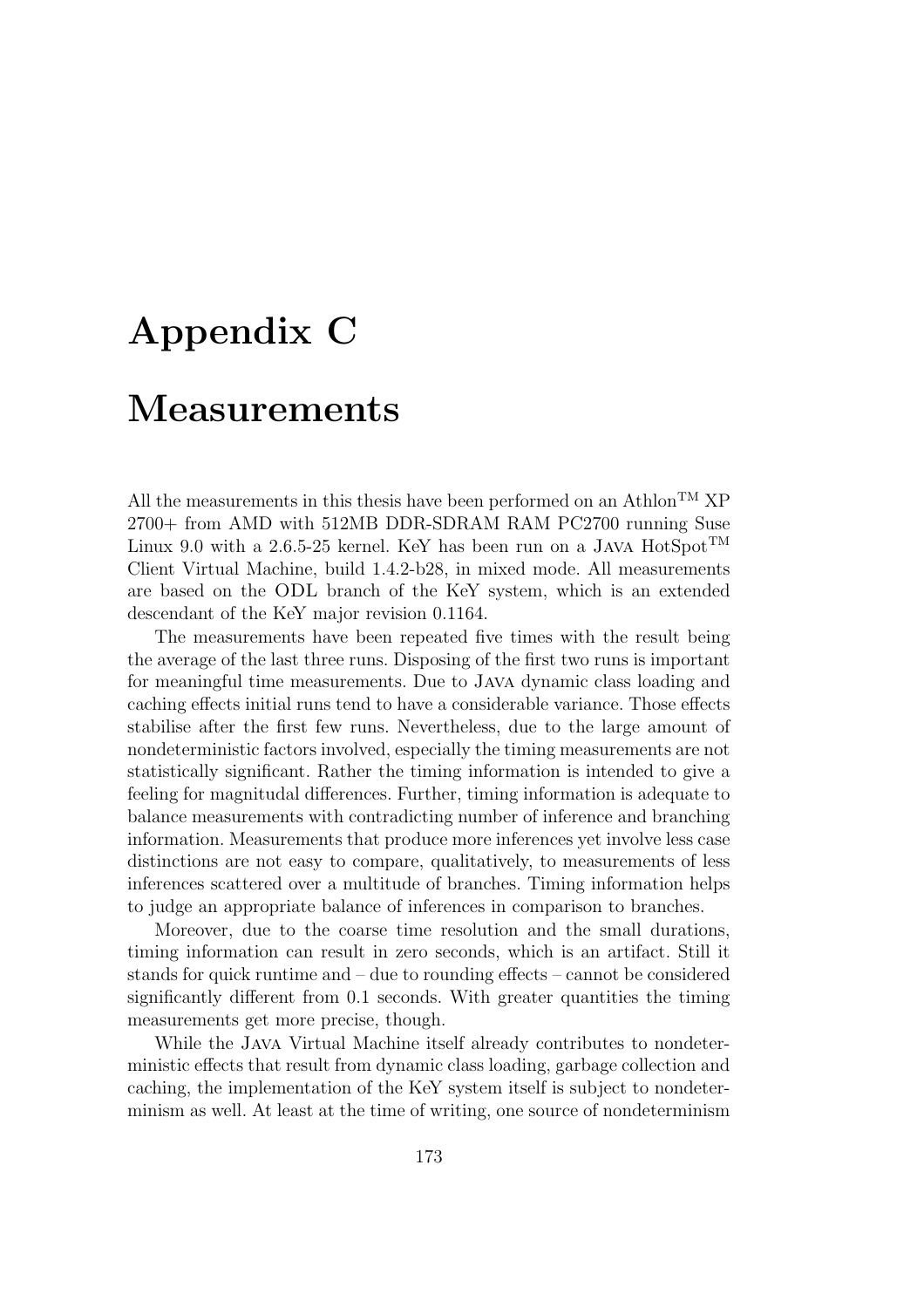# Appendix C

# Measurements

All the measurements in this thesis have been performed on an Athlon™ XP 2700+ from AMD with 512MB DDR-SDRAM RAM PC2700 running Suse Linux 9.0 with a 2.6.5-25 kernel. KeY has been run on a Java HotSpot™ Client Virtual Machine, build 1.4.2-b28, in mixed mode. All measurements are based on the ODL branch of the KeY system, which is an extended descendant of the KeY major revision 0.1164.

The measurements have been repeated five times with the result being the average of the last three runs. Disposing of the first two runs is important for meaningful time measurements. Due to Java dynamic class loading and caching effects initial runs tend to have a considerable variance. Those effects stabilise after the first few runs. Nevertheless, due to the large amount of nondeterministic factors involved, especially the timing measurements are not statistically significant. Rather the timing information is intended to give a feeling for magnitudal differences. Further, timing information is adequate to balance measurements with contradicting number of inference and branching information. Measurements that produce more inferences yet involve less case distinctions are not easy to compare, qualitatively, to measurements of less inferences scattered over a multitude of branches. Timing information helps to judge an appropriate balance of inferences in comparison to branches.

Moreover, due to the coarse time resolution and the small durations, timing information can result in zero seconds, which is an artifact. Still it stands for quick runtime and – due to rounding effects – cannot be considered significantly different from 0.1 seconds. With greater quantities the timing measurements get more precise, though.

While the Java Virtual Machine itself already contributes to nondeterministic effects that result from dynamic class loading, garbage collection and caching, the implementation of the KeY system itself is subject to nondeterminism as well. At least at the time of writing, one source of nondeterminism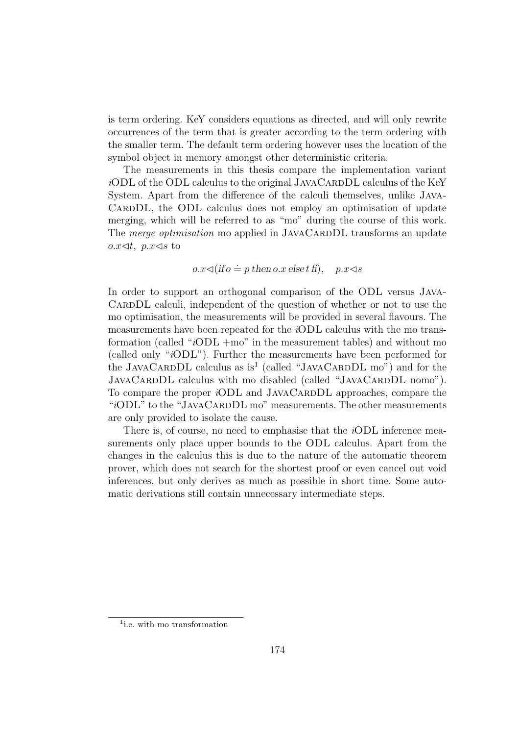is term ordering. KeY considers equations as directed, and will only rewrite occurrences of the term that is greater according to the term ordering with the smaller term. The default term ordering however uses the location of the symbol object in memory amongst other deterministic criteria.

The measurements in this thesis compare the implementation variant *i*ODL of the ODL calculus to the original JavaCardDL calculus of the KeY System. Apart from the difference of the calculi themselves, unlike JavaCardDL, the ODL calculus does not employ an optimisation of update merging, which will be referred to as "mo" during the course of this work. The *merge optimisation* mo applied in JavaCardDL transforms an update $o.x \lhd t,\ p.x \lhd s$ to

$$o.x \lhd (\mathit{if}\, o \doteq p\, \mathit{then}\, o.x\, \mathit{else}\, t\, \mathit{fi}), \quad p.x \lhd s$$

In order to support an orthogonal comparison of the ODL versus JavaCardDL calculi, independent of the question of whether or not to use the mo optimisation, the measurements will be provided in several flavours. The measurements have been repeated for the *i*ODL calculus with the mo transformation (called "*i*ODL +mo" in the measurement tables) and without mo (called only "*i*ODL"). Further the measurements have been performed for the JavaCardDL calculus as is[1] (called "JavaCardDL mo") and for the JavaCardDL calculus with mo disabled (called "JavaCardDL nomo"). To compare the proper *i*ODL and JavaCardDL approaches, compare the "*i*ODL" to the "JavaCardDL mo" measurements. The other measurements are only provided to isolate the cause.

There is, of course, no need to emphasise that the *i*ODL inference measurements only place upper bounds to the ODL calculus. Apart from the changes in the calculus this is due to the nature of the automatic theorem prover, which does not search for the shortest proof or even cancel out void inferences, but only derives as much as possible in short time. Some automatic derivations still contain unnecessary intermediate steps.

[1] i.e. with mo transformation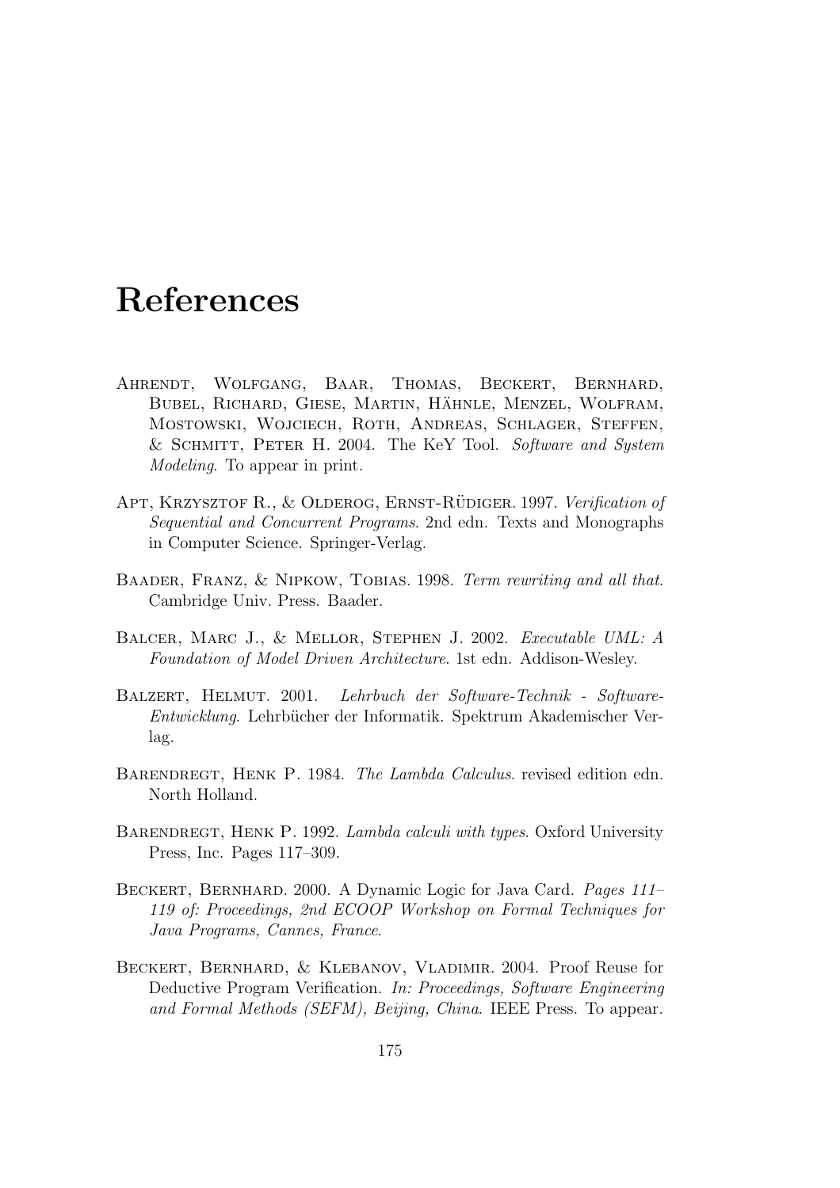# References

Ahrendt, Wolfgang, Baar, Thomas, Beckert, Bernhard, Bubel, Richard, Giese, Martin, Hähnle, Menzel, Wolfram, Mostowski, Wojciech, Roth, Andreas, Schlager, Steffen, & Schmitt, Peter H. 2004. The KeY Tool. *Software and System Modeling*. To appear in print.

Apt, Krzysztof R., & Olderog, Ernst-Rüdiger. 1997. *Verification of Sequential and Concurrent Programs*. 2nd edn. Texts and Monographs in Computer Science. Springer-Verlag.

Baader, Franz, & Nipkow, Tobias. 1998. *Term rewriting and all that*. Cambridge Univ. Press. Baader.

Balcer, Marc J., & Mellor, Stephen J. 2002. *Executable UML: A Foundation of Model Driven Architecture*. 1st edn. Addison-Wesley.

Balzert, Helmut. 2001. *Lehrbuch der Software-Technik - Software-Entwicklung*. Lehrbücher der Informatik. Spektrum Akademischer Verlag.

Barendregt, Henk P. 1984. *The Lambda Calculus*. revised edition edn. North Holland.

Barendregt, Henk P. 1992. *Lambda calculi with types*. Oxford University Press, Inc. Pages 117–309.

Beckert, Bernhard. 2000. A Dynamic Logic for Java Card. *Pages 111–119 of: Proceedings, 2nd ECOOP Workshop on Formal Techniques for Java Programs, Cannes, France*.

Beckert, Bernhard, & Klebanov, Vladimir. 2004. Proof Reuse for Deductive Program Verification. *In: Proceedings, Software Engineering and Formal Methods (SEFM), Beijing, China*. IEEE Press. To appear.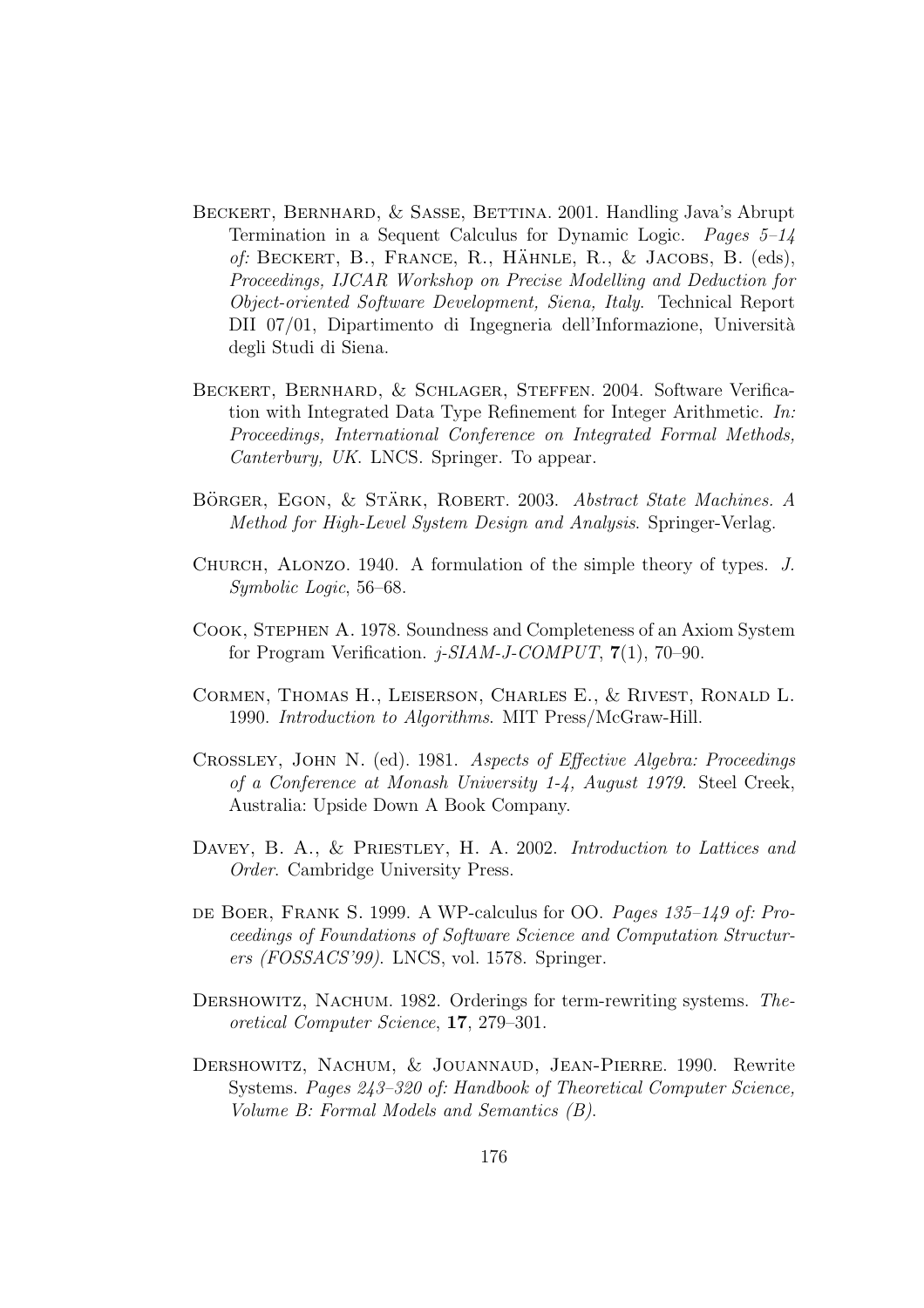Beckert, Bernhard, & Sasse, Bettina. 2001. Handling Java's Abrupt Termination in a Sequent Calculus for Dynamic Logic. *Pages 5–14 of:* Beckert, B., France, R., Hähnle, R., & Jacobs, B. (eds), *Proceedings, IJCAR Workshop on Precise Modelling and Deduction for Object-oriented Software Development, Siena, Italy*. Technical Report DII 07/01, Dipartimento di Ingegneria dell'Informazione, Università degli Studi di Siena.

Beckert, Bernhard, & Schlager, Steffen. 2004. Software Verification with Integrated Data Type Refinement for Integer Arithmetic. *In: Proceedings, International Conference on Integrated Formal Methods, Canterbury, UK*. LNCS. Springer. To appear.

Börger, Egon, & Stärk, Robert. 2003. *Abstract State Machines. A Method for High-Level System Design and Analysis*. Springer-Verlag.

Church, Alonzo. 1940. A formulation of the simple theory of types. *J. Symbolic Logic*, 56–68.

Cook, Stephen A. 1978. Soundness and Completeness of an Axiom System for Program Verification. *j-SIAM-J-COMPUT*, **7**(1), 70–90.

Cormen, Thomas H., Leiserson, Charles E., & Rivest, Ronald L. 1990. *Introduction to Algorithms*. MIT Press/McGraw-Hill.

Crossley, John N. (ed). 1981. *Aspects of Effective Algebra: Proceedings of a Conference at Monash University 1-4, August 1979*. Steel Creek, Australia: Upside Down A Book Company.

Davey, B. A., & Priestley, H. A. 2002. *Introduction to Lattices and Order*. Cambridge University Press.

de Boer, Frank S. 1999. A WP-calculus for OO. *Pages 135–149 of: Proceedings of Foundations of Software Science and Computation Structurers (FOSSACS'99)*. LNCS, vol. 1578. Springer.

Dershowitz, Nachum. 1982. Orderings for term-rewriting systems. *Theoretical Computer Science*, **17**, 279–301.

Dershowitz, Nachum, & Jouannaud, Jean-Pierre. 1990. Rewrite Systems. *Pages 243–320 of: Handbook of Theoretical Computer Science, Volume B: Formal Models and Semantics (B)*.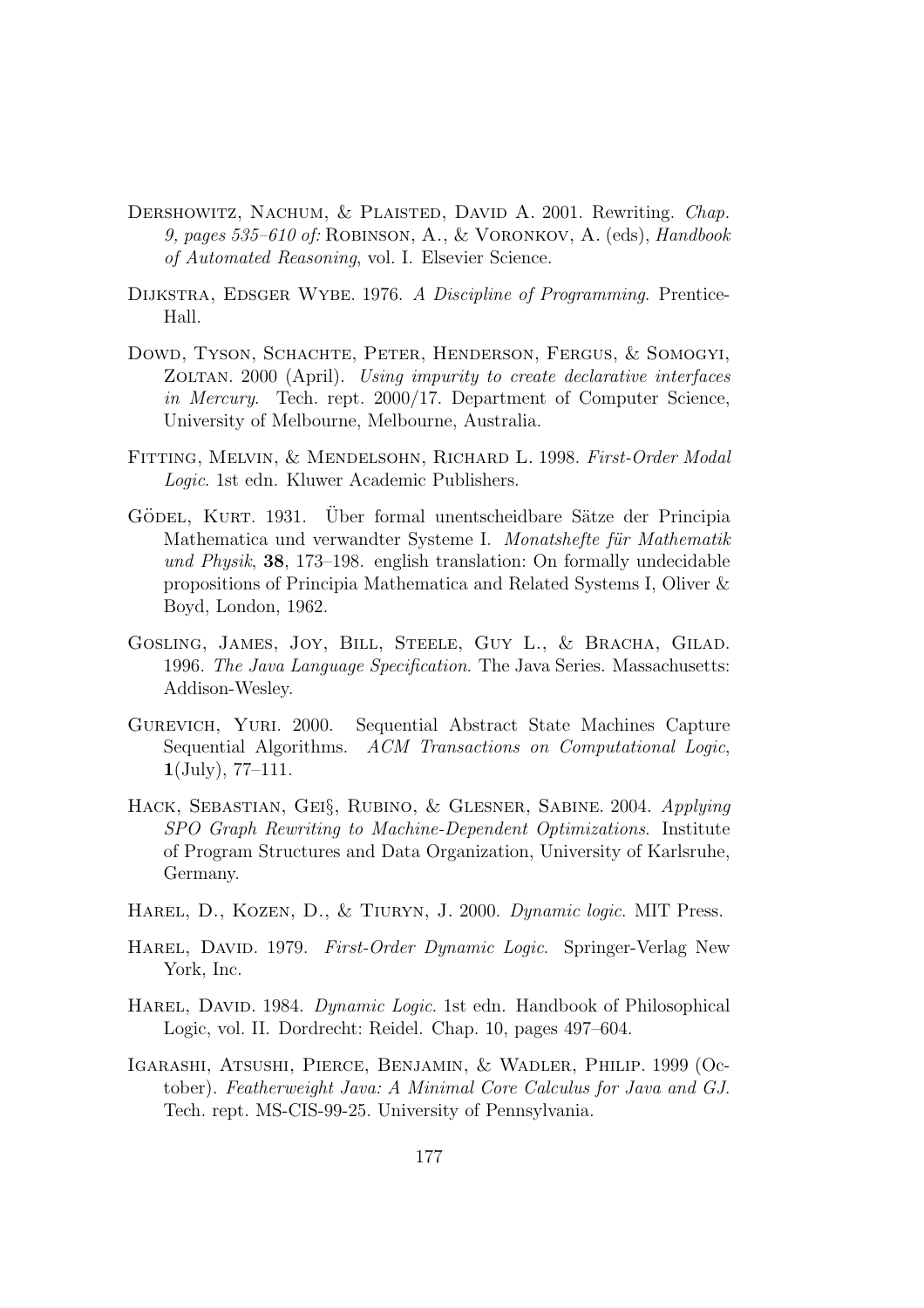Dershowitz, Nachum, & Plaisted, David A. 2001. Rewriting. *Chap. 9, pages 535–610 of:* Robinson, A., & Voronkov, A. (eds), *Handbook of Automated Reasoning*, vol. I. Elsevier Science.

Dijkstra, Edsger Wybe. 1976. *A Discipline of Programming*. Prentice-Hall.

Dowd, Tyson, Schachte, Peter, Henderson, Fergus, & Somogyi, Zoltan. 2000 (April). *Using impurity to create declarative interfaces in Mercury*. Tech. rept. 2000/17. Department of Computer Science, University of Melbourne, Melbourne, Australia.

Fitting, Melvin, & Mendelsohn, Richard L. 1998. *First-Order Modal Logic*. 1st edn. Kluwer Academic Publishers.

Gödel, Kurt. 1931. Über formal unentscheidbare Sätze der Principia Mathematica und verwandter Systeme I. *Monatshefte für Mathematik und Physik*, **38**, 173–198. english translation: On formally undecidable propositions of Principia Mathematica and Related Systems I, Oliver & Boyd, London, 1962.

Gosling, James, Joy, Bill, Steele, Guy L., & Bracha, Gilad. 1996. *The Java Language Specification*. The Java Series. Massachusetts: Addison-Wesley.

Gurevich, Yuri. 2000. Sequential Abstract State Machines Capture Sequential Algorithms. *ACM Transactions on Computational Logic*, **1**(July), 77–111.

Hack, Sebastian, Gei§, Rubino, & Glesner, Sabine. 2004. *Applying SPO Graph Rewriting to Machine-Dependent Optimizations*. Institute of Program Structures and Data Organization, University of Karlsruhe, Germany.

Harel, D., Kozen, D., & Tiuryn, J. 2000. *Dynamic logic*. MIT Press.

Harel, David. 1979. *First-Order Dynamic Logic*. Springer-Verlag New York, Inc.

Harel, David. 1984. *Dynamic Logic*. 1st edn. Handbook of Philosophical Logic, vol. II. Dordrecht: Reidel. Chap. 10, pages 497–604.

Igarashi, Atsushi, Pierce, Benjamin, & Wadler, Philip. 1999 (October). *Featherweight Java: A Minimal Core Calculus for Java and GJ*. Tech. rept. MS-CIS-99-25. University of Pennsylvania.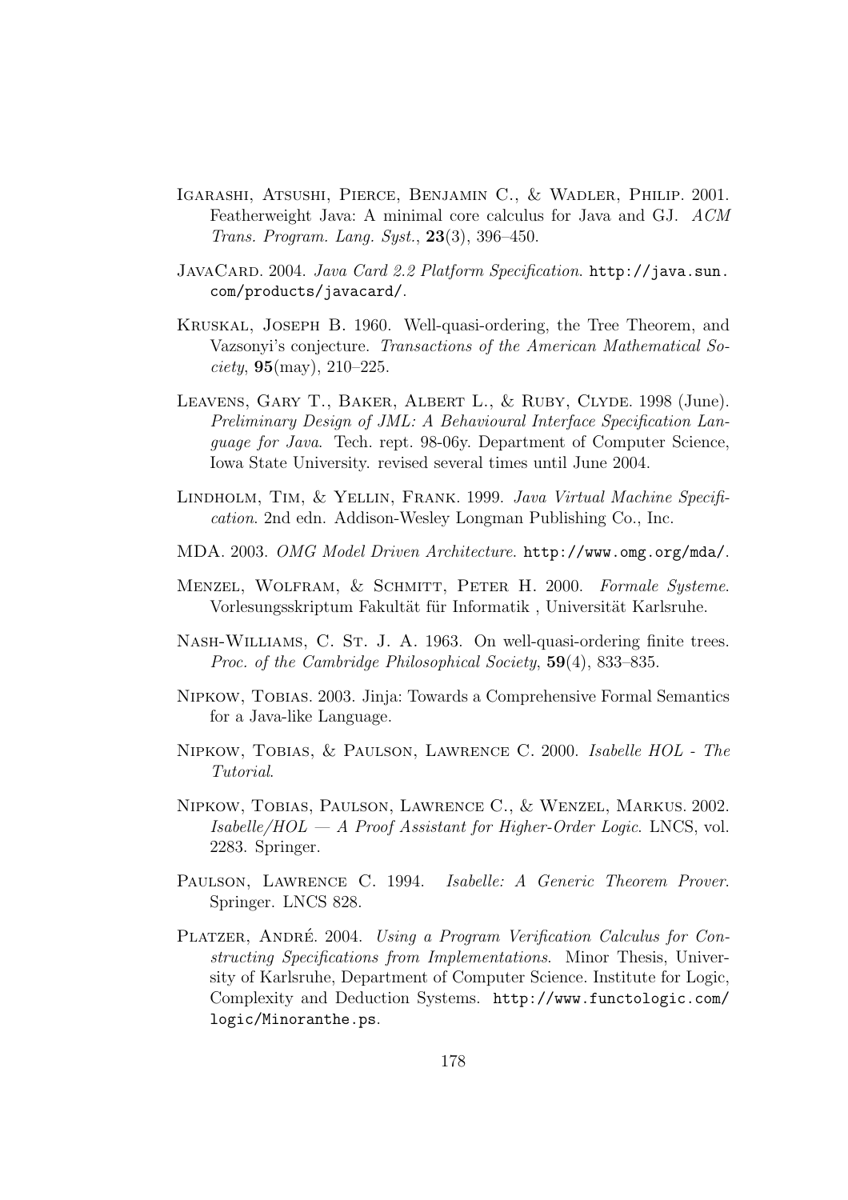Igarashi, Atsushi, Pierce, Benjamin C., & Wadler, Philip. 2001. Featherweight Java: A minimal core calculus for Java and GJ. *ACM Trans. Program. Lang. Syst.*, **23**(3), 396–450.

JavaCard. 2004. *Java Card 2.2 Platform Specification*. http://java.sun.com/products/javacard/.

Kruskal, Joseph B. 1960. Well-quasi-ordering, the Tree Theorem, and Vazsonyi's conjecture. *Transactions of the American Mathematical Society*, **95**(may), 210–225.

Leavens, Gary T., Baker, Albert L., & Ruby, Clyde. 1998 (June). *Preliminary Design of JML: A Behavioural Interface Specification Language for Java*. Tech. rept. 98-06y. Department of Computer Science, Iowa State University. revised several times until June 2004.

Lindholm, Tim, & Yellin, Frank. 1999. *Java Virtual Machine Specification*. 2nd edn. Addison-Wesley Longman Publishing Co., Inc.

MDA. 2003. *OMG Model Driven Architecture*. http://www.omg.org/mda/.

Menzel, Wolfram, & Schmitt, Peter H. 2000. *Formale Systeme*. Vorlesungsskriptum Fakultät für Informatik , Universität Karlsruhe.

Nash-Williams, C. St. J. A. 1963. On well-quasi-ordering finite trees. *Proc. of the Cambridge Philosophical Society*, **59**(4), 833–835.

Nipkow, Tobias. 2003. Jinja: Towards a Comprehensive Formal Semantics for a Java-like Language.

Nipkow, Tobias, & Paulson, Lawrence C. 2000. *Isabelle HOL - The Tutorial*.

Nipkow, Tobias, Paulson, Lawrence C., & Wenzel, Markus. 2002. *Isabelle/HOL — A Proof Assistant for Higher-Order Logic*. LNCS, vol. 2283. Springer.

Paulson, Lawrence C. 1994. *Isabelle: A Generic Theorem Prover*. Springer. LNCS 828.

Platzer, André. 2004. *Using a Program Verification Calculus for Constructing Specifications from Implementations*. Minor Thesis, University of Karlsruhe, Department of Computer Science. Institute for Logic, Complexity and Deduction Systems. http://www.functologic.com/logic/Minoranthe.ps.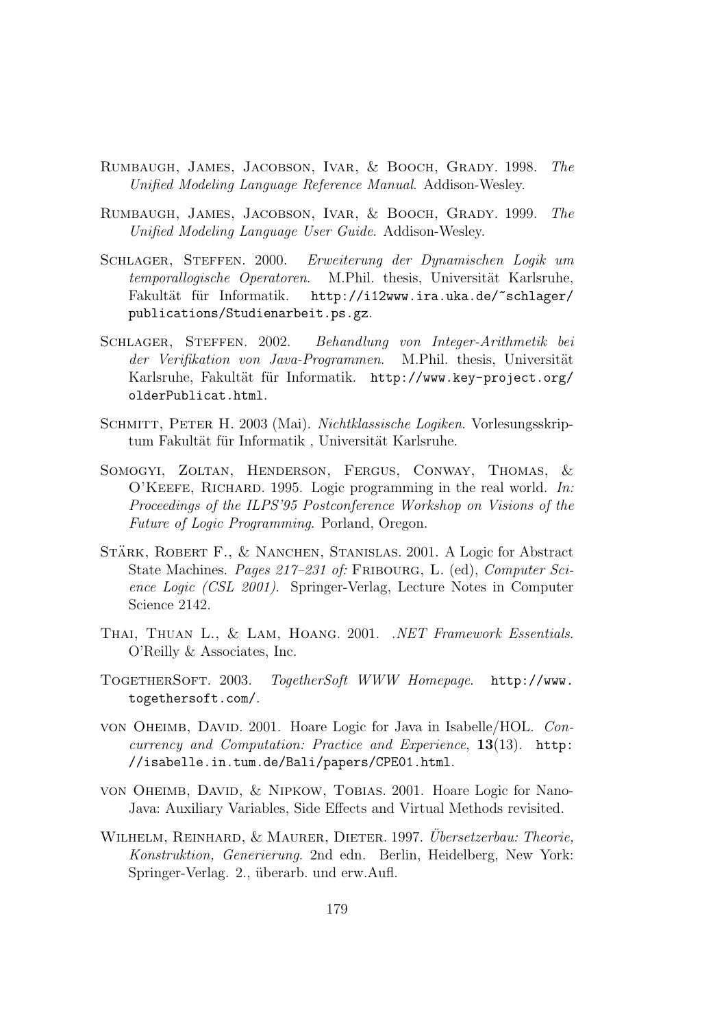Rumbaugh, James, Jacobson, Ivar, & Booch, Grady. 1998. *The Unified Modeling Language Reference Manual*. Addison-Wesley.

Rumbaugh, James, Jacobson, Ivar, & Booch, Grady. 1999. *The Unified Modeling Language User Guide*. Addison-Wesley.

Schlager, Steffen. 2000. *Erweiterung der Dynamischen Logik um temporallogische Operatoren*. M.Phil. thesis, Universität Karlsruhe, Fakultät für Informatik. `http://i12www.ira.uka.de/~schlager/publications/Studienarbeit.ps.gz`.

Schlager, Steffen. 2002. *Behandlung von Integer-Arithmetik bei der Verifikation von Java-Programmen*. M.Phil. thesis, Universität Karlsruhe, Fakultät für Informatik. `http://www.key-project.org/olderPublicat.html`.

Schmitt, Peter H. 2003 (Mai). *Nichtklassische Logiken*. Vorlesungsskriptum Fakultät für Informatik , Universität Karlsruhe.

Somogyi, Zoltan, Henderson, Fergus, Conway, Thomas, & O'Keefe, Richard. 1995. Logic programming in the real world. *In: Proceedings of the ILPS'95 Postconference Workshop on Visions of the Future of Logic Programming*. Porland, Oregon.

Stärk, Robert F., & Nanchen, Stanislas. 2001. A Logic for Abstract State Machines. *Pages 217–231 of:* Fribourg, L. (ed), *Computer Science Logic (CSL 2001)*. Springer-Verlag, Lecture Notes in Computer Science 2142.

Thai, Thuan L., & Lam, Hoang. 2001. *.NET Framework Essentials*. O'Reilly & Associates, Inc.

TogetherSoft. 2003. *TogetherSoft WWW Homepage*. `http://www.togethersoft.com/`.

von Oheimb, David. 2001. Hoare Logic for Java in Isabelle/HOL. *Concurrency and Computation: Practice and Experience*, **13**(13). `http://isabelle.in.tum.de/Bali/papers/CPE01.html`.

von Oheimb, David, & Nipkow, Tobias. 2001. Hoare Logic for Nano-Java: Auxiliary Variables, Side Effects and Virtual Methods revisited.

Wilhelm, Reinhard, & Maurer, Dieter. 1997. *Übersetzerbau: Theorie, Konstruktion, Generierung*. 2nd edn. Berlin, Heidelberg, New York: Springer-Verlag. 2., überarb. und erw.Aufl.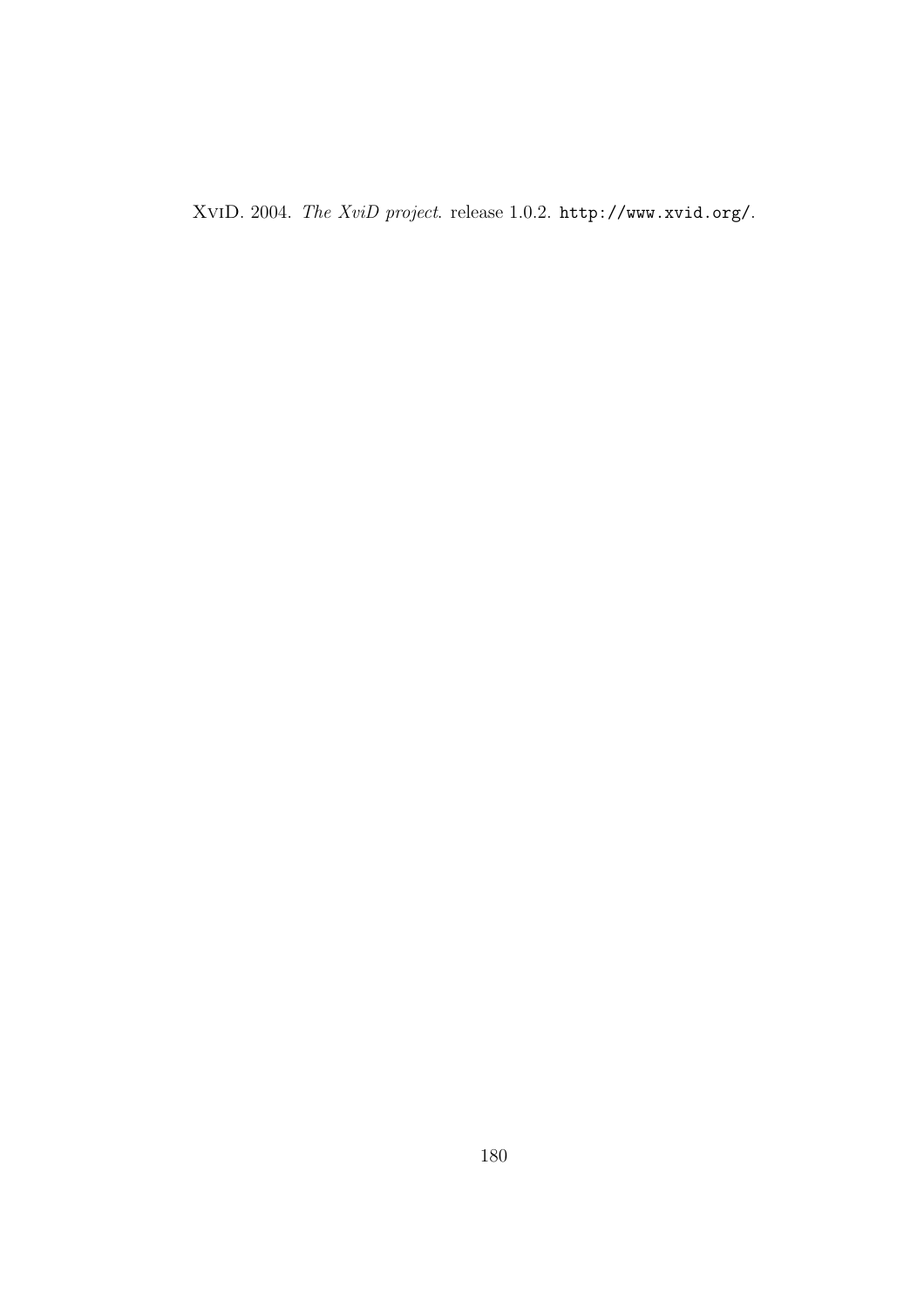XviD. 2004. *The XviD project*. release 1.0.2. `http://www.xvid.org/`.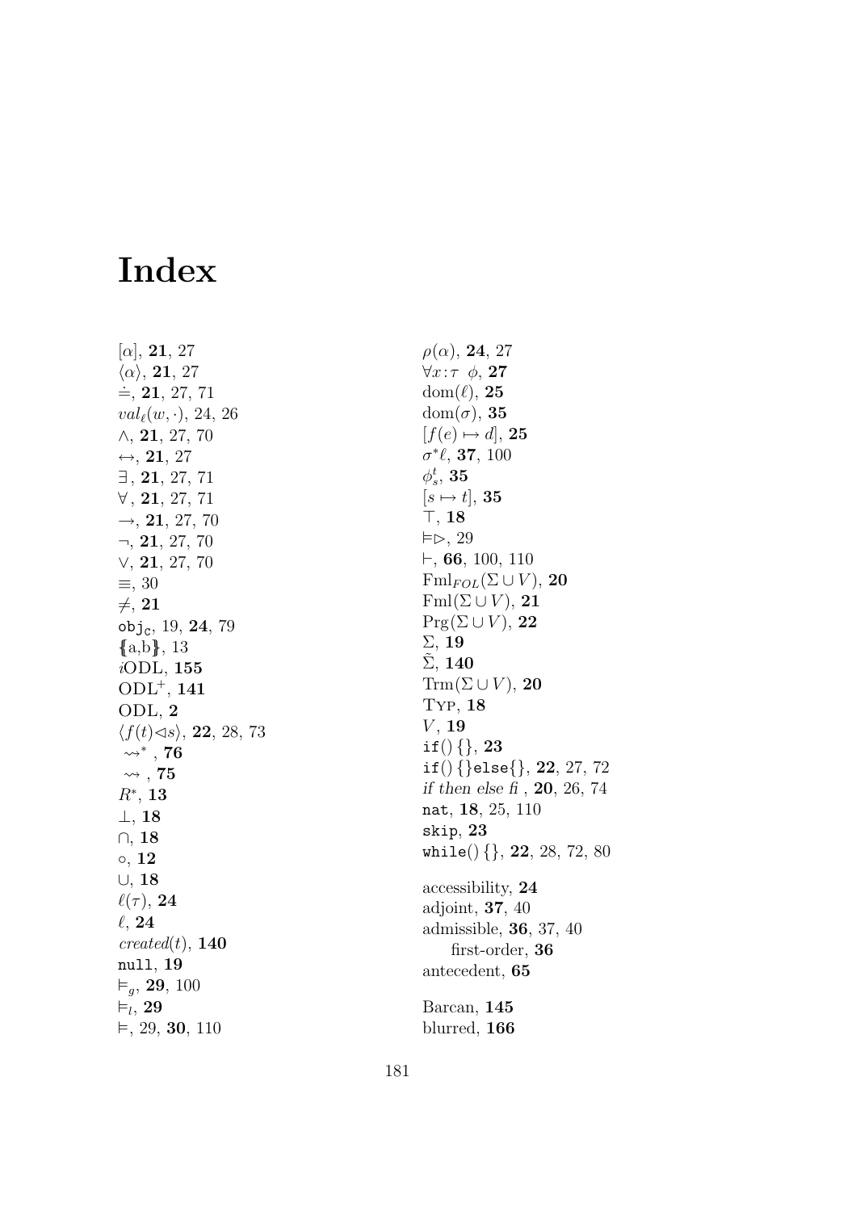# Index

$[\alpha]$, **21**, 27
$\langle\alpha\rangle$, **21**, 27
$\doteq$, **21**, 27, 71
$val_\ell(w, \cdot)$, 24, 26
$\wedge$, **21**, 27, 70
$\leftrightarrow$, **21**, 27
$\exists$, **21**, 27, 71
$\forall$, **21**, 27, 71
$\rightarrow$, **21**, 27, 70
$\neg$, **21**, 27, 70
$\vee$, **21**, 27, 70
$\equiv$, 30
$\neq$, **21**
$\mathtt{obj_C}$, 19, **24**, 79
$\{\!\!\{a,b\}\!\!\}$, 13
*i*ODL, **155**
ODL$^+$, **141**
ODL, **2**
$\langle f(t)\lhd s\rangle$, **22**, 28, 73
$\rightsquigarrow^*$, **76**
$\rightsquigarrow$, **75**
$R^*$, **13**
$\bot$, **18**
$\cap$, **18**
$\circ$, **12**
$\cup$, **18**
$\ell(\tau)$, **24**
$\ell$, **24**
*created*$(t)$, **140**
`null`, **19**
$\models_g$, **29**, 100
$\models_l$, **29**
$\models$, 29, **30**, 110

$\rho(\alpha)$, **24**, 27
$\forall x\!:\!\tau\ \ \phi$, **27**
$\mathrm{dom}(\ell)$, **25**
$\mathrm{dom}(\sigma)$, **35**
$[f(e)\mapsto d]$, **25**
$\sigma^*\ell$, **37**, 100
$\phi^t_s$, **35**
$[s\mapsto t]$, **35**
$\top$, **18**
$\models\triangleright$, 29
$\vdash$, **66**, 100, 110
$\mathrm{Fml}_{FOL}(\Sigma\cup V)$, **20**
$\mathrm{Fml}(\Sigma\cup V)$, **21**
$\mathrm{Prg}(\Sigma\cup V)$, **22**
$\Sigma$, **19**
$\tilde{\Sigma}$, **140**
$\mathrm{Trm}(\Sigma\cup V)$, **20**
TYP, **18**
$V$, **19**
`if(){}`, **23**
`if(){}else{}`, **22**, 27, 72
*if then else fi* , **20**, 26, 74
`nat`, **18**, 25, 110
`skip`, **23**
`while(){}`, **22**, 28, 72, 80

accessibility, **24**
adjoint, **37**, 40
admissible, **36**, 37, 40
  first-order, **36**
antecedent, **65**

Barcan, **145**
blurred, **166**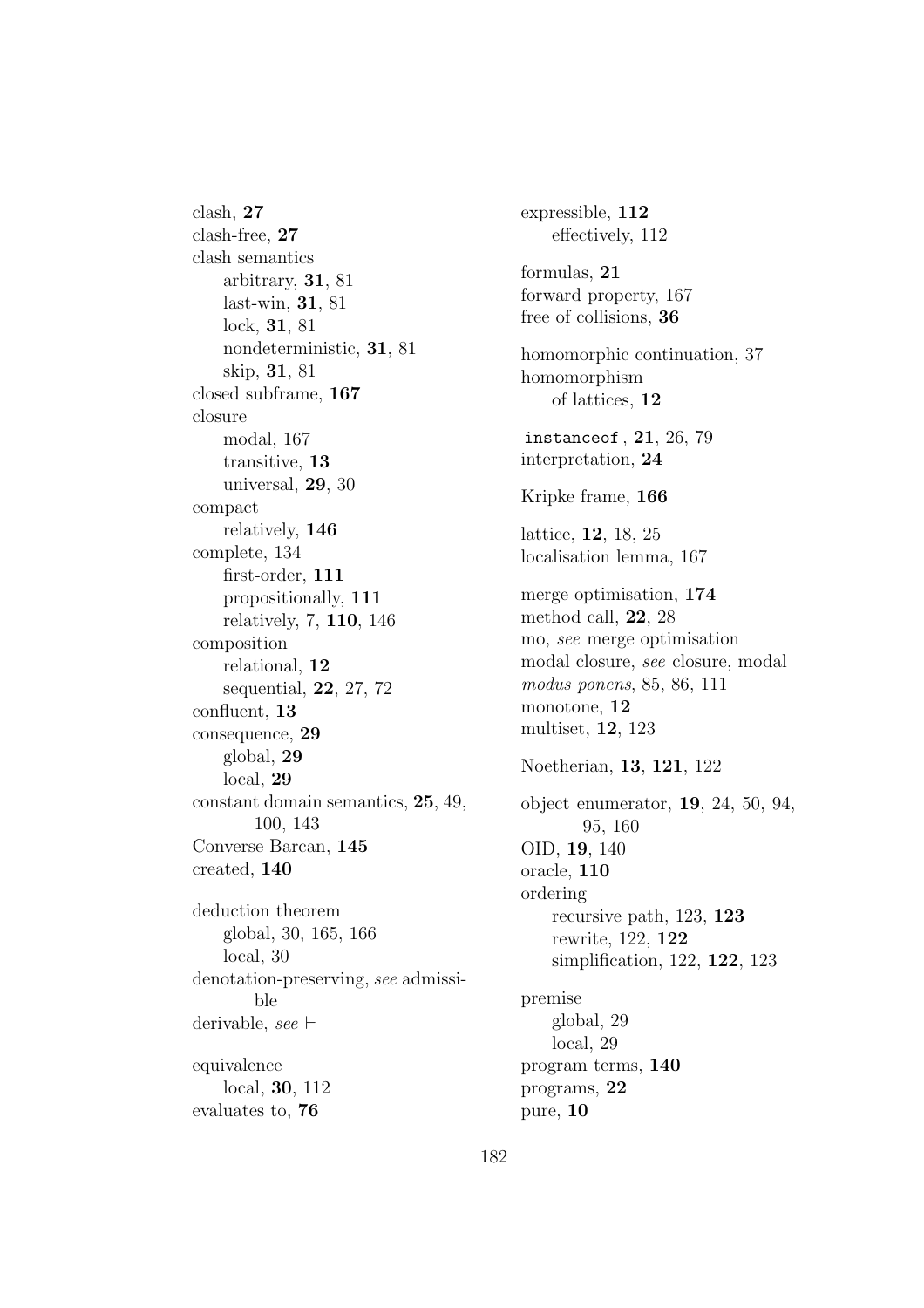clash, **27**
clash-free, **27**
clash semantics
  arbitrary, **31**, 81
  last-win, **31**, 81
  lock, **31**, 81
  nondeterministic, **31**, 81
  skip, **31**, 81
closed subframe, **167**
closure
  modal, 167
  transitive, **13**
  universal, **29**, 30
compact
  relatively, **146**
complete, 134
  first-order, **111**
  propositionally, **111**
  relatively, 7, **110**, 146
composition
  relational, **12**
  sequential, **22**, 27, 72
confluent, **13**
consequence, **29**
  global, **29**
  local, **29**
constant domain semantics, **25**, 49, 100, 143
Converse Barcan, **145**
created, **140**

deduction theorem
  global, 30, 165, 166
  local, 30
denotation-preserving, *see* admissible
derivable, *see* $\vdash$

equivalence
  local, **30**, 112
evaluates to, **76**

expressible, **112**
  effectively, 112

formulas, **21**
forward property, 167
free of collisions, **36**

homomorphic continuation, 37
homomorphism
  of lattices, **12**

`instanceof`, **21**, 26, 79
interpretation, **24**

Kripke frame, **166**

lattice, **12**, 18, 25
localisation lemma, 167

merge optimisation, **174**
method call, **22**, 28
mo, *see* merge optimisation
modal closure, *see* closure, modal
*modus ponens*, 85, 86, 111
monotone, **12**
multiset, **12**, 123

Noetherian, **13**, **121**, 122

object enumerator, **19**, 24, 50, 94, 95, 160
OID, **19**, 140
oracle, **110**
ordering
  recursive path, 123, **123**
  rewrite, 122, **122**
  simplification, 122, **122**, 123

premise
  global, 29
  local, 29
program terms, **140**
programs, **22**
pure, **10**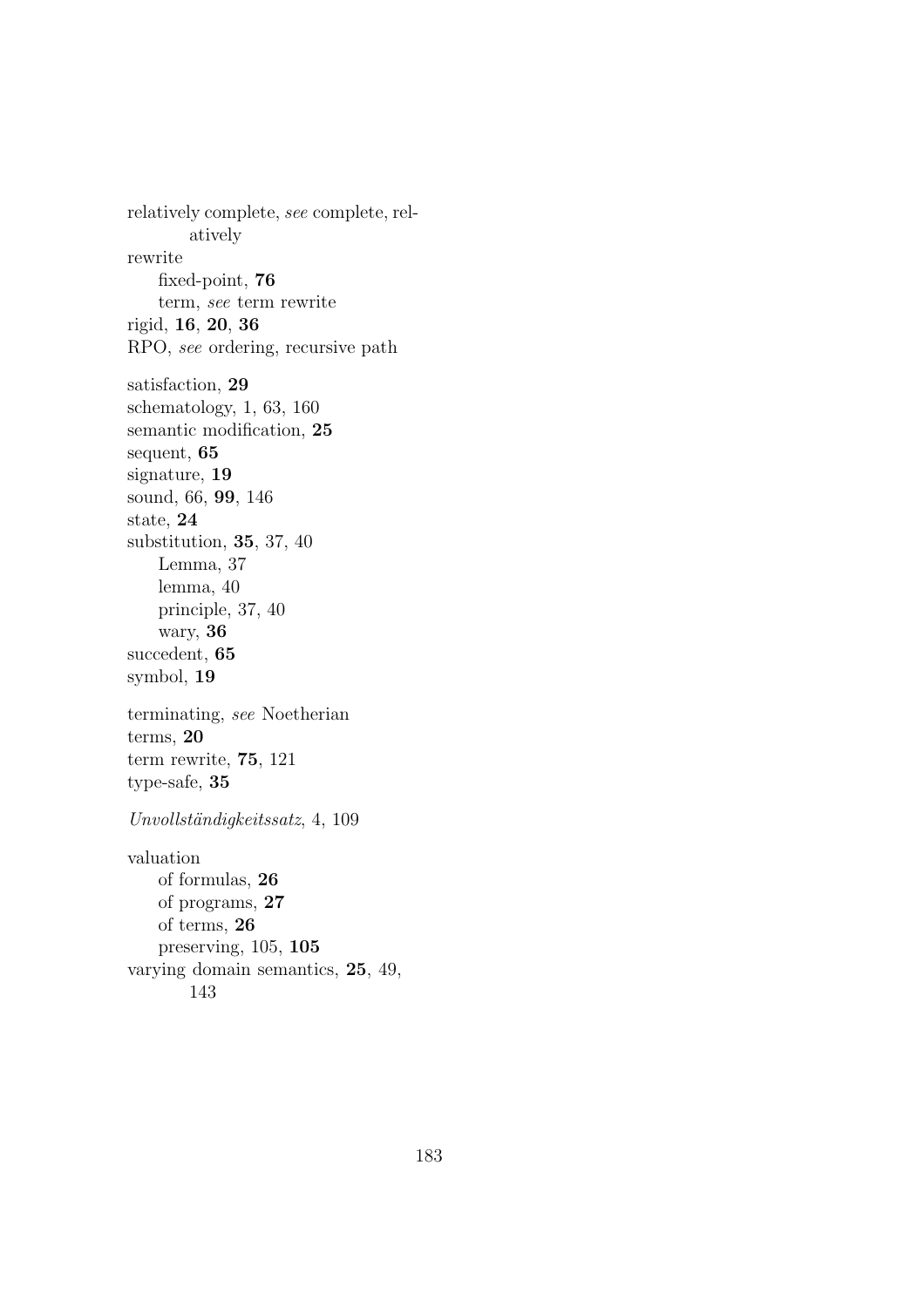relatively complete, *see* complete, relatively

rewrite

  fixed-point, **76**

  term, *see* term rewrite

rigid, **16**, **20**, **36**

RPO, *see* ordering, recursive path

satisfaction, **29**

schematology, 1, 63, 160

semantic modification, **25**

sequent, **65**

signature, **19**

sound, 66, **99**, 146

state, **24**

substitution, **35**, 37, 40

  Lemma, 37

  lemma, 40

  principle, 37, 40

  wary, **36**

succedent, **65**

symbol, **19**

terminating, *see* Noetherian

terms, **20**

term rewrite, **75**, 121

type-safe, **35**

*Unvollständigkeitssatz*, 4, 109

valuation

  of formulas, **26**

  of programs, **27**

  of terms, **26**

  preserving, 105, **105**

varying domain semantics, **25**, 49, 143